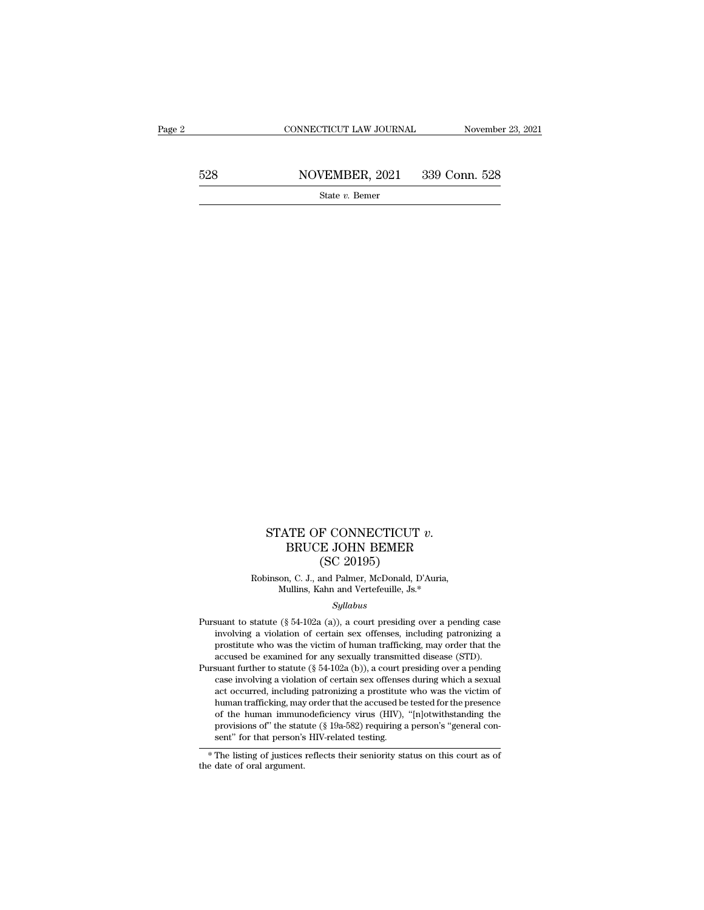# STATE OF CONNECTICUT *v.* BRUCE JOHN BEMER (SC 20195)

Robinson, C. J., and Palmer, McDonald, D'Auria, Mullins, Kahn and Vertefeuille, Js.*

*Syllabus*

Pursuant to statute (§ 54-102a (a)), a court presiding over a pending case involving a violation of certain sex offenses, including patronizing a prostitute who was the victim of human trafficking, may order that the accused be examined for any sexually transmitted disease (STD).

Pursuant further to statute (§ 54-102a (b)), a court presiding over a pending case involving a violation of certain sex offenses during which a sexual act occurred, including patronizing a prostitute who was the victim of human trafficking, may order that the accused be tested for the presence of the human immunodeficiency virus (HIV), "[n]otwithstanding the provisions of" the statute (§ 19a-582) requiring a person's "general consent" for that person's HIV-related testing.

* The listing of justices reflects their seniority status on this court as of the date of oral argument.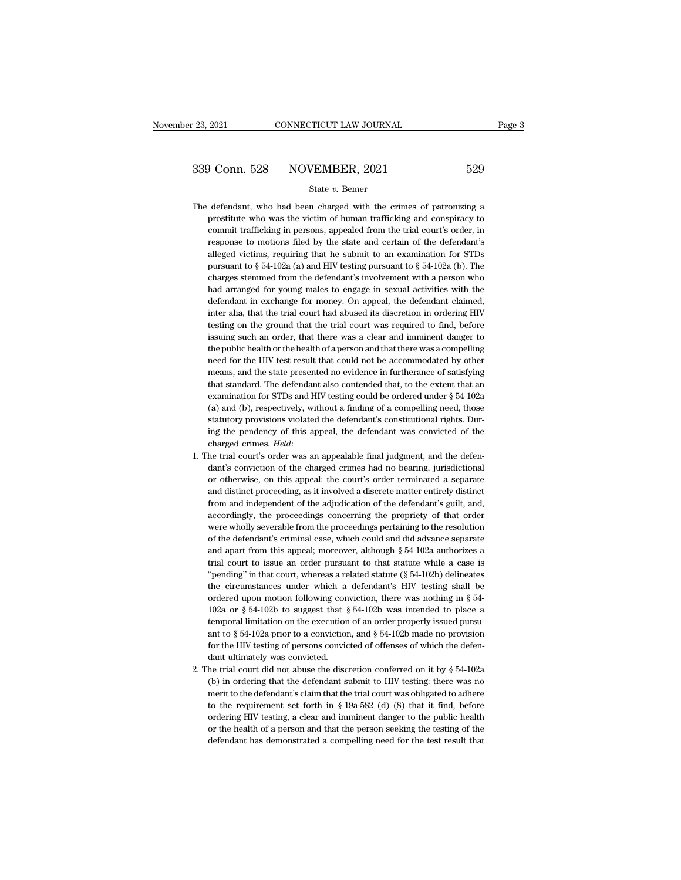The defendant, who had been charged with the crimes of patronizing a prostitute who was the victim of human trafficking and conspiracy to commit trafficking in persons, appealed from the trial court's order, in response to motions filed by the state and certain of the defendant's alleged victims, requiring that he submit to an examination for STDs pursuant to § 54-102a (a) and HIV testing pursuant to § 54-102a (b). The charges stemmed from the defendant's involvement with a person who had arranged for young males to engage in sexual activities with the defendant in exchange for money. On appeal, the defendant claimed, inter alia, that the trial court had abused its discretion in ordering HIV testing on the ground that the trial court was required to find, before issuing such an order, that there was a clear and imminent danger to the public health or the health of a person and that there was a compelling need for the HIV test result that could not be accommodated by other means, and the state presented no evidence in furtherance of satisfying that standard. The defendant also contended that, to the extent that an examination for STDs and HIV testing could be ordered under § 54-102a (a) and (b), respectively, without a finding of a compelling need, those statutory provisions violated the defendant's constitutional rights. During the pendency of this appeal, the defendant was convicted of the charged crimes. *Held*:

1. The trial court's order was an appealable final judgment, and the defendant's conviction of the charged crimes had no bearing, jurisdictional or otherwise, on this appeal: the court's order terminated a separate and distinct proceeding, as it involved a discrete matter entirely distinct from and independent of the adjudication of the defendant's guilt, and, accordingly, the proceedings concerning the propriety of that order were wholly severable from the proceedings pertaining to the resolution of the defendant's criminal case, which could and did advance separate and apart from this appeal; moreover, although § 54-102a authorizes a trial court to issue an order pursuant to that statute while a case is "pending" in that court, whereas a related statute (§ 54-102b) delineates the circumstances under which a defendant's HIV testing shall be ordered upon motion following conviction, there was nothing in § 54-102a or § 54-102b to suggest that § 54-102b was intended to place a temporal limitation on the execution of an order properly issued pursuant to § 54-102a prior to a conviction, and § 54-102b made no provision for the HIV testing of persons convicted of offenses of which the defendant ultimately was convicted.
2. The trial court did not abuse the discretion conferred on it by § 54-102a (b) in ordering that the defendant submit to HIV testing: there was no merit to the defendant's claim that the trial court was obligated to adhere to the requirement set forth in § 19a-582 (d) (8) that it find, before ordering HIV testing, a clear and imminent danger to the public health or the health of a person and that the person seeking the testing of the defendant has demonstrated a compelling need for the test result that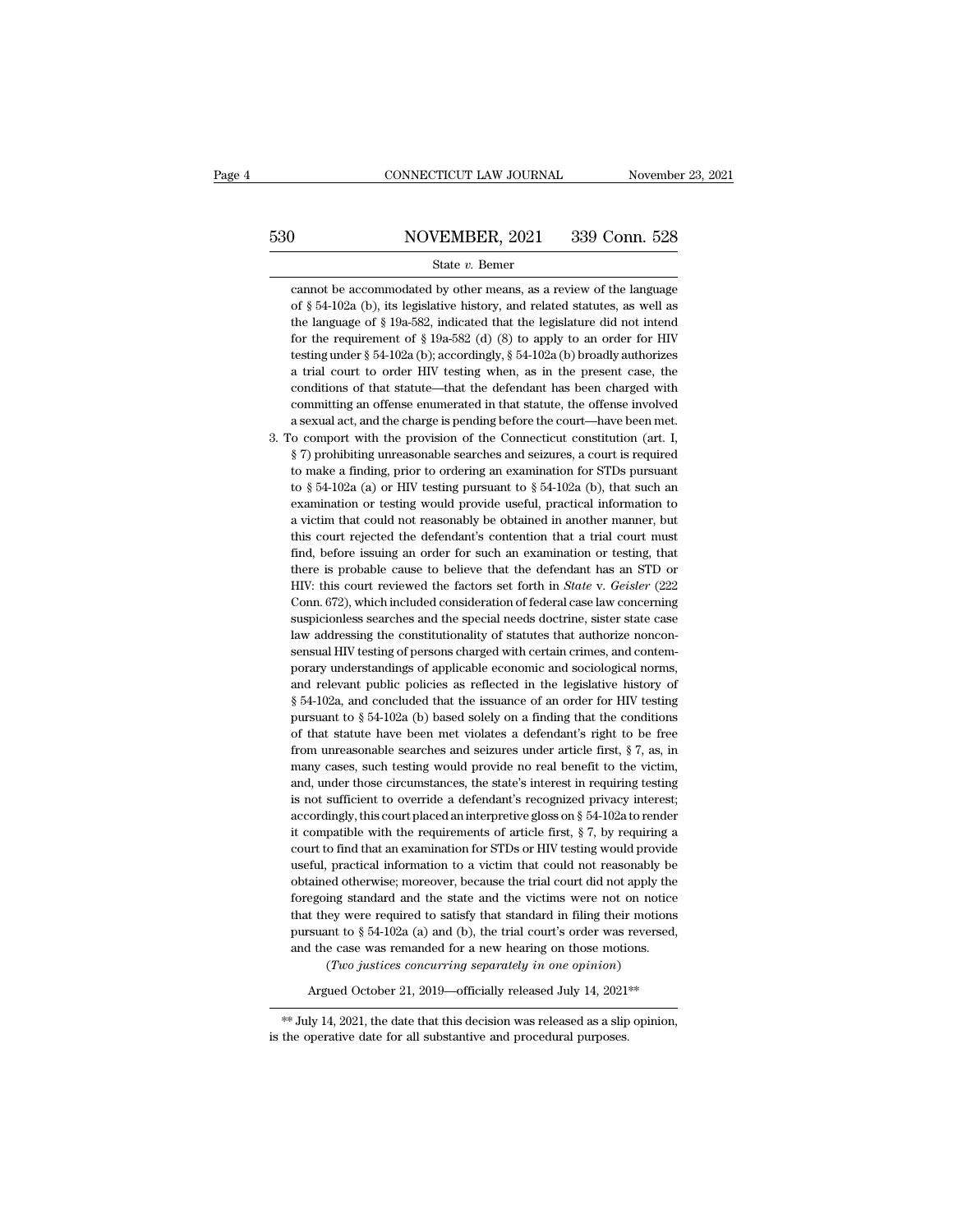cannot be accommodated by other means, as a review of the language of § 54-102a (b), its legislative history, and related statutes, as well as the language of § 19a-582, indicated that the legislature did not intend for the requirement of § 19a-582 (d) (8) to apply to an order for HIV testing under § 54-102a (b); accordingly, § 54-102a (b) broadly authorizes a trial court to order HIV testing when, as in the present case, the conditions of that statute—that the defendant has been charged with committing an offense enumerated in that statute, the offense involved a sexual act, and the charge is pending before the court—have been met.

3. To comport with the provision of the Connecticut constitution (art. I, § 7) prohibiting unreasonable searches and seizures, a court is required to make a finding, prior to ordering an examination for STDs pursuant to § 54-102a (a) or HIV testing pursuant to § 54-102a (b), that such an examination or testing would provide useful, practical information to a victim that could not reasonably be obtained in another manner, but this court rejected the defendant's contention that a trial court must find, before issuing an order for such an examination or testing, that there is probable cause to believe that the defendant has an STD or HIV: this court reviewed the factors set forth in *State* v. *Geisler* (222 Conn. 672), which included consideration of federal case law concerning suspicionless searches and the special needs doctrine, sister state case law addressing the constitutionality of statutes that authorize nonconsensual HIV testing of persons charged with certain crimes, and contemporary understandings of applicable economic and sociological norms, and relevant public policies as reflected in the legislative history of § 54-102a, and concluded that the issuance of an order for HIV testing pursuant to § 54-102a (b) based solely on a finding that the conditions of that statute have been met violates a defendant's right to be free from unreasonable searches and seizures under article first, § 7, as, in many cases, such testing would provide no real benefit to the victim, and, under those circumstances, the state's interest in requiring testing is not sufficient to override a defendant's recognized privacy interest; accordingly, this court placed an interpretive gloss on § 54-102a to render it compatible with the requirements of article first, § 7, by requiring a court to find that an examination for STDs or HIV testing would provide useful, practical information to a victim that could not reasonably be obtained otherwise; moreover, because the trial court did not apply the foregoing standard and the state and the victims were not on notice that they were required to satisfy that standard in filing their motions pursuant to § 54-102a (a) and (b), the trial court's order was reversed, and the case was remanded for a new hearing on those motions.

(*Two justices concurring separately in one opinion*)

Argued October 21, 2019—officially released July 14, 2021**

** July 14, 2021, the date that this decision was released as a slip opinion, is the operative date for all substantive and procedural purposes.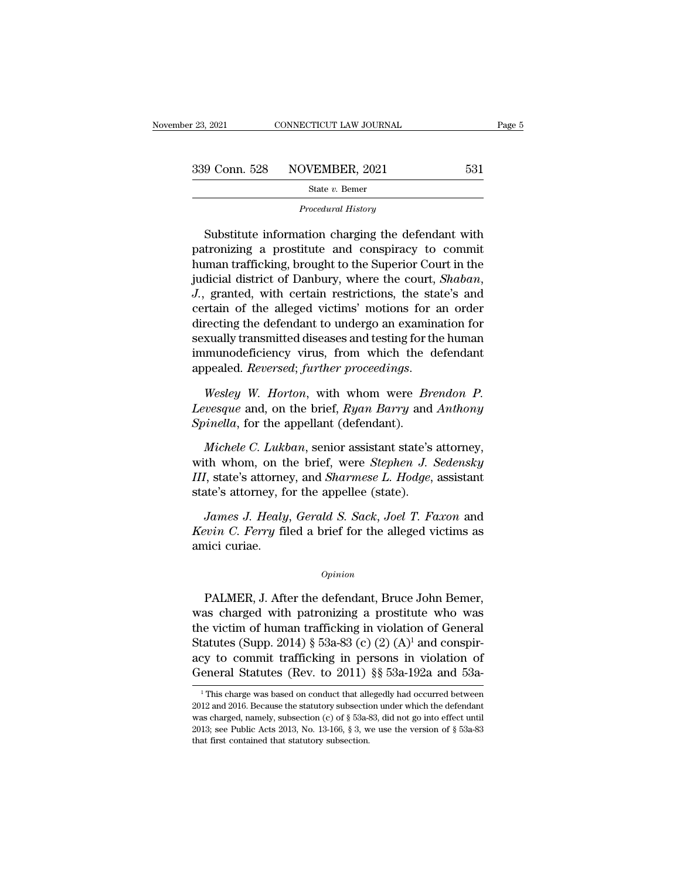*Procedural History*

Substitute information charging the defendant with patronizing a prostitute and conspiracy to commit human trafficking, brought to the Superior Court in the judicial district of Danbury, where the court, *Shaban, J.*, granted, with certain restrictions, the state's and certain of the alleged victims' motions for an order directing the defendant to undergo an examination for sexually transmitted diseases and testing for the human immunodeficiency virus, from which the defendant appealed. *Reversed*; *further proceedings*.

*Wesley W. Horton*, with whom were *Brendon P. Levesque* and, on the brief, *Ryan Barry* and *Anthony Spinella*, for the appellant (defendant).

*Michele C. Lukban*, senior assistant state's attorney, with whom, on the brief, were *Stephen J. Sedensky III*, state's attorney, and *Sharmese L. Hodge*, assistant state's attorney, for the appellee (state).

*James J. Healy*, *Gerald S. Sack*, *Joel T. Faxon* and *Kevin C. Ferry* filed a brief for the alleged victims as amici curiae.

*Opinion*

PALMER, J. After the defendant, Bruce John Bemer, was charged with patronizing a prostitute who was the victim of human trafficking in violation of General Statutes (Supp. 2014) § 53a-83 (c) (2) (A)[1] and conspiracy to commit trafficking in persons in violation of General Statutes (Rev. to 2011) §§ 53a-192a and 53a-

[1] This charge was based on conduct that allegedly had occurred between 2012 and 2016. Because the statutory subsection under which the defendant was charged, namely, subsection (c) of § 53a-83, did not go into effect until 2013; see Public Acts 2013, No. 13-166, § 3, we use the version of § 53a-83 that first contained that statutory subsection.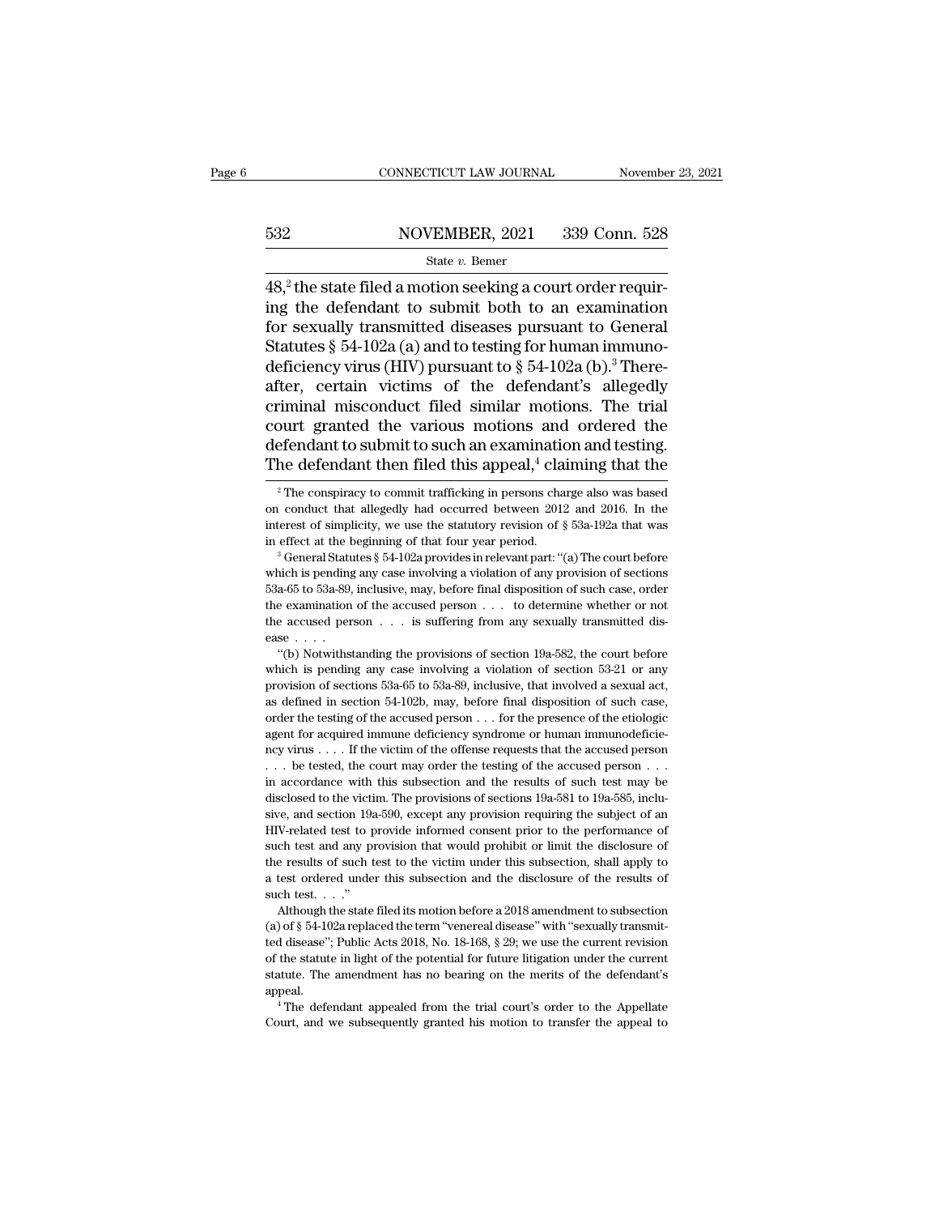48,[2] the state filed a motion seeking a court order requiring the defendant to submit both to an examination for sexually transmitted diseases pursuant to General Statutes § 54-102a (a) and to testing for human immunodeficiency virus (HIV) pursuant to § 54-102a (b).[3] Thereafter, certain victims of the defendant's allegedly criminal misconduct filed similar motions. The trial court granted the various motions and ordered the defendant to submit to such an examination and testing. The defendant then filed this appeal,[4] claiming that the

---

[2] The conspiracy to commit trafficking in persons charge also was based on conduct that allegedly had occurred between 2012 and 2016. In the interest of simplicity, we use the statutory revision of § 53a-192a that was in effect at the beginning of that four year period.

[3] General Statutes § 54-102a provides in relevant part: "(a) The court before which is pending any case involving a violation of any provision of sections 53a-65 to 53a-89, inclusive, may, before final disposition of such case, order the examination of the accused person . . . to determine whether or not the accused person . . . is suffering from any sexually transmitted disease . . . .

"(b) Notwithstanding the provisions of section 19a-582, the court before which is pending any case involving a violation of section 53-21 or any provision of sections 53a-65 to 53a-89, inclusive, that involved a sexual act, as defined in section 54-102b, may, before final disposition of such case, order the testing of the accused person . . . for the presence of the etiologic agent for acquired immune deficiency syndrome or human immunodeficiency virus . . . . If the victim of the offense requests that the accused person . . . be tested, the court may order the testing of the accused person . . . in accordance with this subsection and the results of such test may be disclosed to the victim. The provisions of sections 19a-581 to 19a-585, inclusive, and section 19a-590, except any provision requiring the subject of an HIV-related test to provide informed consent prior to the performance of such test and any provision that would prohibit or limit the disclosure of the results of such test to the victim under this subsection, shall apply to a test ordered under this subsection and the disclosure of the results of such test. . . ."

Although the state filed its motion before a 2018 amendment to subsection (a) of § 54-102a replaced the term "venereal disease" with "sexually transmitted disease"; Public Acts 2018, No. 18-168, § 29; we use the current revision of the statute in light of the potential for future litigation under the current statute. The amendment has no bearing on the merits of the defendant's appeal.

[4] The defendant appealed from the trial court's order to the Appellate Court, and we subsequently granted his motion to transfer the appeal to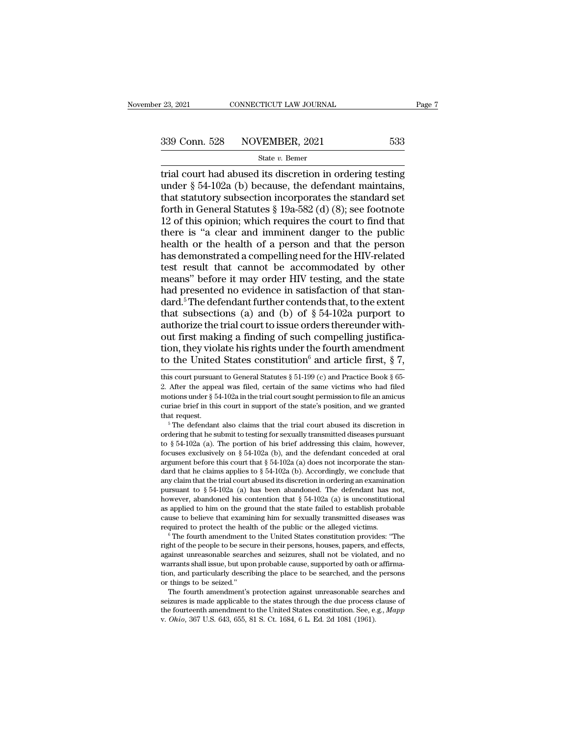trial court had abused its discretion in ordering testing under § 54-102a (b) because, the defendant maintains, that statutory subsection incorporates the standard set forth in General Statutes § 19a-582 (d) (8); see footnote 12 of this opinion; which requires the court to find that there is "a clear and imminent danger to the public health or the health of a person and that the person has demonstrated a compelling need for the HIV-related test result that cannot be accommodated by other means" before it may order HIV testing, and the state had presented no evidence in satisfaction of that standard.[5] The defendant further contends that, to the extent that subsections (a) and (b) of § 54-102a purport to authorize the trial court to issue orders thereunder without first making a finding of such compelling justification, they violate his rights under the fourth amendment to the United States constitution[6] and article first, § 7,

this court pursuant to General Statutes § 51-199 (c) and Practice Book § 65-2. After the appeal was filed, certain of the same victims who had filed motions under § 54-102a in the trial court sought permission to file an amicus curiae brief in this court in support of the state's position, and we granted that request.

[5] The defendant also claims that the trial court abused its discretion in ordering that he submit to testing for sexually transmitted diseases pursuant to § 54-102a (a). The portion of his brief addressing this claim, however, focuses exclusively on § 54-102a (b), and the defendant conceded at oral argument before this court that § 54-102a (a) does not incorporate the standard that he claims applies to § 54-102a (b). Accordingly, we conclude that any claim that the trial court abused its discretion in ordering an examination pursuant to § 54-102a (a) has been abandoned. The defendant has not, however, abandoned his contention that § 54-102a (a) is unconstitutional as applied to him on the ground that the state failed to establish probable cause to believe that examining him for sexually transmitted diseases was required to protect the health of the public or the alleged victims.

[6] The fourth amendment to the United States constitution provides: "The right of the people to be secure in their persons, houses, papers, and effects, against unreasonable searches and seizures, shall not be violated, and no warrants shall issue, but upon probable cause, supported by oath or affirmation, and particularly describing the place to be searched, and the persons or things to be seized."

The fourth amendment's protection against unreasonable searches and seizures is made applicable to the states through the due process clause of the fourteenth amendment to the United States constitution. See, e.g., *Mapp* v. *Ohio*, 367 U.S. 643, 655, 81 S. Ct. 1684, 6 L. Ed. 2d 1081 (1961).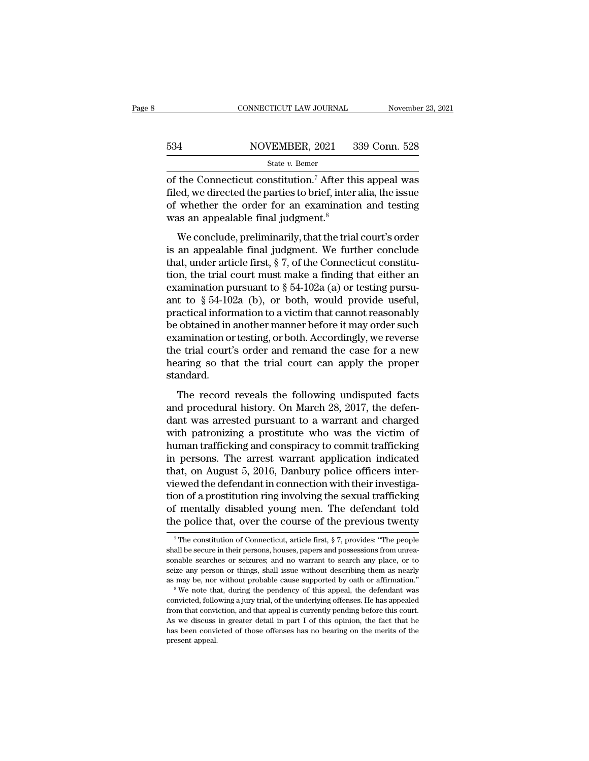of the Connecticut constitution.[7] After this appeal was filed, we directed the parties to brief, inter alia, the issue of whether the order for an examination and testing was an appealable final judgment.[8]

We conclude, preliminarily, that the trial court's order is an appealable final judgment. We further conclude that, under article first, § 7, of the Connecticut constitution, the trial court must make a finding that either an examination pursuant to § 54-102a (a) or testing pursuant to § 54-102a (b), or both, would provide useful, practical information to a victim that cannot reasonably be obtained in another manner before it may order such examination or testing, or both. Accordingly, we reverse the trial court's order and remand the case for a new hearing so that the trial court can apply the proper standard.

The record reveals the following undisputed facts and procedural history. On March 28, 2017, the defendant was arrested pursuant to a warrant and charged with patronizing a prostitute who was the victim of human trafficking and conspiracy to commit trafficking in persons. The arrest warrant application indicated that, on August 5, 2016, Danbury police officers interviewed the defendant in connection with their investigation of a prostitution ring involving the sexual trafficking of mentally disabled young men. The defendant told the police that, over the course of the previous twenty

---

[7] The constitution of Connecticut, article first, § 7, provides: "The people shall be secure in their persons, houses, papers and possessions from unreasonable searches or seizures; and no warrant to search any place, or to seize any person or things, shall issue without describing them as nearly as may be, nor without probable cause supported by oath or affirmation."

[8] We note that, during the pendency of this appeal, the defendant was convicted, following a jury trial, of the underlying offenses. He has appealed from that conviction, and that appeal is currently pending before this court. As we discuss in greater detail in part I of this opinion, the fact that he has been convicted of those offenses has no bearing on the merits of the present appeal.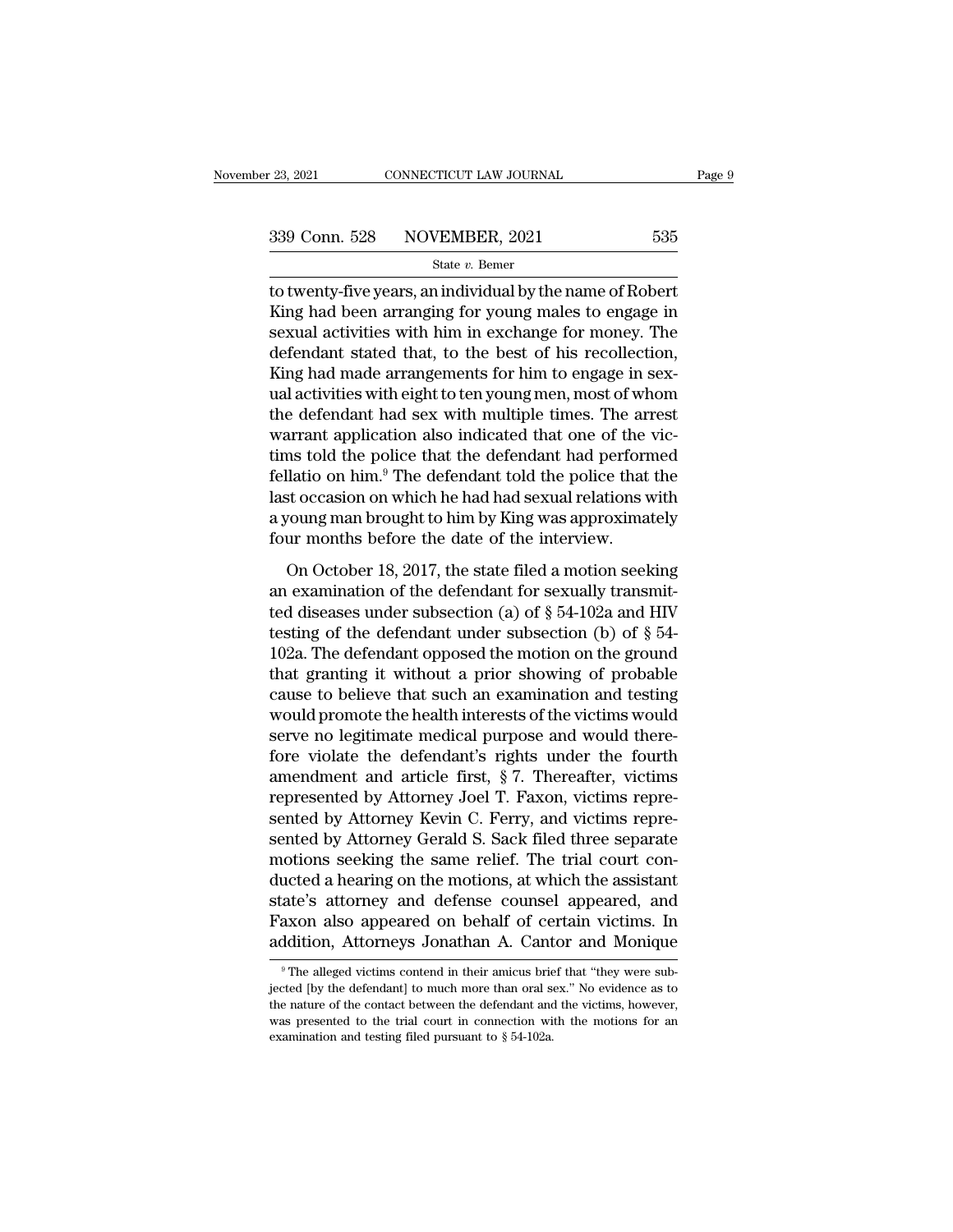to twenty-five years, an individual by the name of Robert King had been arranging for young males to engage in sexual activities with him in exchange for money. The defendant stated that, to the best of his recollection, King had made arrangements for him to engage in sexual activities with eight to ten young men, most of whom the defendant had sex with multiple times. The arrest warrant application also indicated that one of the victims told the police that the defendant had performed fellatio on him.[9] The defendant told the police that the last occasion on which he had had sexual relations with a young man brought to him by King was approximately four months before the date of the interview.

On October 18, 2017, the state filed a motion seeking an examination of the defendant for sexually transmitted diseases under subsection (a) of § 54-102a and HIV testing of the defendant under subsection (b) of § 54-102a. The defendant opposed the motion on the ground that granting it without a prior showing of probable cause to believe that such an examination and testing would promote the health interests of the victims would serve no legitimate medical purpose and would therefore violate the defendant's rights under the fourth amendment and article first, § 7. Thereafter, victims represented by Attorney Joel T. Faxon, victims represented by Attorney Kevin C. Ferry, and victims represented by Attorney Gerald S. Sack filed three separate motions seeking the same relief. The trial court conducted a hearing on the motions, at which the assistant state's attorney and defense counsel appeared, and Faxon also appeared on behalf of certain victims. In addition, Attorneys Jonathan A. Cantor and Monique

[9] The alleged victims contend in their amicus brief that "they were subjected [by the defendant] to much more than oral sex." No evidence as to the nature of the contact between the defendant and the victims, however, was presented to the trial court in connection with the motions for an examination and testing filed pursuant to § 54-102a.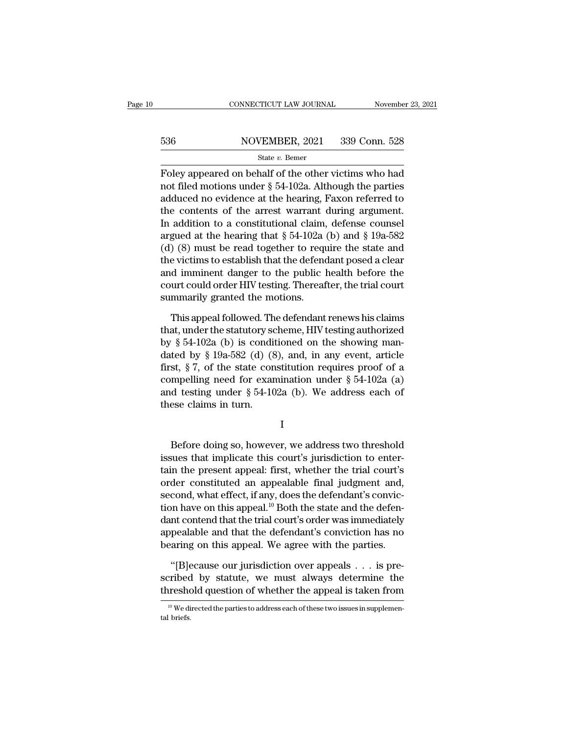Foley appeared on behalf of the other victims who had not filed motions under § 54-102a. Although the parties adduced no evidence at the hearing, Faxon referred to the contents of the arrest warrant during argument. In addition to a constitutional claim, defense counsel argued at the hearing that § 54-102a (b) and § 19a-582 (d) (8) must be read together to require the state and the victims to establish that the defendant posed a clear and imminent danger to the public health before the court could order HIV testing. Thereafter, the trial court summarily granted the motions.

This appeal followed. The defendant renews his claims that, under the statutory scheme, HIV testing authorized by § 54-102a (b) is conditioned on the showing mandated by § 19a-582 (d) (8), and, in any event, article first, § 7, of the state constitution requires proof of a compelling need for examination under § 54-102a (a) and testing under § 54-102a (b). We address each of these claims in turn.

I

Before doing so, however, we address two threshold issues that implicate this court's jurisdiction to entertain the present appeal: first, whether the trial court's order constituted an appealable final judgment and, second, what effect, if any, does the defendant's conviction have on this appeal.[10] Both the state and the defendant contend that the trial court's order was immediately appealable and that the defendant's conviction has no bearing on this appeal. We agree with the parties.

"[B]ecause our jurisdiction over appeals . . . is prescribed by statute, we must always determine the threshold question of whether the appeal is taken from

[10] We directed the parties to address each of these two issues in supplemental briefs.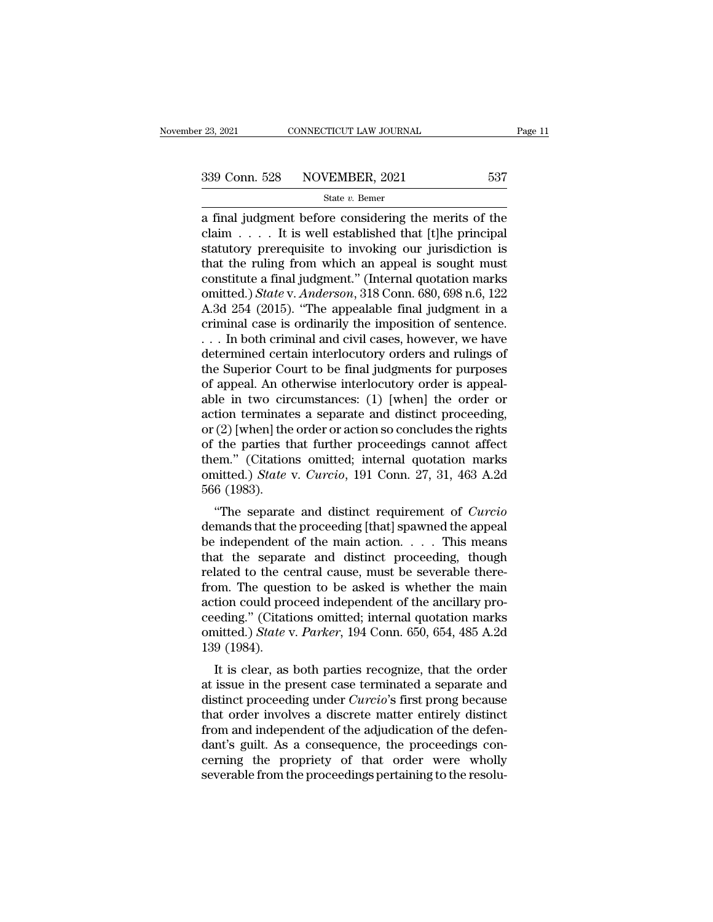a final judgment before considering the merits of the claim . . . . It is well established that [t]he principal statutory prerequisite to invoking our jurisdiction is that the ruling from which an appeal is sought must constitute a final judgment." (Internal quotation marks omitted.) *State* v. *Anderson*, 318 Conn. 680, 698 n.6, 122 A.3d 254 (2015). "The appealable final judgment in a criminal case is ordinarily the imposition of sentence. . . . In both criminal and civil cases, however, we have determined certain interlocutory orders and rulings of the Superior Court to be final judgments for purposes of appeal. An otherwise interlocutory order is appealable in two circumstances: (1) [when] the order or action terminates a separate and distinct proceeding, or (2) [when] the order or action so concludes the rights of the parties that further proceedings cannot affect them." (Citations omitted; internal quotation marks omitted.) *State* v. *Curcio*, 191 Conn. 27, 31, 463 A.2d 566 (1983).

"The separate and distinct requirement of *Curcio* demands that the proceeding [that] spawned the appeal be independent of the main action. . . . This means that the separate and distinct proceeding, though related to the central cause, must be severable therefrom. The question to be asked is whether the main action could proceed independent of the ancillary proceeding." (Citations omitted; internal quotation marks omitted.) *State* v. *Parker*, 194 Conn. 650, 654, 485 A.2d 139 (1984).

It is clear, as both parties recognize, that the order at issue in the present case terminated a separate and distinct proceeding under *Curcio*'s first prong because that order involves a discrete matter entirely distinct from and independent of the adjudication of the defendant's guilt. As a consequence, the proceedings concerning the propriety of that order were wholly severable from the proceedings pertaining to the resolu-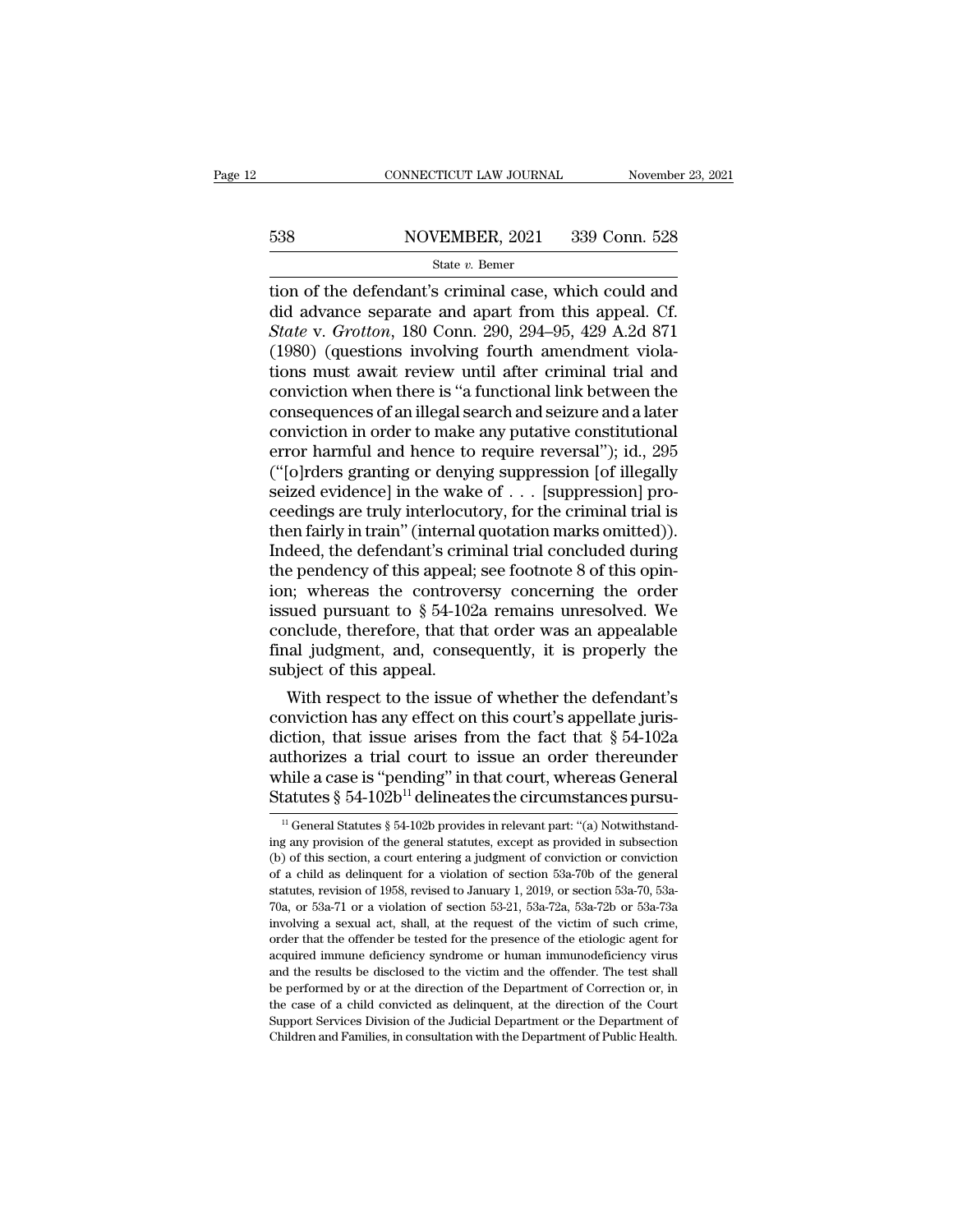tion of the defendant's criminal case, which could and did advance separate and apart from this appeal. Cf. *State* v. *Grotton*, 180 Conn. 290, 294–95, 429 A.2d 871 (1980) (questions involving fourth amendment violations must await review until after criminal trial and conviction when there is "a functional link between the consequences of an illegal search and seizure and a later conviction in order to make any putative constitutional error harmful and hence to require reversal"); id., 295 ("[o]rders granting or denying suppression [of illegally seized evidence] in the wake of . . . [suppression] proceedings are truly interlocutory, for the criminal trial is then fairly in train" (internal quotation marks omitted)). Indeed, the defendant's criminal trial concluded during the pendency of this appeal; see footnote 8 of this opinion; whereas the controversy concerning the order issued pursuant to § 54-102a remains unresolved. We conclude, therefore, that that order was an appealable final judgment, and, consequently, it is properly the subject of this appeal.

With respect to the issue of whether the defendant's conviction has any effect on this court's appellate jurisdiction, that issue arises from the fact that § 54-102a authorizes a trial court to issue an order thereunder while a case is "pending" in that court, whereas General Statutes § 54-102b[11] delineates the circumstances pursu-

[11] General Statutes § 54-102b provides in relevant part: "(a) Notwithstanding any provision of the general statutes, except as provided in subsection (b) of this section, a court entering a judgment of conviction or conviction of a child as delinquent for a violation of section 53a-70b of the general statutes, revision of 1958, revised to January 1, 2019, or section 53a-70, 53a-70a, or 53a-71 or a violation of section 53-21, 53a-72a, 53a-72b or 53a-73a involving a sexual act, shall, at the request of the victim of such crime, order that the offender be tested for the presence of the etiologic agent for acquired immune deficiency syndrome or human immunodeficiency virus and the results be disclosed to the victim and the offender. The test shall be performed by or at the direction of the Department of Correction or, in the case of a child convicted as delinquent, at the direction of the Court Support Services Division of the Judicial Department or the Department of Children and Families, in consultation with the Department of Public Health.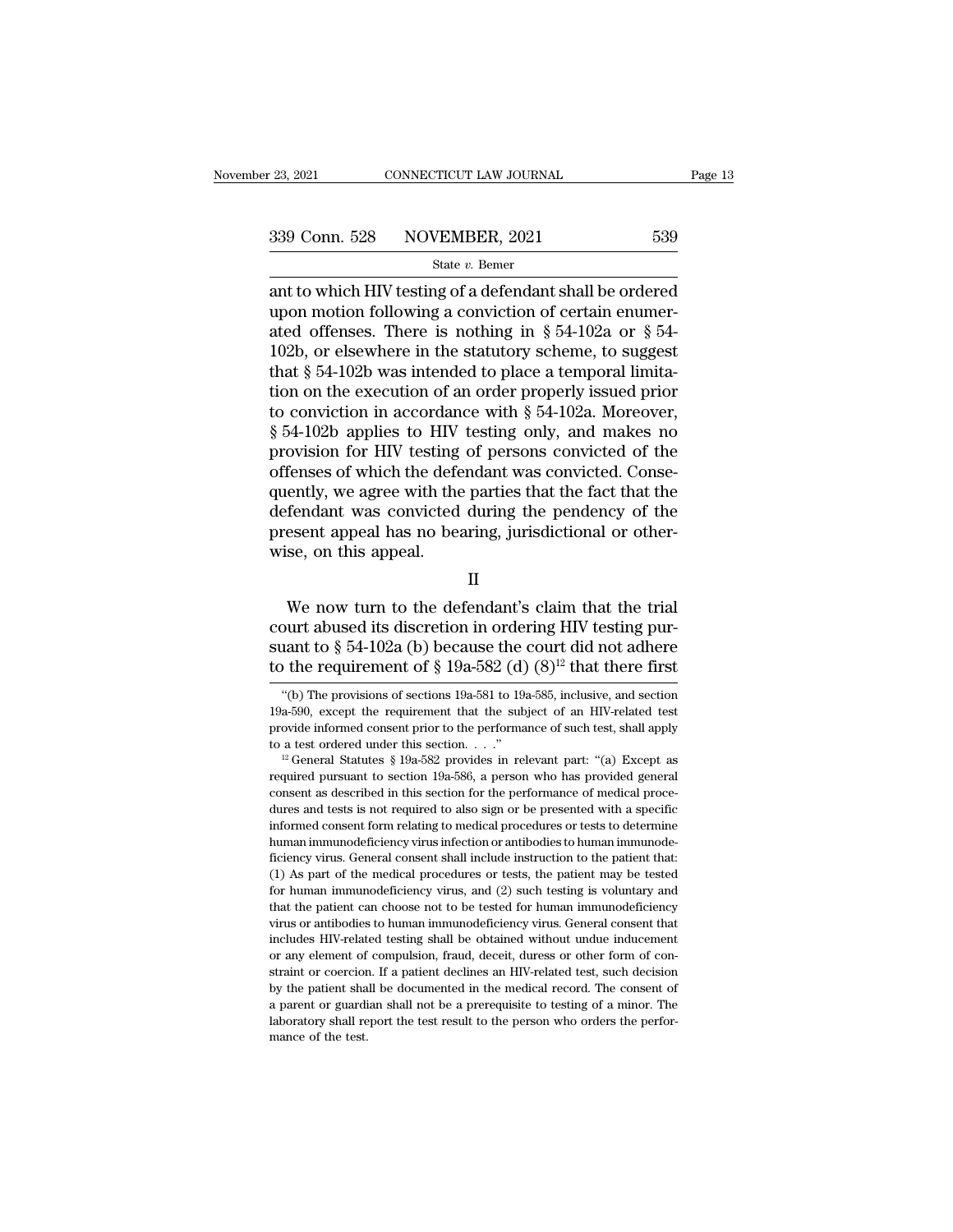ant to which HIV testing of a defendant shall be ordered upon motion following a conviction of certain enumerated offenses. There is nothing in § 54-102a or § 54-102b, or elsewhere in the statutory scheme, to suggest that § 54-102b was intended to place a temporal limitation on the execution of an order properly issued prior to conviction in accordance with § 54-102a. Moreover, § 54-102b applies to HIV testing only, and makes no provision for HIV testing of persons convicted of the offenses of which the defendant was convicted. Consequently, we agree with the parties that the fact that the defendant was convicted during the pendency of the present appeal has no bearing, jurisdictional or otherwise, on this appeal.

II

We now turn to the defendant's claim that the trial court abused its discretion in ordering HIV testing pursuant to § 54-102a (b) because the court did not adhere to the requirement of § 19a-582 (d) (8)[12] that there first

"(b) The provisions of sections 19a-581 to 19a-585, inclusive, and section 19a-590, except the requirement that the subject of an HIV-related test provide informed consent prior to the performance of such test, shall apply to a test ordered under this section. . . ."

[12] General Statutes § 19a-582 provides in relevant part: "(a) Except as required pursuant to section 19a-586, a person who has provided general consent as described in this section for the performance of medical procedures and tests is not required to also sign or be presented with a specific informed consent form relating to medical procedures or tests to determine human immunodeficiency virus infection or antibodies to human immunodeficiency virus. General consent shall include instruction to the patient that: (1) As part of the medical procedures or tests, the patient may be tested for human immunodeficiency virus, and (2) such testing is voluntary and that the patient can choose not to be tested for human immunodeficiency virus or antibodies to human immunodeficiency virus. General consent that includes HIV-related testing shall be obtained without undue inducement or any element of compulsion, fraud, deceit, duress or other form of constraint or coercion. If a patient declines an HIV-related test, such decision by the patient shall be documented in the medical record. The consent of a parent or guardian shall not be a prerequisite to testing of a minor. The laboratory shall report the test result to the person who orders the performance of the test.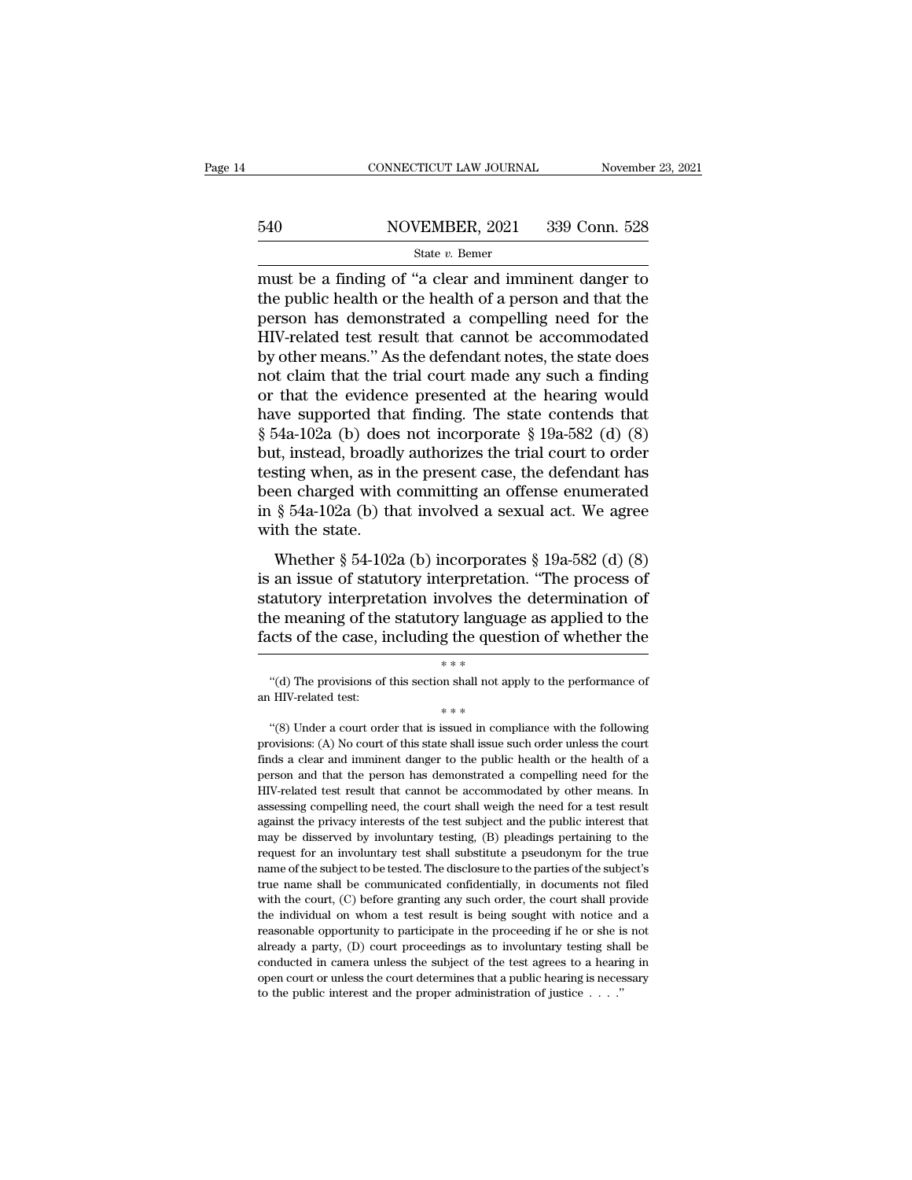must be a finding of "a clear and imminent danger to the public health or the health of a person and that the person has demonstrated a compelling need for the HIV-related test result that cannot be accommodated by other means." As the defendant notes, the state does not claim that the trial court made any such a finding or that the evidence presented at the hearing would have supported that finding. The state contends that § 54a-102a (b) does not incorporate § 19a-582 (d) (8) but, instead, broadly authorizes the trial court to order testing when, as in the present case, the defendant has been charged with committing an offense enumerated in § 54a-102a (b) that involved a sexual act. We agree with the state.

Whether § 54-102a (b) incorporates § 19a-582 (d) (8) is an issue of statutory interpretation. "The process of statutory interpretation involves the determination of the meaning of the statutory language as applied to the facts of the case, including the question of whether the

\* \* \*

"(d) The provisions of this section shall not apply to the performance of an HIV-related test:

\* \* \*

"(8) Under a court order that is issued in compliance with the following provisions: (A) No court of this state shall issue such order unless the court finds a clear and imminent danger to the public health or the health of a person and that the person has demonstrated a compelling need for the HIV-related test result that cannot be accommodated by other means. In assessing compelling need, the court shall weigh the need for a test result against the privacy interests of the test subject and the public interest that may be disserved by involuntary testing, (B) pleadings pertaining to the request for an involuntary test shall substitute a pseudonym for the true name of the subject to be tested. The disclosure to the parties of the subject's true name shall be communicated confidentially, in documents not filed with the court, (C) before granting any such order, the court shall provide the individual on whom a test result is being sought with notice and a reasonable opportunity to participate in the proceeding if he or she is not already a party, (D) court proceedings as to involuntary testing shall be conducted in camera unless the subject of the test agrees to a hearing in open court or unless the court determines that a public hearing is necessary to the public interest and the proper administration of justice . . . ."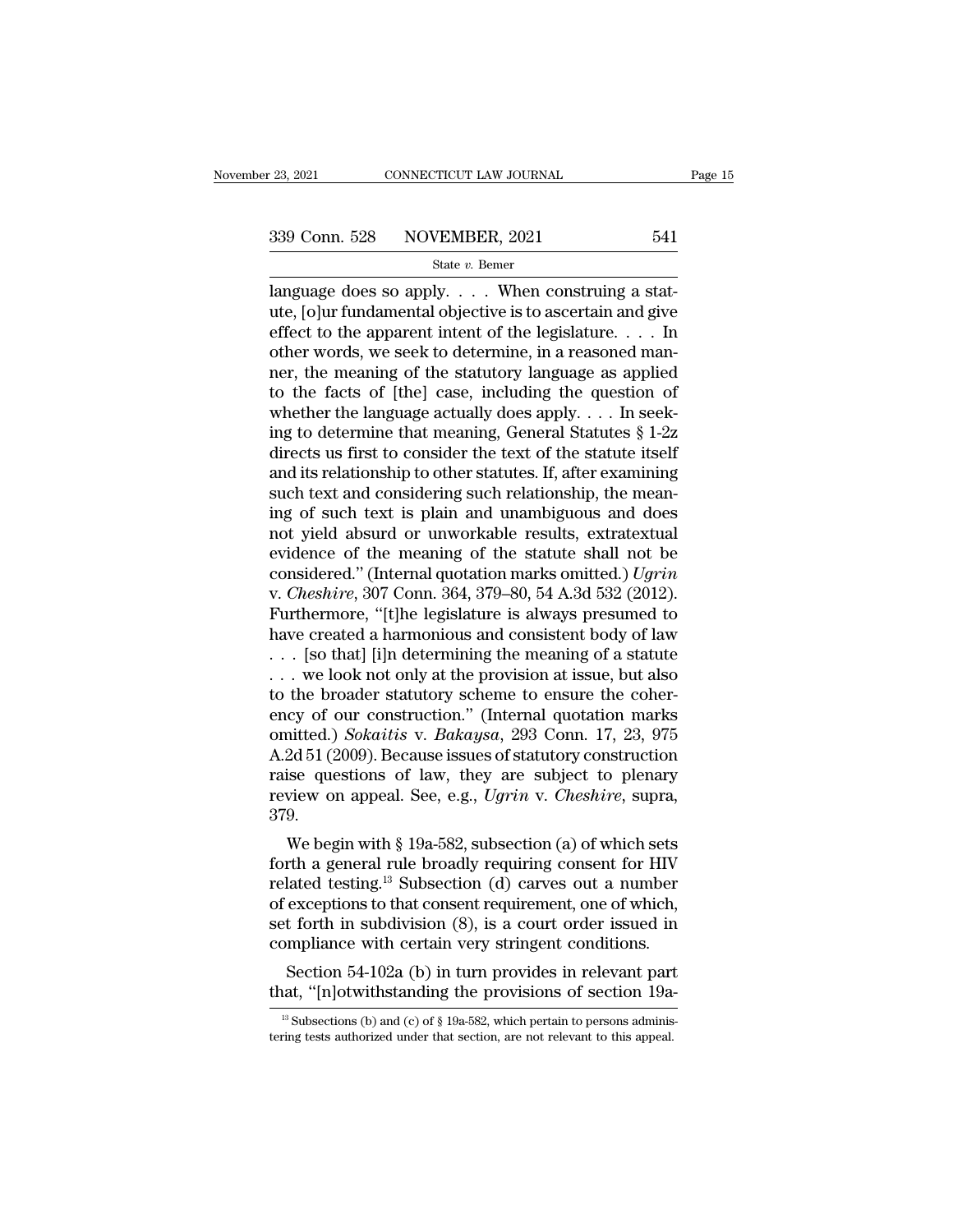language does so apply. . . . When construing a statute, [o]ur fundamental objective is to ascertain and give effect to the apparent intent of the legislature. . . . In other words, we seek to determine, in a reasoned manner, the meaning of the statutory language as applied to the facts of [the] case, including the question of whether the language actually does apply. . . . In seeking to determine that meaning, General Statutes § 1-2z directs us first to consider the text of the statute itself and its relationship to other statutes. If, after examining such text and considering such relationship, the meaning of such text is plain and unambiguous and does not yield absurd or unworkable results, extratextual evidence of the meaning of the statute shall not be considered." (Internal quotation marks omitted.) *Ugrin* v. *Cheshire*, 307 Conn. 364, 379–80, 54 A.3d 532 (2012). Furthermore, "[t]he legislature is always presumed to have created a harmonious and consistent body of law . . . [so that] [i]n determining the meaning of a statute . . . we look not only at the provision at issue, but also to the broader statutory scheme to ensure the coherency of our construction." (Internal quotation marks omitted.) *Sokaitis* v. *Bakaysa*, 293 Conn. 17, 23, 975 A.2d 51 (2009). Because issues of statutory construction raise questions of law, they are subject to plenary review on appeal. See, e.g., *Ugrin* v. *Cheshire*, supra, 379.

We begin with § 19a-582, subsection (a) of which sets forth a general rule broadly requiring consent for HIV related testing.[13] Subsection (d) carves out a number of exceptions to that consent requirement, one of which, set forth in subdivision (8), is a court order issued in compliance with certain very stringent conditions.

Section 54-102a (b) in turn provides in relevant part that, "[n]otwithstanding the provisions of section 19a-

[13] Subsections (b) and (c) of § 19a-582, which pertain to persons administering tests authorized under that section, are not relevant to this appeal.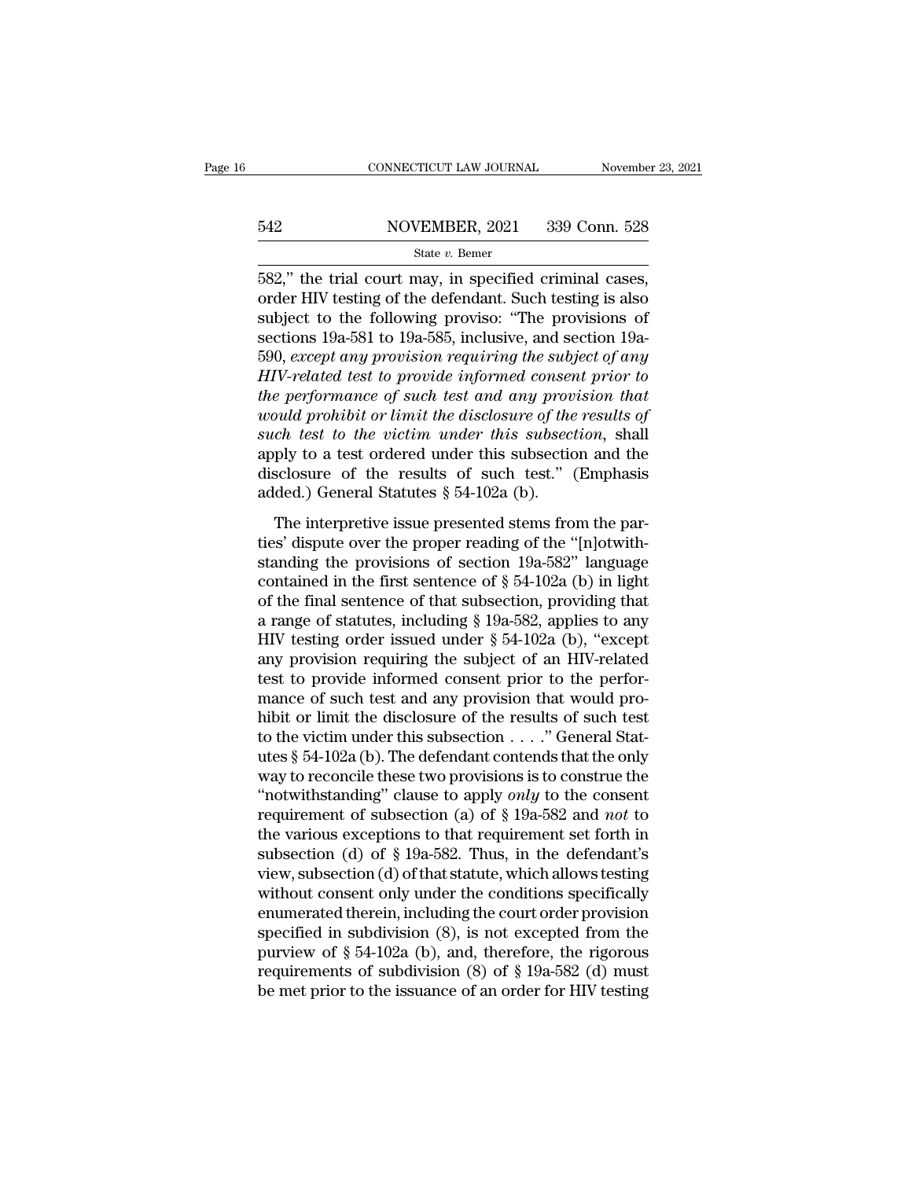582," the trial court may, in specified criminal cases, order HIV testing of the defendant. Such testing is also subject to the following proviso: "The provisions of sections 19a-581 to 19a-585, inclusive, and section 19a-590, *except any provision requiring the subject of any HIV-related test to provide informed consent prior to the performance of such test and any provision that would prohibit or limit the disclosure of the results of such test to the victim under this subsection*, shall apply to a test ordered under this subsection and the disclosure of the results of such test." (Emphasis added.) General Statutes § 54-102a (b).

The interpretive issue presented stems from the parties' dispute over the proper reading of the "[n]otwithstanding the provisions of section 19a-582" language contained in the first sentence of § 54-102a (b) in light of the final sentence of that subsection, providing that a range of statutes, including § 19a-582, applies to any HIV testing order issued under § 54-102a (b), "except any provision requiring the subject of an HIV-related test to provide informed consent prior to the performance of such test and any provision that would prohibit or limit the disclosure of the results of such test to the victim under this subsection . . . ." General Statutes § 54-102a (b). The defendant contends that the only way to reconcile these two provisions is to construe the "notwithstanding" clause to apply *only* to the consent requirement of subsection (a) of § 19a-582 and *not* to the various exceptions to that requirement set forth in subsection (d) of § 19a-582. Thus, in the defendant's view, subsection (d) of that statute, which allows testing without consent only under the conditions specifically enumerated therein, including the court order provision specified in subdivision (8), is not excepted from the purview of § 54-102a (b), and, therefore, the rigorous requirements of subdivision (8) of § 19a-582 (d) must be met prior to the issuance of an order for HIV testing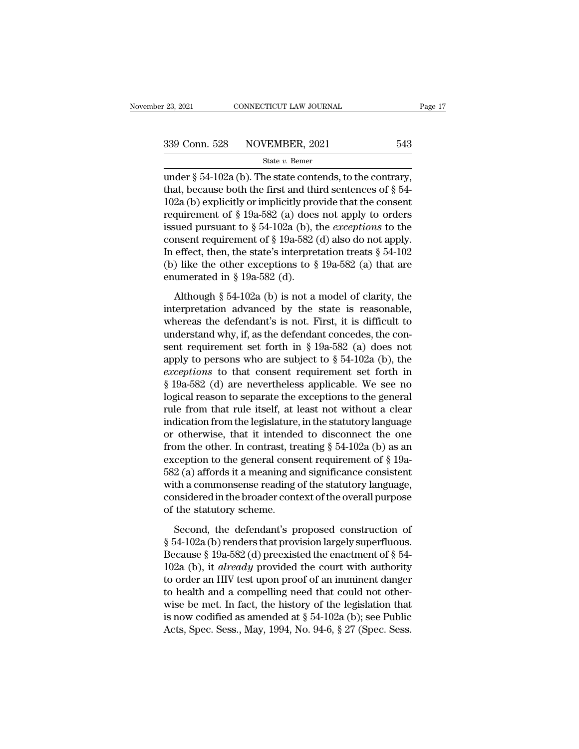under § 54-102a (b). The state contends, to the contrary, that, because both the first and third sentences of § 54-102a (b) explicitly or implicitly provide that the consent requirement of § 19a-582 (a) does not apply to orders issued pursuant to § 54-102a (b), the *exceptions* to the consent requirement of § 19a-582 (d) also do not apply. In effect, then, the state's interpretation treats § 54-102 (b) like the other exceptions to § 19a-582 (a) that are enumerated in § 19a-582 (d).

Although § 54-102a (b) is not a model of clarity, the interpretation advanced by the state is reasonable, whereas the defendant's is not. First, it is difficult to understand why, if, as the defendant concedes, the consent requirement set forth in § 19a-582 (a) does not apply to persons who are subject to § 54-102a (b), the *exceptions* to that consent requirement set forth in § 19a-582 (d) are nevertheless applicable. We see no logical reason to separate the exceptions to the general rule from that rule itself, at least not without a clear indication from the legislature, in the statutory language or otherwise, that it intended to disconnect the one from the other. In contrast, treating § 54-102a (b) as an exception to the general consent requirement of § 19a-582 (a) affords it a meaning and significance consistent with a commonsense reading of the statutory language, considered in the broader context of the overall purpose of the statutory scheme.

Second, the defendant's proposed construction of § 54-102a (b) renders that provision largely superfluous. Because § 19a-582 (d) preexisted the enactment of § 54-102a (b), it *already* provided the court with authority to order an HIV test upon proof of an imminent danger to health and a compelling need that could not otherwise be met. In fact, the history of the legislation that is now codified as amended at § 54-102a (b); see Public Acts, Spec. Sess., May, 1994, No. 94-6, § 27 (Spec. Sess.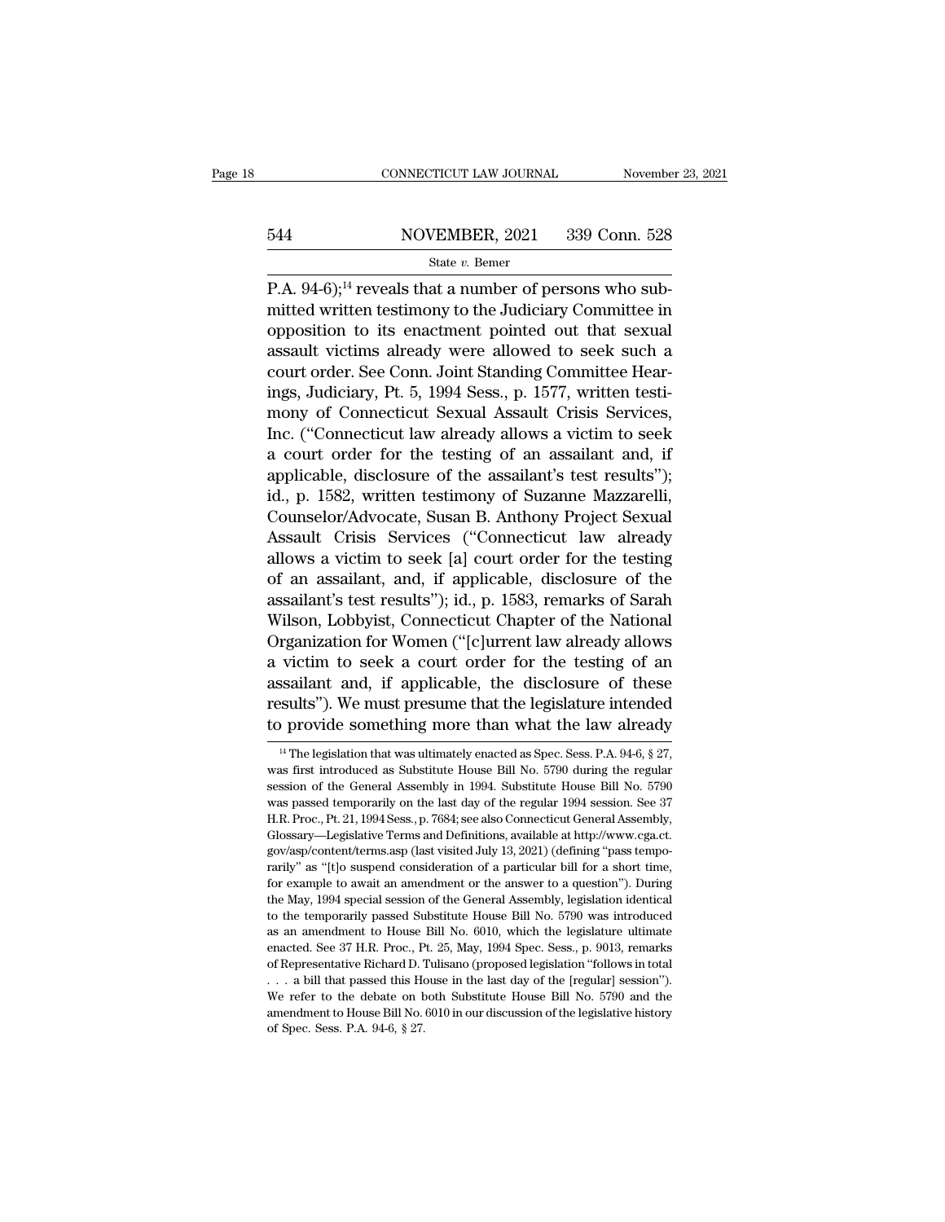P.A. 94-6);[14] reveals that a number of persons who submitted written testimony to the Judiciary Committee in opposition to its enactment pointed out that sexual assault victims already were allowed to seek such a court order. See Conn. Joint Standing Committee Hearings, Judiciary, Pt. 5, 1994 Sess., p. 1577, written testimony of Connecticut Sexual Assault Crisis Services, Inc. ("Connecticut law already allows a victim to seek a court order for the testing of an assailant and, if applicable, disclosure of the assailant's test results"); id., p. 1582, written testimony of Suzanne Mazzarelli, Counselor/Advocate, Susan B. Anthony Project Sexual Assault Crisis Services ("Connecticut law already allows a victim to seek [a] court order for the testing of an assailant, and, if applicable, disclosure of the assailant's test results"); id., p. 1583, remarks of Sarah Wilson, Lobbyist, Connecticut Chapter of the National Organization for Women ("[c]urrent law already allows a victim to seek a court order for the testing of an assailant and, if applicable, the disclosure of these results"). We must presume that the legislature intended to provide something more than what the law already

[14] The legislation that was ultimately enacted as Spec. Sess. P.A. 94-6, § 27, was first introduced as Substitute House Bill No. 5790 during the regular session of the General Assembly in 1994. Substitute House Bill No. 5790 was passed temporarily on the last day of the regular 1994 session. See 37 H.R. Proc., Pt. 21, 1994 Sess., p. 7684; see also Connecticut General Assembly, Glossary—Legislative Terms and Definitions, available at http://www.cga.ct.gov/asp/content/terms.asp (last visited July 13, 2021) (defining "pass temporarily" as "[t]o suspend consideration of a particular bill for a short time, for example to await an amendment or the answer to a question"). During the May, 1994 special session of the General Assembly, legislation identical to the temporarily passed Substitute House Bill No. 5790 was introduced as an amendment to House Bill No. 6010, which the legislature ultimate enacted. See 37 H.R. Proc., Pt. 25, May, 1994 Spec. Sess., p. 9013, remarks of Representative Richard D. Tulisano (proposed legislation "follows in total . . . a bill that passed this House in the last day of the [regular] session"). We refer to the debate on both Substitute House Bill No. 5790 and the amendment to House Bill No. 6010 in our discussion of the legislative history of Spec. Sess. P.A. 94-6, § 27.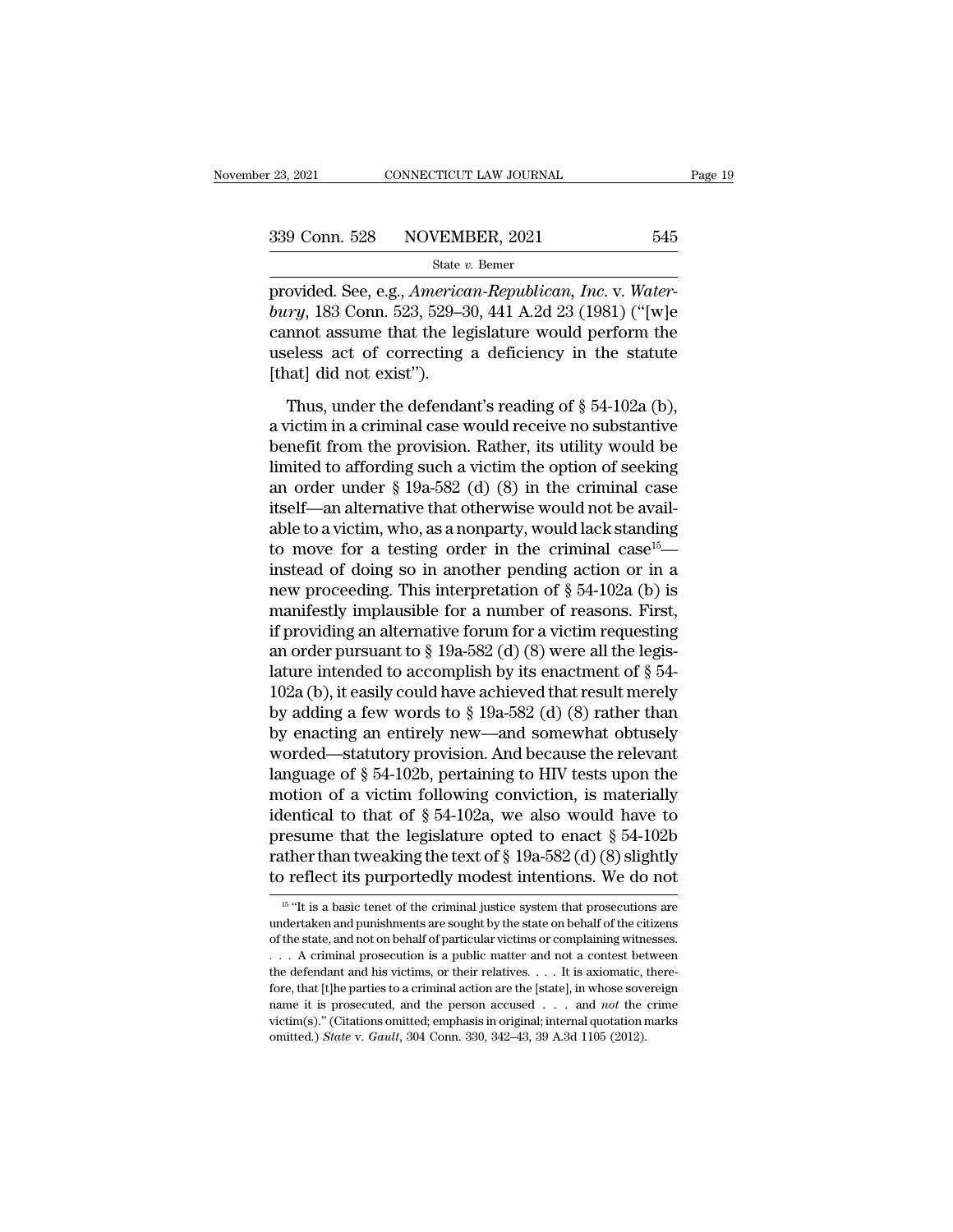provided. See, e.g., *American-Republican, Inc.* v. *Waterbury*, 183 Conn. 523, 529–30, 441 A.2d 23 (1981) ("[w]e cannot assume that the legislature would perform the useless act of correcting a deficiency in the statute [that] did not exist").

Thus, under the defendant's reading of § 54-102a (b), a victim in a criminal case would receive no substantive benefit from the provision. Rather, its utility would be limited to affording such a victim the option of seeking an order under § 19a-582 (d) (8) in the criminal case itself—an alternative that otherwise would not be available to a victim, who, as a nonparty, would lack standing to move for a testing order in the criminal case[15]—instead of doing so in another pending action or in a new proceeding. This interpretation of § 54-102a (b) is manifestly implausible for a number of reasons. First, if providing an alternative forum for a victim requesting an order pursuant to § 19a-582 (d) (8) were all the legislature intended to accomplish by its enactment of § 54-102a (b), it easily could have achieved that result merely by adding a few words to § 19a-582 (d) (8) rather than by enacting an entirely new—and somewhat obtusely worded—statutory provision. And because the relevant language of § 54-102b, pertaining to HIV tests upon the motion of a victim following conviction, is materially identical to that of § 54-102a, we also would have to presume that the legislature opted to enact § 54-102b rather than tweaking the text of § 19a-582 (d) (8) slightly to reflect its purportedly modest intentions. We do not

[15] "It is a basic tenet of the criminal justice system that prosecutions are undertaken and punishments are sought by the state on behalf of the citizens of the state, and not on behalf of particular victims or complaining witnesses. . . . A criminal prosecution is a public matter and not a contest between the defendant and his victims, or their relatives. . . . It is axiomatic, therefore, that [t]he parties to a criminal action are the [state], in whose sovereign name it is prosecuted, and the person accused . . . and *not* the crime victim(s)." (Citations omitted; emphasis in original; internal quotation marks omitted.) *State* v. *Gault*, 304 Conn. 330, 342–43, 39 A.3d 1105 (2012).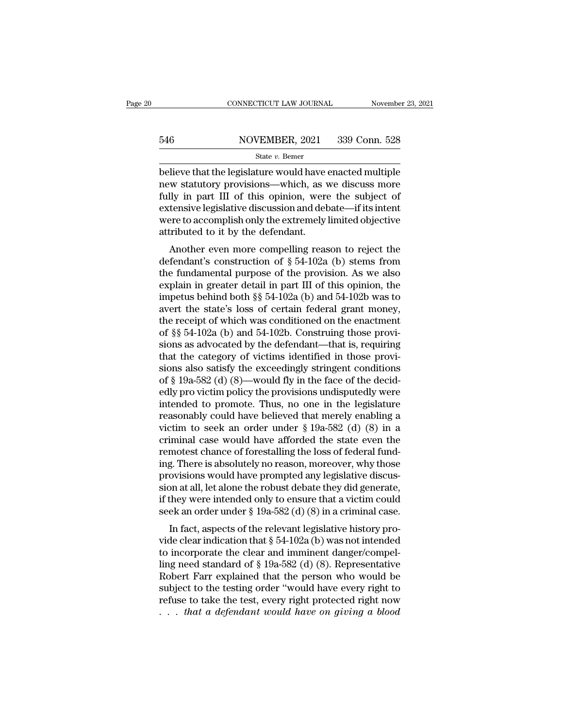believe that the legislature would have enacted multiple new statutory provisions—which, as we discuss more fully in part III of this opinion, were the subject of extensive legislative discussion and debate—if its intent were to accomplish only the extremely limited objective attributed to it by the defendant.

Another even more compelling reason to reject the defendant's construction of § 54-102a (b) stems from the fundamental purpose of the provision. As we also explain in greater detail in part III of this opinion, the impetus behind both §§ 54-102a (b) and 54-102b was to avert the state's loss of certain federal grant money, the receipt of which was conditioned on the enactment of §§ 54-102a (b) and 54-102b. Construing those provisions as advocated by the defendant—that is, requiring that the category of victims identified in those provisions also satisfy the exceedingly stringent conditions of § 19a-582 (d) (8)—would fly in the face of the decidedly pro victim policy the provisions undisputedly were intended to promote. Thus, no one in the legislature reasonably could have believed that merely enabling a victim to seek an order under § 19a-582 (d) (8) in a criminal case would have afforded the state even the remotest chance of forestalling the loss of federal funding. There is absolutely no reason, moreover, why those provisions would have prompted any legislative discussion at all, let alone the robust debate they did generate, if they were intended only to ensure that a victim could seek an order under § 19a-582 (d) (8) in a criminal case.

In fact, aspects of the relevant legislative history provide clear indication that § 54-102a (b) was not intended to incorporate the clear and imminent danger/compelling need standard of § 19a-582 (d) (8). Representative Robert Farr explained that the person who would be subject to the testing order "would have every right to refuse to take the test, every right protected right now . . . *that a defendant would have on giving a blood*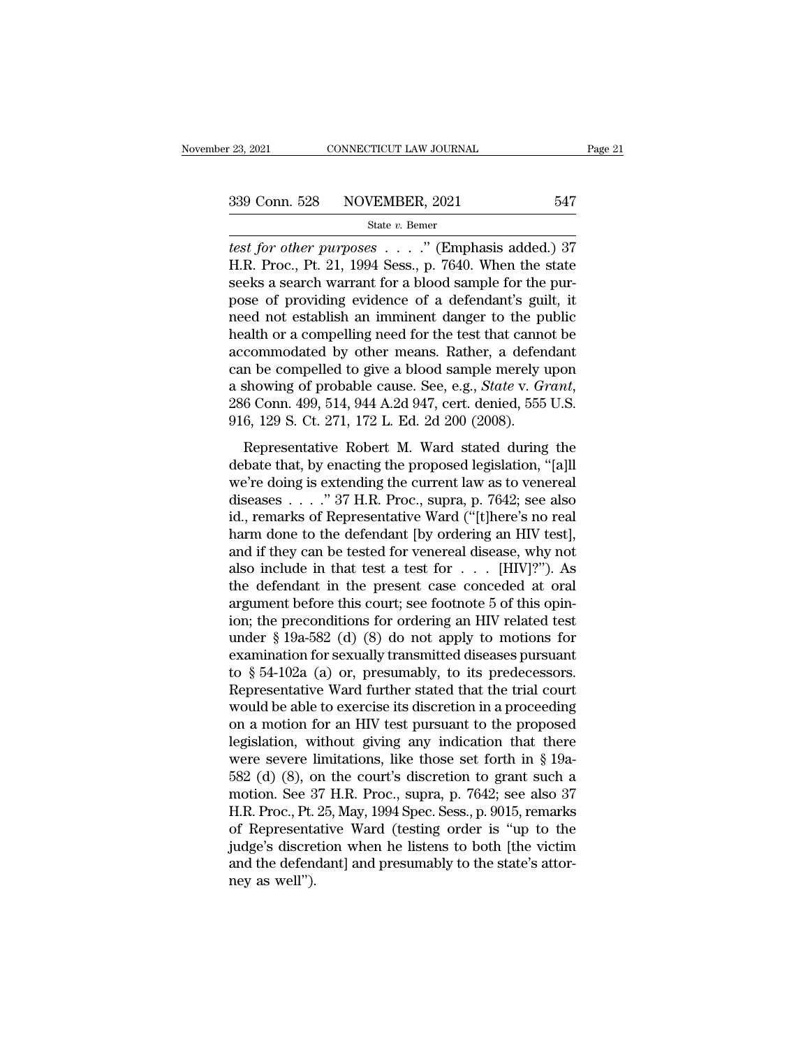*test for other purposes* . . . ." (Emphasis added.) 37 H.R. Proc., Pt. 21, 1994 Sess., p. 7640. When the state seeks a search warrant for a blood sample for the purpose of providing evidence of a defendant's guilt, it need not establish an imminent danger to the public health or a compelling need for the test that cannot be accommodated by other means. Rather, a defendant can be compelled to give a blood sample merely upon a showing of probable cause. See, e.g., *State* v. *Grant*, 286 Conn. 499, 514, 944 A.2d 947, cert. denied, 555 U.S. 916, 129 S. Ct. 271, 172 L. Ed. 2d 200 (2008).

Representative Robert M. Ward stated during the debate that, by enacting the proposed legislation, "[a]ll we're doing is extending the current law as to venereal diseases . . . ." 37 H.R. Proc., supra, p. 7642; see also id., remarks of Representative Ward ("[t]here's no real harm done to the defendant [by ordering an HIV test], and if they can be tested for venereal disease, why not also include in that test a test for . . . [HIV]?"). As the defendant in the present case conceded at oral argument before this court; see footnote 5 of this opinion; the preconditions for ordering an HIV related test under § 19a-582 (d) (8) do not apply to motions for examination for sexually transmitted diseases pursuant to § 54-102a (a) or, presumably, to its predecessors. Representative Ward further stated that the trial court would be able to exercise its discretion in a proceeding on a motion for an HIV test pursuant to the proposed legislation, without giving any indication that there were severe limitations, like those set forth in § 19a-582 (d) (8), on the court's discretion to grant such a motion. See 37 H.R. Proc., supra, p. 7642; see also 37 H.R. Proc., Pt. 25, May, 1994 Spec. Sess., p. 9015, remarks of Representative Ward (testing order is "up to the judge's discretion when he listens to both [the victim and the defendant] and presumably to the state's attorney as well").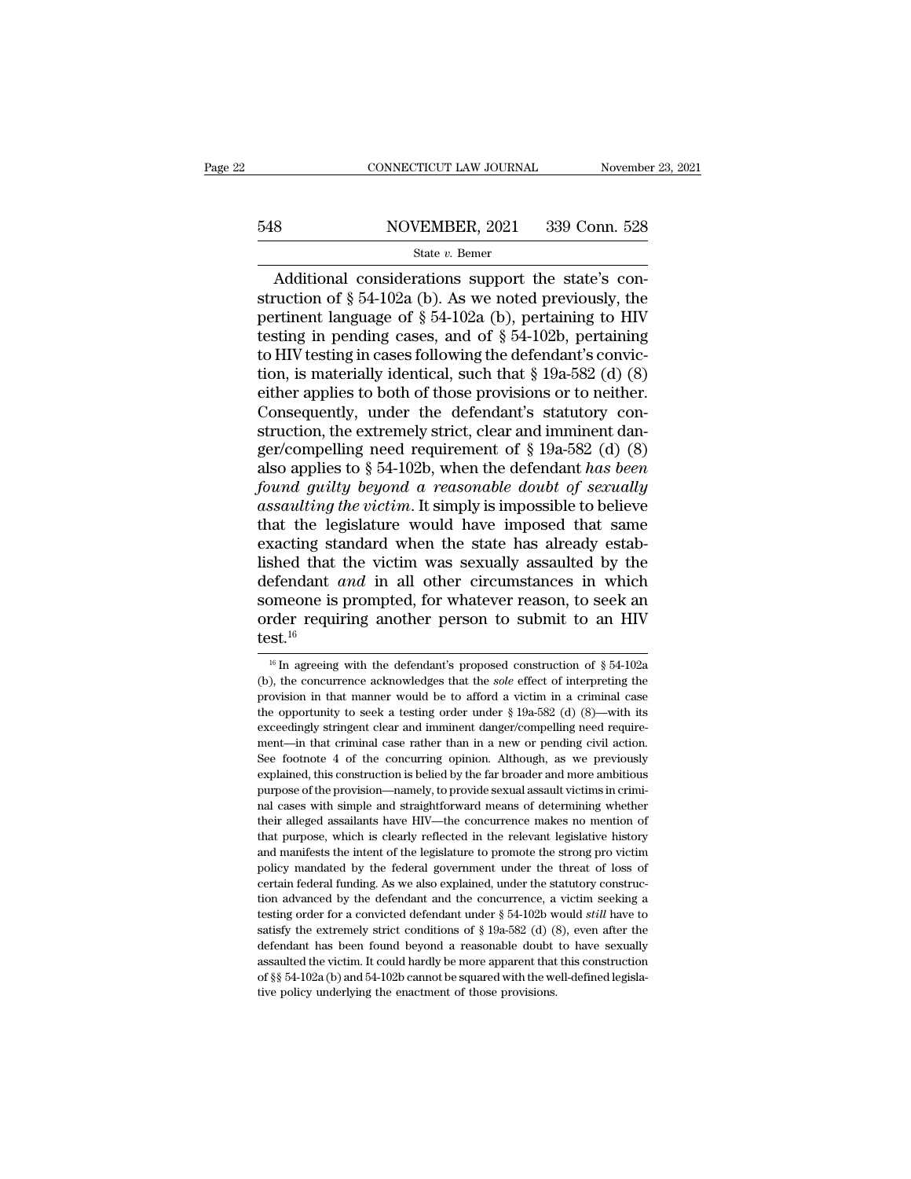Additional considerations support the state's construction of § 54-102a (b). As we noted previously, the pertinent language of § 54-102a (b), pertaining to HIV testing in pending cases, and of § 54-102b, pertaining to HIV testing in cases following the defendant's conviction, is materially identical, such that § 19a-582 (d) (8) either applies to both of those provisions or to neither. Consequently, under the defendant's statutory construction, the extremely strict, clear and imminent danger/compelling need requirement of § 19a-582 (d) (8) also applies to § 54-102b, when the defendant *has been found guilty beyond a reasonable doubt of sexually assaulting the victim*. It simply is impossible to believe that the legislature would have imposed that same exacting standard when the state has already established that the victim was sexually assaulted by the defendant *and* in all other circumstances in which someone is prompted, for whatever reason, to seek an order requiring another person to submit to an HIV test.[16]

[16] In agreeing with the defendant's proposed construction of § 54-102a (b), the concurrence acknowledges that the *sole* effect of interpreting the provision in that manner would be to afford a victim in a criminal case the opportunity to seek a testing order under § 19a-582 (d) (8)—with its exceedingly stringent clear and imminent danger/compelling need requirement—in that criminal case rather than in a new or pending civil action. See footnote 4 of the concurring opinion. Although, as we previously explained, this construction is belied by the far broader and more ambitious purpose of the provision—namely, to provide sexual assault victims in criminal cases with simple and straightforward means of determining whether their alleged assailants have HIV—the concurrence makes no mention of that purpose, which is clearly reflected in the relevant legislative history and manifests the intent of the legislature to promote the strong pro victim policy mandated by the federal government under the threat of loss of certain federal funding. As we also explained, under the statutory construction advanced by the defendant and the concurrence, a victim seeking a testing order for a convicted defendant under § 54-102b would *still* have to satisfy the extremely strict conditions of § 19a-582 (d) (8), even after the defendant has been found beyond a reasonable doubt to have sexually assaulted the victim. It could hardly be more apparent that this construction of §§ 54-102a (b) and 54-102b cannot be squared with the well-defined legislative policy underlying the enactment of those provisions.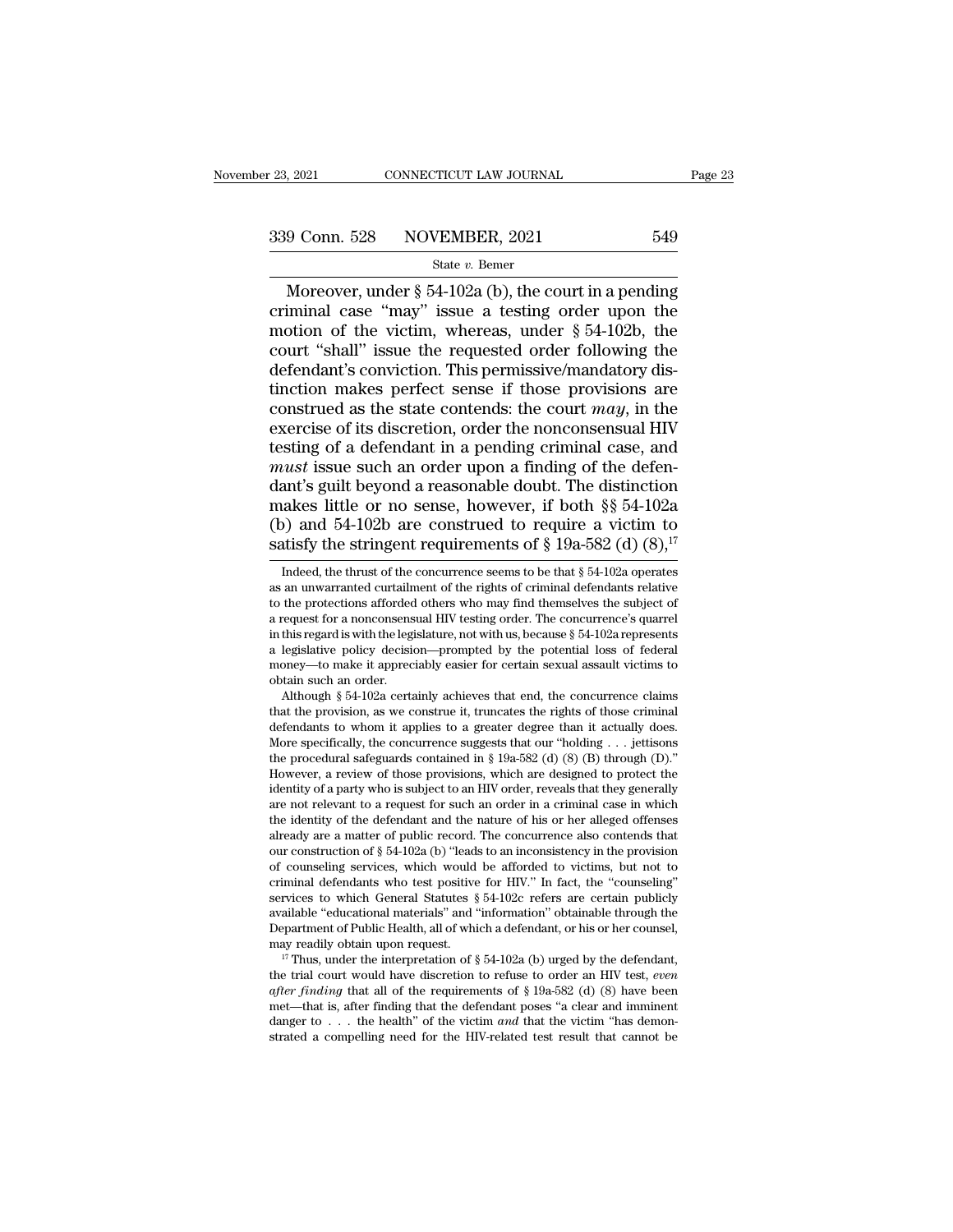Moreover, under § 54-102a (b), the court in a pending criminal case "may" issue a testing order upon the motion of the victim, whereas, under § 54-102b, the court "shall" issue the requested order following the defendant's conviction. This permissive/mandatory distinction makes perfect sense if those provisions are construed as the state contends: the court *may*, in the exercise of its discretion, order the nonconsensual HIV testing of a defendant in a pending criminal case, and *must* issue such an order upon a finding of the defendant's guilt beyond a reasonable doubt. The distinction makes little or no sense, however, if both §§ 54-102a (b) and 54-102b are construed to require a victim to satisfy the stringent requirements of § 19a-582 (d) (8),[17]

---

Indeed, the thrust of the concurrence seems to be that § 54-102a operates as an unwarranted curtailment of the rights of criminal defendants relative to the protections afforded others who may find themselves the subject of a request for a nonconsensual HIV testing order. The concurrence's quarrel in this regard is with the legislature, not with us, because § 54-102a represents a legislative policy decision—prompted by the potential loss of federal money—to make it appreciably easier for certain sexual assault victims to obtain such an order.

Although § 54-102a certainly achieves that end, the concurrence claims that the provision, as we construe it, truncates the rights of those criminal defendants to whom it applies to a greater degree than it actually does. More specifically, the concurrence suggests that our "holding . . . jettisons the procedural safeguards contained in § 19a-582 (d) (8) (B) through (D)." However, a review of those provisions, which are designed to protect the identity of a party who is subject to an HIV order, reveals that they generally are not relevant to a request for such an order in a criminal case in which the identity of the defendant and the nature of his or her alleged offenses already are a matter of public record. The concurrence also contends that our construction of § 54-102a (b) "leads to an inconsistency in the provision of counseling services, which would be afforded to victims, but not to criminal defendants who test positive for HIV." In fact, the "counseling" services to which General Statutes § 54-102c refers are certain publicly available "educational materials" and "information" obtainable through the Department of Public Health, all of which a defendant, or his or her counsel, may readily obtain upon request.

[17] Thus, under the interpretation of § 54-102a (b) urged by the defendant, the trial court would have discretion to refuse to order an HIV test, *even after finding* that all of the requirements of § 19a-582 (d) (8) have been met—that is, after finding that the defendant poses "a clear and imminent danger to . . . the health" of the victim *and* that the victim "has demonstrated a compelling need for the HIV-related test result that cannot be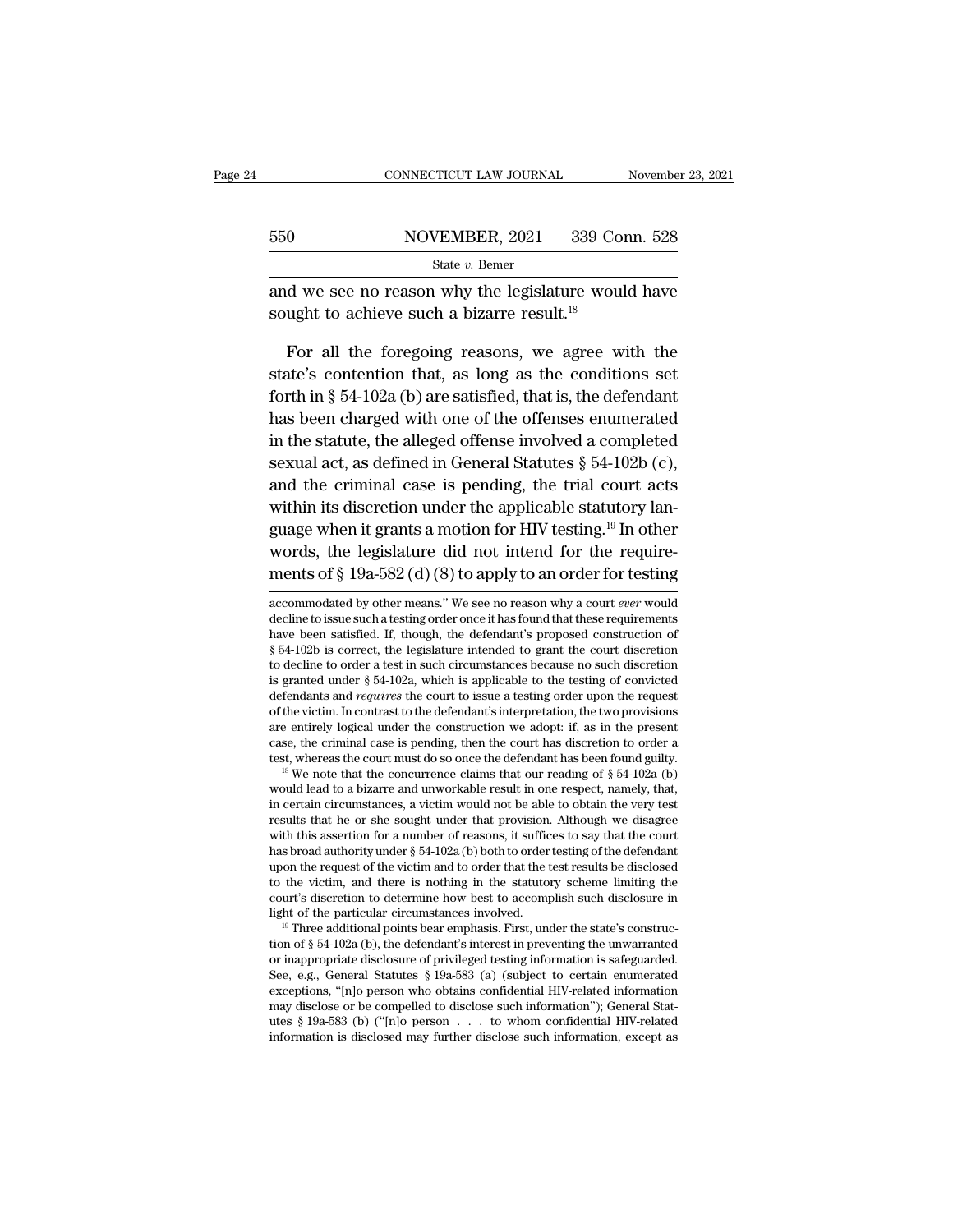and we see no reason why the legislature would have sought to achieve such a bizarre result.[18]

For all the foregoing reasons, we agree with the state's contention that, as long as the conditions set forth in § 54-102a (b) are satisfied, that is, the defendant has been charged with one of the offenses enumerated in the statute, the alleged offense involved a completed sexual act, as defined in General Statutes § 54-102b (c), and the criminal case is pending, the trial court acts within its discretion under the applicable statutory language when it grants a motion for HIV testing.[19] In other words, the legislature did not intend for the requirements of § 19a-582 (d) (8) to apply to an order for testing

---

accommodated by other means." We see no reason why a court *ever* would decline to issue such a testing order once it has found that these requirements have been satisfied. If, though, the defendant's proposed construction of § 54-102b is correct, the legislature intended to grant the court discretion to decline to order a test in such circumstances because no such discretion is granted under § 54-102a, which is applicable to the testing of convicted defendants and *requires* the court to issue a testing order upon the request of the victim. In contrast to the defendant's interpretation, the two provisions are entirely logical under the construction we adopt: if, as in the present case, the criminal case is pending, then the court has discretion to order a test, whereas the court must do so once the defendant has been found guilty.

[18] We note that the concurrence claims that our reading of § 54-102a (b) would lead to a bizarre and unworkable result in one respect, namely, that, in certain circumstances, a victim would not be able to obtain the very test results that he or she sought under that provision. Although we disagree with this assertion for a number of reasons, it suffices to say that the court has broad authority under § 54-102a (b) both to order testing of the defendant upon the request of the victim and to order that the test results be disclosed to the victim, and there is nothing in the statutory scheme limiting the court's discretion to determine how best to accomplish such disclosure in light of the particular circumstances involved.

[19] Three additional points bear emphasis. First, under the state's construction of § 54-102a (b), the defendant's interest in preventing the unwarranted or inappropriate disclosure of privileged testing information is safeguarded. See, e.g., General Statutes § 19a-583 (a) (subject to certain enumerated exceptions, "[n]o person who obtains confidential HIV-related information may disclose or be compelled to disclose such information"); General Statutes § 19a-583 (b) ("[n]o person . . . to whom confidential HIV-related information is disclosed may further disclose such information, except as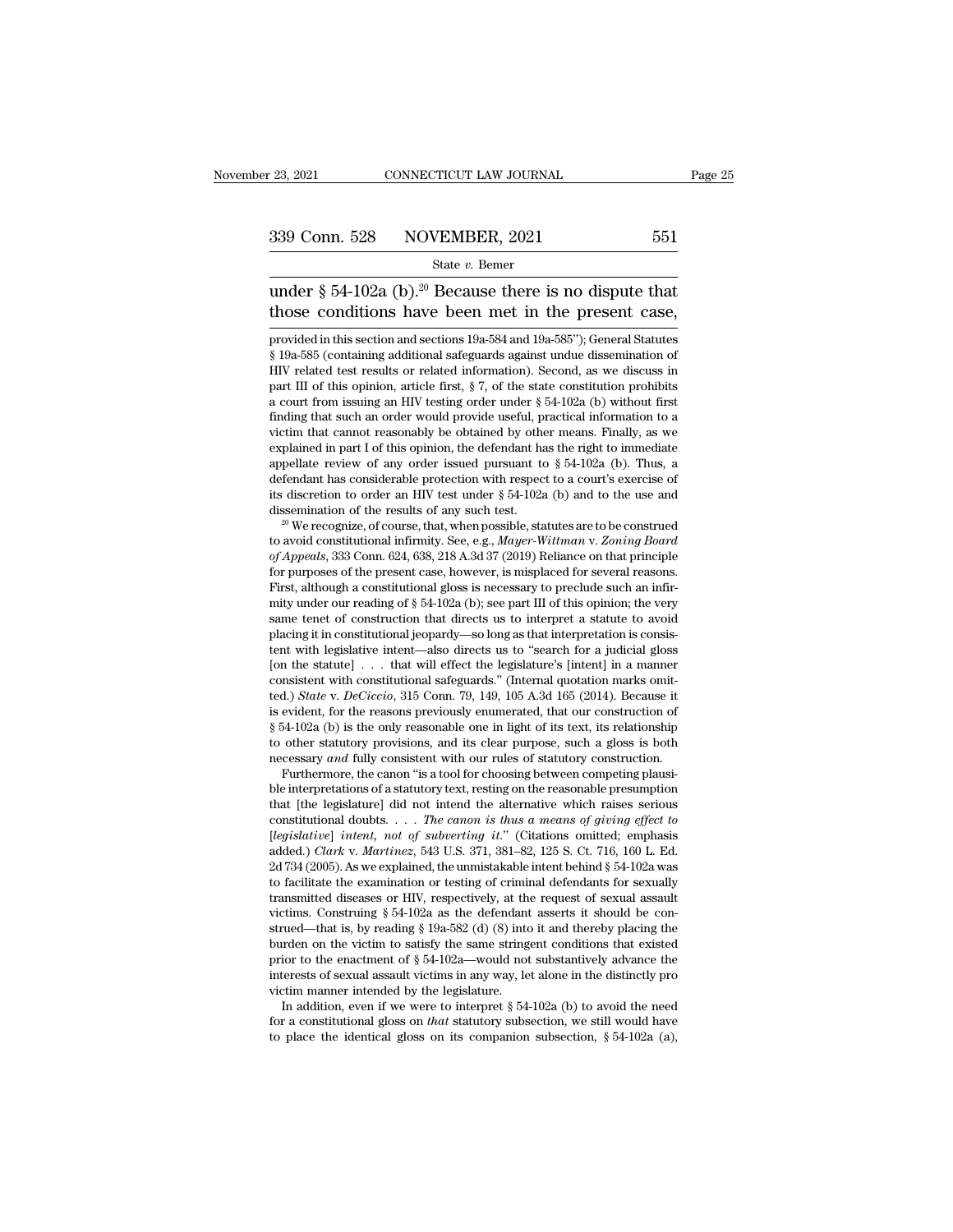under § 54-102a (b).[20] Because there is no dispute that those conditions have been met in the present case,

provided in this section and sections 19a-584 and 19a-585"); General Statutes § 19a-585 (containing additional safeguards against undue dissemination of HIV related test results or related information). Second, as we discuss in part III of this opinion, article first, § 7, of the state constitution prohibits a court from issuing an HIV testing order under § 54-102a (b) without first finding that such an order would provide useful, practical information to a victim that cannot reasonably be obtained by other means. Finally, as we explained in part I of this opinion, the defendant has the right to immediate appellate review of any order issued pursuant to § 54-102a (b). Thus, a defendant has considerable protection with respect to a court's exercise of its discretion to order an HIV test under § 54-102a (b) and to the use and dissemination of the results of any such test.

[20] We recognize, of course, that, when possible, statutes are to be construed to avoid constitutional infirmity. See, e.g., *Mayer-Wittman* v. *Zoning Board of Appeals*, 333 Conn. 624, 638, 218 A.3d 37 (2019) Reliance on that principle for purposes of the present case, however, is misplaced for several reasons. First, although a constitutional gloss is necessary to preclude such an infirmity under our reading of § 54-102a (b); see part III of this opinion; the very same tenet of construction that directs us to interpret a statute to avoid placing it in constitutional jeopardy—so long as that interpretation is consistent with legislative intent—also directs us to "search for a judicial gloss [on the statute] . . . that will effect the legislature's [intent] in a manner consistent with constitutional safeguards." (Internal quotation marks omitted.) *State* v. *DeCiccio*, 315 Conn. 79, 149, 105 A.3d 165 (2014). Because it is evident, for the reasons previously enumerated, that our construction of § 54-102a (b) is the only reasonable one in light of its text, its relationship to other statutory provisions, and its clear purpose, such a gloss is both necessary *and* fully consistent with our rules of statutory construction.

Furthermore, the canon "is a tool for choosing between competing plausible interpretations of a statutory text, resting on the reasonable presumption that [the legislature] did not intend the alternative which raises serious constitutional doubts. . . . *The canon is thus a means of giving effect to [legislative] intent, not of subverting it*." (Citations omitted; emphasis added.) *Clark* v. *Martinez*, 543 U.S. 371, 381–82, 125 S. Ct. 716, 160 L. Ed. 2d 734 (2005). As we explained, the unmistakable intent behind § 54-102a was to facilitate the examination or testing of criminal defendants for sexually transmitted diseases or HIV, respectively, at the request of sexual assault victims. Construing § 54-102a as the defendant asserts it should be construed—that is, by reading § 19a-582 (d) (8) into it and thereby placing the burden on the victim to satisfy the same stringent conditions that existed prior to the enactment of § 54-102a—would not substantively advance the interests of sexual assault victims in any way, let alone in the distinctly pro victim manner intended by the legislature.

In addition, even if we were to interpret § 54-102a (b) to avoid the need for a constitutional gloss on *that* statutory subsection, we still would have to place the identical gloss on its companion subsection, § 54-102a (a),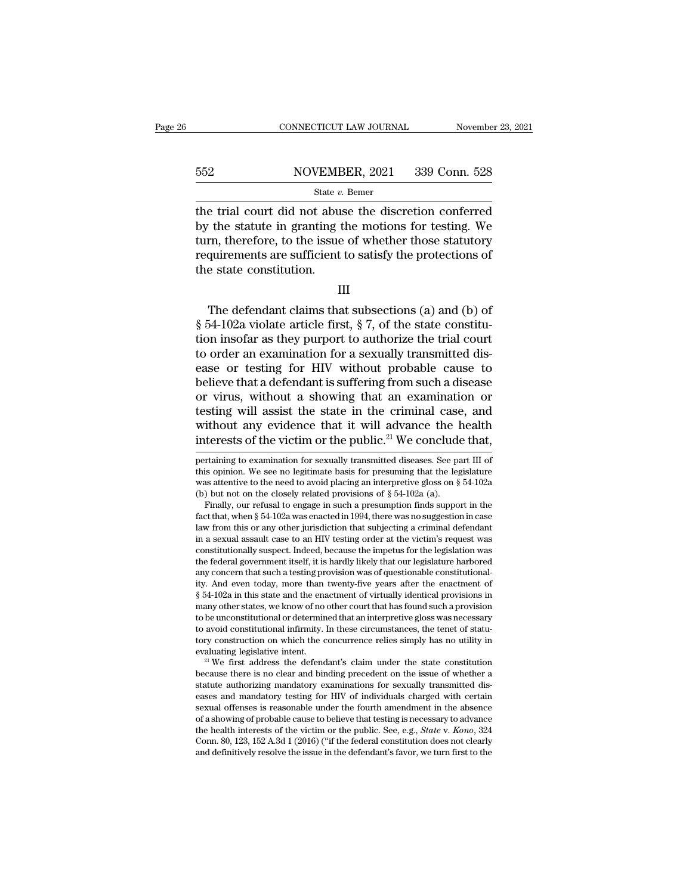the trial court did not abuse the discretion conferred by the statute in granting the motions for testing. We turn, therefore, to the issue of whether those statutory requirements are sufficient to satisfy the protections of the state constitution.

III

The defendant claims that subsections (a) and (b) of § 54-102a violate article first, § 7, of the state constitution insofar as they purport to authorize the trial court to order an examination for a sexually transmitted disease or testing for HIV without probable cause to believe that a defendant is suffering from such a disease or virus, without a showing that an examination or testing will assist the state in the criminal case, and without any evidence that it will advance the health interests of the victim or the public.[21] We conclude that,

---

pertaining to examination for sexually transmitted diseases. See part III of this opinion. We see no legitimate basis for presuming that the legislature was attentive to the need to avoid placing an interpretive gloss on § 54-102a (b) but not on the closely related provisions of § 54-102a (a).

Finally, our refusal to engage in such a presumption finds support in the fact that, when § 54-102a was enacted in 1994, there was no suggestion in case law from this or any other jurisdiction that subjecting a criminal defendant in a sexual assault case to an HIV testing order at the victim's request was constitutionally suspect. Indeed, because the impetus for the legislation was the federal government itself, it is hardly likely that our legislature harbored any concern that such a testing provision was of questionable constitutionality. And even today, more than twenty-five years after the enactment of § 54-102a in this state and the enactment of virtually identical provisions in many other states, we know of no other court that has found such a provision to be unconstitutional or determined that an interpretive gloss was necessary to avoid constitutional infirmity. In these circumstances, the tenet of statutory construction on which the concurrence relies simply has no utility in evaluating legislative intent.

[21] We first address the defendant's claim under the state constitution because there is no clear and binding precedent on the issue of whether a statute authorizing mandatory examinations for sexually transmitted diseases and mandatory testing for HIV of individuals charged with certain sexual offenses is reasonable under the fourth amendment in the absence of a showing of probable cause to believe that testing is necessary to advance the health interests of the victim or the public. See, e.g., *State* v. *Kono*, 324 Conn. 80, 123, 152 A.3d 1 (2016) ("if the federal constitution does not clearly and definitively resolve the issue in the defendant's favor, we turn first to the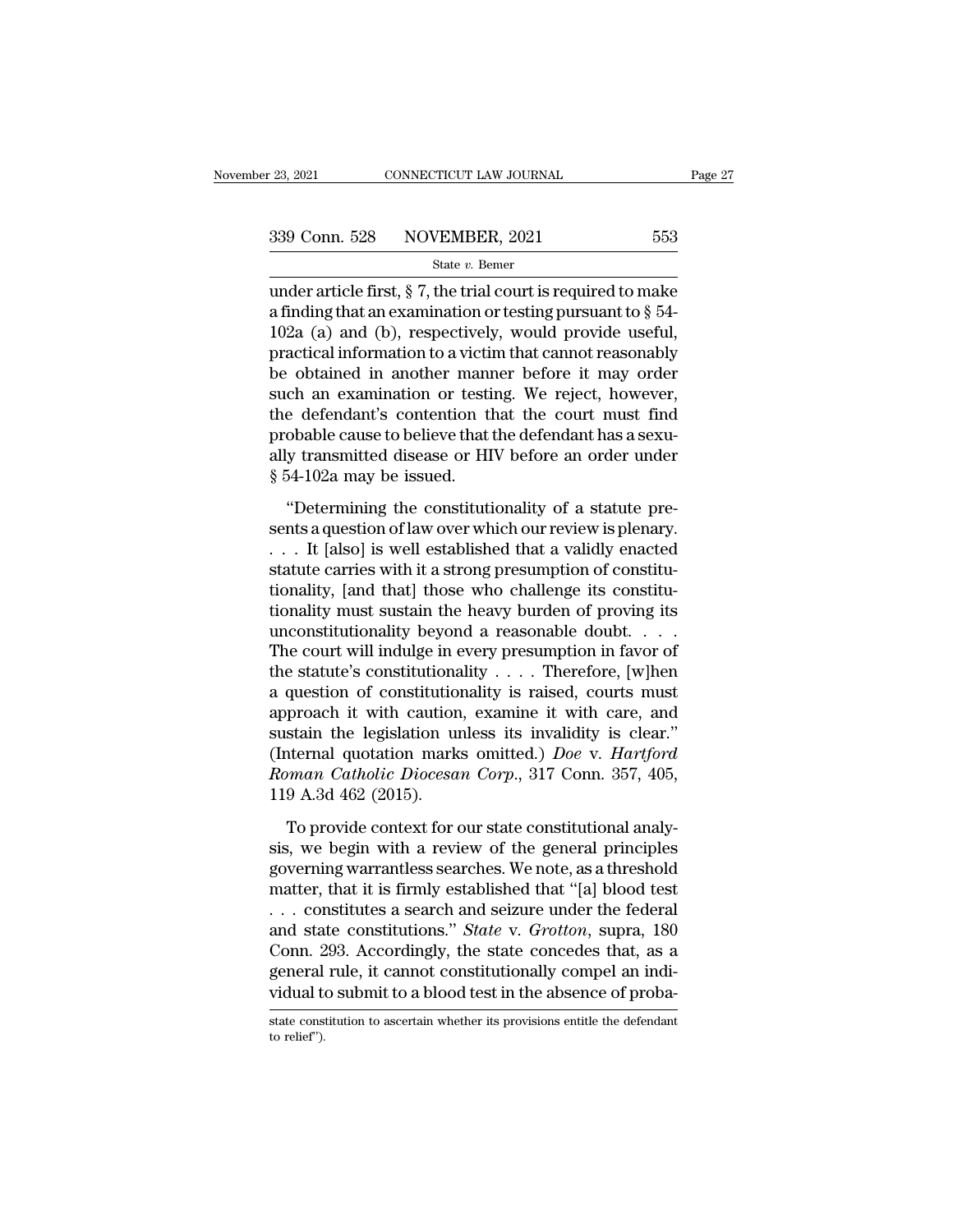under article first, § 7, the trial court is required to make a finding that an examination or testing pursuant to § 54-102a (a) and (b), respectively, would provide useful, practical information to a victim that cannot reasonably be obtained in another manner before it may order such an examination or testing. We reject, however, the defendant's contention that the court must find probable cause to believe that the defendant has a sexually transmitted disease or HIV before an order under § 54-102a may be issued.

"Determining the constitutionality of a statute presents a question of law over which our review is plenary. . . . It [also] is well established that a validly enacted statute carries with it a strong presumption of constitutionality, [and that] those who challenge its constitutionality must sustain the heavy burden of proving its unconstitutionality beyond a reasonable doubt. . . . The court will indulge in every presumption in favor of the statute's constitutionality . . . . Therefore, [w]hen a question of constitutionality is raised, courts must approach it with caution, examine it with care, and sustain the legislation unless its invalidity is clear." (Internal quotation marks omitted.) *Doe* v. *Hartford Roman Catholic Diocesan Corp.*, 317 Conn. 357, 405, 119 A.3d 462 (2015).

To provide context for our state constitutional analysis, we begin with a review of the general principles governing warrantless searches. We note, as a threshold matter, that it is firmly established that "[a] blood test . . . constitutes a search and seizure under the federal and state constitutions." *State* v. *Grotton*, supra, 180 Conn. 293. Accordingly, the state concedes that, as a general rule, it cannot constitutionally compel an individual to submit to a blood test in the absence of proba-

state constitution to ascertain whether its provisions entitle the defendant to relief").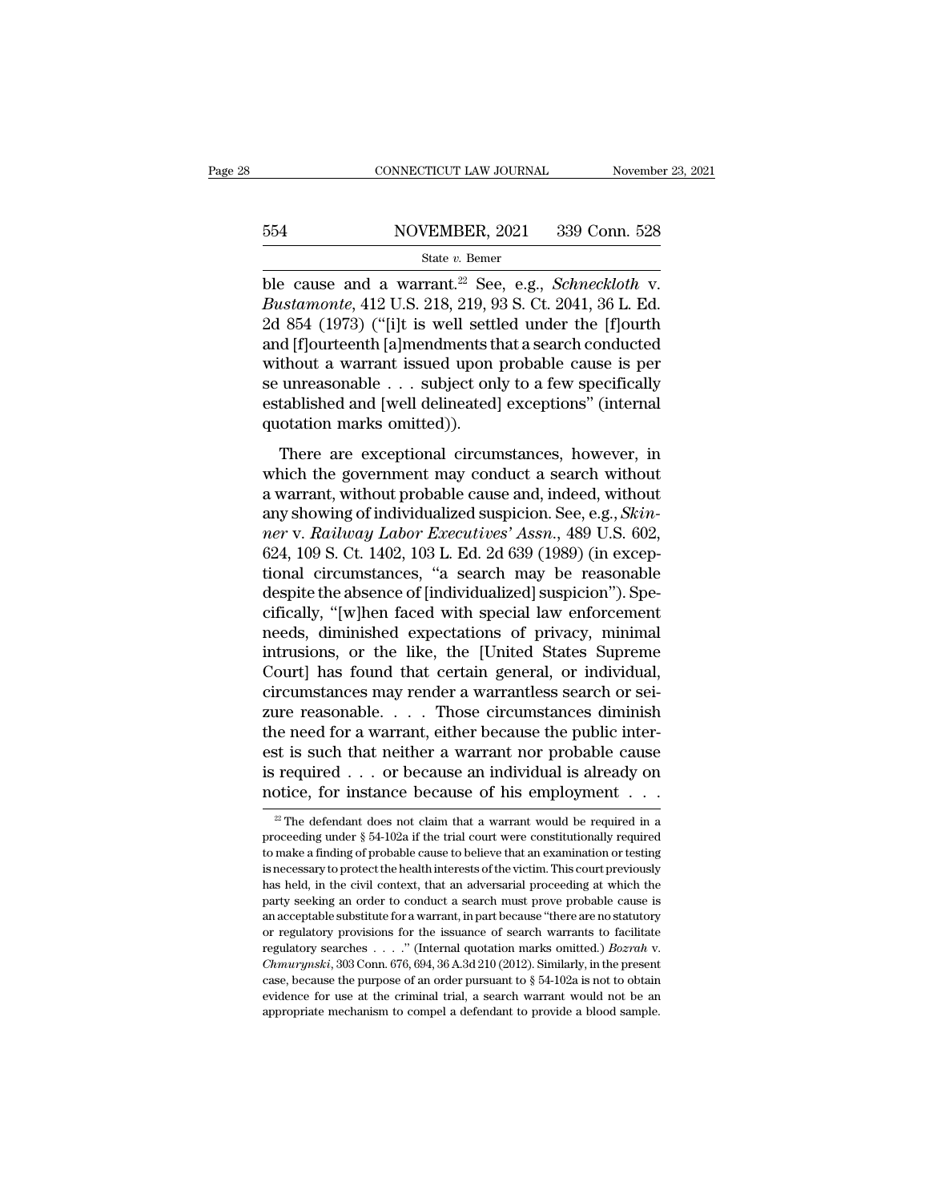ble cause and a warrant.[22] See, e.g., *Schneckloth* v. *Bustamonte*, 412 U.S. 218, 219, 93 S. Ct. 2041, 36 L. Ed. 2d 854 (1973) ("[i]t is well settled under the [f]ourth and [f]ourteenth [a]mendments that a search conducted without a warrant issued upon probable cause is per se unreasonable . . . subject only to a few specifically established and [well delineated] exceptions" (internal quotation marks omitted)).

There are exceptional circumstances, however, in which the government may conduct a search without a warrant, without probable cause and, indeed, without any showing of individualized suspicion. See, e.g., *Skinner* v. *Railway Labor Executives' Assn.*, 489 U.S. 602, 624, 109 S. Ct. 1402, 103 L. Ed. 2d 639 (1989) (in exceptional circumstances, "a search may be reasonable despite the absence of [individualized] suspicion"). Specifically, "[w]hen faced with special law enforcement needs, diminished expectations of privacy, minimal intrusions, or the like, the [United States Supreme Court] has found that certain general, or individual, circumstances may render a warrantless search or seizure reasonable. . . . Those circumstances diminish the need for a warrant, either because the public interest is such that neither a warrant nor probable cause is required . . . or because an individual is already on notice, for instance because of his employment . . .

[22] The defendant does not claim that a warrant would be required in a proceeding under § 54-102a if the trial court were constitutionally required to make a finding of probable cause to believe that an examination or testing is necessary to protect the health interests of the victim. This court previously has held, in the civil context, that an adversarial proceeding at which the party seeking an order to conduct a search must prove probable cause is an acceptable substitute for a warrant, in part because "there are no statutory or regulatory provisions for the issuance of search warrants to facilitate regulatory searches . . . ." (Internal quotation marks omitted.) *Bozrah* v. *Chmurynski*, 303 Conn. 676, 694, 36 A.3d 210 (2012). Similarly, in the present case, because the purpose of an order pursuant to § 54-102a is not to obtain evidence for use at the criminal trial, a search warrant would not be an appropriate mechanism to compel a defendant to provide a blood sample.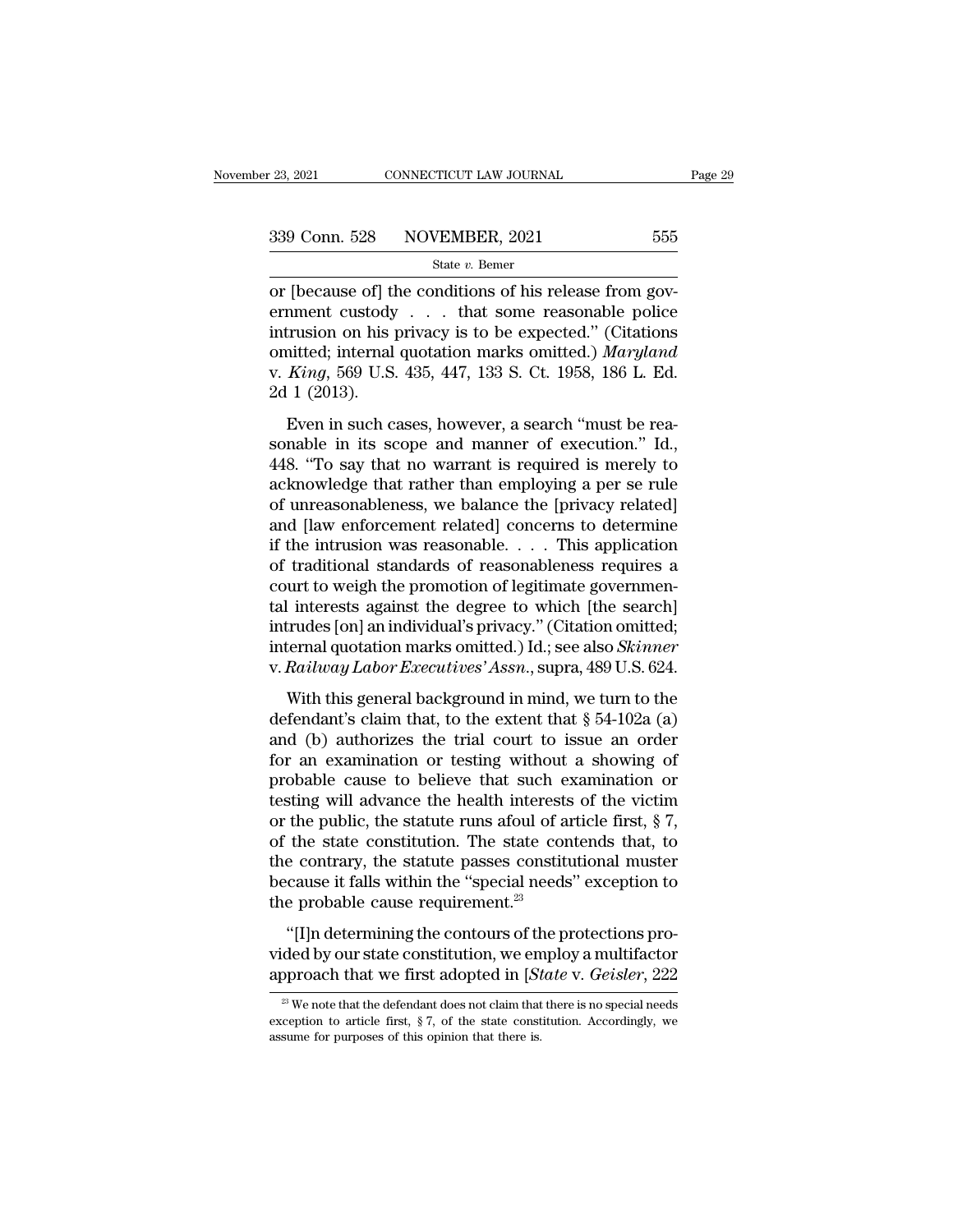or [because of] the conditions of his release from government custody . . . that some reasonable police intrusion on his privacy is to be expected." (Citations omitted; internal quotation marks omitted.) *Maryland* v. *King*, 569 U.S. 435, 447, 133 S. Ct. 1958, 186 L. Ed. 2d 1 (2013).

Even in such cases, however, a search "must be reasonable in its scope and manner of execution." Id., 448. "To say that no warrant is required is merely to acknowledge that rather than employing a per se rule of unreasonableness, we balance the [privacy related] and [law enforcement related] concerns to determine if the intrusion was reasonable. . . . This application of traditional standards of reasonableness requires a court to weigh the promotion of legitimate governmental interests against the degree to which [the search] intrudes [on] an individual's privacy." (Citation omitted; internal quotation marks omitted.) Id.; see also *Skinner* v. *Railway Labor Executives' Assn.*, supra, 489 U.S. 624.

With this general background in mind, we turn to the defendant's claim that, to the extent that § 54-102a (a) and (b) authorizes the trial court to issue an order for an examination or testing without a showing of probable cause to believe that such examination or testing will advance the health interests of the victim or the public, the statute runs afoul of article first, § 7, of the state constitution. The state contends that, to the contrary, the statute passes constitutional muster because it falls within the "special needs" exception to the probable cause requirement.[23]

"[I]n determining the contours of the protections provided by our state constitution, we employ a multifactor approach that we first adopted in [*State* v. *Geisler*, 222

[23] We note that the defendant does not claim that there is no special needs exception to article first, § 7, of the state constitution. Accordingly, we assume for purposes of this opinion that there is.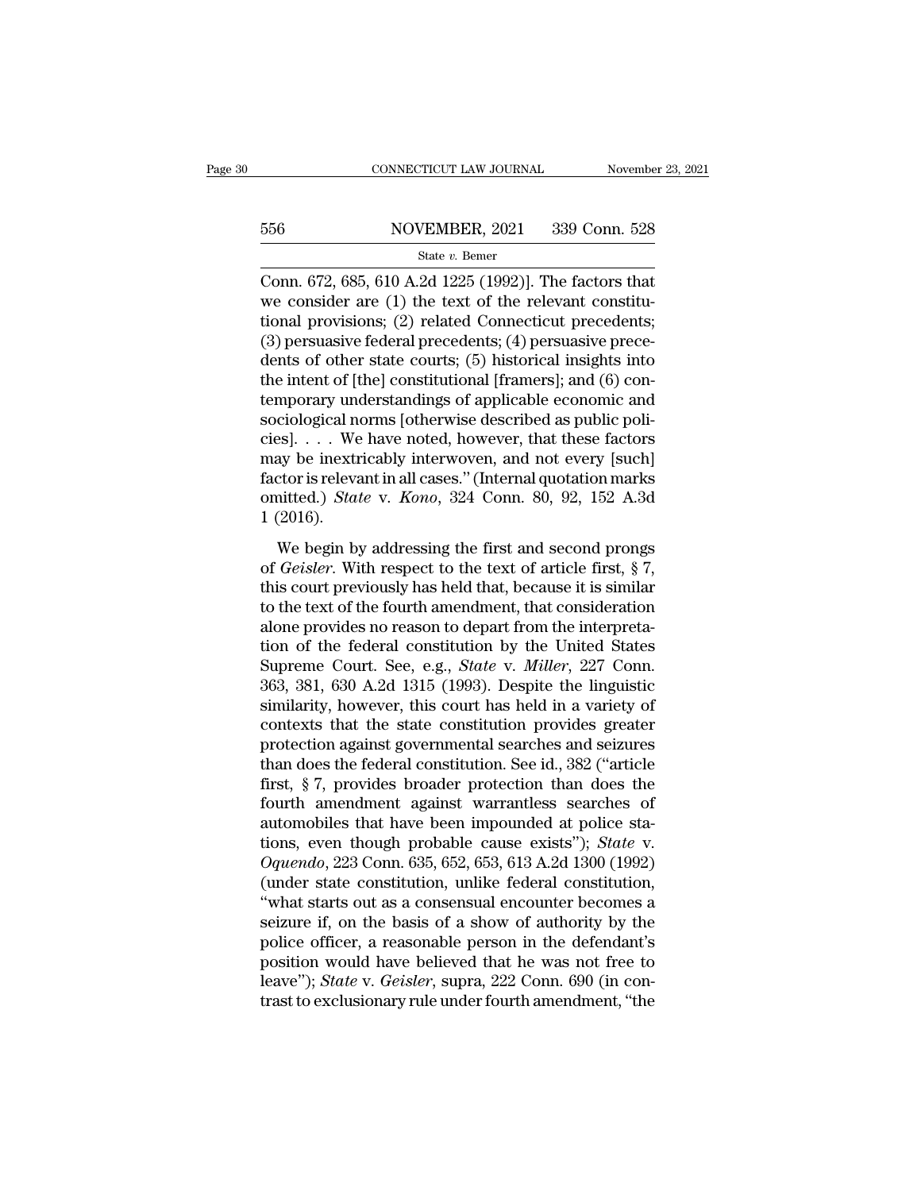Conn. 672, 685, 610 A.2d 1225 (1992)]. The factors that we consider are (1) the text of the relevant constitutional provisions; (2) related Connecticut precedents; (3) persuasive federal precedents; (4) persuasive precedents of other state courts; (5) historical insights into the intent of [the] constitutional [framers]; and (6) contemporary understandings of applicable economic and sociological norms [otherwise described as public policies]. . . . We have noted, however, that these factors may be inextricably interwoven, and not every [such] factor is relevant in all cases." (Internal quotation marks omitted.) *State* v. *Kono*, 324 Conn. 80, 92, 152 A.3d 1 (2016).

We begin by addressing the first and second prongs of *Geisler*. With respect to the text of article first, § 7, this court previously has held that, because it is similar to the text of the fourth amendment, that consideration alone provides no reason to depart from the interpretation of the federal constitution by the United States Supreme Court. See, e.g., *State* v. *Miller*, 227 Conn. 363, 381, 630 A.2d 1315 (1993). Despite the linguistic similarity, however, this court has held in a variety of contexts that the state constitution provides greater protection against governmental searches and seizures than does the federal constitution. See id., 382 ("article first, § 7, provides broader protection than does the fourth amendment against warrantless searches of automobiles that have been impounded at police stations, even though probable cause exists"); *State* v. *Oquendo*, 223 Conn. 635, 652, 653, 613 A.2d 1300 (1992) (under state constitution, unlike federal constitution, "what starts out as a consensual encounter becomes a seizure if, on the basis of a show of authority by the police officer, a reasonable person in the defendant's position would have believed that he was not free to leave"); *State* v. *Geisler*, supra, 222 Conn. 690 (in contrast to exclusionary rule under fourth amendment, "the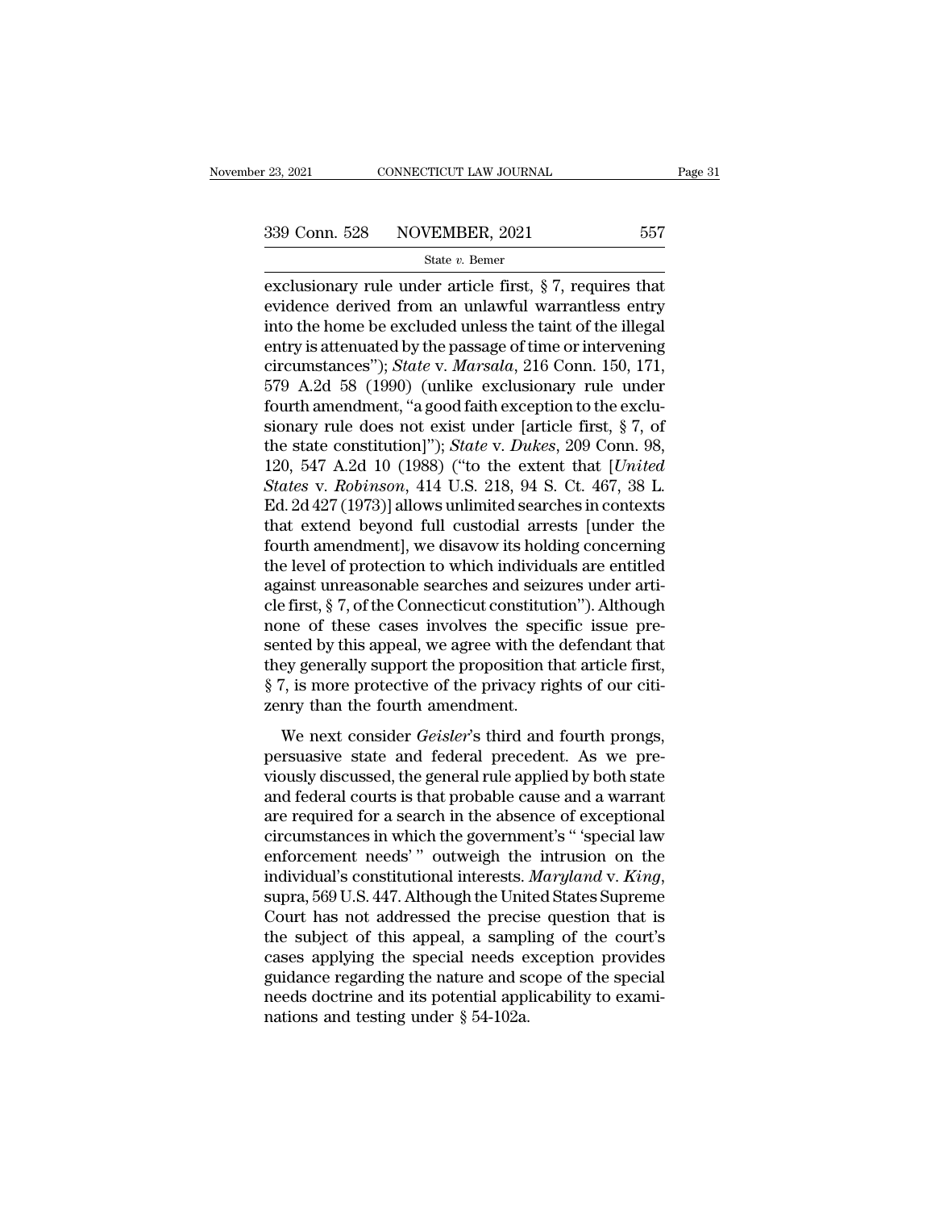exclusionary rule under article first, § 7, requires that evidence derived from an unlawful warrantless entry into the home be excluded unless the taint of the illegal entry is attenuated by the passage of time or intervening circumstances"); *State* v. *Marsala*, 216 Conn. 150, 171, 579 A.2d 58 (1990) (unlike exclusionary rule under fourth amendment, "a good faith exception to the exclusionary rule does not exist under [article first, § 7, of the state constitution]"); *State* v. *Dukes*, 209 Conn. 98, 120, 547 A.2d 10 (1988) ("to the extent that [*United States* v. *Robinson*, 414 U.S. 218, 94 S. Ct. 467, 38 L. Ed. 2d 427 (1973)] allows unlimited searches in contexts that extend beyond full custodial arrests [under the fourth amendment], we disavow its holding concerning the level of protection to which individuals are entitled against unreasonable searches and seizures under article first, § 7, of the Connecticut constitution"). Although none of these cases involves the specific issue presented by this appeal, we agree with the defendant that they generally support the proposition that article first, § 7, is more protective of the privacy rights of our citizenry than the fourth amendment.

We next consider *Geisler*'s third and fourth prongs, persuasive state and federal precedent. As we previously discussed, the general rule applied by both state and federal courts is that probable cause and a warrant are required for a search in the absence of exceptional circumstances in which the government's " 'special law enforcement needs' " outweigh the intrusion on the individual's constitutional interests. *Maryland* v. *King*, supra, 569 U.S. 447. Although the United States Supreme Court has not addressed the precise question that is the subject of this appeal, a sampling of the court's cases applying the special needs exception provides guidance regarding the nature and scope of the special needs doctrine and its potential applicability to examinations and testing under § 54-102a.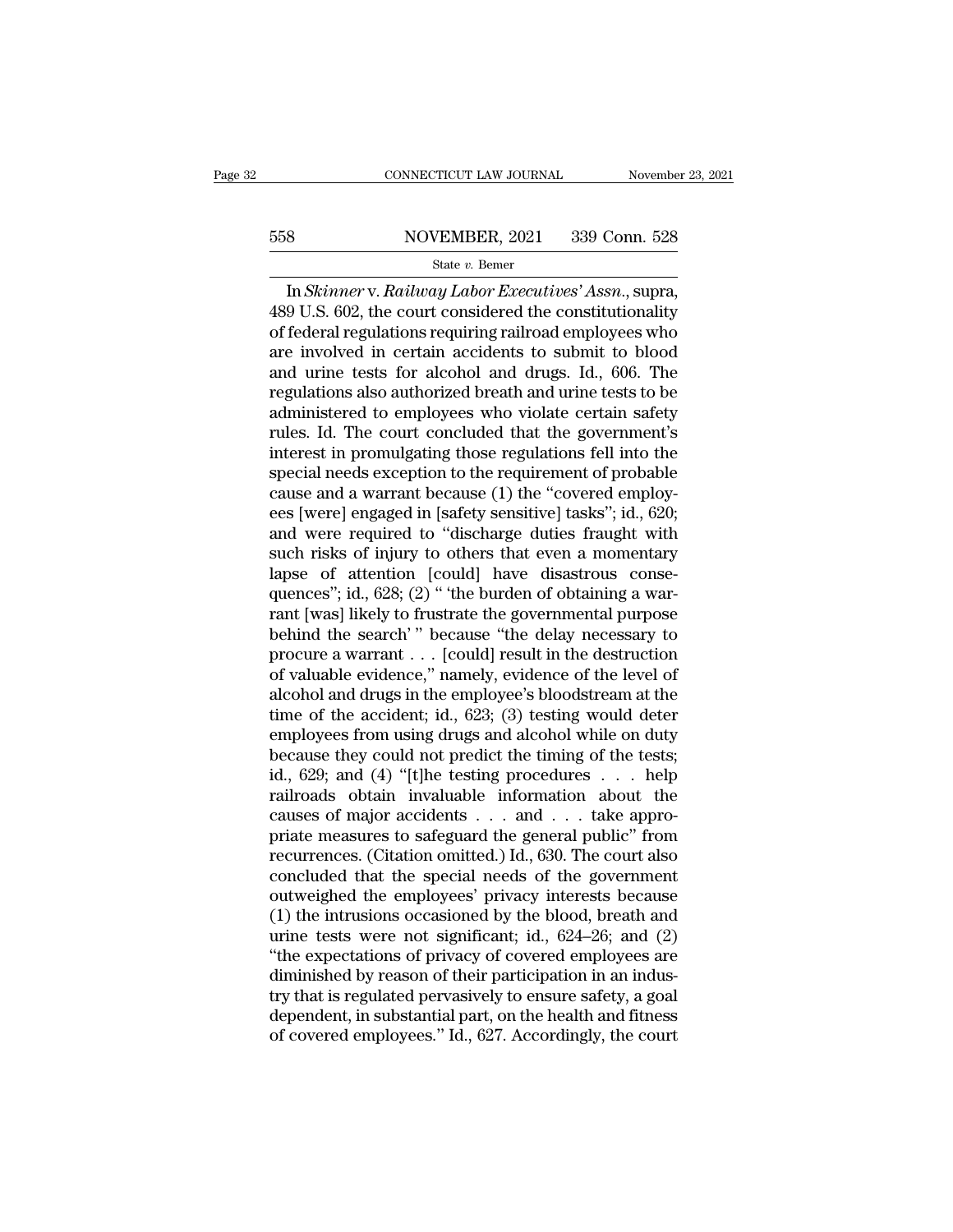In *Skinner* v. *Railway Labor Executives' Assn*., supra, 489 U.S. 602, the court considered the constitutionality of federal regulations requiring railroad employees who are involved in certain accidents to submit to blood and urine tests for alcohol and drugs. Id., 606. The regulations also authorized breath and urine tests to be administered to employees who violate certain safety rules. Id. The court concluded that the government's interest in promulgating those regulations fell into the special needs exception to the requirement of probable cause and a warrant because (1) the "covered employees [were] engaged in [safety sensitive] tasks"; id., 620; and were required to "discharge duties fraught with such risks of injury to others that even a momentary lapse of attention [could] have disastrous consequences"; id., 628; (2) " 'the burden of obtaining a warrant [was] likely to frustrate the governmental purpose behind the search' " because "the delay necessary to procure a warrant . . . [could] result in the destruction of valuable evidence," namely, evidence of the level of alcohol and drugs in the employee's bloodstream at the time of the accident; id., 623; (3) testing would deter employees from using drugs and alcohol while on duty because they could not predict the timing of the tests; id., 629; and (4) "[t]he testing procedures . . . help railroads obtain invaluable information about the causes of major accidents . . . and . . . take appropriate measures to safeguard the general public" from recurrences. (Citation omitted.) Id., 630. The court also concluded that the special needs of the government outweighed the employees' privacy interests because (1) the intrusions occasioned by the blood, breath and urine tests were not significant; id., 624–26; and (2) "the expectations of privacy of covered employees are diminished by reason of their participation in an industry that is regulated pervasively to ensure safety, a goal dependent, in substantial part, on the health and fitness of covered employees." Id., 627. Accordingly, the court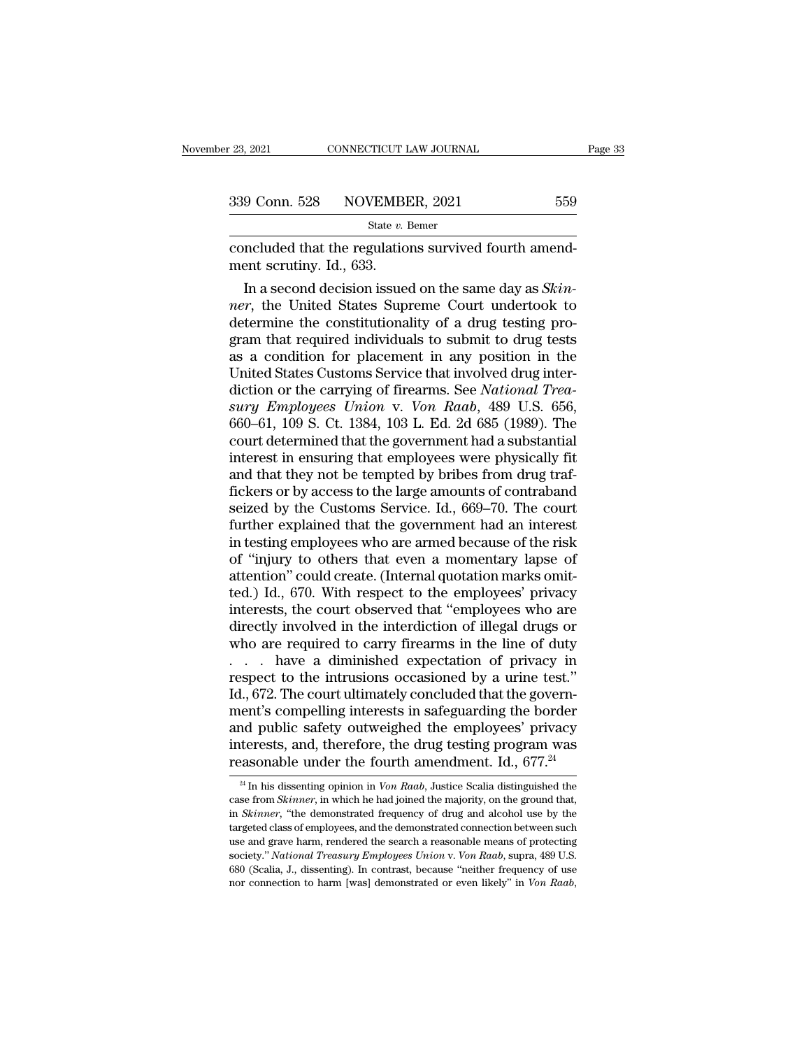concluded that the regulations survived fourth amendment scrutiny. Id., 633.

In a second decision issued on the same day as *Skinner*, the United States Supreme Court undertook to determine the constitutionality of a drug testing program that required individuals to submit to drug tests as a condition for placement in any position in the United States Customs Service that involved drug interdiction or the carrying of firearms. See *National Treasury Employees Union* v. *Von Raab*, 489 U.S. 656, 660–61, 109 S. Ct. 1384, 103 L. Ed. 2d 685 (1989). The court determined that the government had a substantial interest in ensuring that employees were physically fit and that they not be tempted by bribes from drug traffickers or by access to the large amounts of contraband seized by the Customs Service. Id., 669–70. The court further explained that the government had an interest in testing employees who are armed because of the risk of "injury to others that even a momentary lapse of attention" could create. (Internal quotation marks omitted.) Id., 670. With respect to the employees' privacy interests, the court observed that "employees who are directly involved in the interdiction of illegal drugs or who are required to carry firearms in the line of duty . . . have a diminished expectation of privacy in respect to the intrusions occasioned by a urine test." Id., 672. The court ultimately concluded that the government's compelling interests in safeguarding the border and public safety outweighed the employees' privacy interests, and, therefore, the drug testing program was reasonable under the fourth amendment. Id., 677.[24]

[24] In his dissenting opinion in *Von Raab*, Justice Scalia distinguished the case from *Skinner*, in which he had joined the majority, on the ground that, in *Skinner*, "the demonstrated frequency of drug and alcohol use by the targeted class of employees, and the demonstrated connection between such use and grave harm, rendered the search a reasonable means of protecting society." *National Treasury Employees Union* v. *Von Raab*, supra, 489 U.S. 680 (Scalia, J., dissenting). In contrast, because "neither frequency of use nor connection to harm [was] demonstrated or even likely" in *Von Raab*,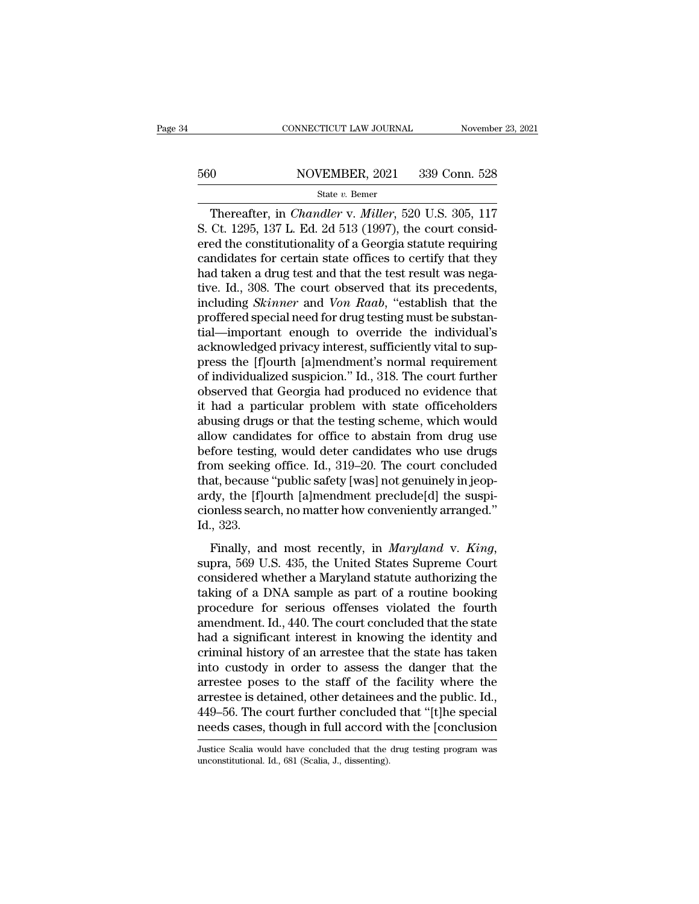Thereafter, in *Chandler* v. *Miller*, 520 U.S. 305, 117 S. Ct. 1295, 137 L. Ed. 2d 513 (1997), the court considered the constitutionality of a Georgia statute requiring candidates for certain state offices to certify that they had taken a drug test and that the test result was negative. Id., 308. The court observed that its precedents, including *Skinner* and *Von Raab*, "establish that the proffered special need for drug testing must be substantial—important enough to override the individual's acknowledged privacy interest, sufficiently vital to suppress the [f]ourth [a]mendment's normal requirement of individualized suspicion." Id., 318. The court further observed that Georgia had produced no evidence that it had a particular problem with state officeholders abusing drugs or that the testing scheme, which would allow candidates for office to abstain from drug use before testing, would deter candidates who use drugs from seeking office. Id., 319–20. The court concluded that, because "public safety [was] not genuinely in jeopardy, the [f]ourth [a]mendment preclude[d] the suspicionless search, no matter how conveniently arranged." Id., 323.

Finally, and most recently, in *Maryland* v. *King*, supra, 569 U.S. 435, the United States Supreme Court considered whether a Maryland statute authorizing the taking of a DNA sample as part of a routine booking procedure for serious offenses violated the fourth amendment. Id., 440. The court concluded that the state had a significant interest in knowing the identity and criminal history of an arrestee that the state has taken into custody in order to assess the danger that the arrestee poses to the staff of the facility where the arrestee is detained, other detainees and the public. Id., 449–56. The court further concluded that "[t]he special needs cases, though in full accord with the [conclusion

Justice Scalia would have concluded that the drug testing program was unconstitutional. Id., 681 (Scalia, J., dissenting).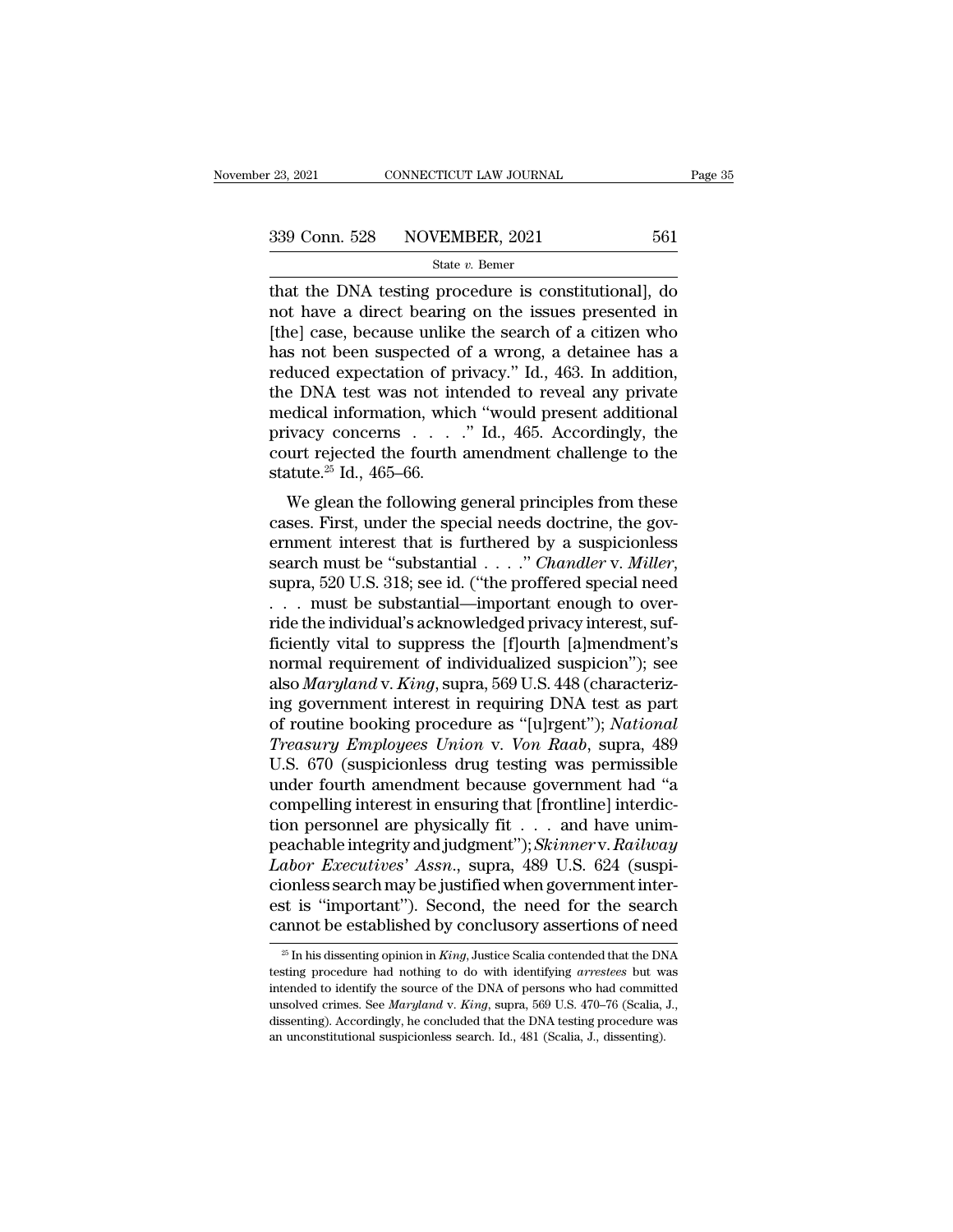that the DNA testing procedure is constitutional], do not have a direct bearing on the issues presented in [the] case, because unlike the search of a citizen who has not been suspected of a wrong, a detainee has a reduced expectation of privacy." Id., 463. In addition, the DNA test was not intended to reveal any private medical information, which "would present additional privacy concerns . . . ." Id., 465. Accordingly, the court rejected the fourth amendment challenge to the statute.[25] Id., 465–66.

We glean the following general principles from these cases. First, under the special needs doctrine, the government interest that is furthered by a suspicionless search must be "substantial . . . ." *Chandler* v. *Miller*, supra, 520 U.S. 318; see id. ("the proffered special need . . . must be substantial—important enough to override the individual's acknowledged privacy interest, sufficiently vital to suppress the [f]ourth [a]mendment's normal requirement of individualized suspicion"); see also *Maryland* v. *King*, supra, 569 U.S. 448 (characterizing government interest in requiring DNA test as part of routine booking procedure as "[u]rgent"); *National Treasury Employees Union* v. *Von Raab*, supra, 489 U.S. 670 (suspicionless drug testing was permissible under fourth amendment because government had "a compelling interest in ensuring that [frontline] interdiction personnel are physically fit . . . and have unimpeachable integrity and judgment"); *Skinner* v. *Railway Labor Executives' Assn.*, supra, 489 U.S. 624 (suspicionless search may be justified when government interest is "important"). Second, the need for the search cannot be established by conclusory assertions of need

---

[25] In his dissenting opinion in *King*, Justice Scalia contended that the DNA testing procedure had nothing to do with identifying *arrestees* but was intended to identify the source of the DNA of persons who had committed unsolved crimes. See *Maryland* v. *King*, supra, 569 U.S. 470–76 (Scalia, J., dissenting). Accordingly, he concluded that the DNA testing procedure was an unconstitutional suspicionless search. Id., 481 (Scalia, J., dissenting).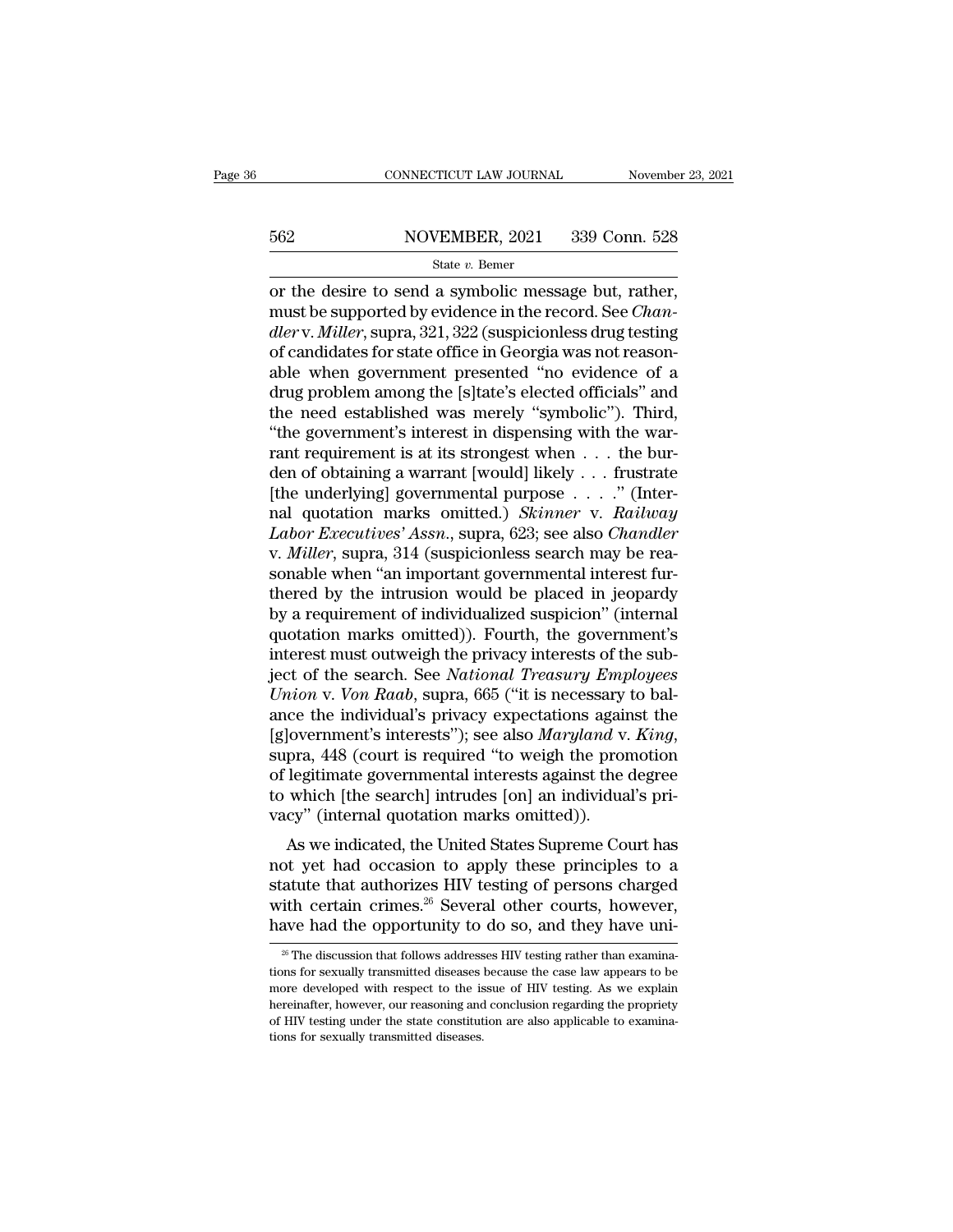or the desire to send a symbolic message but, rather, must be supported by evidence in the record. See *Chandler* v. *Miller*, supra, 321, 322 (suspicionless drug testing of candidates for state office in Georgia was not reasonable when government presented "no evidence of a drug problem among the [s]tate's elected officials" and the need established was merely "symbolic"). Third, "the government's interest in dispensing with the warrant requirement is at its strongest when . . . the burden of obtaining a warrant [would] likely . . . frustrate [the underlying] governmental purpose . . . ." (Internal quotation marks omitted.) *Skinner* v. *Railway Labor Executives' Assn.*, supra, 623; see also *Chandler* v. *Miller*, supra, 314 (suspicionless search may be reasonable when "an important governmental interest furthered by the intrusion would be placed in jeopardy by a requirement of individualized suspicion" (internal quotation marks omitted)). Fourth, the government's interest must outweigh the privacy interests of the subject of the search. See *National Treasury Employees Union* v. *Von Raab*, supra, 665 ("it is necessary to balance the individual's privacy expectations against the [g]overnment's interests"); see also *Maryland* v. *King*, supra, 448 (court is required "to weigh the promotion of legitimate governmental interests against the degree to which [the search] intrudes [on] an individual's privacy" (internal quotation marks omitted)).

As we indicated, the United States Supreme Court has not yet had occasion to apply these principles to a statute that authorizes HIV testing of persons charged with certain crimes.[26] Several other courts, however, have had the opportunity to do so, and they have uni-

[26] The discussion that follows addresses HIV testing rather than examinations for sexually transmitted diseases because the case law appears to be more developed with respect to the issue of HIV testing. As we explain hereinafter, however, our reasoning and conclusion regarding the propriety of HIV testing under the state constitution are also applicable to examinations for sexually transmitted diseases.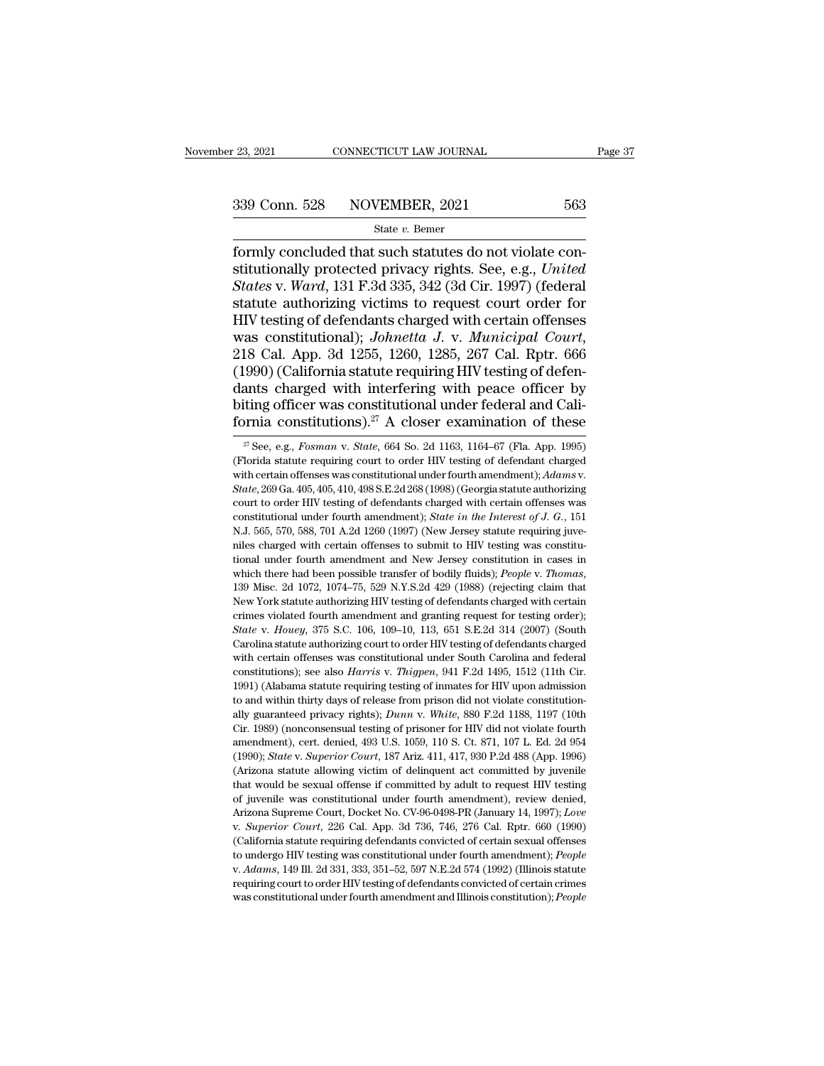formly concluded that such statutes do not violate constitutionally protected privacy rights. See, e.g., *United States* v. *Ward*, 131 F.3d 335, 342 (3d Cir. 1997) (federal statute authorizing victims to request court order for HIV testing of defendants charged with certain offenses was constitutional); *Johnetta J.* v. *Municipal Court*, 218 Cal. App. 3d 1255, 1260, 1285, 267 Cal. Rptr. 666 (1990) (California statute requiring HIV testing of defendants charged with interfering with peace officer by biting officer was constitutional under federal and California constitutions).[27] A closer examination of these

[27] See, e.g., *Fosman* v. *State*, 664 So. 2d 1163, 1164–67 (Fla. App. 1995) (Florida statute requiring court to order HIV testing of defendant charged with certain offenses was constitutional under fourth amendment); *Adams* v. *State*, 269 Ga. 405, 405, 410, 498 S.E.2d 268 (1998) (Georgia statute authorizing court to order HIV testing of defendants charged with certain offenses was constitutional under fourth amendment); *State in the Interest of J. G.*, 151 N.J. 565, 570, 588, 701 A.2d 1260 (1997) (New Jersey statute requiring juveniles charged with certain offenses to submit to HIV testing was constitutional under fourth amendment and New Jersey constitution in cases in which there had been possible transfer of bodily fluids); *People* v. *Thomas*, 139 Misc. 2d 1072, 1074–75, 529 N.Y.S.2d 429 (1988) (rejecting claim that New York statute authorizing HIV testing of defendants charged with certain crimes violated fourth amendment and granting request for testing order); *State* v. *Houey*, 375 S.C. 106, 109–10, 113, 651 S.E.2d 314 (2007) (South Carolina statute authorizing court to order HIV testing of defendants charged with certain offenses was constitutional under South Carolina and federal constitutions); see also *Harris* v. *Thigpen*, 941 F.2d 1495, 1512 (11th Cir. 1991) (Alabama statute requiring testing of inmates for HIV upon admission to and within thirty days of release from prison did not violate constitutionally guaranteed privacy rights); *Dunn* v. *White*, 880 F.2d 1188, 1197 (10th Cir. 1989) (nonconsensual testing of prisoner for HIV did not violate fourth amendment), cert. denied, 493 U.S. 1059, 110 S. Ct. 871, 107 L. Ed. 2d 954 (1990); *State* v. *Superior Court*, 187 Ariz. 411, 417, 930 P.2d 488 (App. 1996) (Arizona statute allowing victim of delinquent act committed by juvenile that would be sexual offense if committed by adult to request HIV testing of juvenile was constitutional under fourth amendment), review denied, Arizona Supreme Court, Docket No. CV-96-0498-PR (January 14, 1997); *Love* v. *Superior Court*, 226 Cal. App. 3d 736, 746, 276 Cal. Rptr. 660 (1990) (California statute requiring defendants convicted of certain sexual offenses to undergo HIV testing was constitutional under fourth amendment); *People* v. *Adams*, 149 Ill. 2d 331, 333, 351–52, 597 N.E.2d 574 (1992) (Illinois statute requiring court to order HIV testing of defendants convicted of certain crimes was constitutional under fourth amendment and Illinois constitution); *People*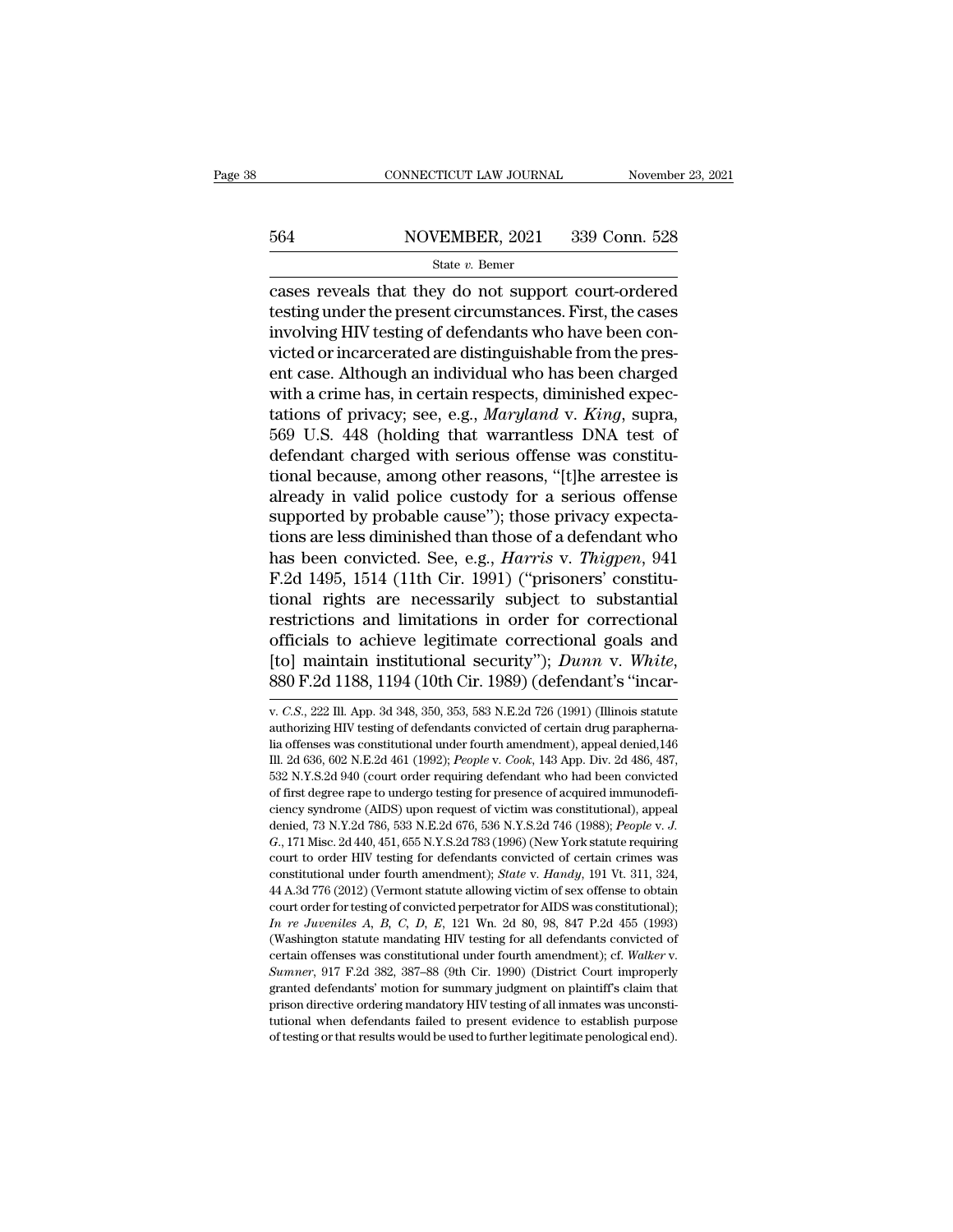cases reveals that they do not support court-ordered testing under the present circumstances. First, the cases involving HIV testing of defendants who have been convicted or incarcerated are distinguishable from the present case. Although an individual who has been charged with a crime has, in certain respects, diminished expectations of privacy; see, e.g., *Maryland* v. *King*, supra, 569 U.S. 448 (holding that warrantless DNA test of defendant charged with serious offense was constitutional because, among other reasons, "[t]he arrestee is already in valid police custody for a serious offense supported by probable cause"); those privacy expectations are less diminished than those of a defendant who has been convicted. See, e.g., *Harris* v. *Thigpen*, 941 F.2d 1495, 1514 (11th Cir. 1991) ("prisoners' constitutional rights are necessarily subject to substantial restrictions and limitations in order for correctional officials to achieve legitimate correctional goals and [to] maintain institutional security"); *Dunn* v. *White*, 880 F.2d 1188, 1194 (10th Cir. 1989) (defendant's "incar-

---

v. *C.S.*, 222 Ill. App. 3d 348, 350, 353, 583 N.E.2d 726 (1991) (Illinois statute authorizing HIV testing of defendants convicted of certain drug paraphernalia offenses was constitutional under fourth amendment), appeal denied,146 Ill. 2d 636, 602 N.E.2d 461 (1992); *People* v. *Cook*, 143 App. Div. 2d 486, 487, 532 N.Y.S.2d 940 (court order requiring defendant who had been convicted of first degree rape to undergo testing for presence of acquired immunodeficiency syndrome (AIDS) upon request of victim was constitutional), appeal denied, 73 N.Y.2d 786, 533 N.E.2d 676, 536 N.Y.S.2d 746 (1988); *People* v. *J. G.*, 171 Misc. 2d 440, 451, 655 N.Y.S.2d 783 (1996) (New York statute requiring court to order HIV testing for defendants convicted of certain crimes was constitutional under fourth amendment); *State* v. *Handy*, 191 Vt. 311, 324, 44 A.3d 776 (2012) (Vermont statute allowing victim of sex offense to obtain court order for testing of convicted perpetrator for AIDS was constitutional); *In re Juveniles A, B, C, D, E*, 121 Wn. 2d 80, 98, 847 P.2d 455 (1993) (Washington statute mandating HIV testing for all defendants convicted of certain offenses was constitutional under fourth amendment); cf. *Walker* v. *Sumner*, 917 F.2d 382, 387–88 (9th Cir. 1990) (District Court improperly granted defendants' motion for summary judgment on plaintiff's claim that prison directive ordering mandatory HIV testing of all inmates was unconstitutional when defendants failed to present evidence to establish purpose of testing or that results would be used to further legitimate penological end).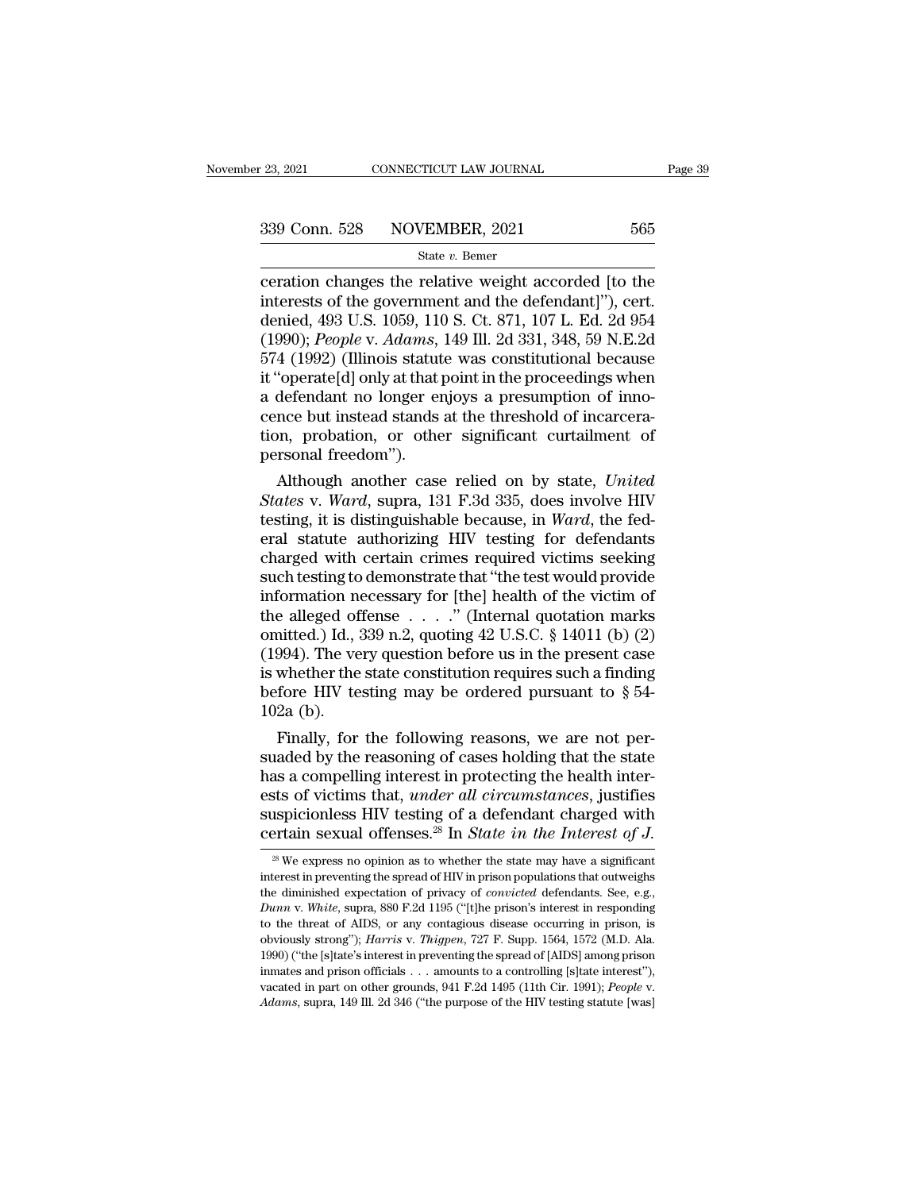ceration changes the relative weight accorded [to the interests of the government and the defendant]''), cert. denied, 493 U.S. 1059, 110 S. Ct. 871, 107 L. Ed. 2d 954 (1990); *People* v. *Adams*, 149 Ill. 2d 331, 348, 59 N.E.2d 574 (1992) (Illinois statute was constitutional because it ''operate[d] only at that point in the proceedings when a defendant no longer enjoys a presumption of innocence but instead stands at the threshold of incarceration, probation, or other significant curtailment of personal freedom'').

Although another case relied on by state, *United States* v. *Ward*, supra, 131 F.3d 335, does involve HIV testing, it is distinguishable because, in *Ward*, the federal statute authorizing HIV testing for defendants charged with certain crimes required victims seeking such testing to demonstrate that ''the test would provide information necessary for [the] health of the victim of the alleged offense . . . .'' (Internal quotation marks omitted.) Id., 339 n.2, quoting 42 U.S.C. § 14011 (b) (2) (1994). The very question before us in the present case is whether the state constitution requires such a finding before HIV testing may be ordered pursuant to § 54-102a (b).

Finally, for the following reasons, we are not persuaded by the reasoning of cases holding that the state has a compelling interest in protecting the health interests of victims that, *under all circumstances*, justifies suspicionless HIV testing of a defendant charged with certain sexual offenses.[28] In *State in the Interest of J.*

[28] We express no opinion as to whether the state may have a significant interest in preventing the spread of HIV in prison populations that outweighs the diminished expectation of privacy of *convicted* defendants. See, e.g., *Dunn* v. *White*, supra, 880 F.2d 1195 (''[t]he prison's interest in responding to the threat of AIDS, or any contagious disease occurring in prison, is obviously strong''); *Harris* v. *Thigpen*, 727 F. Supp. 1564, 1572 (M.D. Ala. 1990) (''the [s]tate's interest in preventing the spread of [AIDS] among prison inmates and prison officials . . . amounts to a controlling [s]tate interest''), vacated in part on other grounds, 941 F.2d 1495 (11th Cir. 1991); *People* v. *Adams*, supra, 149 Ill. 2d 346 (''the purpose of the HIV testing statute [was]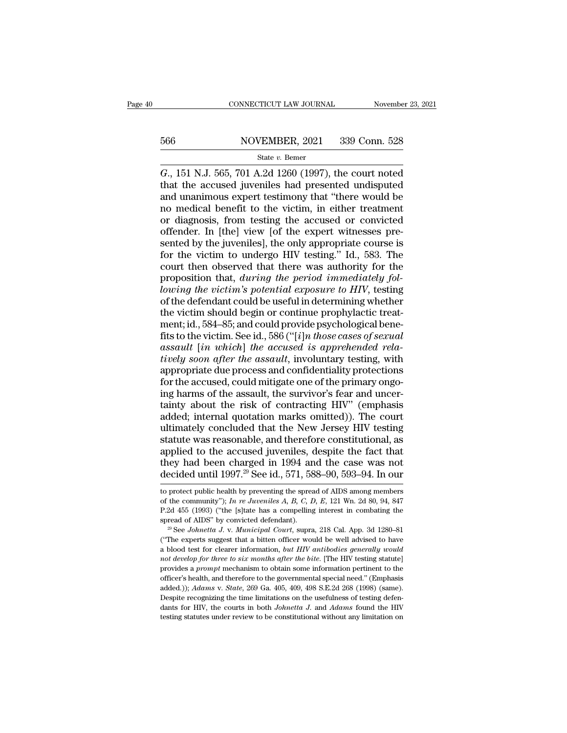*G.*, 151 N.J. 565, 701 A.2d 1260 (1997), the court noted that the accused juveniles had presented undisputed and unanimous expert testimony that "there would be no medical benefit to the victim, in either treatment or diagnosis, from testing the accused or convicted offender. In [the] view [of the expert witnesses presented by the juveniles], the only appropriate course is for the victim to undergo HIV testing." Id., 583. The court then observed that there was authority for the proposition that, *during the period immediately following the victim's potential exposure to HIV*, testing of the defendant could be useful in determining whether the victim should begin or continue prophylactic treatment; id., 584–85; and could provide psychological benefits to the victim. See id., 586 ("[*i*]*n those cases of sexual assault* [*in which*] *the accused is apprehended relatively soon after the assault*, involuntary testing, with appropriate due process and confidentiality protections for the accused, could mitigate one of the primary ongoing harms of the assault, the survivor's fear and uncertainty about the risk of contracting HIV" (emphasis added; internal quotation marks omitted)). The court ultimately concluded that the New Jersey HIV testing statute was reasonable, and therefore constitutional, as applied to the accused juveniles, despite the fact that they had been charged in 1994 and the case was not decided until 1997.[29] See id., 571, 588–90, 593–94. In our

---

to protect public health by preventing the spread of AIDS among members of the community"); *In re Juveniles A, B, C, D, E*, 121 Wn. 2d 80, 94, 847 P.2d 455 (1993) ("the [s]tate has a compelling interest in combating the spread of AIDS" by convicted defendant).

[29] See *Johnetta J.* v. *Municipal Court*, supra, 218 Cal. App. 3d 1280–81 ("The experts suggest that a bitten officer would be well advised to have a blood test for clearer information, *but HIV antibodies generally would not develop for three to six months after the bite.* [The HIV testing statute] provides a *prompt* mechanism to obtain some information pertinent to the officer's health, and therefore to the governmental special need." (Emphasis added.)); *Adams* v. *State*, 269 Ga. 405, 409, 498 S.E.2d 268 (1998) (same). Despite recognizing the time limitations on the usefulness of testing defendants for HIV, the courts in both *Johnetta J.* and *Adams* found the HIV testing statutes under review to be constitutional without any limitation on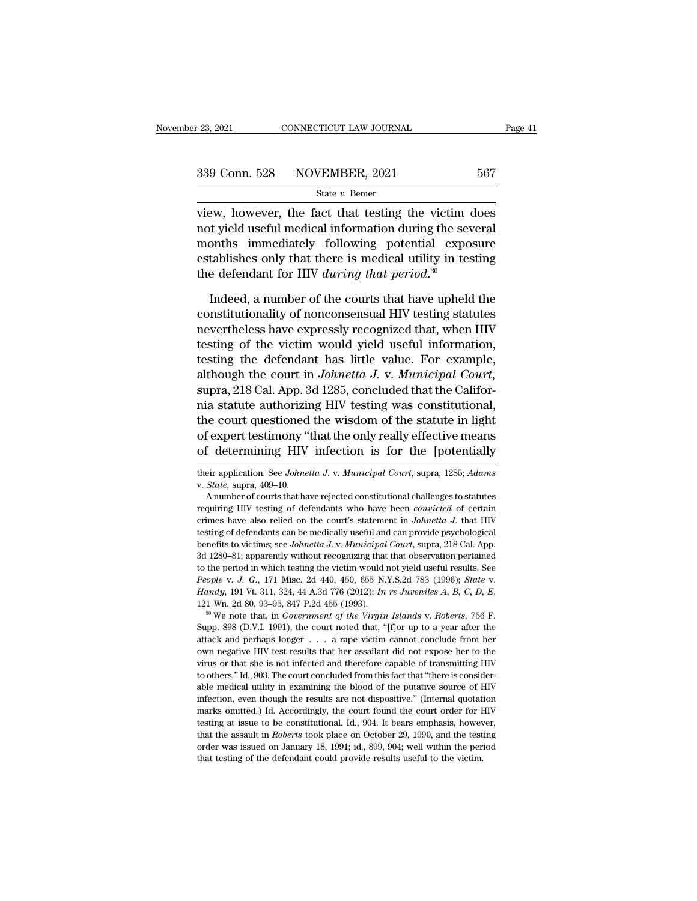view, however, the fact that testing the victim does not yield useful medical information during the several months immediately following potential exposure establishes only that there is medical utility in testing the defendant for HIV *during that period*.[30]

Indeed, a number of the courts that have upheld the constitutionality of nonconsensual HIV testing statutes nevertheless have expressly recognized that, when HIV testing of the victim would yield useful information, testing the defendant has little value. For example, although the court in *Johnetta J.* v. *Municipal Court*, supra, 218 Cal. App. 3d 1285, concluded that the California statute authorizing HIV testing was constitutional, the court questioned the wisdom of the statute in light of expert testimony "that the only really effective means of determining HIV infection is for the [potentially

their application. See *Johnetta J.* v. *Municipal Court*, supra, 1285; *Adams* v. *State*, supra, 409–10.

A number of courts that have rejected constitutional challenges to statutes requiring HIV testing of defendants who have been *convicted* of certain crimes have also relied on the court's statement in *Johnetta J.* that HIV testing of defendants can be medically useful and can provide psychological benefits to victims; see *Johnetta J.* v. *Municipal Court*, supra, 218 Cal. App. 3d 1280–81; apparently without recognizing that that observation pertained to the period in which testing the victim would not yield useful results. See *People* v. *J. G.*, 171 Misc. 2d 440, 450, 655 N.Y.S.2d 783 (1996); *State* v. *Handy*, 191 Vt. 311, 324, 44 A.3d 776 (2012); *In re Juveniles A, B, C, D, E*, 121 Wn. 2d 80, 93–95, 847 P.2d 455 (1993).

[30] We note that, in *Government of the Virgin Islands* v. *Roberts*, 756 F. Supp. 898 (D.V.I. 1991), the court noted that, "[f]or up to a year after the attack and perhaps longer . . . a rape victim cannot conclude from her own negative HIV test results that her assailant did not expose her to the virus or that she is not infected and therefore capable of transmitting HIV to others." Id., 903. The court concluded from this fact that "there is considerable medical utility in examining the blood of the putative source of HIV infection, even though the results are not dispositive." (Internal quotation marks omitted.) Id. Accordingly, the court found the court order for HIV testing at issue to be constitutional. Id., 904. It bears emphasis, however, that the assault in *Roberts* took place on October 29, 1990, and the testing order was issued on January 18, 1991; id., 899, 904; well within the period that testing of the defendant could provide results useful to the victim.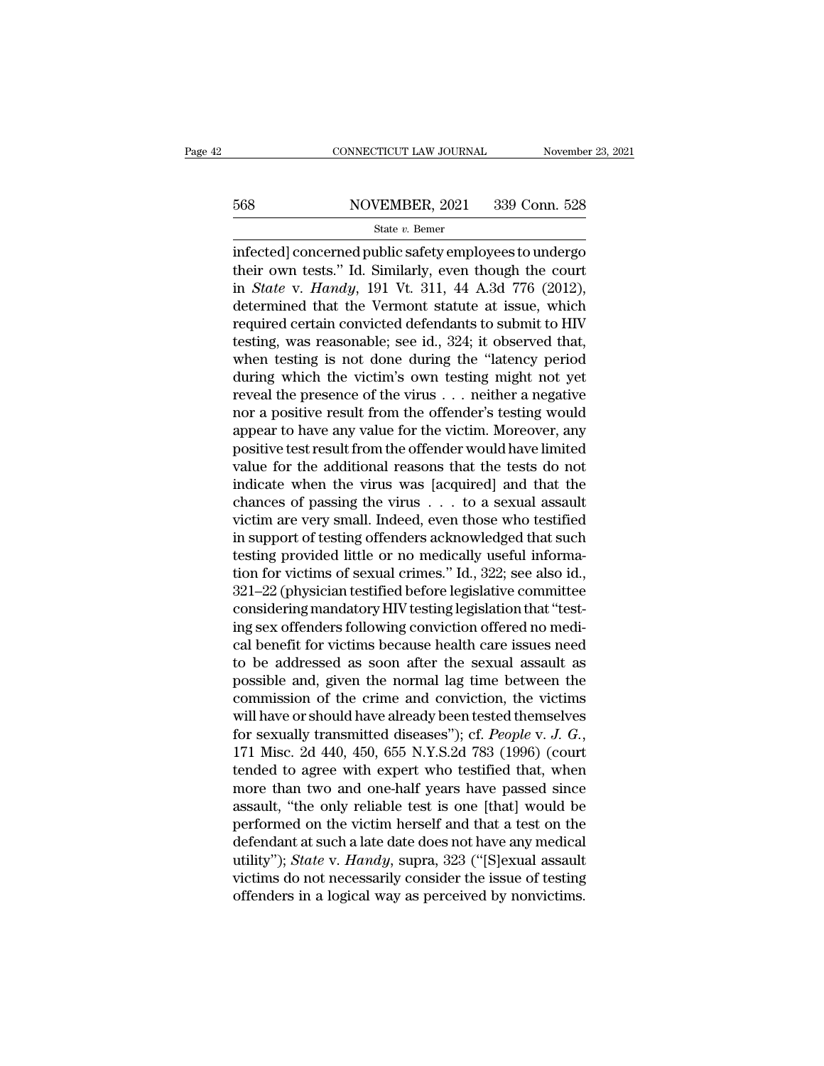infected] concerned public safety employees to undergo their own tests." Id. Similarly, even though the court in *State* v. *Handy*, 191 Vt. 311, 44 A.3d 776 (2012), determined that the Vermont statute at issue, which required certain convicted defendants to submit to HIV testing, was reasonable; see id., 324; it observed that, when testing is not done during the "latency period during which the victim's own testing might not yet reveal the presence of the virus . . . neither a negative nor a positive result from the offender's testing would appear to have any value for the victim. Moreover, any positive test result from the offender would have limited value for the additional reasons that the tests do not indicate when the virus was [acquired] and that the chances of passing the virus . . . to a sexual assault victim are very small. Indeed, even those who testified in support of testing offenders acknowledged that such testing provided little or no medically useful information for victims of sexual crimes." Id., 322; see also id., 321–22 (physician testified before legislative committee considering mandatory HIV testing legislation that "testing sex offenders following conviction offered no medical benefit for victims because health care issues need to be addressed as soon after the sexual assault as possible and, given the normal lag time between the commission of the crime and conviction, the victims will have or should have already been tested themselves for sexually transmitted diseases"); cf. *People* v. *J. G.*, 171 Misc. 2d 440, 450, 655 N.Y.S.2d 783 (1996) (court tended to agree with expert who testified that, when more than two and one-half years have passed since assault, "the only reliable test is one [that] would be performed on the victim herself and that a test on the defendant at such a late date does not have any medical utility"); *State* v. *Handy*, supra, 323 ("[S]exual assault victims do not necessarily consider the issue of testing offenders in a logical way as perceived by nonvictims.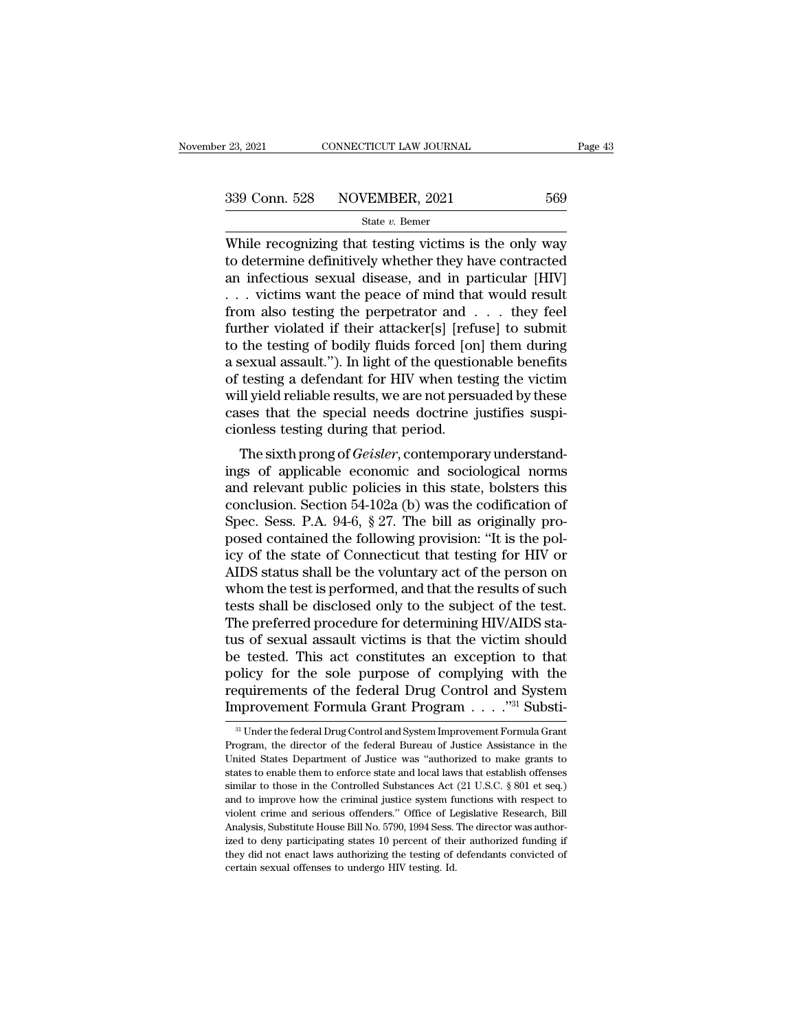While recognizing that testing victims is the only way to determine definitively whether they have contracted an infectious sexual disease, and in particular [HIV] . . . victims want the peace of mind that would result from also testing the perpetrator and . . . they feel further violated if their attacker[s] [refuse] to submit to the testing of bodily fluids forced [on] them during a sexual assault."). In light of the questionable benefits of testing a defendant for HIV when testing the victim will yield reliable results, we are not persuaded by these cases that the special needs doctrine justifies suspicionless testing during that period.

The sixth prong of *Geisler*, contemporary understandings of applicable economic and sociological norms and relevant public policies in this state, bolsters this conclusion. Section 54-102a (b) was the codification of Spec. Sess. P.A. 94-6, § 27. The bill as originally proposed contained the following provision: "It is the policy of the state of Connecticut that testing for HIV or AIDS status shall be the voluntary act of the person on whom the test is performed, and that the results of such tests shall be disclosed only to the subject of the test. The preferred procedure for determining HIV/AIDS status of sexual assault victims is that the victim should be tested. This act constitutes an exception to that policy for the sole purpose of complying with the requirements of the federal Drug Control and System Improvement Formula Grant Program . . . ."[31] Substi-

[31] Under the federal Drug Control and System Improvement Formula Grant Program, the director of the federal Bureau of Justice Assistance in the United States Department of Justice was "authorized to make grants to states to enable them to enforce state and local laws that establish offenses similar to those in the Controlled Substances Act (21 U.S.C. § 801 et seq.) and to improve how the criminal justice system functions with respect to violent crime and serious offenders." Office of Legislative Research, Bill Analysis, Substitute House Bill No. 5790, 1994 Sess. The director was authorized to deny participating states 10 percent of their authorized funding if they did not enact laws authorizing the testing of defendants convicted of certain sexual offenses to undergo HIV testing. Id.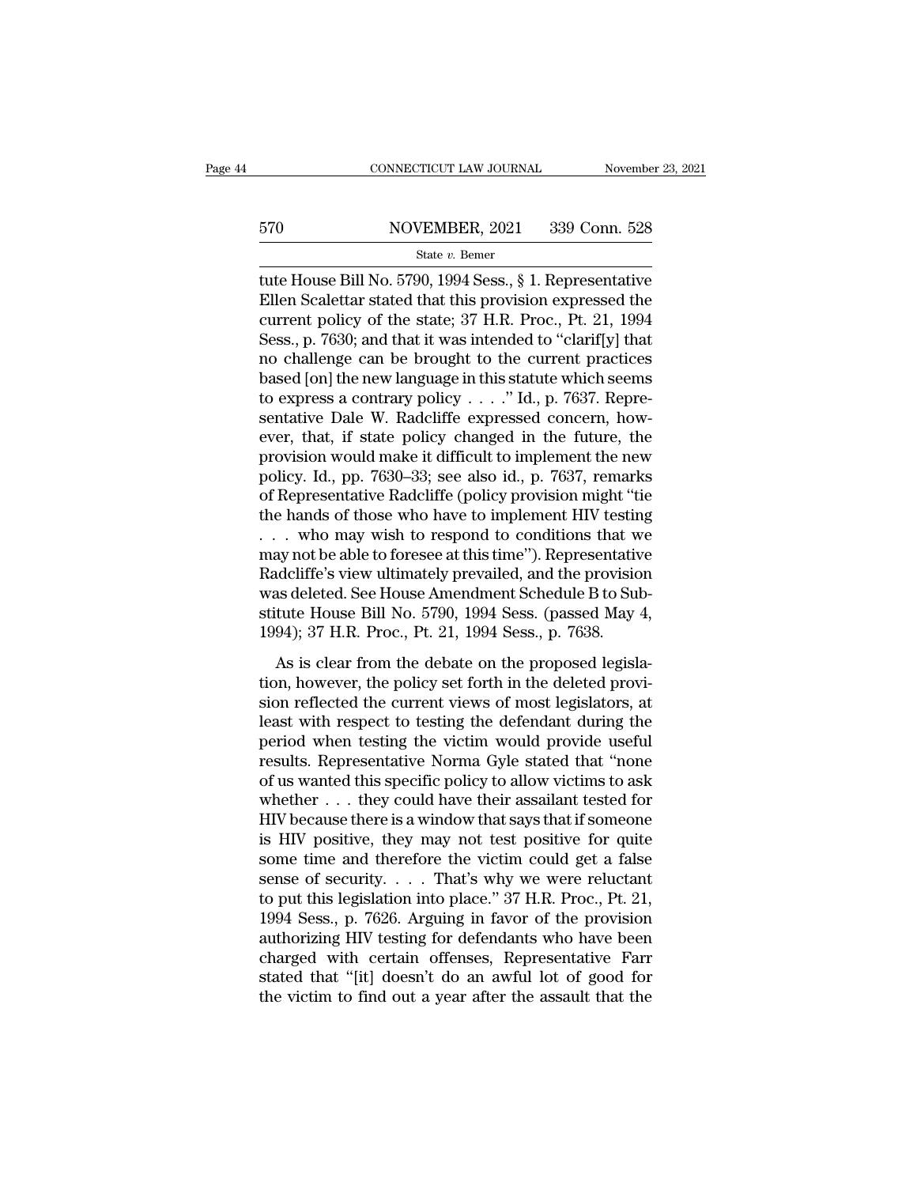tute House Bill No. 5790, 1994 Sess., § 1. Representative Ellen Scalettar stated that this provision expressed the current policy of the state; 37 H.R. Proc., Pt. 21, 1994 Sess., p. 7630; and that it was intended to "clarif[y] that no challenge can be brought to the current practices based [on] the new language in this statute which seems to express a contrary policy . . . ." Id., p. 7637. Representative Dale W. Radcliffe expressed concern, however, that, if state policy changed in the future, the provision would make it difficult to implement the new policy. Id., pp. 7630–33; see also id., p. 7637, remarks of Representative Radcliffe (policy provision might "tie the hands of those who have to implement HIV testing . . . who may wish to respond to conditions that we may not be able to foresee at this time"). Representative Radcliffe's view ultimately prevailed, and the provision was deleted. See House Amendment Schedule B to Substitute House Bill No. 5790, 1994 Sess. (passed May 4, 1994); 37 H.R. Proc., Pt. 21, 1994 Sess., p. 7638.

As is clear from the debate on the proposed legislation, however, the policy set forth in the deleted provision reflected the current views of most legislators, at least with respect to testing the defendant during the period when testing the victim would provide useful results. Representative Norma Gyle stated that "none of us wanted this specific policy to allow victims to ask whether . . . they could have their assailant tested for HIV because there is a window that says that if someone is HIV positive, they may not test positive for quite some time and therefore the victim could get a false sense of security. . . . That's why we were reluctant to put this legislation into place." 37 H.R. Proc., Pt. 21, 1994 Sess., p. 7626. Arguing in favor of the provision authorizing HIV testing for defendants who have been charged with certain offenses, Representative Farr stated that "[it] doesn't do an awful lot of good for the victim to find out a year after the assault that the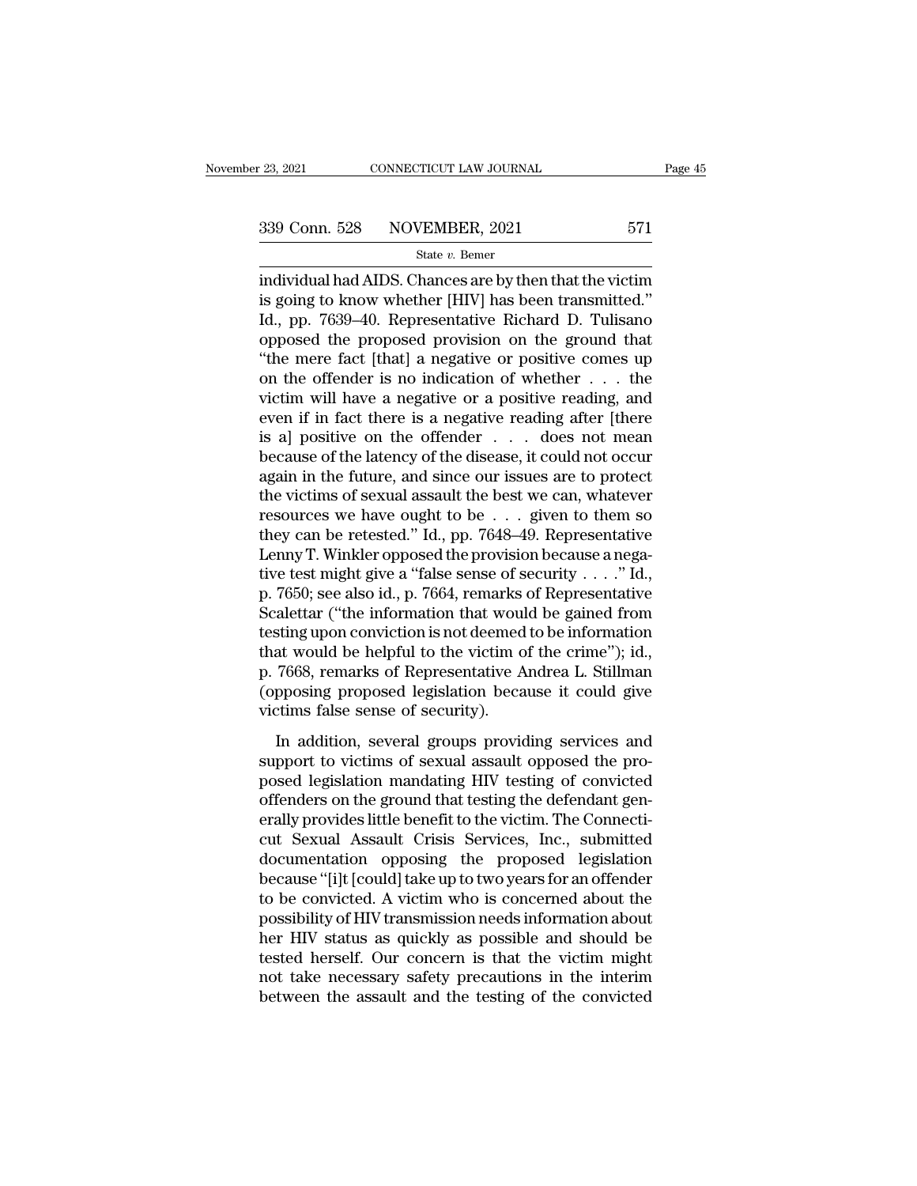individual had AIDS. Chances are by then that the victim is going to know whether [HIV] has been transmitted." Id., pp. 7639–40. Representative Richard D. Tulisano opposed the proposed provision on the ground that "the mere fact [that] a negative or positive comes up on the offender is no indication of whether . . . the victim will have a negative or a positive reading, and even if in fact there is a negative reading after [there is a] positive on the offender . . . does not mean because of the latency of the disease, it could not occur again in the future, and since our issues are to protect the victims of sexual assault the best we can, whatever resources we have ought to be . . . given to them so they can be retested." Id., pp. 7648–49. Representative Lenny T. Winkler opposed the provision because a negative test might give a "false sense of security . . . ." Id., p. 7650; see also id., p. 7664, remarks of Representative Scalettar ("the information that would be gained from testing upon conviction is not deemed to be information that would be helpful to the victim of the crime"); id., p. 7668, remarks of Representative Andrea L. Stillman (opposing proposed legislation because it could give victims false sense of security).

In addition, several groups providing services and support to victims of sexual assault opposed the proposed legislation mandating HIV testing of convicted offenders on the ground that testing the defendant generally provides little benefit to the victim. The Connecticut Sexual Assault Crisis Services, Inc., submitted documentation opposing the proposed legislation because "[i]t [could] take up to two years for an offender to be convicted. A victim who is concerned about the possibility of HIV transmission needs information about her HIV status as quickly as possible and should be tested herself. Our concern is that the victim might not take necessary safety precautions in the interim between the assault and the testing of the convicted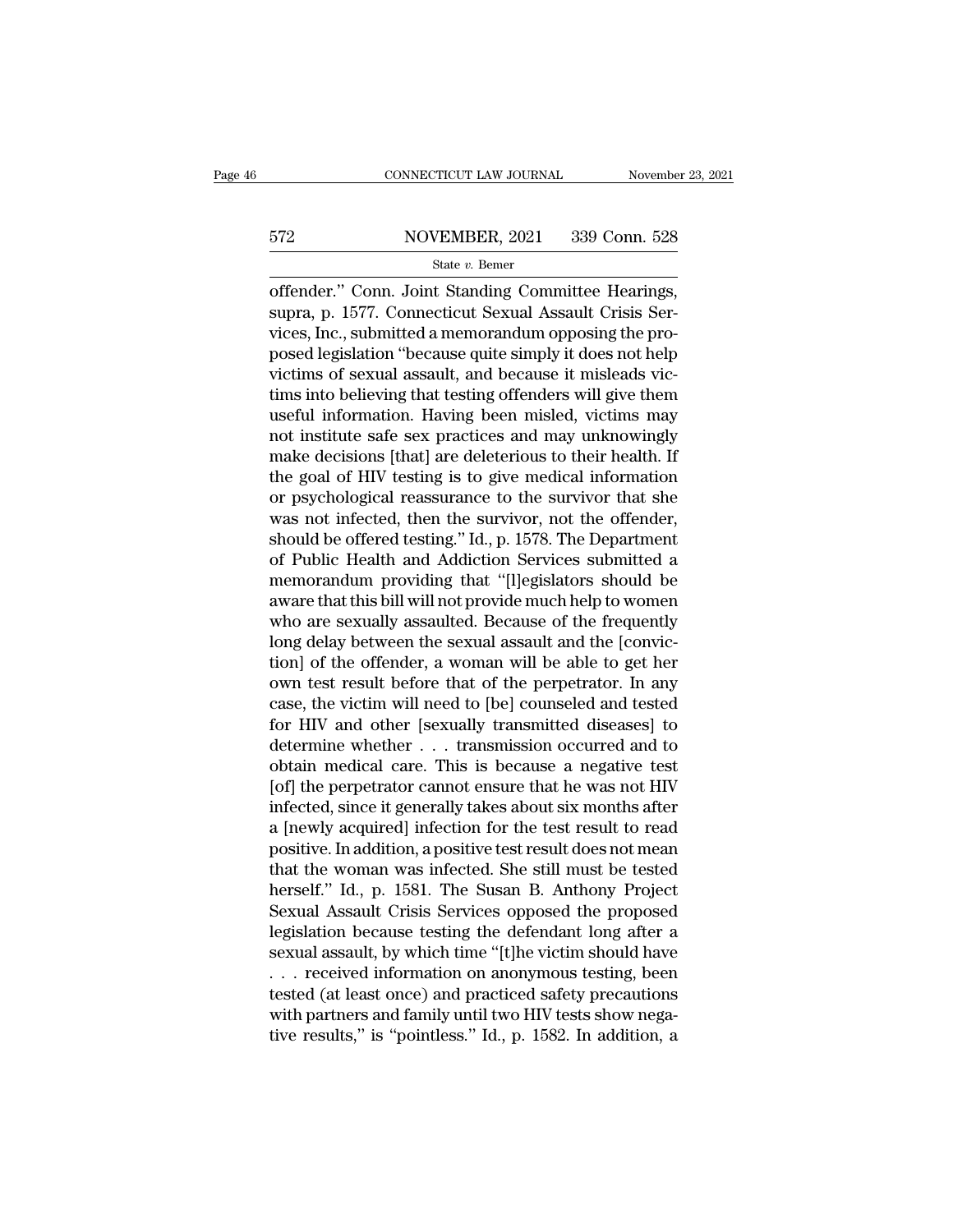offender." Conn. Joint Standing Committee Hearings, supra, p. 1577. Connecticut Sexual Assault Crisis Services, Inc., submitted a memorandum opposing the proposed legislation "because quite simply it does not help victims of sexual assault, and because it misleads victims into believing that testing offenders will give them useful information. Having been misled, victims may not institute safe sex practices and may unknowingly make decisions [that] are deleterious to their health. If the goal of HIV testing is to give medical information or psychological reassurance to the survivor that she was not infected, then the survivor, not the offender, should be offered testing." Id., p. 1578. The Department of Public Health and Addiction Services submitted a memorandum providing that "[l]egislators should be aware that this bill will not provide much help to women who are sexually assaulted. Because of the frequently long delay between the sexual assault and the [conviction] of the offender, a woman will be able to get her own test result before that of the perpetrator. In any case, the victim will need to [be] counseled and tested for HIV and other [sexually transmitted diseases] to determine whether . . . transmission occurred and to obtain medical care. This is because a negative test [of] the perpetrator cannot ensure that he was not HIV infected, since it generally takes about six months after a [newly acquired] infection for the test result to read positive. In addition, a positive test result does not mean that the woman was infected. She still must be tested herself." Id., p. 1581. The Susan B. Anthony Project Sexual Assault Crisis Services opposed the proposed legislation because testing the defendant long after a sexual assault, by which time "[t]he victim should have . . . received information on anonymous testing, been tested (at least once) and practiced safety precautions with partners and family until two HIV tests show negative results," is "pointless." Id., p. 1582. In addition, a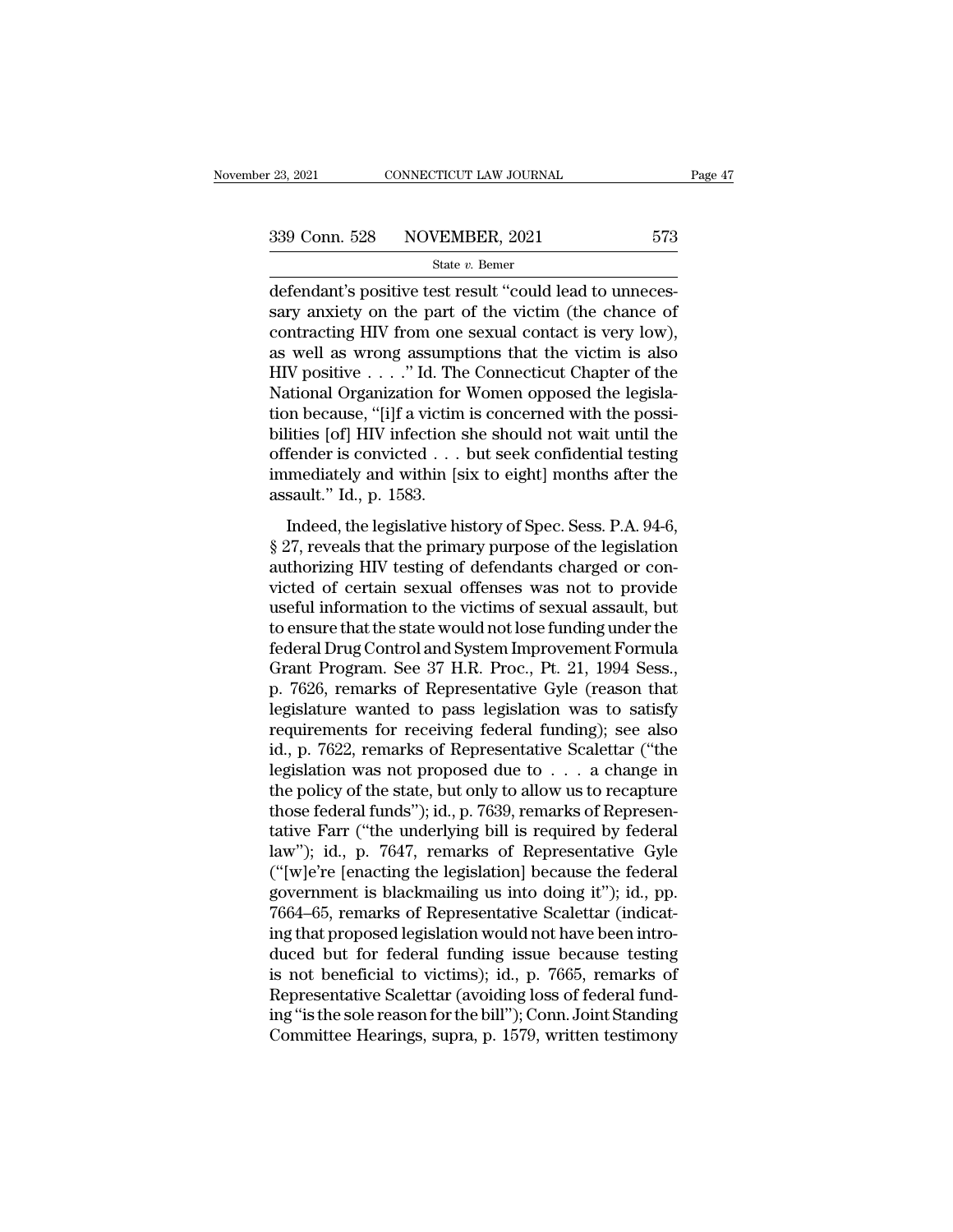defendant's positive test result "could lead to unnecessary anxiety on the part of the victim (the chance of contracting HIV from one sexual contact is very low), as well as wrong assumptions that the victim is also HIV positive . . . ." Id. The Connecticut Chapter of the National Organization for Women opposed the legislation because, "[i]f a victim is concerned with the possibilities [of] HIV infection she should not wait until the offender is convicted . . . but seek confidential testing immediately and within [six to eight] months after the assault." Id., p. 1583.

Indeed, the legislative history of Spec. Sess. P.A. 94-6, § 27, reveals that the primary purpose of the legislation authorizing HIV testing of defendants charged or convicted of certain sexual offenses was not to provide useful information to the victims of sexual assault, but to ensure that the state would not lose funding under the federal Drug Control and System Improvement Formula Grant Program. See 37 H.R. Proc., Pt. 21, 1994 Sess., p. 7626, remarks of Representative Gyle (reason that legislature wanted to pass legislation was to satisfy requirements for receiving federal funding); see also id., p. 7622, remarks of Representative Scalettar ("the legislation was not proposed due to . . . a change in the policy of the state, but only to allow us to recapture those federal funds"); id., p. 7639, remarks of Representative Farr ("the underlying bill is required by federal law"); id., p. 7647, remarks of Representative Gyle ("[w]e're [enacting the legislation] because the federal government is blackmailing us into doing it"); id., pp. 7664–65, remarks of Representative Scalettar (indicating that proposed legislation would not have been introduced but for federal funding issue because testing is not beneficial to victims); id., p. 7665, remarks of Representative Scalettar (avoiding loss of federal funding "is the sole reason for the bill"); Conn. Joint Standing Committee Hearings, supra, p. 1579, written testimony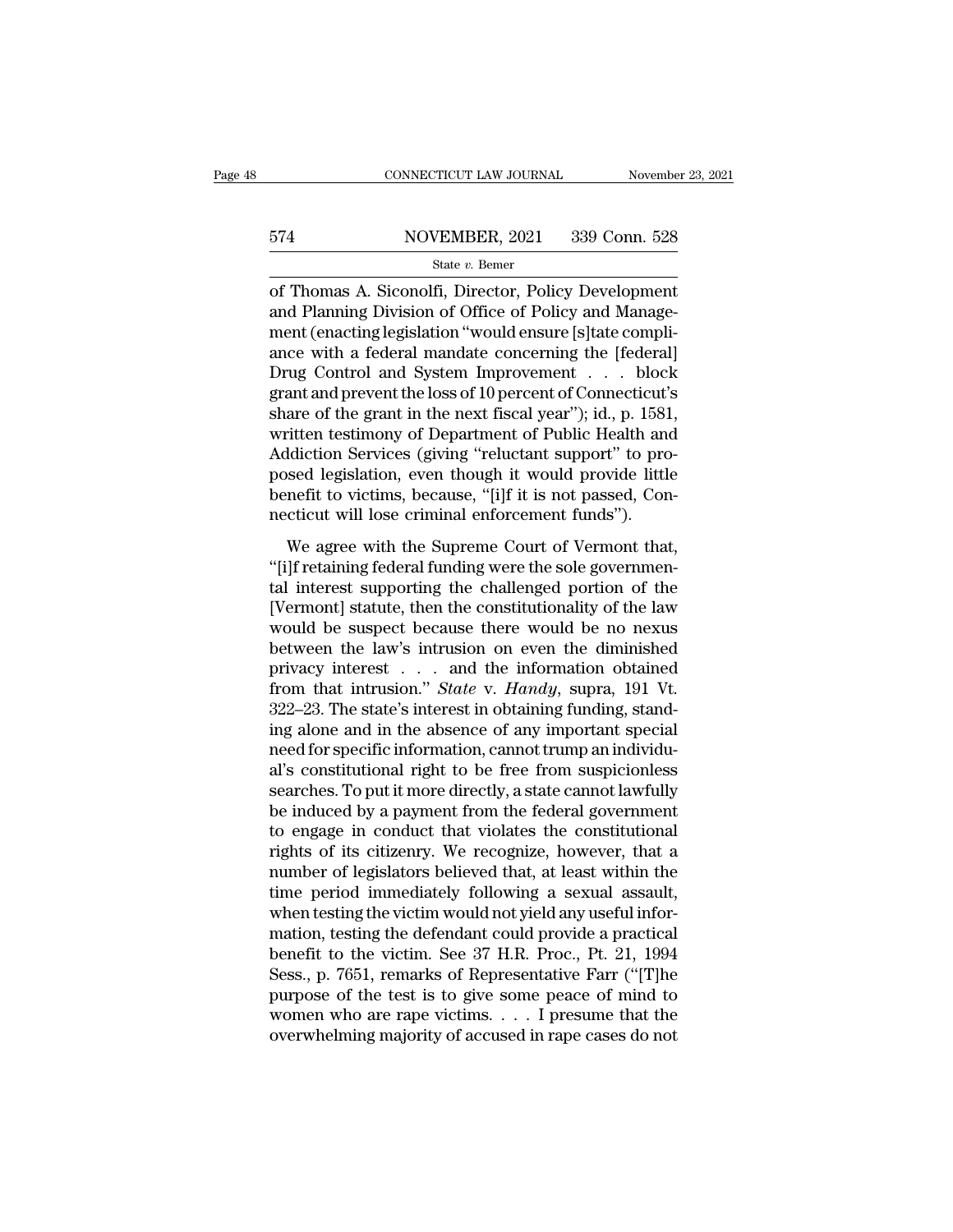of Thomas A. Siconolfi, Director, Policy Development and Planning Division of Office of Policy and Management (enacting legislation "would ensure [s]tate compliance with a federal mandate concerning the [federal] Drug Control and System Improvement . . . block grant and prevent the loss of 10 percent of Connecticut's share of the grant in the next fiscal year"); id., p. 1581, written testimony of Department of Public Health and Addiction Services (giving "reluctant support" to proposed legislation, even though it would provide little benefit to victims, because, "[i]f it is not passed, Connecticut will lose criminal enforcement funds").

We agree with the Supreme Court of Vermont that, "[i]f retaining federal funding were the sole governmental interest supporting the challenged portion of the [Vermont] statute, then the constitutionality of the law would be suspect because there would be no nexus between the law's intrusion on even the diminished privacy interest . . . and the information obtained from that intrusion." *State* v. *Handy*, supra, 191 Vt. 322–23. The state's interest in obtaining funding, standing alone and in the absence of any important special need for specific information, cannot trump an individual's constitutional right to be free from suspicionless searches. To put it more directly, a state cannot lawfully be induced by a payment from the federal government to engage in conduct that violates the constitutional rights of its citizenry. We recognize, however, that a number of legislators believed that, at least within the time period immediately following a sexual assault, when testing the victim would not yield any useful information, testing the defendant could provide a practical benefit to the victim. See 37 H.R. Proc., Pt. 21, 1994 Sess., p. 7651, remarks of Representative Farr ("[T]he purpose of the test is to give some peace of mind to women who are rape victims. . . . I presume that the overwhelming majority of accused in rape cases do not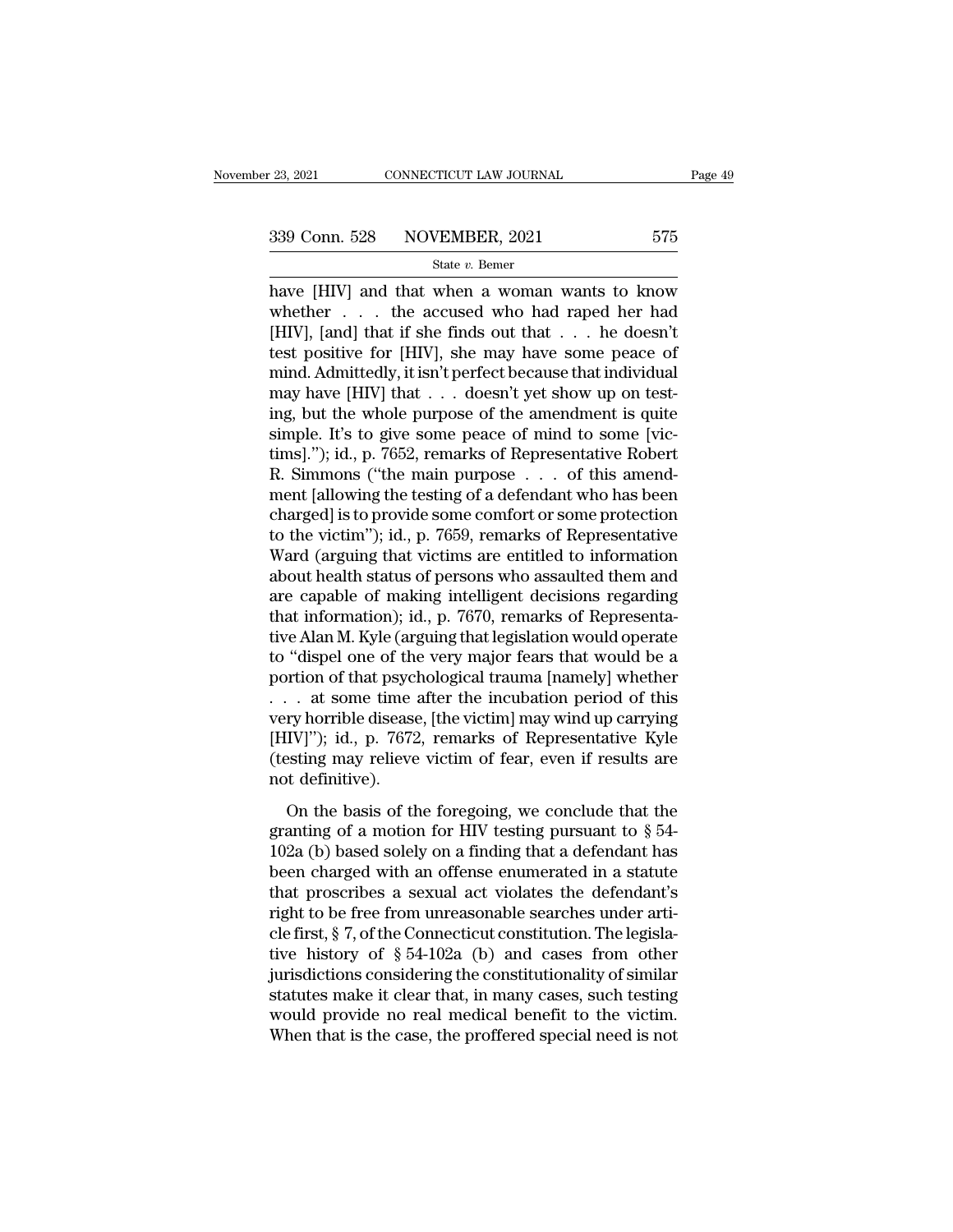have [HIV] and that when a woman wants to know whether . . . the accused who had raped her had [HIV], [and] that if she finds out that . . . he doesn't test positive for [HIV], she may have some peace of mind. Admittedly, it isn't perfect because that individual may have [HIV] that . . . doesn't yet show up on testing, but the whole purpose of the amendment is quite simple. It's to give some peace of mind to some [victims].''); id., p. 7652, remarks of Representative Robert R. Simmons (''the main purpose . . . of this amendment [allowing the testing of a defendant who has been charged] is to provide some comfort or some protection to the victim''); id., p. 7659, remarks of Representative Ward (arguing that victims are entitled to information about health status of persons who assaulted them and are capable of making intelligent decisions regarding that information); id., p. 7670, remarks of Representative Alan M. Kyle (arguing that legislation would operate to ''dispel one of the very major fears that would be a portion of that psychological trauma [namely] whether . . . at some time after the incubation period of this very horrible disease, [the victim] may wind up carrying [HIV]''); id., p. 7672, remarks of Representative Kyle (testing may relieve victim of fear, even if results are not definitive).

On the basis of the foregoing, we conclude that the granting of a motion for HIV testing pursuant to § 54-102a (b) based solely on a finding that a defendant has been charged with an offense enumerated in a statute that proscribes a sexual act violates the defendant's right to be free from unreasonable searches under article first, § 7, of the Connecticut constitution. The legislative history of § 54-102a (b) and cases from other jurisdictions considering the constitutionality of similar statutes make it clear that, in many cases, such testing would provide no real medical benefit to the victim. When that is the case, the proffered special need is not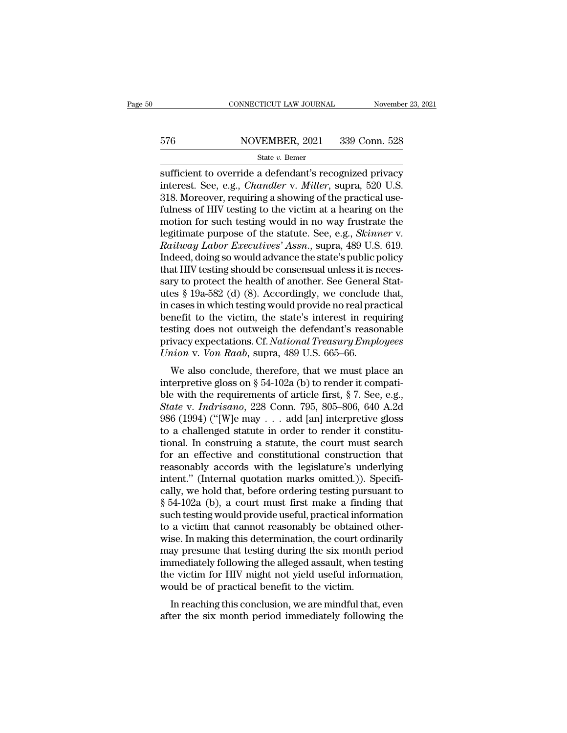sufficient to override a defendant's recognized privacy interest. See, e.g., *Chandler* v. *Miller*, supra, 520 U.S. 318. Moreover, requiring a showing of the practical usefulness of HIV testing to the victim at a hearing on the motion for such testing would in no way frustrate the legitimate purpose of the statute. See, e.g., *Skinner* v. *Railway Labor Executives' Assn.*, supra, 489 U.S. 619. Indeed, doing so would advance the state's public policy that HIV testing should be consensual unless it is necessary to protect the health of another. See General Statutes § 19a-582 (d) (8). Accordingly, we conclude that, in cases in which testing would provide no real practical benefit to the victim, the state's interest in requiring testing does not outweigh the defendant's reasonable privacy expectations. Cf. *National Treasury Employees Union* v. *Von Raab*, supra, 489 U.S. 665–66.

We also conclude, therefore, that we must place an interpretive gloss on § 54-102a (b) to render it compatible with the requirements of article first, § 7. See, e.g., *State* v. *Indrisano*, 228 Conn. 795, 805–806, 640 A.2d 986 (1994) ("[W]e may . . . add [an] interpretive gloss to a challenged statute in order to render it constitutional. In construing a statute, the court must search for an effective and constitutional construction that reasonably accords with the legislature's underlying intent." (Internal quotation marks omitted.)). Specifically, we hold that, before ordering testing pursuant to § 54-102a (b), a court must first make a finding that such testing would provide useful, practical information to a victim that cannot reasonably be obtained otherwise. In making this determination, the court ordinarily may presume that testing during the six month period immediately following the alleged assault, when testing the victim for HIV might not yield useful information, would be of practical benefit to the victim.

In reaching this conclusion, we are mindful that, even after the six month period immediately following the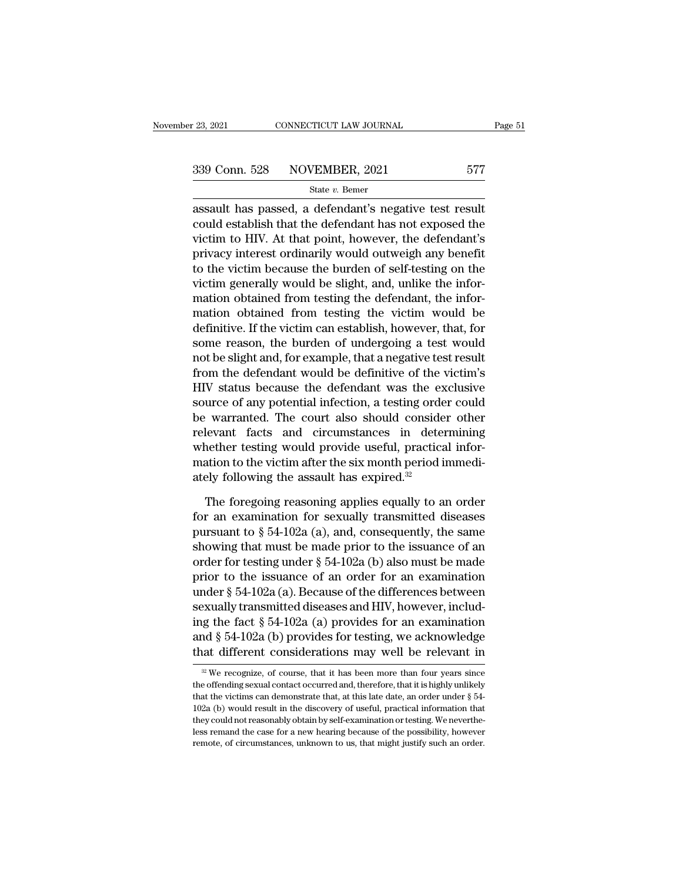assault has passed, a defendant's negative test result could establish that the defendant has not exposed the victim to HIV. At that point, however, the defendant's privacy interest ordinarily would outweigh any benefit to the victim because the burden of self-testing on the victim generally would be slight, and, unlike the information obtained from testing the defendant, the information obtained from testing the victim would be definitive. If the victim can establish, however, that, for some reason, the burden of undergoing a test would not be slight and, for example, that a negative test result from the defendant would be definitive of the victim's HIV status because the defendant was the exclusive source of any potential infection, a testing order could be warranted. The court also should consider other relevant facts and circumstances in determining whether testing would provide useful, practical information to the victim after the six month period immediately following the assault has expired.[32]

The foregoing reasoning applies equally to an order for an examination for sexually transmitted diseases pursuant to § 54-102a (a), and, consequently, the same showing that must be made prior to the issuance of an order for testing under § 54-102a (b) also must be made prior to the issuance of an order for an examination under § 54-102a (a). Because of the differences between sexually transmitted diseases and HIV, however, including the fact § 54-102a (a) provides for an examination and § 54-102a (b) provides for testing, we acknowledge that different considerations may well be relevant in

[32] We recognize, of course, that it has been more than four years since the offending sexual contact occurred and, therefore, that it is highly unlikely that the victims can demonstrate that, at this late date, an order under § 54-102a (b) would result in the discovery of useful, practical information that they could not reasonably obtain by self-examination or testing. We nevertheless remand the case for a new hearing because of the possibility, however remote, of circumstances, unknown to us, that might justify such an order.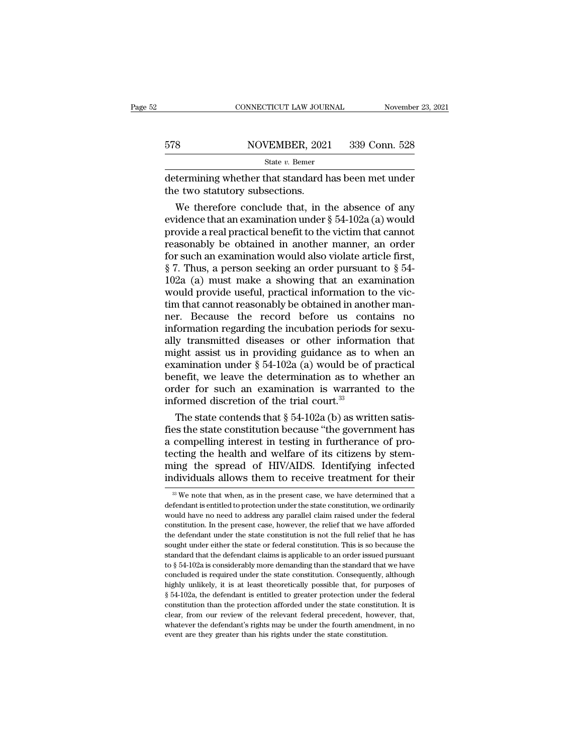determining whether that standard has been met under the two statutory subsections.

We therefore conclude that, in the absence of any evidence that an examination under § 54-102a (a) would provide a real practical benefit to the victim that cannot reasonably be obtained in another manner, an order for such an examination would also violate article first, § 7. Thus, a person seeking an order pursuant to § 54-102a (a) must make a showing that an examination would provide useful, practical information to the victim that cannot reasonably be obtained in another manner. Because the record before us contains no information regarding the incubation periods for sexually transmitted diseases or other information that might assist us in providing guidance as to when an examination under § 54-102a (a) would be of practical benefit, we leave the determination as to whether an order for such an examination is warranted to the informed discretion of the trial court.[33]

The state contends that § 54-102a (b) as written satisfies the state constitution because "the government has a compelling interest in testing in furtherance of protecting the health and welfare of its citizens by stemming the spread of HIV/AIDS. Identifying infected individuals allows them to receive treatment for their

---

[33] We note that when, as in the present case, we have determined that a defendant is entitled to protection under the state constitution, we ordinarily would have no need to address any parallel claim raised under the federal constitution. In the present case, however, the relief that we have afforded the defendant under the state constitution is not the full relief that he has sought under either the state or federal constitution. This is so because the standard that the defendant claims is applicable to an order issued pursuant to § 54-102a is considerably more demanding than the standard that we have concluded is required under the state constitution. Consequently, although highly unlikely, it is at least theoretically possible that, for purposes of § 54-102a, the defendant is entitled to greater protection under the federal constitution than the protection afforded under the state constitution. It is clear, from our review of the relevant federal precedent, however, that, whatever the defendant's rights may be under the fourth amendment, in no event are they greater than his rights under the state constitution.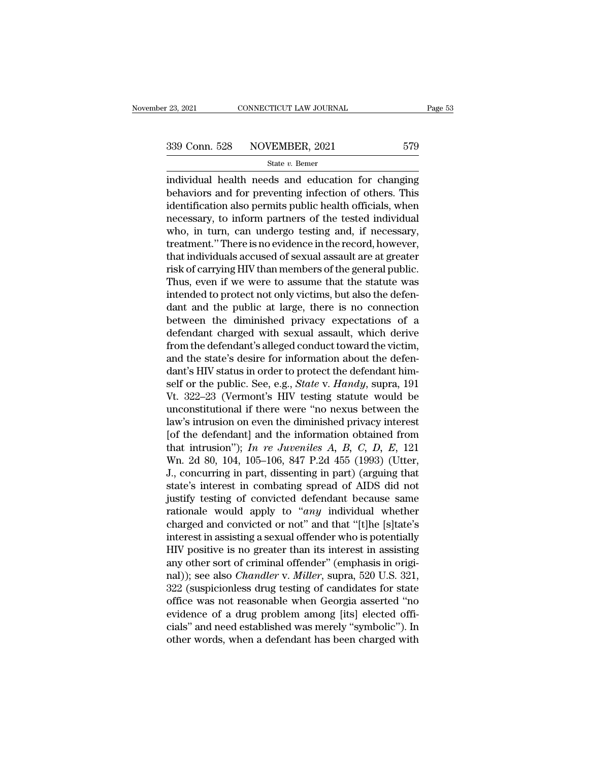individual health needs and education for changing behaviors and for preventing infection of others. This identification also permits public health officials, when necessary, to inform partners of the tested individual who, in turn, can undergo testing and, if necessary, treatment." There is no evidence in the record, however, that individuals accused of sexual assault are at greater risk of carrying HIV than members of the general public. Thus, even if we were to assume that the statute was intended to protect not only victims, but also the defendant and the public at large, there is no connection between the diminished privacy expectations of a defendant charged with sexual assault, which derive from the defendant's alleged conduct toward the victim, and the state's desire for information about the defendant's HIV status in order to protect the defendant himself or the public. See, e.g., *State* v. *Handy*, supra, 191 Vt. 322–23 (Vermont's HIV testing statute would be unconstitutional if there were "no nexus between the law's intrusion on even the diminished privacy interest [of the defendant] and the information obtained from that intrusion"); *In re Juveniles A, B, C, D, E*, 121 Wn. 2d 80, 104, 105–106, 847 P.2d 455 (1993) (Utter, J., concurring in part, dissenting in part) (arguing that state's interest in combating spread of AIDS did not justify testing of convicted defendant because same rationale would apply to "*any* individual whether charged and convicted or not" and that "[t]he [s]tate's interest in assisting a sexual offender who is potentially HIV positive is no greater than its interest in assisting any other sort of criminal offender" (emphasis in original)); see also *Chandler* v. *Miller*, supra, 520 U.S. 321, 322 (suspicionless drug testing of candidates for state office was not reasonable when Georgia asserted "no evidence of a drug problem among [its] elected officials" and need established was merely "symbolic"). In other words, when a defendant has been charged with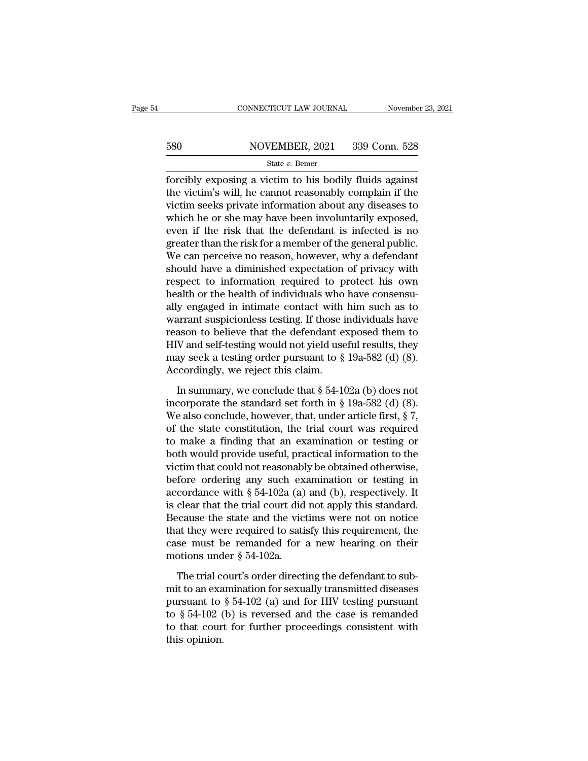forcibly exposing a victim to his bodily fluids against the victim's will, he cannot reasonably complain if the victim seeks private information about any diseases to which he or she may have been involuntarily exposed, even if the risk that the defendant is infected is no greater than the risk for a member of the general public. We can perceive no reason, however, why a defendant should have a diminished expectation of privacy with respect to information required to protect his own health or the health of individuals who have consensually engaged in intimate contact with him such as to warrant suspicionless testing. If those individuals have reason to believe that the defendant exposed them to HIV and self-testing would not yield useful results, they may seek a testing order pursuant to § 19a-582 (d) (8). Accordingly, we reject this claim.

In summary, we conclude that § 54-102a (b) does not incorporate the standard set forth in § 19a-582 (d) (8). We also conclude, however, that, under article first, § 7, of the state constitution, the trial court was required to make a finding that an examination or testing or both would provide useful, practical information to the victim that could not reasonably be obtained otherwise, before ordering any such examination or testing in accordance with § 54-102a (a) and (b), respectively. It is clear that the trial court did not apply this standard. Because the state and the victims were not on notice that they were required to satisfy this requirement, the case must be remanded for a new hearing on their motions under § 54-102a.

The trial court's order directing the defendant to submit to an examination for sexually transmitted diseases pursuant to § 54-102 (a) and for HIV testing pursuant to § 54-102 (b) is reversed and the case is remanded to that court for further proceedings consistent with this opinion.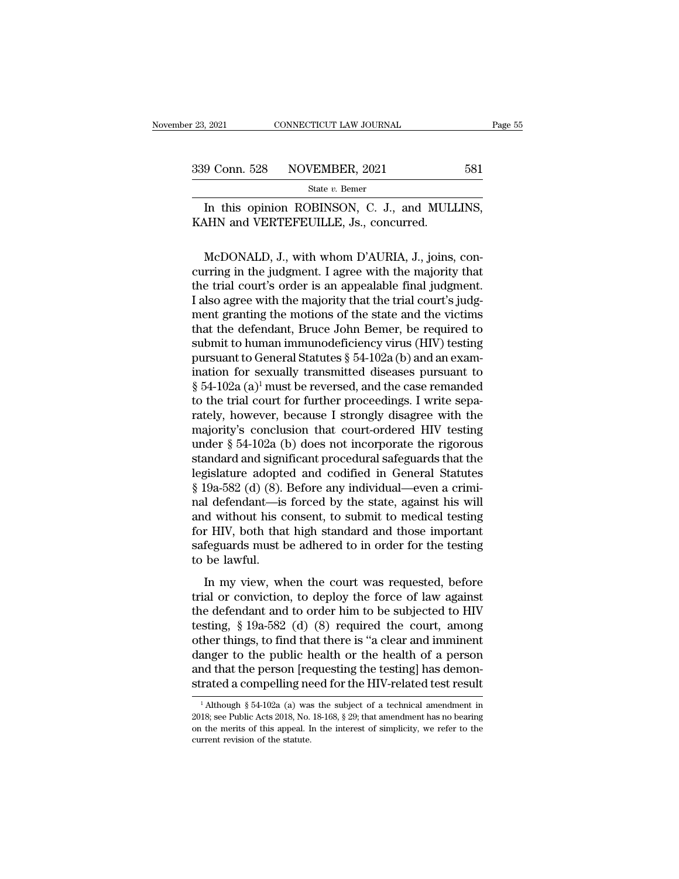In this opinion ROBINSON, C. J., and MULLINS, KAHN and VERTEFEUILLE, Js., concurred.

McDONALD, J., with whom D'AURIA, J., joins, concurring in the judgment. I agree with the majority that the trial court's order is an appealable final judgment. I also agree with the majority that the trial court's judgment granting the motions of the state and the victims that the defendant, Bruce John Bemer, be required to submit to human immunodeficiency virus (HIV) testing pursuant to General Statutes § 54-102a (b) and an examination for sexually transmitted diseases pursuant to § 54-102a (a)[1] must be reversed, and the case remanded to the trial court for further proceedings. I write separately, however, because I strongly disagree with the majority's conclusion that court-ordered HIV testing under § 54-102a (b) does not incorporate the rigorous standard and significant procedural safeguards that the legislature adopted and codified in General Statutes § 19a-582 (d) (8). Before any individual—even a criminal defendant—is forced by the state, against his will and without his consent, to submit to medical testing for HIV, both that high standard and those important safeguards must be adhered to in order for the testing to be lawful.

In my view, when the court was requested, before trial or conviction, to deploy the force of law against the defendant and to order him to be subjected to HIV testing, § 19a-582 (d) (8) required the court, among other things, to find that there is "a clear and imminent danger to the public health or the health of a person and that the person [requesting the testing] has demonstrated a compelling need for the HIV-related test result

[1] Although § 54-102a (a) was the subject of a technical amendment in 2018; see Public Acts 2018, No. 18-168, § 29; that amendment has no bearing on the merits of this appeal. In the interest of simplicity, we refer to the current revision of the statute.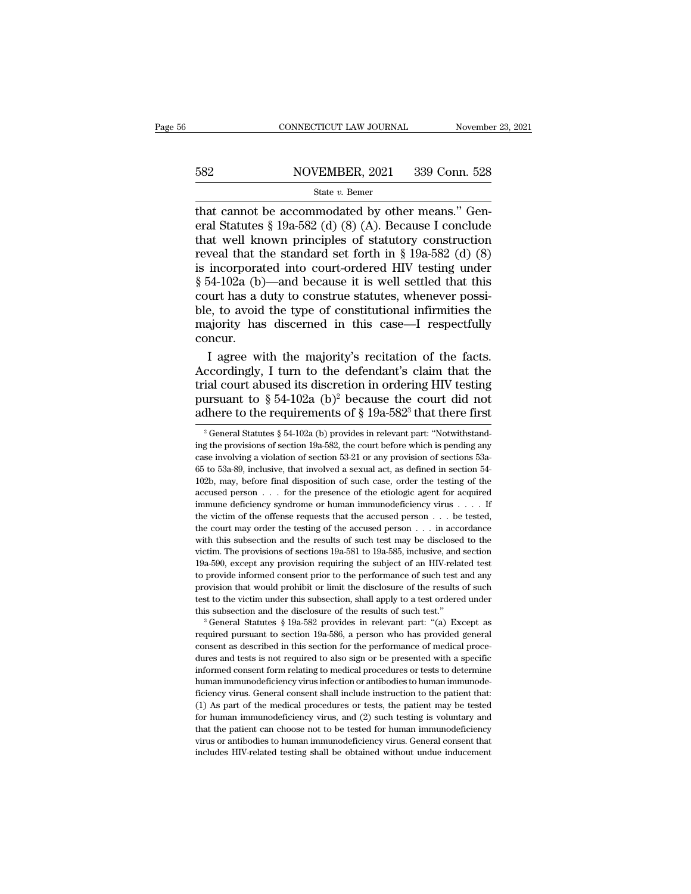that cannot be accommodated by other means." General Statutes § 19a-582 (d) (8) (A). Because I conclude that well known principles of statutory construction reveal that the standard set forth in § 19a-582 (d) (8) is incorporated into court-ordered HIV testing under § 54-102a (b)—and because it is well settled that this court has a duty to construe statutes, whenever possible, to avoid the type of constitutional infirmities the majority has discerned in this case—I respectfully concur.

I agree with the majority's recitation of the facts. Accordingly, I turn to the defendant's claim that the trial court abused its discretion in ordering HIV testing pursuant to § 54-102a (b)[2] because the court did not adhere to the requirements of § 19a-582[3] that there first

---

[2] General Statutes § 54-102a (b) provides in relevant part: "Notwithstanding the provisions of section 19a-582, the court before which is pending any case involving a violation of section 53-21 or any provision of sections 53a-65 to 53a-89, inclusive, that involved a sexual act, as defined in section 54-102b, may, before final disposition of such case, order the testing of the accused person . . . for the presence of the etiologic agent for acquired immune deficiency syndrome or human immunodeficiency virus . . . . If the victim of the offense requests that the accused person . . . be tested, the court may order the testing of the accused person . . . in accordance with this subsection and the results of such test may be disclosed to the victim. The provisions of sections 19a-581 to 19a-585, inclusive, and section 19a-590, except any provision requiring the subject of an HIV-related test to provide informed consent prior to the performance of such test and any provision that would prohibit or limit the disclosure of the results of such test to the victim under this subsection, shall apply to a test ordered under this subsection and the disclosure of the results of such test."

[3] General Statutes § 19a-582 provides in relevant part: "(a) Except as required pursuant to section 19a-586, a person who has provided general consent as described in this section for the performance of medical procedures and tests is not required to also sign or be presented with a specific informed consent form relating to medical procedures or tests to determine human immunodeficiency virus infection or antibodies to human immunodeficiency virus. General consent shall include instruction to the patient that: (1) As part of the medical procedures or tests, the patient may be tested for human immunodeficiency virus, and (2) such testing is voluntary and that the patient can choose not to be tested for human immunodeficiency virus or antibodies to human immunodeficiency virus. General consent that includes HIV-related testing shall be obtained without undue inducement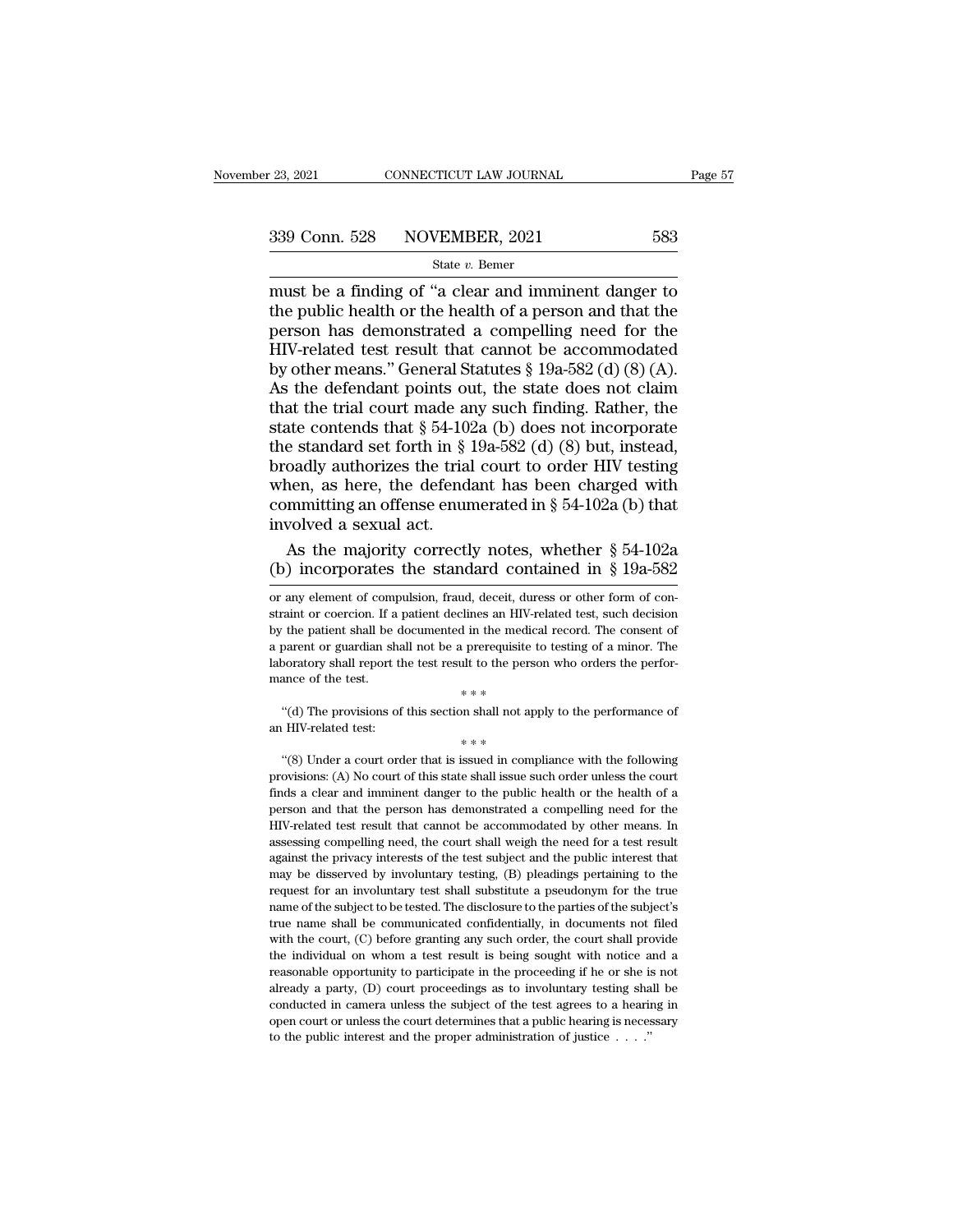must be a finding of "a clear and imminent danger to the public health or the health of a person and that the person has demonstrated a compelling need for the HIV-related test result that cannot be accommodated by other means." General Statutes § 19a-582 (d) (8) (A). As the defendant points out, the state does not claim that the trial court made any such finding. Rather, the state contends that § 54-102a (b) does not incorporate the standard set forth in § 19a-582 (d) (8) but, instead, broadly authorizes the trial court to order HIV testing when, as here, the defendant has been charged with committing an offense enumerated in § 54-102a (b) that involved a sexual act.

As the majority correctly notes, whether § 54-102a (b) incorporates the standard contained in § 19a-582

---

or any element of compulsion, fraud, deceit, duress or other form of constraint or coercion. If a patient declines an HIV-related test, such decision by the patient shall be documented in the medical record. The consent of a parent or guardian shall not be a prerequisite to testing of a minor. The laboratory shall report the test result to the person who orders the performance of the test.

\* \* \*

"(d) The provisions of this section shall not apply to the performance of an HIV-related test:

\* \* \*

"(8) Under a court order that is issued in compliance with the following provisions: (A) No court of this state shall issue such order unless the court finds a clear and imminent danger to the public health or the health of a person and that the person has demonstrated a compelling need for the HIV-related test result that cannot be accommodated by other means. In assessing compelling need, the court shall weigh the need for a test result against the privacy interests of the test subject and the public interest that may be disserved by involuntary testing, (B) pleadings pertaining to the request for an involuntary test shall substitute a pseudonym for the true name of the subject to be tested. The disclosure to the parties of the subject's true name shall be communicated confidentially, in documents not filed with the court, (C) before granting any such order, the court shall provide the individual on whom a test result is being sought with notice and a reasonable opportunity to participate in the proceeding if he or she is not already a party, (D) court proceedings as to involuntary testing shall be conducted in camera unless the subject of the test agrees to a hearing in open court or unless the court determines that a public hearing is necessary to the public interest and the proper administration of justice . . . ."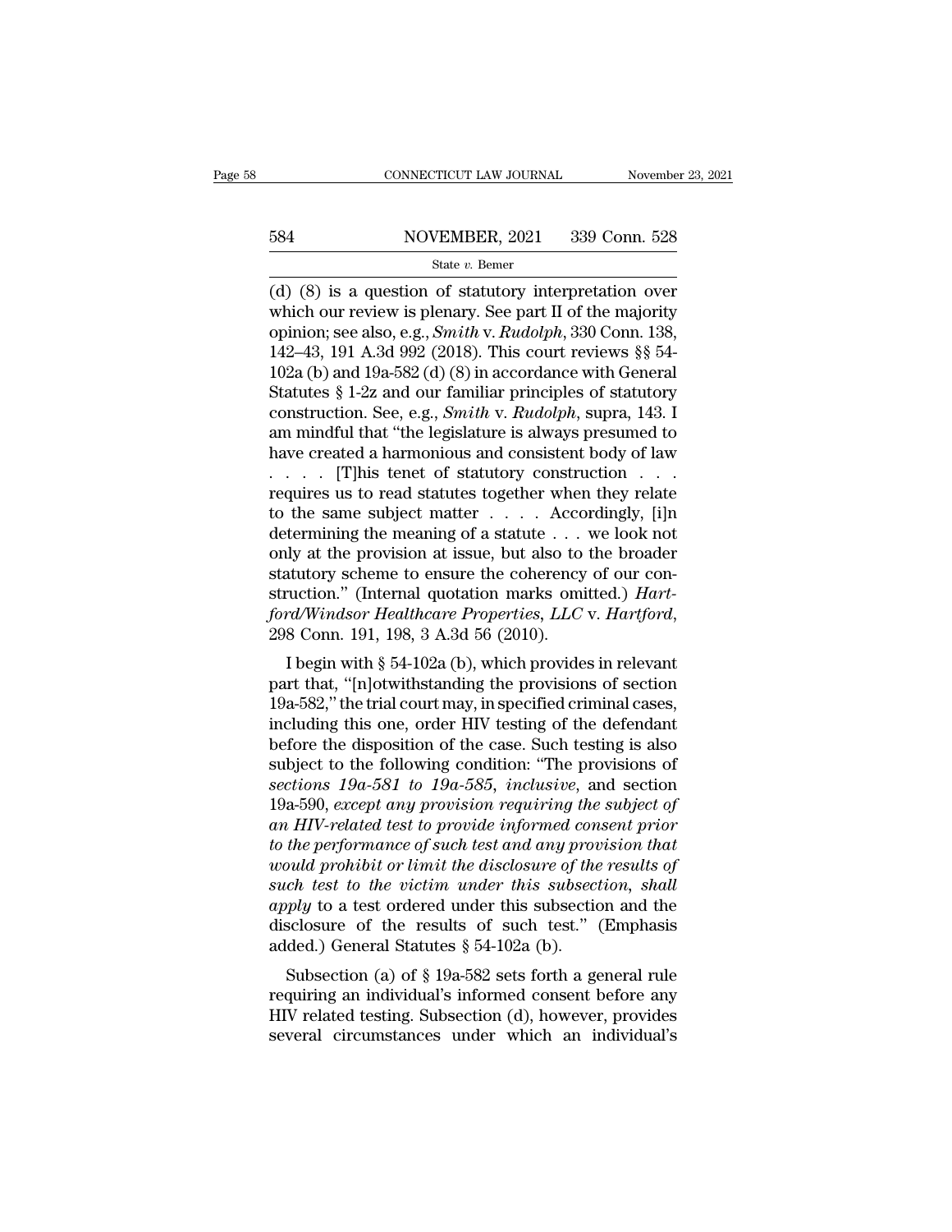(d) (8) is a question of statutory interpretation over which our review is plenary. See part II of the majority opinion; see also, e.g., *Smith* v. *Rudolph*, 330 Conn. 138, 142–43, 191 A.3d 992 (2018). This court reviews §§ 54-102a (b) and 19a-582 (d) (8) in accordance with General Statutes § 1-2z and our familiar principles of statutory construction. See, e.g., *Smith* v. *Rudolph*, supra, 143. I am mindful that "the legislature is always presumed to have created a harmonious and consistent body of law . . . . [T]his tenet of statutory construction . . . requires us to read statutes together when they relate to the same subject matter . . . . Accordingly, [i]n determining the meaning of a statute . . . we look not only at the provision at issue, but also to the broader statutory scheme to ensure the coherency of our construction." (Internal quotation marks omitted.) *Hartford/Windsor Healthcare Properties, LLC* v. *Hartford*, 298 Conn. 191, 198, 3 A.3d 56 (2010).

I begin with § 54-102a (b), which provides in relevant part that, "[n]otwithstanding the provisions of section 19a-582," the trial court may, in specified criminal cases, including this one, order HIV testing of the defendant before the disposition of the case. Such testing is also subject to the following condition: "The provisions of *sections 19a-581 to 19a-585, inclusive*, and section 19a-590, *except any provision requiring the subject of an HIV-related test to provide informed consent prior to the performance of such test and any provision that would prohibit or limit the disclosure of the results of such test to the victim under this subsection, shall apply* to a test ordered under this subsection and the disclosure of the results of such test." (Emphasis added.) General Statutes § 54-102a (b).

Subsection (a) of § 19a-582 sets forth a general rule requiring an individual's informed consent before any HIV related testing. Subsection (d), however, provides several circumstances under which an individual's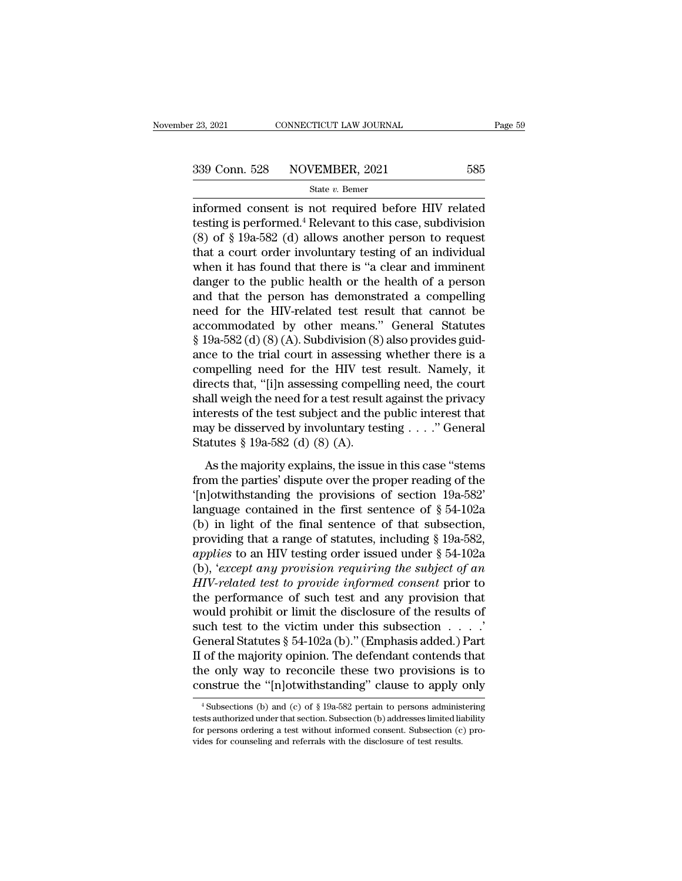informed consent is not required before HIV related testing is performed.[4] Relevant to this case, subdivision (8) of § 19a-582 (d) allows another person to request that a court order involuntary testing of an individual when it has found that there is "a clear and imminent danger to the public health or the health of a person and that the person has demonstrated a compelling need for the HIV-related test result that cannot be accommodated by other means." General Statutes § 19a-582 (d) (8) (A). Subdivision (8) also provides guidance to the trial court in assessing whether there is a compelling need for the HIV test result. Namely, it directs that, "[i]n assessing compelling need, the court shall weigh the need for a test result against the privacy interests of the test subject and the public interest that may be disserved by involuntary testing . . . ." General Statutes § 19a-582 (d) (8) (A).

As the majority explains, the issue in this case "stems from the parties' dispute over the proper reading of the '[n]otwithstanding the provisions of section 19a-582' language contained in the first sentence of § 54-102a (b) in light of the final sentence of that subsection, providing that a range of statutes, including § 19a-582, *applies* to an HIV testing order issued under § 54-102a (b), '*except any provision requiring the subject of an HIV-related test to provide informed consent* prior to the performance of such test and any provision that would prohibit or limit the disclosure of the results of such test to the victim under this subsection . . . .' General Statutes § 54-102a (b)." (Emphasis added.) Part II of the majority opinion. The defendant contends that the only way to reconcile these two provisions is to construe the "[n]otwithstanding" clause to apply only

[4] Subsections (b) and (c) of § 19a-582 pertain to persons administering tests authorized under that section. Subsection (b) addresses limited liability for persons ordering a test without informed consent. Subsection (c) provides for counseling and referrals with the disclosure of test results.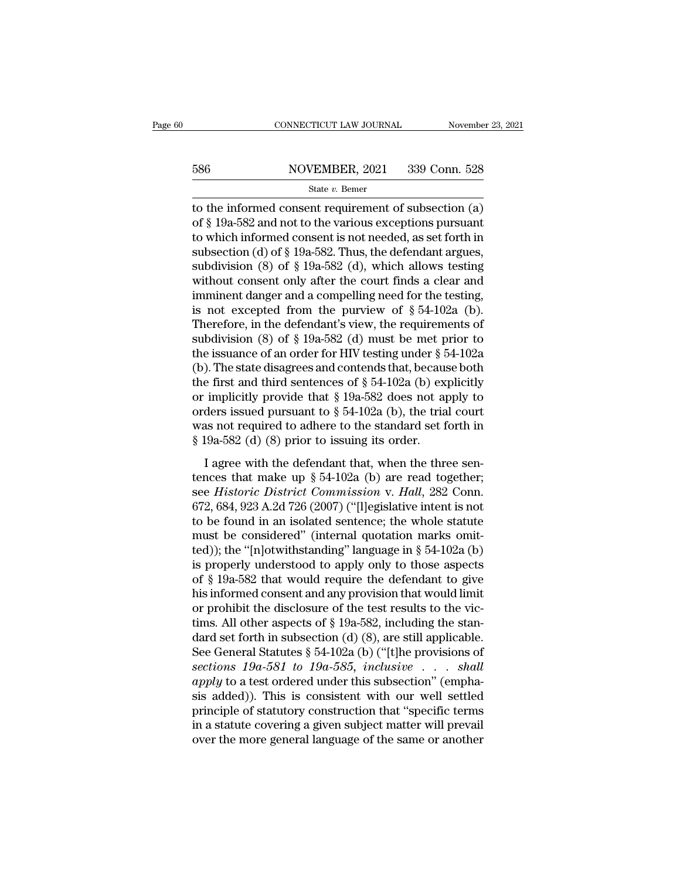to the informed consent requirement of subsection (a) of § 19a-582 and not to the various exceptions pursuant to which informed consent is not needed, as set forth in subsection (d) of § 19a-582. Thus, the defendant argues, subdivision (8) of § 19a-582 (d), which allows testing without consent only after the court finds a clear and imminent danger and a compelling need for the testing, is not excepted from the purview of § 54-102a (b). Therefore, in the defendant's view, the requirements of subdivision (8) of § 19a-582 (d) must be met prior to the issuance of an order for HIV testing under § 54-102a (b). The state disagrees and contends that, because both the first and third sentences of § 54-102a (b) explicitly or implicitly provide that § 19a-582 does not apply to orders issued pursuant to § 54-102a (b), the trial court was not required to adhere to the standard set forth in § 19a-582 (d) (8) prior to issuing its order.

I agree with the defendant that, when the three sentences that make up § 54-102a (b) are read together; see *Historic District Commission* v. *Hall*, 282 Conn. 672, 684, 923 A.2d 726 (2007) ("[l]egislative intent is not to be found in an isolated sentence; the whole statute must be considered" (internal quotation marks omitted)); the "[n]otwithstanding" language in § 54-102a (b) is properly understood to apply only to those aspects of § 19a-582 that would require the defendant to give his informed consent and any provision that would limit or prohibit the disclosure of the test results to the victims. All other aspects of § 19a-582, including the standard set forth in subsection (d) (8), are still applicable. See General Statutes § 54-102a (b) ("[t]he provisions of *sections 19a-581 to 19a-585, inclusive* . . . *shall apply* to a test ordered under this subsection" (emphasis added)). This is consistent with our well settled principle of statutory construction that "specific terms in a statute covering a given subject matter will prevail over the more general language of the same or another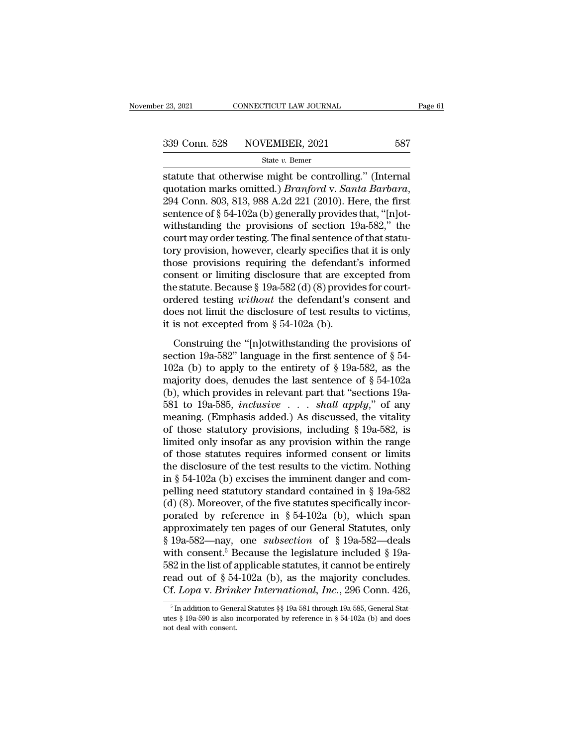statute that otherwise might be controlling." (Internal quotation marks omitted.) *Branford* v. *Santa Barbara*, 294 Conn. 803, 813, 988 A.2d 221 (2010). Here, the first sentence of § 54-102a (b) generally provides that, "[n]otwithstanding the provisions of section 19a-582," the court may order testing. The final sentence of that statutory provision, however, clearly specifies that it is only those provisions requiring the defendant's informed consent or limiting disclosure that are excepted from the statute. Because § 19a-582 (d) (8) provides for court-ordered testing *without* the defendant's consent and does not limit the disclosure of test results to victims, it is not excepted from § 54-102a (b).

Construing the "[n]otwithstanding the provisions of section 19a-582" language in the first sentence of § 54-102a (b) to apply to the entirety of § 19a-582, as the majority does, denudes the last sentence of § 54-102a (b), which provides in relevant part that "sections 19a-581 to 19a-585, *inclusive* . . . *shall apply*," of any meaning. (Emphasis added.) As discussed, the vitality of those statutory provisions, including § 19a-582, is limited only insofar as any provision within the range of those statutes requires informed consent or limits the disclosure of the test results to the victim. Nothing in § 54-102a (b) excises the imminent danger and compelling need statutory standard contained in § 19a-582 (d) (8). Moreover, of the five statutes specifically incorporated by reference in § 54-102a (b), which span approximately ten pages of our General Statutes, only § 19a-582—nay, one *subsection* of § 19a-582—deals with consent.[5] Because the legislature included § 19a-582 in the list of applicable statutes, it cannot be entirely read out of § 54-102a (b), as the majority concludes. Cf. *Lopa* v. *Brinker International, Inc.*, 296 Conn. 426,

[5] In addition to General Statutes §§ 19a-581 through 19a-585, General Statutes § 19a-590 is also incorporated by reference in § 54-102a (b) and does not deal with consent.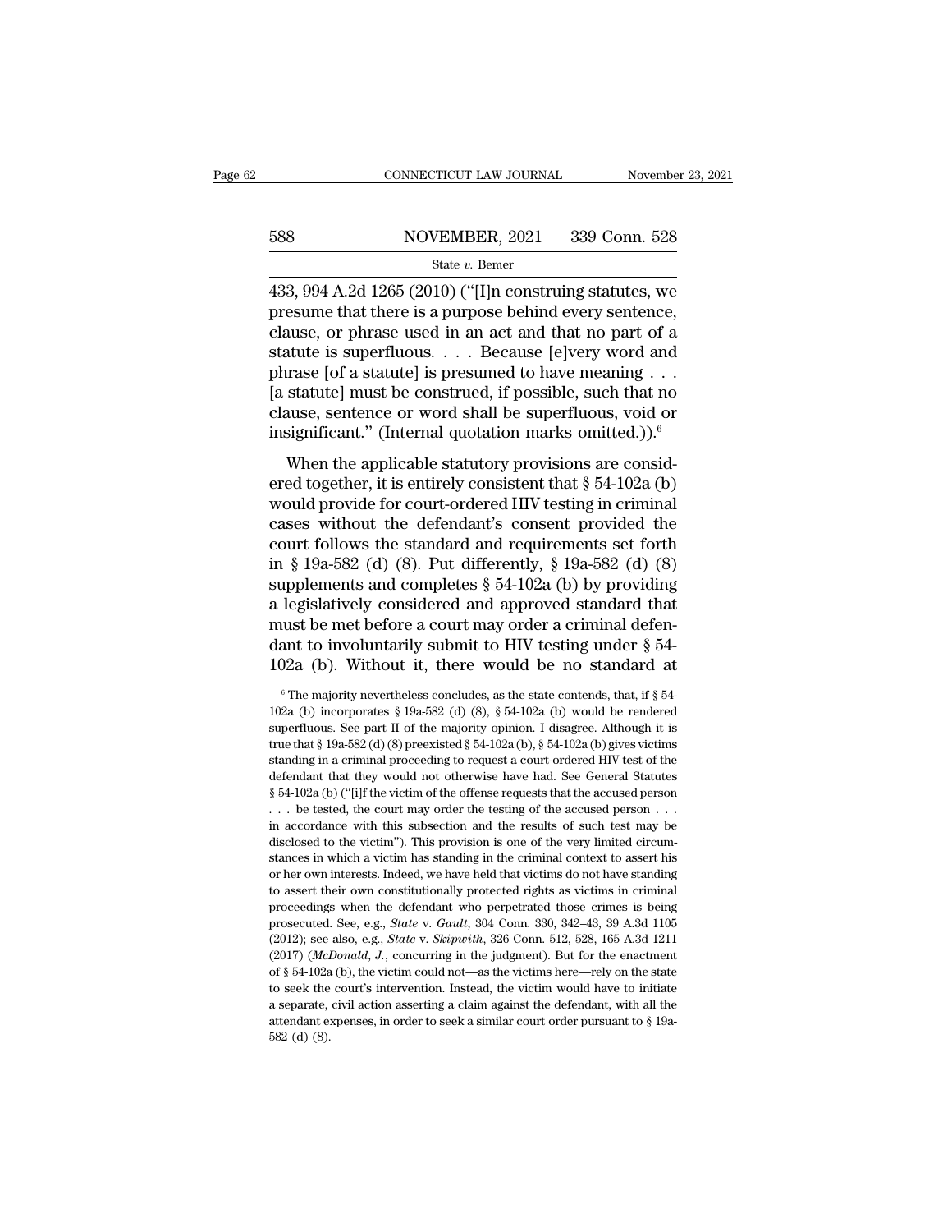433, 994 A.2d 1265 (2010) ("[I]n construing statutes, we presume that there is a purpose behind every sentence, clause, or phrase used in an act and that no part of a statute is superfluous. . . . Because [e]very word and phrase [of a statute] is presumed to have meaning . . . [a statute] must be construed, if possible, such that no clause, sentence or word shall be superfluous, void or insignificant." (Internal quotation marks omitted.)).[6]

When the applicable statutory provisions are considered together, it is entirely consistent that § 54-102a (b) would provide for court-ordered HIV testing in criminal cases without the defendant's consent provided the court follows the standard and requirements set forth in § 19a-582 (d) (8). Put differently, § 19a-582 (d) (8) supplements and completes § 54-102a (b) by providing a legislatively considered and approved standard that must be met before a court may order a criminal defendant to involuntarily submit to HIV testing under § 54-102a (b). Without it, there would be no standard at

[6] The majority nevertheless concludes, as the state contends, that, if § 54-102a (b) incorporates § 19a-582 (d) (8), § 54-102a (b) would be rendered superfluous. See part II of the majority opinion. I disagree. Although it is true that § 19a-582 (d) (8) preexisted § 54-102a (b), § 54-102a (b) gives victims standing in a criminal proceeding to request a court-ordered HIV test of the defendant that they would not otherwise have had. See General Statutes § 54-102a (b) ("[i]f the victim of the offense requests that the accused person . . . be tested, the court may order the testing of the accused person . . . in accordance with this subsection and the results of such test may be disclosed to the victim"). This provision is one of the very limited circumstances in which a victim has standing in the criminal context to assert his or her own interests. Indeed, we have held that victims do not have standing to assert their own constitutionally protected rights as victims in criminal proceedings when the defendant who perpetrated those crimes is being prosecuted. See, e.g., *State* v. *Gault*, 304 Conn. 330, 342–43, 39 A.3d 1105 (2012); see also, e.g., *State* v. *Skipwith*, 326 Conn. 512, 528, 165 A.3d 1211 (2017) (*McDonald, J.*, concurring in the judgment). But for the enactment of § 54-102a (b), the victim could not—as the victims here—rely on the state to seek the court's intervention. Instead, the victim would have to initiate a separate, civil action asserting a claim against the defendant, with all the attendant expenses, in order to seek a similar court order pursuant to § 19a-582 (d) (8).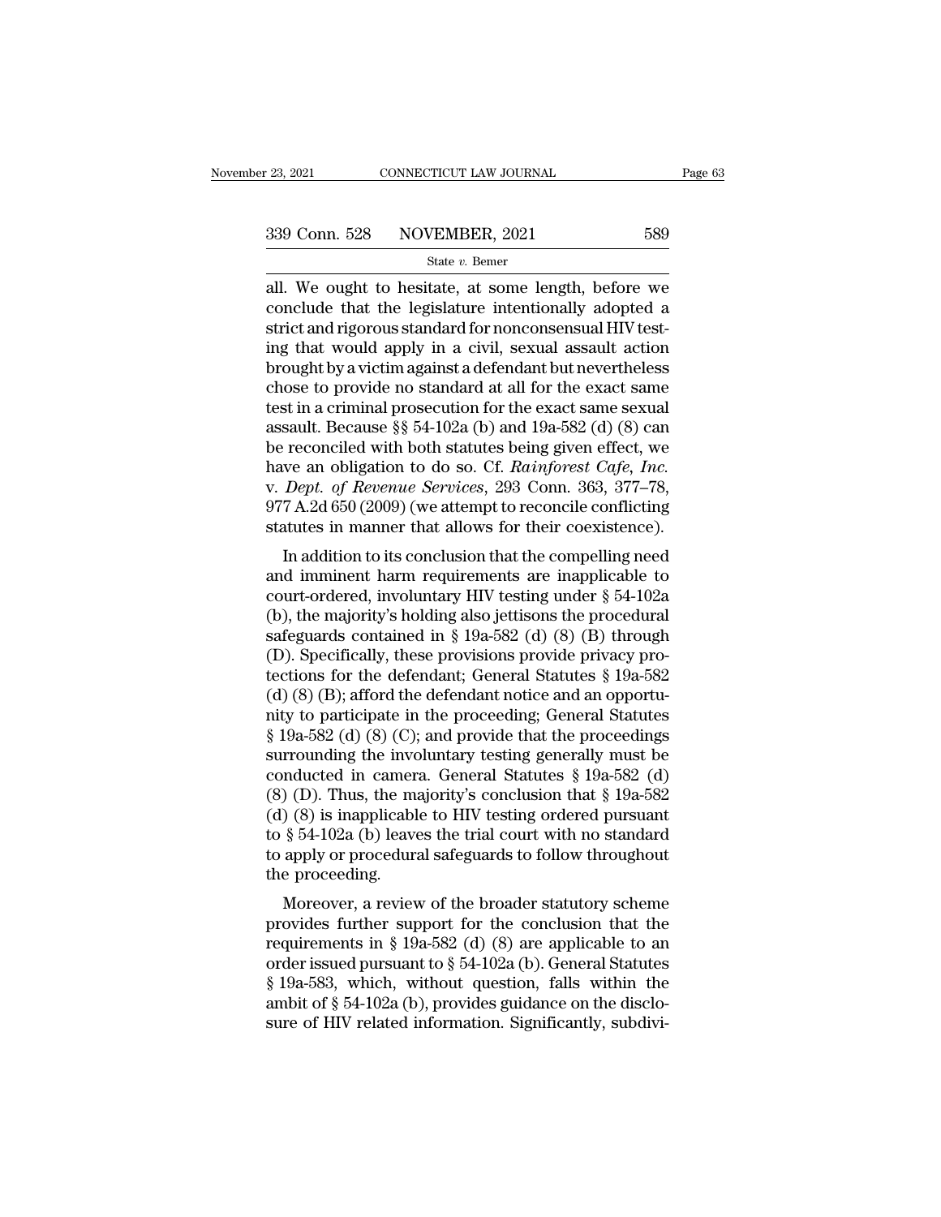all. We ought to hesitate, at some length, before we conclude that the legislature intentionally adopted a strict and rigorous standard for nonconsensual HIV testing that would apply in a civil, sexual assault action brought by a victim against a defendant but nevertheless chose to provide no standard at all for the exact same test in a criminal prosecution for the exact same sexual assault. Because §§ 54-102a (b) and 19a-582 (d) (8) can be reconciled with both statutes being given effect, we have an obligation to do so. Cf. *Rainforest Cafe, Inc.* v. *Dept. of Revenue Services*, 293 Conn. 363, 377–78, 977 A.2d 650 (2009) (we attempt to reconcile conflicting statutes in manner that allows for their coexistence).

In addition to its conclusion that the compelling need and imminent harm requirements are inapplicable to court-ordered, involuntary HIV testing under § 54-102a (b), the majority's holding also jettisons the procedural safeguards contained in § 19a-582 (d) (8) (B) through (D). Specifically, these provisions provide privacy protections for the defendant; General Statutes § 19a-582 (d) (8) (B); afford the defendant notice and an opportunity to participate in the proceeding; General Statutes § 19a-582 (d) (8) (C); and provide that the proceedings surrounding the involuntary testing generally must be conducted in camera. General Statutes § 19a-582 (d) (8) (D). Thus, the majority's conclusion that § 19a-582 (d) (8) is inapplicable to HIV testing ordered pursuant to § 54-102a (b) leaves the trial court with no standard to apply or procedural safeguards to follow throughout the proceeding.

Moreover, a review of the broader statutory scheme provides further support for the conclusion that the requirements in § 19a-582 (d) (8) are applicable to an order issued pursuant to § 54-102a (b). General Statutes § 19a-583, which, without question, falls within the ambit of § 54-102a (b), provides guidance on the disclosure of HIV related information. Significantly, subdivi-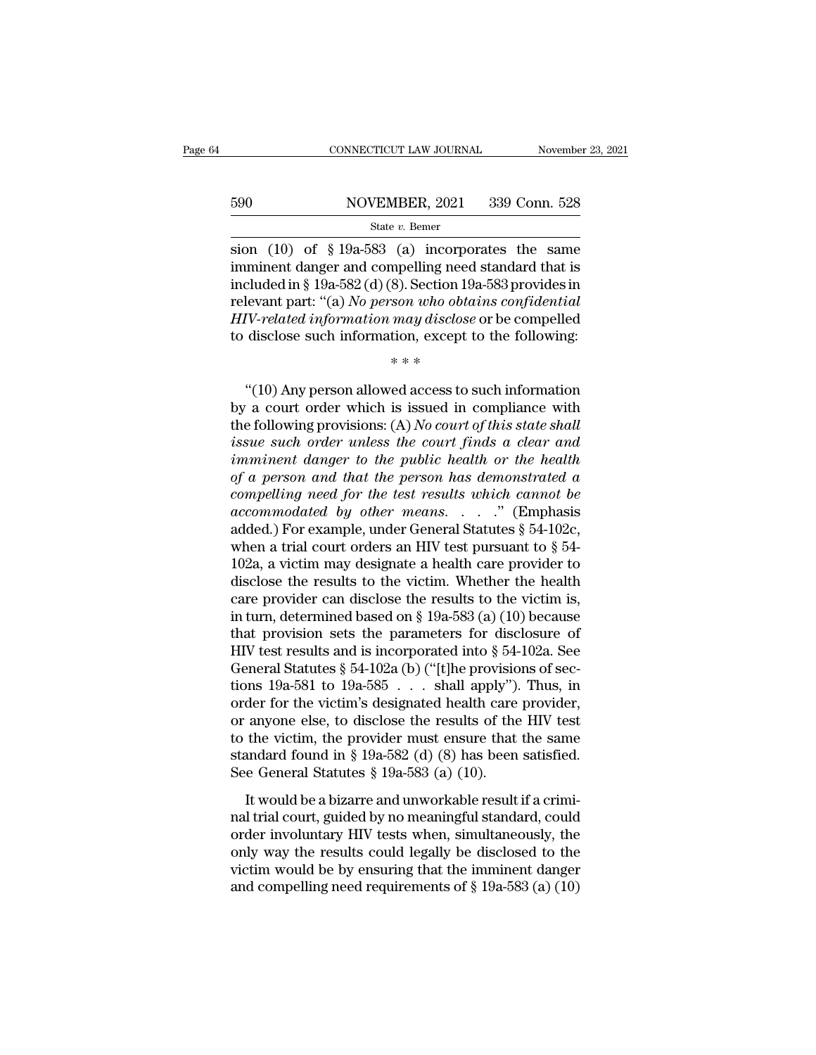sion (10) of § 19a-583 (a) incorporates the same imminent danger and compelling need standard that is included in § 19a-582 (d) (8). Section 19a-583 provides in relevant part: "(a) *No person who obtains confidential HIV-related information may disclose* or be compelled to disclose such information, except to the following:

\* \* \*

"(10) Any person allowed access to such information by a court order which is issued in compliance with the following provisions: (A) *No court of this state shall issue such order unless the court finds a clear and imminent danger to the public health or the health of a person and that the person has demonstrated a compelling need for the test results which cannot be accommodated by other means*. . . ." (Emphasis added.) For example, under General Statutes § 54-102c, when a trial court orders an HIV test pursuant to § 54-102a, a victim may designate a health care provider to disclose the results to the victim. Whether the health care provider can disclose the results to the victim is, in turn, determined based on § 19a-583 (a) (10) because that provision sets the parameters for disclosure of HIV test results and is incorporated into § 54-102a. See General Statutes § 54-102a (b) ("[t]he provisions of sections 19a-581 to 19a-585 . . . shall apply"). Thus, in order for the victim's designated health care provider, or anyone else, to disclose the results of the HIV test to the victim, the provider must ensure that the same standard found in § 19a-582 (d) (8) has been satisfied. See General Statutes § 19a-583 (a) (10).

It would be a bizarre and unworkable result if a criminal trial court, guided by no meaningful standard, could order involuntary HIV tests when, simultaneously, the only way the results could legally be disclosed to the victim would be by ensuring that the imminent danger and compelling need requirements of § 19a-583 (a) (10)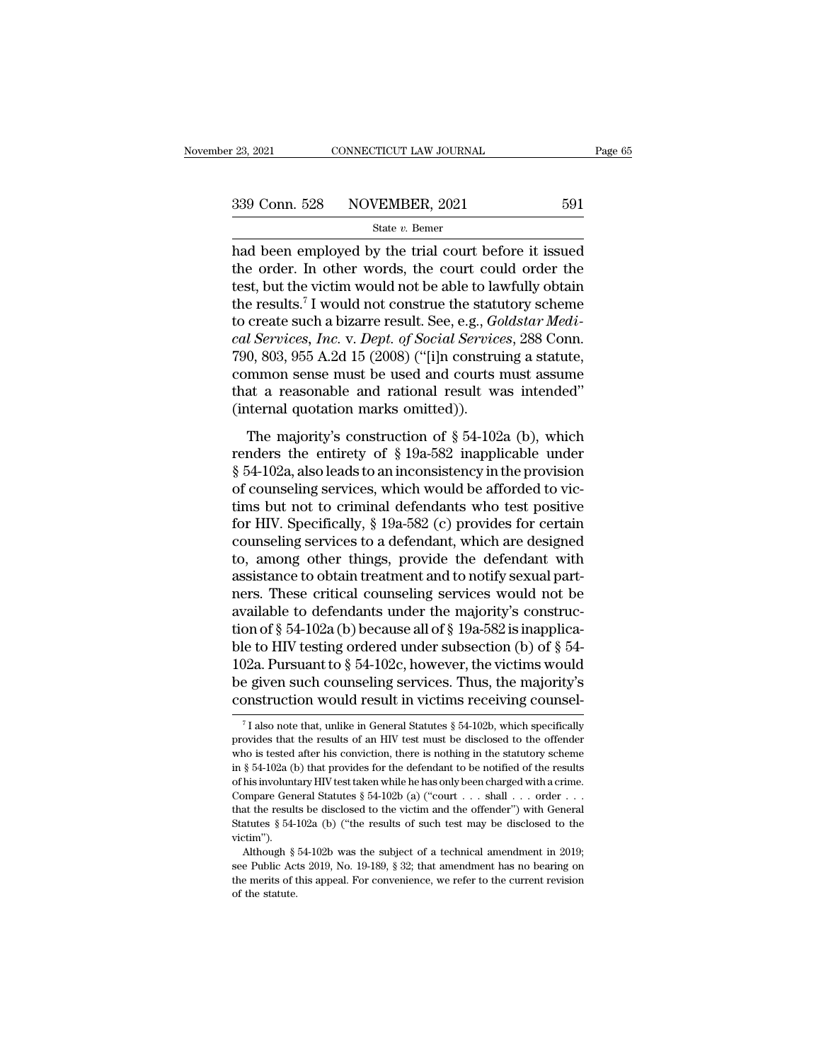had been employed by the trial court before it issued the order. In other words, the court could order the test, but the victim would not be able to lawfully obtain the results.[7] I would not construe the statutory scheme to create such a bizarre result. See, e.g., *Goldstar Medical Services, Inc.* v. *Dept. of Social Services*, 288 Conn. 790, 803, 955 A.2d 15 (2008) ("[i]n construing a statute, common sense must be used and courts must assume that a reasonable and rational result was intended" (internal quotation marks omitted)).

The majority's construction of § 54-102a (b), which renders the entirety of § 19a-582 inapplicable under § 54-102a, also leads to an inconsistency in the provision of counseling services, which would be afforded to victims but not to criminal defendants who test positive for HIV. Specifically, § 19a-582 (c) provides for certain counseling services to a defendant, which are designed to, among other things, provide the defendant with assistance to obtain treatment and to notify sexual partners. These critical counseling services would not be available to defendants under the majority's construction of § 54-102a (b) because all of § 19a-582 is inapplicable to HIV testing ordered under subsection (b) of § 54-102a. Pursuant to § 54-102c, however, the victims would be given such counseling services. Thus, the majority's construction would result in victims receiving counsel-

---

[7] I also note that, unlike in General Statutes § 54-102b, which specifically provides that the results of an HIV test must be disclosed to the offender who is tested after his conviction, there is nothing in the statutory scheme in § 54-102a (b) that provides for the defendant to be notified of the results of his involuntary HIV test taken while he has only been charged with a crime. Compare General Statutes § 54-102b (a) ("court . . . shall . . . order . . . that the results be disclosed to the victim and the offender") with General Statutes § 54-102a (b) ("the results of such test may be disclosed to the victim").

Although § 54-102b was the subject of a technical amendment in 2019; see Public Acts 2019, No. 19-189, § 32; that amendment has no bearing on the merits of this appeal. For convenience, we refer to the current revision of the statute.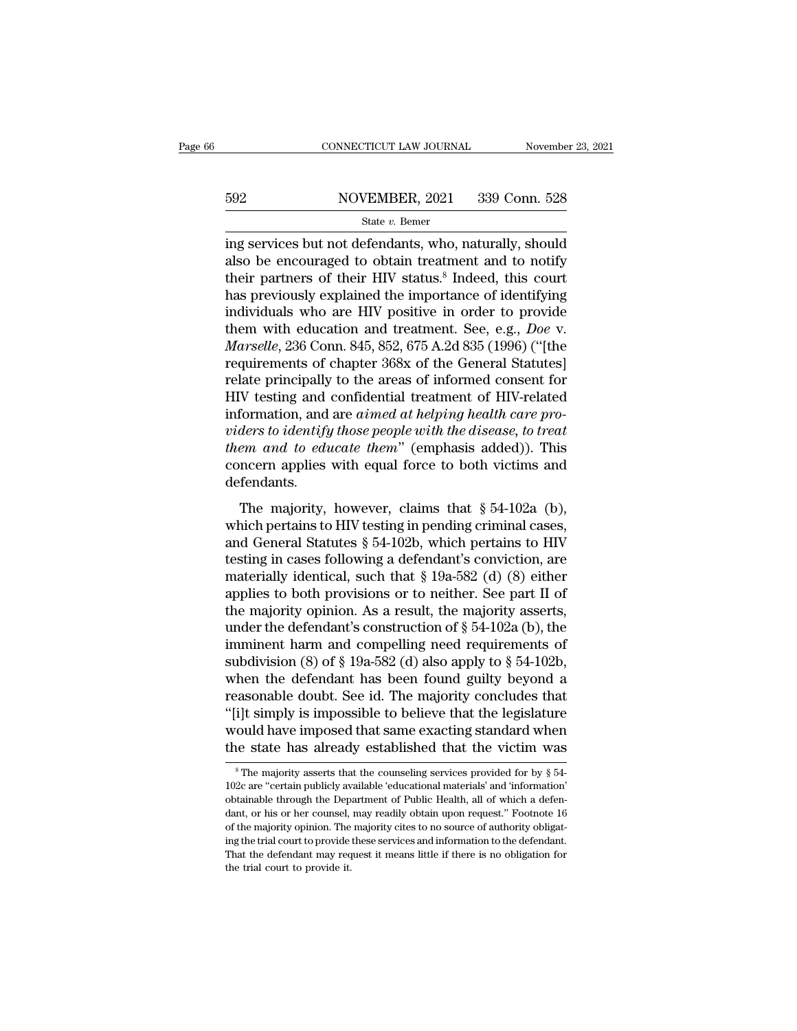ing services but not defendants, who, naturally, should also be encouraged to obtain treatment and to notify their partners of their HIV status.[8] Indeed, this court has previously explained the importance of identifying individuals who are HIV positive in order to provide them with education and treatment. See, e.g., *Doe* v. *Marselle*, 236 Conn. 845, 852, 675 A.2d 835 (1996) ("[the requirements of chapter 368x of the General Statutes] relate principally to the areas of informed consent for HIV testing and confidential treatment of HIV-related information, and are *aimed at helping health care providers to identify those people with the disease, to treat them and to educate them*" (emphasis added)). This concern applies with equal force to both victims and defendants.

The majority, however, claims that § 54-102a (b), which pertains to HIV testing in pending criminal cases, and General Statutes § 54-102b, which pertains to HIV testing in cases following a defendant's conviction, are materially identical, such that § 19a-582 (d) (8) either applies to both provisions or to neither. See part II of the majority opinion. As a result, the majority asserts, under the defendant's construction of § 54-102a (b), the imminent harm and compelling need requirements of subdivision (8) of § 19a-582 (d) also apply to § 54-102b, when the defendant has been found guilty beyond a reasonable doubt. See id. The majority concludes that "[i]t simply is impossible to believe that the legislature would have imposed that same exacting standard when the state has already established that the victim was

[8] The majority asserts that the counseling services provided for by § 54-102c are "certain publicly available 'educational materials' and 'information' obtainable through the Department of Public Health, all of which a defendant, or his or her counsel, may readily obtain upon request." Footnote 16 of the majority opinion. The majority cites to no source of authority obligating the trial court to provide these services and information to the defendant. That the defendant may request it means little if there is no obligation for the trial court to provide it.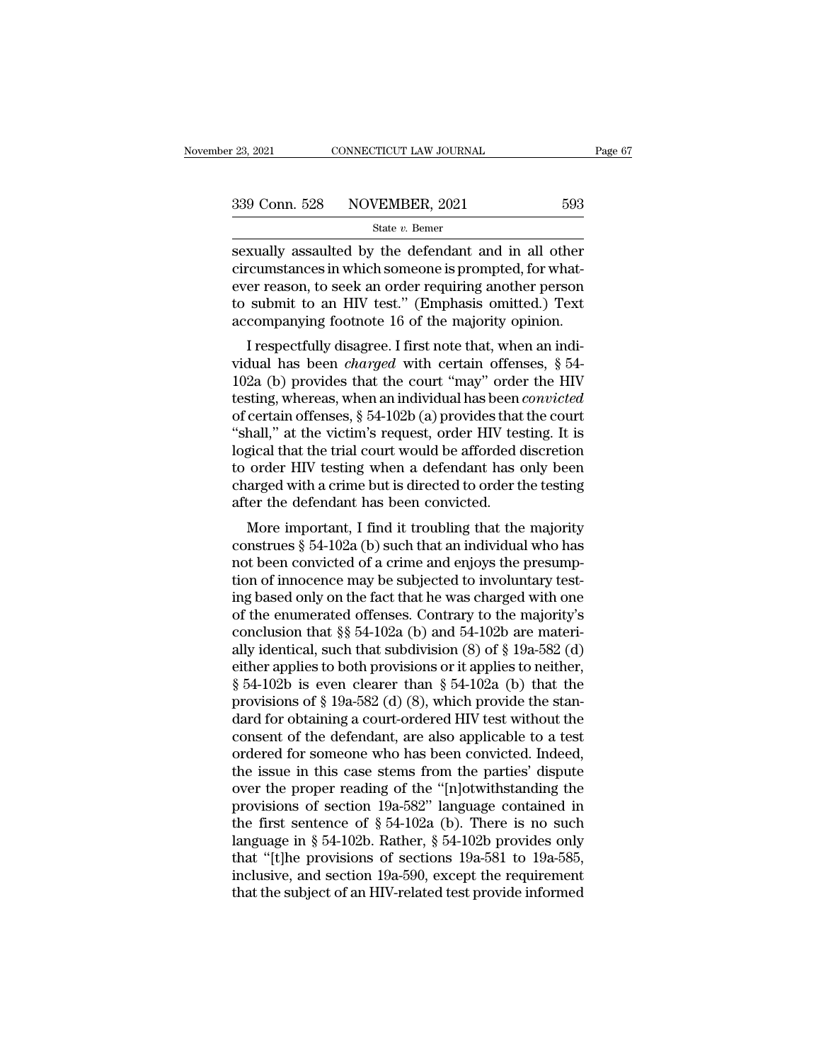sexually assaulted by the defendant and in all other circumstances in which someone is prompted, for whatever reason, to seek an order requiring another person to submit to an HIV test." (Emphasis omitted.) Text accompanying footnote 16 of the majority opinion.

I respectfully disagree. I first note that, when an individual has been *charged* with certain offenses, § 54-102a (b) provides that the court "may" order the HIV testing, whereas, when an individual has been *convicted* of certain offenses, § 54-102b (a) provides that the court "shall," at the victim's request, order HIV testing. It is logical that the trial court would be afforded discretion to order HIV testing when a defendant has only been charged with a crime but is directed to order the testing after the defendant has been convicted.

More important, I find it troubling that the majority construes § 54-102a (b) such that an individual who has not been convicted of a crime and enjoys the presumption of innocence may be subjected to involuntary testing based only on the fact that he was charged with one of the enumerated offenses. Contrary to the majority's conclusion that §§ 54-102a (b) and 54-102b are materially identical, such that subdivision (8) of § 19a-582 (d) either applies to both provisions or it applies to neither, § 54-102b is even clearer than § 54-102a (b) that the provisions of § 19a-582 (d) (8), which provide the standard for obtaining a court-ordered HIV test without the consent of the defendant, are also applicable to a test ordered for someone who has been convicted. Indeed, the issue in this case stems from the parties' dispute over the proper reading of the "[n]otwithstanding the provisions of section 19a-582" language contained in the first sentence of § 54-102a (b). There is no such language in § 54-102b. Rather, § 54-102b provides only that "[t]he provisions of sections 19a-581 to 19a-585, inclusive, and section 19a-590, except the requirement that the subject of an HIV-related test provide informed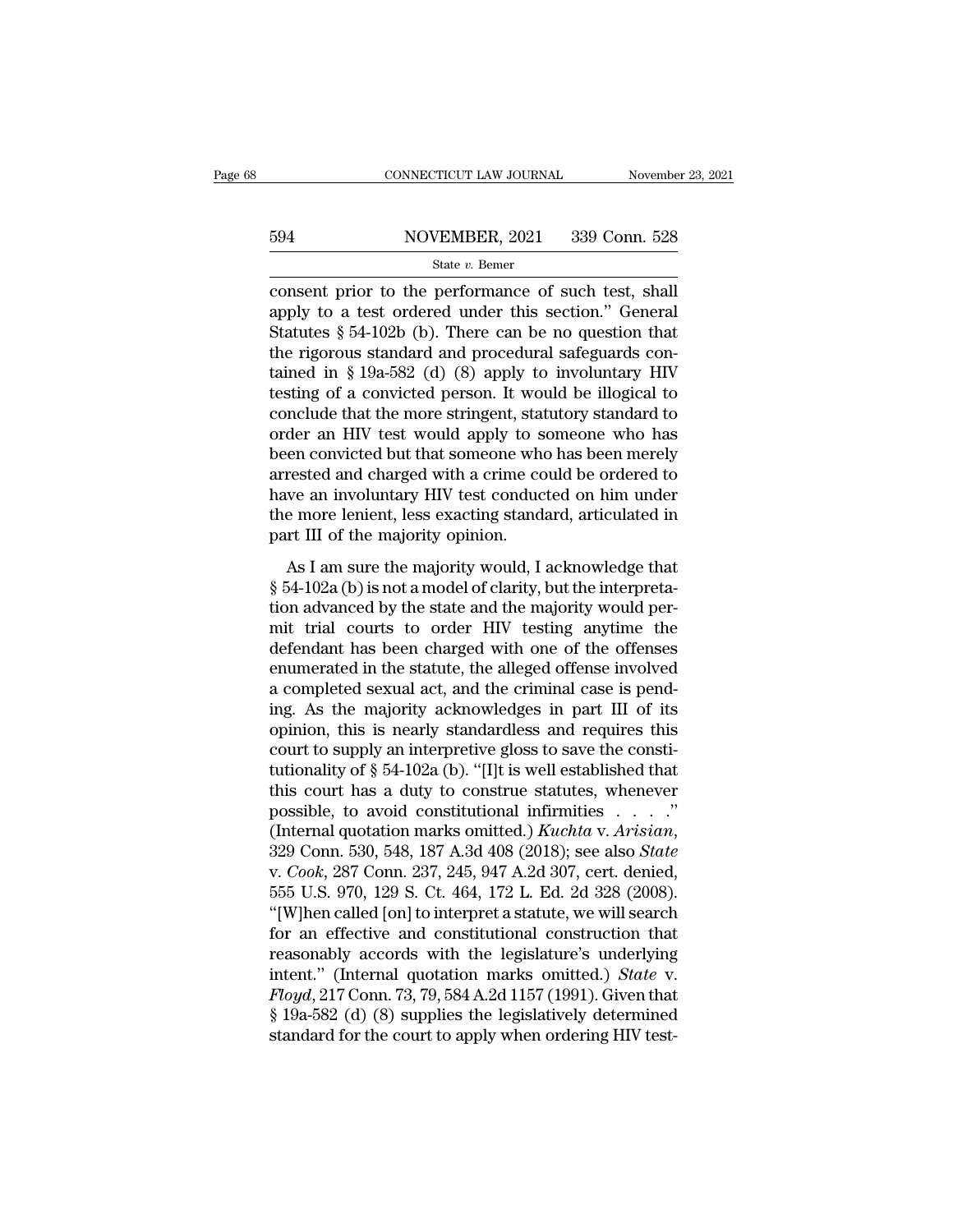consent prior to the performance of such test, shall apply to a test ordered under this section." General Statutes § 54-102b (b). There can be no question that the rigorous standard and procedural safeguards contained in § 19a-582 (d) (8) apply to involuntary HIV testing of a convicted person. It would be illogical to conclude that the more stringent, statutory standard to order an HIV test would apply to someone who has been convicted but that someone who has been merely arrested and charged with a crime could be ordered to have an involuntary HIV test conducted on him under the more lenient, less exacting standard, articulated in part III of the majority opinion.

As I am sure the majority would, I acknowledge that § 54-102a (b) is not a model of clarity, but the interpretation advanced by the state and the majority would permit trial courts to order HIV testing anytime the defendant has been charged with one of the offenses enumerated in the statute, the alleged offense involved a completed sexual act, and the criminal case is pending. As the majority acknowledges in part III of its opinion, this is nearly standardless and requires this court to supply an interpretive gloss to save the constitutionality of § 54-102a (b). "[I]t is well established that this court has a duty to construe statutes, whenever possible, to avoid constitutional infirmities . . . ." (Internal quotation marks omitted.) *Kuchta* v. *Arisian*, 329 Conn. 530, 548, 187 A.3d 408 (2018); see also *State* v. *Cook*, 287 Conn. 237, 245, 947 A.2d 307, cert. denied, 555 U.S. 970, 129 S. Ct. 464, 172 L. Ed. 2d 328 (2008). "[W]hen called [on] to interpret a statute, we will search for an effective and constitutional construction that reasonably accords with the legislature's underlying intent." (Internal quotation marks omitted.) *State* v. *Floyd*, 217 Conn. 73, 79, 584 A.2d 1157 (1991). Given that § 19a-582 (d) (8) supplies the legislatively determined standard for the court to apply when ordering HIV test-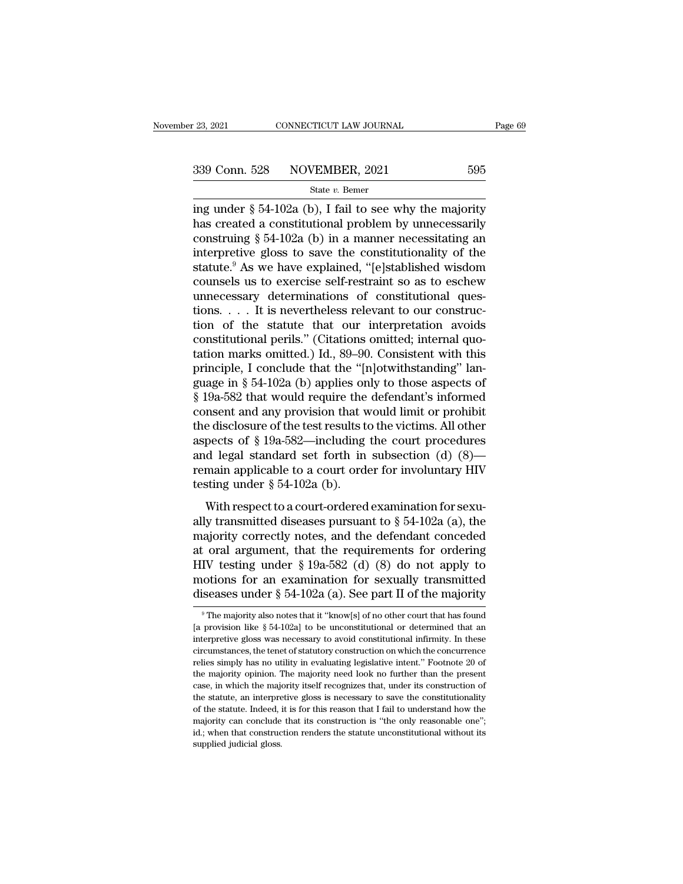ing under § 54-102a (b), I fail to see why the majority has created a constitutional problem by unnecessarily construing § 54-102a (b) in a manner necessitating an interpretive gloss to save the constitutionality of the statute.[9] As we have explained, "[e]stablished wisdom counsels us to exercise self-restraint so as to eschew unnecessary determinations of constitutional questions. . . . It is nevertheless relevant to our construction of the statute that our interpretation avoids constitutional perils." (Citations omitted; internal quotation marks omitted.) Id., 89–90. Consistent with this principle, I conclude that the "[n]otwithstanding" language in § 54-102a (b) applies only to those aspects of § 19a-582 that would require the defendant's informed consent and any provision that would limit or prohibit the disclosure of the test results to the victims. All other aspects of § 19a-582—including the court procedures and legal standard set forth in subsection (d) (8)—remain applicable to a court order for involuntary HIV testing under § 54-102a (b).

With respect to a court-ordered examination for sexually transmitted diseases pursuant to § 54-102a (a), the majority correctly notes, and the defendant conceded at oral argument, that the requirements for ordering HIV testing under § 19a-582 (d) (8) do not apply to motions for an examination for sexually transmitted diseases under § 54-102a (a). See part II of the majority

[9] The majority also notes that it "know[s] of no other court that has found [a provision like § 54-102a] to be unconstitutional or determined that an interpretive gloss was necessary to avoid constitutional infirmity. In these circumstances, the tenet of statutory construction on which the concurrence relies simply has no utility in evaluating legislative intent." Footnote 20 of the majority opinion. The majority need look no further than the present case, in which the majority itself recognizes that, under its construction of the statute, an interpretive gloss is necessary to save the constitutionality of the statute. Indeed, it is for this reason that I fail to understand how the majority can conclude that its construction is "the only reasonable one"; id.; when that construction renders the statute unconstitutional without its supplied judicial gloss.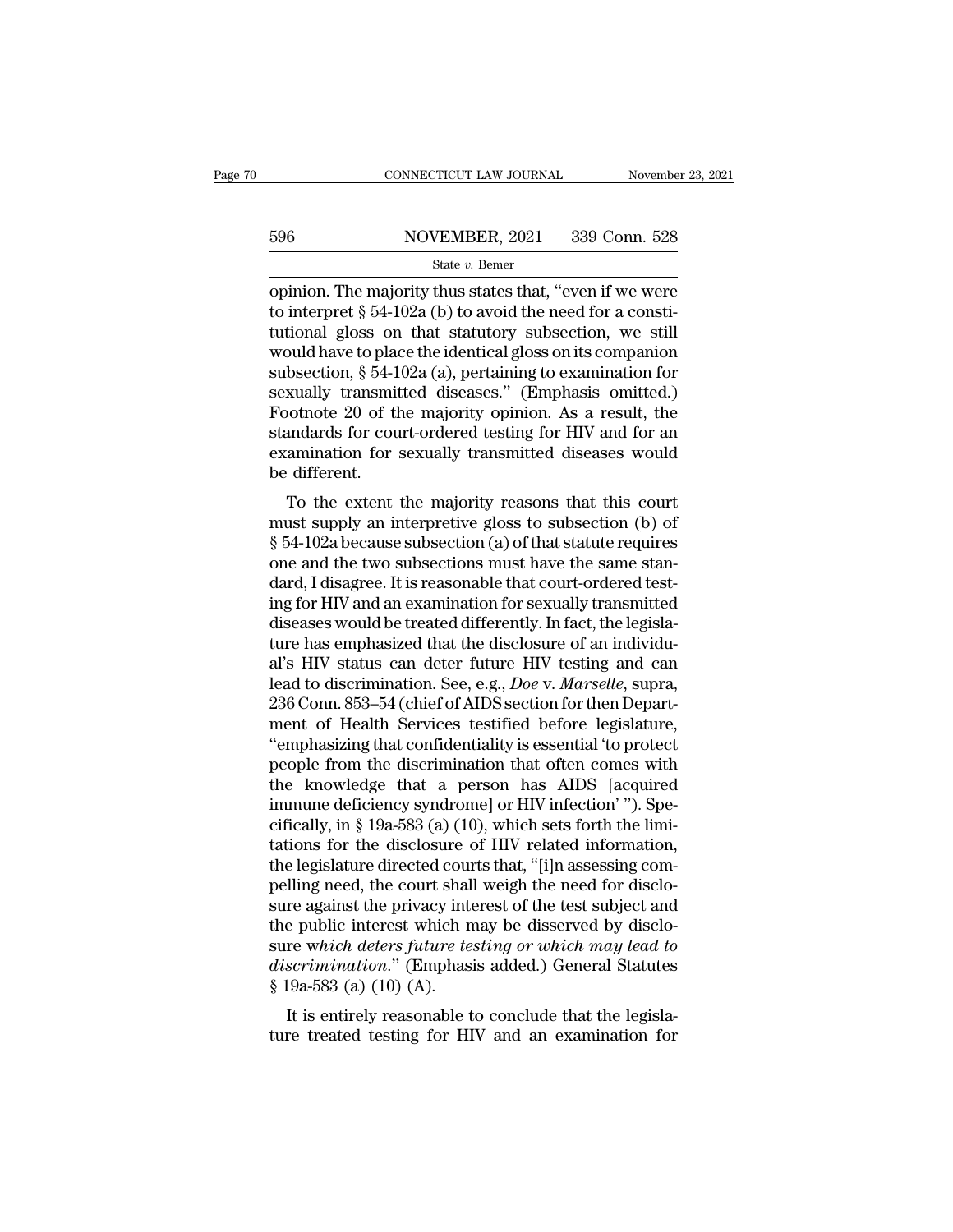opinion. The majority thus states that, "even if we were to interpret § 54-102a (b) to avoid the need for a constitutional gloss on that statutory subsection, we still would have to place the identical gloss on its companion subsection, § 54-102a (a), pertaining to examination for sexually transmitted diseases." (Emphasis omitted.) Footnote 20 of the majority opinion. As a result, the standards for court-ordered testing for HIV and for an examination for sexually transmitted diseases would be different.

To the extent the majority reasons that this court must supply an interpretive gloss to subsection (b) of § 54-102a because subsection (a) of that statute requires one and the two subsections must have the same standard, I disagree. It is reasonable that court-ordered testing for HIV and an examination for sexually transmitted diseases would be treated differently. In fact, the legislature has emphasized that the disclosure of an individual's HIV status can deter future HIV testing and can lead to discrimination. See, e.g., *Doe* v. *Marselle*, supra, 236 Conn. 853–54 (chief of AIDS section for then Department of Health Services testified before legislature, "emphasizing that confidentiality is essential 'to protect people from the discrimination that often comes with the knowledge that a person has AIDS [acquired immune deficiency syndrome] or HIV infection' "). Specifically, in § 19a-583 (a) (10), which sets forth the limitations for the disclosure of HIV related information, the legislature directed courts that, "[i]n assessing compelling need, the court shall weigh the need for disclosure against the privacy interest of the test subject and the public interest which may be disserved by disclosure w*hich deters future testing or which may lead to discrimination*." (Emphasis added.) General Statutes § 19a-583 (a) (10) (A).

It is entirely reasonable to conclude that the legislature treated testing for HIV and an examination for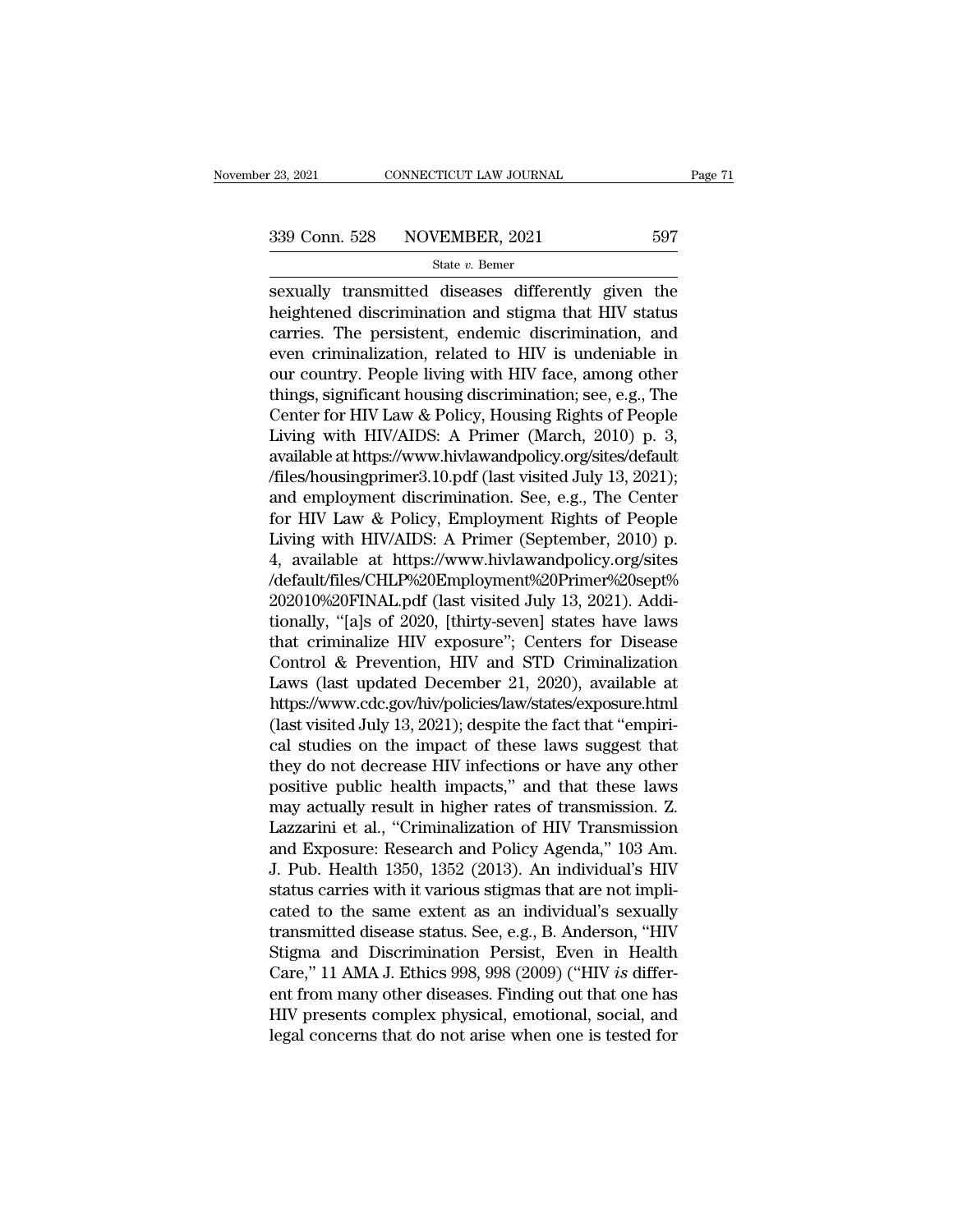sexually transmitted diseases differently given the heightened discrimination and stigma that HIV status carries. The persistent, endemic discrimination, and even criminalization, related to HIV is undeniable in our country. People living with HIV face, among other things, significant housing discrimination; see, e.g., The Center for HIV Law & Policy, Housing Rights of People Living with HIV/AIDS: A Primer (March, 2010) p. 3, available at https://www.hivlawandpolicy.org/sites/default/files/housingprimer3.10.pdf (last visited July 13, 2021); and employment discrimination. See, e.g., The Center for HIV Law & Policy, Employment Rights of People Living with HIV/AIDS: A Primer (September, 2010) p. 4, available at https://www.hivlawandpolicy.org/sites/default/files/CHLP%20Employment%20Primer%20sept%202010%20FINAL.pdf (last visited July 13, 2021). Additionally, "[a]s of 2020, [thirty-seven] states have laws that criminalize HIV exposure"; Centers for Disease Control & Prevention, HIV and STD Criminalization Laws (last updated December 21, 2020), available at https://www.cdc.gov/hiv/policies/law/states/exposure.html (last visited July 13, 2021); despite the fact that "empirical studies on the impact of these laws suggest that they do not decrease HIV infections or have any other positive public health impacts," and that these laws may actually result in higher rates of transmission. Z. Lazzarini et al., "Criminalization of HIV Transmission and Exposure: Research and Policy Agenda," 103 Am. J. Pub. Health 1350, 1352 (2013). An individual's HIV status carries with it various stigmas that are not implicated to the same extent as an individual's sexually transmitted disease status. See, e.g., B. Anderson, "HIV Stigma and Discrimination Persist, Even in Health Care," 11 AMA J. Ethics 998, 998 (2009) ("HIV *is* different from many other diseases. Finding out that one has HIV presents complex physical, emotional, social, and legal concerns that do not arise when one is tested for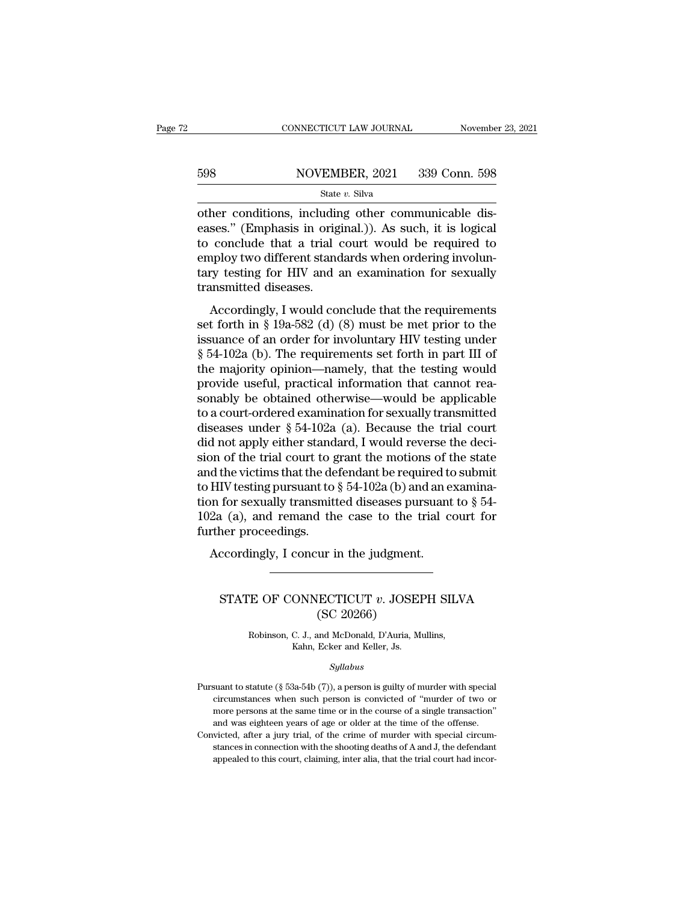other conditions, including other communicable diseases." (Emphasis in original.)). As such, it is logical to conclude that a trial court would be required to employ two different standards when ordering involuntary testing for HIV and an examination for sexually transmitted diseases.

Accordingly, I would conclude that the requirements set forth in § 19a-582 (d) (8) must be met prior to the issuance of an order for involuntary HIV testing under § 54-102a (b). The requirements set forth in part III of the majority opinion—namely, that the testing would provide useful, practical information that cannot reasonably be obtained otherwise—would be applicable to a court-ordered examination for sexually transmitted diseases under § 54-102a (a). Because the trial court did not apply either standard, I would reverse the decision of the trial court to grant the motions of the state and the victims that the defendant be required to submit to HIV testing pursuant to § 54-102a (b) and an examination for sexually transmitted diseases pursuant to § 54-102a (a), and remand the case to the trial court for further proceedings.

Accordingly, I concur in the judgment.

---

## STATE OF CONNECTICUT *v.* JOSEPH SILVA
### (SC 20266)

Robinson, C. J., and McDonald, D'Auria, Mullins, Kahn, Ecker and Keller, Js.

*Syllabus*

Pursuant to statute (§ 53a-54b (7)), a person is guilty of murder with special circumstances when such person is convicted of "murder of two or more persons at the same time or in the course of a single transaction" and was eighteen years of age or older at the time of the offense.

Convicted, after a jury trial, of the crime of murder with special circumstances in connection with the shooting deaths of A and J, the defendant appealed to this court, claiming, inter alia, that the trial court had incor-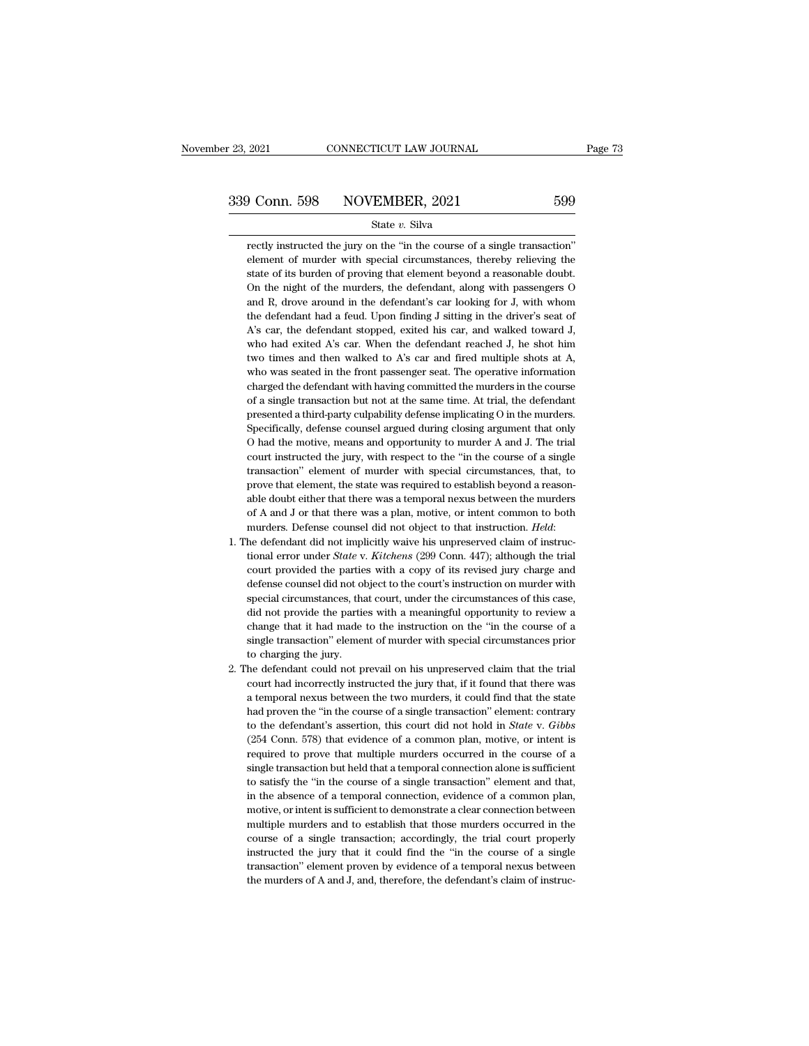rectly instructed the jury on the "in the course of a single transaction" element of murder with special circumstances, thereby relieving the state of its burden of proving that element beyond a reasonable doubt. On the night of the murders, the defendant, along with passengers O and R, drove around in the defendant's car looking for J, with whom the defendant had a feud. Upon finding J sitting in the driver's seat of A's car, the defendant stopped, exited his car, and walked toward J, who had exited A's car. When the defendant reached J, he shot him two times and then walked to A's car and fired multiple shots at A, who was seated in the front passenger seat. The operative information charged the defendant with having committed the murders in the course of a single transaction but not at the same time. At trial, the defendant presented a third-party culpability defense implicating O in the murders. Specifically, defense counsel argued during closing argument that only O had the motive, means and opportunity to murder A and J. The trial court instructed the jury, with respect to the "in the course of a single transaction" element of murder with special circumstances, that, to prove that element, the state was required to establish beyond a reasonable doubt either that there was a temporal nexus between the murders of A and J or that there was a plan, motive, or intent common to both murders. Defense counsel did not object to that instruction. *Held*:

1. The defendant did not implicitly waive his unpreserved claim of instructional error under *State* v. *Kitchens* (299 Conn. 447); although the trial court provided the parties with a copy of its revised jury charge and defense counsel did not object to the court's instruction on murder with special circumstances, that court, under the circumstances of this case, did not provide the parties with a meaningful opportunity to review a change that it had made to the instruction on the "in the course of a single transaction" element of murder with special circumstances prior to charging the jury.
2. The defendant could not prevail on his unpreserved claim that the trial court had incorrectly instructed the jury that, if it found that there was a temporal nexus between the two murders, it could find that the state had proven the "in the course of a single transaction" element: contrary to the defendant's assertion, this court did not hold in *State* v. *Gibbs* (254 Conn. 578) that evidence of a common plan, motive, or intent is required to prove that multiple murders occurred in the course of a single transaction but held that a temporal connection alone is sufficient to satisfy the "in the course of a single transaction" element and that, in the absence of a temporal connection, evidence of a common plan, motive, or intent is sufficient to demonstrate a clear connection between multiple murders and to establish that those murders occurred in the course of a single transaction; accordingly, the trial court properly instructed the jury that it could find the "in the course of a single transaction" element proven by evidence of a temporal nexus between the murders of A and J, and, therefore, the defendant's claim of instruc-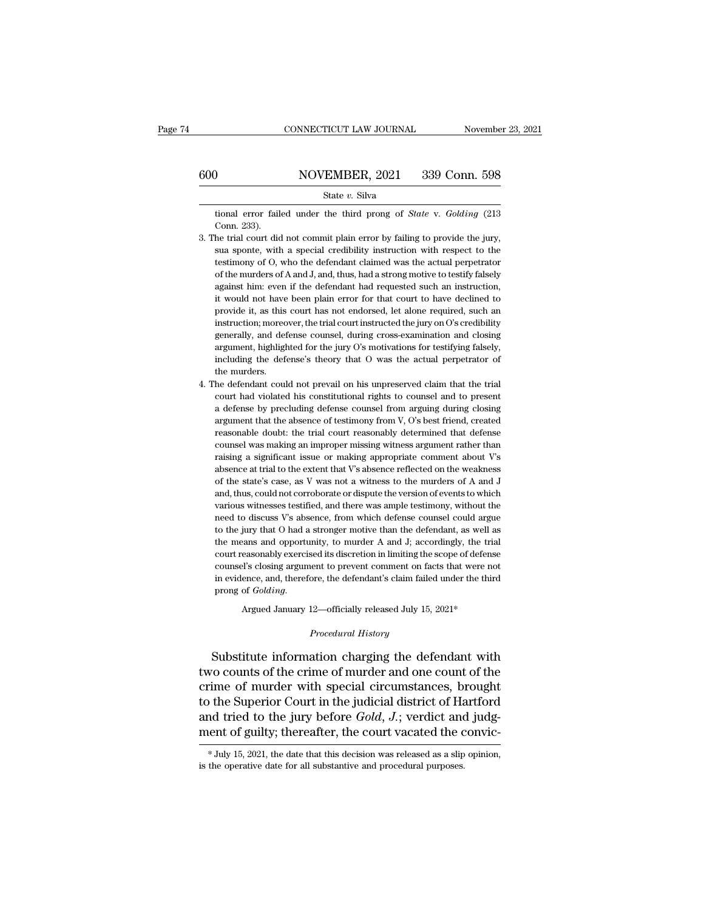tional error failed under the third prong of *State* v. *Golding* (213 Conn. 233).

3. The trial court did not commit plain error by failing to provide the jury, sua sponte, with a special credibility instruction with respect to the testimony of O, who the defendant claimed was the actual perpetrator of the murders of A and J, and, thus, had a strong motive to testify falsely against him: even if the defendant had requested such an instruction, it would not have been plain error for that court to have declined to provide it, as this court has not endorsed, let alone required, such an instruction; moreover, the trial court instructed the jury on O's credibility generally, and defense counsel, during cross-examination and closing argument, highlighted for the jury O's motivations for testifying falsely, including the defense's theory that O was the actual perpetrator of the murders.

4. The defendant could not prevail on his unpreserved claim that the trial court had violated his constitutional rights to counsel and to present a defense by precluding defense counsel from arguing during closing argument that the absence of testimony from V, O's best friend, created reasonable doubt: the trial court reasonably determined that defense counsel was making an improper missing witness argument rather than raising a significant issue or making appropriate comment about V's absence at trial to the extent that V's absence reflected on the weakness of the state's case, as V was not a witness to the murders of A and J and, thus, could not corroborate or dispute the version of events to which various witnesses testified, and there was ample testimony, without the need to discuss V's absence, from which defense counsel could argue to the jury that O had a stronger motive than the defendant, as well as the means and opportunity, to murder A and J; accordingly, the trial court reasonably exercised its discretion in limiting the scope of defense counsel's closing argument to prevent comment on facts that were not in evidence, and, therefore, the defendant's claim failed under the third prong of *Golding*.

Argued January 12—officially released July 15, 2021*

*Procedural History*

Substitute information charging the defendant with two counts of the crime of murder and one count of the crime of murder with special circumstances, brought to the Superior Court in the judicial district of Hartford and tried to the jury before *Gold, J.*; verdict and judgment of guilty; thereafter, the court vacated the convic-

\* July 15, 2021, the date that this decision was released as a slip opinion, is the operative date for all substantive and procedural purposes.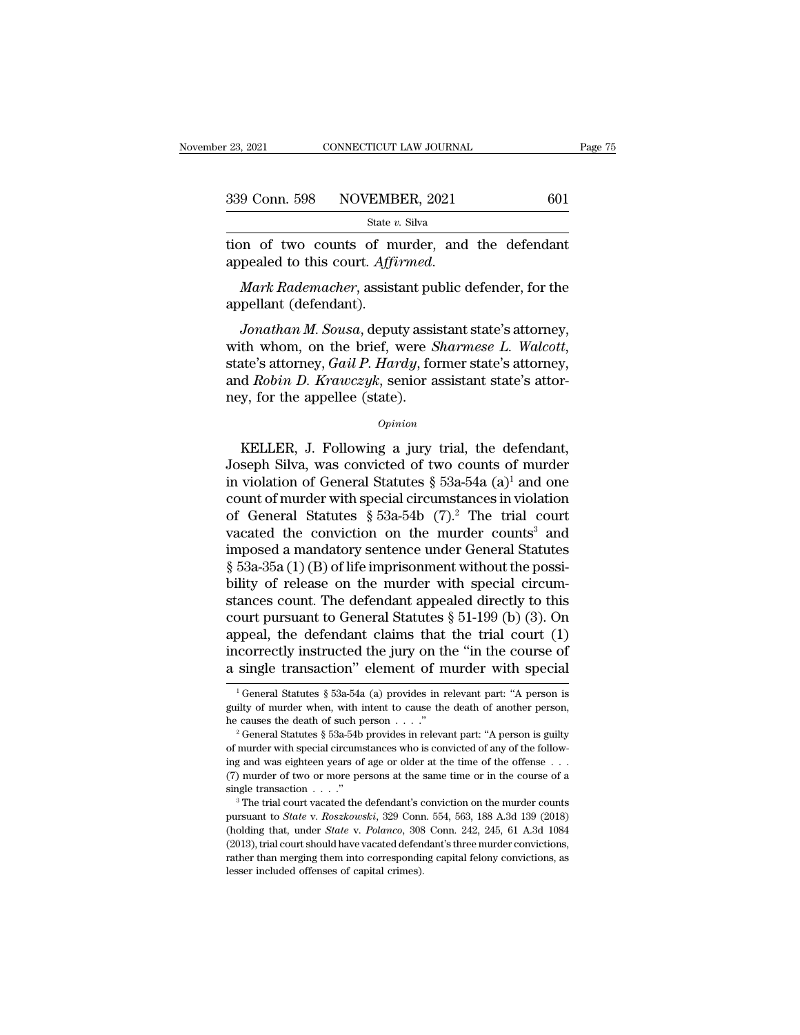tion of two counts of murder, and the defendant appealed to this court. *Affirmed.*

*Mark Rademacher*, assistant public defender, for the appellant (defendant).

*Jonathan M. Sousa*, deputy assistant state's attorney, with whom, on the brief, were *Sharmese L. Walcott*, state's attorney, *Gail P. Hardy*, former state's attorney, and *Robin D. Krawczyk*, senior assistant state's attorney, for the appellee (state).

*Opinion*

KELLER, J. Following a jury trial, the defendant, Joseph Silva, was convicted of two counts of murder in violation of General Statutes § 53a-54a (a)[1] and one count of murder with special circumstances in violation of General Statutes § 53a-54b (7).[2] The trial court vacated the conviction on the murder counts[3] and imposed a mandatory sentence under General Statutes § 53a-35a (1) (B) of life imprisonment without the possibility of release on the murder with special circumstances count. The defendant appealed directly to this court pursuant to General Statutes § 51-199 (b) (3). On appeal, the defendant claims that the trial court (1) incorrectly instructed the jury on the "in the course of a single transaction" element of murder with special

[1] General Statutes § 53a-54a (a) provides in relevant part: "A person is guilty of murder when, with intent to cause the death of another person, he causes the death of such person . . . ."

[2] General Statutes § 53a-54b provides in relevant part: "A person is guilty of murder with special circumstances who is convicted of any of the following and was eighteen years of age or older at the time of the offense . . . (7) murder of two or more persons at the same time or in the course of a single transaction . . . ."

[3] The trial court vacated the defendant's conviction on the murder counts pursuant to *State* v. *Roszkowski*, 329 Conn. 554, 563, 188 A.3d 139 (2018) (holding that, under *State* v. *Polanco*, 308 Conn. 242, 245, 61 A.3d 1084 (2013), trial court should have vacated defendant's three murder convictions, rather than merging them into corresponding capital felony convictions, as lesser included offenses of capital crimes).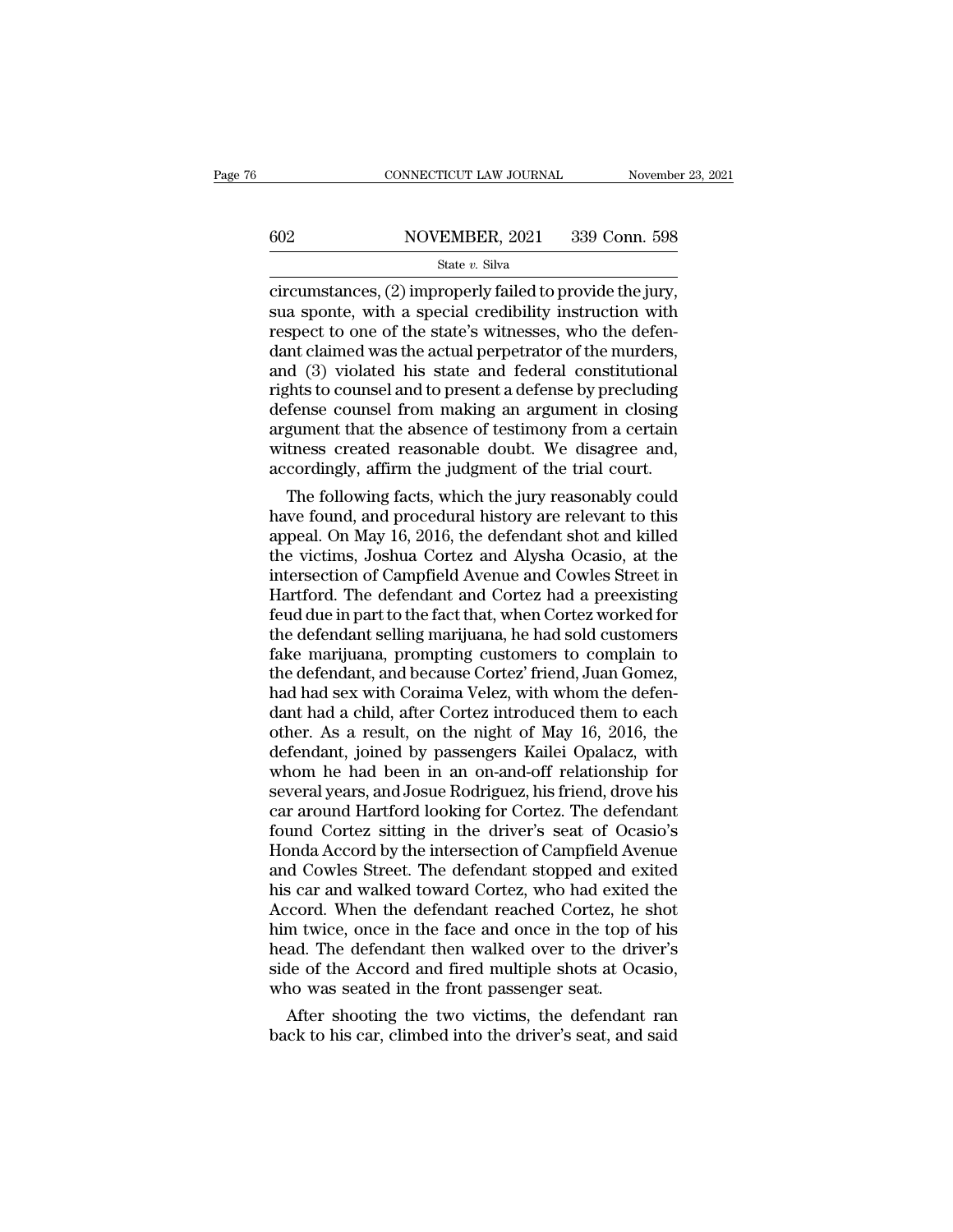circumstances, (2) improperly failed to provide the jury, sua sponte, with a special credibility instruction with respect to one of the state's witnesses, who the defendant claimed was the actual perpetrator of the murders, and (3) violated his state and federal constitutional rights to counsel and to present a defense by precluding defense counsel from making an argument in closing argument that the absence of testimony from a certain witness created reasonable doubt. We disagree and, accordingly, affirm the judgment of the trial court.

The following facts, which the jury reasonably could have found, and procedural history are relevant to this appeal. On May 16, 2016, the defendant shot and killed the victims, Joshua Cortez and Alysha Ocasio, at the intersection of Campfield Avenue and Cowles Street in Hartford. The defendant and Cortez had a preexisting feud due in part to the fact that, when Cortez worked for the defendant selling marijuana, he had sold customers fake marijuana, prompting customers to complain to the defendant, and because Cortez' friend, Juan Gomez, had had sex with Coraima Velez, with whom the defendant had a child, after Cortez introduced them to each other. As a result, on the night of May 16, 2016, the defendant, joined by passengers Kailei Opalacz, with whom he had been in an on-and-off relationship for several years, and Josue Rodriguez, his friend, drove his car around Hartford looking for Cortez. The defendant found Cortez sitting in the driver's seat of Ocasio's Honda Accord by the intersection of Campfield Avenue and Cowles Street. The defendant stopped and exited his car and walked toward Cortez, who had exited the Accord. When the defendant reached Cortez, he shot him twice, once in the face and once in the top of his head. The defendant then walked over to the driver's side of the Accord and fired multiple shots at Ocasio, who was seated in the front passenger seat.

After shooting the two victims, the defendant ran back to his car, climbed into the driver's seat, and said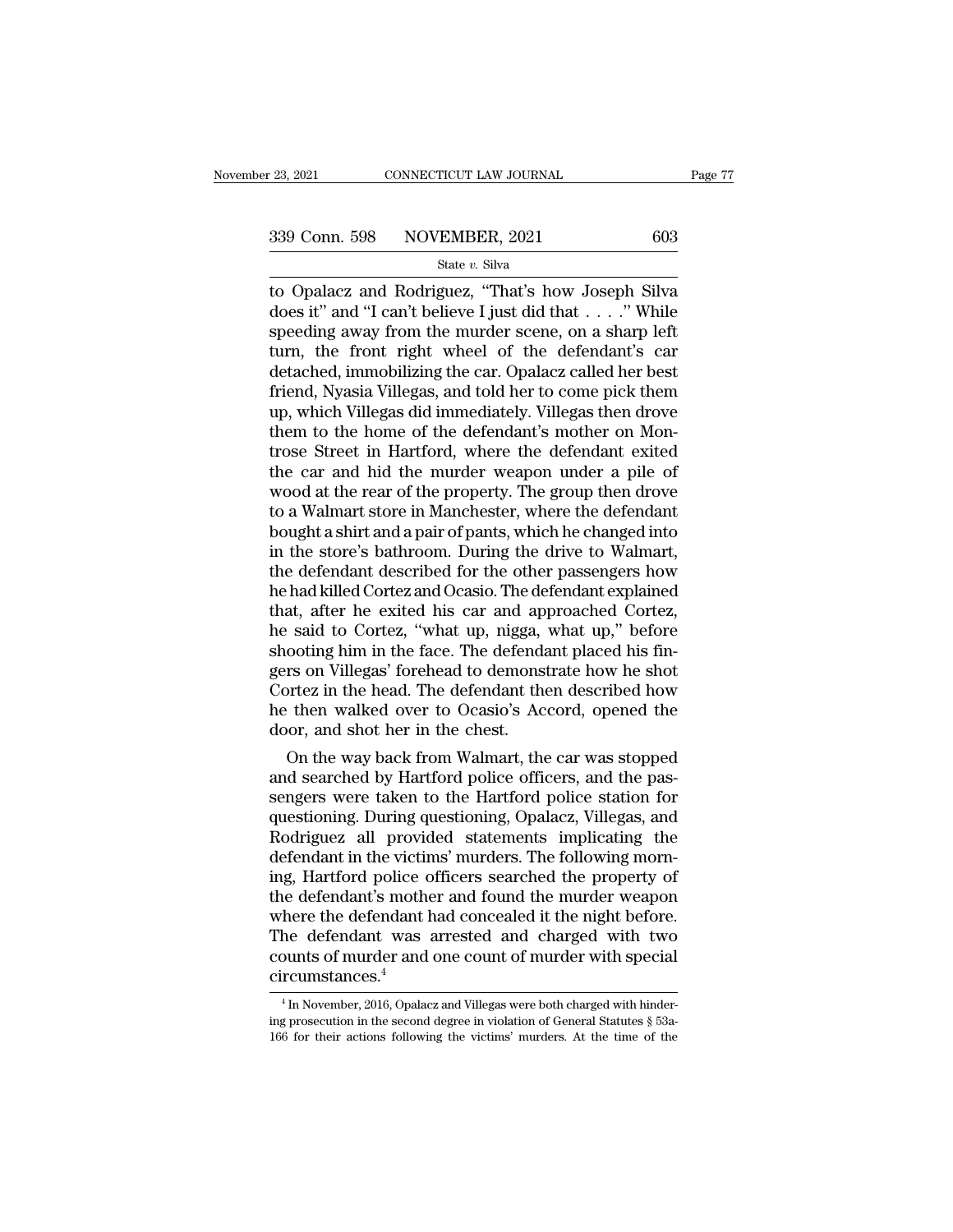to Opalacz and Rodriguez, "That's how Joseph Silva does it" and "I can't believe I just did that . . . ." While speeding away from the murder scene, on a sharp left turn, the front right wheel of the defendant's car detached, immobilizing the car. Opalacz called her best friend, Nyasia Villegas, and told her to come pick them up, which Villegas did immediately. Villegas then drove them to the home of the defendant's mother on Montrose Street in Hartford, where the defendant exited the car and hid the murder weapon under a pile of wood at the rear of the property. The group then drove to a Walmart store in Manchester, where the defendant bought a shirt and a pair of pants, which he changed into in the store's bathroom. During the drive to Walmart, the defendant described for the other passengers how he had killed Cortez and Ocasio. The defendant explained that, after he exited his car and approached Cortez, he said to Cortez, "what up, nigga, what up," before shooting him in the face. The defendant placed his fingers on Villegas' forehead to demonstrate how he shot Cortez in the head. The defendant then described how he then walked over to Ocasio's Accord, opened the door, and shot her in the chest.

On the way back from Walmart, the car was stopped and searched by Hartford police officers, and the passengers were taken to the Hartford police station for questioning. During questioning, Opalacz, Villegas, and Rodriguez all provided statements implicating the defendant in the victims' murders. The following morning, Hartford police officers searched the property of the defendant's mother and found the murder weapon where the defendant had concealed it the night before. The defendant was arrested and charged with two counts of murder and one count of murder with special circumstances.[4]

[4] In November, 2016, Opalacz and Villegas were both charged with hindering prosecution in the second degree in violation of General Statutes § 53a-166 for their actions following the victims' murders. At the time of the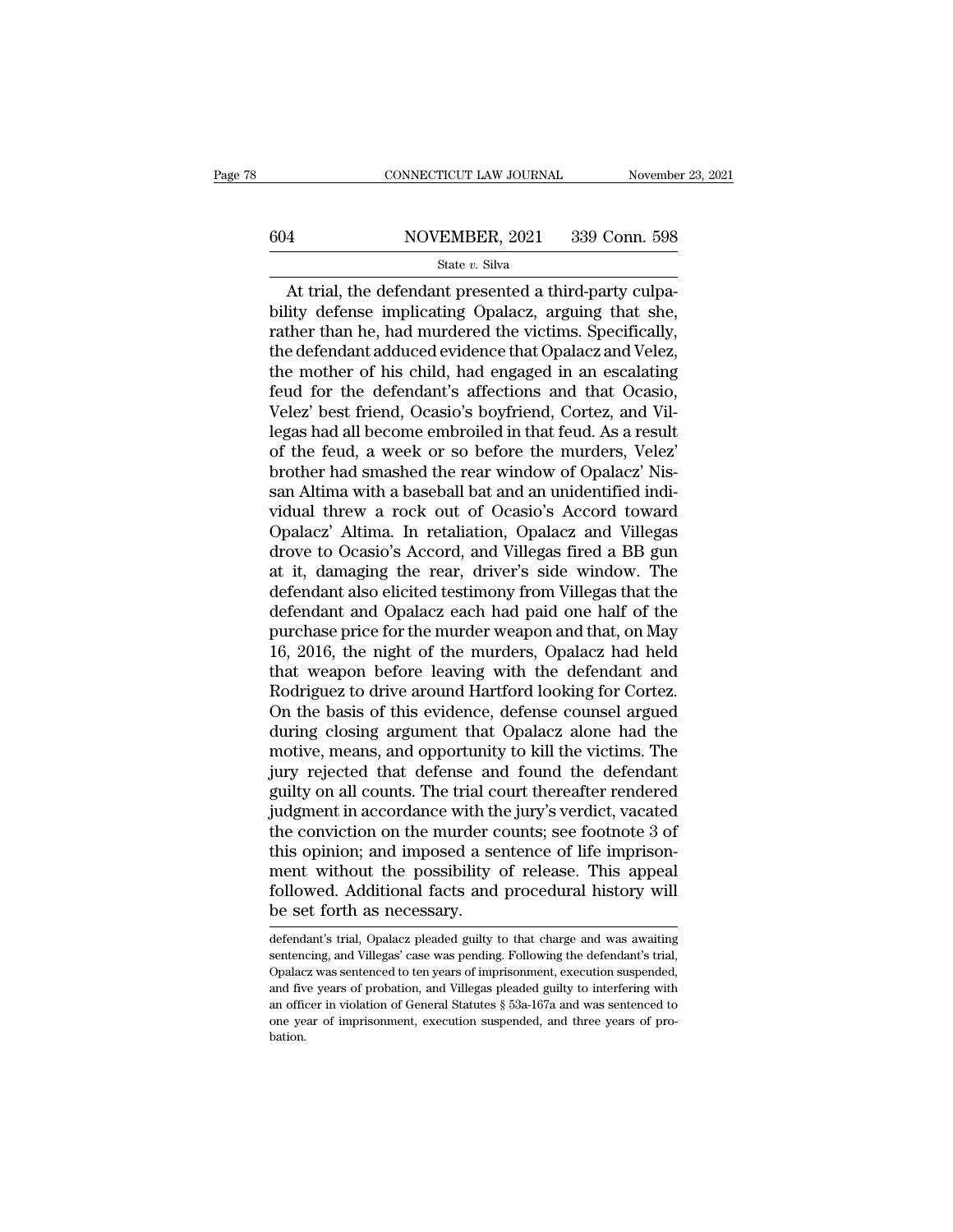At trial, the defendant presented a third-party culpability defense implicating Opalacz, arguing that she, rather than he, had murdered the victims. Specifically, the defendant adduced evidence that Opalacz and Velez, the mother of his child, had engaged in an escalating feud for the defendant's affections and that Ocasio, Velez' best friend, Ocasio's boyfriend, Cortez, and Villegas had all become embroiled in that feud. As a result of the feud, a week or so before the murders, Velez' brother had smashed the rear window of Opalacz' Nissan Altima with a baseball bat and an unidentified individual threw a rock out of Ocasio's Accord toward Opalacz' Altima. In retaliation, Opalacz and Villegas drove to Ocasio's Accord, and Villegas fired a BB gun at it, damaging the rear, driver's side window. The defendant also elicited testimony from Villegas that the defendant and Opalacz each had paid one half of the purchase price for the murder weapon and that, on May 16, 2016, the night of the murders, Opalacz had held that weapon before leaving with the defendant and Rodriguez to drive around Hartford looking for Cortez. On the basis of this evidence, defense counsel argued during closing argument that Opalacz alone had the motive, means, and opportunity to kill the victims. The jury rejected that defense and found the defendant guilty on all counts. The trial court thereafter rendered judgment in accordance with the jury's verdict, vacated the conviction on the murder counts; see footnote 3 of this opinion; and imposed a sentence of life imprisonment without the possibility of release. This appeal followed. Additional facts and procedural history will be set forth as necessary.

---

defendant's trial, Opalacz pleaded guilty to that charge and was awaiting sentencing, and Villegas' case was pending. Following the defendant's trial, Opalacz was sentenced to ten years of imprisonment, execution suspended, and five years of probation, and Villegas pleaded guilty to interfering with an officer in violation of General Statutes § 53a-167a and was sentenced to one year of imprisonment, execution suspended, and three years of probation.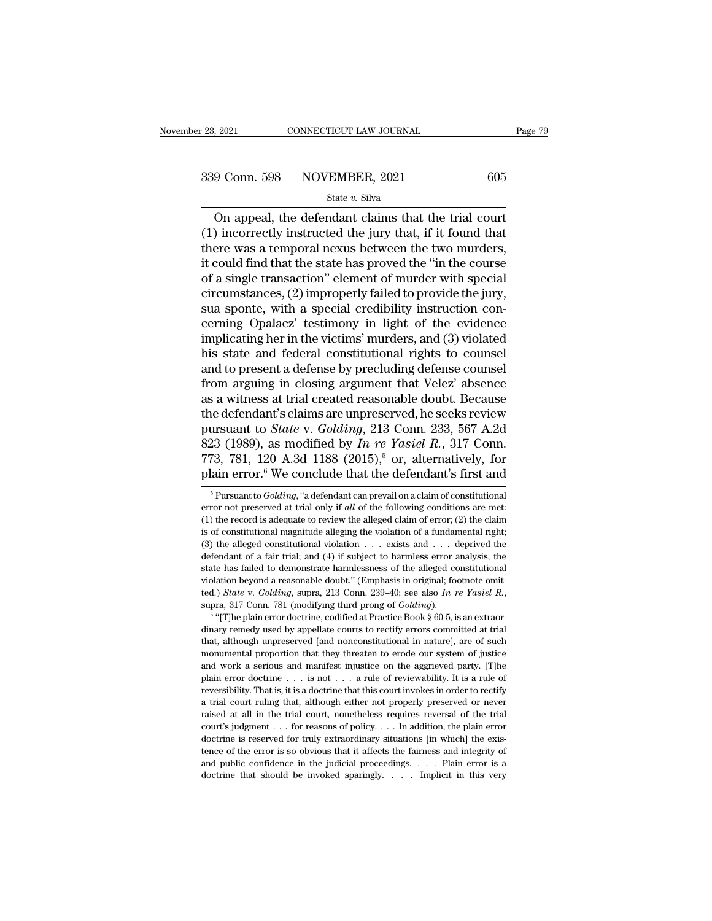On appeal, the defendant claims that the trial court (1) incorrectly instructed the jury that, if it found that there was a temporal nexus between the two murders, it could find that the state has proved the "in the course of a single transaction" element of murder with special circumstances, (2) improperly failed to provide the jury, sua sponte, with a special credibility instruction concerning Opalacz' testimony in light of the evidence implicating her in the victims' murders, and (3) violated his state and federal constitutional rights to counsel and to present a defense by precluding defense counsel from arguing in closing argument that Velez' absence as a witness at trial created reasonable doubt. Because the defendant's claims are unpreserved, he seeks review pursuant to *State* v. *Golding*, 213 Conn. 233, 567 A.2d 823 (1989), as modified by *In re Yasiel R.*, 317 Conn. 773, 781, 120 A.3d 1188 (2015),[5] or, alternatively, for plain error.[6] We conclude that the defendant's first and

[5] Pursuant to *Golding*, "a defendant can prevail on a claim of constitutional error not preserved at trial only if *all* of the following conditions are met: (1) the record is adequate to review the alleged claim of error; (2) the claim is of constitutional magnitude alleging the violation of a fundamental right; (3) the alleged constitutional violation . . . exists and . . . deprived the defendant of a fair trial; and (4) if subject to harmless error analysis, the state has failed to demonstrate harmlessness of the alleged constitutional violation beyond a reasonable doubt." (Emphasis in original; footnote omitted.) *State* v. *Golding*, supra, 213 Conn. 239–40; see also *In re Yasiel R.*, supra, 317 Conn. 781 (modifying third prong of *Golding*).

[6] "[T]he plain error doctrine, codified at Practice Book § 60-5, is an extraordinary remedy used by appellate courts to rectify errors committed at trial that, although unpreserved [and nonconstitutional in nature], are of such monumental proportion that they threaten to erode our system of justice and work a serious and manifest injustice on the aggrieved party. [T]he plain error doctrine . . . is not . . . a rule of reviewability. It is a rule of reversibility. That is, it is a doctrine that this court invokes in order to rectify a trial court ruling that, although either not properly preserved or never raised at all in the trial court, nonetheless requires reversal of the trial court's judgment . . . for reasons of policy. . . . In addition, the plain error doctrine is reserved for truly extraordinary situations [in which] the existence of the error is so obvious that it affects the fairness and integrity of and public confidence in the judicial proceedings. . . . Plain error is a doctrine that should be invoked sparingly. . . . Implicit in this very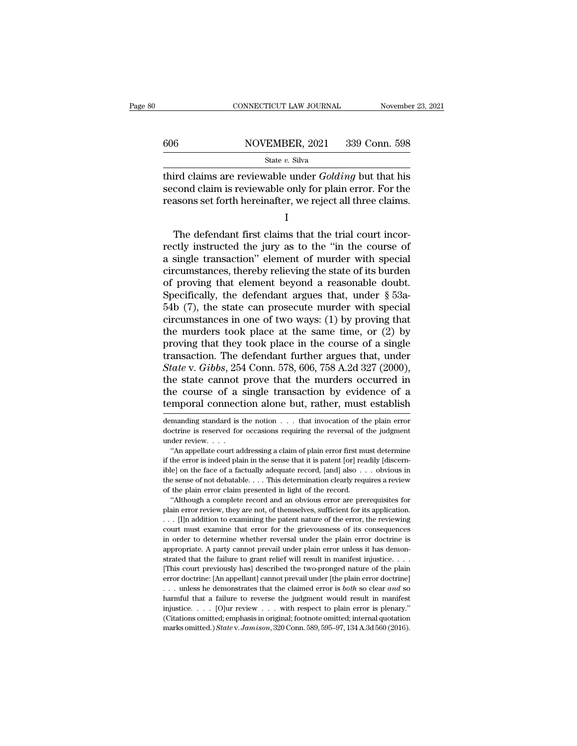third claims are reviewable under *Golding* but that his second claim is reviewable only for plain error. For the reasons set forth hereinafter, we reject all three claims.

I

The defendant first claims that the trial court incorrectly instructed the jury as to the "in the course of a single transaction" element of murder with special circumstances, thereby relieving the state of its burden of proving that element beyond a reasonable doubt. Specifically, the defendant argues that, under § 53a-54b (7), the state can prosecute murder with special circumstances in one of two ways: (1) by proving that the murders took place at the same time, or (2) by proving that they took place in the course of a single transaction. The defendant further argues that, under *State* v. *Gibbs*, 254 Conn. 578, 606, 758 A.2d 327 (2000), the state cannot prove that the murders occurred in the course of a single transaction by evidence of a temporal connection alone but, rather, must establish

---

demanding standard is the notion . . . that invocation of the plain error doctrine is reserved for occasions requiring the reversal of the judgment under review. . . .

"An appellate court addressing a claim of plain error first must determine if the error is indeed plain in the sense that it is patent [or] readily [discernible] on the face of a factually adequate record, [and] also . . . obvious in the sense of not debatable. . . . This determination clearly requires a review of the plain error claim presented in light of the record.

"Although a complete record and an obvious error are prerequisites for plain error review, they are not, of themselves, sufficient for its application. . . . [I]n addition to examining the patent nature of the error, the reviewing court must examine that error for the grievousness of its consequences in order to determine whether reversal under the plain error doctrine is appropriate. A party cannot prevail under plain error unless it has demonstrated that the failure to grant relief will result in manifest injustice. . . . [This court previously has] described the two-pronged nature of the plain error doctrine: [An appellant] cannot prevail under [the plain error doctrine] . . . unless he demonstrates that the claimed error is *both* so clear *and* so harmful that a failure to reverse the judgment would result in manifest injustice. . . . [O]ur review . . . with respect to plain error is plenary." (Citations omitted; emphasis in original; footnote omitted; internal quotation marks omitted.) *State* v. *Jamison*, 320 Conn. 589, 595–97, 134 A.3d 560 (2016).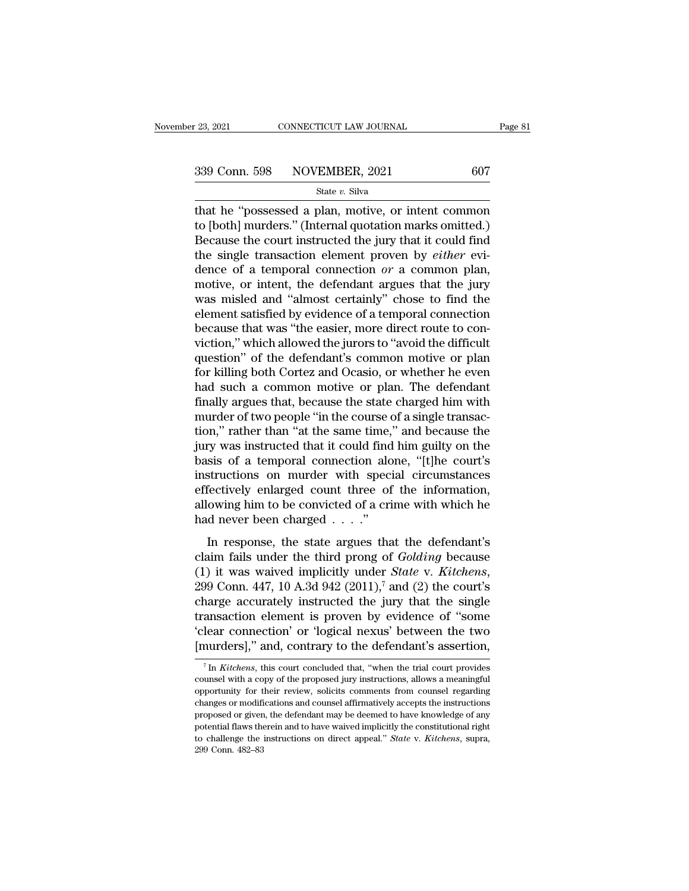that he "possessed a plan, motive, or intent common to [both] murders." (Internal quotation marks omitted.) Because the court instructed the jury that it could find the single transaction element proven by *either* evidence of a temporal connection *or* a common plan, motive, or intent, the defendant argues that the jury was misled and "almost certainly" chose to find the element satisfied by evidence of a temporal connection because that was "the easier, more direct route to conviction," which allowed the jurors to "avoid the difficult question" of the defendant's common motive or plan for killing both Cortez and Ocasio, or whether he even had such a common motive or plan. The defendant finally argues that, because the state charged him with murder of two people "in the course of a single transaction," rather than "at the same time," and because the jury was instructed that it could find him guilty on the basis of a temporal connection alone, "[t]he court's instructions on murder with special circumstances effectively enlarged count three of the information, allowing him to be convicted of a crime with which he had never been charged . . . ."

In response, the state argues that the defendant's claim fails under the third prong of *Golding* because (1) it was waived implicitly under *State* v. *Kitchens*, 299 Conn. 447, 10 A.3d 942 (2011),[7] and (2) the court's charge accurately instructed the jury that the single transaction element is proven by evidence of "some 'clear connection' or 'logical nexus' between the two [murders]," and, contrary to the defendant's assertion,

[7] In *Kitchens*, this court concluded that, "when the trial court provides counsel with a copy of the proposed jury instructions, allows a meaningful opportunity for their review, solicits comments from counsel regarding changes or modifications and counsel affirmatively accepts the instructions proposed or given, the defendant may be deemed to have knowledge of any potential flaws therein and to have waived implicitly the constitutional right to challenge the instructions on direct appeal." *State* v. *Kitchens*, supra, 299 Conn. 482–83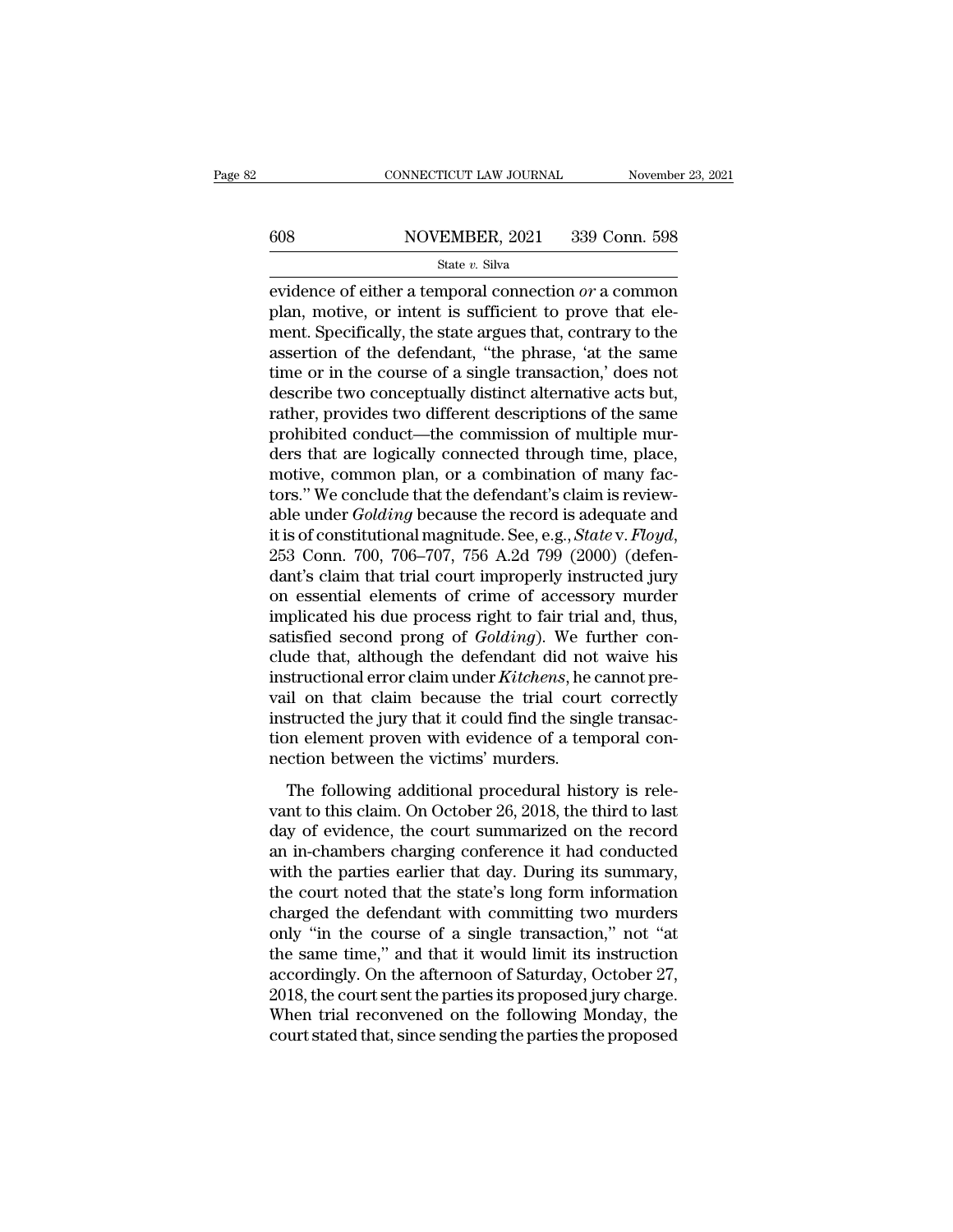evidence of either a temporal connection *or* a common plan, motive, or intent is sufficient to prove that element. Specifically, the state argues that, contrary to the assertion of the defendant, "the phrase, 'at the same time or in the course of a single transaction,' does not describe two conceptually distinct alternative acts but, rather, provides two different descriptions of the same prohibited conduct—the commission of multiple murders that are logically connected through time, place, motive, common plan, or a combination of many factors." We conclude that the defendant's claim is reviewable under *Golding* because the record is adequate and it is of constitutional magnitude. See, e.g., *State* v. *Floyd*, 253 Conn. 700, 706–707, 756 A.2d 799 (2000) (defendant's claim that trial court improperly instructed jury on essential elements of crime of accessory murder implicated his due process right to fair trial and, thus, satisfied second prong of *Golding*). We further conclude that, although the defendant did not waive his instructional error claim under *Kitchens*, he cannot prevail on that claim because the trial court correctly instructed the jury that it could find the single transaction element proven with evidence of a temporal connection between the victims' murders.

The following additional procedural history is relevant to this claim. On October 26, 2018, the third to last day of evidence, the court summarized on the record an in-chambers charging conference it had conducted with the parties earlier that day. During its summary, the court noted that the state's long form information charged the defendant with committing two murders only "in the course of a single transaction," not "at the same time," and that it would limit its instruction accordingly. On the afternoon of Saturday, October 27, 2018, the court sent the parties its proposed jury charge. When trial reconvened on the following Monday, the court stated that, since sending the parties the proposed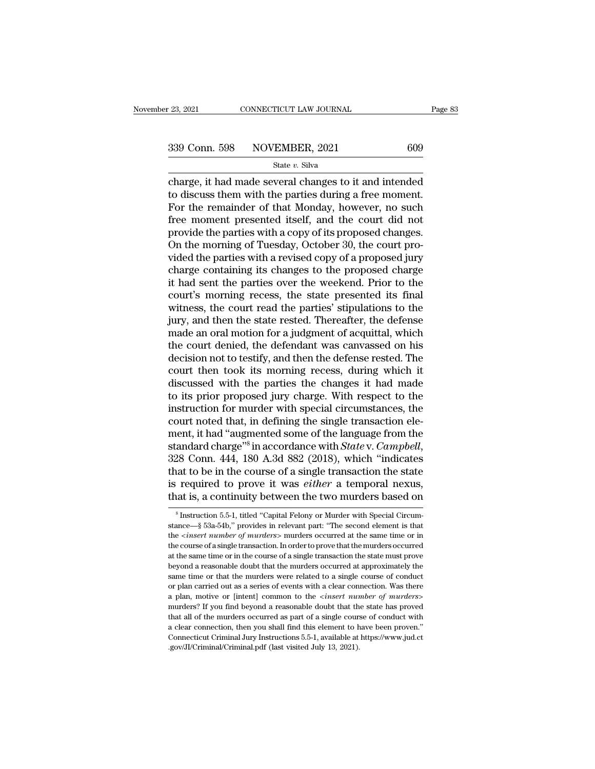charge, it had made several changes to it and intended to discuss them with the parties during a free moment. For the remainder of that Monday, however, no such free moment presented itself, and the court did not provide the parties with a copy of its proposed changes. On the morning of Tuesday, October 30, the court provided the parties with a revised copy of a proposed jury charge containing its changes to the proposed charge it had sent the parties over the weekend. Prior to the court's morning recess, the state presented its final witness, the court read the parties' stipulations to the jury, and then the state rested. Thereafter, the defense made an oral motion for a judgment of acquittal, which the court denied, the defendant was canvassed on his decision not to testify, and then the defense rested. The court then took its morning recess, during which it discussed with the parties the changes it had made to its prior proposed jury charge. With respect to the instruction for murder with special circumstances, the court noted that, in defining the single transaction element, it had "augmented some of the language from the standard charge"[8] in accordance with *State* v. *Campbell*, 328 Conn. 444, 180 A.3d 882 (2018), which "indicates that to be in the course of a single transaction the state is required to prove it was *either* a temporal nexus, that is, a continuity between the two murders based on

[8] Instruction 5.5-1, titled "Capital Felony or Murder with Special Circumstance—§ 53a-54b," provides in relevant part: "The second element is that the <*insert number of murders*> murders occurred at the same time or in the course of a single transaction. In order to prove that the murders occurred at the same time or in the course of a single transaction the state must prove beyond a reasonable doubt that the murders occurred at approximately the same time or that the murders were related to a single course of conduct or plan carried out as a series of events with a clear connection. Was there a plan, motive or [intent] common to the <*insert number of murders*> murders? If you find beyond a reasonable doubt that the state has proved that all of the murders occurred as part of a single course of conduct with a clear connection, then you shall find this element to have been proven." Connecticut Criminal Jury Instructions 5.5-1, available at https://www.jud.ct.gov/JI/Criminal/Criminal.pdf (last visited July 13, 2021).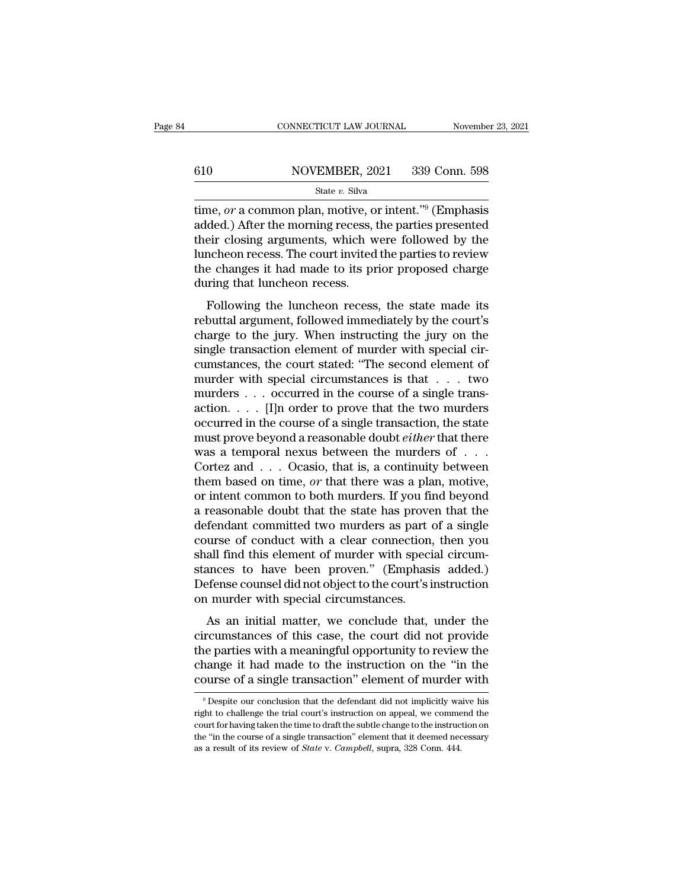time, *or* a common plan, motive, or intent."[9] (Emphasis added.) After the morning recess, the parties presented their closing arguments, which were followed by the luncheon recess. The court invited the parties to review the changes it had made to its prior proposed charge during that luncheon recess.

Following the luncheon recess, the state made its rebuttal argument, followed immediately by the court's charge to the jury. When instructing the jury on the single transaction element of murder with special circumstances, the court stated: "The second element of murder with special circumstances is that . . . two murders . . . occurred in the course of a single transaction. . . . [I]n order to prove that the two murders occurred in the course of a single transaction, the state must prove beyond a reasonable doubt *either* that there was a temporal nexus between the murders of . . . Cortez and . . . Ocasio, that is, a continuity between them based on time, *or* that there was a plan, motive, or intent common to both murders. If you find beyond a reasonable doubt that the state has proven that the defendant committed two murders as part of a single course of conduct with a clear connection, then you shall find this element of murder with special circumstances to have been proven." (Emphasis added.) Defense counsel did not object to the court's instruction on murder with special circumstances.

As an initial matter, we conclude that, under the circumstances of this case, the court did not provide the parties with a meaningful opportunity to review the change it had made to the instruction on the "in the course of a single transaction" element of murder with

[9] Despite our conclusion that the defendant did not implicitly waive his right to challenge the trial court's instruction on appeal, we commend the court for having taken the time to draft the subtle change to the instruction on the "in the course of a single transaction" element that it deemed necessary as a result of its review of *State* v. *Campbell*, supra, 328 Conn. 444.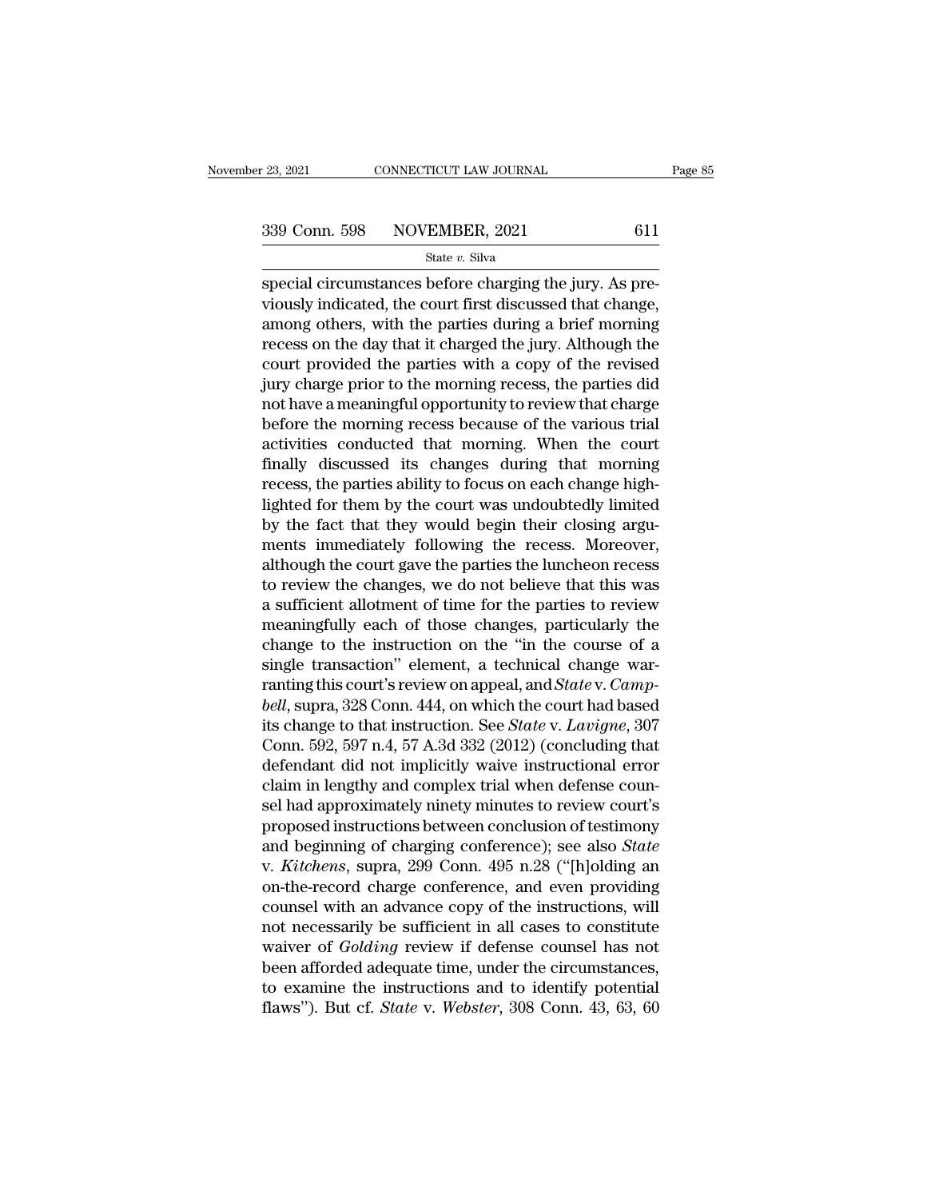special circumstances before charging the jury. As previously indicated, the court first discussed that change, among others, with the parties during a brief morning recess on the day that it charged the jury. Although the court provided the parties with a copy of the revised jury charge prior to the morning recess, the parties did not have a meaningful opportunity to review that charge before the morning recess because of the various trial activities conducted that morning. When the court finally discussed its changes during that morning recess, the parties ability to focus on each change highlighted for them by the court was undoubtedly limited by the fact that they would begin their closing arguments immediately following the recess. Moreover, although the court gave the parties the luncheon recess to review the changes, we do not believe that this was a sufficient allotment of time for the parties to review meaningfully each of those changes, particularly the change to the instruction on the "in the course of a single transaction" element, a technical change warranting this court's review on appeal, and *State* v. *Campbell*, supra, 328 Conn. 444, on which the court had based its change to that instruction. See *State* v. *Lavigne*, 307 Conn. 592, 597 n.4, 57 A.3d 332 (2012) (concluding that defendant did not implicitly waive instructional error claim in lengthy and complex trial when defense counsel had approximately ninety minutes to review court's proposed instructions between conclusion of testimony and beginning of charging conference); see also *State* v. *Kitchens*, supra, 299 Conn. 495 n.28 ("[h]olding an on-the-record charge conference, and even providing counsel with an advance copy of the instructions, will not necessarily be sufficient in all cases to constitute waiver of *Golding* review if defense counsel has not been afforded adequate time, under the circumstances, to examine the instructions and to identify potential flaws"). But cf. *State* v. *Webster*, 308 Conn. 43, 63, 60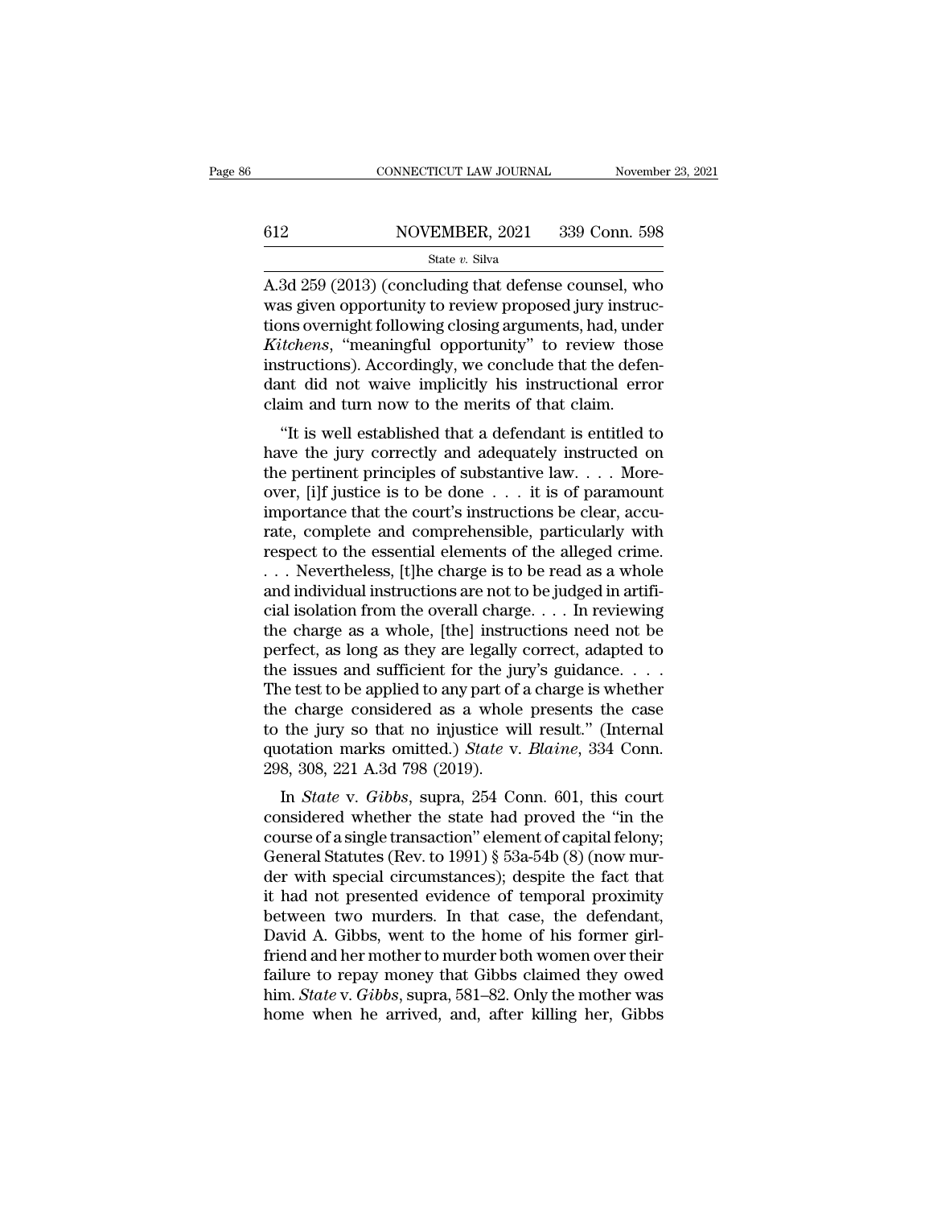A.3d 259 (2013) (concluding that defense counsel, who was given opportunity to review proposed jury instructions overnight following closing arguments, had, under *Kitchens*, "meaningful opportunity" to review those instructions). Accordingly, we conclude that the defendant did not waive implicitly his instructional error claim and turn now to the merits of that claim.

"It is well established that a defendant is entitled to have the jury correctly and adequately instructed on the pertinent principles of substantive law. . . . Moreover, [i]f justice is to be done . . . it is of paramount importance that the court's instructions be clear, accurate, complete and comprehensible, particularly with respect to the essential elements of the alleged crime. . . . Nevertheless, [t]he charge is to be read as a whole and individual instructions are not to be judged in artificial isolation from the overall charge. . . . In reviewing the charge as a whole, [the] instructions need not be perfect, as long as they are legally correct, adapted to the issues and sufficient for the jury's guidance. . . . The test to be applied to any part of a charge is whether the charge considered as a whole presents the case to the jury so that no injustice will result." (Internal quotation marks omitted.) *State* v. *Blaine*, 334 Conn. 298, 308, 221 A.3d 798 (2019).

In *State* v. *Gibbs*, supra, 254 Conn. 601, this court considered whether the state had proved the "in the course of a single transaction" element of capital felony; General Statutes (Rev. to 1991) § 53a-54b (8) (now murder with special circumstances); despite the fact that it had not presented evidence of temporal proximity between two murders. In that case, the defendant, David A. Gibbs, went to the home of his former girlfriend and her mother to murder both women over their failure to repay money that Gibbs claimed they owed him. *State* v. *Gibbs*, supra, 581–82. Only the mother was home when he arrived, and, after killing her, Gibbs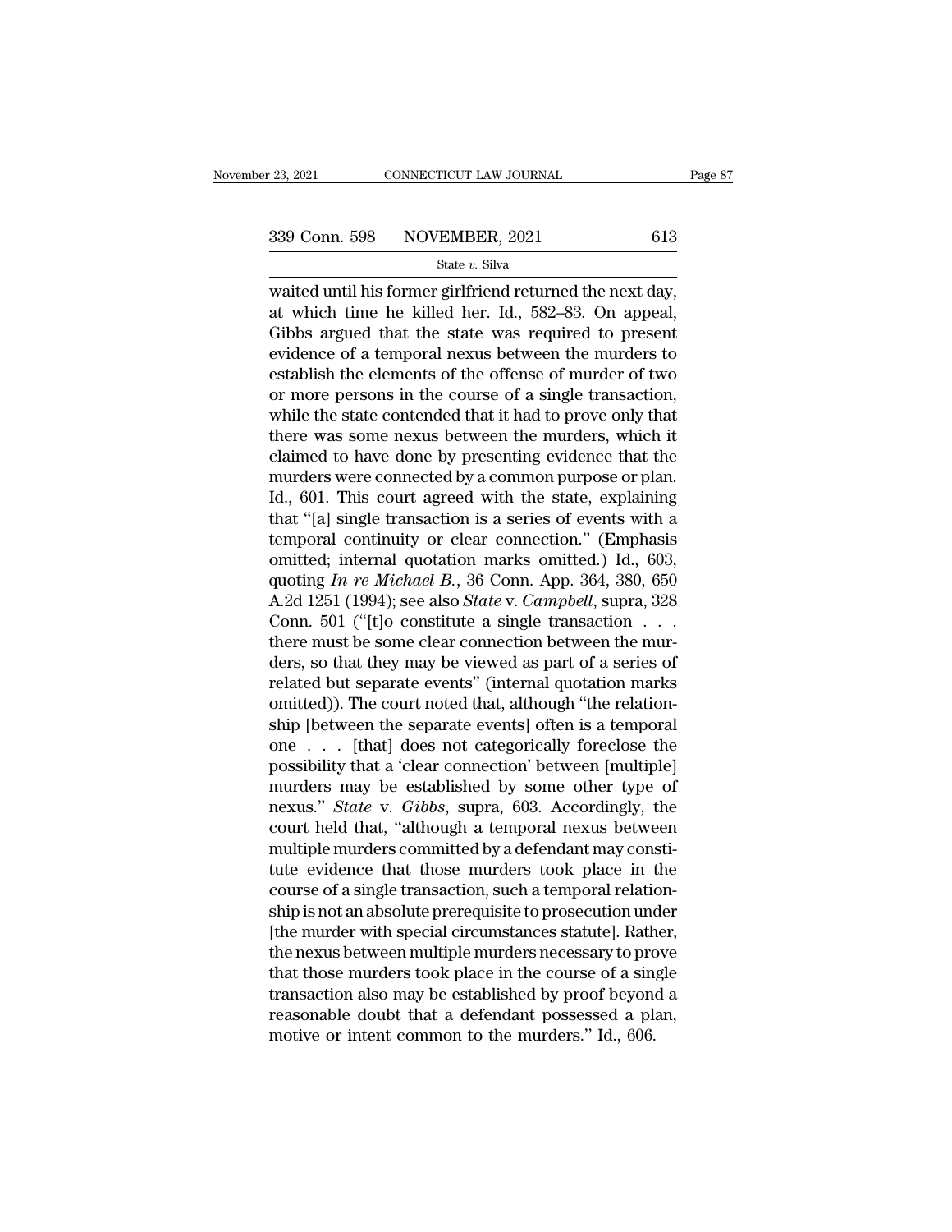waited until his former girlfriend returned the next day, at which time he killed her. Id., 582–83. On appeal, Gibbs argued that the state was required to present evidence of a temporal nexus between the murders to establish the elements of the offense of murder of two or more persons in the course of a single transaction, while the state contended that it had to prove only that there was some nexus between the murders, which it claimed to have done by presenting evidence that the murders were connected by a common purpose or plan. Id., 601. This court agreed with the state, explaining that "[a] single transaction is a series of events with a temporal continuity or clear connection." (Emphasis omitted; internal quotation marks omitted.) Id., 603, quoting *In re Michael B.*, 36 Conn. App. 364, 380, 650 A.2d 1251 (1994); see also *State* v. *Campbell*, supra, 328 Conn. 501 ("[t]o constitute a single transaction . . . there must be some clear connection between the murders, so that they may be viewed as part of a series of related but separate events" (internal quotation marks omitted)). The court noted that, although "the relationship [between the separate events] often is a temporal one . . . [that] does not categorically foreclose the possibility that a 'clear connection' between [multiple] murders may be established by some other type of nexus." *State* v. *Gibbs*, supra, 603. Accordingly, the court held that, "although a temporal nexus between multiple murders committed by a defendant may constitute evidence that those murders took place in the course of a single transaction, such a temporal relationship is not an absolute prerequisite to prosecution under [the murder with special circumstances statute]. Rather, the nexus between multiple murders necessary to prove that those murders took place in the course of a single transaction also may be established by proof beyond a reasonable doubt that a defendant possessed a plan, motive or intent common to the murders." Id., 606.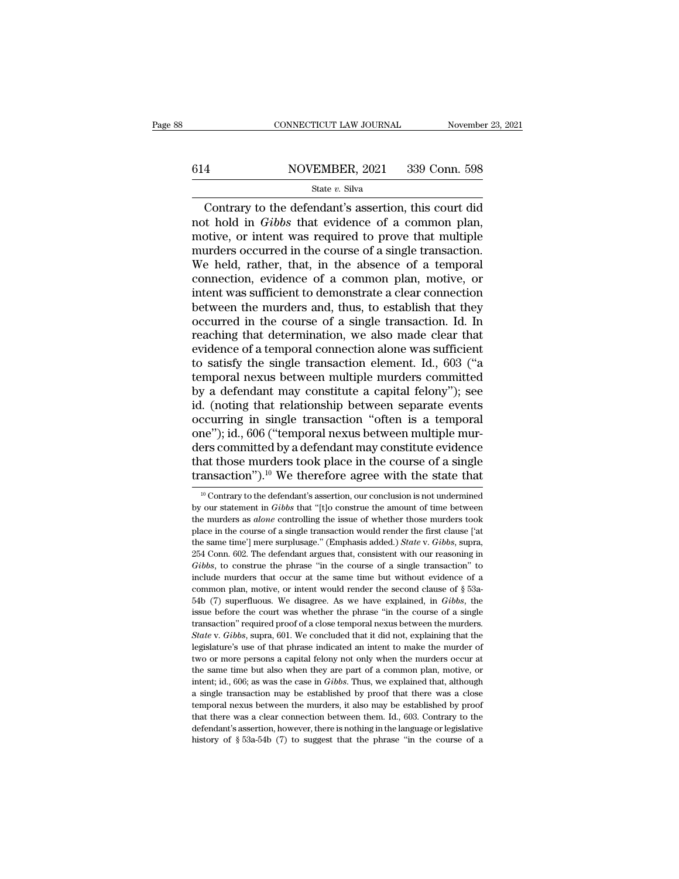Contrary to the defendant's assertion, this court did not hold in *Gibbs* that evidence of a common plan, motive, or intent was required to prove that multiple murders occurred in the course of a single transaction. We held, rather, that, in the absence of a temporal connection, evidence of a common plan, motive, or intent was sufficient to demonstrate a clear connection between the murders and, thus, to establish that they occurred in the course of a single transaction. Id. In reaching that determination, we also made clear that evidence of a temporal connection alone was sufficient to satisfy the single transaction element. Id., 603 ("a temporal nexus between multiple murders committed by a defendant may constitute a capital felony"); see id. (noting that relationship between separate events occurring in single transaction "often is a temporal one"); id., 606 ("temporal nexus between multiple murders committed by a defendant may constitute evidence that those murders took place in the course of a single transaction").[10] We therefore agree with the state that

[10] Contrary to the defendant's assertion, our conclusion is not undermined by our statement in *Gibbs* that "[t]o construe the amount of time between the murders as *alone* controlling the issue of whether those murders took place in the course of a single transaction would render the first clause ['at the same time'] mere surplusage." (Emphasis added.) *State* v. *Gibbs*, supra, 254 Conn. 602. The defendant argues that, consistent with our reasoning in *Gibbs*, to construe the phrase "in the course of a single transaction" to include murders that occur at the same time but without evidence of a common plan, motive, or intent would render the second clause of § 53a-54b (7) superfluous. We disagree. As we have explained, in *Gibbs*, the issue before the court was whether the phrase "in the course of a single transaction" required proof of a close temporal nexus between the murders. *State* v. *Gibbs*, supra, 601. We concluded that it did not, explaining that the legislature's use of that phrase indicated an intent to make the murder of two or more persons a capital felony not only when the murders occur at the same time but also when they are part of a common plan, motive, or intent; id., 606; as was the case in *Gibbs*. Thus, we explained that, although a single transaction may be established by proof that there was a close temporal nexus between the murders, it also may be established by proof that there was a clear connection between them. Id., 603. Contrary to the defendant's assertion, however, there is nothing in the language or legislative history of § 53a-54b (7) to suggest that the phrase "in the course of a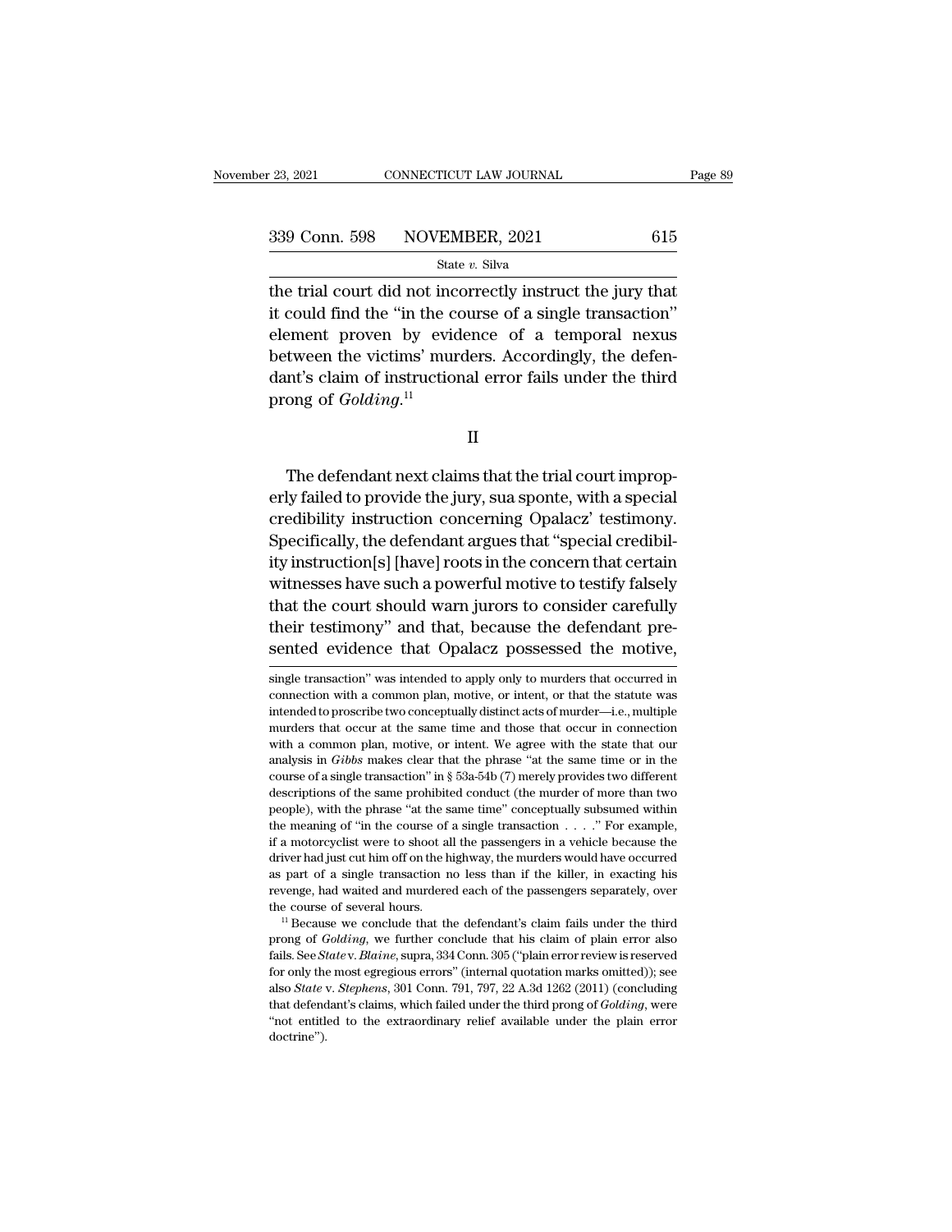the trial court did not incorrectly instruct the jury that it could find the "in the course of a single transaction" element proven by evidence of a temporal nexus between the victims' murders. Accordingly, the defendant's claim of instructional error fails under the third prong of *Golding*.[11]

II

The defendant next claims that the trial court improperly failed to provide the jury, sua sponte, with a special credibility instruction concerning Opalacz' testimony. Specifically, the defendant argues that "special credibility instruction[s] [have] roots in the concern that certain witnesses have such a powerful motive to testify falsely that the court should warn jurors to consider carefully their testimony" and that, because the defendant presented evidence that Opalacz possessed the motive,

---

single transaction" was intended to apply only to murders that occurred in connection with a common plan, motive, or intent, or that the statute was intended to proscribe two conceptually distinct acts of murder—i.e., multiple murders that occur at the same time and those that occur in connection with a common plan, motive, or intent. We agree with the state that our analysis in *Gibbs* makes clear that the phrase "at the same time or in the course of a single transaction" in § 53a-54b (7) merely provides two different descriptions of the same prohibited conduct (the murder of more than two people), with the phrase "at the same time" conceptually subsumed within the meaning of "in the course of a single transaction . . . ." For example, if a motorcyclist were to shoot all the passengers in a vehicle because the driver had just cut him off on the highway, the murders would have occurred as part of a single transaction no less than if the killer, in exacting his revenge, had waited and murdered each of the passengers separately, over the course of several hours.

[11] Because we conclude that the defendant's claim fails under the third prong of *Golding*, we further conclude that his claim of plain error also fails. See *State* v. *Blaine*, supra, 334 Conn. 305 ("plain error review is reserved for only the most egregious errors" (internal quotation marks omitted)); see also *State* v. *Stephens*, 301 Conn. 791, 797, 22 A.3d 1262 (2011) (concluding that defendant's claims, which failed under the third prong of *Golding*, were "not entitled to the extraordinary relief available under the plain error doctrine").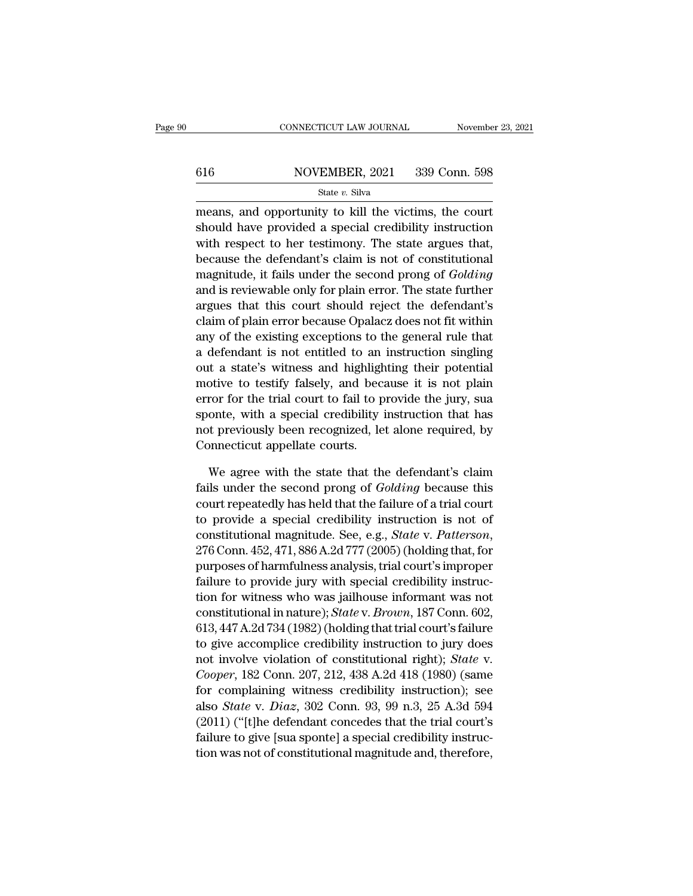means, and opportunity to kill the victims, the court should have provided a special credibility instruction with respect to her testimony. The state argues that, because the defendant's claim is not of constitutional magnitude, it fails under the second prong of *Golding* and is reviewable only for plain error. The state further argues that this court should reject the defendant's claim of plain error because Opalacz does not fit within any of the existing exceptions to the general rule that a defendant is not entitled to an instruction singling out a state's witness and highlighting their potential motive to testify falsely, and because it is not plain error for the trial court to fail to provide the jury, sua sponte, with a special credibility instruction that has not previously been recognized, let alone required, by Connecticut appellate courts.

We agree with the state that the defendant's claim fails under the second prong of *Golding* because this court repeatedly has held that the failure of a trial court to provide a special credibility instruction is not of constitutional magnitude. See, e.g., *State* v. *Patterson*, 276 Conn. 452, 471, 886 A.2d 777 (2005) (holding that, for purposes of harmfulness analysis, trial court's improper failure to provide jury with special credibility instruction for witness who was jailhouse informant was not constitutional in nature); *State* v. *Brown*, 187 Conn. 602, 613, 447 A.2d 734 (1982) (holding that trial court's failure to give accomplice credibility instruction to jury does not involve violation of constitutional right); *State* v. *Cooper*, 182 Conn. 207, 212, 438 A.2d 418 (1980) (same for complaining witness credibility instruction); see also *State* v. *Diaz*, 302 Conn. 93, 99 n.3, 25 A.3d 594 (2011) ("[t]he defendant concedes that the trial court's failure to give [sua sponte] a special credibility instruction was not of constitutional magnitude and, therefore,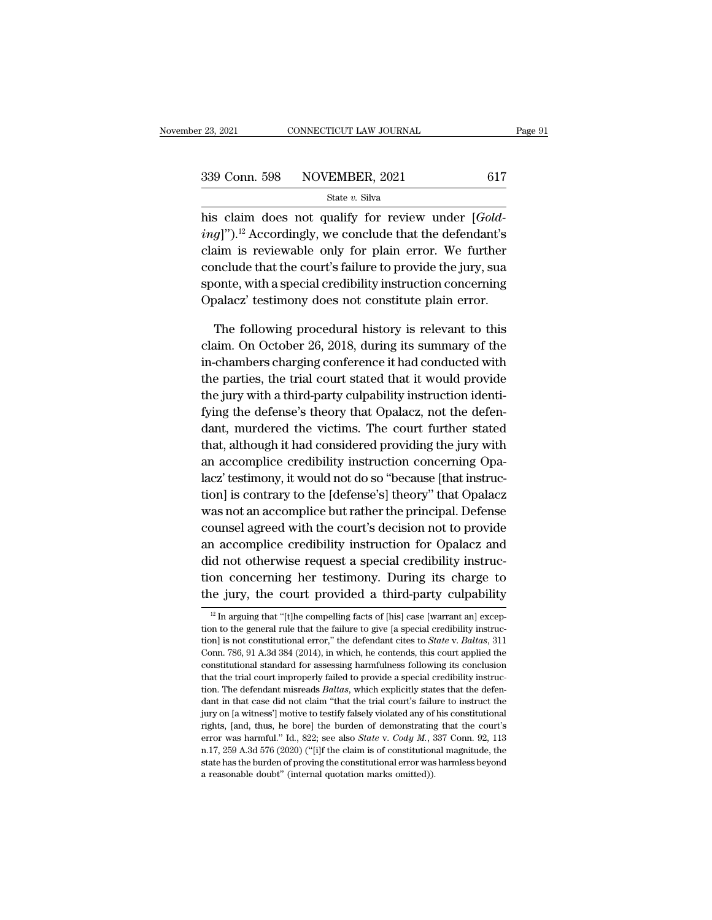his claim does not qualify for review under [*Golding*]").[12] Accordingly, we conclude that the defendant's claim is reviewable only for plain error. We further conclude that the court's failure to provide the jury, sua sponte, with a special credibility instruction concerning Opalacz' testimony does not constitute plain error.

The following procedural history is relevant to this claim. On October 26, 2018, during its summary of the in-chambers charging conference it had conducted with the parties, the trial court stated that it would provide the jury with a third-party culpability instruction identifying the defense's theory that Opalacz, not the defendant, murdered the victims. The court further stated that, although it had considered providing the jury with an accomplice credibility instruction concerning Opalacz' testimony, it would not do so "because [that instruction] is contrary to the [defense's] theory" that Opalacz was not an accomplice but rather the principal. Defense counsel agreed with the court's decision not to provide an accomplice credibility instruction for Opalacz and did not otherwise request a special credibility instruction concerning her testimony. During its charge to the jury, the court provided a third-party culpability

[12] In arguing that "[t]he compelling facts of [his] case [warrant an] exception to the general rule that the failure to give [a special credibility instruction] is not constitutional error," the defendant cites to *State* v. *Baltas*, 311 Conn. 786, 91 A.3d 384 (2014), in which, he contends, this court applied the constitutional standard for assessing harmfulness following its conclusion that the trial court improperly failed to provide a special credibility instruction. The defendant misreads *Baltas*, which explicitly states that the defendant in that case did not claim "that the trial court's failure to instruct the jury on [a witness'] motive to testify falsely violated any of his constitutional rights, [and, thus, he bore] the burden of demonstrating that the court's error was harmful." Id., 822; see also *State* v. *Cody M.*, 337 Conn. 92, 113 n.17, 259 A.3d 576 (2020) ("[i]f the claim is of constitutional magnitude, the state has the burden of proving the constitutional error was harmless beyond a reasonable doubt" (internal quotation marks omitted)).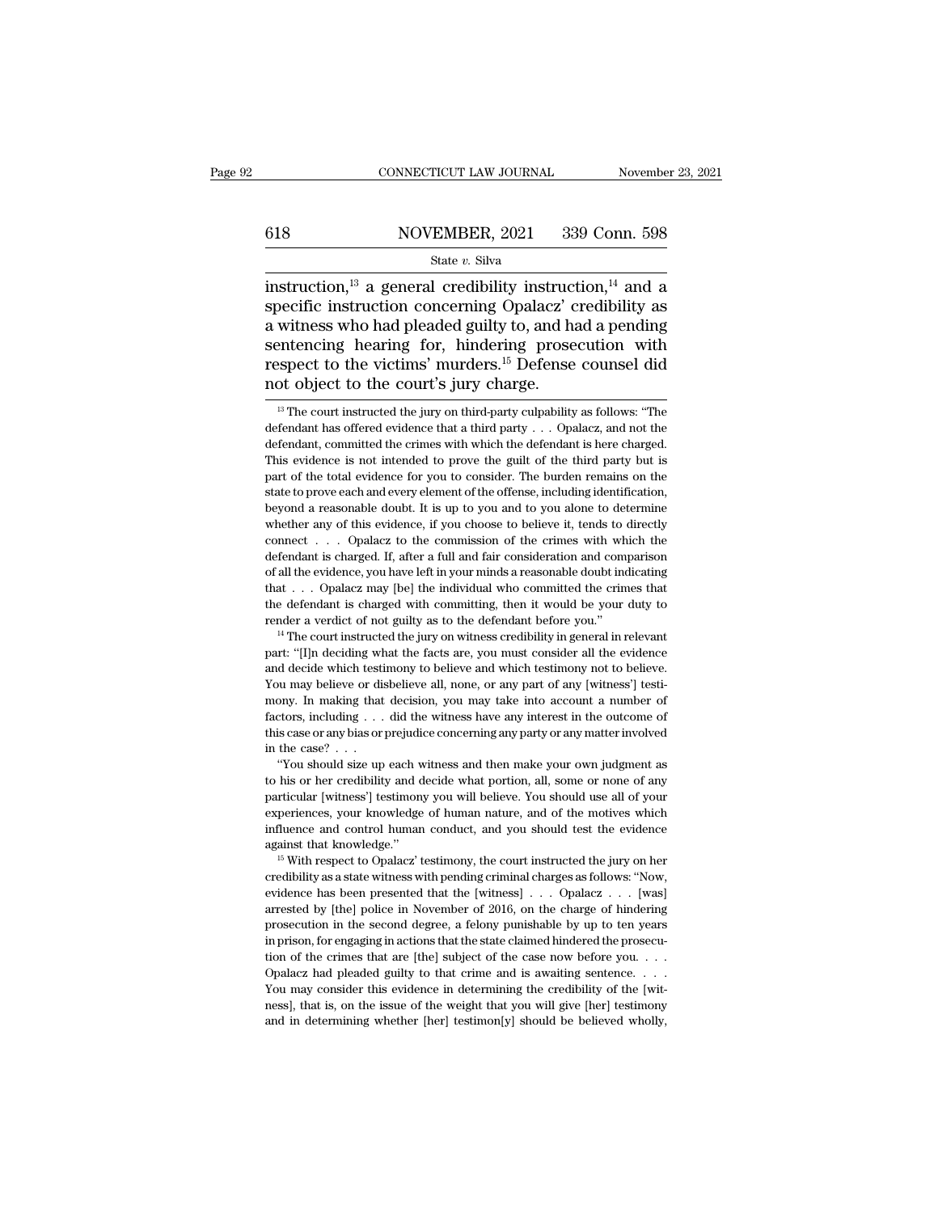instruction,[13] a general credibility instruction,[14] and a specific instruction concerning Opalacz' credibility as a witness who had pleaded guilty to, and had a pending sentencing hearing for, hindering prosecution with respect to the victims' murders.[15] Defense counsel did not object to the court's jury charge.

[13] The court instructed the jury on third-party culpability as follows: "The defendant has offered evidence that a third party . . . Opalacz, and not the defendant, committed the crimes with which the defendant is here charged. This evidence is not intended to prove the guilt of the third party but is part of the total evidence for you to consider. The burden remains on the state to prove each and every element of the offense, including identification, beyond a reasonable doubt. It is up to you and to you alone to determine whether any of this evidence, if you choose to believe it, tends to directly connect . . . Opalacz to the commission of the crimes with which the defendant is charged. If, after a full and fair consideration and comparison of all the evidence, you have left in your minds a reasonable doubt indicating that . . . Opalacz may [be] the individual who committed the crimes that the defendant is charged with committing, then it would be your duty to render a verdict of not guilty as to the defendant before you."

[14] The court instructed the jury on witness credibility in general in relevant part: "[I]n deciding what the facts are, you must consider all the evidence and decide which testimony to believe and which testimony not to believe. You may believe or disbelieve all, none, or any part of any [witness'] testimony. In making that decision, you may take into account a number of factors, including . . . did the witness have any interest in the outcome of this case or any bias or prejudice concerning any party or any matter involved in the case? . . .

"You should size up each witness and then make your own judgment as to his or her credibility and decide what portion, all, some or none of any particular [witness'] testimony you will believe. You should use all of your experiences, your knowledge of human nature, and of the motives which influence and control human conduct, and you should test the evidence against that knowledge."

[15] With respect to Opalacz' testimony, the court instructed the jury on her credibility as a state witness with pending criminal charges as follows: "Now, evidence has been presented that the [witness] . . . Opalacz . . . [was] arrested by [the] police in November of 2016, on the charge of hindering prosecution in the second degree, a felony punishable by up to ten years in prison, for engaging in actions that the state claimed hindered the prosecution of the crimes that are [the] subject of the case now before you. . . . Opalacz had pleaded guilty to that crime and is awaiting sentence. . . . You may consider this evidence in determining the credibility of the [witness], that is, on the issue of the weight that you will give [her] testimony and in determining whether [her] testimon[y] should be believed wholly,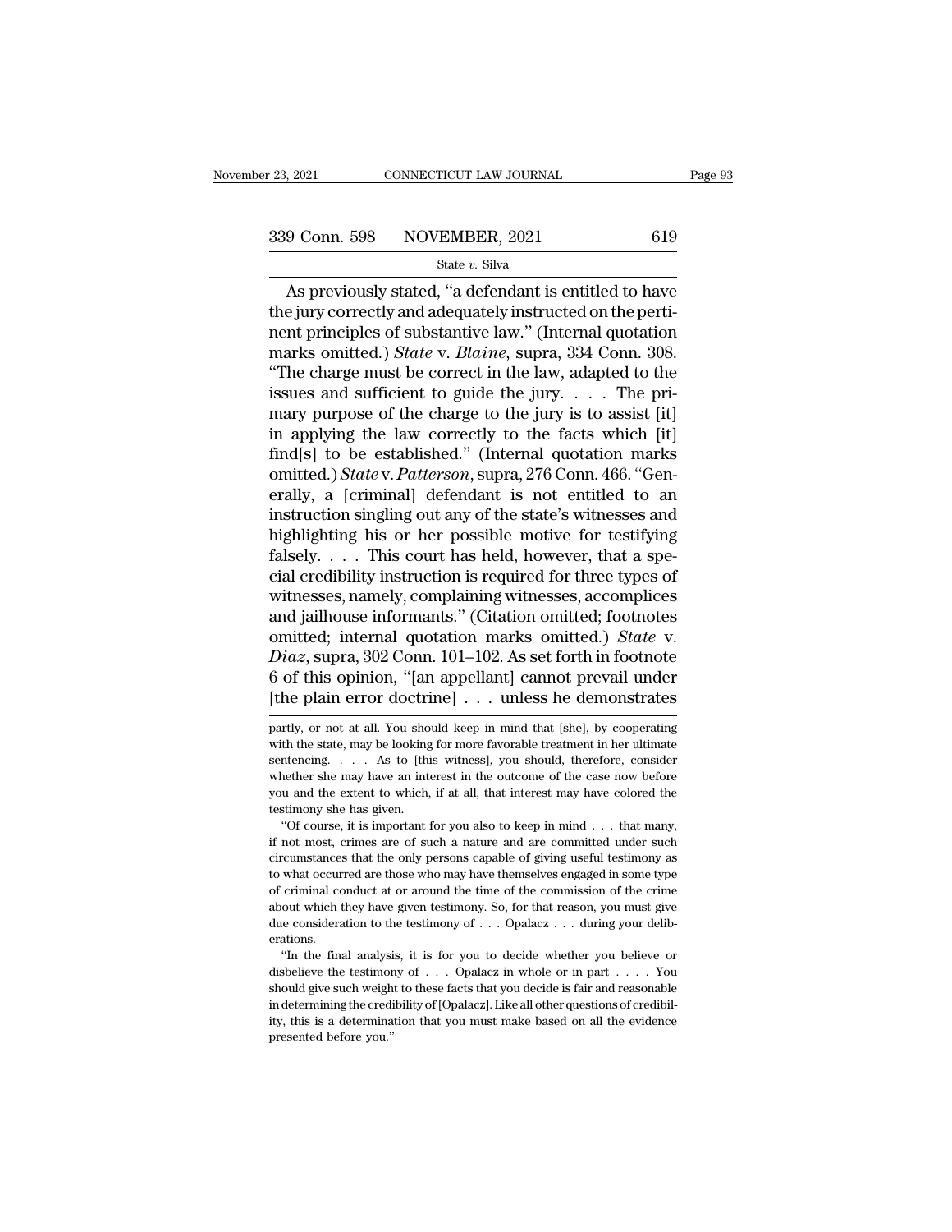As previously stated, "a defendant is entitled to have the jury correctly and adequately instructed on the pertinent principles of substantive law." (Internal quotation marks omitted.) *State* v. *Blaine*, supra, 334 Conn. 308. "The charge must be correct in the law, adapted to the issues and sufficient to guide the jury. . . . The primary purpose of the charge to the jury is to assist [it] in applying the law correctly to the facts which [it] find[s] to be established." (Internal quotation marks omitted.) *State* v. *Patterson*, supra, 276 Conn. 466. "Generally, a [criminal] defendant is not entitled to an instruction singling out any of the state's witnesses and highlighting his or her possible motive for testifying falsely. . . . This court has held, however, that a special credibility instruction is required for three types of witnesses, namely, complaining witnesses, accomplices and jailhouse informants." (Citation omitted; footnotes omitted; internal quotation marks omitted.) *State* v. *Diaz*, supra, 302 Conn. 101–102. As set forth in footnote 6 of this opinion, "[an appellant] cannot prevail under [the plain error doctrine] . . . unless he demonstrates

---

partly, or not at all. You should keep in mind that [she], by cooperating with the state, may be looking for more favorable treatment in her ultimate sentencing. . . . As to [this witness], you should, therefore, consider whether she may have an interest in the outcome of the case now before you and the extent to which, if at all, that interest may have colored the testimony she has given.

"Of course, it is important for you also to keep in mind . . . that many, if not most, crimes are of such a nature and are committed under such circumstances that the only persons capable of giving useful testimony as to what occurred are those who may have themselves engaged in some type of criminal conduct at or around the time of the commission of the crime about which they have given testimony. So, for that reason, you must give due consideration to the testimony of . . . Opalacz . . . during your deliberations.

"In the final analysis, it is for you to decide whether you believe or disbelieve the testimony of . . . Opalacz in whole or in part . . . . You should give such weight to these facts that you decide is fair and reasonable in determining the credibility of [Opalacz]. Like all other questions of credibility, this is a determination that you must make based on all the evidence presented before you."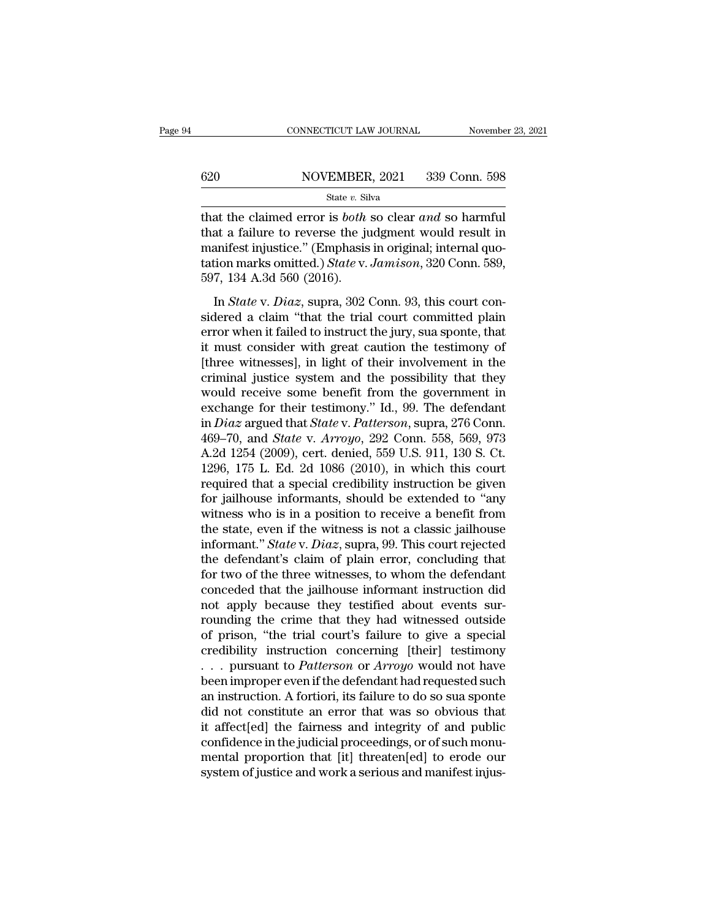that the claimed error is *both* so clear *and* so harmful that a failure to reverse the judgment would result in manifest injustice." (Emphasis in original; internal quotation marks omitted.) *State* v. *Jamison*, 320 Conn. 589, 597, 134 A.3d 560 (2016).

In *State* v. *Diaz*, supra, 302 Conn. 93, this court considered a claim "that the trial court committed plain error when it failed to instruct the jury, sua sponte, that it must consider with great caution the testimony of [three witnesses], in light of their involvement in the criminal justice system and the possibility that they would receive some benefit from the government in exchange for their testimony." Id., 99. The defendant in *Diaz* argued that *State* v. *Patterson*, supra, 276 Conn. 469–70, and *State* v. *Arroyo*, 292 Conn. 558, 569, 973 A.2d 1254 (2009), cert. denied, 559 U.S. 911, 130 S. Ct. 1296, 175 L. Ed. 2d 1086 (2010), in which this court required that a special credibility instruction be given for jailhouse informants, should be extended to "any witness who is in a position to receive a benefit from the state, even if the witness is not a classic jailhouse informant." *State* v. *Diaz*, supra, 99. This court rejected the defendant's claim of plain error, concluding that for two of the three witnesses, to whom the defendant conceded that the jailhouse informant instruction did not apply because they testified about events surrounding the crime that they had witnessed outside of prison, "the trial court's failure to give a special credibility instruction concerning [their] testimony . . . pursuant to *Patterson* or *Arroyo* would not have been improper even if the defendant had requested such an instruction. A fortiori, its failure to do so sua sponte did not constitute an error that was so obvious that it affect[ed] the fairness and integrity of and public confidence in the judicial proceedings, or of such monumental proportion that [it] threaten[ed] to erode our system of justice and work a serious and manifest injus-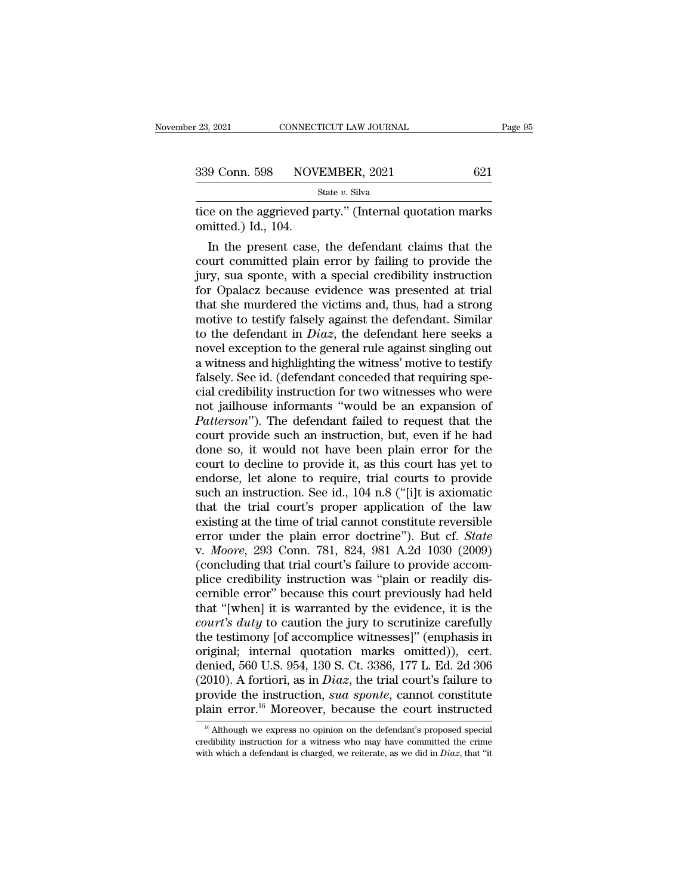tice on the aggrieved party." (Internal quotation marks omitted.) Id., 104.

In the present case, the defendant claims that the court committed plain error by failing to provide the jury, sua sponte, with a special credibility instruction for Opalacz because evidence was presented at trial that she murdered the victims and, thus, had a strong motive to testify falsely against the defendant. Similar to the defendant in *Diaz*, the defendant here seeks a novel exception to the general rule against singling out a witness and highlighting the witness' motive to testify falsely. See id. (defendant conceded that requiring special credibility instruction for two witnesses who were not jailhouse informants "would be an expansion of *Patterson*"). The defendant failed to request that the court provide such an instruction, but, even if he had done so, it would not have been plain error for the court to decline to provide it, as this court has yet to endorse, let alone to require, trial courts to provide such an instruction. See id., 104 n.8 ("[i]t is axiomatic that the trial court's proper application of the law existing at the time of trial cannot constitute reversible error under the plain error doctrine"). But cf. *State* v. *Moore*, 293 Conn. 781, 824, 981 A.2d 1030 (2009) (concluding that trial court's failure to provide accomplice credibility instruction was "plain or readily discernible error" because this court previously had held that "[when] it is warranted by the evidence, it is the *court's duty* to caution the jury to scrutinize carefully the testimony [of accomplice witnesses]" (emphasis in original; internal quotation marks omitted)), cert. denied, 560 U.S. 954, 130 S. Ct. 3386, 177 L. Ed. 2d 306 (2010). A fortiori, as in *Diaz*, the trial court's failure to provide the instruction, *sua sponte*, cannot constitute plain error.[16] Moreover, because the court instructed

[16] Although we express no opinion on the defendant's proposed special credibility instruction for a witness who may have committed the crime with which a defendant is charged, we reiterate, as we did in *Diaz*, that "it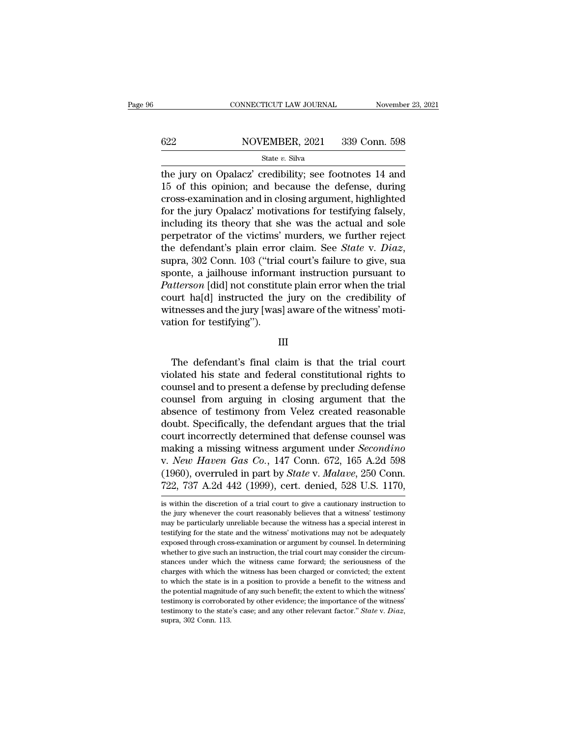the jury on Opalacz' credibility; see footnotes 14 and 15 of this opinion; and because the defense, during cross-examination and in closing argument, highlighted for the jury Opalacz' motivations for testifying falsely, including its theory that she was the actual and sole perpetrator of the victims' murders, we further reject the defendant's plain error claim. See *State* v. *Diaz*, supra, 302 Conn. 103 ("trial court's failure to give, sua sponte, a jailhouse informant instruction pursuant to *Patterson* [did] not constitute plain error when the trial court ha[d] instructed the jury on the credibility of witnesses and the jury [was] aware of the witness' motivation for testifying").

III

The defendant's final claim is that the trial court violated his state and federal constitutional rights to counsel and to present a defense by precluding defense counsel from arguing in closing argument that the absence of testimony from Velez created reasonable doubt. Specifically, the defendant argues that the trial court incorrectly determined that defense counsel was making a missing witness argument under *Secondino* v. *New Haven Gas Co.*, 147 Conn. 672, 165 A.2d 598 (1960), overruled in part by *State* v. *Malave*, 250 Conn. 722, 737 A.2d 442 (1999), cert. denied, 528 U.S. 1170,

is within the discretion of a trial court to give a cautionary instruction to the jury whenever the court reasonably believes that a witness' testimony may be particularly unreliable because the witness has a special interest in testifying for the state and the witness' motivations may not be adequately exposed through cross-examination or argument by counsel. In determining whether to give such an instruction, the trial court may consider the circumstances under which the witness came forward; the seriousness of the charges with which the witness has been charged or convicted; the extent to which the state is in a position to provide a benefit to the witness and the potential magnitude of any such benefit; the extent to which the witness' testimony is corroborated by other evidence; the importance of the witness' testimony to the state's case; and any other relevant factor." *State* v. *Diaz*, supra, 302 Conn. 113.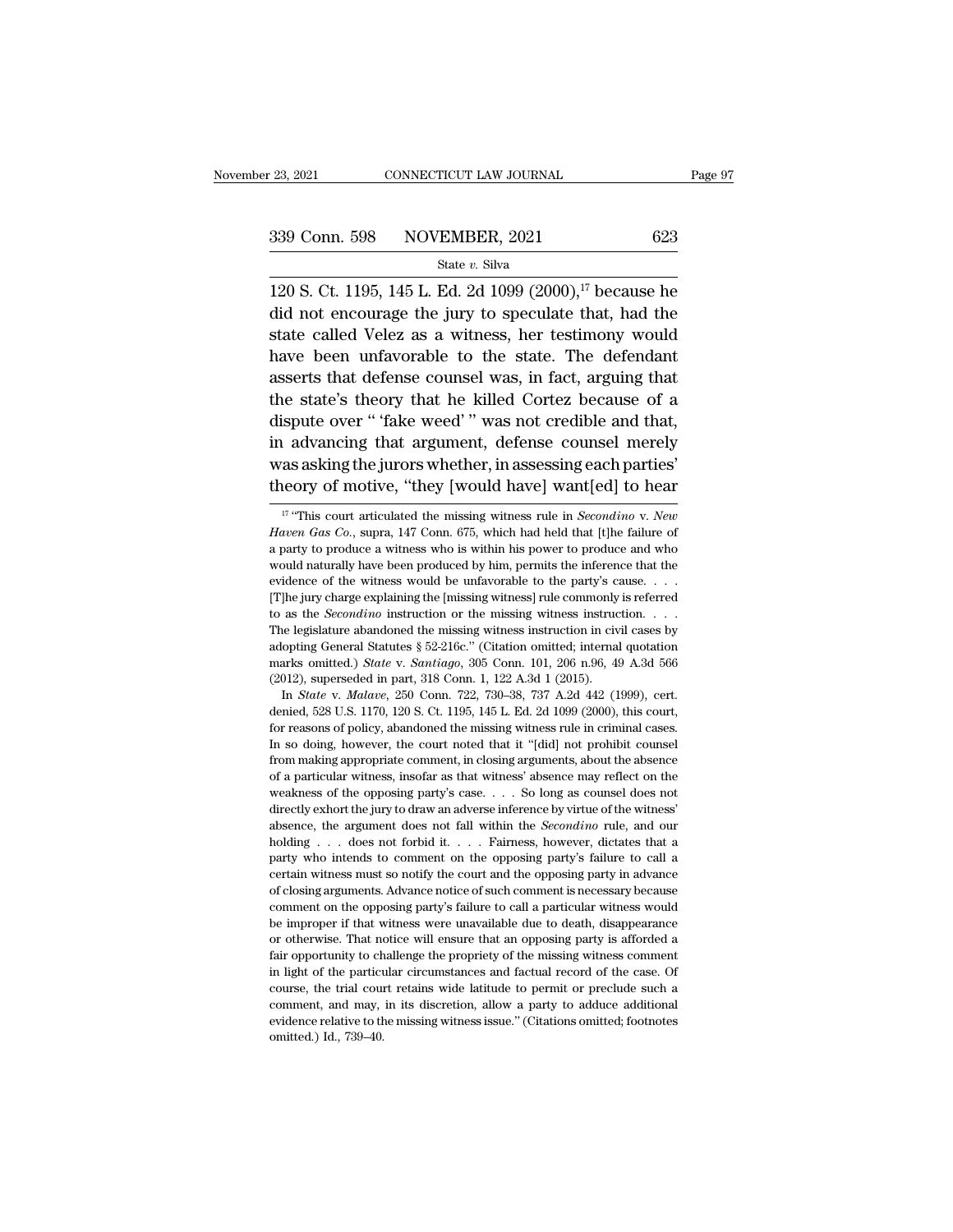120 S. Ct. 1195, 145 L. Ed. 2d 1099 (2000),[17] because he did not encourage the jury to speculate that, had the state called Velez as a witness, her testimony would have been unfavorable to the state. The defendant asserts that defense counsel was, in fact, arguing that the state's theory that he killed Cortez because of a dispute over " 'fake weed' " was not credible and that, in advancing that argument, defense counsel merely was asking the jurors whether, in assessing each parties' theory of motive, "they [would have] want[ed] to hear

---

[17] "This court articulated the missing witness rule in *Secondino* v. *New Haven Gas Co.*, supra, 147 Conn. 675, which had held that [t]he failure of a party to produce a witness who is within his power to produce and who would naturally have been produced by him, permits the inference that the evidence of the witness would be unfavorable to the party's cause. . . . [T]he jury charge explaining the [missing witness] rule commonly is referred to as the *Secondino* instruction or the missing witness instruction. . . . The legislature abandoned the missing witness instruction in civil cases by adopting General Statutes § 52-216c." (Citation omitted; internal quotation marks omitted.) *State* v. *Santiago*, 305 Conn. 101, 206 n.96, 49 A.3d 566 (2012), superseded in part, 318 Conn. 1, 122 A.3d 1 (2015).

In *State* v. *Malave*, 250 Conn. 722, 730–38, 737 A.2d 442 (1999), cert. denied, 528 U.S. 1170, 120 S. Ct. 1195, 145 L. Ed. 2d 1099 (2000), this court, for reasons of policy, abandoned the missing witness rule in criminal cases. In so doing, however, the court noted that it "[did] not prohibit counsel from making appropriate comment, in closing arguments, about the absence of a particular witness, insofar as that witness' absence may reflect on the weakness of the opposing party's case. . . . So long as counsel does not directly exhort the jury to draw an adverse inference by virtue of the witness' absence, the argument does not fall within the *Secondino* rule, and our holding . . . does not forbid it. . . . Fairness, however, dictates that a party who intends to comment on the opposing party's failure to call a certain witness must so notify the court and the opposing party in advance of closing arguments. Advance notice of such comment is necessary because comment on the opposing party's failure to call a particular witness would be improper if that witness were unavailable due to death, disappearance or otherwise. That notice will ensure that an opposing party is afforded a fair opportunity to challenge the propriety of the missing witness comment in light of the particular circumstances and factual record of the case. Of course, the trial court retains wide latitude to permit or preclude such a comment, and may, in its discretion, allow a party to adduce additional evidence relative to the missing witness issue." (Citations omitted; footnotes omitted.) Id., 739–40.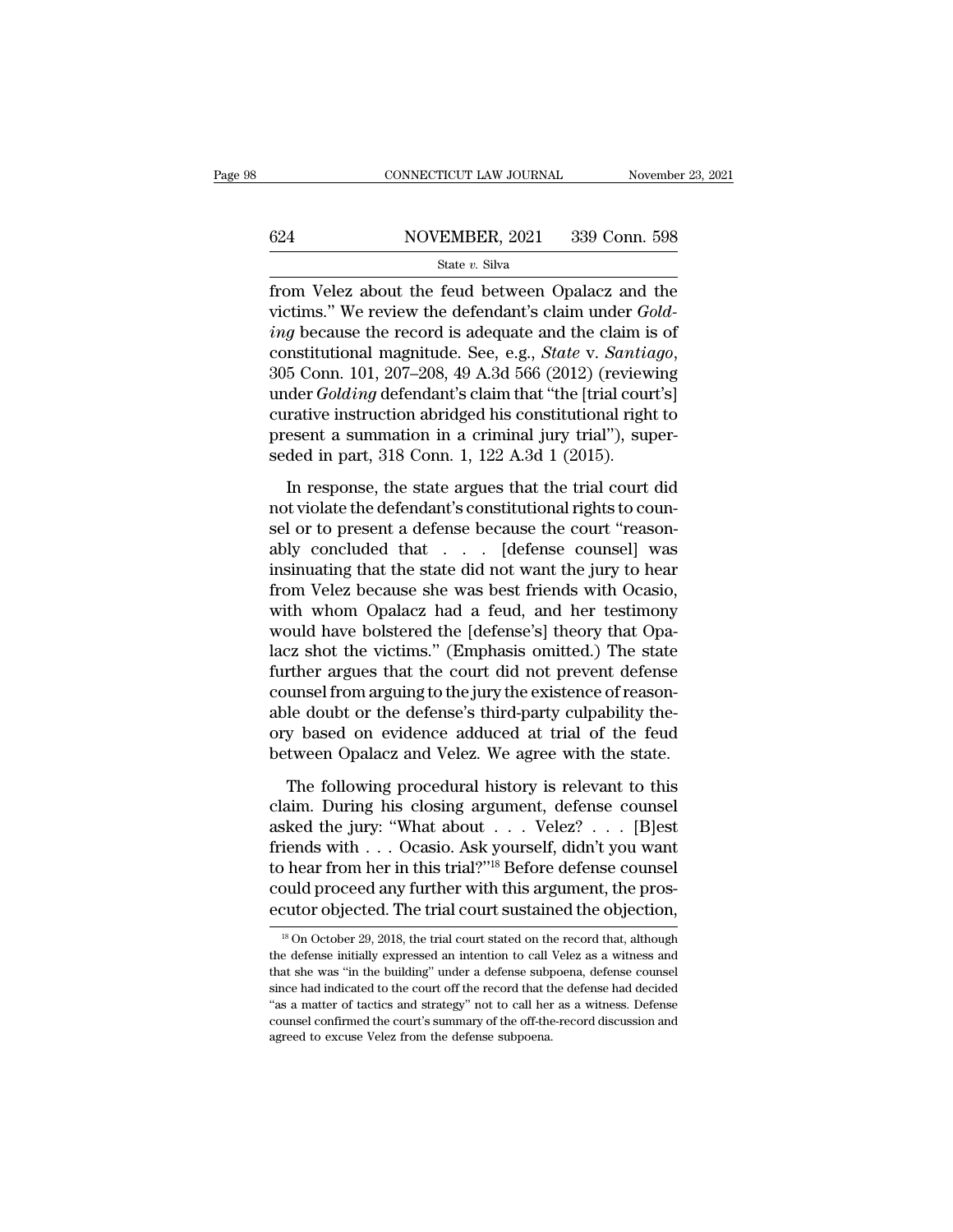from Velez about the feud between Opalacz and the victims." We review the defendant's claim under *Golding* because the record is adequate and the claim is of constitutional magnitude. See, e.g., *State* v. *Santiago*, 305 Conn. 101, 207–208, 49 A.3d 566 (2012) (reviewing under *Golding* defendant's claim that "the [trial court's] curative instruction abridged his constitutional right to present a summation in a criminal jury trial"), superseded in part, 318 Conn. 1, 122 A.3d 1 (2015).

In response, the state argues that the trial court did not violate the defendant's constitutional rights to counsel or to present a defense because the court "reasonably concluded that . . . [defense counsel] was insinuating that the state did not want the jury to hear from Velez because she was best friends with Ocasio, with whom Opalacz had a feud, and her testimony would have bolstered the [defense's] theory that Opalacz shot the victims." (Emphasis omitted.) The state further argues that the court did not prevent defense counsel from arguing to the jury the existence of reasonable doubt or the defense's third-party culpability theory based on evidence adduced at trial of the feud between Opalacz and Velez. We agree with the state.

The following procedural history is relevant to this claim. During his closing argument, defense counsel asked the jury: "What about . . . Velez? . . . [B]est friends with . . . Ocasio. Ask yourself, didn't you want to hear from her in this trial?"[18] Before defense counsel could proceed any further with this argument, the prosecutor objected. The trial court sustained the objection,

[18] On October 29, 2018, the trial court stated on the record that, although the defense initially expressed an intention to call Velez as a witness and that she was "in the building" under a defense subpoena, defense counsel since had indicated to the court off the record that the defense had decided "as a matter of tactics and strategy" not to call her as a witness. Defense counsel confirmed the court's summary of the off-the-record discussion and agreed to excuse Velez from the defense subpoena.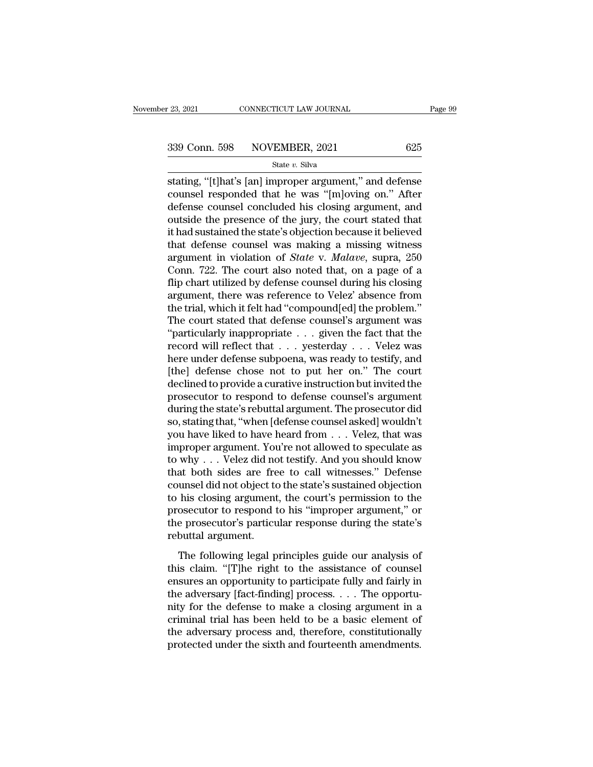stating, "[t]hat's [an] improper argument," and defense counsel responded that he was "[m]oving on." After defense counsel concluded his closing argument, and outside the presence of the jury, the court stated that it had sustained the state's objection because it believed that defense counsel was making a missing witness argument in violation of *State* v. *Malave*, supra, 250 Conn. 722. The court also noted that, on a page of a flip chart utilized by defense counsel during his closing argument, there was reference to Velez' absence from the trial, which it felt had "compound[ed] the problem." The court stated that defense counsel's argument was "particularly inappropriate . . . given the fact that the record will reflect that . . . yesterday . . . Velez was here under defense subpoena, was ready to testify, and [the] defense chose not to put her on." The court declined to provide a curative instruction but invited the prosecutor to respond to defense counsel's argument during the state's rebuttal argument. The prosecutor did so, stating that, "when [defense counsel asked] wouldn't you have liked to have heard from . . . Velez, that was improper argument. You're not allowed to speculate as to why . . . Velez did not testify. And you should know that both sides are free to call witnesses." Defense counsel did not object to the state's sustained objection to his closing argument, the court's permission to the prosecutor to respond to his "improper argument," or the prosecutor's particular response during the state's rebuttal argument.

The following legal principles guide our analysis of this claim. "[T]he right to the assistance of counsel ensures an opportunity to participate fully and fairly in the adversary [fact-finding] process. . . . The opportunity for the defense to make a closing argument in a criminal trial has been held to be a basic element of the adversary process and, therefore, constitutionally protected under the sixth and fourteenth amendments.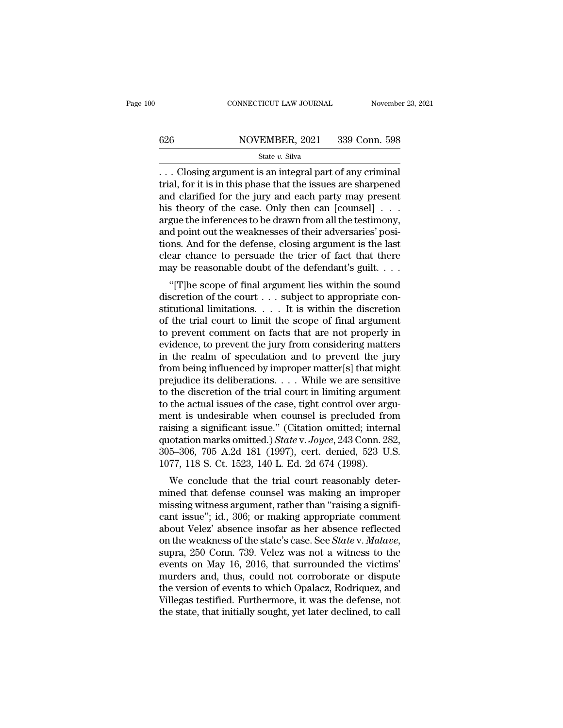. . . Closing argument is an integral part of any criminal trial, for it is in this phase that the issues are sharpened and clarified for the jury and each party may present his theory of the case. Only then can [counsel] . . . argue the inferences to be drawn from all the testimony, and point out the weaknesses of their adversaries' positions. And for the defense, closing argument is the last clear chance to persuade the trier of fact that there may be reasonable doubt of the defendant's guilt. . . .

"[T]he scope of final argument lies within the sound discretion of the court . . . subject to appropriate constitutional limitations. . . . It is within the discretion of the trial court to limit the scope of final argument to prevent comment on facts that are not properly in evidence, to prevent the jury from considering matters in the realm of speculation and to prevent the jury from being influenced by improper matter[s] that might prejudice its deliberations. . . . While we are sensitive to the discretion of the trial court in limiting argument to the actual issues of the case, tight control over argument is undesirable when counsel is precluded from raising a significant issue." (Citation omitted; internal quotation marks omitted.) *State* v. *Joyce*, 243 Conn. 282, 305–306, 705 A.2d 181 (1997), cert. denied, 523 U.S. 1077, 118 S. Ct. 1523, 140 L. Ed. 2d 674 (1998).

We conclude that the trial court reasonably determined that defense counsel was making an improper missing witness argument, rather than "raising a significant issue"; id., 306; or making appropriate comment about Velez' absence insofar as her absence reflected on the weakness of the state's case. See *State* v. *Malave*, supra, 250 Conn. 739. Velez was not a witness to the events on May 16, 2016, that surrounded the victims' murders and, thus, could not corroborate or dispute the version of events to which Opalacz, Rodriquez, and Villegas testified. Furthermore, it was the defense, not the state, that initially sought, yet later declined, to call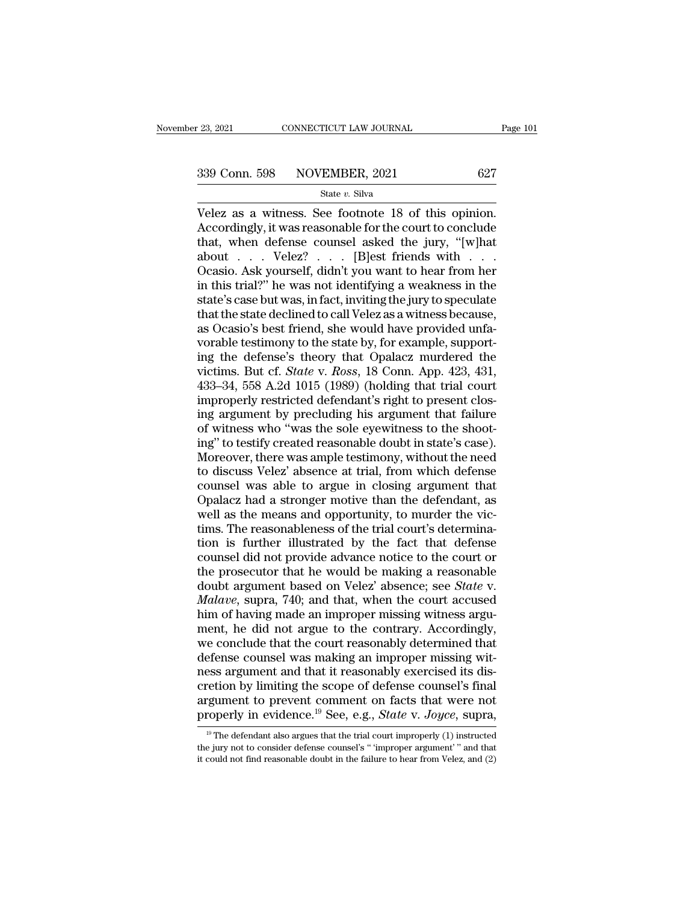Velez as a witness. See footnote 18 of this opinion. Accordingly, it was reasonable for the court to conclude that, when defense counsel asked the jury, "[w]hat about . . . Velez? . . . [B]est friends with . . . Ocasio. Ask yourself, didn't you want to hear from her in this trial?" he was not identifying a weakness in the state's case but was, in fact, inviting the jury to speculate that the state declined to call Velez as a witness because, as Ocasio's best friend, she would have provided unfavorable testimony to the state by, for example, supporting the defense's theory that Opalacz murdered the victims. But cf. *State* v. *Ross*, 18 Conn. App. 423, 431, 433–34, 558 A.2d 1015 (1989) (holding that trial court improperly restricted defendant's right to present closing argument by precluding his argument that failure of witness who "was the sole eyewitness to the shooting" to testify created reasonable doubt in state's case). Moreover, there was ample testimony, without the need to discuss Velez' absence at trial, from which defense counsel was able to argue in closing argument that Opalacz had a stronger motive than the defendant, as well as the means and opportunity, to murder the victims. The reasonableness of the trial court's determination is further illustrated by the fact that defense counsel did not provide advance notice to the court or the prosecutor that he would be making a reasonable doubt argument based on Velez' absence; see *State* v. *Malave*, supra, 740; and that, when the court accused him of having made an improper missing witness argument, he did not argue to the contrary. Accordingly, we conclude that the court reasonably determined that defense counsel was making an improper missing witness argument and that it reasonably exercised its discretion by limiting the scope of defense counsel's final argument to prevent comment on facts that were not properly in evidence.[19] See, e.g., *State* v. *Joyce*, supra,

[19] The defendant also argues that the trial court improperly (1) instructed the jury not to consider defense counsel's " 'improper argument' " and that it could not find reasonable doubt in the failure to hear from Velez, and (2)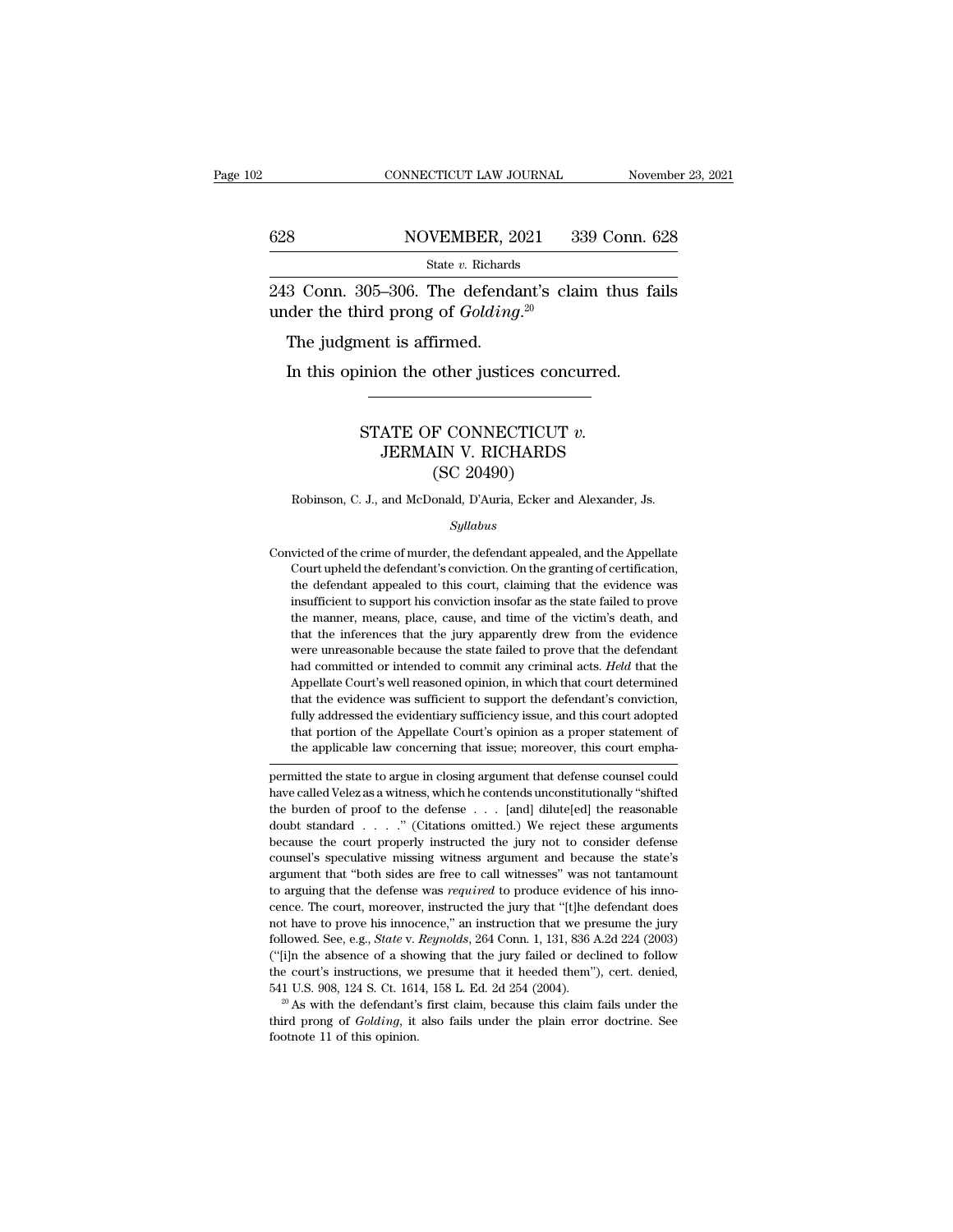243 Conn. 305–306. The defendant's claim thus fails under the third prong of *Golding*.[20]

The judgment is affirmed.

In this opinion the other justices concurred.

STATE OF CONNECTICUT *v.* JERMAIN V. RICHARDS (SC 20490)

Robinson, C. J., and McDonald, D'Auria, Ecker and Alexander, Js.

*Syllabus*

Convicted of the crime of murder, the defendant appealed, and the Appellate Court upheld the defendant's conviction. On the granting of certification, the defendant appealed to this court, claiming that the evidence was insufficient to support his conviction insofar as the state failed to prove the manner, means, place, cause, and time of the victim's death, and that the inferences that the jury apparently drew from the evidence were unreasonable because the state failed to prove that the defendant had committed or intended to commit any criminal acts. *Held* that the Appellate Court's well reasoned opinion, in which that court determined that the evidence was sufficient to support the defendant's conviction, fully addressed the evidentiary sufficiency issue, and this court adopted that portion of the Appellate Court's opinion as a proper statement of the applicable law concerning that issue; moreover, this court empha-

---

permitted the state to argue in closing argument that defense counsel could have called Velez as a witness, which he contends unconstitutionally "shifted the burden of proof to the defense . . . [and] dilute[ed] the reasonable doubt standard . . . ." (Citations omitted.) We reject these arguments because the court properly instructed the jury not to consider defense counsel's speculative missing witness argument and because the state's argument that "both sides are free to call witnesses" was not tantamount to arguing that the defense was *required* to produce evidence of his innocence. The court, moreover, instructed the jury that "[t]he defendant does not have to prove his innocence," an instruction that we presume the jury followed. See, e.g., *State* v. *Reynolds*, 264 Conn. 1, 131, 836 A.2d 224 (2003) ("[i]n the absence of a showing that the jury failed or declined to follow the court's instructions, we presume that it heeded them"), cert. denied, 541 U.S. 908, 124 S. Ct. 1614, 158 L. Ed. 2d 254 (2004).

[20] As with the defendant's first claim, because this claim fails under the third prong of *Golding*, it also fails under the plain error doctrine. See footnote 11 of this opinion.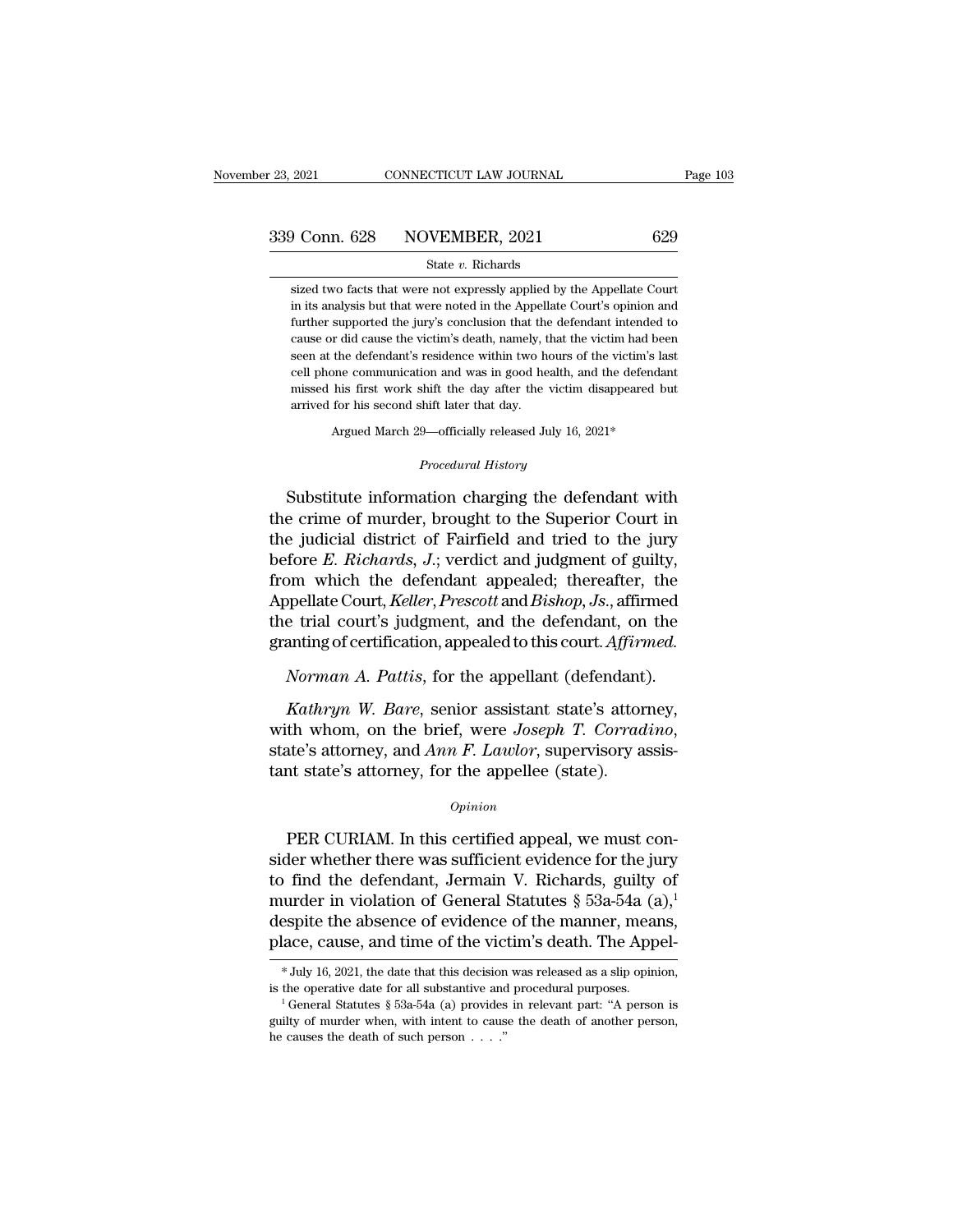sized two facts that were not expressly applied by the Appellate Court in its analysis but that were noted in the Appellate Court's opinion and further supported the jury's conclusion that the defendant intended to cause or did cause the victim's death, namely, that the victim had been seen at the defendant's residence within two hours of the victim's last cell phone communication and was in good health, and the defendant missed his first work shift the day after the victim disappeared but arrived for his second shift later that day.

Argued March 29—officially released July 16, 2021*

*Procedural History*

Substitute information charging the defendant with the crime of murder, brought to the Superior Court in the judicial district of Fairfield and tried to the jury before *E. Richards, J.*; verdict and judgment of guilty, from which the defendant appealed; thereafter, the Appellate Court, *Keller*, *Prescott* and *Bishop, Js.*, affirmed the trial court's judgment, and the defendant, on the granting of certification, appealed to this court. *Affirmed.*

*Norman A. Pattis*, for the appellant (defendant).

*Kathryn W. Bare*, senior assistant state's attorney, with whom, on the brief, were *Joseph T. Corradino*, state's attorney, and *Ann F. Lawlor*, supervisory assistant state's attorney, for the appellee (state).

*Opinion*

PER CURIAM. In this certified appeal, we must consider whether there was sufficient evidence for the jury to find the defendant, Jermain V. Richards, guilty of murder in violation of General Statutes § 53a-54a (a),[1] despite the absence of evidence of the manner, means, place, cause, and time of the victim's death. The Appel-

* July 16, 2021, the date that this decision was released as a slip opinion, is the operative date for all substantive and procedural purposes.

[1] General Statutes § 53a-54a (a) provides in relevant part: "A person is guilty of murder when, with intent to cause the death of another person, he causes the death of such person . . . ."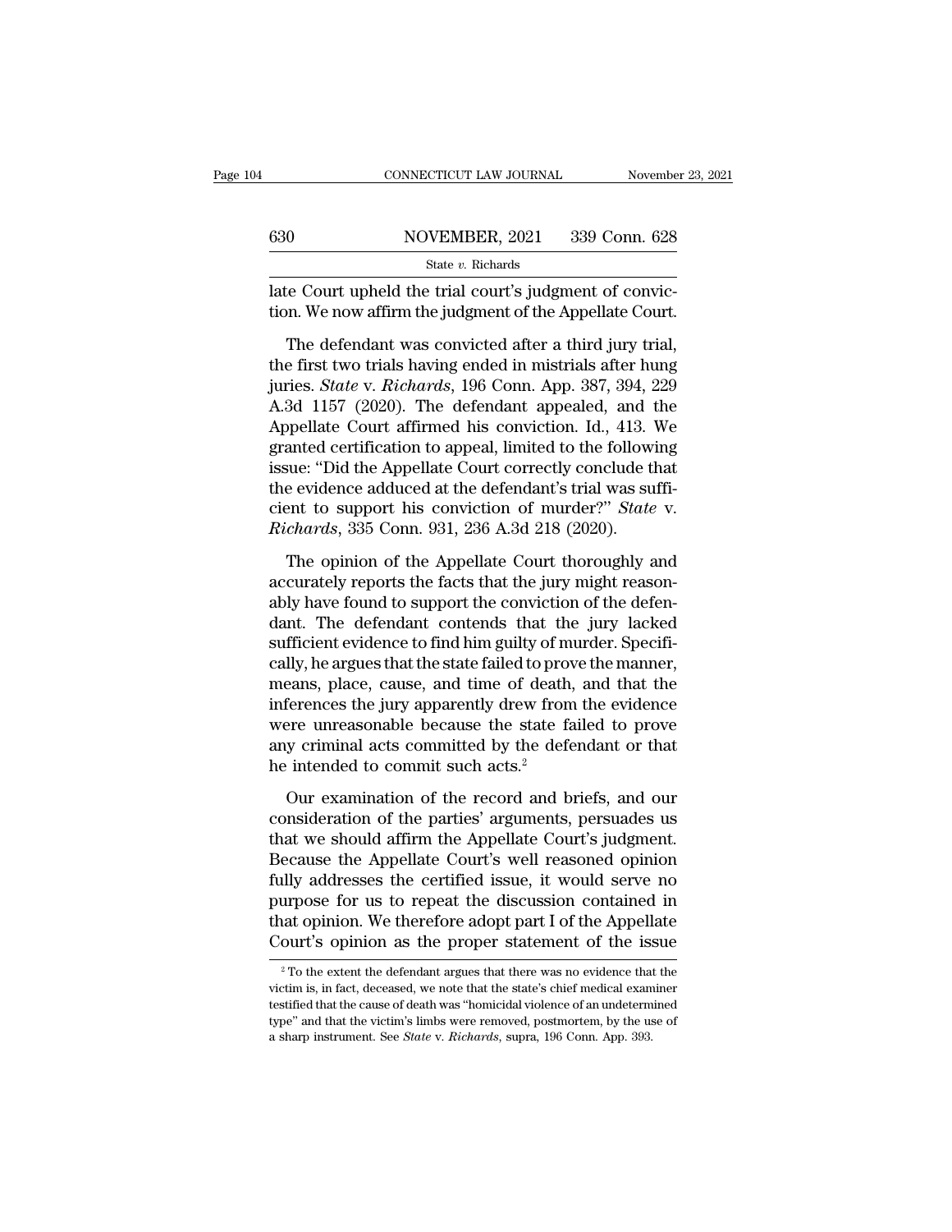late Court upheld the trial court's judgment of conviction. We now affirm the judgment of the Appellate Court.

The defendant was convicted after a third jury trial, the first two trials having ended in mistrials after hung juries. *State* v. *Richards*, 196 Conn. App. 387, 394, 229 A.3d 1157 (2020). The defendant appealed, and the Appellate Court affirmed his conviction. Id., 413. We granted certification to appeal, limited to the following issue: "Did the Appellate Court correctly conclude that the evidence adduced at the defendant's trial was sufficient to support his conviction of murder?" *State* v. *Richards*, 335 Conn. 931, 236 A.3d 218 (2020).

The opinion of the Appellate Court thoroughly and accurately reports the facts that the jury might reasonably have found to support the conviction of the defendant. The defendant contends that the jury lacked sufficient evidence to find him guilty of murder. Specifically, he argues that the state failed to prove the manner, means, place, cause, and time of death, and that the inferences the jury apparently drew from the evidence were unreasonable because the state failed to prove any criminal acts committed by the defendant or that he intended to commit such acts.[2]

Our examination of the record and briefs, and our consideration of the parties' arguments, persuades us that we should affirm the Appellate Court's judgment. Because the Appellate Court's well reasoned opinion fully addresses the certified issue, it would serve no purpose for us to repeat the discussion contained in that opinion. We therefore adopt part I of the Appellate Court's opinion as the proper statement of the issue

[2] To the extent the defendant argues that there was no evidence that the victim is, in fact, deceased, we note that the state's chief medical examiner testified that the cause of death was "homicidal violence of an undetermined type" and that the victim's limbs were removed, postmortem, by the use of a sharp instrument. See *State* v. *Richards*, supra, 196 Conn. App. 393.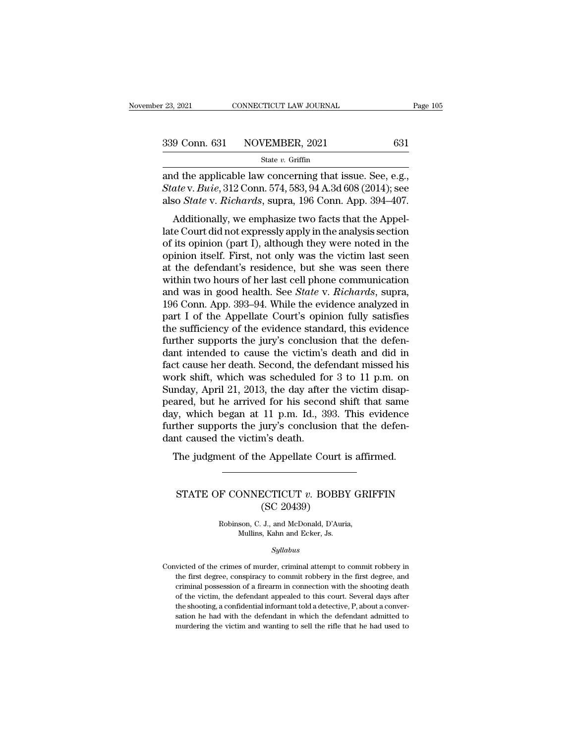and the applicable law concerning that issue. See, e.g., *State* v. *Buie*, 312 Conn. 574, 583, 94 A.3d 608 (2014); see also *State* v. *Richards*, supra, 196 Conn. App. 394–407.

Additionally, we emphasize two facts that the Appellate Court did not expressly apply in the analysis section of its opinion (part I), although they were noted in the opinion itself. First, not only was the victim last seen at the defendant's residence, but she was seen there within two hours of her last cell phone communication and was in good health. See *State* v. *Richards*, supra, 196 Conn. App. 393–94. While the evidence analyzed in part I of the Appellate Court's opinion fully satisfies the sufficiency of the evidence standard, this evidence further supports the jury's conclusion that the defendant intended to cause the victim's death and did in fact cause her death. Second, the defendant missed his work shift, which was scheduled for 3 to 11 p.m. on Sunday, April 21, 2013, the day after the victim disappeared, but he arrived for his second shift that same day, which began at 11 p.m. Id., 393. This evidence further supports the jury's conclusion that the defendant caused the victim's death.

The judgment of the Appellate Court is affirmed.

---

## STATE OF CONNECTICUT *v.* BOBBY GRIFFIN
### (SC 20439)

Robinson, C. J., and McDonald, D'Auria, Mullins, Kahn and Ecker, Js.

*Syllabus*

Convicted of the crimes of murder, criminal attempt to commit robbery in the first degree, conspiracy to commit robbery in the first degree, and criminal possession of a firearm in connection with the shooting death of the victim, the defendant appealed to this court. Several days after the shooting, a confidential informant told a detective, P, about a conversation he had with the defendant in which the defendant admitted to murdering the victim and wanting to sell the rifle that he had used to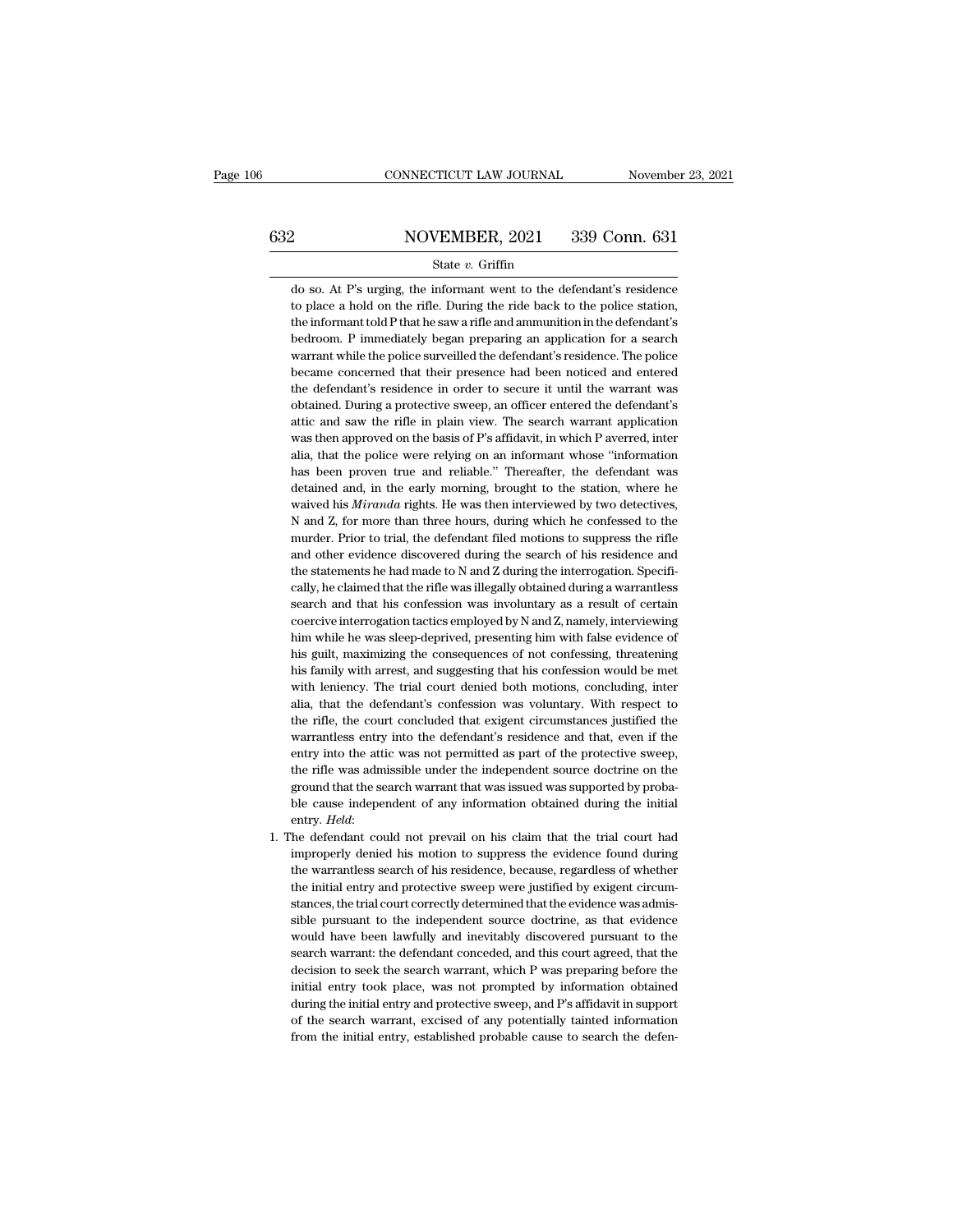do so. At P's urging, the informant went to the defendant's residence to place a hold on the rifle. During the ride back to the police station, the informant told P that he saw a rifle and ammunition in the defendant's bedroom. P immediately began preparing an application for a search warrant while the police surveilled the defendant's residence. The police became concerned that their presence had been noticed and entered the defendant's residence in order to secure it until the warrant was obtained. During a protective sweep, an officer entered the defendant's attic and saw the rifle in plain view. The search warrant application was then approved on the basis of P's affidavit, in which P averred, inter alia, that the police were relying on an informant whose "information has been proven true and reliable." Thereafter, the defendant was detained and, in the early morning, brought to the station, where he waived his *Miranda* rights. He was then interviewed by two detectives, N and Z, for more than three hours, during which he confessed to the murder. Prior to trial, the defendant filed motions to suppress the rifle and other evidence discovered during the search of his residence and the statements he had made to N and Z during the interrogation. Specifically, he claimed that the rifle was illegally obtained during a warrantless search and that his confession was involuntary as a result of certain coercive interrogation tactics employed by N and Z, namely, interviewing him while he was sleep-deprived, presenting him with false evidence of his guilt, maximizing the consequences of not confessing, threatening his family with arrest, and suggesting that his confession would be met with leniency. The trial court denied both motions, concluding, inter alia, that the defendant's confession was voluntary. With respect to the rifle, the court concluded that exigent circumstances justified the warrantless entry into the defendant's residence and that, even if the entry into the attic was not permitted as part of the protective sweep, the rifle was admissible under the independent source doctrine on the ground that the search warrant that was issued was supported by probable cause independent of any information obtained during the initial entry. *Held*:

1. The defendant could not prevail on his claim that the trial court had improperly denied his motion to suppress the evidence found during the warrantless search of his residence, because, regardless of whether the initial entry and protective sweep were justified by exigent circumstances, the trial court correctly determined that the evidence was admissible pursuant to the independent source doctrine, as that evidence would have been lawfully and inevitably discovered pursuant to the search warrant: the defendant conceded, and this court agreed, that the decision to seek the search warrant, which P was preparing before the initial entry took place, was not prompted by information obtained during the initial entry and protective sweep, and P's affidavit in support of the search warrant, excised of any potentially tainted information from the initial entry, established probable cause to search the defen-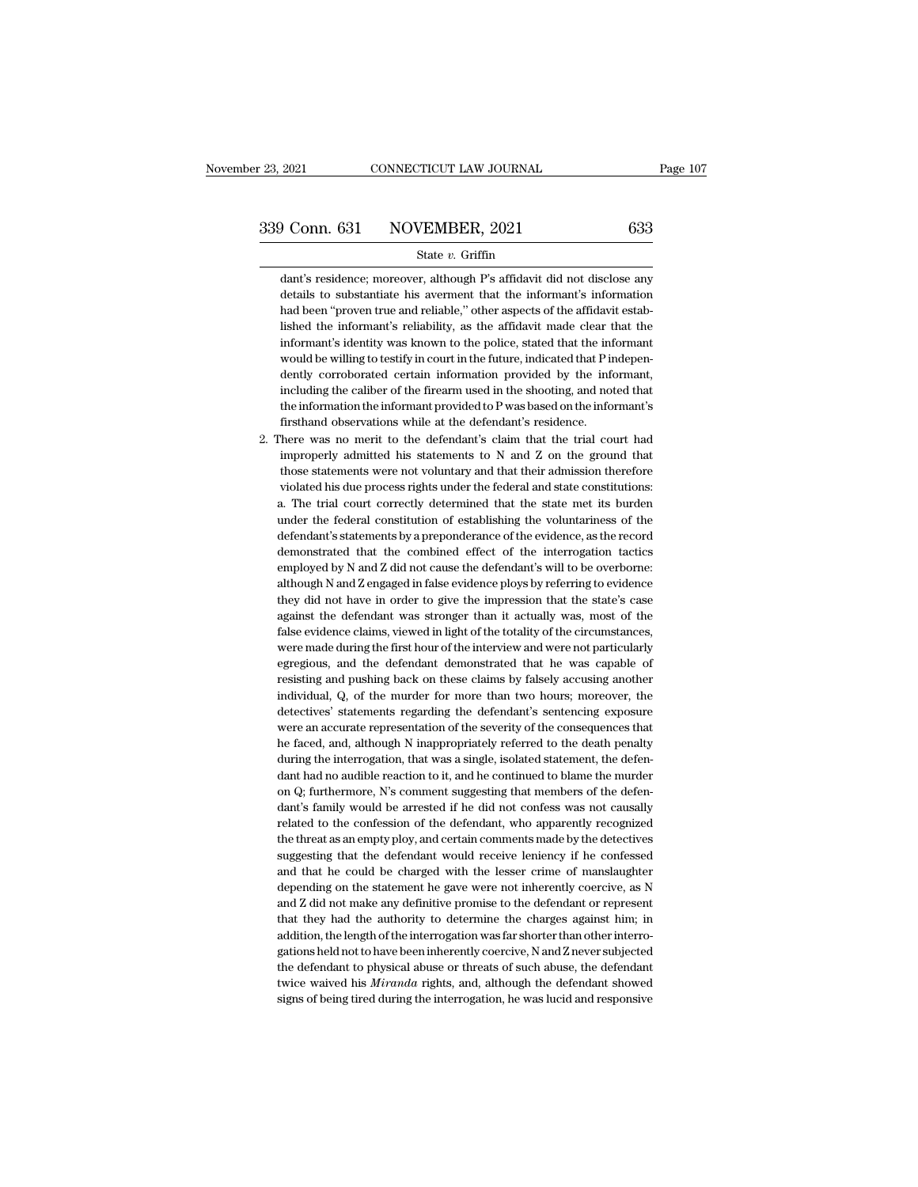dant's residence; moreover, although P's affidavit did not disclose any details to substantiate his averment that the informant's information had been "proven true and reliable," other aspects of the affidavit established the informant's reliability, as the affidavit made clear that the informant's identity was known to the police, stated that the informant would be willing to testify in court in the future, indicated that P independently corroborated certain information provided by the informant, including the caliber of the firearm used in the shooting, and noted that the information the informant provided to P was based on the informant's firsthand observations while at the defendant's residence.

2. There was no merit to the defendant's claim that the trial court had improperly admitted his statements to N and Z on the ground that those statements were not voluntary and that their admission therefore violated his due process rights under the federal and state constitutions:

   a. The trial court correctly determined that the state met its burden under the federal constitution of establishing the voluntariness of the defendant's statements by a preponderance of the evidence, as the record demonstrated that the combined effect of the interrogation tactics employed by N and Z did not cause the defendant's will to be overborne: although N and Z engaged in false evidence ploys by referring to evidence they did not have in order to give the impression that the state's case against the defendant was stronger than it actually was, most of the false evidence claims, viewed in light of the totality of the circumstances, were made during the first hour of the interview and were not particularly egregious, and the defendant demonstrated that he was capable of resisting and pushing back on these claims by falsely accusing another individual, Q, of the murder for more than two hours; moreover, the detectives' statements regarding the defendant's sentencing exposure were an accurate representation of the severity of the consequences that he faced, and, although N inappropriately referred to the death penalty during the interrogation, that was a single, isolated statement, the defendant had no audible reaction to it, and he continued to blame the murder on Q; furthermore, N's comment suggesting that members of the defendant's family would be arrested if he did not confess was not causally related to the confession of the defendant, who apparently recognized the threat as an empty ploy, and certain comments made by the detectives suggesting that the defendant would receive leniency if he confessed and that he could be charged with the lesser crime of manslaughter depending on the statement he gave were not inherently coercive, as N and Z did not make any definitive promise to the defendant or represent that they had the authority to determine the charges against him; in addition, the length of the interrogation was far shorter than other interrogations held not to have been inherently coercive, N and Z never subjected the defendant to physical abuse or threats of such abuse, the defendant twice waived his *Miranda* rights, and, although the defendant showed signs of being tired during the interrogation, he was lucid and responsive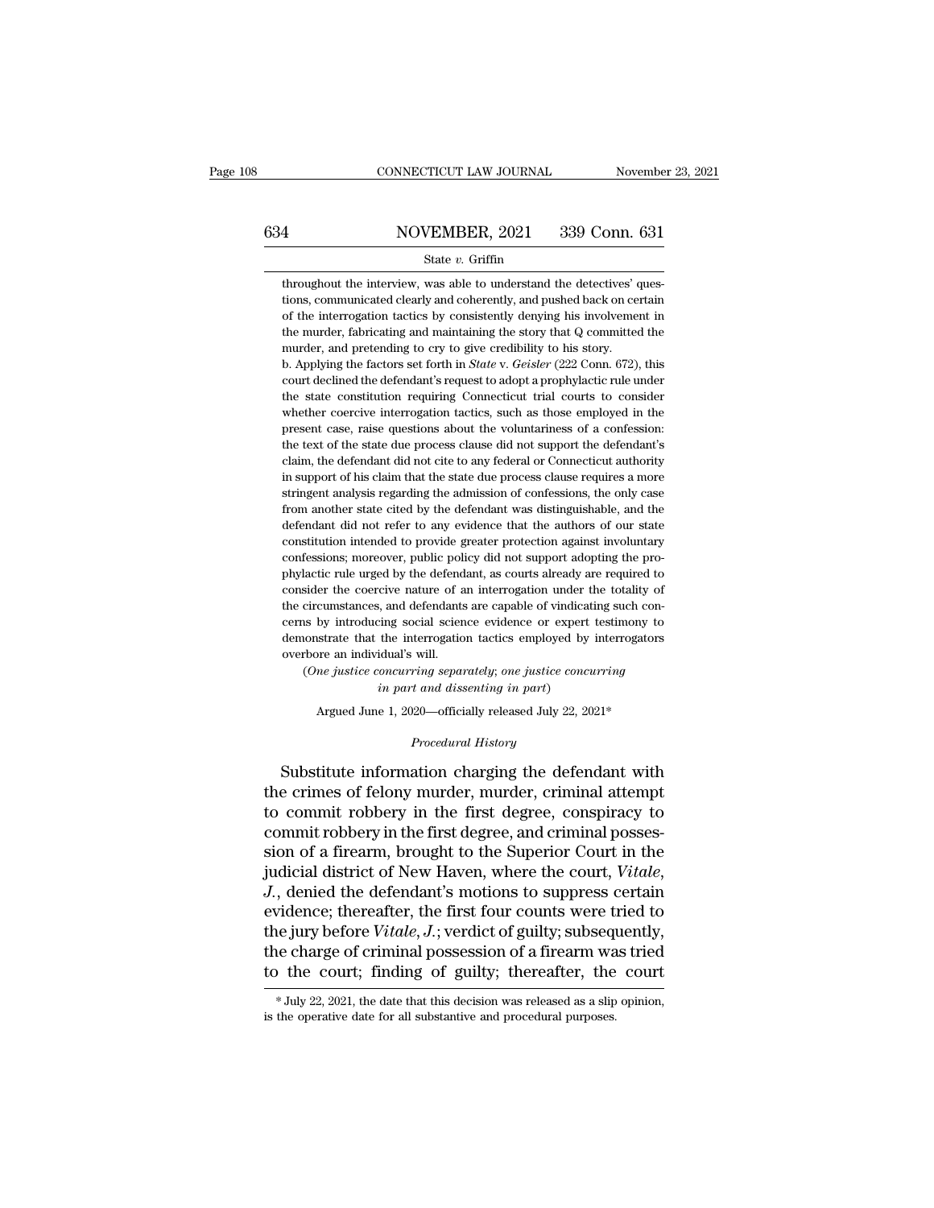throughout the interview, was able to understand the detectives' questions, communicated clearly and coherently, and pushed back on certain of the interrogation tactics by consistently denying his involvement in the murder, fabricating and maintaining the story that Q committed the murder, and pretending to cry to give credibility to his story.

b. Applying the factors set forth in *State* v. *Geisler* (222 Conn. 672), this court declined the defendant's request to adopt a prophylactic rule under the state constitution requiring Connecticut trial courts to consider whether coercive interrogation tactics, such as those employed in the present case, raise questions about the voluntariness of a confession: the text of the state due process clause did not support the defendant's claim, the defendant did not cite to any federal or Connecticut authority in support of his claim that the state due process clause requires a more stringent analysis regarding the admission of confessions, the only case from another state cited by the defendant was distinguishable, and the defendant did not refer to any evidence that the authors of our state constitution intended to provide greater protection against involuntary confessions; moreover, public policy did not support adopting the prophylactic rule urged by the defendant, as courts already are required to consider the coercive nature of an interrogation under the totality of the circumstances, and defendants are capable of vindicating such concerns by introducing social science evidence or expert testimony to demonstrate that the interrogation tactics employed by interrogators overbore an individual's will.

(*One justice concurring separately; one justice concurring in part and dissenting in part*)

Argued June 1, 2020—officially released July 22, 2021*

*Procedural History*

Substitute information charging the defendant with the crimes of felony murder, murder, criminal attempt to commit robbery in the first degree, conspiracy to commit robbery in the first degree, and criminal possession of a firearm, brought to the Superior Court in the judicial district of New Haven, where the court, *Vitale, J.*, denied the defendant's motions to suppress certain evidence; thereafter, the first four counts were tried to the jury before *Vitale, J.*; verdict of guilty; subsequently, the charge of criminal possession of a firearm was tried to the court; finding of guilty; thereafter, the court

* July 22, 2021, the date that this decision was released as a slip opinion, is the operative date for all substantive and procedural purposes.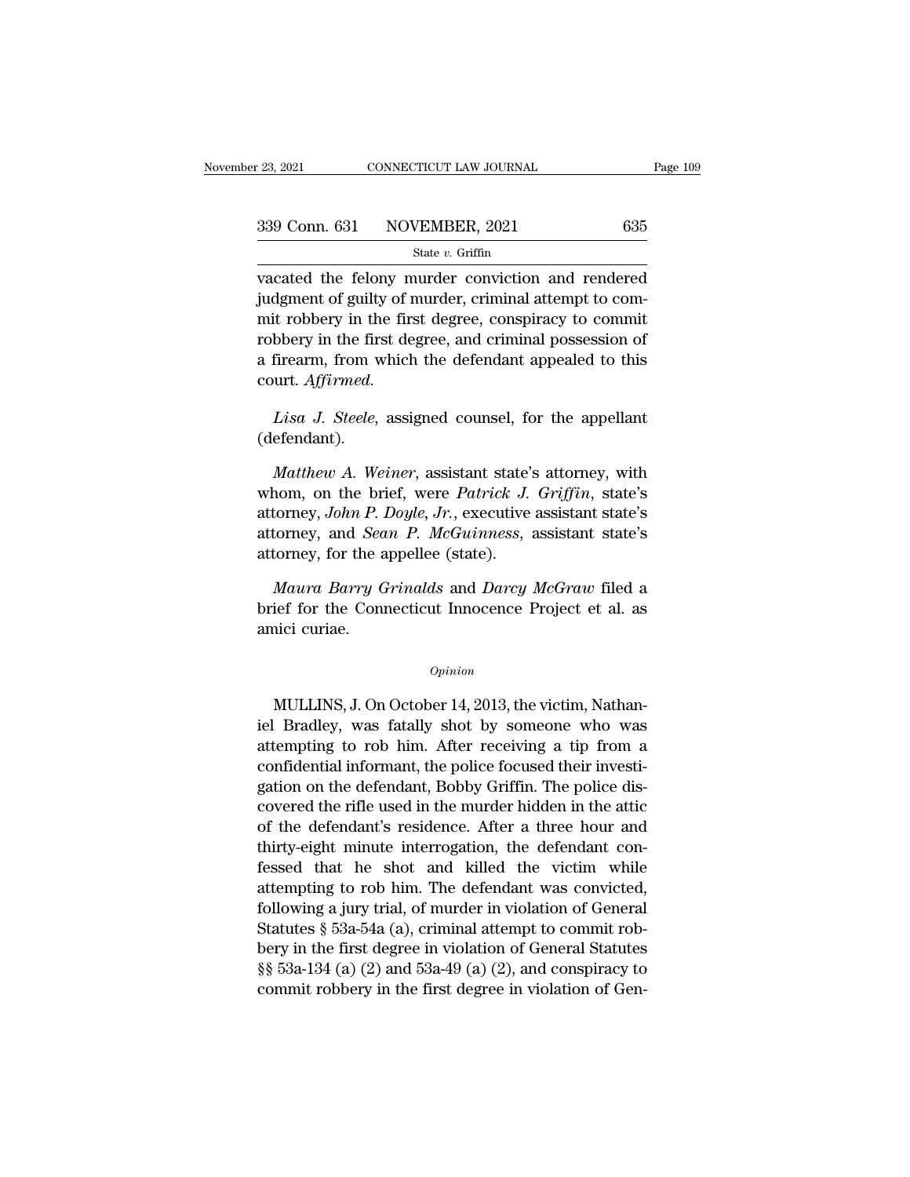vacated the felony murder conviction and rendered judgment of guilty of murder, criminal attempt to commit robbery in the first degree, conspiracy to commit robbery in the first degree, and criminal possession of a firearm, from which the defendant appealed to this court. *Affirmed.*

*Lisa J. Steele*, assigned counsel, for the appellant (defendant).

*Matthew A. Weiner*, assistant state's attorney, with whom, on the brief, were *Patrick J. Griffin*, state's attorney, *John P. Doyle, Jr.*, executive assistant state's attorney, and *Sean P. McGuinness*, assistant state's attorney, for the appellee (state).

*Maura Barry Grinalds* and *Darcy McGraw* filed a brief for the Connecticut Innocence Project et al. as amici curiae.

*Opinion*

MULLINS, J. On October 14, 2013, the victim, Nathaniel Bradley, was fatally shot by someone who was attempting to rob him. After receiving a tip from a confidential informant, the police focused their investigation on the defendant, Bobby Griffin. The police discovered the rifle used in the murder hidden in the attic of the defendant's residence. After a three hour and thirty-eight minute interrogation, the defendant confessed that he shot and killed the victim while attempting to rob him. The defendant was convicted, following a jury trial, of murder in violation of General Statutes § 53a-54a (a), criminal attempt to commit robbery in the first degree in violation of General Statutes §§ 53a-134 (a) (2) and 53a-49 (a) (2), and conspiracy to commit robbery in the first degree in violation of Gen-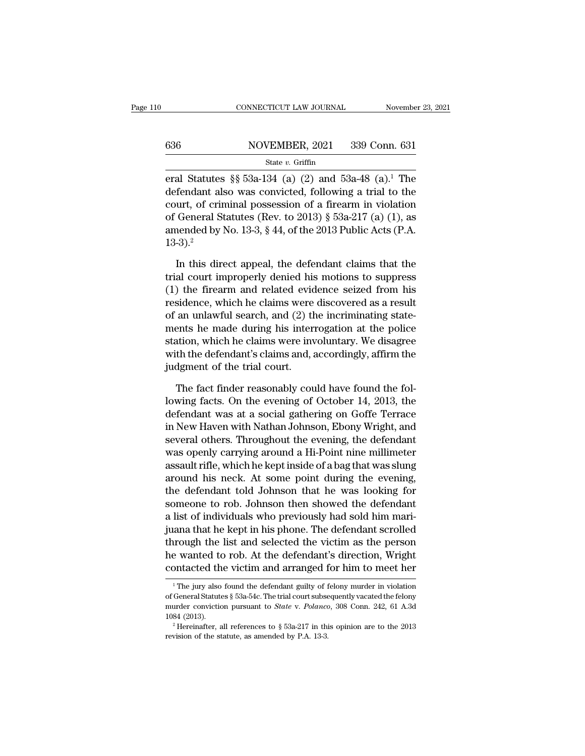eral Statutes §§ 53a-134 (a) (2) and 53a-48 (a).[1] The defendant also was convicted, following a trial to the court, of criminal possession of a firearm in violation of General Statutes (Rev. to 2013) § 53a-217 (a) (1), as amended by No. 13-3, § 44, of the 2013 Public Acts (P.A. 13-3).[2]

In this direct appeal, the defendant claims that the trial court improperly denied his motions to suppress (1) the firearm and related evidence seized from his residence, which he claims were discovered as a result of an unlawful search, and (2) the incriminating statements he made during his interrogation at the police station, which he claims were involuntary. We disagree with the defendant's claims and, accordingly, affirm the judgment of the trial court.

The fact finder reasonably could have found the following facts. On the evening of October 14, 2013, the defendant was at a social gathering on Goffe Terrace in New Haven with Nathan Johnson, Ebony Wright, and several others. Throughout the evening, the defendant was openly carrying around a Hi-Point nine millimeter assault rifle, which he kept inside of a bag that was slung around his neck. At some point during the evening, the defendant told Johnson that he was looking for someone to rob. Johnson then showed the defendant a list of individuals who previously had sold him marijuana that he kept in his phone. The defendant scrolled through the list and selected the victim as the person he wanted to rob. At the defendant's direction, Wright contacted the victim and arranged for him to meet her

[1] The jury also found the defendant guilty of felony murder in violation of General Statutes § 53a-54c. The trial court subsequently vacated the felony murder conviction pursuant to *State* v. *Polanco*, 308 Conn. 242, 61 A.3d 1084 (2013).

[2] Hereinafter, all references to § 53a-217 in this opinion are to the 2013 revision of the statute, as amended by P.A. 13-3.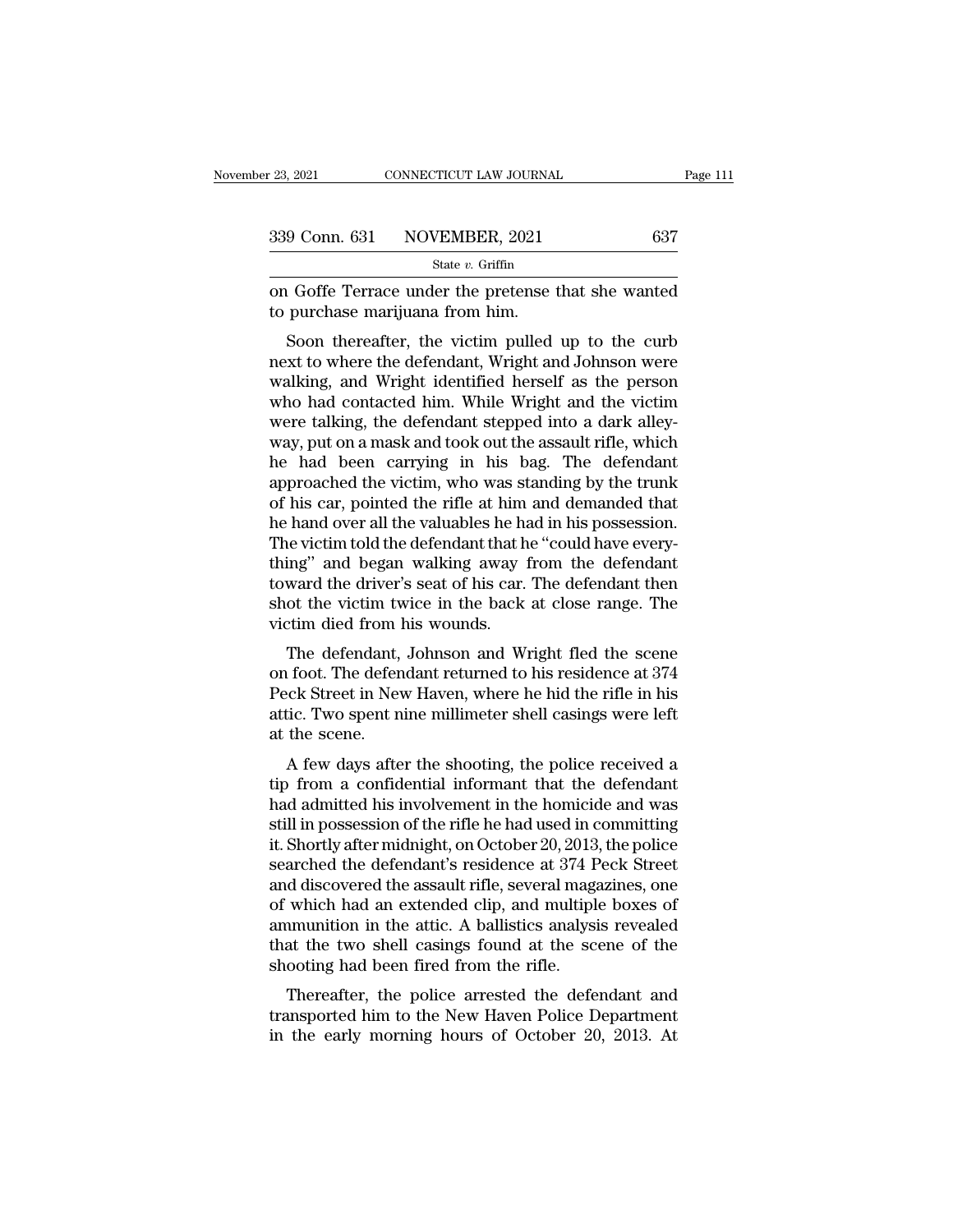on Goffe Terrace under the pretense that she wanted to purchase marijuana from him.

Soon thereafter, the victim pulled up to the curb next to where the defendant, Wright and Johnson were walking, and Wright identified herself as the person who had contacted him. While Wright and the victim were talking, the defendant stepped into a dark alleyway, put on a mask and took out the assault rifle, which he had been carrying in his bag. The defendant approached the victim, who was standing by the trunk of his car, pointed the rifle at him and demanded that he hand over all the valuables he had in his possession. The victim told the defendant that he "could have everything" and began walking away from the defendant toward the driver's seat of his car. The defendant then shot the victim twice in the back at close range. The victim died from his wounds.

The defendant, Johnson and Wright fled the scene on foot. The defendant returned to his residence at 374 Peck Street in New Haven, where he hid the rifle in his attic. Two spent nine millimeter shell casings were left at the scene.

A few days after the shooting, the police received a tip from a confidential informant that the defendant had admitted his involvement in the homicide and was still in possession of the rifle he had used in committing it. Shortly after midnight, on October 20, 2013, the police searched the defendant's residence at 374 Peck Street and discovered the assault rifle, several magazines, one of which had an extended clip, and multiple boxes of ammunition in the attic. A ballistics analysis revealed that the two shell casings found at the scene of the shooting had been fired from the rifle.

Thereafter, the police arrested the defendant and transported him to the New Haven Police Department in the early morning hours of October 20, 2013. At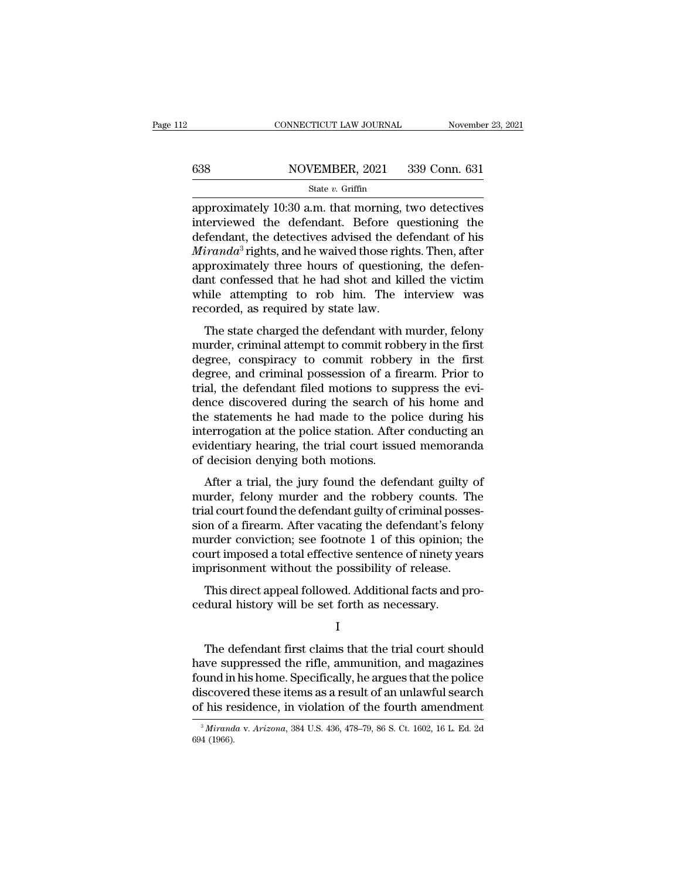approximately 10:30 a.m. that morning, two detectives interviewed the defendant. Before questioning the defendant, the detectives advised the defendant of his *Miranda*[3] rights, and he waived those rights. Then, after approximately three hours of questioning, the defendant confessed that he had shot and killed the victim while attempting to rob him. The interview was recorded, as required by state law.

The state charged the defendant with murder, felony murder, criminal attempt to commit robbery in the first degree, conspiracy to commit robbery in the first degree, and criminal possession of a firearm. Prior to trial, the defendant filed motions to suppress the evidence discovered during the search of his home and the statements he had made to the police during his interrogation at the police station. After conducting an evidentiary hearing, the trial court issued memoranda of decision denying both motions.

After a trial, the jury found the defendant guilty of murder, felony murder and the robbery counts. The trial court found the defendant guilty of criminal possession of a firearm. After vacating the defendant's felony murder conviction; see footnote 1 of this opinion; the court imposed a total effective sentence of ninety years imprisonment without the possibility of release.

This direct appeal followed. Additional facts and procedural history will be set forth as necessary.

I

The defendant first claims that the trial court should have suppressed the rifle, ammunition, and magazines found in his home. Specifically, he argues that the police discovered these items as a result of an unlawful search of his residence, in violation of the fourth amendment

[3] *Miranda* v. *Arizona*, 384 U.S. 436, 478–79, 86 S. Ct. 1602, 16 L. Ed. 2d 694 (1966).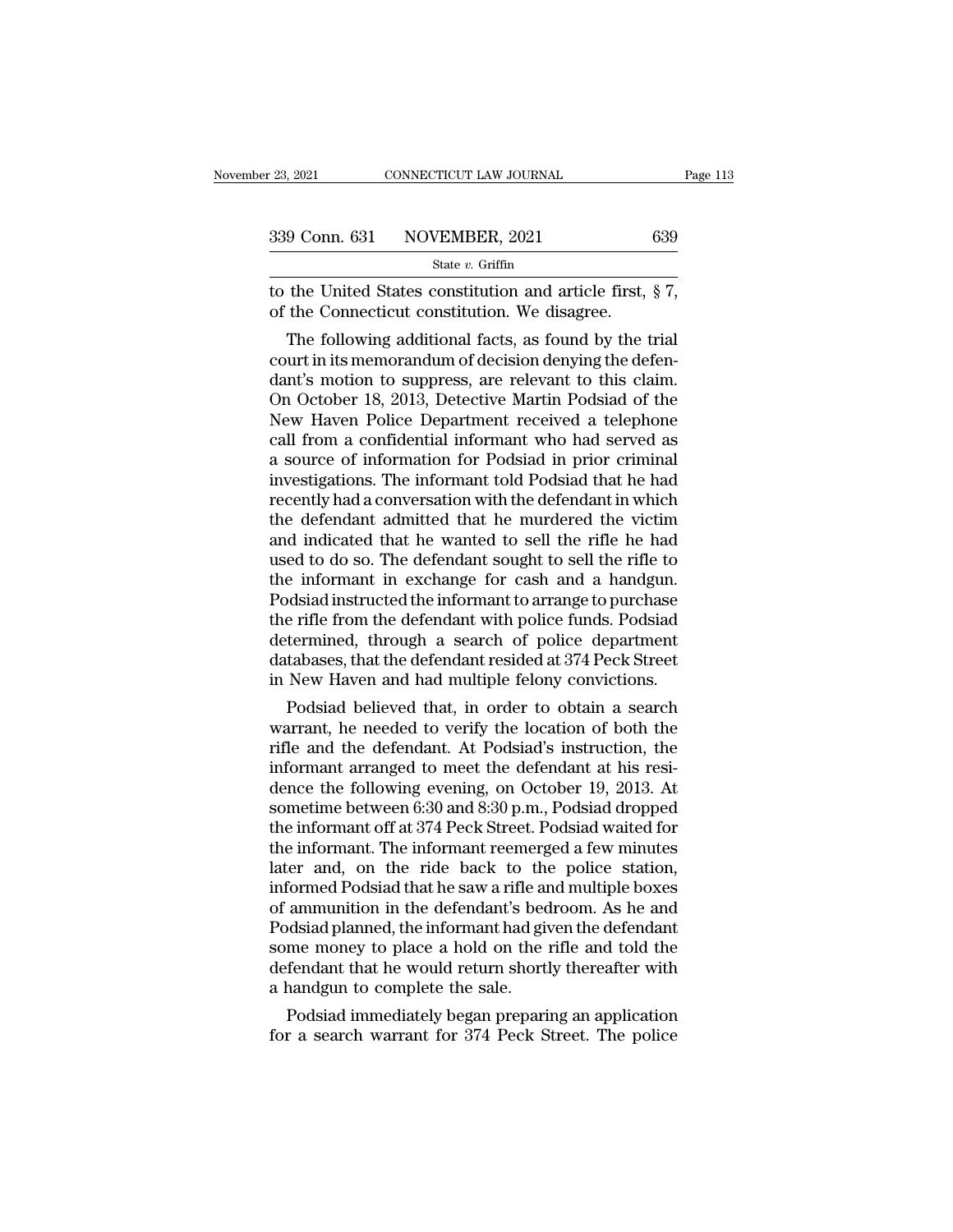to the United States constitution and article first, § 7, of the Connecticut constitution. We disagree.

The following additional facts, as found by the trial court in its memorandum of decision denying the defendant's motion to suppress, are relevant to this claim. On October 18, 2013, Detective Martin Podsiad of the New Haven Police Department received a telephone call from a confidential informant who had served as a source of information for Podsiad in prior criminal investigations. The informant told Podsiad that he had recently had a conversation with the defendant in which the defendant admitted that he murdered the victim and indicated that he wanted to sell the rifle he had used to do so. The defendant sought to sell the rifle to the informant in exchange for cash and a handgun. Podsiad instructed the informant to arrange to purchase the rifle from the defendant with police funds. Podsiad determined, through a search of police department databases, that the defendant resided at 374 Peck Street in New Haven and had multiple felony convictions.

Podsiad believed that, in order to obtain a search warrant, he needed to verify the location of both the rifle and the defendant. At Podsiad's instruction, the informant arranged to meet the defendant at his residence the following evening, on October 19, 2013. At sometime between 6:30 and 8:30 p.m., Podsiad dropped the informant off at 374 Peck Street. Podsiad waited for the informant. The informant reemerged a few minutes later and, on the ride back to the police station, informed Podsiad that he saw a rifle and multiple boxes of ammunition in the defendant's bedroom. As he and Podsiad planned, the informant had given the defendant some money to place a hold on the rifle and told the defendant that he would return shortly thereafter with a handgun to complete the sale.

Podsiad immediately began preparing an application for a search warrant for 374 Peck Street. The police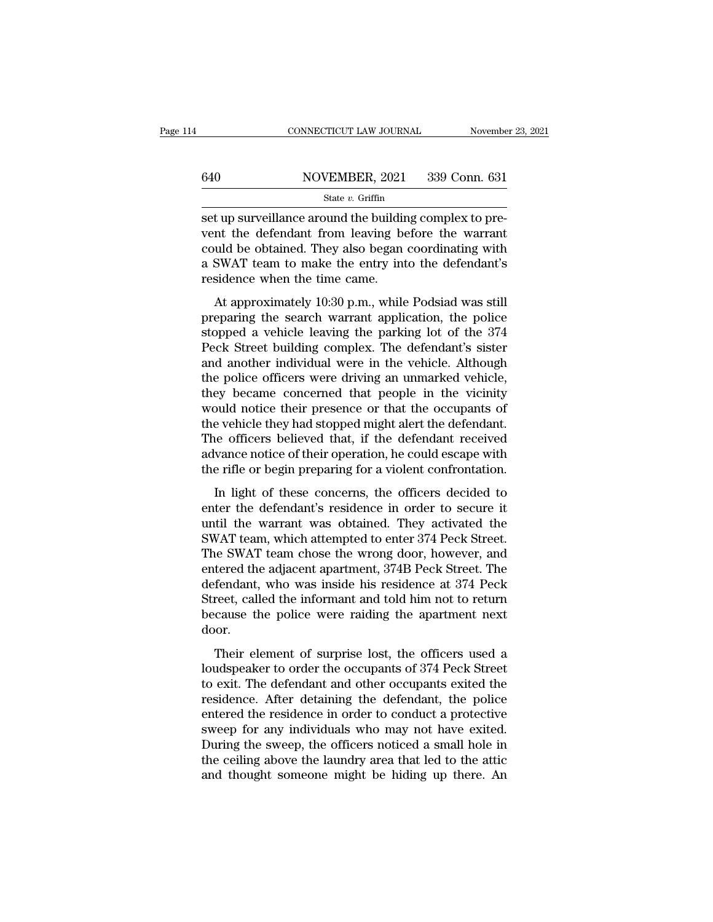set up surveillance around the building complex to prevent the defendant from leaving before the warrant could be obtained. They also began coordinating with a SWAT team to make the entry into the defendant's residence when the time came.

At approximately 10:30 p.m., while Podsiad was still preparing the search warrant application, the police stopped a vehicle leaving the parking lot of the 374 Peck Street building complex. The defendant's sister and another individual were in the vehicle. Although the police officers were driving an unmarked vehicle, they became concerned that people in the vicinity would notice their presence or that the occupants of the vehicle they had stopped might alert the defendant. The officers believed that, if the defendant received advance notice of their operation, he could escape with the rifle or begin preparing for a violent confrontation.

In light of these concerns, the officers decided to enter the defendant's residence in order to secure it until the warrant was obtained. They activated the SWAT team, which attempted to enter 374 Peck Street. The SWAT team chose the wrong door, however, and entered the adjacent apartment, 374B Peck Street. The defendant, who was inside his residence at 374 Peck Street, called the informant and told him not to return because the police were raiding the apartment next door.

Their element of surprise lost, the officers used a loudspeaker to order the occupants of 374 Peck Street to exit. The defendant and other occupants exited the residence. After detaining the defendant, the police entered the residence in order to conduct a protective sweep for any individuals who may not have exited. During the sweep, the officers noticed a small hole in the ceiling above the laundry area that led to the attic and thought someone might be hiding up there. An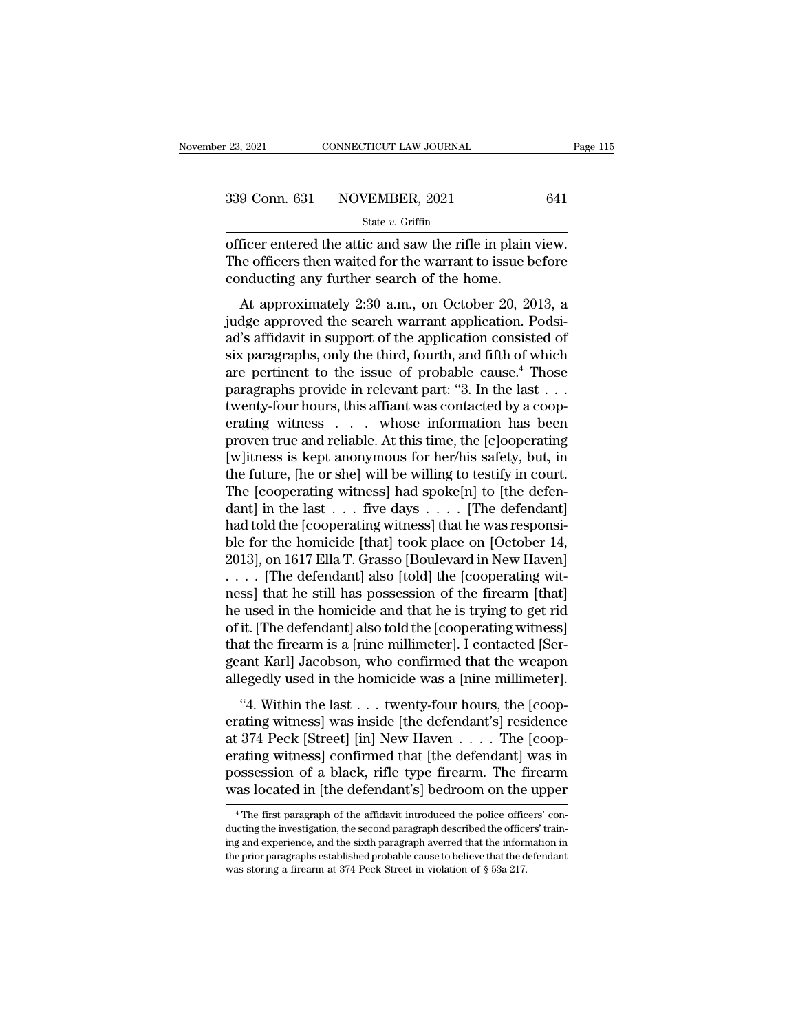officer entered the attic and saw the rifle in plain view. The officers then waited for the warrant to issue before conducting any further search of the home.

At approximately 2:30 a.m., on October 20, 2013, a judge approved the search warrant application. Podsiad's affidavit in support of the application consisted of six paragraphs, only the third, fourth, and fifth of which are pertinent to the issue of probable cause.[4] Those paragraphs provide in relevant part: "3. In the last . . . twenty-four hours, this affiant was contacted by a cooperating witness . . . whose information has been proven true and reliable. At this time, the [c]ooperating [w]itness is kept anonymous for her/his safety, but, in the future, [he or she] will be willing to testify in court. The [cooperating witness] had spoke[n] to [the defendant] in the last . . . five days . . . . [The defendant] had told the [cooperating witness] that he was responsible for the homicide [that] took place on [October 14, 2013], on 1617 Ella T. Grasso [Boulevard in New Haven] . . . . [The defendant] also [told] the [cooperating witness] that he still has possession of the firearm [that] he used in the homicide and that he is trying to get rid of it. [The defendant] also told the [cooperating witness] that the firearm is a [nine millimeter]. I contacted [Sergeant Karl] Jacobson, who confirmed that the weapon allegedly used in the homicide was a [nine millimeter].

"4. Within the last . . . twenty-four hours, the [cooperating witness] was inside [the defendant's] residence at 374 Peck [Street] [in] New Haven . . . . The [cooperating witness] confirmed that [the defendant] was in possession of a black, rifle type firearm. The firearm was located in [the defendant's] bedroom on the upper

[4] The first paragraph of the affidavit introduced the police officers' conducting the investigation, the second paragraph described the officers' training and experience, and the sixth paragraph averred that the information in the prior paragraphs established probable cause to believe that the defendant was storing a firearm at 374 Peck Street in violation of § 53a-217.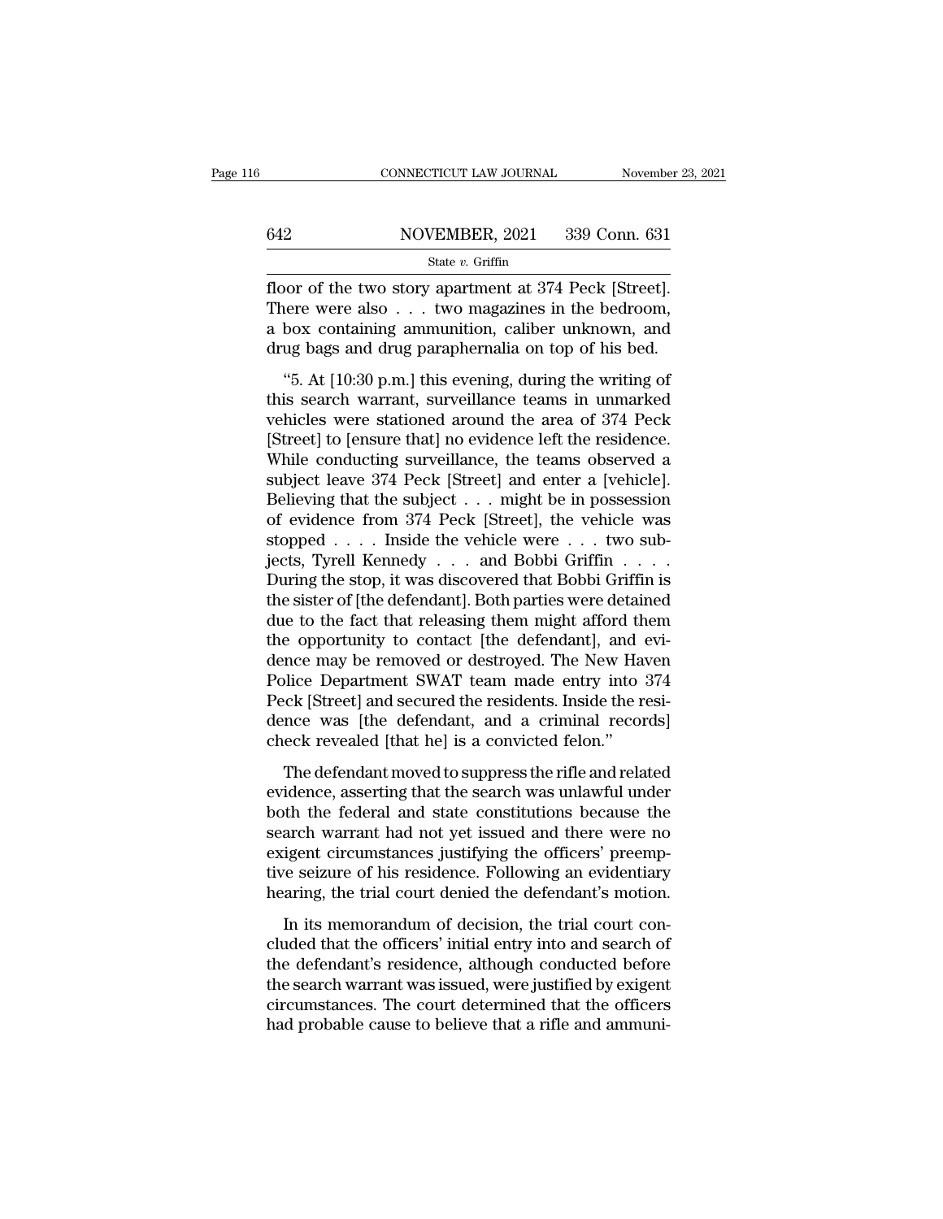floor of the two story apartment at 374 Peck [Street]. There were also . . . two magazines in the bedroom, a box containing ammunition, caliber unknown, and drug bags and drug paraphernalia on top of his bed.

"5. At [10:30 p.m.] this evening, during the writing of this search warrant, surveillance teams in unmarked vehicles were stationed around the area of 374 Peck [Street] to [ensure that] no evidence left the residence. While conducting surveillance, the teams observed a subject leave 374 Peck [Street] and enter a [vehicle]. Believing that the subject . . . might be in possession of evidence from 374 Peck [Street], the vehicle was stopped . . . . Inside the vehicle were . . . two subjects, Tyrell Kennedy . . . and Bobbi Griffin . . . . During the stop, it was discovered that Bobbi Griffin is the sister of [the defendant]. Both parties were detained due to the fact that releasing them might afford them the opportunity to contact [the defendant], and evidence may be removed or destroyed. The New Haven Police Department SWAT team made entry into 374 Peck [Street] and secured the residents. Inside the residence was [the defendant, and a criminal records] check revealed [that he] is a convicted felon."

The defendant moved to suppress the rifle and related evidence, asserting that the search was unlawful under both the federal and state constitutions because the search warrant had not yet issued and there were no exigent circumstances justifying the officers' preemptive seizure of his residence. Following an evidentiary hearing, the trial court denied the defendant's motion.

In its memorandum of decision, the trial court concluded that the officers' initial entry into and search of the defendant's residence, although conducted before the search warrant was issued, were justified by exigent circumstances. The court determined that the officers had probable cause to believe that a rifle and ammuni-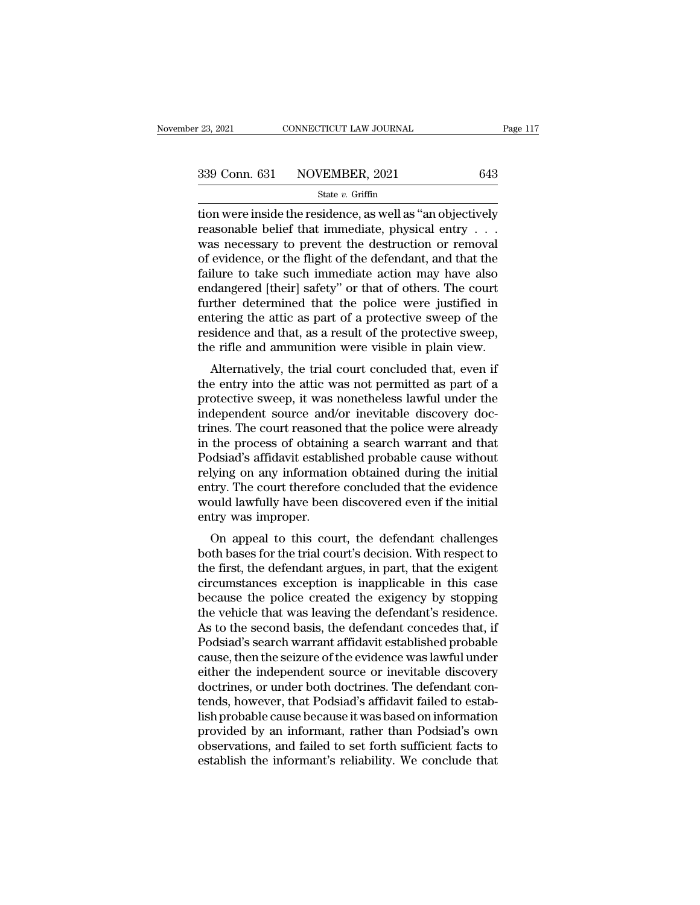tion were inside the residence, as well as "an objectively reasonable belief that immediate, physical entry . . . was necessary to prevent the destruction or removal of evidence, or the flight of the defendant, and that the failure to take such immediate action may have also endangered [their] safety" or that of others. The court further determined that the police were justified in entering the attic as part of a protective sweep of the residence and that, as a result of the protective sweep, the rifle and ammunition were visible in plain view.

Alternatively, the trial court concluded that, even if the entry into the attic was not permitted as part of a protective sweep, it was nonetheless lawful under the independent source and/or inevitable discovery doctrines. The court reasoned that the police were already in the process of obtaining a search warrant and that Podsiad's affidavit established probable cause without relying on any information obtained during the initial entry. The court therefore concluded that the evidence would lawfully have been discovered even if the initial entry was improper.

On appeal to this court, the defendant challenges both bases for the trial court's decision. With respect to the first, the defendant argues, in part, that the exigent circumstances exception is inapplicable in this case because the police created the exigency by stopping the vehicle that was leaving the defendant's residence. As to the second basis, the defendant concedes that, if Podsiad's search warrant affidavit established probable cause, then the seizure of the evidence was lawful under either the independent source or inevitable discovery doctrines, or under both doctrines. The defendant contends, however, that Podsiad's affidavit failed to establish probable cause because it was based on information provided by an informant, rather than Podsiad's own observations, and failed to set forth sufficient facts to establish the informant's reliability. We conclude that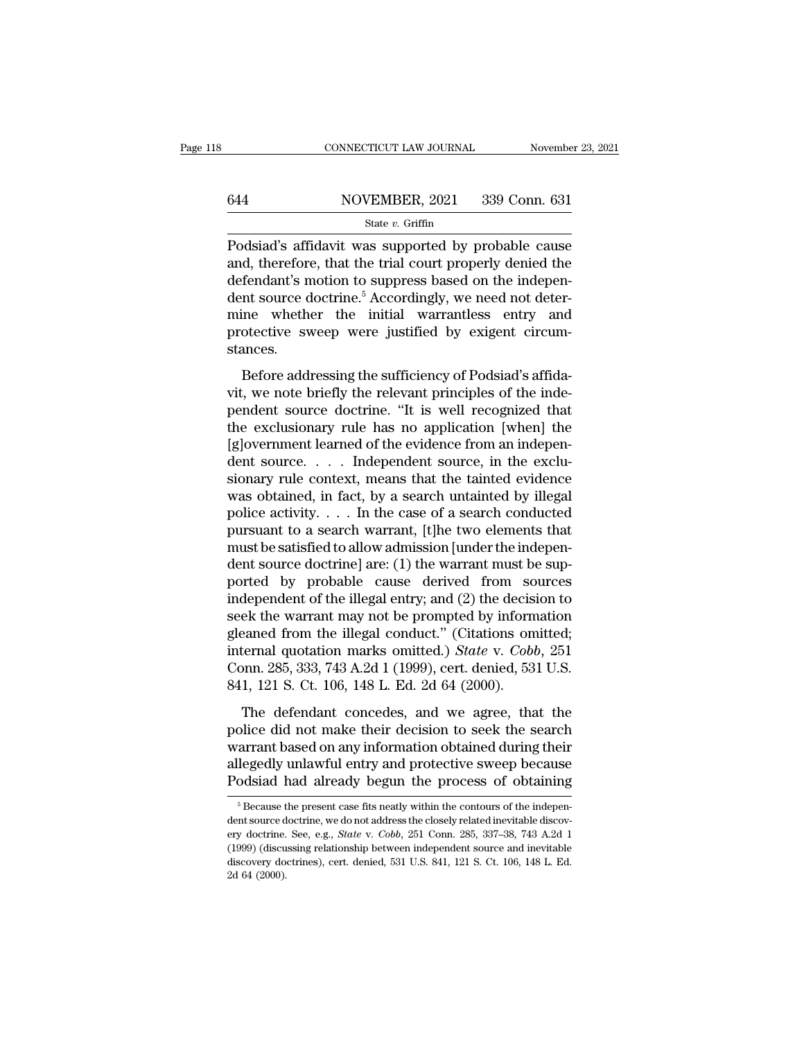Podsiad's affidavit was supported by probable cause and, therefore, that the trial court properly denied the defendant's motion to suppress based on the independent source doctrine.[5] Accordingly, we need not determine whether the initial warrantless entry and protective sweep were justified by exigent circumstances.

Before addressing the sufficiency of Podsiad's affidavit, we note briefly the relevant principles of the independent source doctrine. "It is well recognized that the exclusionary rule has no application [when] the [g]overnment learned of the evidence from an independent source. . . . Independent source, in the exclusionary rule context, means that the tainted evidence was obtained, in fact, by a search untainted by illegal police activity. . . . In the case of a search conducted pursuant to a search warrant, [t]he two elements that must be satisfied to allow admission [under the independent source doctrine] are: (1) the warrant must be supported by probable cause derived from sources independent of the illegal entry; and (2) the decision to seek the warrant may not be prompted by information gleaned from the illegal conduct." (Citations omitted; internal quotation marks omitted.) *State* v. *Cobb*, 251 Conn. 285, 333, 743 A.2d 1 (1999), cert. denied, 531 U.S. 841, 121 S. Ct. 106, 148 L. Ed. 2d 64 (2000).

The defendant concedes, and we agree, that the police did not make their decision to seek the search warrant based on any information obtained during their allegedly unlawful entry and protective sweep because Podsiad had already begun the process of obtaining

[5] Because the present case fits neatly within the contours of the independent source doctrine, we do not address the closely related inevitable discovery doctrine. See, e.g., *State* v. *Cobb*, 251 Conn. 285, 337–38, 743 A.2d 1 (1999) (discussing relationship between independent source and inevitable discovery doctrines), cert. denied, 531 U.S. 841, 121 S. Ct. 106, 148 L. Ed. 2d 64 (2000).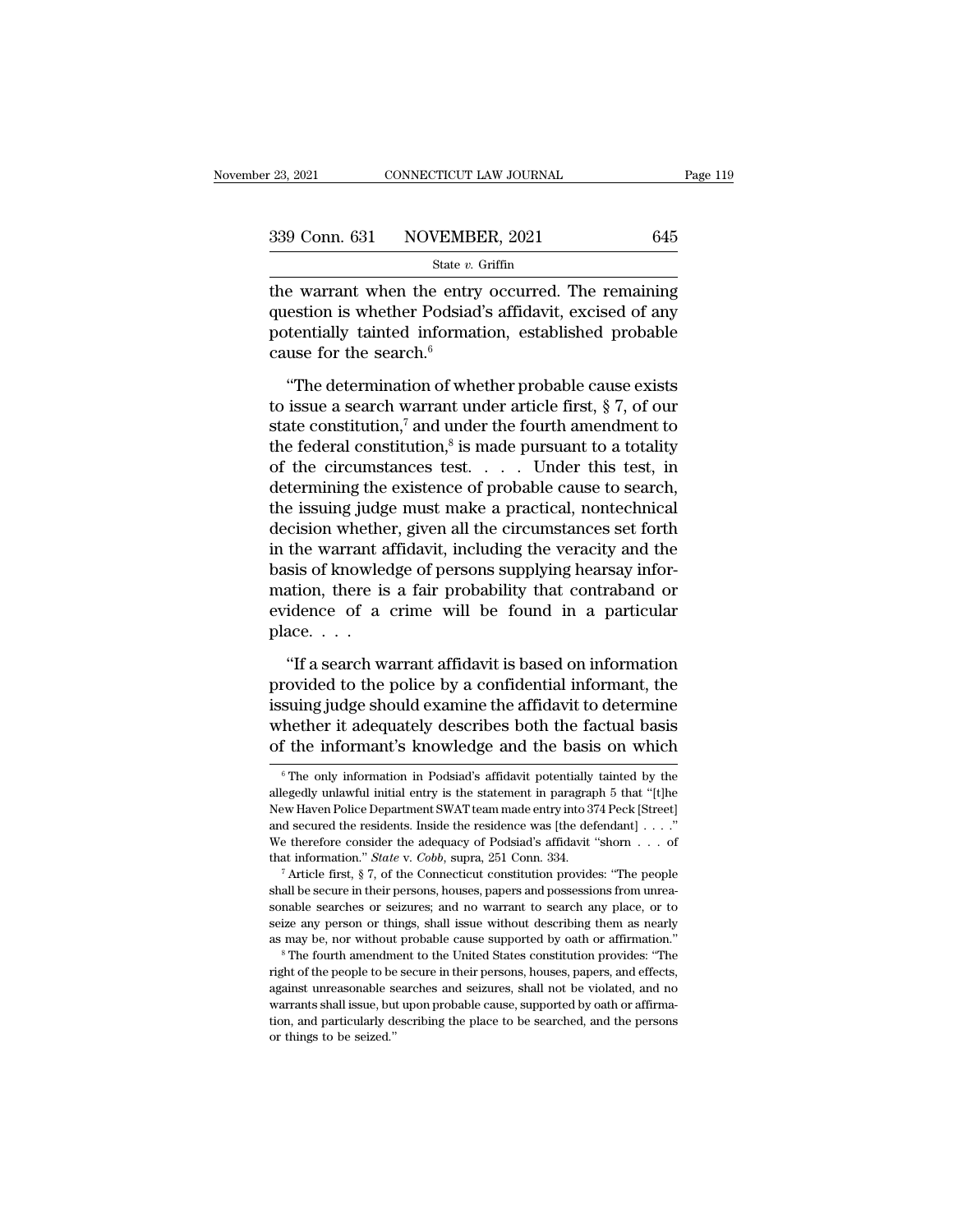the warrant when the entry occurred. The remaining question is whether Podsiad's affidavit, excised of any potentially tainted information, established probable cause for the search.[6]

"The determination of whether probable cause exists to issue a search warrant under article first, § 7, of our state constitution,[7] and under the fourth amendment to the federal constitution,[8] is made pursuant to a totality of the circumstances test. . . . Under this test, in determining the existence of probable cause to search, the issuing judge must make a practical, nontechnical decision whether, given all the circumstances set forth in the warrant affidavit, including the veracity and the basis of knowledge of persons supplying hearsay information, there is a fair probability that contraband or evidence of a crime will be found in a particular place. . . .

"If a search warrant affidavit is based on information provided to the police by a confidential informant, the issuing judge should examine the affidavit to determine whether it adequately describes both the factual basis of the informant's knowledge and the basis on which

---

[6] The only information in Podsiad's affidavit potentially tainted by the allegedly unlawful initial entry is the statement in paragraph 5 that "[t]he New Haven Police Department SWAT team made entry into 374 Peck [Street] and secured the residents. Inside the residence was [the defendant] . . . ." We therefore consider the adequacy of Podsiad's affidavit "shorn . . . of that information." *State* v. *Cobb*, supra, 251 Conn. 334.

[7] Article first, § 7, of the Connecticut constitution provides: "The people shall be secure in their persons, houses, papers and possessions from unreasonable searches or seizures; and no warrant to search any place, or to seize any person or things, shall issue without describing them as nearly as may be, nor without probable cause supported by oath or affirmation."

[8] The fourth amendment to the United States constitution provides: "The right of the people to be secure in their persons, houses, papers, and effects, against unreasonable searches and seizures, shall not be violated, and no warrants shall issue, but upon probable cause, supported by oath or affirmation, and particularly describing the place to be searched, and the persons or things to be seized."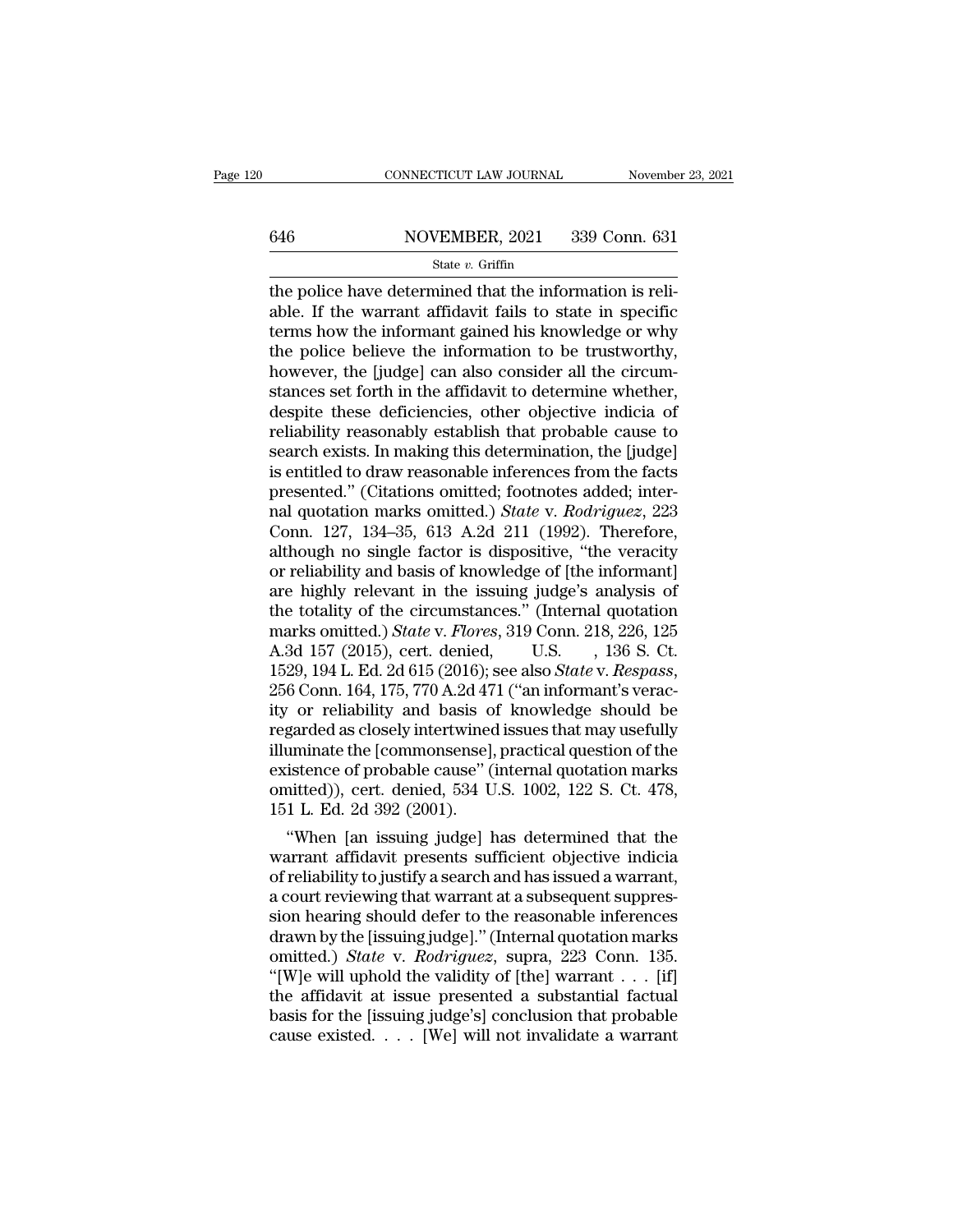the police have determined that the information is reliable. If the warrant affidavit fails to state in specific terms how the informant gained his knowledge or why the police believe the information to be trustworthy, however, the [judge] can also consider all the circumstances set forth in the affidavit to determine whether, despite these deficiencies, other objective indicia of reliability reasonably establish that probable cause to search exists. In making this determination, the [judge] is entitled to draw reasonable inferences from the facts presented." (Citations omitted; footnotes added; internal quotation marks omitted.) *State* v. *Rodriguez*, 223 Conn. 127, 134–35, 613 A.2d 211 (1992). Therefore, although no single factor is dispositive, "the veracity or reliability and basis of knowledge of [the informant] are highly relevant in the issuing judge's analysis of the totality of the circumstances." (Internal quotation marks omitted.) *State* v. *Flores*, 319 Conn. 218, 226, 125 A.3d 157 (2015), cert. denied, U.S. , 136 S. Ct. 1529, 194 L. Ed. 2d 615 (2016); see also *State* v. *Respass*, 256 Conn. 164, 175, 770 A.2d 471 ("an informant's veracity or reliability and basis of knowledge should be regarded as closely intertwined issues that may usefully illuminate the [commonsense], practical question of the existence of probable cause" (internal quotation marks omitted)), cert. denied, 534 U.S. 1002, 122 S. Ct. 478, 151 L. Ed. 2d 392 (2001).

"When [an issuing judge] has determined that the warrant affidavit presents sufficient objective indicia of reliability to justify a search and has issued a warrant, a court reviewing that warrant at a subsequent suppression hearing should defer to the reasonable inferences drawn by the [issuing judge]." (Internal quotation marks omitted.) *State* v. *Rodriguez*, supra, 223 Conn. 135. "[W]e will uphold the validity of [the] warrant . . . [if] the affidavit at issue presented a substantial factual basis for the [issuing judge's] conclusion that probable cause existed. . . . [We] will not invalidate a warrant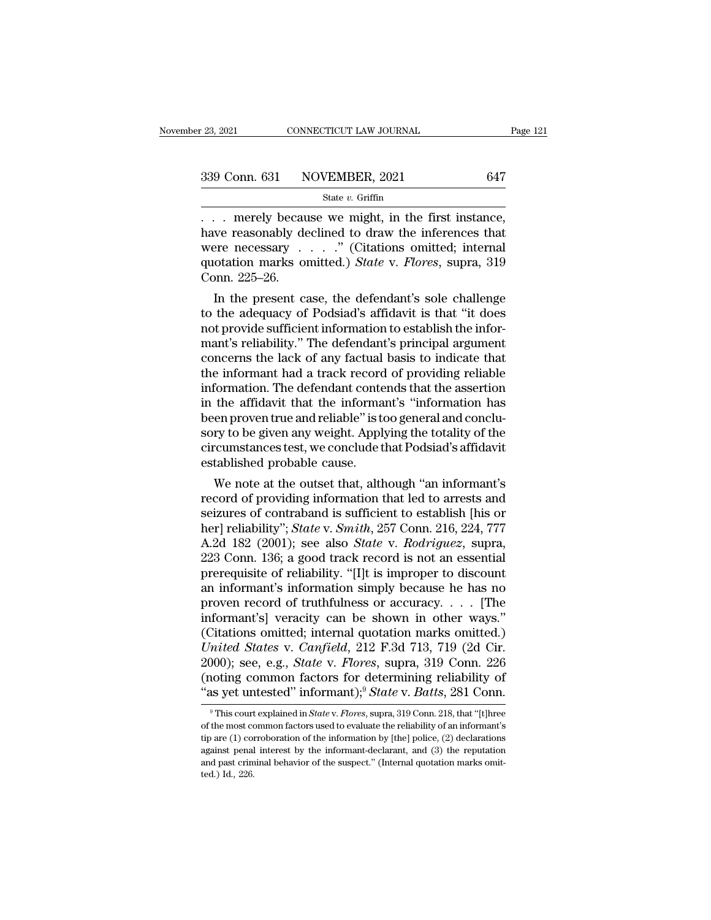. . . merely because we might, in the first instance, have reasonably declined to draw the inferences that were necessary . . . ." (Citations omitted; internal quotation marks omitted.) *State* v. *Flores*, supra, 319 Conn. 225–26.

In the present case, the defendant's sole challenge to the adequacy of Podsiad's affidavit is that "it does not provide sufficient information to establish the informant's reliability." The defendant's principal argument concerns the lack of any factual basis to indicate that the informant had a track record of providing reliable information. The defendant contends that the assertion in the affidavit that the informant's "information has been proven true and reliable" is too general and conclusory to be given any weight. Applying the totality of the circumstances test, we conclude that Podsiad's affidavit established probable cause.

We note at the outset that, although "an informant's record of providing information that led to arrests and seizures of contraband is sufficient to establish [his or her] reliability"; *State* v. *Smith*, 257 Conn. 216, 224, 777 A.2d 182 (2001); see also *State* v. *Rodriguez*, supra, 223 Conn. 136; a good track record is not an essential prerequisite of reliability. "[I]t is improper to discount an informant's information simply because he has no proven record of truthfulness or accuracy. . . . [The informant's] veracity can be shown in other ways." (Citations omitted; internal quotation marks omitted.) *United States* v. *Canfield*, 212 F.3d 713, 719 (2d Cir. 2000); see, e.g., *State* v. *Flores*, supra, 319 Conn. 226 (noting common factors for determining reliability of "as yet untested" informant);[9] *State* v. *Batts*, 281 Conn.

[9] This court explained in *State* v. *Flores*, supra, 319 Conn. 218, that "[t]hree of the most common factors used to evaluate the reliability of an informant's tip are (1) corroboration of the information by [the] police, (2) declarations against penal interest by the informant-declarant, and (3) the reputation and past criminal behavior of the suspect." (Internal quotation marks omitted.) Id., 226.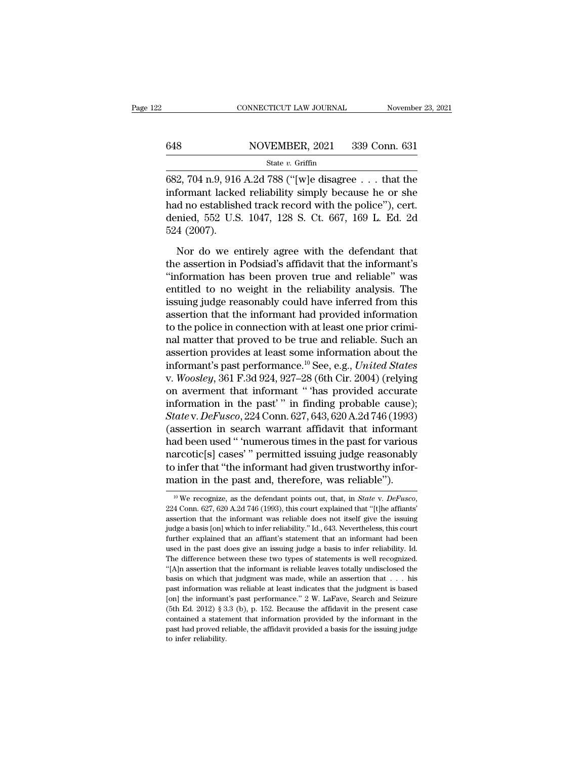682, 704 n.9, 916 A.2d 788 ("[w]e disagree . . . that the informant lacked reliability simply because he or she had no established track record with the police"), cert. denied, 552 U.S. 1047, 128 S. Ct. 667, 169 L. Ed. 2d 524 (2007).

Nor do we entirely agree with the defendant that the assertion in Podsiad's affidavit that the informant's "information has been proven true and reliable" was entitled to no weight in the reliability analysis. The issuing judge reasonably could have inferred from this assertion that the informant had provided information to the police in connection with at least one prior criminal matter that proved to be true and reliable. Such an assertion provides at least some information about the informant's past performance.[10] See, e.g., *United States* v. *Woosley*, 361 F.3d 924, 927–28 (6th Cir. 2004) (relying on averment that informant " 'has provided accurate information in the past' " in finding probable cause); *State* v. *DeFusco*, 224 Conn. 627, 643, 620 A.2d 746 (1993) (assertion in search warrant affidavit that informant had been used " 'numerous times in the past for various narcotic[s] cases' " permitted issuing judge reasonably to infer that "the informant had given trustworthy information in the past and, therefore, was reliable").

[10] We recognize, as the defendant points out, that, in *State* v. *DeFusco*, 224 Conn. 627, 620 A.2d 746 (1993), this court explained that "[t]he affiants' assertion that the informant was reliable does not itself give the issuing judge a basis [on] which to infer reliability." Id., 643. Nevertheless, this court further explained that an affiant's statement that an informant had been used in the past does give an issuing judge a basis to infer reliability. Id. The difference between these two types of statements is well recognized. "[A]n assertion that the informant is reliable leaves totally undisclosed the basis on which that judgment was made, while an assertion that . . . his past information was reliable at least indicates that the judgment is based [on] the informant's past performance." 2 W. LaFave, Search and Seizure (5th Ed. 2012) § 3.3 (b), p. 152. Because the affidavit in the present case contained a statement that information provided by the informant in the past had proved reliable, the affidavit provided a basis for the issuing judge to infer reliability.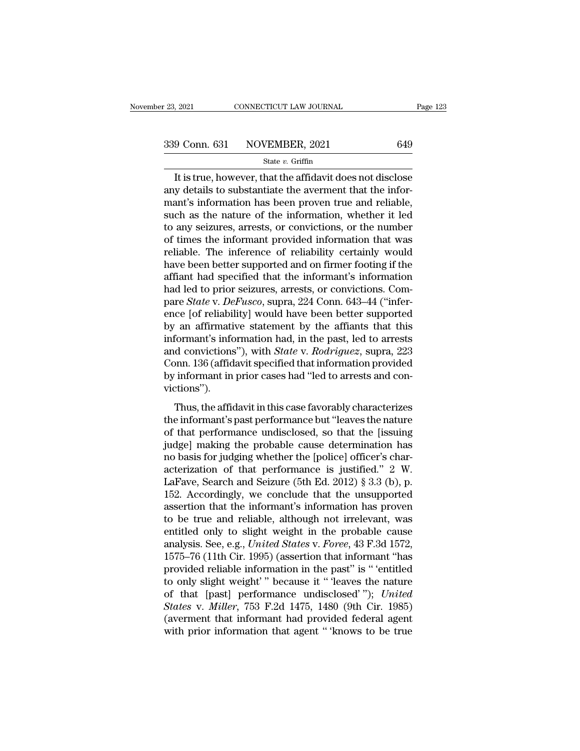It is true, however, that the affidavit does not disclose any details to substantiate the averment that the informant's information has been proven true and reliable, such as the nature of the information, whether it led to any seizures, arrests, or convictions, or the number of times the informant provided information that was reliable. The inference of reliability certainly would have been better supported and on firmer footing if the affiant had specified that the informant's information had led to prior seizures, arrests, or convictions. Compare *State* v. *DeFusco*, supra, 224 Conn. 643–44 ("inference [of reliability] would have been better supported by an affirmative statement by the affiants that this informant's information had, in the past, led to arrests and convictions"), with *State* v. *Rodriguez*, supra, 223 Conn. 136 (affidavit specified that information provided by informant in prior cases had "led to arrests and convictions").

Thus, the affidavit in this case favorably characterizes the informant's past performance but "leaves the nature of that performance undisclosed, so that the [issuing judge] making the probable cause determination has no basis for judging whether the [police] officer's characterization of that performance is justified." 2 W. LaFave, Search and Seizure (5th Ed. 2012) § 3.3 (b), p. 152. Accordingly, we conclude that the unsupported assertion that the informant's information has proven to be true and reliable, although not irrelevant, was entitled only to slight weight in the probable cause analysis. See, e.g., *United States* v. *Foree*, 43 F.3d 1572, 1575–76 (11th Cir. 1995) (assertion that informant "has provided reliable information in the past" is " 'entitled to only slight weight' " because it " 'leaves the nature of that [past] performance undisclosed' "); *United States* v. *Miller*, 753 F.2d 1475, 1480 (9th Cir. 1985) (averment that informant had provided federal agent with prior information that agent " 'knows to be true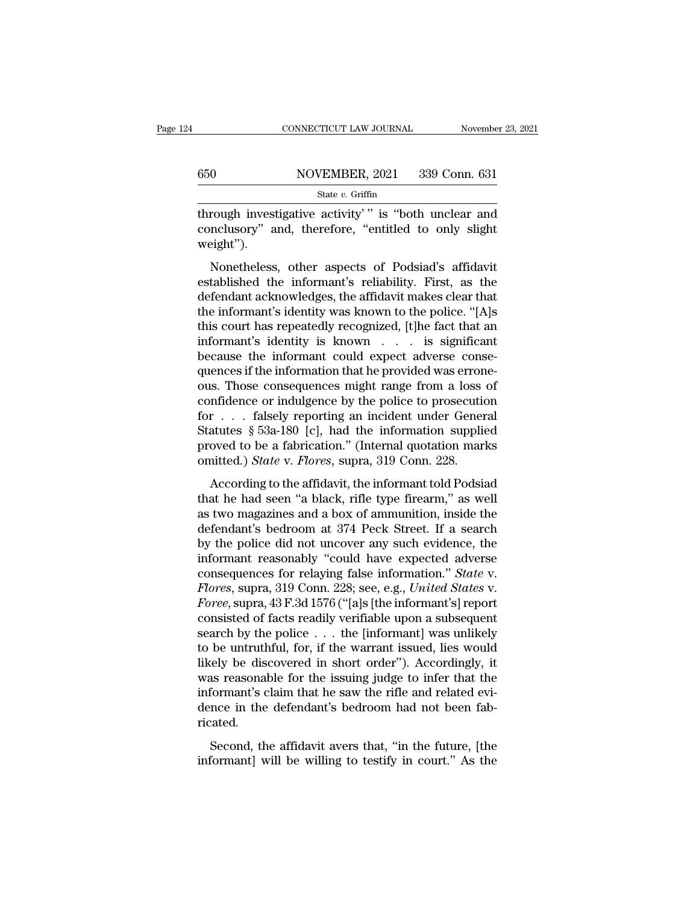through investigative activity' " is "both unclear and conclusory" and, therefore, "entitled to only slight weight").

Nonetheless, other aspects of Podsiad's affidavit established the informant's reliability. First, as the defendant acknowledges, the affidavit makes clear that the informant's identity was known to the police. "[A]s this court has repeatedly recognized, [t]he fact that an informant's identity is known . . . is significant because the informant could expect adverse consequences if the information that he provided was erroneous. Those consequences might range from a loss of confidence or indulgence by the police to prosecution for . . . falsely reporting an incident under General Statutes § 53a-180 [c], had the information supplied proved to be a fabrication." (Internal quotation marks omitted.) *State* v. *Flores*, supra, 319 Conn. 228.

According to the affidavit, the informant told Podsiad that he had seen "a black, rifle type firearm," as well as two magazines and a box of ammunition, inside the defendant's bedroom at 374 Peck Street. If a search by the police did not uncover any such evidence, the informant reasonably "could have expected adverse consequences for relaying false information." *State* v. *Flores*, supra, 319 Conn. 228; see, e.g., *United States* v. *Foree*, supra, 43 F.3d 1576 ("[a]s [the informant's] report consisted of facts readily verifiable upon a subsequent search by the police . . . the [informant] was unlikely to be untruthful, for, if the warrant issued, lies would likely be discovered in short order"). Accordingly, it was reasonable for the issuing judge to infer that the informant's claim that he saw the rifle and related evidence in the defendant's bedroom had not been fabricated.

Second, the affidavit avers that, "in the future, [the informant] will be willing to testify in court." As the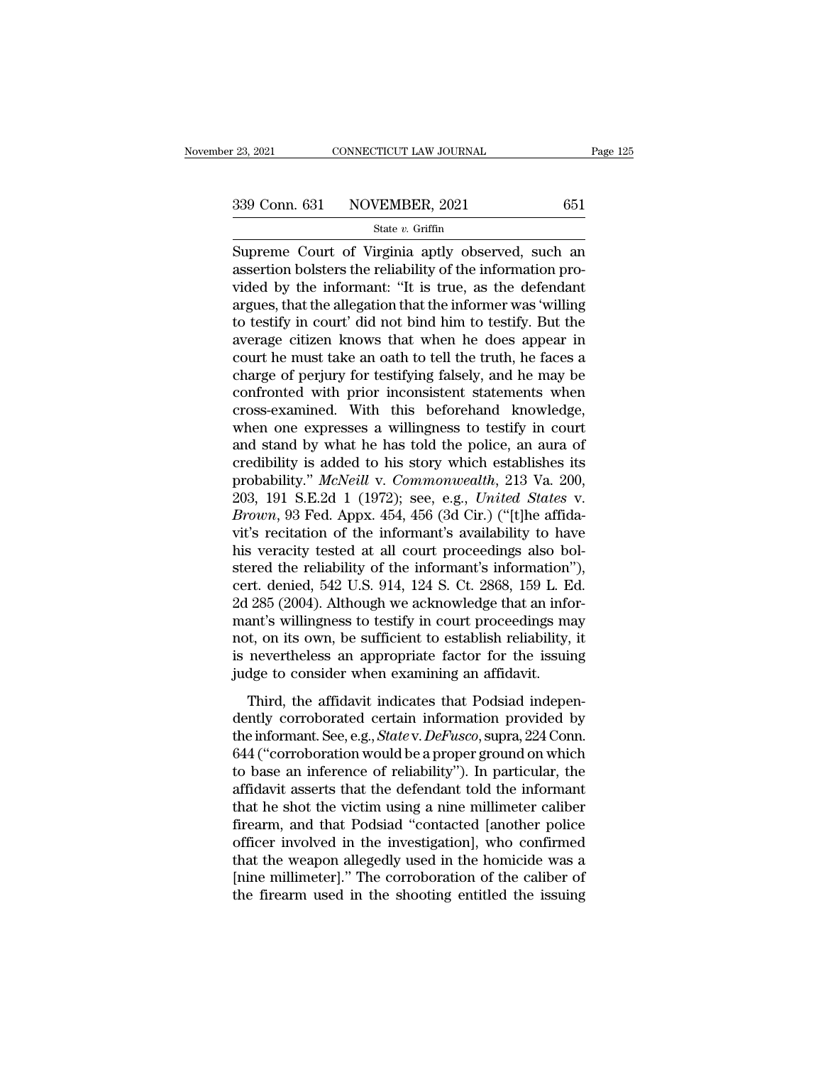Supreme Court of Virginia aptly observed, such an assertion bolsters the reliability of the information provided by the informant: "It is true, as the defendant argues, that the allegation that the informer was 'willing to testify in court' did not bind him to testify. But the average citizen knows that when he does appear in court he must take an oath to tell the truth, he faces a charge of perjury for testifying falsely, and he may be confronted with prior inconsistent statements when cross-examined. With this beforehand knowledge, when one expresses a willingness to testify in court and stand by what he has told the police, an aura of credibility is added to his story which establishes its probability." *McNeill* v. *Commonwealth*, 213 Va. 200, 203, 191 S.E.2d 1 (1972); see, e.g., *United States* v. *Brown*, 93 Fed. Appx. 454, 456 (3d Cir.) ("[t]he affidavit's recitation of the informant's availability to have his veracity tested at all court proceedings also bolstered the reliability of the informant's information"), cert. denied, 542 U.S. 914, 124 S. Ct. 2868, 159 L. Ed. 2d 285 (2004). Although we acknowledge that an informant's willingness to testify in court proceedings may not, on its own, be sufficient to establish reliability, it is nevertheless an appropriate factor for the issuing judge to consider when examining an affidavit.

Third, the affidavit indicates that Podsiad independently corroborated certain information provided by the informant. See, e.g., *State* v. *DeFusco*, supra, 224 Conn. 644 ("corroboration would be a proper ground on which to base an inference of reliability"). In particular, the affidavit asserts that the defendant told the informant that he shot the victim using a nine millimeter caliber firearm, and that Podsiad "contacted [another police officer involved in the investigation], who confirmed that the weapon allegedly used in the homicide was a [nine millimeter]." The corroboration of the caliber of the firearm used in the shooting entitled the issuing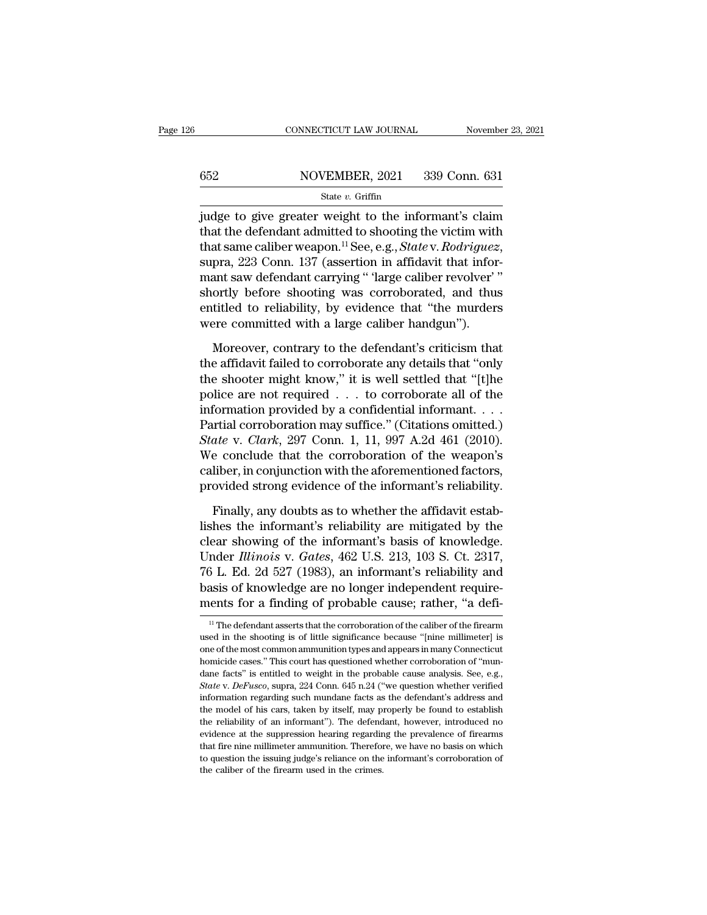judge to give greater weight to the informant's claim that the defendant admitted to shooting the victim with that same caliber weapon.[11] See, e.g., *State* v. *Rodriguez*, supra, 223 Conn. 137 (assertion in affidavit that informant saw defendant carrying " 'large caliber revolver' " shortly before shooting was corroborated, and thus entitled to reliability, by evidence that "the murders were committed with a large caliber handgun").

Moreover, contrary to the defendant's criticism that the affidavit failed to corroborate any details that "only the shooter might know," it is well settled that "[t]he police are not required . . . to corroborate all of the information provided by a confidential informant. . . . Partial corroboration may suffice." (Citations omitted.) *State* v. *Clark*, 297 Conn. 1, 11, 997 A.2d 461 (2010). We conclude that the corroboration of the weapon's caliber, in conjunction with the aforementioned factors, provided strong evidence of the informant's reliability.

Finally, any doubts as to whether the affidavit establishes the informant's reliability are mitigated by the clear showing of the informant's basis of knowledge. Under *Illinois* v. *Gates*, 462 U.S. 213, 103 S. Ct. 2317, 76 L. Ed. 2d 527 (1983), an informant's reliability and basis of knowledge are no longer independent requirements for a finding of probable cause; rather, "a defi-

---

[11] The defendant asserts that the corroboration of the caliber of the firearm used in the shooting is of little significance because "[nine millimeter] is one of the most common ammunition types and appears in many Connecticut homicide cases." This court has questioned whether corroboration of "mundane facts" is entitled to weight in the probable cause analysis. See, e.g., *State* v. *DeFusco*, supra, 224 Conn. 645 n.24 ("we question whether verified information regarding such mundane facts as the defendant's address and the model of his cars, taken by itself, may properly be found to establish the reliability of an informant"). The defendant, however, introduced no evidence at the suppression hearing regarding the prevalence of firearms that fire nine millimeter ammunition. Therefore, we have no basis on which to question the issuing judge's reliance on the informant's corroboration of the caliber of the firearm used in the crimes.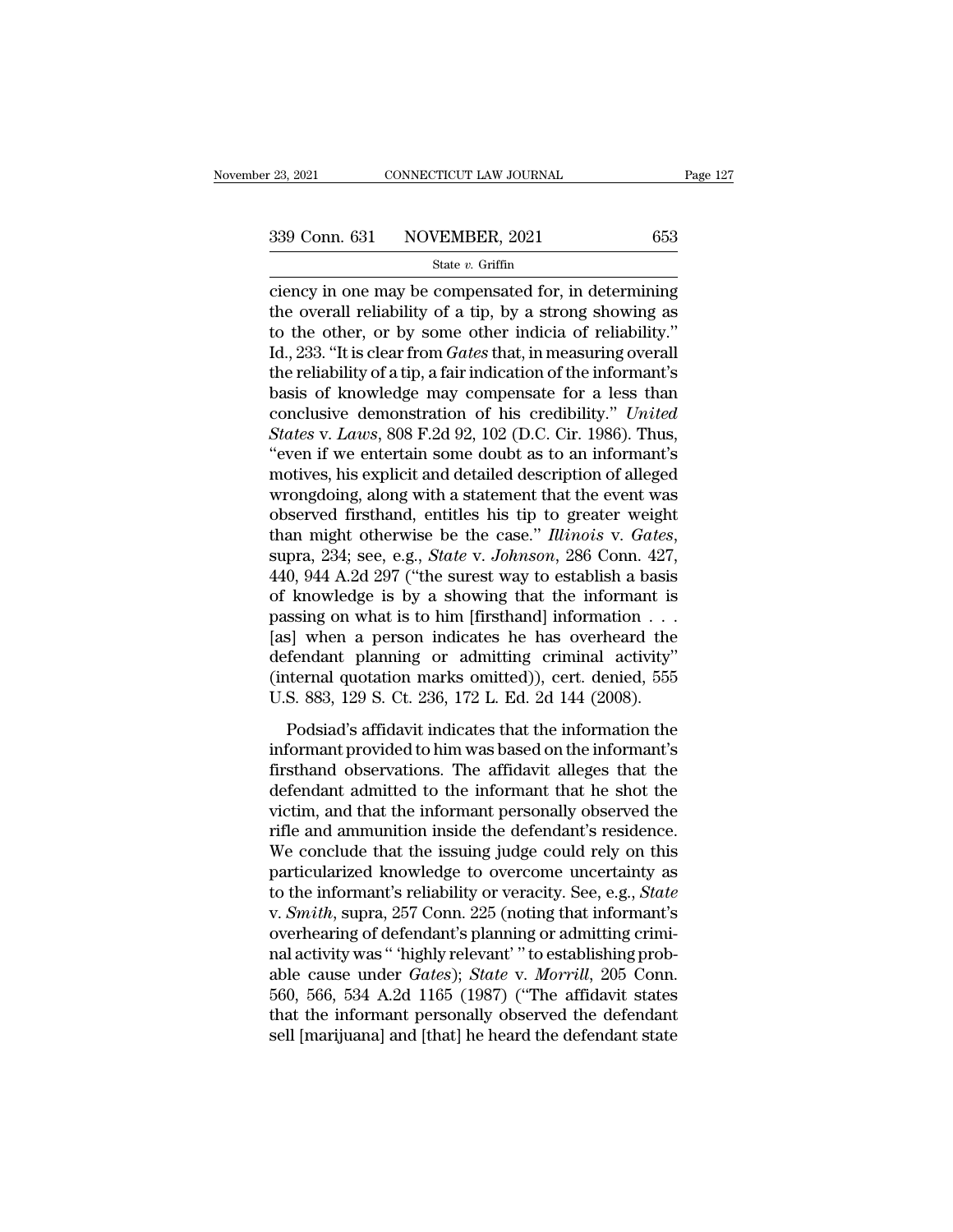ciency in one may be compensated for, in determining the overall reliability of a tip, by a strong showing as to the other, or by some other indicia of reliability." Id., 233. "It is clear from *Gates* that, in measuring overall the reliability of a tip, a fair indication of the informant's basis of knowledge may compensate for a less than conclusive demonstration of his credibility." *United States* v. *Laws*, 808 F.2d 92, 102 (D.C. Cir. 1986). Thus, "even if we entertain some doubt as to an informant's motives, his explicit and detailed description of alleged wrongdoing, along with a statement that the event was observed firsthand, entitles his tip to greater weight than might otherwise be the case." *Illinois* v. *Gates*, supra, 234; see, e.g., *State* v. *Johnson*, 286 Conn. 427, 440, 944 A.2d 297 ("the surest way to establish a basis of knowledge is by a showing that the informant is passing on what is to him [firsthand] information . . . [as] when a person indicates he has overheard the defendant planning or admitting criminal activity" (internal quotation marks omitted)), cert. denied, 555 U.S. 883, 129 S. Ct. 236, 172 L. Ed. 2d 144 (2008).

Podsiad's affidavit indicates that the information the informant provided to him was based on the informant's firsthand observations. The affidavit alleges that the defendant admitted to the informant that he shot the victim, and that the informant personally observed the rifle and ammunition inside the defendant's residence. We conclude that the issuing judge could rely on this particularized knowledge to overcome uncertainty as to the informant's reliability or veracity. See, e.g., *State* v. *Smith*, supra, 257 Conn. 225 (noting that informant's overhearing of defendant's planning or admitting criminal activity was " 'highly relevant' " to establishing probable cause under *Gates*); *State* v. *Morrill*, 205 Conn. 560, 566, 534 A.2d 1165 (1987) ("The affidavit states that the informant personally observed the defendant sell [marijuana] and [that] he heard the defendant state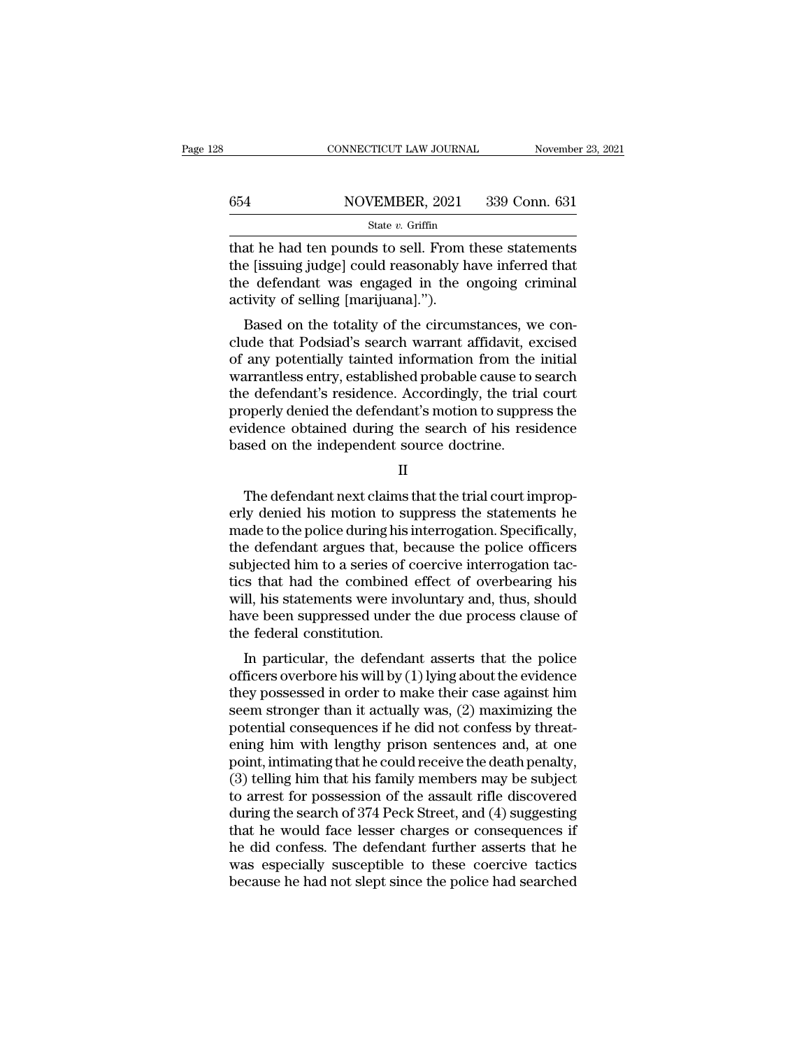that he had ten pounds to sell. From these statements the [issuing judge] could reasonably have inferred that the defendant was engaged in the ongoing criminal activity of selling [marijuana].").

Based on the totality of the circumstances, we conclude that Podsiad's search warrant affidavit, excised of any potentially tainted information from the initial warrantless entry, established probable cause to search the defendant's residence. Accordingly, the trial court properly denied the defendant's motion to suppress the evidence obtained during the search of his residence based on the independent source doctrine.

II

The defendant next claims that the trial court improperly denied his motion to suppress the statements he made to the police during his interrogation. Specifically, the defendant argues that, because the police officers subjected him to a series of coercive interrogation tactics that had the combined effect of overbearing his will, his statements were involuntary and, thus, should have been suppressed under the due process clause of the federal constitution.

In particular, the defendant asserts that the police officers overbore his will by (1) lying about the evidence they possessed in order to make their case against him seem stronger than it actually was, (2) maximizing the potential consequences if he did not confess by threatening him with lengthy prison sentences and, at one point, intimating that he could receive the death penalty, (3) telling him that his family members may be subject to arrest for possession of the assault rifle discovered during the search of 374 Peck Street, and (4) suggesting that he would face lesser charges or consequences if he did confess. The defendant further asserts that he was especially susceptible to these coercive tactics because he had not slept since the police had searched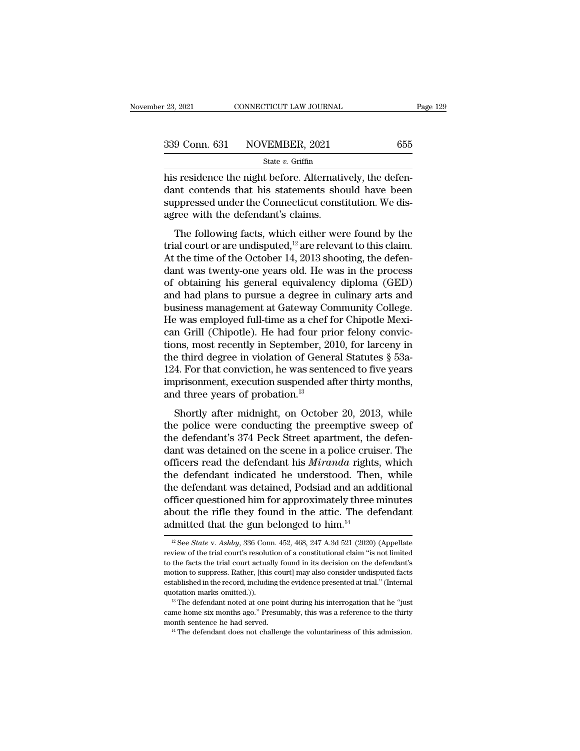his residence the night before. Alternatively, the defendant contends that his statements should have been suppressed under the Connecticut constitution. We disagree with the defendant's claims.

The following facts, which either were found by the trial court or are undisputed,[12] are relevant to this claim. At the time of the October 14, 2013 shooting, the defendant was twenty-one years old. He was in the process of obtaining his general equivalency diploma (GED) and had plans to pursue a degree in culinary arts and business management at Gateway Community College. He was employed full-time as a chef for Chipotle Mexican Grill (Chipotle). He had four prior felony convictions, most recently in September, 2010, for larceny in the third degree in violation of General Statutes § 53a-124. For that conviction, he was sentenced to five years imprisonment, execution suspended after thirty months, and three years of probation.[13]

Shortly after midnight, on October 20, 2013, while the police were conducting the preemptive sweep of the defendant's 374 Peck Street apartment, the defendant was detained on the scene in a police cruiser. The officers read the defendant his *Miranda* rights, which the defendant indicated he understood. Then, while the defendant was detained, Podsiad and an additional officer questioned him for approximately three minutes about the rifle they found in the attic. The defendant admitted that the gun belonged to him.[14]

---

[12] See *State* v. *Ashby*, 336 Conn. 452, 468, 247 A.3d 521 (2020) (Appellate review of the trial court's resolution of a constitutional claim "is not limited to the facts the trial court actually found in its decision on the defendant's motion to suppress. Rather, [this court] may also consider undisputed facts established in the record, including the evidence presented at trial." (Internal quotation marks omitted.)).

[13] The defendant noted at one point during his interrogation that he "just came home six months ago." Presumably, this was a reference to the thirty month sentence he had served.

[14] The defendant does not challenge the voluntariness of this admission.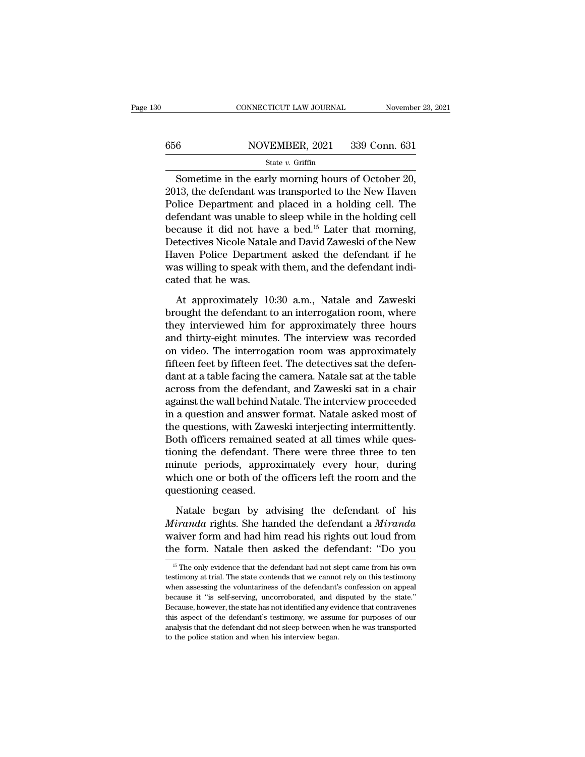Sometime in the early morning hours of October 20, 2013, the defendant was transported to the New Haven Police Department and placed in a holding cell. The defendant was unable to sleep while in the holding cell because it did not have a bed.[15] Later that morning, Detectives Nicole Natale and David Zaweski of the New Haven Police Department asked the defendant if he was willing to speak with them, and the defendant indicated that he was.

At approximately 10:30 a.m., Natale and Zaweski brought the defendant to an interrogation room, where they interviewed him for approximately three hours and thirty-eight minutes. The interview was recorded on video. The interrogation room was approximately fifteen feet by fifteen feet. The detectives sat the defendant at a table facing the camera. Natale sat at the table across from the defendant, and Zaweski sat in a chair against the wall behind Natale. The interview proceeded in a question and answer format. Natale asked most of the questions, with Zaweski interjecting intermittently. Both officers remained seated at all times while questioning the defendant. There were three three to ten minute periods, approximately every hour, during which one or both of the officers left the room and the questioning ceased.

Natale began by advising the defendant of his *Miranda* rights. She handed the defendant a *Miranda* waiver form and had him read his rights out loud from the form. Natale then asked the defendant: "Do you

[15] The only evidence that the defendant had not slept came from his own testimony at trial. The state contends that we cannot rely on this testimony when assessing the voluntariness of the defendant's confession on appeal because it "is self-serving, uncorroborated, and disputed by the state." Because, however, the state has not identified any evidence that contravenes this aspect of the defendant's testimony, we assume for purposes of our analysis that the defendant did not sleep between when he was transported to the police station and when his interview began.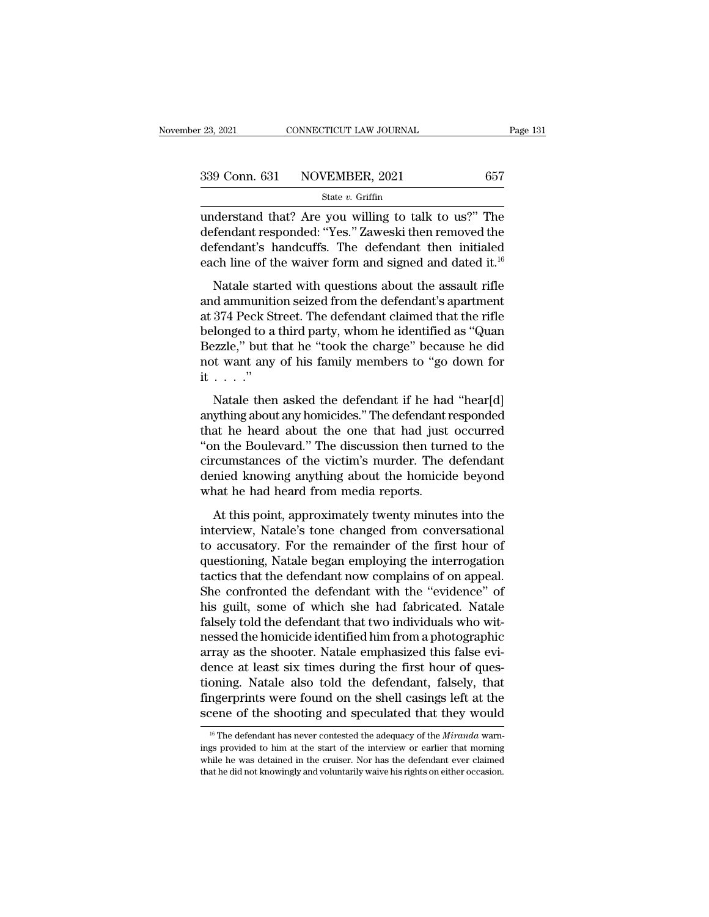understand that? Are you willing to talk to us?" The defendant responded: "Yes." Zaweski then removed the defendant's handcuffs. The defendant then initialed each line of the waiver form and signed and dated it.[16]

Natale started with questions about the assault rifle and ammunition seized from the defendant's apartment at 374 Peck Street. The defendant claimed that the rifle belonged to a third party, whom he identified as "Quan Bezzle," but that he "took the charge" because he did not want any of his family members to "go down for it . . . ."

Natale then asked the defendant if he had "hear[d] anything about any homicides." The defendant responded that he heard about the one that had just occurred "on the Boulevard." The discussion then turned to the circumstances of the victim's murder. The defendant denied knowing anything about the homicide beyond what he had heard from media reports.

At this point, approximately twenty minutes into the interview, Natale's tone changed from conversational to accusatory. For the remainder of the first hour of questioning, Natale began employing the interrogation tactics that the defendant now complains of on appeal. She confronted the defendant with the "evidence" of his guilt, some of which she had fabricated. Natale falsely told the defendant that two individuals who witnessed the homicide identified him from a photographic array as the shooter. Natale emphasized this false evidence at least six times during the first hour of questioning. Natale also told the defendant, falsely, that fingerprints were found on the shell casings left at the scene of the shooting and speculated that they would

[16] The defendant has never contested the adequacy of the *Miranda* warnings provided to him at the start of the interview or earlier that morning while he was detained in the cruiser. Nor has the defendant ever claimed that he did not knowingly and voluntarily waive his rights on either occasion.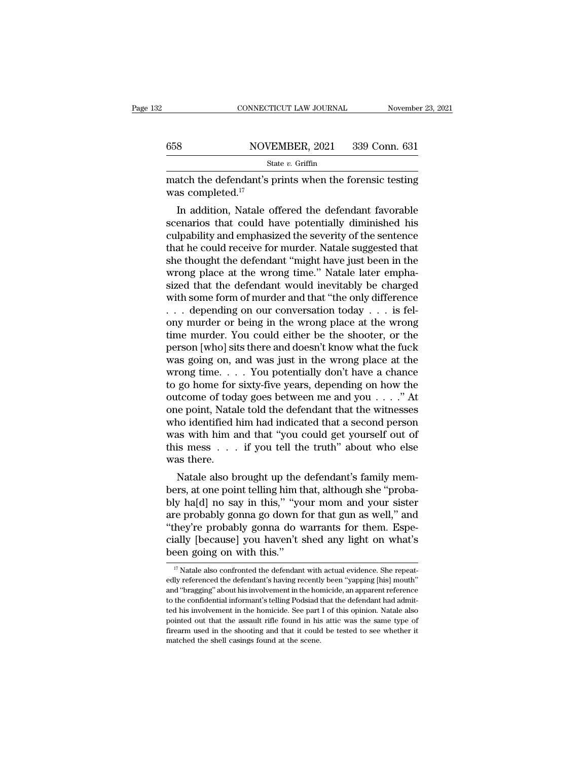match the defendant's prints when the forensic testing was completed.[17]

In addition, Natale offered the defendant favorable scenarios that could have potentially diminished his culpability and emphasized the severity of the sentence that he could receive for murder. Natale suggested that she thought the defendant "might have just been in the wrong place at the wrong time." Natale later emphasized that the defendant would inevitably be charged with some form of murder and that "the only difference . . . depending on our conversation today . . . is felony murder or being in the wrong place at the wrong time murder. You could either be the shooter, or the person [who] sits there and doesn't know what the fuck was going on, and was just in the wrong place at the wrong time. . . . You potentially don't have a chance to go home for sixty-five years, depending on how the outcome of today goes between me and you . . . ." At one point, Natale told the defendant that the witnesses who identified him had indicated that a second person was with him and that "you could get yourself out of this mess . . . if you tell the truth" about who else was there.

Natale also brought up the defendant's family members, at one point telling him that, although she "probably ha[d] no say in this," "your mom and your sister are probably gonna go down for that gun as well," and "they're probably gonna do warrants for them. Especially [because] you haven't shed any light on what's been going on with this."

[17] Natale also confronted the defendant with actual evidence. She repeatedly referenced the defendant's having recently been "yapping [his] mouth" and "bragging" about his involvement in the homicide, an apparent reference to the confidential informant's telling Podsiad that the defendant had admitted his involvement in the homicide. See part I of this opinion. Natale also pointed out that the assault rifle found in his attic was the same type of firearm used in the shooting and that it could be tested to see whether it matched the shell casings found at the scene.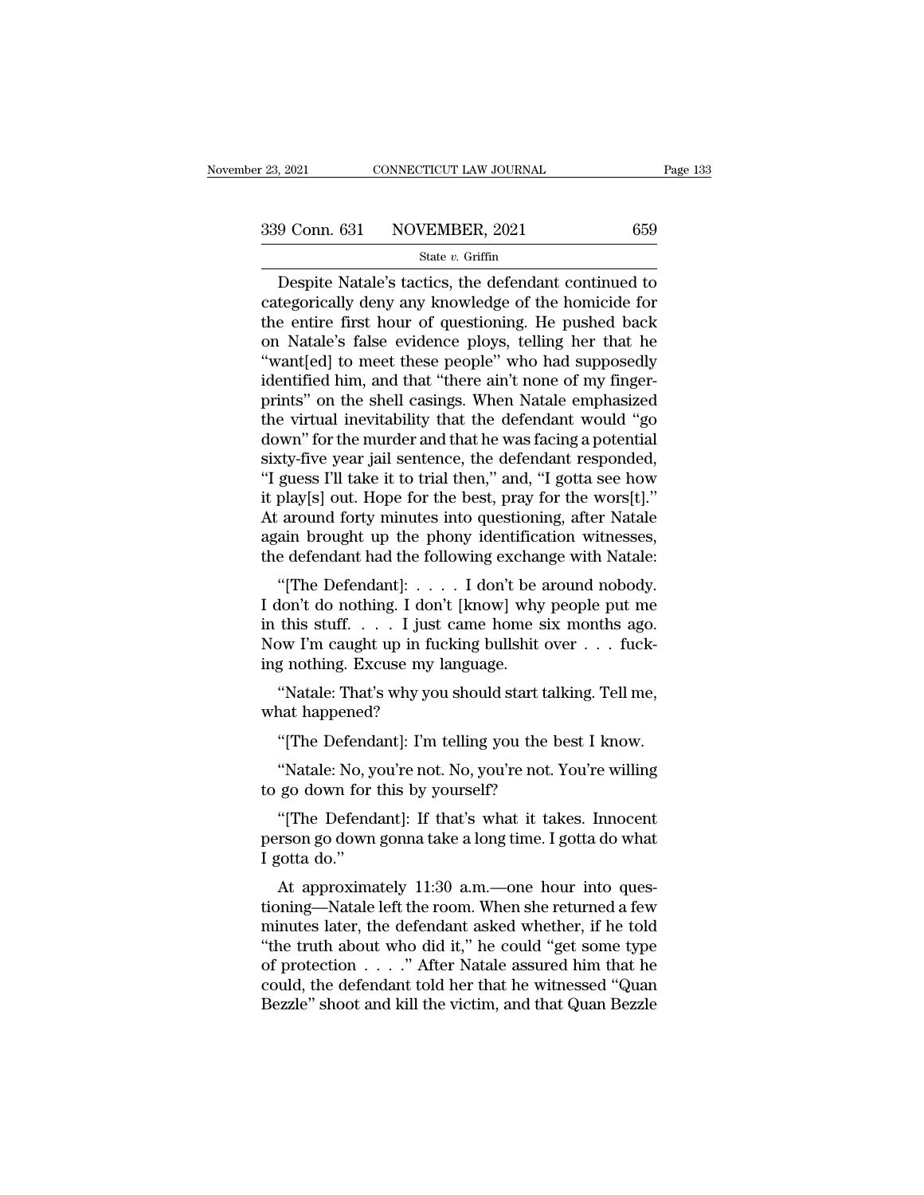Despite Natale's tactics, the defendant continued to categorically deny any knowledge of the homicide for the entire first hour of questioning. He pushed back on Natale's false evidence ploys, telling her that he "want[ed] to meet these people" who had supposedly identified him, and that "there ain't none of my fingerprints" on the shell casings. When Natale emphasized the virtual inevitability that the defendant would "go down" for the murder and that he was facing a potential sixty-five year jail sentence, the defendant responded, "I guess I'll take it to trial then," and, "I gotta see how it play[s] out. Hope for the best, pray for the wors[t]." At around forty minutes into questioning, after Natale again brought up the phony identification witnesses, the defendant had the following exchange with Natale:

"[The Defendant]: . . . . I don't be around nobody. I don't do nothing. I don't [know] why people put me in this stuff. . . . I just came home six months ago. Now I'm caught up in fucking bullshit over . . . fucking nothing. Excuse my language.

"Natale: That's why you should start talking. Tell me, what happened?

"[The Defendant]: I'm telling you the best I know.

"Natale: No, you're not. No, you're not. You're willing to go down for this by yourself?

"[The Defendant]: If that's what it takes. Innocent person go down gonna take a long time. I gotta do what I gotta do."

At approximately 11:30 a.m.—one hour into questioning—Natale left the room. When she returned a few minutes later, the defendant asked whether, if he told "the truth about who did it," he could "get some type of protection . . . ." After Natale assured him that he could, the defendant told her that he witnessed "Quan Bezzle" shoot and kill the victim, and that Quan Bezzle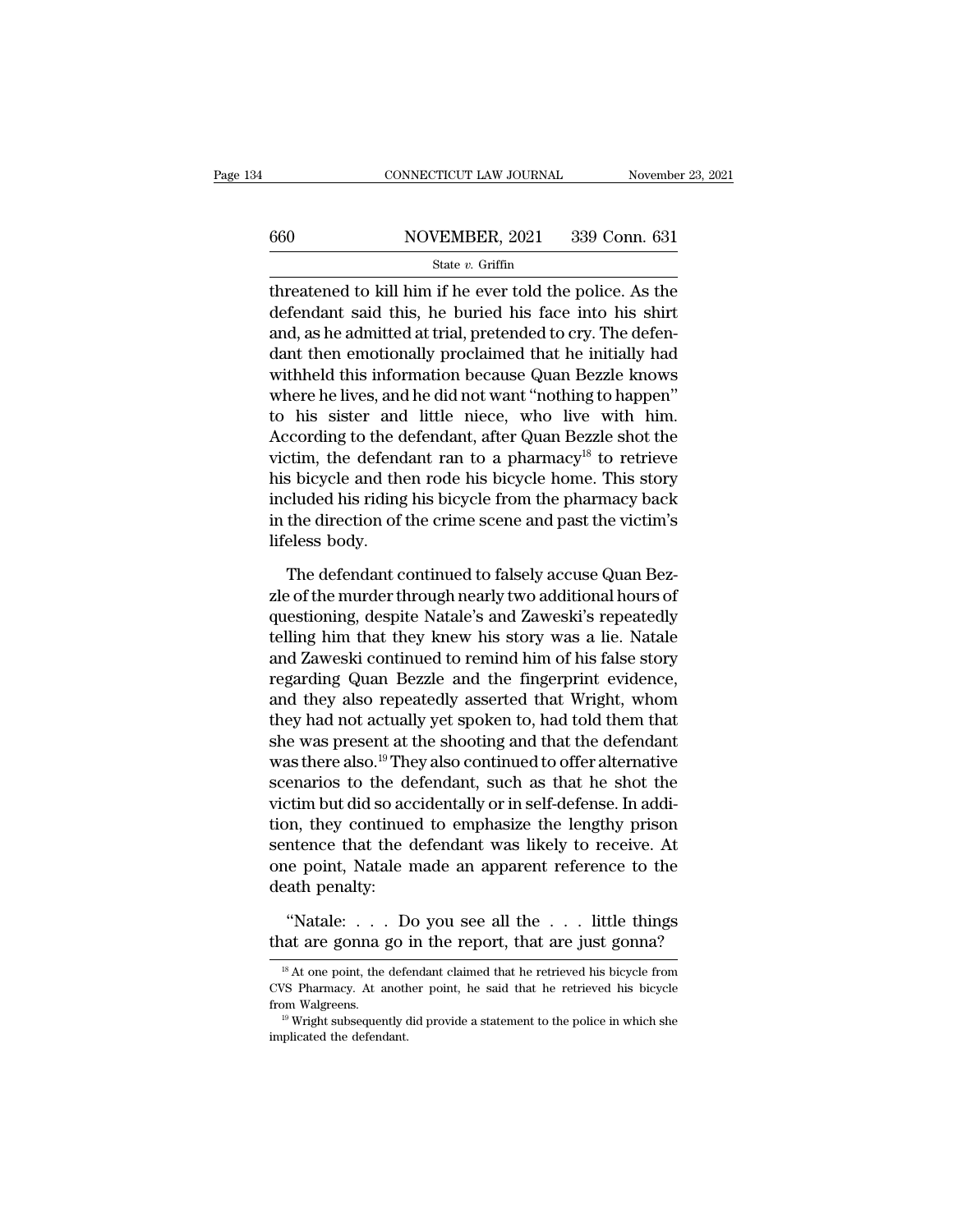threatened to kill him if he ever told the police. As the defendant said this, he buried his face into his shirt and, as he admitted at trial, pretended to cry. The defendant then emotionally proclaimed that he initially had withheld this information because Quan Bezzle knows where he lives, and he did not want "nothing to happen" to his sister and little niece, who live with him. According to the defendant, after Quan Bezzle shot the victim, the defendant ran to a pharmacy[18] to retrieve his bicycle and then rode his bicycle home. This story included his riding his bicycle from the pharmacy back in the direction of the crime scene and past the victim's lifeless body.

The defendant continued to falsely accuse Quan Bezzle of the murder through nearly two additional hours of questioning, despite Natale's and Zaweski's repeatedly telling him that they knew his story was a lie. Natale and Zaweski continued to remind him of his false story regarding Quan Bezzle and the fingerprint evidence, and they also repeatedly asserted that Wright, whom they had not actually yet spoken to, had told them that she was present at the shooting and that the defendant was there also.[19] They also continued to offer alternative scenarios to the defendant, such as that he shot the victim but did so accidentally or in self-defense. In addition, they continued to emphasize the lengthy prison sentence that the defendant was likely to receive. At one point, Natale made an apparent reference to the death penalty:

"Natale: . . . Do you see all the . . . little things that are gonna go in the report, that are just gonna?

[18] At one point, the defendant claimed that he retrieved his bicycle from CVS Pharmacy. At another point, he said that he retrieved his bicycle from Walgreens.

[19] Wright subsequently did provide a statement to the police in which she implicated the defendant.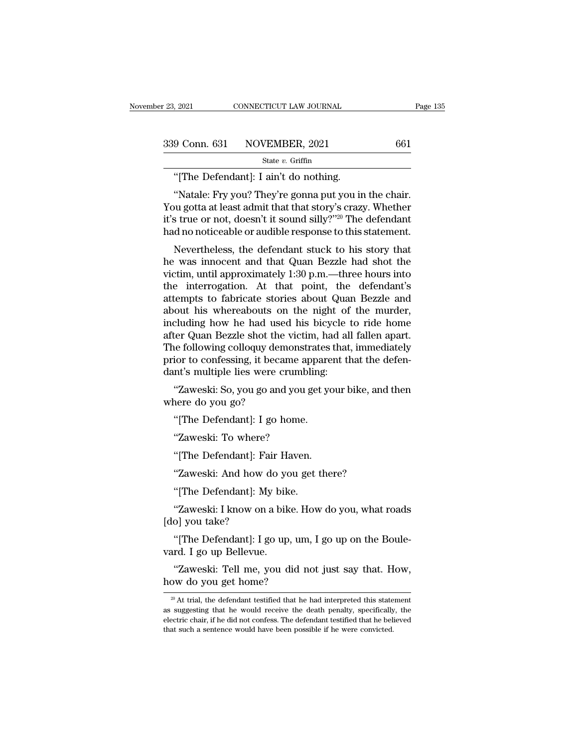"[The Defendant]: I ain't do nothing.

"Natale: Fry you? They're gonna put you in the chair. You gotta at least admit that that story's crazy. Whether it's true or not, doesn't it sound silly?"[20] The defendant had no noticeable or audible response to this statement.

Nevertheless, the defendant stuck to his story that he was innocent and that Quan Bezzle had shot the victim, until approximately 1:30 p.m.—three hours into the interrogation. At that point, the defendant's attempts to fabricate stories about Quan Bezzle and about his whereabouts on the night of the murder, including how he had used his bicycle to ride home after Quan Bezzle shot the victim, had all fallen apart. The following colloquy demonstrates that, immediately prior to confessing, it became apparent that the defendant's multiple lies were crumbling:

"Zaweski: So, you go and you get your bike, and then where do you go?

"[The Defendant]: I go home.

"Zaweski: To where?

"[The Defendant]: Fair Haven.

"Zaweski: And how do you get there?

"[The Defendant]: My bike.

"Zaweski: I know on a bike. How do you, what roads [do] you take?

"[The Defendant]: I go up, um, I go up on the Boulevard. I go up Bellevue.

"Zaweski: Tell me, you did not just say that. How, how do you get home?

[20] At trial, the defendant testified that he had interpreted this statement as suggesting that he would receive the death penalty, specifically, the electric chair, if he did not confess. The defendant testified that he believed that such a sentence would have been possible if he were convicted.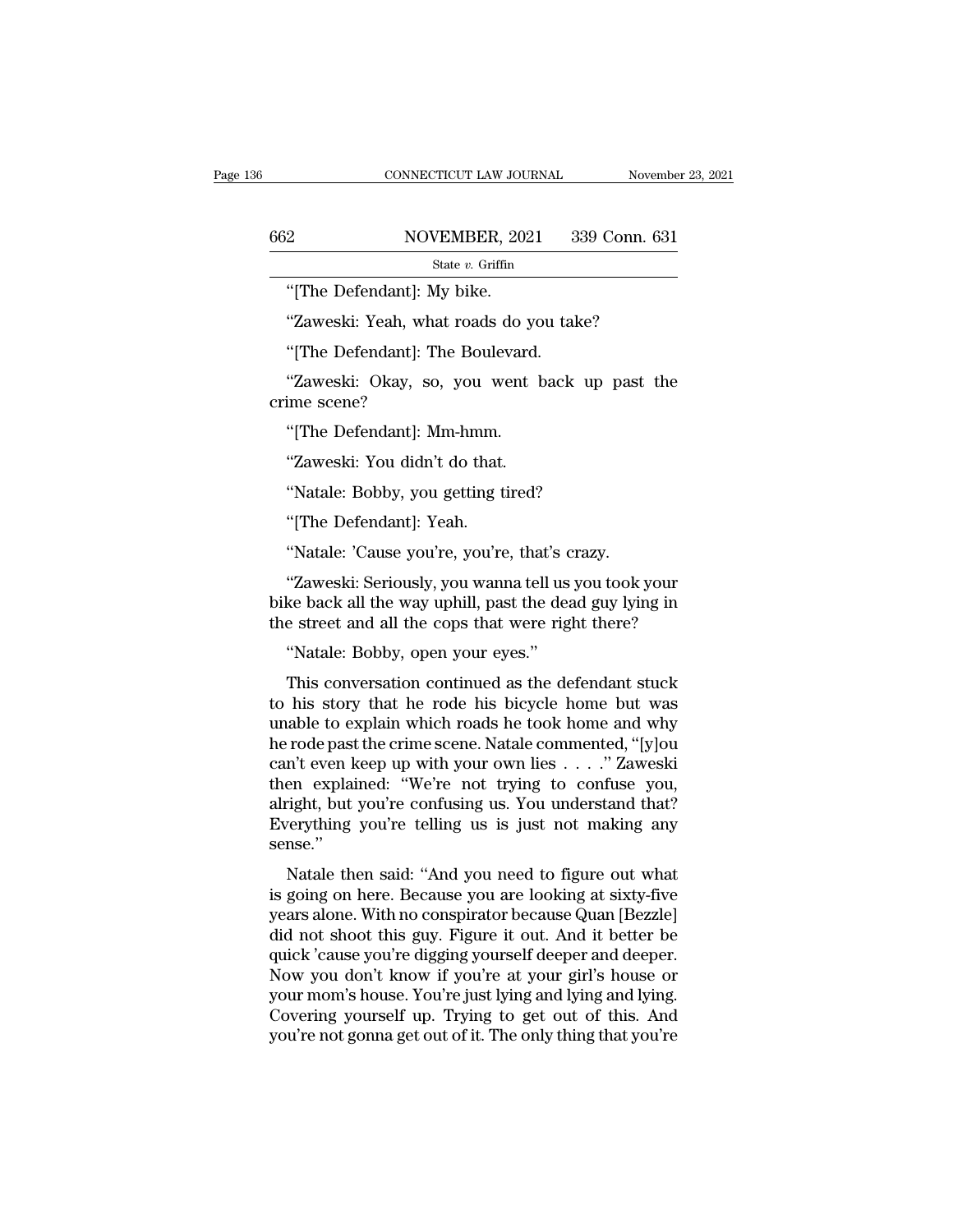"[The Defendant]: My bike.

"Zaweski: Yeah, what roads do you take?

"[The Defendant]: The Boulevard.

"Zaweski: Okay, so, you went back up past the crime scene?

"[The Defendant]: Mm-hmm.

"Zaweski: You didn't do that.

"Natale: Bobby, you getting tired?

"[The Defendant]: Yeah.

"Natale: 'Cause you're, you're, that's crazy.

"Zaweski: Seriously, you wanna tell us you took your bike back all the way uphill, past the dead guy lying in the street and all the cops that were right there?

"Natale: Bobby, open your eyes."

This conversation continued as the defendant stuck to his story that he rode his bicycle home but was unable to explain which roads he took home and why he rode past the crime scene. Natale commented, "[y]ou can't even keep up with your own lies . . . ." Zaweski then explained: "We're not trying to confuse you, alright, but you're confusing us. You understand that? Everything you're telling us is just not making any sense."

Natale then said: "And you need to figure out what is going on here. Because you are looking at sixty-five years alone. With no conspirator because Quan [Bezzle] did not shoot this guy. Figure it out. And it better be quick 'cause you're digging yourself deeper and deeper. Now you don't know if you're at your girl's house or your mom's house. You're just lying and lying and lying. Covering yourself up. Trying to get out of this. And you're not gonna get out of it. The only thing that you're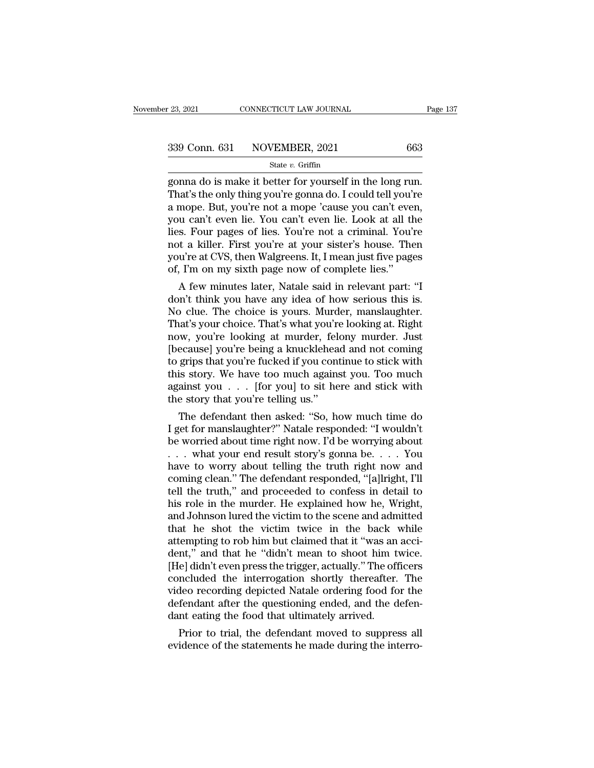gonna do is make it better for yourself in the long run. That's the only thing you're gonna do. I could tell you're a mope. But, you're not a mope 'cause you can't even, you can't even lie. You can't even lie. Look at all the lies. Four pages of lies. You're not a criminal. You're not a killer. First you're at your sister's house. Then you're at CVS, then Walgreens. It, I mean just five pages of, I'm on my sixth page now of complete lies."

A few minutes later, Natale said in relevant part: "I don't think you have any idea of how serious this is. No clue. The choice is yours. Murder, manslaughter. That's your choice. That's what you're looking at. Right now, you're looking at murder, felony murder. Just [because] you're being a knucklehead and not coming to grips that you're fucked if you continue to stick with this story. We have too much against you. Too much against you . . . [for you] to sit here and stick with the story that you're telling us."

The defendant then asked: "So, how much time do I get for manslaughter?" Natale responded: "I wouldn't be worried about time right now. I'd be worrying about . . . what your end result story's gonna be. . . . You have to worry about telling the truth right now and coming clean." The defendant responded, "[a]lright, I'll tell the truth," and proceeded to confess in detail to his role in the murder. He explained how he, Wright, and Johnson lured the victim to the scene and admitted that he shot the victim twice in the back while attempting to rob him but claimed that it "was an accident," and that he "didn't mean to shoot him twice. [He] didn't even press the trigger, actually." The officers concluded the interrogation shortly thereafter. The video recording depicted Natale ordering food for the defendant after the questioning ended, and the defendant eating the food that ultimately arrived.

Prior to trial, the defendant moved to suppress all evidence of the statements he made during the interro-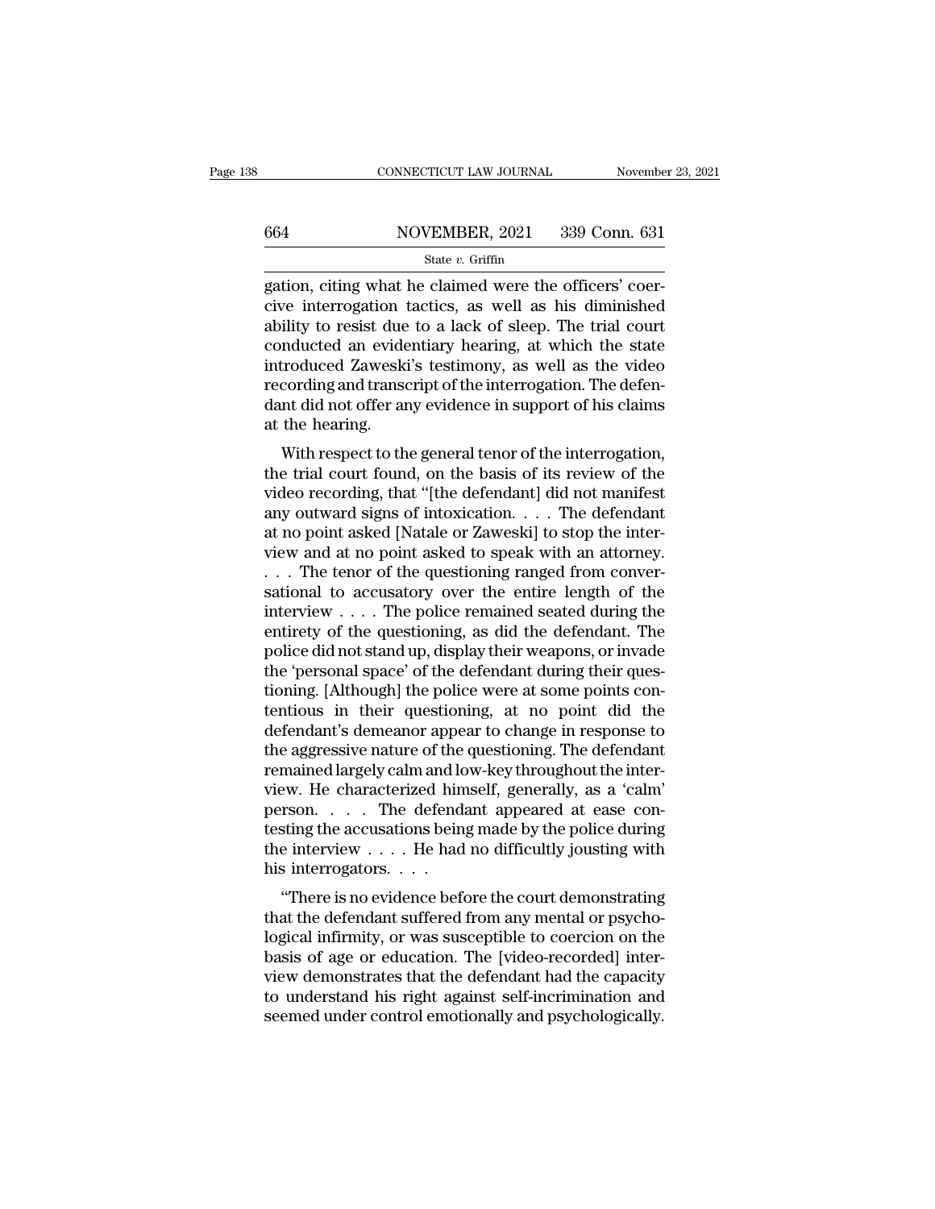gation, citing what he claimed were the officers' coercive interrogation tactics, as well as his diminished ability to resist due to a lack of sleep. The trial court conducted an evidentiary hearing, at which the state introduced Zaweski's testimony, as well as the video recording and transcript of the interrogation. The defendant did not offer any evidence in support of his claims at the hearing.

With respect to the general tenor of the interrogation, the trial court found, on the basis of its review of the video recording, that "[the defendant] did not manifest any outward signs of intoxication. . . . The defendant at no point asked [Natale or Zaweski] to stop the interview and at no point asked to speak with an attorney. . . . The tenor of the questioning ranged from conversational to accusatory over the entire length of the interview . . . . The police remained seated during the entirety of the questioning, as did the defendant. The police did not stand up, display their weapons, or invade the 'personal space' of the defendant during their questioning. [Although] the police were at some points contentious in their questioning, at no point did the defendant's demeanor appear to change in response to the aggressive nature of the questioning. The defendant remained largely calm and low-key throughout the interview. He characterized himself, generally, as a 'calm' person. . . . The defendant appeared at ease contesting the accusations being made by the police during the interview . . . . He had no difficultly jousting with his interrogators. . . .

"There is no evidence before the court demonstrating that the defendant suffered from any mental or psychological infirmity, or was susceptible to coercion on the basis of age or education. The [video-recorded] interview demonstrates that the defendant had the capacity to understand his right against self-incrimination and seemed under control emotionally and psychologically.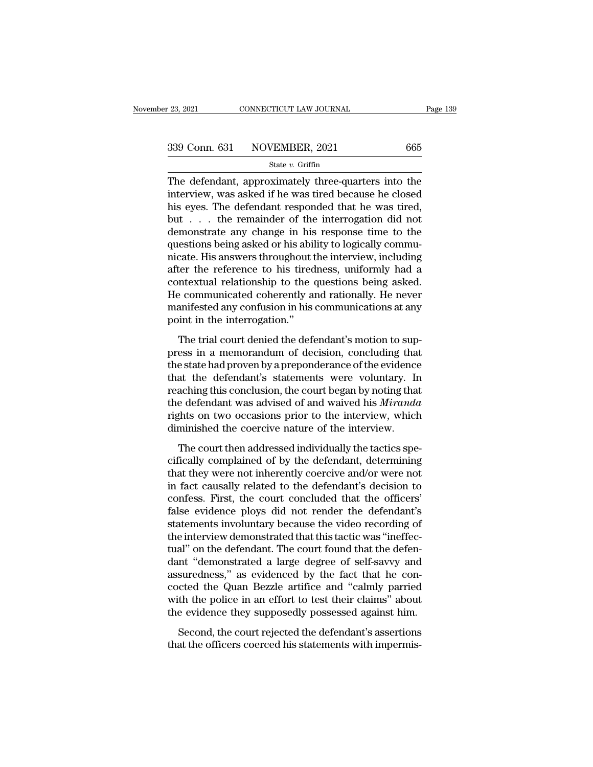The defendant, approximately three-quarters into the interview, was asked if he was tired because he closed his eyes. The defendant responded that he was tired, but . . . the remainder of the interrogation did not demonstrate any change in his response time to the questions being asked or his ability to logically communicate. His answers throughout the interview, including after the reference to his tiredness, uniformly had a contextual relationship to the questions being asked. He communicated coherently and rationally. He never manifested any confusion in his communications at any point in the interrogation."

The trial court denied the defendant's motion to suppress in a memorandum of decision, concluding that the state had proven by a preponderance of the evidence that the defendant's statements were voluntary. In reaching this conclusion, the court began by noting that the defendant was advised of and waived his *Miranda* rights on two occasions prior to the interview, which diminished the coercive nature of the interview.

The court then addressed individually the tactics specifically complained of by the defendant, determining that they were not inherently coercive and/or were not in fact causally related to the defendant's decision to confess. First, the court concluded that the officers' false evidence ploys did not render the defendant's statements involuntary because the video recording of the interview demonstrated that this tactic was "ineffectual" on the defendant. The court found that the defendant "demonstrated a large degree of self-savvy and assuredness," as evidenced by the fact that he concocted the Quan Bezzle artifice and "calmly parried with the police in an effort to test their claims" about the evidence they supposedly possessed against him.

Second, the court rejected the defendant's assertions that the officers coerced his statements with impermis-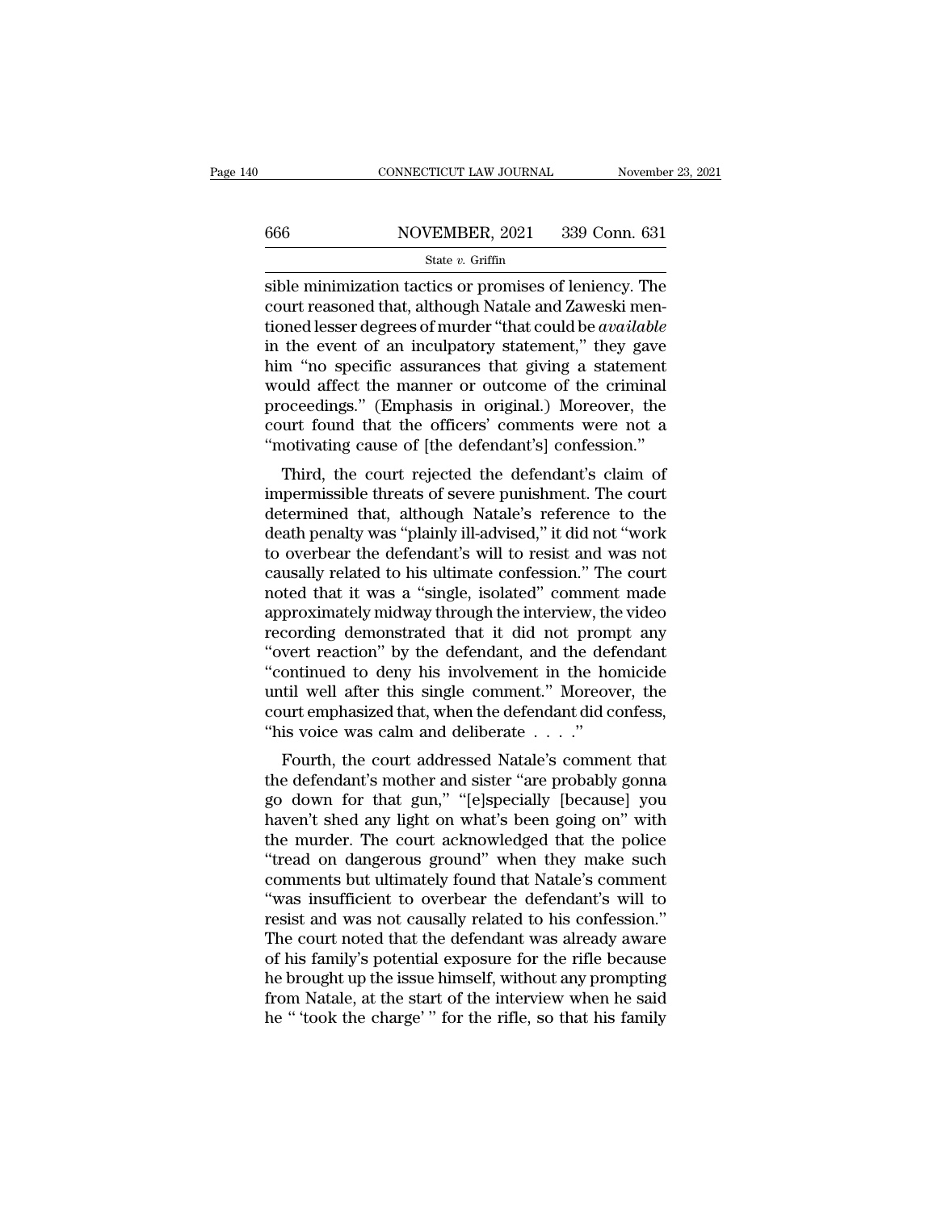sible minimization tactics or promises of leniency. The court reasoned that, although Natale and Zaweski mentioned lesser degrees of murder "that could be *available* in the event of an inculpatory statement," they gave him "no specific assurances that giving a statement would affect the manner or outcome of the criminal proceedings." (Emphasis in original.) Moreover, the court found that the officers' comments were not a "motivating cause of [the defendant's] confession."

Third, the court rejected the defendant's claim of impermissible threats of severe punishment. The court determined that, although Natale's reference to the death penalty was "plainly ill-advised," it did not "work to overbear the defendant's will to resist and was not causally related to his ultimate confession." The court noted that it was a "single, isolated" comment made approximately midway through the interview, the video recording demonstrated that it did not prompt any "overt reaction" by the defendant, and the defendant "continued to deny his involvement in the homicide until well after this single comment." Moreover, the court emphasized that, when the defendant did confess, "his voice was calm and deliberate . . . ."

Fourth, the court addressed Natale's comment that the defendant's mother and sister "are probably gonna go down for that gun," "[e]specially [because] you haven't shed any light on what's been going on" with the murder. The court acknowledged that the police "tread on dangerous ground" when they make such comments but ultimately found that Natale's comment "was insufficient to overbear the defendant's will to resist and was not causally related to his confession." The court noted that the defendant was already aware of his family's potential exposure for the rifle because he brought up the issue himself, without any prompting from Natale, at the start of the interview when he said he " 'took the charge' " for the rifle, so that his family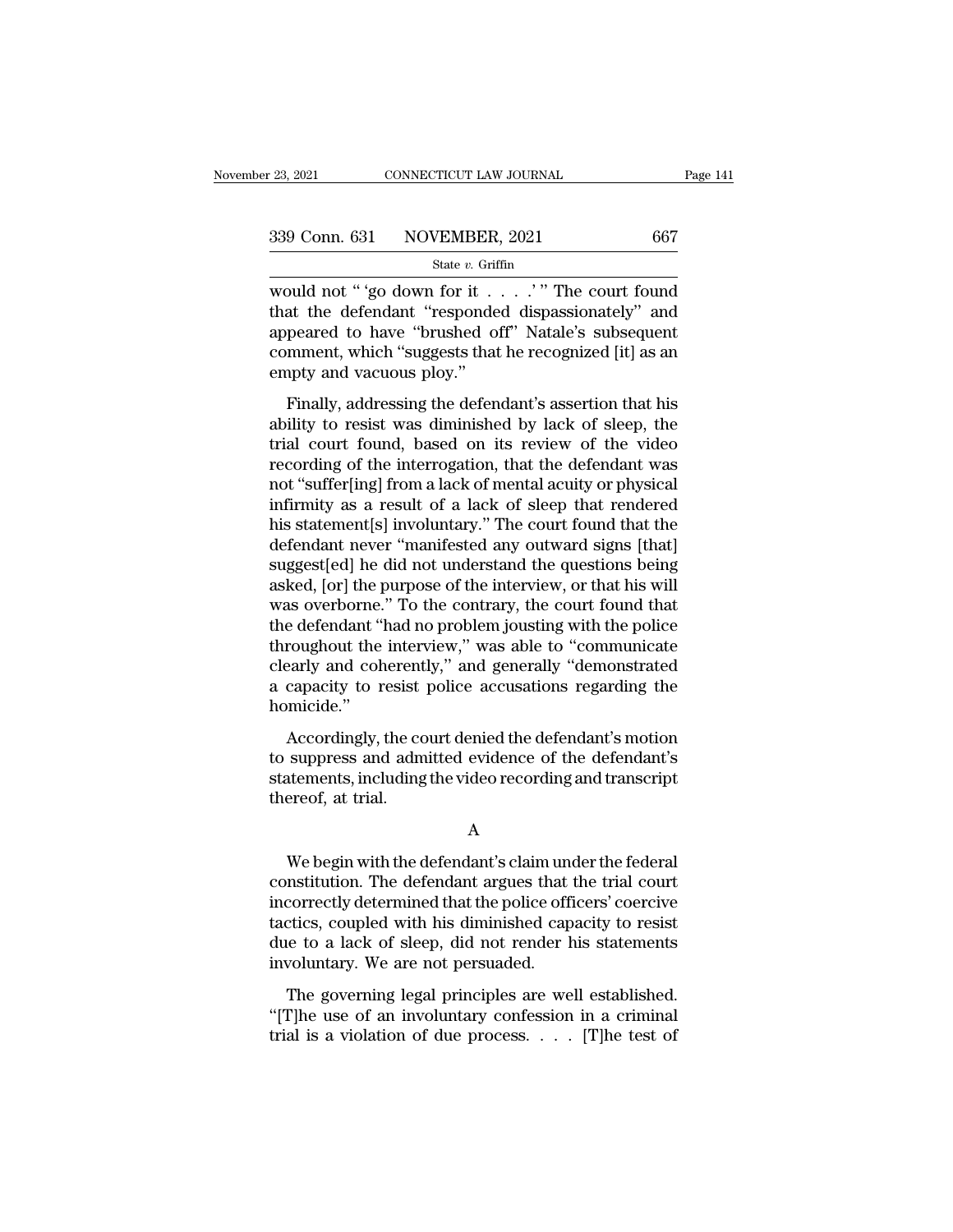would not " 'go down for it . . . .' " The court found that the defendant "responded dispassionately" and appeared to have "brushed off" Natale's subsequent comment, which "suggests that he recognized [it] as an empty and vacuous ploy."

Finally, addressing the defendant's assertion that his ability to resist was diminished by lack of sleep, the trial court found, based on its review of the video recording of the interrogation, that the defendant was not "suffer[ing] from a lack of mental acuity or physical infirmity as a result of a lack of sleep that rendered his statement[s] involuntary." The court found that the defendant never "manifested any outward signs [that] suggest[ed] he did not understand the questions being asked, [or] the purpose of the interview, or that his will was overborne." To the contrary, the court found that the defendant "had no problem jousting with the police throughout the interview," was able to "communicate clearly and coherently," and generally "demonstrated a capacity to resist police accusations regarding the homicide."

Accordingly, the court denied the defendant's motion to suppress and admitted evidence of the defendant's statements, including the video recording and transcript thereof, at trial.

A

We begin with the defendant's claim under the federal constitution. The defendant argues that the trial court incorrectly determined that the police officers' coercive tactics, coupled with his diminished capacity to resist due to a lack of sleep, did not render his statements involuntary. We are not persuaded.

The governing legal principles are well established. "[T]he use of an involuntary confession in a criminal trial is a violation of due process. . . . [T]he test of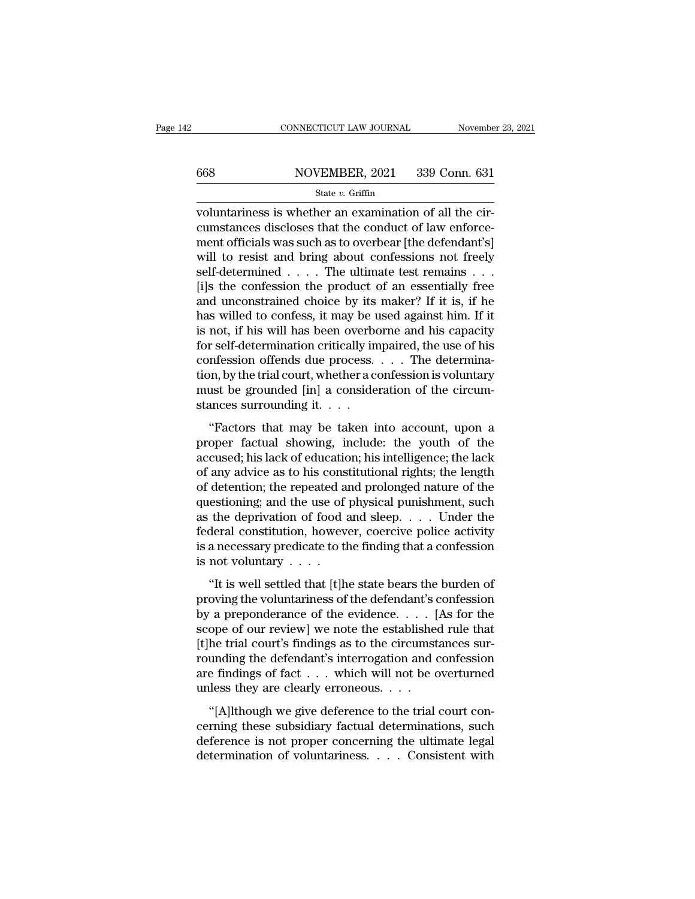voluntariness is whether an examination of all the circumstances discloses that the conduct of law enforcement officials was such as to overbear [the defendant's] will to resist and bring about confessions not freely self-determined . . . . The ultimate test remains . . . [i]s the confession the product of an essentially free and unconstrained choice by its maker? If it is, if he has willed to confess, it may be used against him. If it is not, if his will has been overborne and his capacity for self-determination critically impaired, the use of his confession offends due process. . . . The determination, by the trial court, whether a confession is voluntary must be grounded [in] a consideration of the circumstances surrounding it. . . .

"Factors that may be taken into account, upon a proper factual showing, include: the youth of the accused; his lack of education; his intelligence; the lack of any advice as to his constitutional rights; the length of detention; the repeated and prolonged nature of the questioning; and the use of physical punishment, such as the deprivation of food and sleep. . . . Under the federal constitution, however, coercive police activity is a necessary predicate to the finding that a confession is not voluntary . . . .

"It is well settled that [t]he state bears the burden of proving the voluntariness of the defendant's confession by a preponderance of the evidence. . . . [As for the scope of our review] we note the established rule that [t]he trial court's findings as to the circumstances surrounding the defendant's interrogation and confession are findings of fact . . . which will not be overturned unless they are clearly erroneous. . . .

"[A]lthough we give deference to the trial court concerning these subsidiary factual determinations, such deference is not proper concerning the ultimate legal determination of voluntariness. . . . Consistent with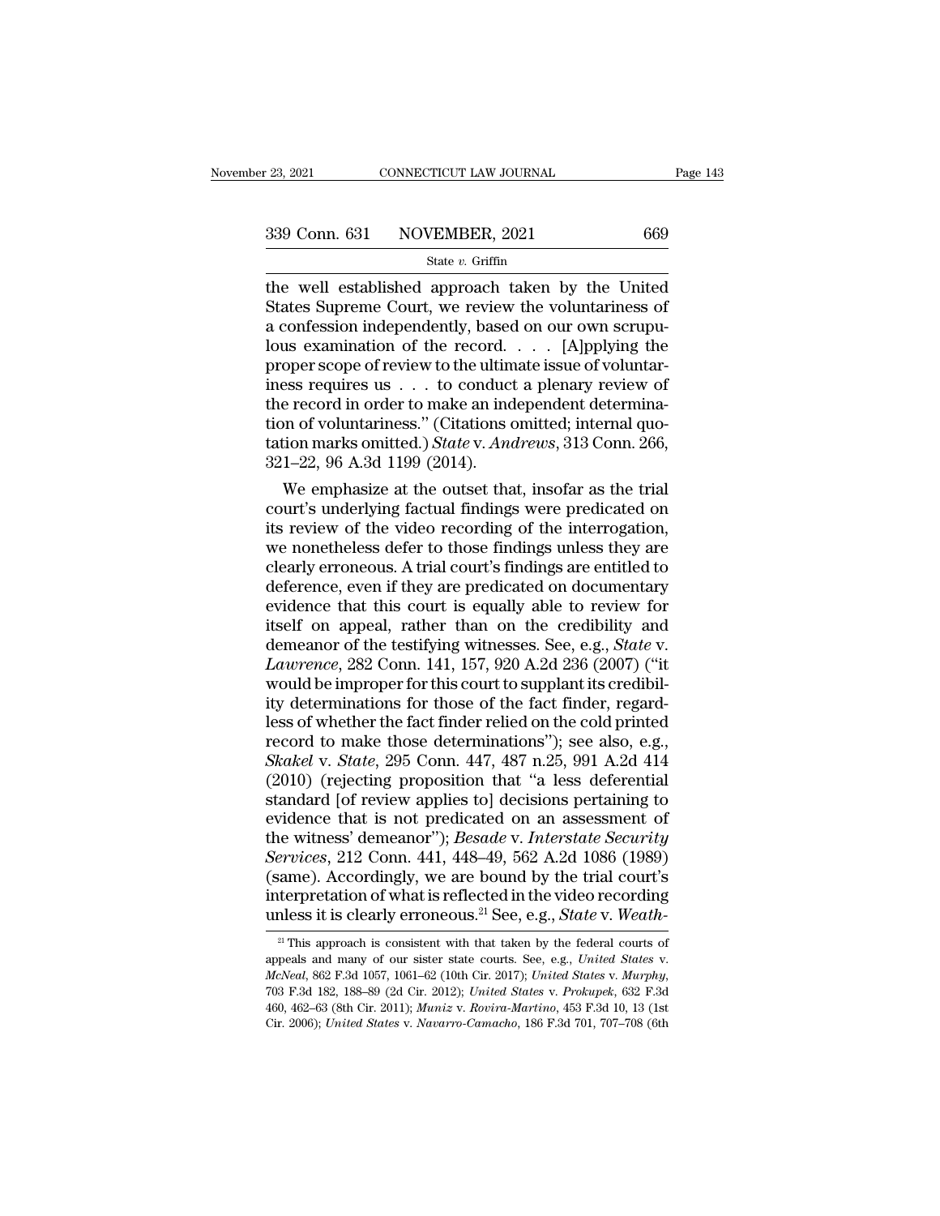the well established approach taken by the United States Supreme Court, we review the voluntariness of a confession independently, based on our own scrupulous examination of the record. . . . [A]pplying the proper scope of review to the ultimate issue of voluntariness requires us . . . to conduct a plenary review of the record in order to make an independent determination of voluntariness." (Citations omitted; internal quotation marks omitted.) *State* v. *Andrews*, 313 Conn. 266, 321–22, 96 A.3d 1199 (2014).

We emphasize at the outset that, insofar as the trial court's underlying factual findings were predicated on its review of the video recording of the interrogation, we nonetheless defer to those findings unless they are clearly erroneous. A trial court's findings are entitled to deference, even if they are predicated on documentary evidence that this court is equally able to review for itself on appeal, rather than on the credibility and demeanor of the testifying witnesses. See, e.g., *State* v. *Lawrence*, 282 Conn. 141, 157, 920 A.2d 236 (2007) ("it would be improper for this court to supplant its credibility determinations for those of the fact finder, regardless of whether the fact finder relied on the cold printed record to make those determinations"); see also, e.g., *Skakel* v. *State*, 295 Conn. 447, 487 n.25, 991 A.2d 414 (2010) (rejecting proposition that "a less deferential standard [of review applies to] decisions pertaining to evidence that is not predicated on an assessment of the witness' demeanor"); *Besade* v. *Interstate Security Services*, 212 Conn. 441, 448–49, 562 A.2d 1086 (1989) (same). Accordingly, we are bound by the trial court's interpretation of what is reflected in the video recording unless it is clearly erroneous.[21] See, e.g., *State* v. *Weath-*

[21] This approach is consistent with that taken by the federal courts of appeals and many of our sister state courts. See, e.g., *United States* v. *McNeal*, 862 F.3d 1057, 1061–62 (10th Cir. 2017); *United States* v. *Murphy*, 703 F.3d 182, 188–89 (2d Cir. 2012); *United States* v. *Prokupek*, 632 F.3d 460, 462–63 (8th Cir. 2011); *Muniz* v. *Rovira-Martino*, 453 F.3d 10, 13 (1st Cir. 2006); *United States* v. *Navarro-Camacho*, 186 F.3d 701, 707–708 (6th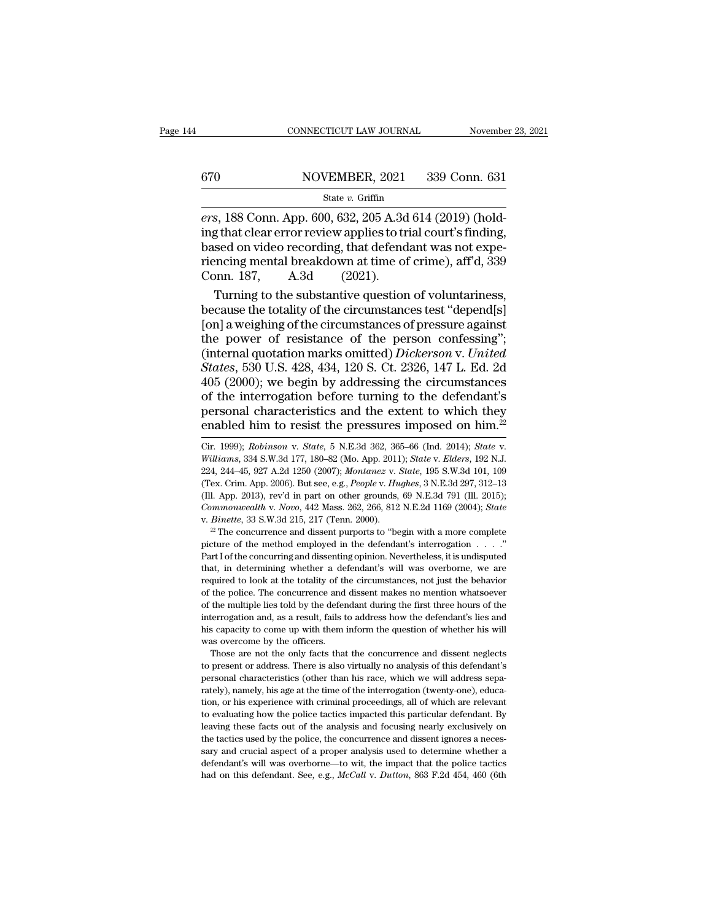*ers*, 188 Conn. App. 600, 632, 205 A.3d 614 (2019) (holding that clear error review applies to trial court's finding, based on video recording, that defendant was not experiencing mental breakdown at time of crime), aff'd, 339 Conn. 187, A.3d (2021).

Turning to the substantive question of voluntariness, because the totality of the circumstances test "depend[s] [on] a weighing of the circumstances of pressure against the power of resistance of the person confessing"; (internal quotation marks omitted) *Dickerson* v. *United States*, 530 U.S. 428, 434, 120 S. Ct. 2326, 147 L. Ed. 2d 405 (2000); we begin by addressing the circumstances of the interrogation before turning to the defendant's personal characteristics and the extent to which they enabled him to resist the pressures imposed on him.[22]

---

Cir. 1999); *Robinson* v. *State*, 5 N.E.3d 362, 365–66 (Ind. 2014); *State* v. *Williams*, 334 S.W.3d 177, 180–82 (Mo. App. 2011); *State* v. *Elders*, 192 N.J. 224, 244–45, 927 A.2d 1250 (2007); *Montanez* v. *State*, 195 S.W.3d 101, 109 (Tex. Crim. App. 2006). But see, e.g., *People* v. *Hughes*, 3 N.E.3d 297, 312–13 (Ill. App. 2013), rev'd in part on other grounds, 69 N.E.3d 791 (Ill. 2015); *Commonwealth* v. *Novo*, 442 Mass. 262, 266, 812 N.E.2d 1169 (2004); *State* v. *Binette*, 33 S.W.3d 215, 217 (Tenn. 2000).

[22] The concurrence and dissent purports to "begin with a more complete picture of the method employed in the defendant's interrogation . . . ." Part I of the concurring and dissenting opinion. Nevertheless, it is undisputed that, in determining whether a defendant's will was overborne, we are required to look at the totality of the circumstances, not just the behavior of the police. The concurrence and dissent makes no mention whatsoever of the multiple lies told by the defendant during the first three hours of the interrogation and, as a result, fails to address how the defendant's lies and his capacity to come up with them inform the question of whether his will was overcome by the officers.

Those are not the only facts that the concurrence and dissent neglects to present or address. There is also virtually no analysis of this defendant's personal characteristics (other than his race, which we will address separately), namely, his age at the time of the interrogation (twenty-one), education, or his experience with criminal proceedings, all of which are relevant to evaluating how the police tactics impacted this particular defendant. By leaving these facts out of the analysis and focusing nearly exclusively on the tactics used by the police, the concurrence and dissent ignores a necessary and crucial aspect of a proper analysis used to determine whether a defendant's will was overborne—to wit, the impact that the police tactics had on this defendant. See, e.g., *McCall* v. *Dutton*, 863 F.2d 454, 460 (6th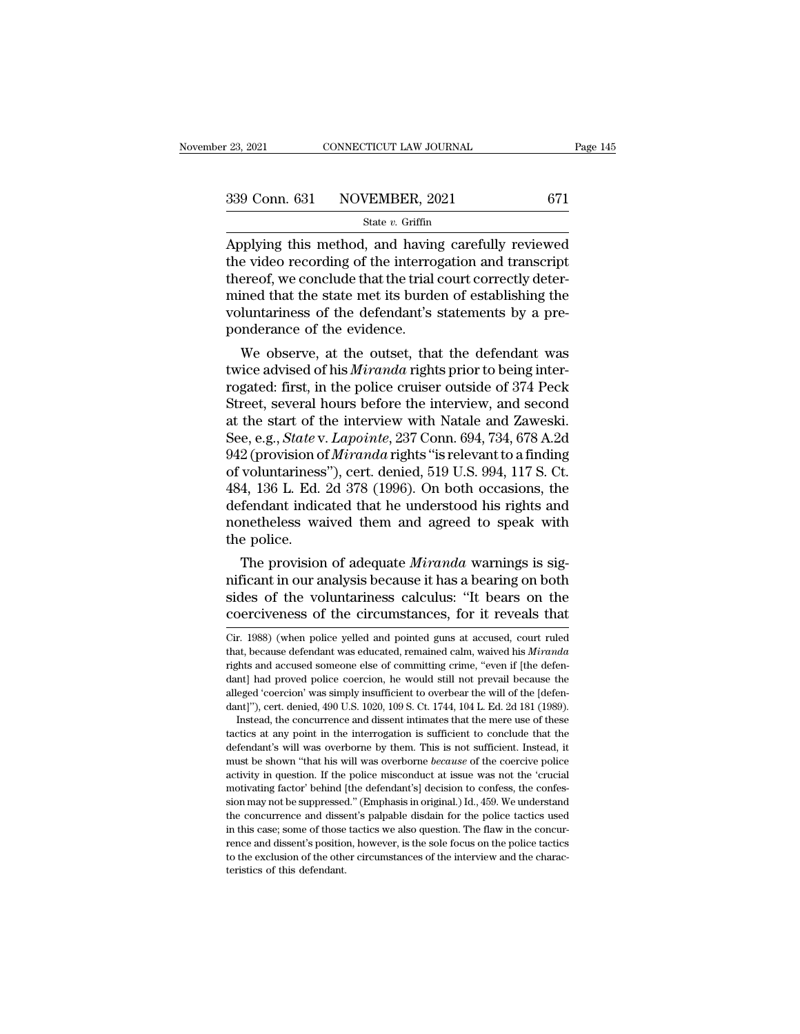Applying this method, and having carefully reviewed the video recording of the interrogation and transcript thereof, we conclude that the trial court correctly determined that the state met its burden of establishing the voluntariness of the defendant's statements by a preponderance of the evidence.

We observe, at the outset, that the defendant was twice advised of his *Miranda* rights prior to being interrogated: first, in the police cruiser outside of 374 Peck Street, several hours before the interview, and second at the start of the interview with Natale and Zaweski. See, e.g., *State* v. *Lapointe*, 237 Conn. 694, 734, 678 A.2d 942 (provision of *Miranda* rights "is relevant to a finding of voluntariness"), cert. denied, 519 U.S. 994, 117 S. Ct. 484, 136 L. Ed. 2d 378 (1996). On both occasions, the defendant indicated that he understood his rights and nonetheless waived them and agreed to speak with the police.

The provision of adequate *Miranda* warnings is significant in our analysis because it has a bearing on both sides of the voluntariness calculus: "It bears on the coerciveness of the circumstances, for it reveals that

---

Cir. 1988) (when police yelled and pointed guns at accused, court ruled that, because defendant was educated, remained calm, waived his *Miranda* rights and accused someone else of committing crime, "even if [the defendant] had proved police coercion, he would still not prevail because the alleged 'coercion' was simply insufficient to overbear the will of the [defendant]"), cert. denied, 490 U.S. 1020, 109 S. Ct. 1744, 104 L. Ed. 2d 181 (1989).

Instead, the concurrence and dissent intimates that the mere use of these tactics at any point in the interrogation is sufficient to conclude that the defendant's will was overborne by them. This is not sufficient. Instead, it must be shown "that his will was overborne *because* of the coercive police activity in question. If the police misconduct at issue was not the 'crucial motivating factor' behind [the defendant's] decision to confess, the confession may not be suppressed." (Emphasis in original.) Id., 459. We understand the concurrence and dissent's palpable disdain for the police tactics used in this case; some of those tactics we also question. The flaw in the concurrence and dissent's position, however, is the sole focus on the police tactics to the exclusion of the other circumstances of the interview and the characteristics of this defendant.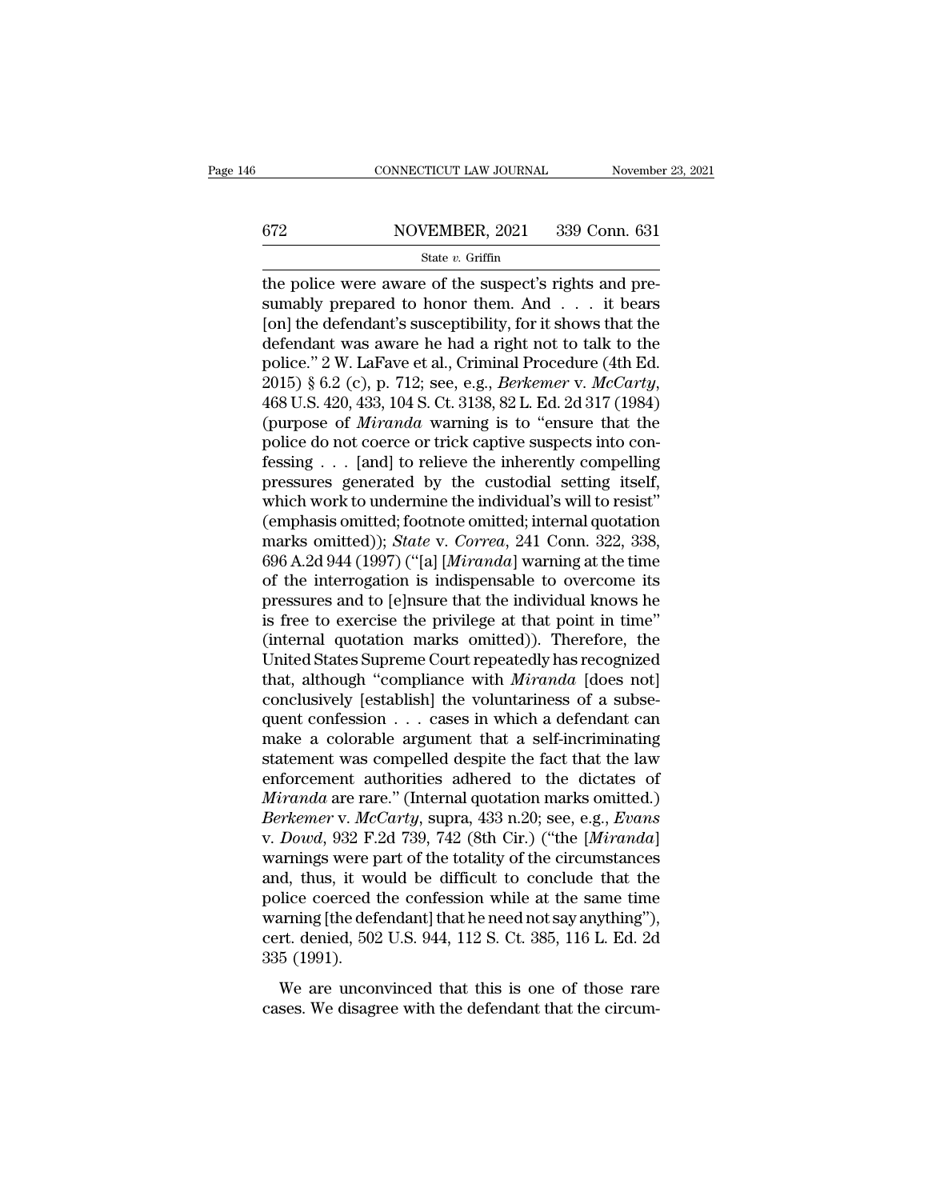the police were aware of the suspect's rights and presumably prepared to honor them. And . . . it bears [on] the defendant's susceptibility, for it shows that the defendant was aware he had a right not to talk to the police." 2 W. LaFave et al., Criminal Procedure (4th Ed. 2015) § 6.2 (c), p. 712; see, e.g., *Berkemer* v. *McCarty*, 468 U.S. 420, 433, 104 S. Ct. 3138, 82 L. Ed. 2d 317 (1984) (purpose of *Miranda* warning is to "ensure that the police do not coerce or trick captive suspects into confessing . . . [and] to relieve the inherently compelling pressures generated by the custodial setting itself, which work to undermine the individual's will to resist" (emphasis omitted; footnote omitted; internal quotation marks omitted)); *State* v. *Correa*, 241 Conn. 322, 338, 696 A.2d 944 (1997) ("[a] [*Miranda*] warning at the time of the interrogation is indispensable to overcome its pressures and to [e]nsure that the individual knows he is free to exercise the privilege at that point in time" (internal quotation marks omitted)). Therefore, the United States Supreme Court repeatedly has recognized that, although "compliance with *Miranda* [does not] conclusively [establish] the voluntariness of a subsequent confession . . . cases in which a defendant can make a colorable argument that a self-incriminating statement was compelled despite the fact that the law enforcement authorities adhered to the dictates of *Miranda* are rare." (Internal quotation marks omitted.) *Berkemer* v. *McCarty*, supra, 433 n.20; see, e.g., *Evans* v. *Dowd*, 932 F.2d 739, 742 (8th Cir.) ("the [*Miranda*] warnings were part of the totality of the circumstances and, thus, it would be difficult to conclude that the police coerced the confession while at the same time warning [the defendant] that he need not say anything"), cert. denied, 502 U.S. 944, 112 S. Ct. 385, 116 L. Ed. 2d 335 (1991).

We are unconvinced that this is one of those rare cases. We disagree with the defendant that the circum-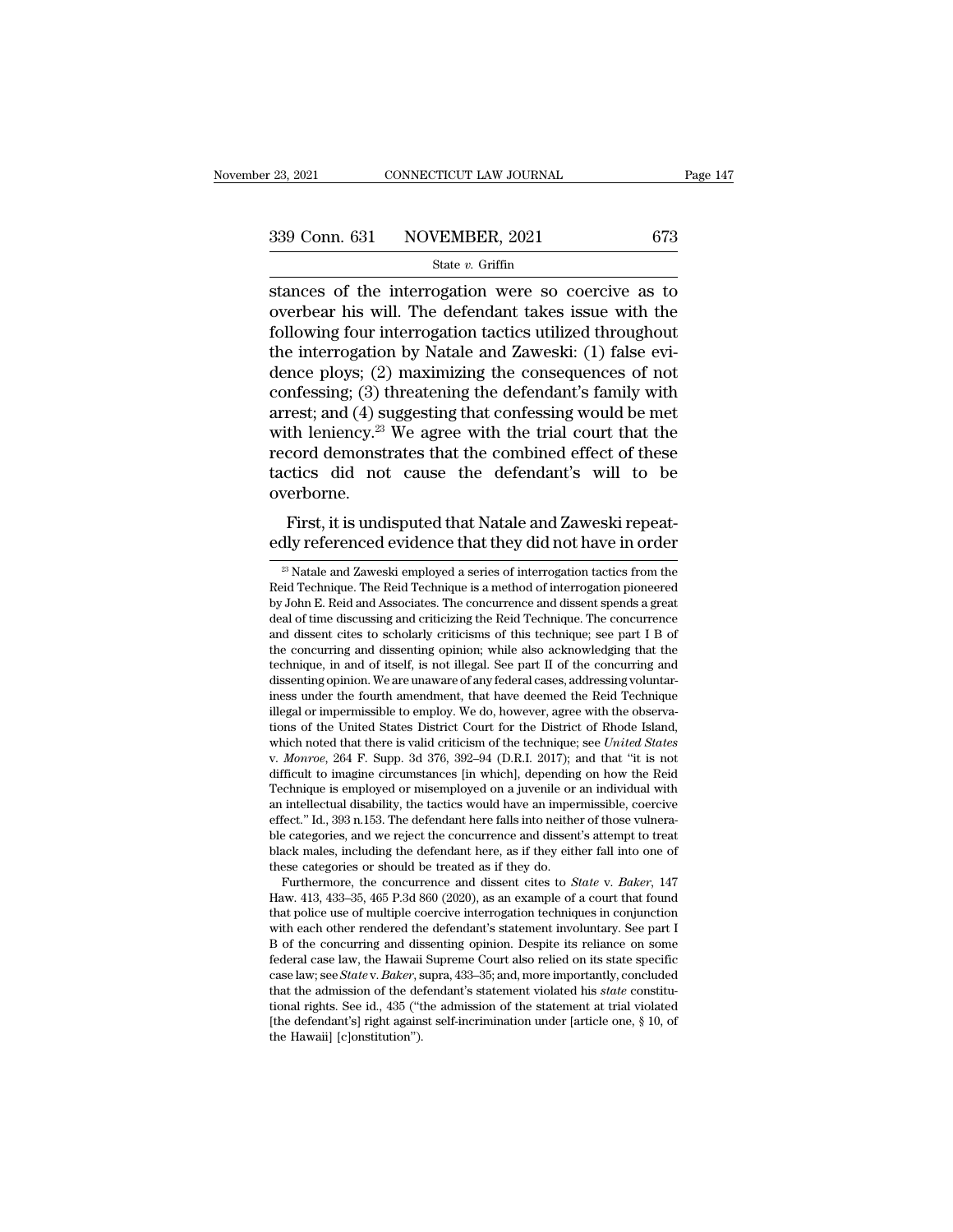stances of the interrogation were so coercive as to overbear his will. The defendant takes issue with the following four interrogation tactics utilized throughout the interrogation by Natale and Zaweski: (1) false evidence ploys; (2) maximizing the consequences of not confessing; (3) threatening the defendant's family with arrest; and (4) suggesting that confessing would be met with leniency.[23] We agree with the trial court that the record demonstrates that the combined effect of these tactics did not cause the defendant's will to be overborne.

First, it is undisputed that Natale and Zaweski repeatedly referenced evidence that they did not have in order

[23] Natale and Zaweski employed a series of interrogation tactics from the Reid Technique. The Reid Technique is a method of interrogation pioneered by John E. Reid and Associates. The concurrence and dissent spends a great deal of time discussing and criticizing the Reid Technique. The concurrence and dissent cites to scholarly criticisms of this technique; see part I B of the concurring and dissenting opinion; while also acknowledging that the technique, in and of itself, is not illegal. See part II of the concurring and dissenting opinion. We are unaware of any federal cases, addressing voluntariness under the fourth amendment, that have deemed the Reid Technique illegal or impermissible to employ. We do, however, agree with the observations of the United States District Court for the District of Rhode Island, which noted that there is valid criticism of the technique; see *United States* v. *Monroe*, 264 F. Supp. 3d 376, 392–94 (D.R.I. 2017); and that "it is not difficult to imagine circumstances [in which], depending on how the Reid Technique is employed or misemployed on a juvenile or an individual with an intellectual disability, the tactics would have an impermissible, coercive effect." Id., 393 n.153. The defendant here falls into neither of those vulnerable categories, and we reject the concurrence and dissent's attempt to treat black males, including the defendant here, as if they either fall into one of these categories or should be treated as if they do.

Furthermore, the concurrence and dissent cites to *State* v. *Baker*, 147 Haw. 413, 433–35, 465 P.3d 860 (2020), as an example of a court that found that police use of multiple coercive interrogation techniques in conjunction with each other rendered the defendant's statement involuntary. See part I B of the concurring and dissenting opinion. Despite its reliance on some federal case law, the Hawaii Supreme Court also relied on its state specific case law; see *State* v. *Baker*, supra, 433–35; and, more importantly, concluded that the admission of the defendant's statement violated his *state* constitutional rights. See id., 435 ("the admission of the statement at trial violated [the defendant's] right against self-incrimination under [article one, § 10, of the Hawaii] [c]onstitution").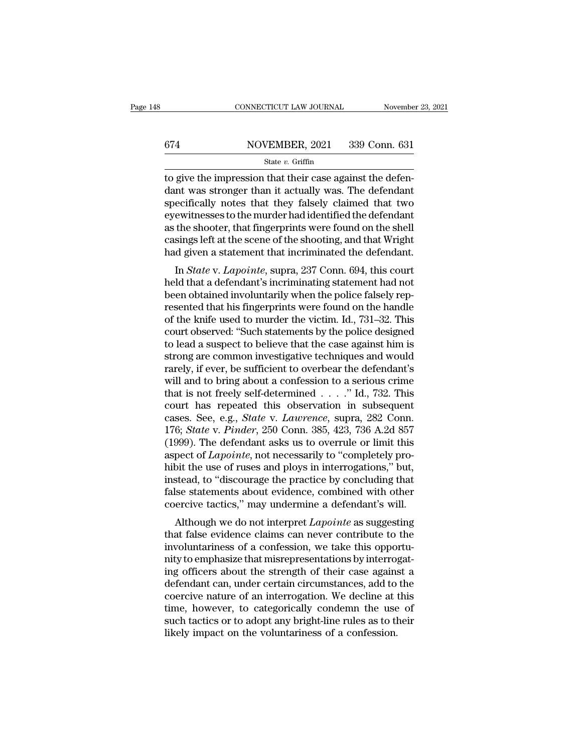to give the impression that their case against the defendant was stronger than it actually was. The defendant specifically notes that they falsely claimed that two eyewitnesses to the murder had identified the defendant as the shooter, that fingerprints were found on the shell casings left at the scene of the shooting, and that Wright had given a statement that incriminated the defendant.

In *State* v. *Lapointe*, supra, 237 Conn. 694, this court held that a defendant's incriminating statement had not been obtained involuntarily when the police falsely represented that his fingerprints were found on the handle of the knife used to murder the victim. Id., 731–32. This court observed: "Such statements by the police designed to lead a suspect to believe that the case against him is strong are common investigative techniques and would rarely, if ever, be sufficient to overbear the defendant's will and to bring about a confession to a serious crime that is not freely self-determined . . . ." Id., 732. This court has repeated this observation in subsequent cases. See, e.g., *State* v. *Lawrence*, supra, 282 Conn. 176; *State* v. *Pinder*, 250 Conn. 385, 423, 736 A.2d 857 (1999). The defendant asks us to overrule or limit this aspect of *Lapointe*, not necessarily to "completely prohibit the use of ruses and ploys in interrogations," but, instead, to "discourage the practice by concluding that false statements about evidence, combined with other coercive tactics," may undermine a defendant's will.

Although we do not interpret *Lapointe* as suggesting that false evidence claims can never contribute to the involuntariness of a confession, we take this opportunity to emphasize that misrepresentations by interrogating officers about the strength of their case against a defendant can, under certain circumstances, add to the coercive nature of an interrogation. We decline at this time, however, to categorically condemn the use of such tactics or to adopt any bright-line rules as to their likely impact on the voluntariness of a confession.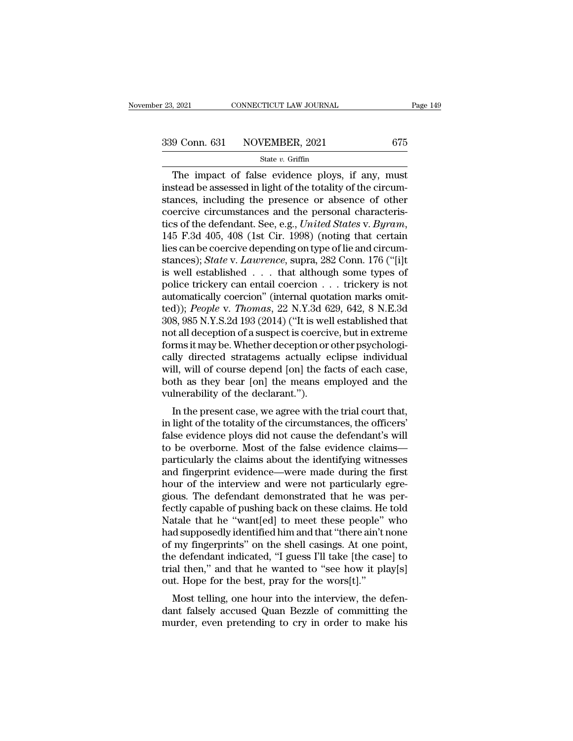The impact of false evidence ploys, if any, must instead be assessed in light of the totality of the circumstances, including the presence or absence of other coercive circumstances and the personal characteristics of the defendant. See, e.g., *United States* v. *Byram*, 145 F.3d 405, 408 (1st Cir. 1998) (noting that certain lies can be coercive depending on type of lie and circumstances); *State* v. *Lawrence*, supra, 282 Conn. 176 ("[i]t is well established . . . that although some types of police trickery can entail coercion . . . trickery is not automatically coercion" (internal quotation marks omitted)); *People* v. *Thomas*, 22 N.Y.3d 629, 642, 8 N.E.3d 308, 985 N.Y.S.2d 193 (2014) ("It is well established that not all deception of a suspect is coercive, but in extreme forms it may be. Whether deception or other psychologically directed stratagems actually eclipse individual will, will of course depend [on] the facts of each case, both as they bear [on] the means employed and the vulnerability of the declarant.").

In the present case, we agree with the trial court that, in light of the totality of the circumstances, the officers' false evidence ploys did not cause the defendant's will to be overborne. Most of the false evidence claims—particularly the claims about the identifying witnesses and fingerprint evidence—were made during the first hour of the interview and were not particularly egregious. The defendant demonstrated that he was perfectly capable of pushing back on these claims. He told Natale that he "want[ed] to meet these people" who had supposedly identified him and that "there ain't none of my fingerprints" on the shell casings. At one point, the defendant indicated, "I guess I'll take [the case] to trial then," and that he wanted to "see how it play[s] out. Hope for the best, pray for the wors[t]."

Most telling, one hour into the interview, the defendant falsely accused Quan Bezzle of committing the murder, even pretending to cry in order to make his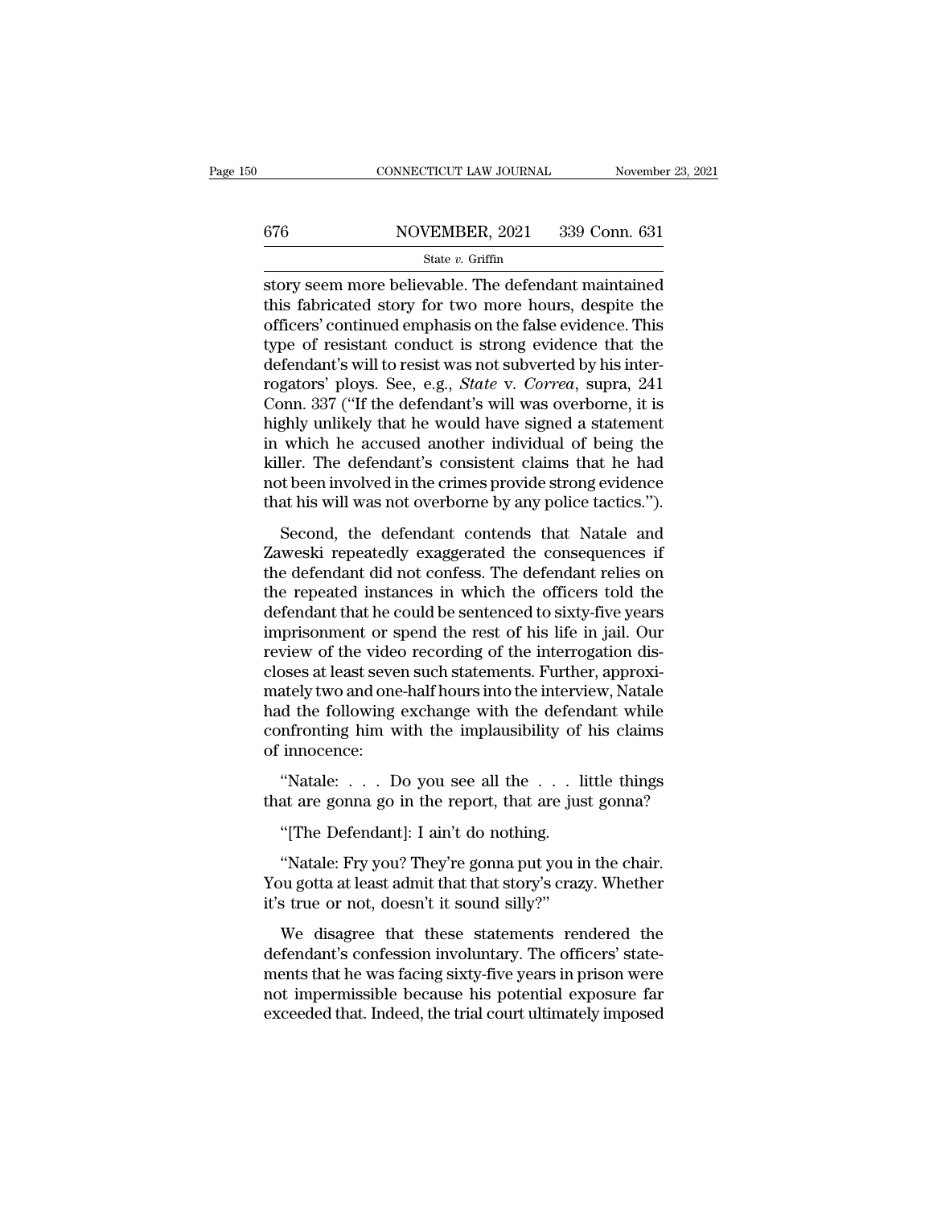story seem more believable. The defendant maintained this fabricated story for two more hours, despite the officers' continued emphasis on the false evidence. This type of resistant conduct is strong evidence that the defendant's will to resist was not subverted by his interrogators' ploys. See, e.g., *State* v. *Correa*, supra, 241 Conn. 337 ("If the defendant's will was overborne, it is highly unlikely that he would have signed a statement in which he accused another individual of being the killer. The defendant's consistent claims that he had not been involved in the crimes provide strong evidence that his will was not overborne by any police tactics.").

Second, the defendant contends that Natale and Zaweski repeatedly exaggerated the consequences if the defendant did not confess. The defendant relies on the repeated instances in which the officers told the defendant that he could be sentenced to sixty-five years imprisonment or spend the rest of his life in jail. Our review of the video recording of the interrogation discloses at least seven such statements. Further, approximately two and one-half hours into the interview, Natale had the following exchange with the defendant while confronting him with the implausibility of his claims of innocence:

"Natale: . . . Do you see all the . . . little things that are gonna go in the report, that are just gonna?

"[The Defendant]: I ain't do nothing.

"Natale: Fry you? They're gonna put you in the chair. You gotta at least admit that that story's crazy. Whether it's true or not, doesn't it sound silly?"

We disagree that these statements rendered the defendant's confession involuntary. The officers' statements that he was facing sixty-five years in prison were not impermissible because his potential exposure far exceeded that. Indeed, the trial court ultimately imposed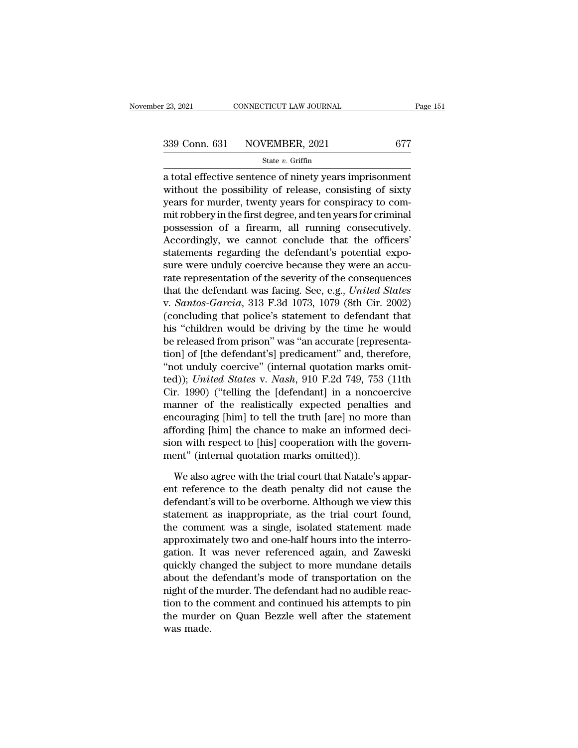a total effective sentence of ninety years imprisonment without the possibility of release, consisting of sixty years for murder, twenty years for conspiracy to commit robbery in the first degree, and ten years for criminal possession of a firearm, all running consecutively. Accordingly, we cannot conclude that the officers' statements regarding the defendant's potential exposure were unduly coercive because they were an accurate representation of the severity of the consequences that the defendant was facing. See, e.g., *United States* v. *Santos-Garcia*, 313 F.3d 1073, 1079 (8th Cir. 2002) (concluding that police's statement to defendant that his "children would be driving by the time he would be released from prison" was "an accurate [representation] of [the defendant's] predicament" and, therefore, "not unduly coercive" (internal quotation marks omitted)); *United States* v. *Nash*, 910 F.2d 749, 753 (11th Cir. 1990) ("telling the [defendant] in a noncoercive manner of the realistically expected penalties and encouraging [him] to tell the truth [are] no more than affording [him] the chance to make an informed decision with respect to [his] cooperation with the government" (internal quotation marks omitted)).

We also agree with the trial court that Natale's apparent reference to the death penalty did not cause the defendant's will to be overborne. Although we view this statement as inappropriate, as the trial court found, the comment was a single, isolated statement made approximately two and one-half hours into the interrogation. It was never referenced again, and Zaweski quickly changed the subject to more mundane details about the defendant's mode of transportation on the night of the murder. The defendant had no audible reaction to the comment and continued his attempts to pin the murder on Quan Bezzle well after the statement was made.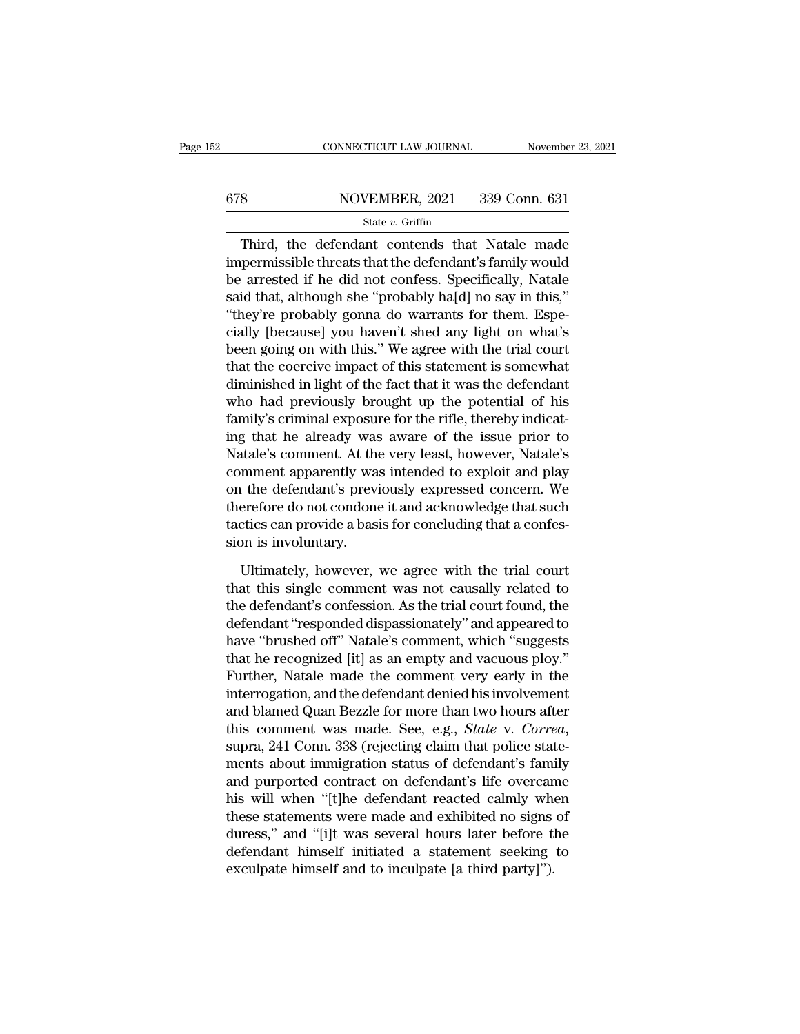Third, the defendant contends that Natale made impermissible threats that the defendant's family would be arrested if he did not confess. Specifically, Natale said that, although she "probably ha[d] no say in this," "they're probably gonna do warrants for them. Especially [because] you haven't shed any light on what's been going on with this." We agree with the trial court that the coercive impact of this statement is somewhat diminished in light of the fact that it was the defendant who had previously brought up the potential of his family's criminal exposure for the rifle, thereby indicating that he already was aware of the issue prior to Natale's comment. At the very least, however, Natale's comment apparently was intended to exploit and play on the defendant's previously expressed concern. We therefore do not condone it and acknowledge that such tactics can provide a basis for concluding that a confession is involuntary.

Ultimately, however, we agree with the trial court that this single comment was not causally related to the defendant's confession. As the trial court found, the defendant "responded dispassionately" and appeared to have "brushed off" Natale's comment, which "suggests that he recognized [it] as an empty and vacuous ploy." Further, Natale made the comment very early in the interrogation, and the defendant denied his involvement and blamed Quan Bezzle for more than two hours after this comment was made. See, e.g., *State* v. *Correa*, supra, 241 Conn. 338 (rejecting claim that police statements about immigration status of defendant's family and purported contract on defendant's life overcame his will when "[t]he defendant reacted calmly when these statements were made and exhibited no signs of duress," and "[i]t was several hours later before the defendant himself initiated a statement seeking to exculpate himself and to inculpate [a third party]").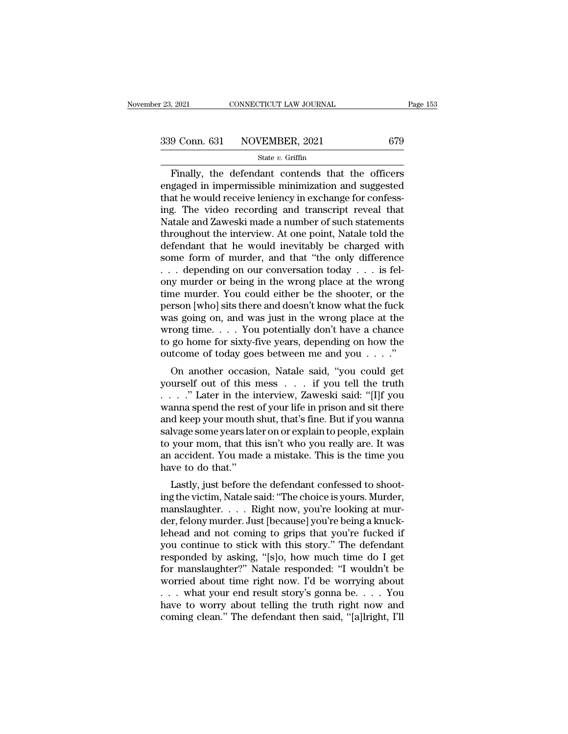Finally, the defendant contends that the officers engaged in impermissible minimization and suggested that he would receive leniency in exchange for confessing. The video recording and transcript reveal that Natale and Zaweski made a number of such statements throughout the interview. At one point, Natale told the defendant that he would inevitably be charged with some form of murder, and that "the only difference . . . depending on our conversation today . . . is felony murder or being in the wrong place at the wrong time murder. You could either be the shooter, or the person [who] sits there and doesn't know what the fuck was going on, and was just in the wrong place at the wrong time. . . . You potentially don't have a chance to go home for sixty-five years, depending on how the outcome of today goes between me and you . . . ."

On another occasion, Natale said, "you could get yourself out of this mess . . . if you tell the truth . . . ." Later in the interview, Zaweski said: "[I]f you wanna spend the rest of your life in prison and sit there and keep your mouth shut, that's fine. But if you wanna salvage some years later on or explain to people, explain to your mom, that this isn't who you really are. It was an accident. You made a mistake. This is the time you have to do that."

Lastly, just before the defendant confessed to shooting the victim, Natale said: "The choice is yours. Murder, manslaughter. . . . Right now, you're looking at murder, felony murder. Just [because] you're being a knucklehead and not coming to grips that you're fucked if you continue to stick with this story." The defendant responded by asking, "[s]o, how much time do I get for manslaughter?" Natale responded: "I wouldn't be worried about time right now. I'd be worrying about . . . what your end result story's gonna be. . . . You have to worry about telling the truth right now and coming clean." The defendant then said, "[a]lright, I'll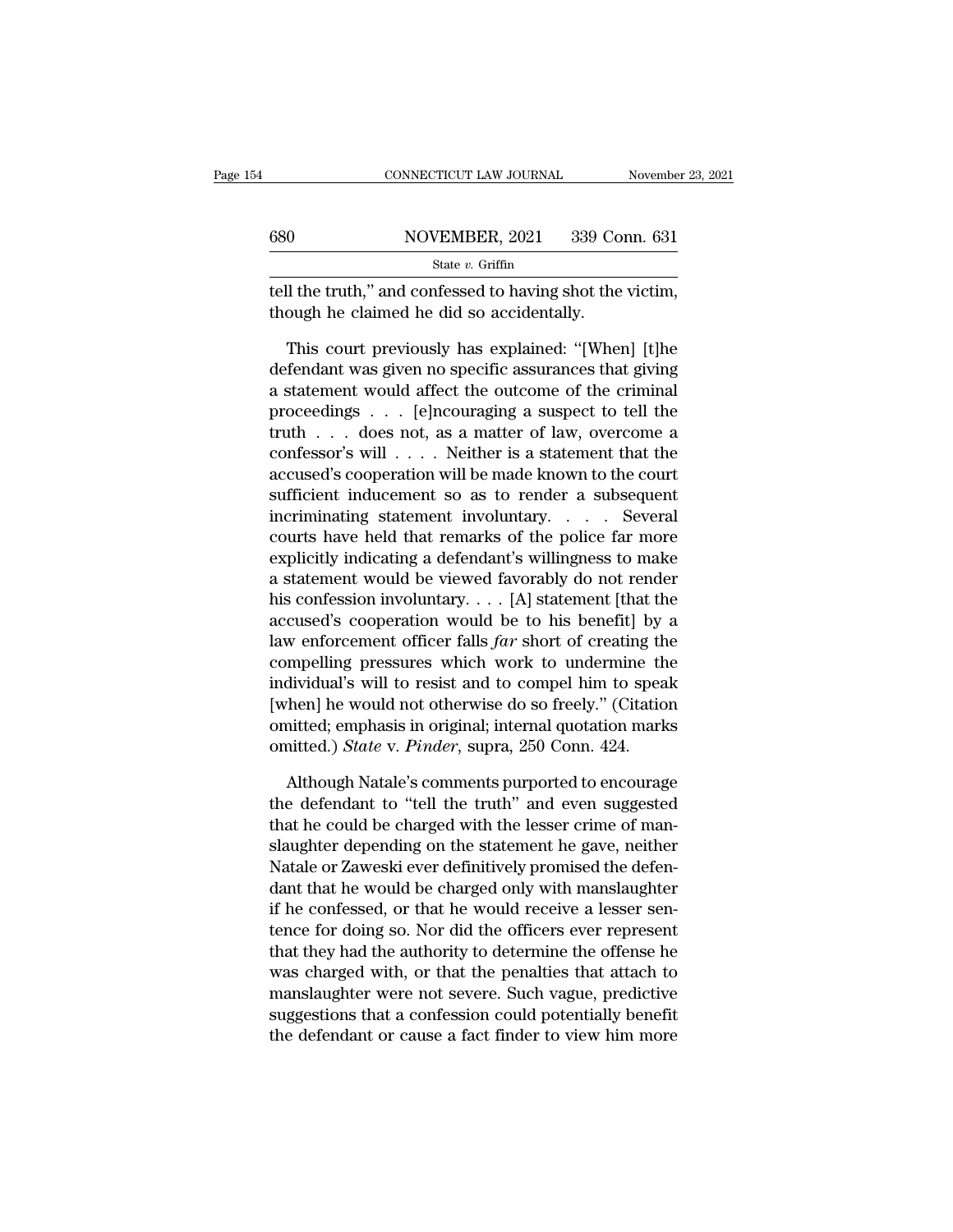tell the truth," and confessed to having shot the victim, though he claimed he did so accidentally.

This court previously has explained: "[When] [t]he defendant was given no specific assurances that giving a statement would affect the outcome of the criminal proceedings . . . [e]ncouraging a suspect to tell the truth . . . does not, as a matter of law, overcome a confessor's will . . . . Neither is a statement that the accused's cooperation will be made known to the court sufficient inducement so as to render a subsequent incriminating statement involuntary. . . . Several courts have held that remarks of the police far more explicitly indicating a defendant's willingness to make a statement would be viewed favorably do not render his confession involuntary. . . . [A] statement [that the accused's cooperation would be to his benefit] by a law enforcement officer falls *far* short of creating the compelling pressures which work to undermine the individual's will to resist and to compel him to speak [when] he would not otherwise do so freely." (Citation omitted; emphasis in original; internal quotation marks omitted.) *State* v. *Pinder*, supra, 250 Conn. 424.

Although Natale's comments purported to encourage the defendant to "tell the truth" and even suggested that he could be charged with the lesser crime of manslaughter depending on the statement he gave, neither Natale or Zaweski ever definitively promised the defendant that he would be charged only with manslaughter if he confessed, or that he would receive a lesser sentence for doing so. Nor did the officers ever represent that they had the authority to determine the offense he was charged with, or that the penalties that attach to manslaughter were not severe. Such vague, predictive suggestions that a confession could potentially benefit the defendant or cause a fact finder to view him more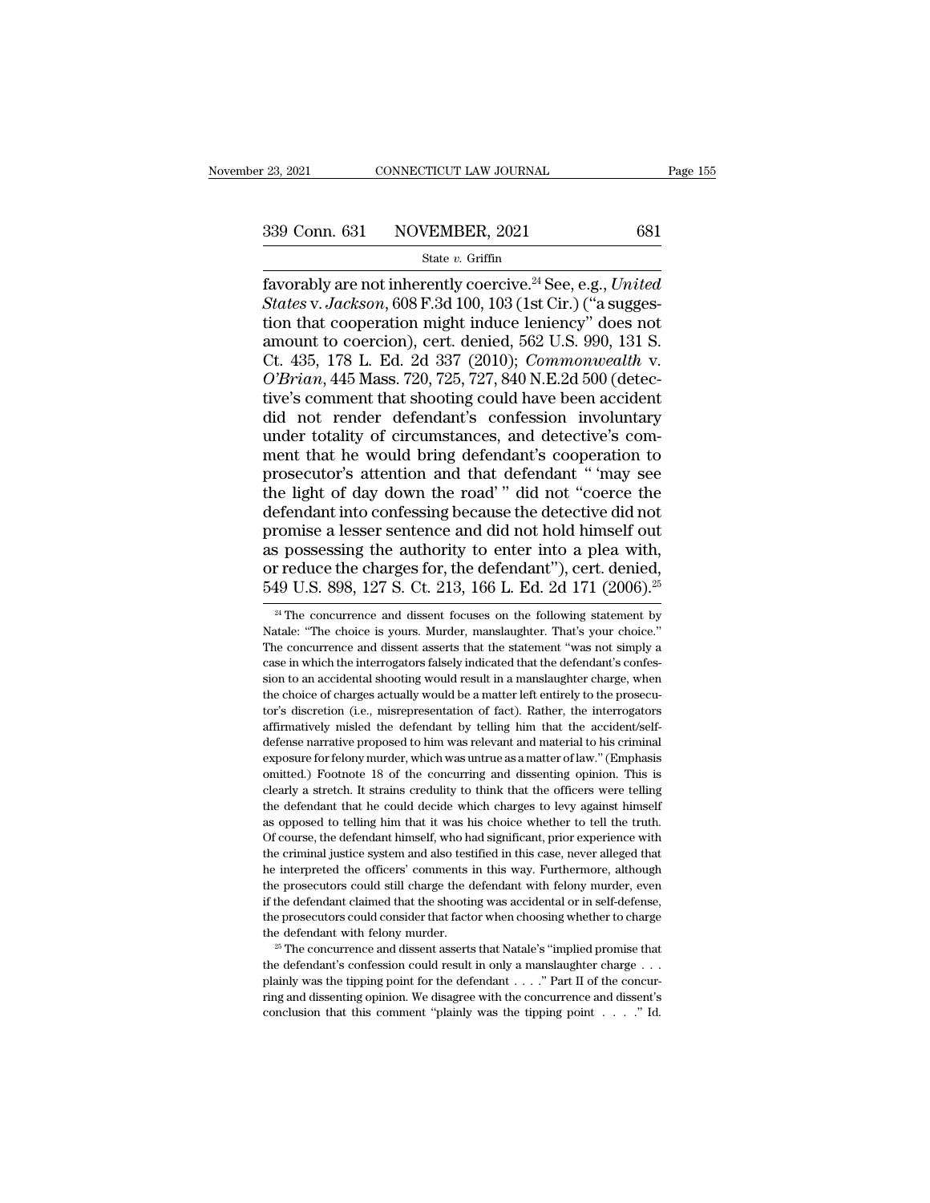favorably are not inherently coercive.[24] See, e.g., *United States* v. *Jackson*, 608 F.3d 100, 103 (1st Cir.) ("a suggestion that cooperation might induce leniency" does not amount to coercion), cert. denied, 562 U.S. 990, 131 S. Ct. 435, 178 L. Ed. 2d 337 (2010); *Commonwealth* v. *O'Brian*, 445 Mass. 720, 725, 727, 840 N.E.2d 500 (detective's comment that shooting could have been accident did not render defendant's confession involuntary under totality of circumstances, and detective's comment that he would bring defendant's cooperation to prosecutor's attention and that defendant " 'may see the light of day down the road' " did not "coerce the defendant into confessing because the detective did not promise a lesser sentence and did not hold himself out as possessing the authority to enter into a plea with, or reduce the charges for, the defendant"), cert. denied, 549 U.S. 898, 127 S. Ct. 213, 166 L. Ed. 2d 171 (2006).[25]

[24] The concurrence and dissent focuses on the following statement by Natale: "The choice is yours. Murder, manslaughter. That's your choice." The concurrence and dissent asserts that the statement "was not simply a case in which the interrogators falsely indicated that the defendant's confession to an accidental shooting would result in a manslaughter charge, when the choice of charges actually would be a matter left entirely to the prosecutor's discretion (i.e., misrepresentation of fact). Rather, the interrogators affirmatively misled the defendant by telling him that the accident/self-defense narrative proposed to him was relevant and material to his criminal exposure for felony murder, which was untrue as a matter of law." (Emphasis omitted.) Footnote 18 of the concurring and dissenting opinion. This is clearly a stretch. It strains credulity to think that the officers were telling the defendant that he could decide which charges to levy against himself as opposed to telling him that it was his choice whether to tell the truth. Of course, the defendant himself, who had significant, prior experience with the criminal justice system and also testified in this case, never alleged that he interpreted the officers' comments in this way. Furthermore, although the prosecutors could still charge the defendant with felony murder, even if the defendant claimed that the shooting was accidental or in self-defense, the prosecutors could consider that factor when choosing whether to charge the defendant with felony murder.

[25] The concurrence and dissent asserts that Natale's "implied promise that the defendant's confession could result in only a manslaughter charge . . . plainly was the tipping point for the defendant . . . ." Part II of the concurring and dissenting opinion. We disagree with the concurrence and dissent's conclusion that this comment "plainly was the tipping point . . . ." Id.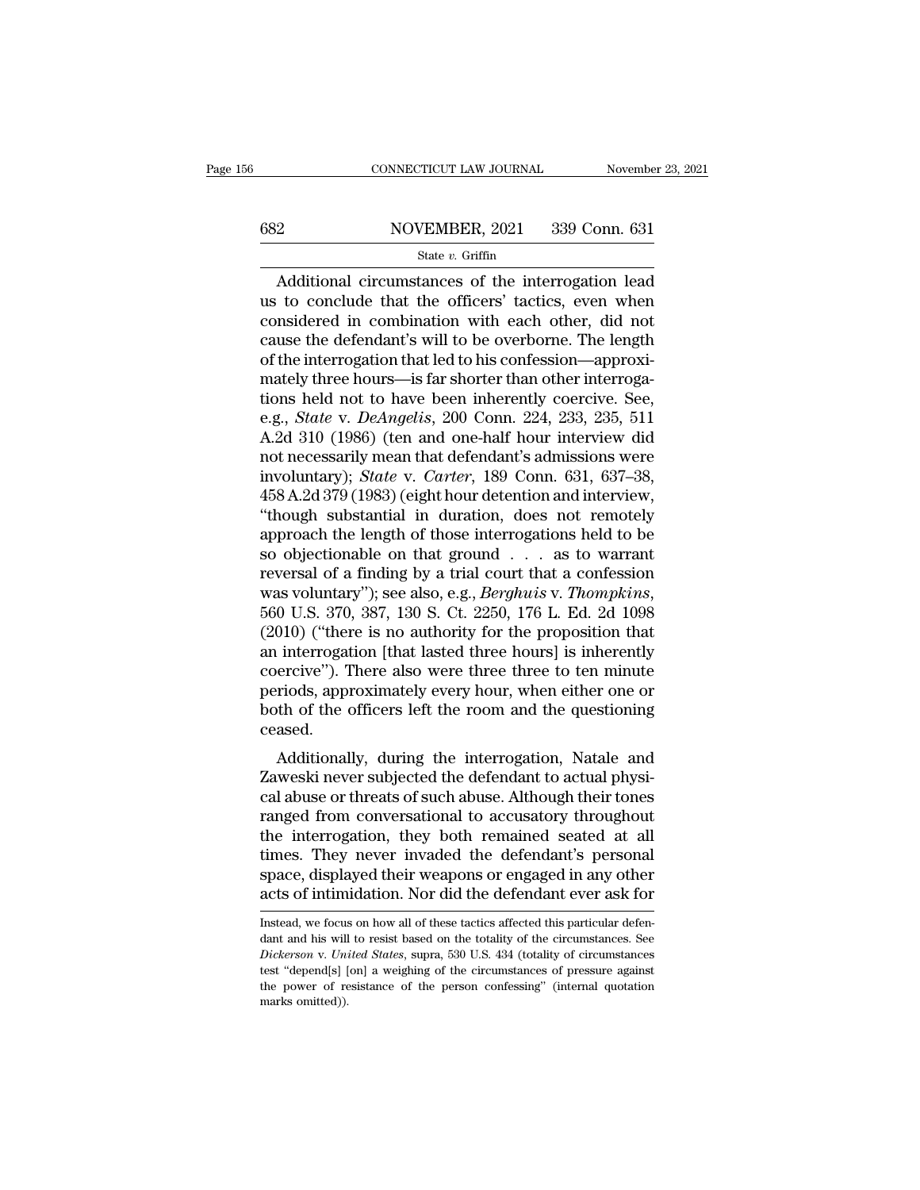Additional circumstances of the interrogation lead us to conclude that the officers' tactics, even when considered in combination with each other, did not cause the defendant's will to be overborne. The length of the interrogation that led to his confession—approximately three hours—is far shorter than other interrogations held not to have been inherently coercive. See, e.g., *State* v. *DeAngelis*, 200 Conn. 224, 233, 235, 511 A.2d 310 (1986) (ten and one-half hour interview did not necessarily mean that defendant's admissions were involuntary); *State* v. *Carter*, 189 Conn. 631, 637–38, 458 A.2d 379 (1983) (eight hour detention and interview, "though substantial in duration, does not remotely approach the length of those interrogations held to be so objectionable on that ground . . . as to warrant reversal of a finding by a trial court that a confession was voluntary"); see also, e.g., *Berghuis* v. *Thompkins*, 560 U.S. 370, 387, 130 S. Ct. 2250, 176 L. Ed. 2d 1098 (2010) ("there is no authority for the proposition that an interrogation [that lasted three hours] is inherently coercive"). There also were three three to ten minute periods, approximately every hour, when either one or both of the officers left the room and the questioning ceased.

Additionally, during the interrogation, Natale and Zaweski never subjected the defendant to actual physical abuse or threats of such abuse. Although their tones ranged from conversational to accusatory throughout the interrogation, they both remained seated at all times. They never invaded the defendant's personal space, displayed their weapons or engaged in any other acts of intimidation. Nor did the defendant ever ask for

---

Instead, we focus on how all of these tactics affected this particular defendant and his will to resist based on the totality of the circumstances. See *Dickerson* v. *United States*, supra, 530 U.S. 434 (totality of circumstances test "depend[s] [on] a weighing of the circumstances of pressure against the power of resistance of the person confessing" (internal quotation marks omitted)).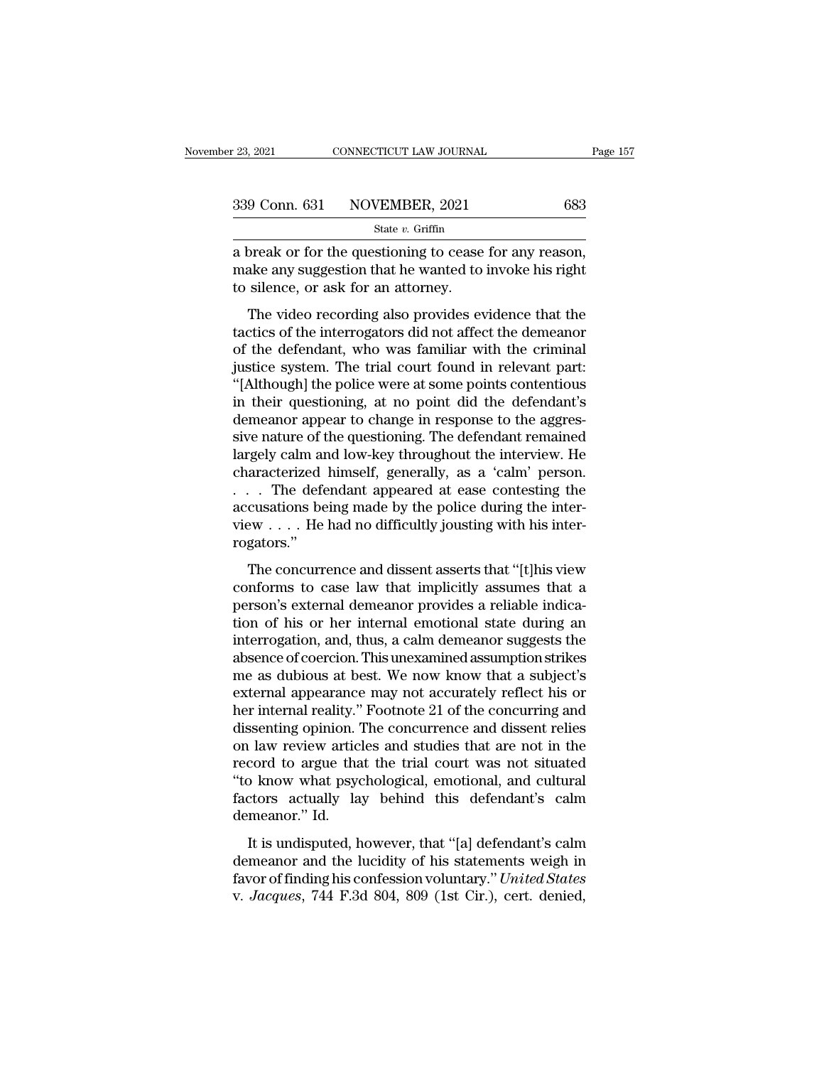a break or for the questioning to cease for any reason, make any suggestion that he wanted to invoke his right to silence, or ask for an attorney.

The video recording also provides evidence that the tactics of the interrogators did not affect the demeanor of the defendant, who was familiar with the criminal justice system. The trial court found in relevant part: "[Although] the police were at some points contentious in their questioning, at no point did the defendant's demeanor appear to change in response to the aggressive nature of the questioning. The defendant remained largely calm and low-key throughout the interview. He characterized himself, generally, as a 'calm' person. . . . The defendant appeared at ease contesting the accusations being made by the police during the interview . . . . He had no difficultly jousting with his interrogators."

The concurrence and dissent asserts that "[t]his view conforms to case law that implicitly assumes that a person's external demeanor provides a reliable indication of his or her internal emotional state during an interrogation, and, thus, a calm demeanor suggests the absence of coercion. This unexamined assumption strikes me as dubious at best. We now know that a subject's external appearance may not accurately reflect his or her internal reality." Footnote 21 of the concurring and dissenting opinion. The concurrence and dissent relies on law review articles and studies that are not in the record to argue that the trial court was not situated "to know what psychological, emotional, and cultural factors actually lay behind this defendant's calm demeanor." Id.

It is undisputed, however, that "[a] defendant's calm demeanor and the lucidity of his statements weigh in favor of finding his confession voluntary." *United States* v. *Jacques*, 744 F.3d 804, 809 (1st Cir.), cert. denied,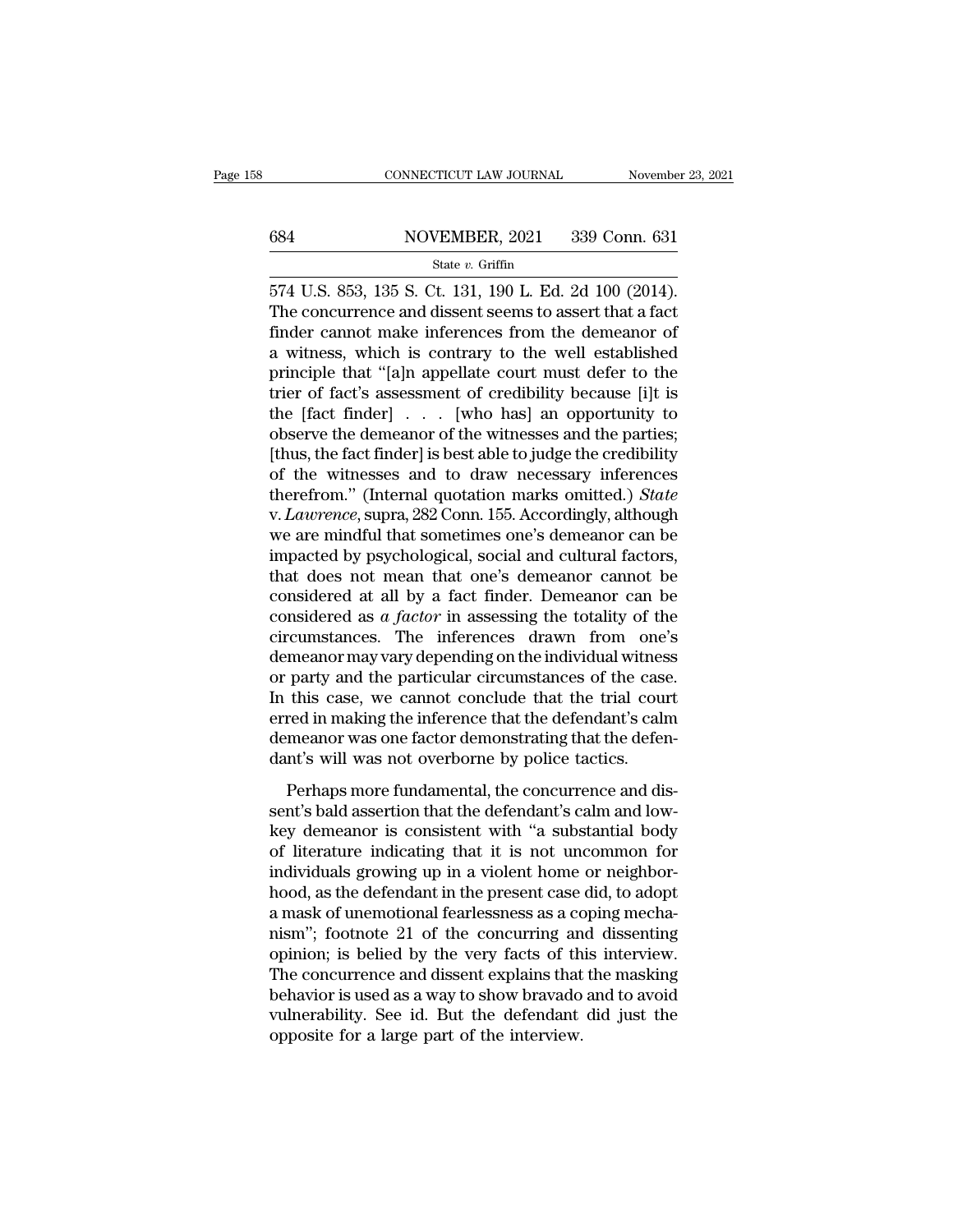574 U.S. 853, 135 S. Ct. 131, 190 L. Ed. 2d 100 (2014). The concurrence and dissent seems to assert that a fact finder cannot make inferences from the demeanor of a witness, which is contrary to the well established principle that "[a]n appellate court must defer to the trier of fact's assessment of credibility because [i]t is the [fact finder] . . . [who has] an opportunity to observe the demeanor of the witnesses and the parties; [thus, the fact finder] is best able to judge the credibility of the witnesses and to draw necessary inferences therefrom." (Internal quotation marks omitted.) *State* v. *Lawrence*, supra, 282 Conn. 155. Accordingly, although we are mindful that sometimes one's demeanor can be impacted by psychological, social and cultural factors, that does not mean that one's demeanor cannot be considered at all by a fact finder. Demeanor can be considered as *a factor* in assessing the totality of the circumstances. The inferences drawn from one's demeanor may vary depending on the individual witness or party and the particular circumstances of the case. In this case, we cannot conclude that the trial court erred in making the inference that the defendant's calm demeanor was one factor demonstrating that the defendant's will was not overborne by police tactics.

Perhaps more fundamental, the concurrence and dissent's bald assertion that the defendant's calm and low-key demeanor is consistent with "a substantial body of literature indicating that it is not uncommon for individuals growing up in a violent home or neighborhood, as the defendant in the present case did, to adopt a mask of unemotional fearlessness as a coping mechanism"; footnote 21 of the concurring and dissenting opinion; is belied by the very facts of this interview. The concurrence and dissent explains that the masking behavior is used as a way to show bravado and to avoid vulnerability. See id. But the defendant did just the opposite for a large part of the interview.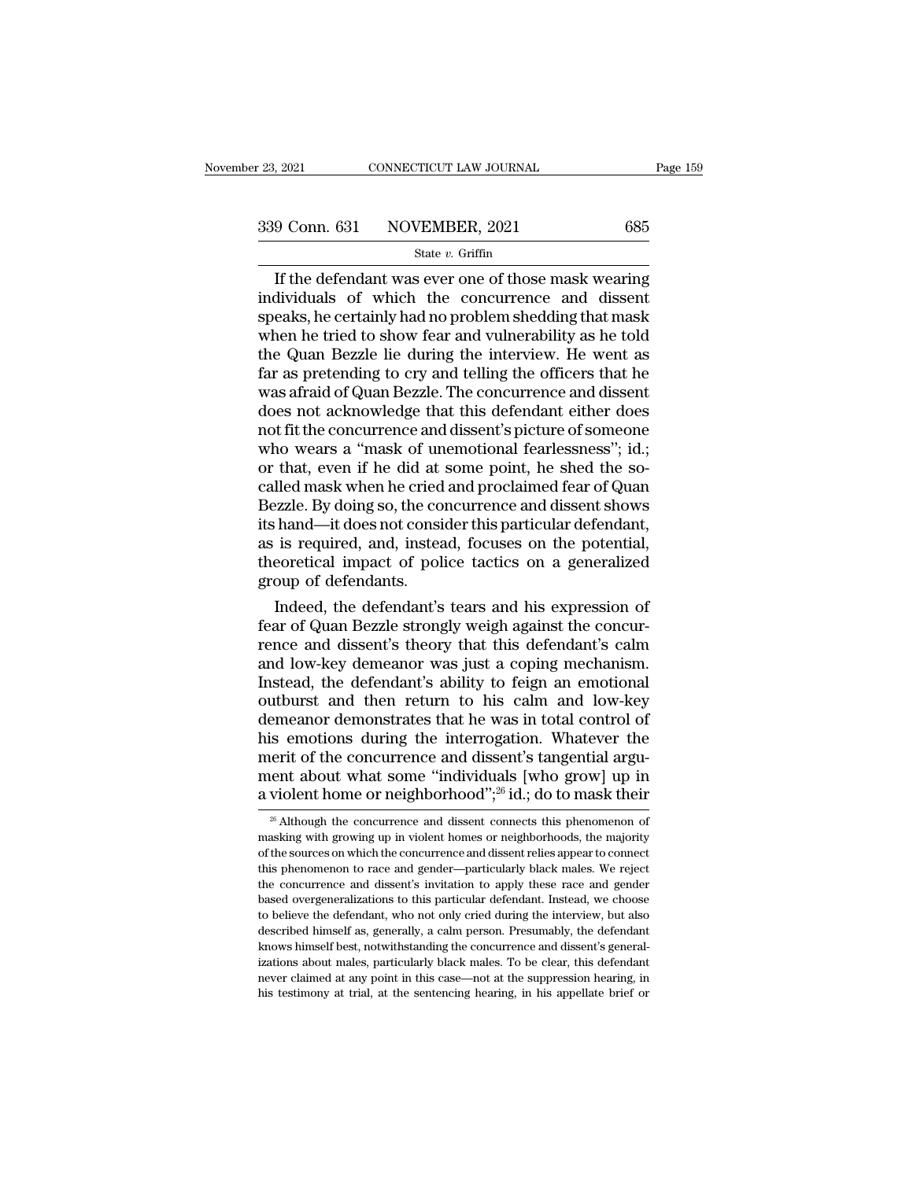If the defendant was ever one of those mask wearing individuals of which the concurrence and dissent speaks, he certainly had no problem shedding that mask when he tried to show fear and vulnerability as he told the Quan Bezzle lie during the interview. He went as far as pretending to cry and telling the officers that he was afraid of Quan Bezzle. The concurrence and dissent does not acknowledge that this defendant either does not fit the concurrence and dissent's picture of someone who wears a "mask of unemotional fearlessness"; id.; or that, even if he did at some point, he shed the so-called mask when he cried and proclaimed fear of Quan Bezzle. By doing so, the concurrence and dissent shows its hand—it does not consider this particular defendant, as is required, and, instead, focuses on the potential, theoretical impact of police tactics on a generalized group of defendants.

Indeed, the defendant's tears and his expression of fear of Quan Bezzle strongly weigh against the concurrence and dissent's theory that this defendant's calm and low-key demeanor was just a coping mechanism. Instead, the defendant's ability to feign an emotional outburst and then return to his calm and low-key demeanor demonstrates that he was in total control of his emotions during the interrogation. Whatever the merit of the concurrence and dissent's tangential argument about what some "individuals [who grow] up in a violent home or neighborhood";[26] id.; do to mask their

---

[26] Although the concurrence and dissent connects this phenomenon of masking with growing up in violent homes or neighborhoods, the majority of the sources on which the concurrence and dissent relies appear to connect this phenomenon to race and gender—particularly black males. We reject the concurrence and dissent's invitation to apply these race and gender based overgeneralizations to this particular defendant. Instead, we choose to believe the defendant, who not only cried during the interview, but also described himself as, generally, a calm person. Presumably, the defendant knows himself best, notwithstanding the concurrence and dissent's generalizations about males, particularly black males. To be clear, this defendant never claimed at any point in this case—not at the suppression hearing, in his testimony at trial, at the sentencing hearing, in his appellate brief or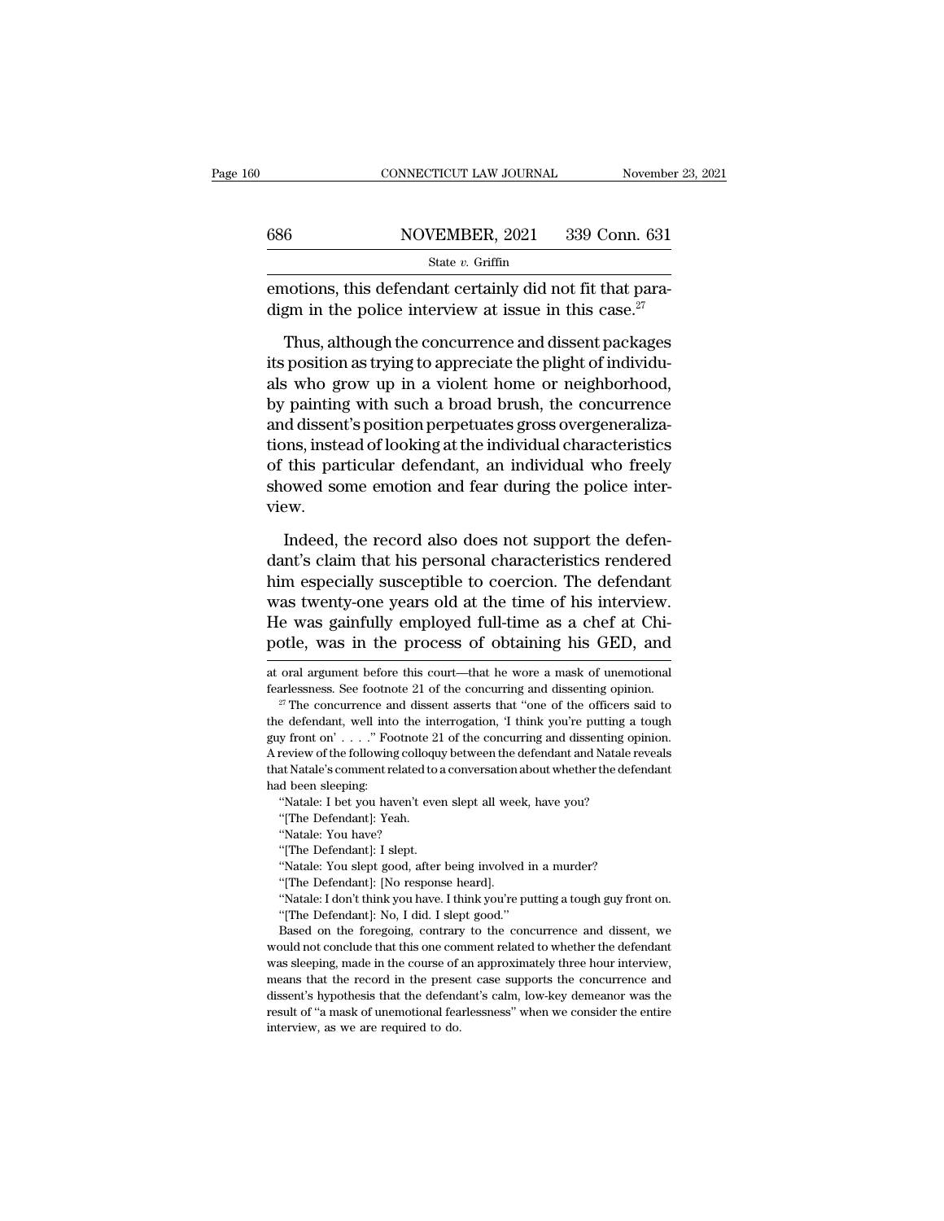emotions, this defendant certainly did not fit that paradigm in the police interview at issue in this case.[27]

Thus, although the concurrence and dissent packages its position as trying to appreciate the plight of individuals who grow up in a violent home or neighborhood, by painting with such a broad brush, the concurrence and dissent's position perpetuates gross overgeneralizations, instead of looking at the individual characteristics of this particular defendant, an individual who freely showed some emotion and fear during the police interview.

Indeed, the record also does not support the defendant's claim that his personal characteristics rendered him especially susceptible to coercion. The defendant was twenty-one years old at the time of his interview. He was gainfully employed full-time as a chef at Chipotle, was in the process of obtaining his GED, and

---

at oral argument before this court—that he wore a mask of unemotional fearlessness. See footnote 21 of the concurring and dissenting opinion.

[27] The concurrence and dissent asserts that "one of the officers said to the defendant, well into the interrogation, 'I think you're putting a tough guy front on' . . . ." Footnote 21 of the concurring and dissenting opinion. A review of the following colloquy between the defendant and Natale reveals that Natale's comment related to a conversation about whether the defendant had been sleeping:

"Natale: I bet you haven't even slept all week, have you?

"[The Defendant]: Yeah.

"Natale: You have?

"[The Defendant]: I slept.

"Natale: You slept good, after being involved in a murder?

"[The Defendant]: [No response heard].

"Natale: I don't think you have. I think you're putting a tough guy front on.

"[The Defendant]: No, I did. I slept good."

Based on the foregoing, contrary to the concurrence and dissent, we would not conclude that this one comment related to whether the defendant was sleeping, made in the course of an approximately three hour interview, means that the record in the present case supports the concurrence and dissent's hypothesis that the defendant's calm, low-key demeanor was the result of "a mask of unemotional fearlessness" when we consider the entire interview, as we are required to do.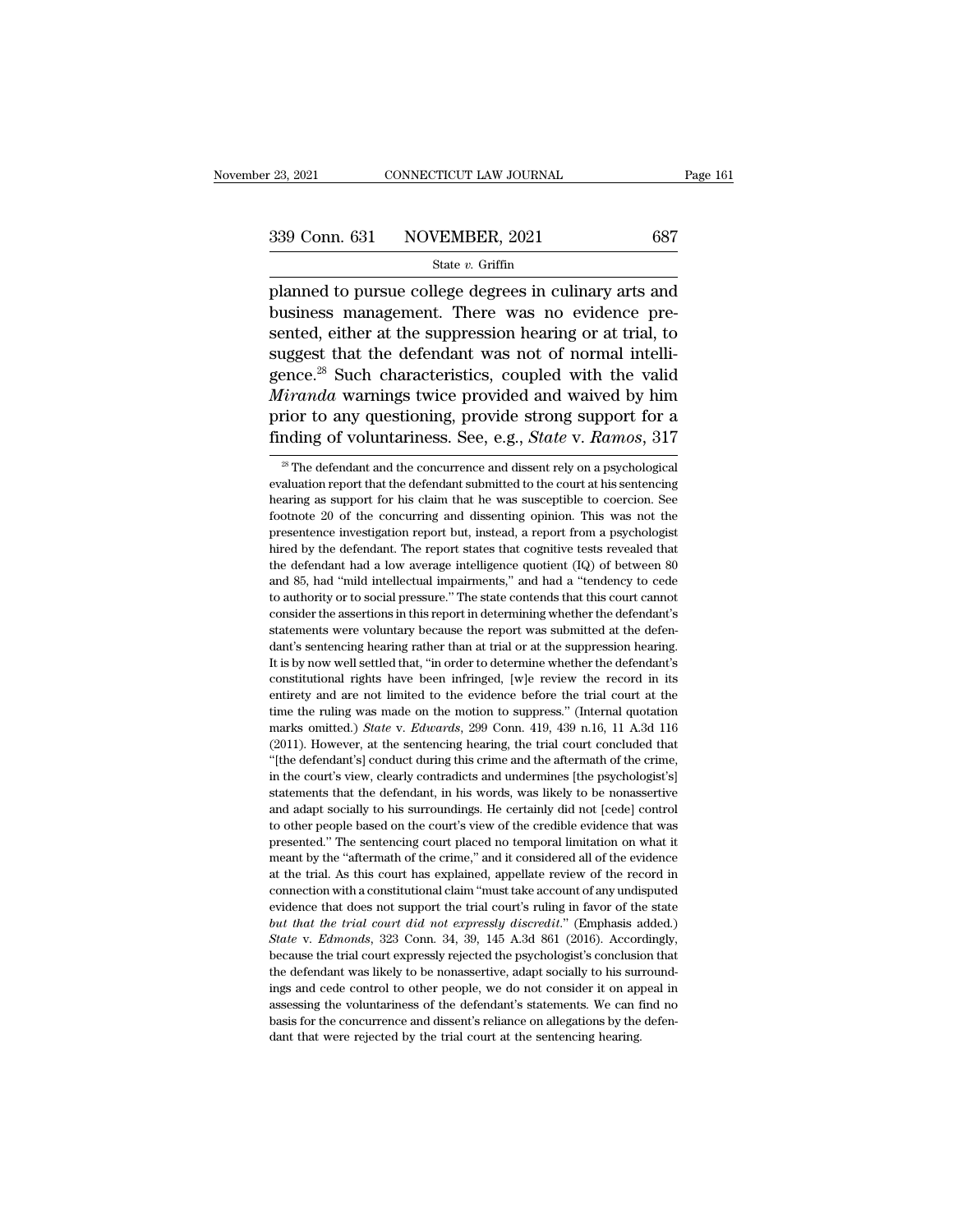planned to pursue college degrees in culinary arts and business management. There was no evidence presented, either at the suppression hearing or at trial, to suggest that the defendant was not of normal intelligence.[28] Such characteristics, coupled with the valid *Miranda* warnings twice provided and waived by him prior to any questioning, provide strong support for a finding of voluntariness. See, e.g., *State* v. *Ramos*, 317

[28] The defendant and the concurrence and dissent rely on a psychological evaluation report that the defendant submitted to the court at his sentencing hearing as support for his claim that he was susceptible to coercion. See footnote 20 of the concurring and dissenting opinion. This was not the presentence investigation report but, instead, a report from a psychologist hired by the defendant. The report states that cognitive tests revealed that the defendant had a low average intelligence quotient (IQ) of between 80 and 85, had "mild intellectual impairments," and had a "tendency to cede to authority or to social pressure." The state contends that this court cannot consider the assertions in this report in determining whether the defendant's statements were voluntary because the report was submitted at the defendant's sentencing hearing rather than at trial or at the suppression hearing. It is by now well settled that, "in order to determine whether the defendant's constitutional rights have been infringed, [w]e review the record in its entirety and are not limited to the evidence before the trial court at the time the ruling was made on the motion to suppress." (Internal quotation marks omitted.) *State* v. *Edwards*, 299 Conn. 419, 439 n.16, 11 A.3d 116 (2011). However, at the sentencing hearing, the trial court concluded that "[the defendant's] conduct during this crime and the aftermath of the crime, in the court's view, clearly contradicts and undermines [the psychologist's] statements that the defendant, in his words, was likely to be nonassertive and adapt socially to his surroundings. He certainly did not [cede] control to other people based on the court's view of the credible evidence that was presented." The sentencing court placed no temporal limitation on what it meant by the "aftermath of the crime," and it considered all of the evidence at the trial. As this court has explained, appellate review of the record in connection with a constitutional claim "must take account of any undisputed evidence that does not support the trial court's ruling in favor of the state *but that the trial court did not expressly discredit*." (Emphasis added.) *State* v. *Edmonds*, 323 Conn. 34, 39, 145 A.3d 861 (2016). Accordingly, because the trial court expressly rejected the psychologist's conclusion that the defendant was likely to be nonassertive, adapt socially to his surroundings and cede control to other people, we do not consider it on appeal in assessing the voluntariness of the defendant's statements. We can find no basis for the concurrence and dissent's reliance on allegations by the defendant that were rejected by the trial court at the sentencing hearing.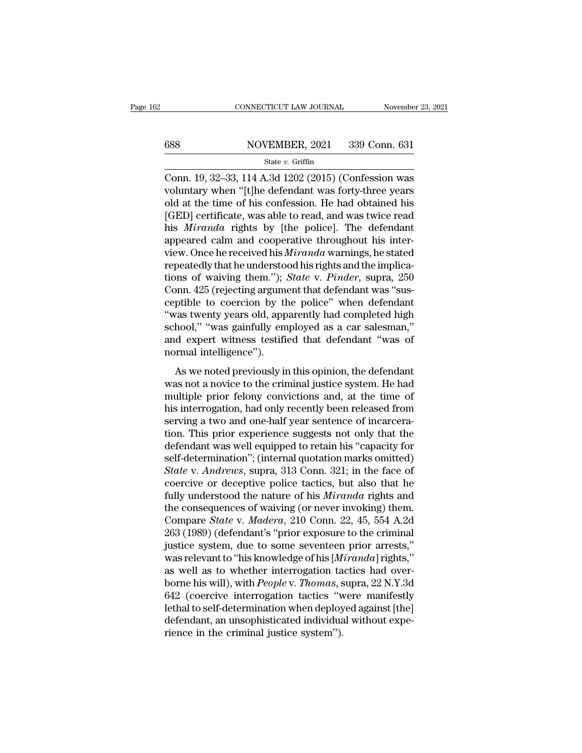Conn. 19, 32–33, 114 A.3d 1202 (2015) (Confession was voluntary when "[t]he defendant was forty-three years old at the time of his confession. He had obtained his [GED] certificate, was able to read, and was twice read his *Miranda* rights by [the police]. The defendant appeared calm and cooperative throughout his interview. Once he received his *Miranda* warnings, he stated repeatedly that he understood his rights and the implications of waiving them."); *State* v. *Pinder*, supra, 250 Conn. 425 (rejecting argument that defendant was "susceptible to coercion by the police" when defendant "was twenty years old, apparently had completed high school," "was gainfully employed as a car salesman," and expert witness testified that defendant "was of normal intelligence").

As we noted previously in this opinion, the defendant was not a novice to the criminal justice system. He had multiple prior felony convictions and, at the time of his interrogation, had only recently been released from serving a two and one-half year sentence of incarceration. This prior experience suggests not only that the defendant was well equipped to retain his "capacity for self-determination"; (internal quotation marks omitted) *State* v. *Andrews*, supra, 313 Conn. 321; in the face of coercive or deceptive police tactics, but also that he fully understood the nature of his *Miranda* rights and the consequences of waiving (or never invoking) them. Compare *State* v. *Madera*, 210 Conn. 22, 45, 554 A.2d 263 (1989) (defendant's "prior exposure to the criminal justice system, due to some seventeen prior arrests," was relevant to "his knowledge of his [*Miranda*] rights," as well as to whether interrogation tactics had overborne his will), with *People* v. *Thomas*, supra, 22 N.Y.3d 642 (coercive interrogation tactics "were manifestly lethal to self-determination when deployed against [the] defendant, an unsophisticated individual without experience in the criminal justice system").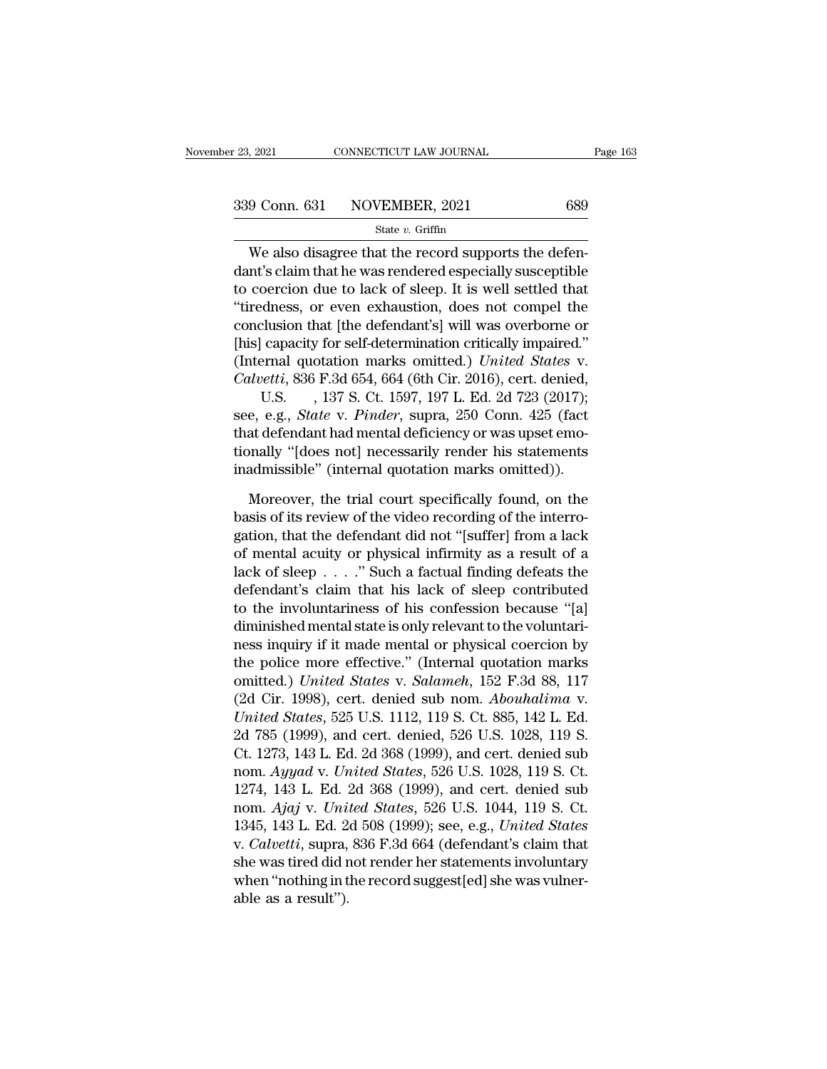We also disagree that the record supports the defendant's claim that he was rendered especially susceptible to coercion due to lack of sleep. It is well settled that "tiredness, or even exhaustion, does not compel the conclusion that [the defendant's] will was overborne or [his] capacity for self-determination critically impaired." (Internal quotation marks omitted.) *United States* v. *Calvetti*, 836 F.3d 654, 664 (6th Cir. 2016), cert. denied, U.S. , 137 S. Ct. 1597, 197 L. Ed. 2d 723 (2017); see, e.g., *State* v. *Pinder*, supra, 250 Conn. 425 (fact that defendant had mental deficiency or was upset emotionally "[does not] necessarily render his statements inadmissible" (internal quotation marks omitted)).

Moreover, the trial court specifically found, on the basis of its review of the video recording of the interrogation, that the defendant did not "[suffer] from a lack of mental acuity or physical infirmity as a result of a lack of sleep . . . ." Such a factual finding defeats the defendant's claim that his lack of sleep contributed to the involuntariness of his confession because "[a] diminished mental state is only relevant to the voluntariness inquiry if it made mental or physical coercion by the police more effective." (Internal quotation marks omitted.) *United States* v. *Salameh*, 152 F.3d 88, 117 (2d Cir. 1998), cert. denied sub nom. *Abouhalima* v. *United States*, 525 U.S. 1112, 119 S. Ct. 885, 142 L. Ed. 2d 785 (1999), and cert. denied, 526 U.S. 1028, 119 S. Ct. 1273, 143 L. Ed. 2d 368 (1999), and cert. denied sub nom. *Ayyad* v. *United States*, 526 U.S. 1028, 119 S. Ct. 1274, 143 L. Ed. 2d 368 (1999), and cert. denied sub nom. *Ajaj* v. *United States*, 526 U.S. 1044, 119 S. Ct. 1345, 143 L. Ed. 2d 508 (1999); see, e.g., *United States* v. *Calvetti*, supra, 836 F.3d 664 (defendant's claim that she was tired did not render her statements involuntary when "nothing in the record suggest[ed] she was vulnerable as a result").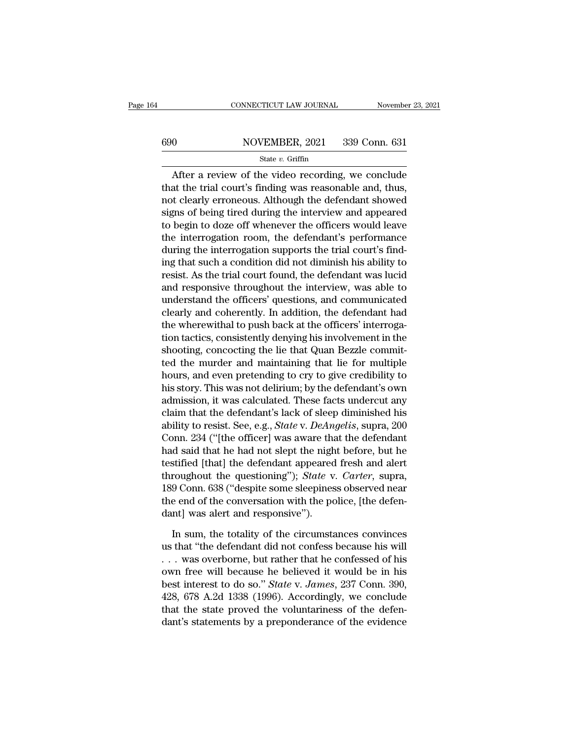After a review of the video recording, we conclude that the trial court's finding was reasonable and, thus, not clearly erroneous. Although the defendant showed signs of being tired during the interview and appeared to begin to doze off whenever the officers would leave the interrogation room, the defendant's performance during the interrogation supports the trial court's finding that such a condition did not diminish his ability to resist. As the trial court found, the defendant was lucid and responsive throughout the interview, was able to understand the officers' questions, and communicated clearly and coherently. In addition, the defendant had the wherewithal to push back at the officers' interrogation tactics, consistently denying his involvement in the shooting, concocting the lie that Quan Bezzle committed the murder and maintaining that lie for multiple hours, and even pretending to cry to give credibility to his story. This was not delirium; by the defendant's own admission, it was calculated. These facts undercut any claim that the defendant's lack of sleep diminished his ability to resist. See, e.g., *State* v. *DeAngelis*, supra, 200 Conn. 234 ("[the officer] was aware that the defendant had said that he had not slept the night before, but he testified [that] the defendant appeared fresh and alert throughout the questioning"); *State* v. *Carter*, supra, 189 Conn. 638 ("despite some sleepiness observed near the end of the conversation with the police, [the defendant] was alert and responsive").

In sum, the totality of the circumstances convinces us that "the defendant did not confess because his will . . . was overborne, but rather that he confessed of his own free will because he believed it would be in his best interest to do so." *State* v. *James*, 237 Conn. 390, 428, 678 A.2d 1338 (1996). Accordingly, we conclude that the state proved the voluntariness of the defendant's statements by a preponderance of the evidence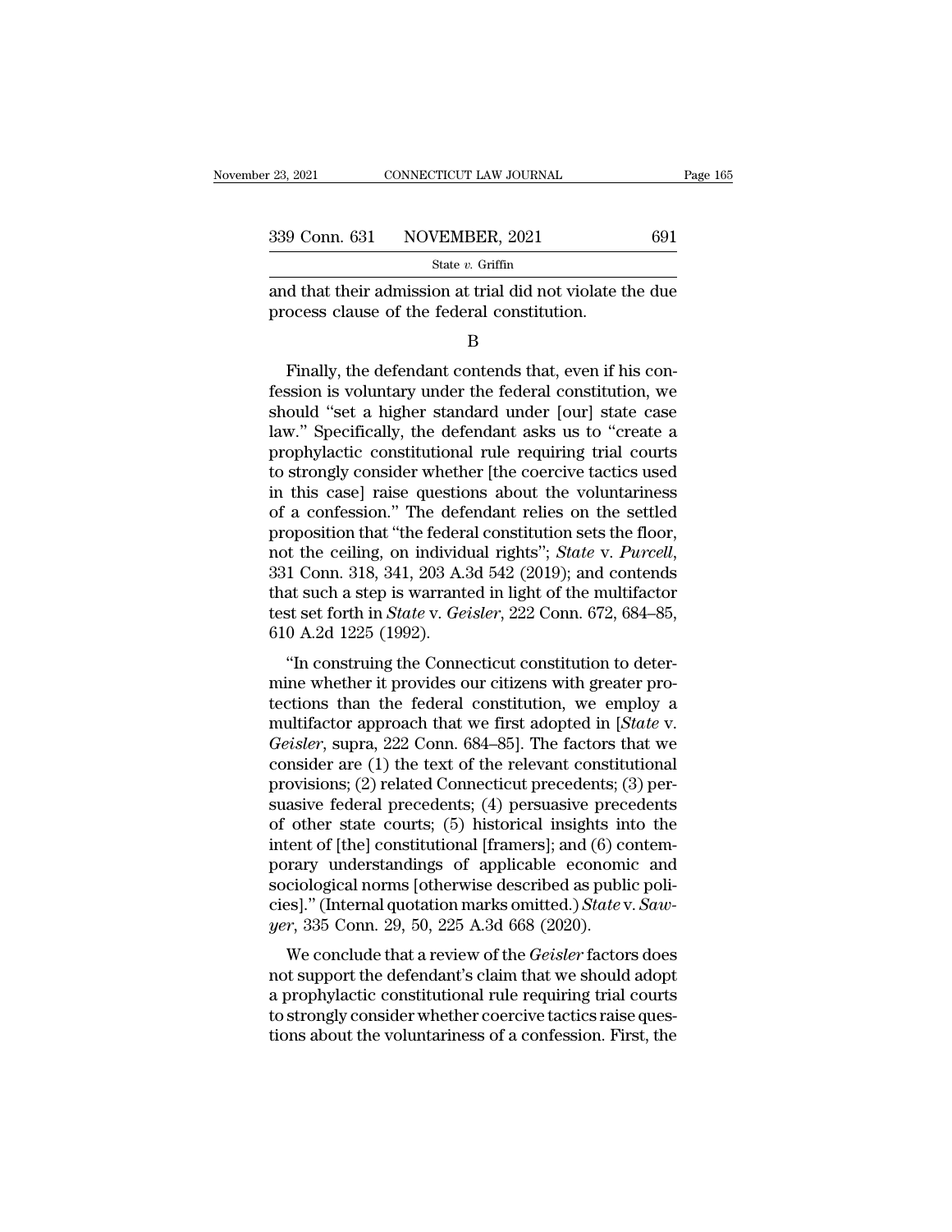and that their admission at trial did not violate the due process clause of the federal constitution.

B

Finally, the defendant contends that, even if his confession is voluntary under the federal constitution, we should "set a higher standard under [our] state case law." Specifically, the defendant asks us to "create a prophylactic constitutional rule requiring trial courts to strongly consider whether [the coercive tactics used in this case] raise questions about the voluntariness of a confession." The defendant relies on the settled proposition that "the federal constitution sets the floor, not the ceiling, on individual rights"; *State* v. *Purcell*, 331 Conn. 318, 341, 203 A.3d 542 (2019); and contends that such a step is warranted in light of the multifactor test set forth in *State* v. *Geisler*, 222 Conn. 672, 684–85, 610 A.2d 1225 (1992).

"In construing the Connecticut constitution to determine whether it provides our citizens with greater protections than the federal constitution, we employ a multifactor approach that we first adopted in [*State* v. *Geisler*, supra, 222 Conn. 684–85]. The factors that we consider are (1) the text of the relevant constitutional provisions; (2) related Connecticut precedents; (3) persuasive federal precedents; (4) persuasive precedents of other state courts; (5) historical insights into the intent of [the] constitutional [framers]; and (6) contemporary understandings of applicable economic and sociological norms [otherwise described as public policies]." (Internal quotation marks omitted.) *State* v. *Sawyer*, 335 Conn. 29, 50, 225 A.3d 668 (2020).

We conclude that a review of the *Geisler* factors does not support the defendant's claim that we should adopt a prophylactic constitutional rule requiring trial courts to strongly consider whether coercive tactics raise questions about the voluntariness of a confession. First, the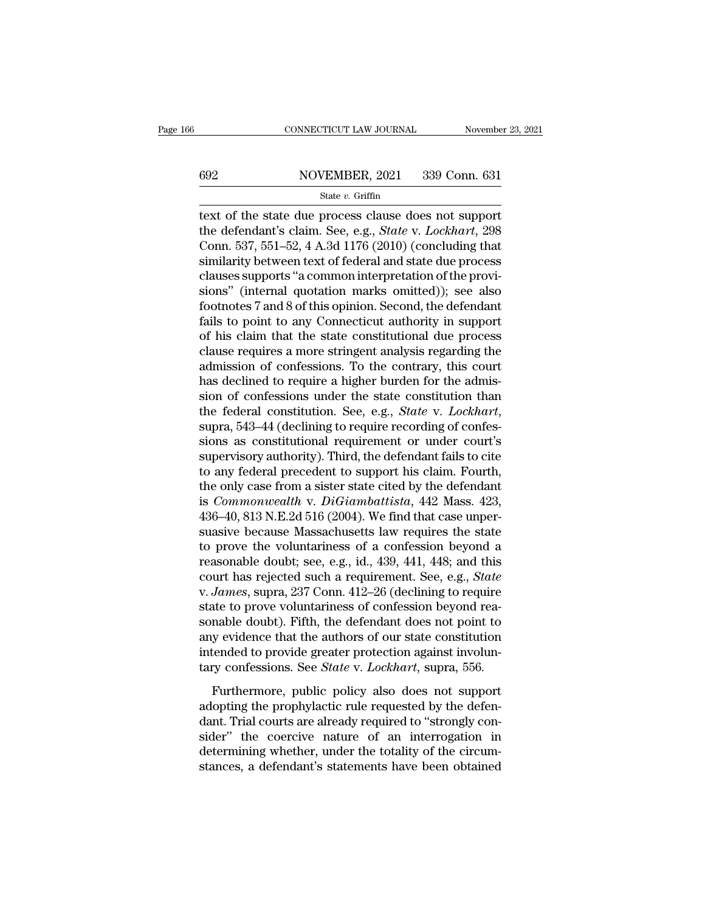text of the state due process clause does not support the defendant's claim. See, e.g., *State* v. *Lockhart*, 298 Conn. 537, 551–52, 4 A.3d 1176 (2010) (concluding that similarity between text of federal and state due process clauses supports "a common interpretation of the provisions" (internal quotation marks omitted)); see also footnotes 7 and 8 of this opinion. Second, the defendant fails to point to any Connecticut authority in support of his claim that the state constitutional due process clause requires a more stringent analysis regarding the admission of confessions. To the contrary, this court has declined to require a higher burden for the admission of confessions under the state constitution than the federal constitution. See, e.g., *State* v. *Lockhart*, supra, 543–44 (declining to require recording of confessions as constitutional requirement or under court's supervisory authority). Third, the defendant fails to cite to any federal precedent to support his claim. Fourth, the only case from a sister state cited by the defendant is *Commonwealth* v. *DiGiambattista*, 442 Mass. 423, 436–40, 813 N.E.2d 516 (2004). We find that case unpersuasive because Massachusetts law requires the state to prove the voluntariness of a confession beyond a reasonable doubt; see, e.g., id., 439, 441, 448; and this court has rejected such a requirement. See, e.g., *State* v. *James*, supra, 237 Conn. 412–26 (declining to require state to prove voluntariness of confession beyond reasonable doubt). Fifth, the defendant does not point to any evidence that the authors of our state constitution intended to provide greater protection against involuntary confessions. See *State* v. *Lockhart*, supra, 556.

Furthermore, public policy also does not support adopting the prophylactic rule requested by the defendant. Trial courts are already required to "strongly consider" the coercive nature of an interrogation in determining whether, under the totality of the circumstances, a defendant's statements have been obtained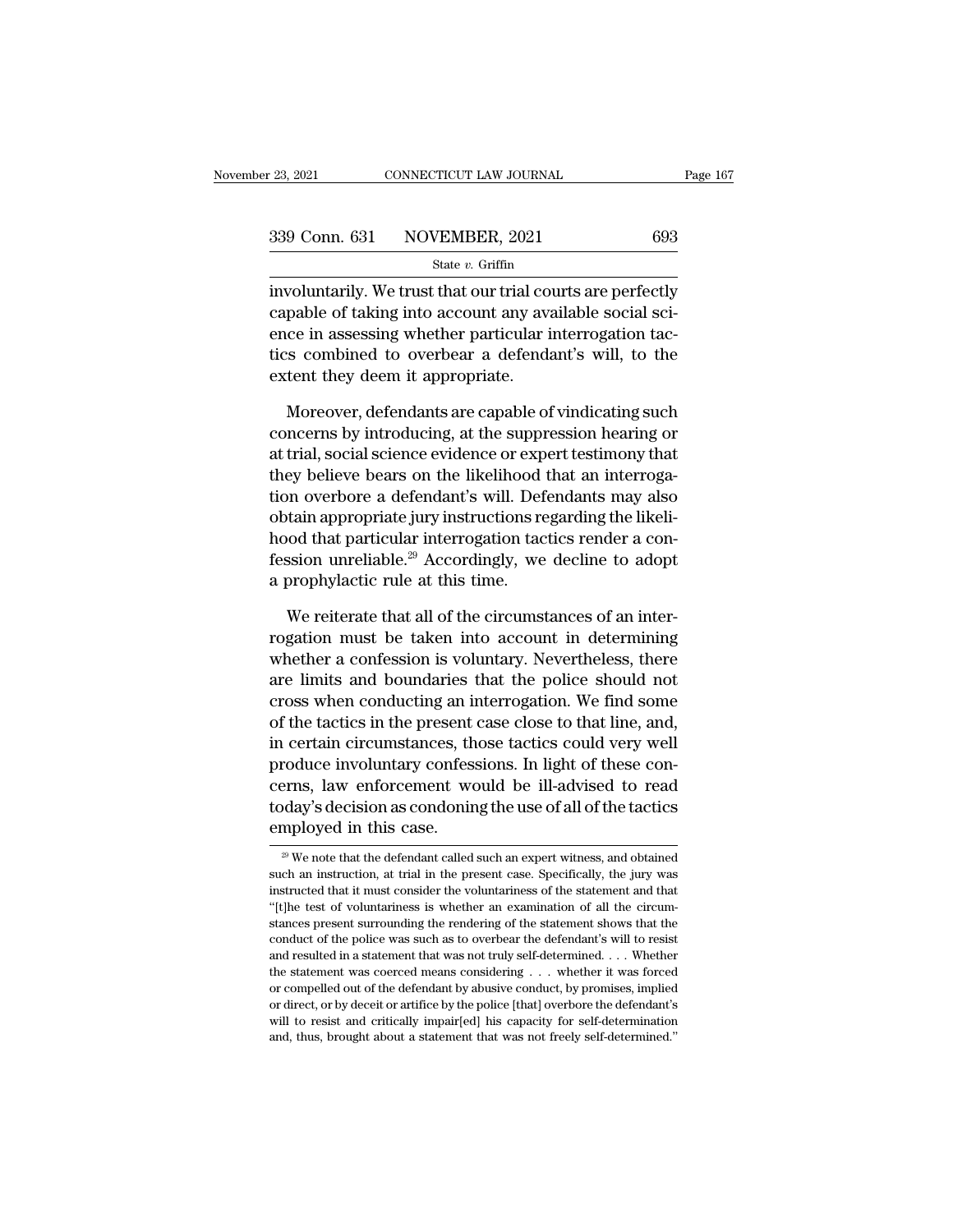involuntarily. We trust that our trial courts are perfectly capable of taking into account any available social science in assessing whether particular interrogation tactics combined to overbear a defendant's will, to the extent they deem it appropriate.

Moreover, defendants are capable of vindicating such concerns by introducing, at the suppression hearing or at trial, social science evidence or expert testimony that they believe bears on the likelihood that an interrogation overbore a defendant's will. Defendants may also obtain appropriate jury instructions regarding the likelihood that particular interrogation tactics render a confession unreliable.[29] Accordingly, we decline to adopt a prophylactic rule at this time.

We reiterate that all of the circumstances of an interrogation must be taken into account in determining whether a confession is voluntary. Nevertheless, there are limits and boundaries that the police should not cross when conducting an interrogation. We find some of the tactics in the present case close to that line, and, in certain circumstances, those tactics could very well produce involuntary confessions. In light of these concerns, law enforcement would be ill-advised to read today's decision as condoning the use of all of the tactics employed in this case.

---

[29] We note that the defendant called such an expert witness, and obtained such an instruction, at trial in the present case. Specifically, the jury was instructed that it must consider the voluntariness of the statement and that "[t]he test of voluntariness is whether an examination of all the circumstances present surrounding the rendering of the statement shows that the conduct of the police was such as to overbear the defendant's will to resist and resulted in a statement that was not truly self-determined. . . . Whether the statement was coerced means considering . . . whether it was forced or compelled out of the defendant by abusive conduct, by promises, implied or direct, or by deceit or artifice by the police [that] overbore the defendant's will to resist and critically impair[ed] his capacity for self-determination and, thus, brought about a statement that was not freely self-determined."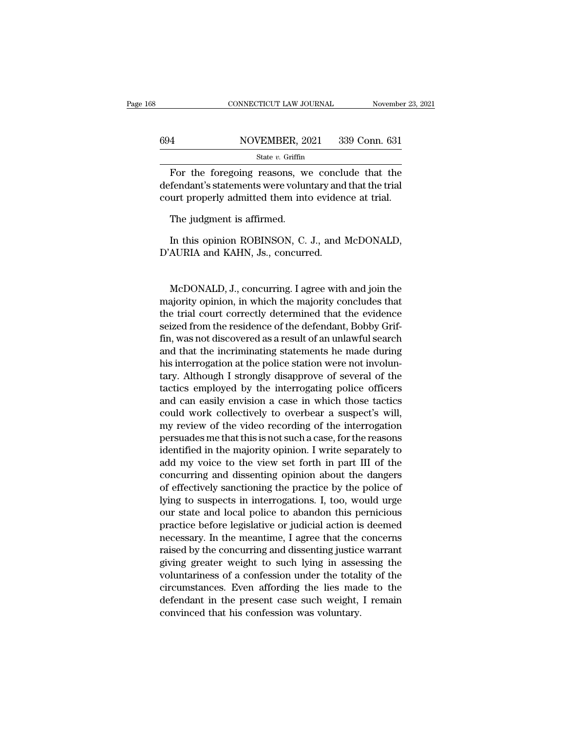For the foregoing reasons, we conclude that the defendant's statements were voluntary and that the trial court properly admitted them into evidence at trial.

The judgment is affirmed.

In this opinion ROBINSON, C. J., and McDONALD, D'AURIA and KAHN, Js., concurred.

McDONALD, J., concurring. I agree with and join the majority opinion, in which the majority concludes that the trial court correctly determined that the evidence seized from the residence of the defendant, Bobby Griffin, was not discovered as a result of an unlawful search and that the incriminating statements he made during his interrogation at the police station were not involuntary. Although I strongly disapprove of several of the tactics employed by the interrogating police officers and can easily envision a case in which those tactics could work collectively to overbear a suspect's will, my review of the video recording of the interrogation persuades me that this is not such a case, for the reasons identified in the majority opinion. I write separately to add my voice to the view set forth in part III of the concurring and dissenting opinion about the dangers of effectively sanctioning the practice by the police of lying to suspects in interrogations. I, too, would urge our state and local police to abandon this pernicious practice before legislative or judicial action is deemed necessary. In the meantime, I agree that the concerns raised by the concurring and dissenting justice warrant giving greater weight to such lying in assessing the voluntariness of a confession under the totality of the circumstances. Even affording the lies made to the defendant in the present case such weight, I remain convinced that his confession was voluntary.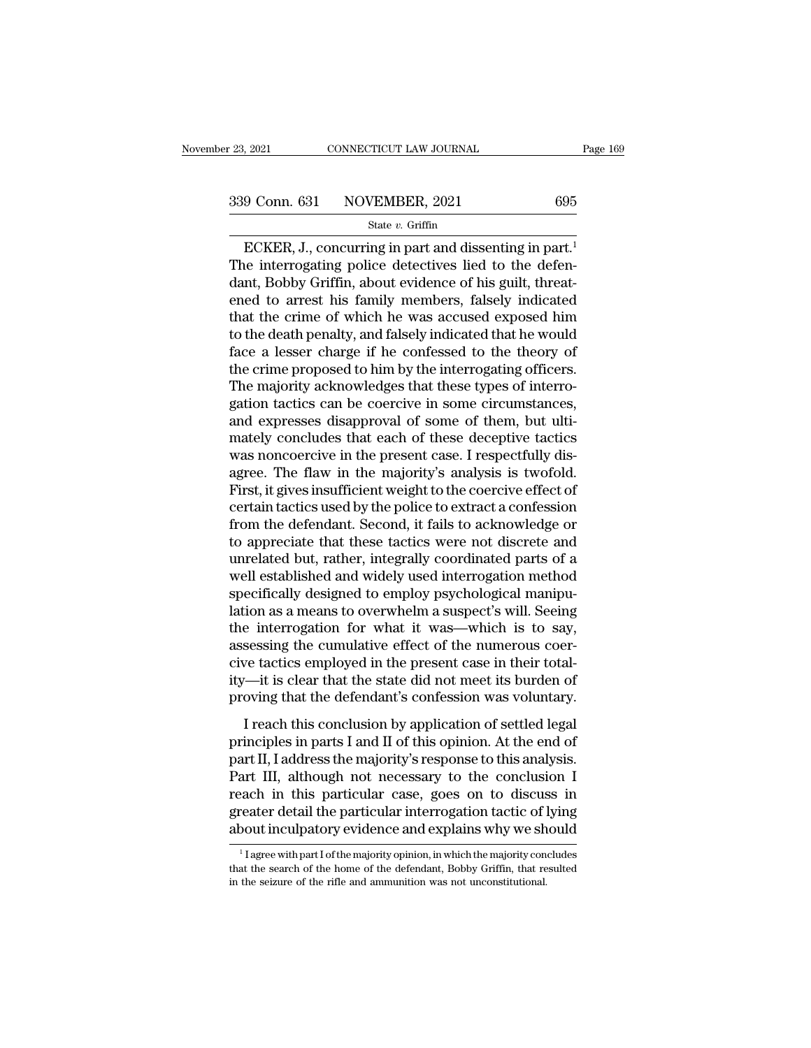ECKER, J., concurring in part and dissenting in part.[1] The interrogating police detectives lied to the defendant, Bobby Griffin, about evidence of his guilt, threatened to arrest his family members, falsely indicated that the crime of which he was accused exposed him to the death penalty, and falsely indicated that he would face a lesser charge if he confessed to the theory of the crime proposed to him by the interrogating officers. The majority acknowledges that these types of interrogation tactics can be coercive in some circumstances, and expresses disapproval of some of them, but ultimately concludes that each of these deceptive tactics was noncoercive in the present case. I respectfully disagree. The flaw in the majority's analysis is twofold. First, it gives insufficient weight to the coercive effect of certain tactics used by the police to extract a confession from the defendant. Second, it fails to acknowledge or to appreciate that these tactics were not discrete and unrelated but, rather, integrally coordinated parts of a well established and widely used interrogation method specifically designed to employ psychological manipulation as a means to overwhelm a suspect's will. Seeing the interrogation for what it was—which is to say, assessing the cumulative effect of the numerous coercive tactics employed in the present case in their totality—it is clear that the state did not meet its burden of proving that the defendant's confession was voluntary.

I reach this conclusion by application of settled legal principles in parts I and II of this opinion. At the end of part II, I address the majority's response to this analysis. Part III, although not necessary to the conclusion I reach in this particular case, goes on to discuss in greater detail the particular interrogation tactic of lying about inculpatory evidence and explains why we should

[1] I agree with part I of the majority opinion, in which the majority concludes that the search of the home of the defendant, Bobby Griffin, that resulted in the seizure of the rifle and ammunition was not unconstitutional.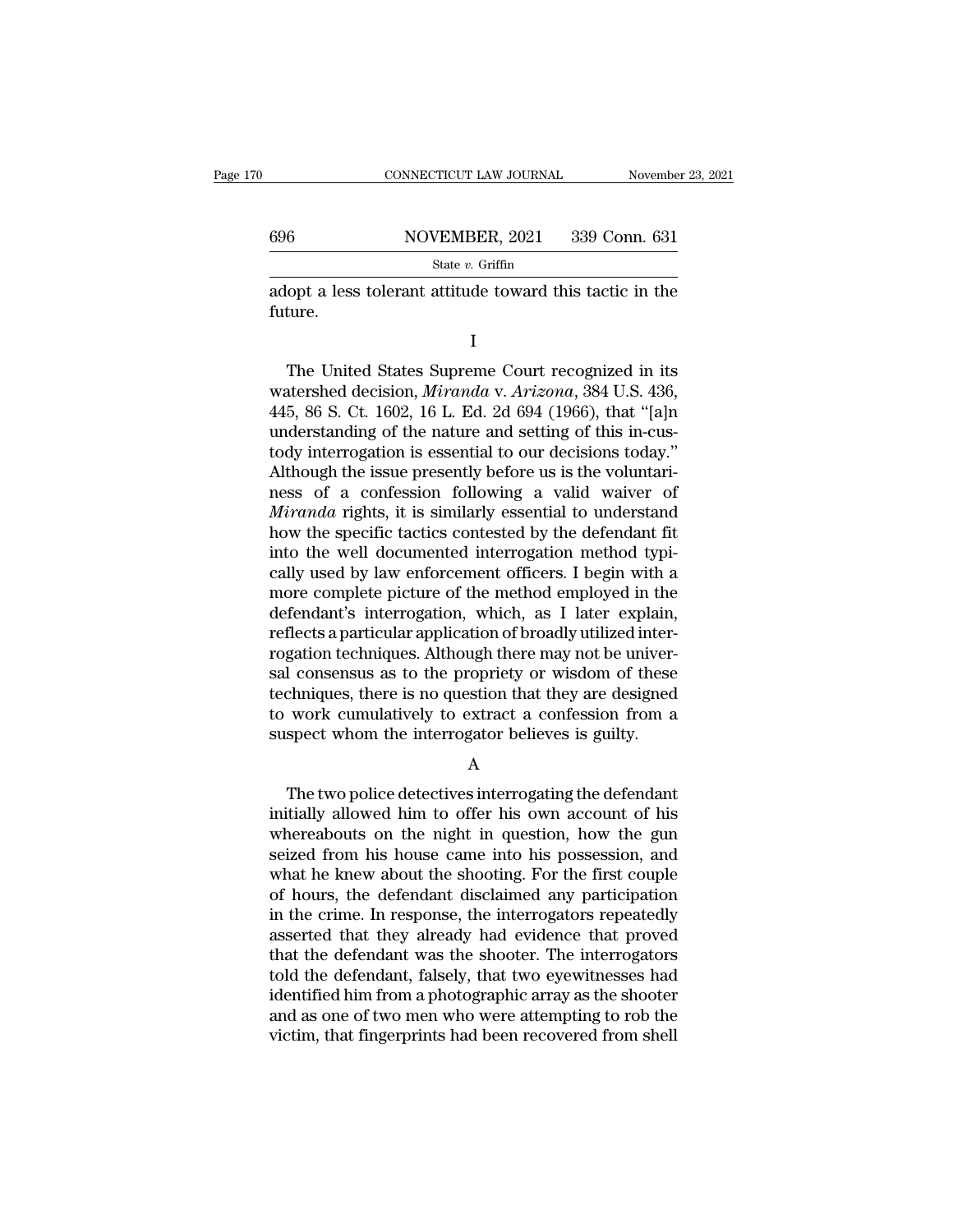adopt a less tolerant attitude toward this tactic in the future.

I

The United States Supreme Court recognized in its watershed decision, *Miranda* v. *Arizona*, 384 U.S. 436, 445, 86 S. Ct. 1602, 16 L. Ed. 2d 694 (1966), that "[a]n understanding of the nature and setting of this in-custody interrogation is essential to our decisions today." Although the issue presently before us is the voluntariness of a confession following a valid waiver of *Miranda* rights, it is similarly essential to understand how the specific tactics contested by the defendant fit into the well documented interrogation method typically used by law enforcement officers. I begin with a more complete picture of the method employed in the defendant's interrogation, which, as I later explain, reflects a particular application of broadly utilized interrogation techniques. Although there may not be universal consensus as to the propriety or wisdom of these techniques, there is no question that they are designed to work cumulatively to extract a confession from a suspect whom the interrogator believes is guilty.

A

The two police detectives interrogating the defendant initially allowed him to offer his own account of his whereabouts on the night in question, how the gun seized from his house came into his possession, and what he knew about the shooting. For the first couple of hours, the defendant disclaimed any participation in the crime. In response, the interrogators repeatedly asserted that they already had evidence that proved that the defendant was the shooter. The interrogators told the defendant, falsely, that two eyewitnesses had identified him from a photographic array as the shooter and as one of two men who were attempting to rob the victim, that fingerprints had been recovered from shell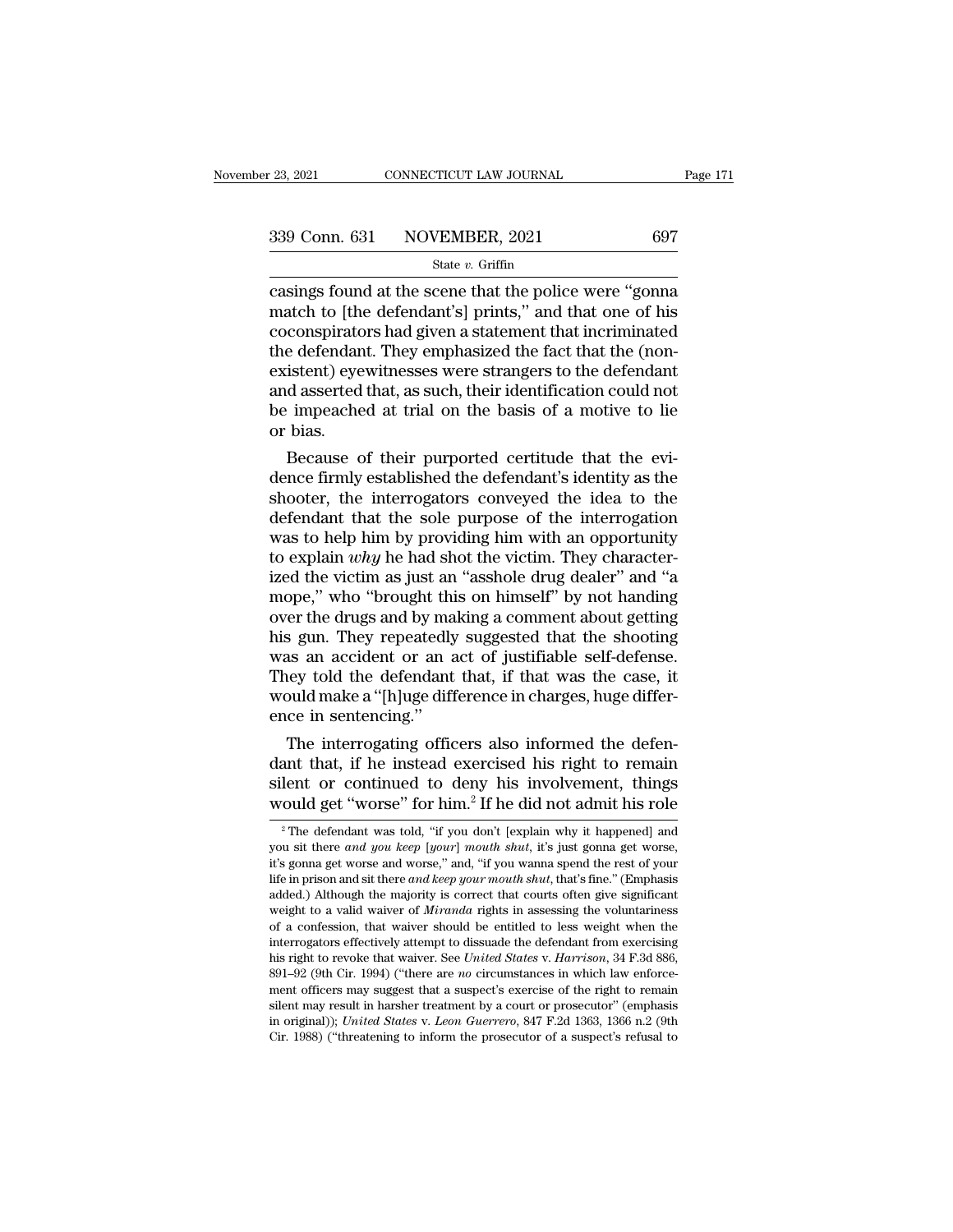casings found at the scene that the police were "gonna match to [the defendant's] prints," and that one of his coconspirators had given a statement that incriminated the defendant. They emphasized the fact that the (nonexistent) eyewitnesses were strangers to the defendant and asserted that, as such, their identification could not be impeached at trial on the basis of a motive to lie or bias.

Because of their purported certitude that the evidence firmly established the defendant's identity as the shooter, the interrogators conveyed the idea to the defendant that the sole purpose of the interrogation was to help him by providing him with an opportunity to explain *why* he had shot the victim. They characterized the victim as just an "asshole drug dealer" and "a mope," who "brought this on himself" by not handing over the drugs and by making a comment about getting his gun. They repeatedly suggested that the shooting was an accident or an act of justifiable self-defense. They told the defendant that, if that was the case, it would make a "[h]uge difference in charges, huge difference in sentencing."

The interrogating officers also informed the defendant that, if he instead exercised his right to remain silent or continued to deny his involvement, things would get "worse" for him.[2] If he did not admit his role

---

[2] The defendant was told, "if you don't [explain why it happened] and you sit there *and you keep* [*your*] *mouth shut*, it's just gonna get worse, it's gonna get worse and worse," and, "if you wanna spend the rest of your life in prison and sit there *and keep your mouth shut*, that's fine." (Emphasis added.) Although the majority is correct that courts often give significant weight to a valid waiver of *Miranda* rights in assessing the voluntariness of a confession, that waiver should be entitled to less weight when the interrogators effectively attempt to dissuade the defendant from exercising his right to revoke that waiver. See *United States* v. *Harrison*, 34 F.3d 886, 891–92 (9th Cir. 1994) ("there are *no* circumstances in which law enforcement officers may suggest that a suspect's exercise of the right to remain silent may result in harsher treatment by a court or prosecutor" (emphasis in original)); *United States* v. *Leon Guerrero*, 847 F.2d 1363, 1366 n.2 (9th Cir. 1988) ("threatening to inform the prosecutor of a suspect's refusal to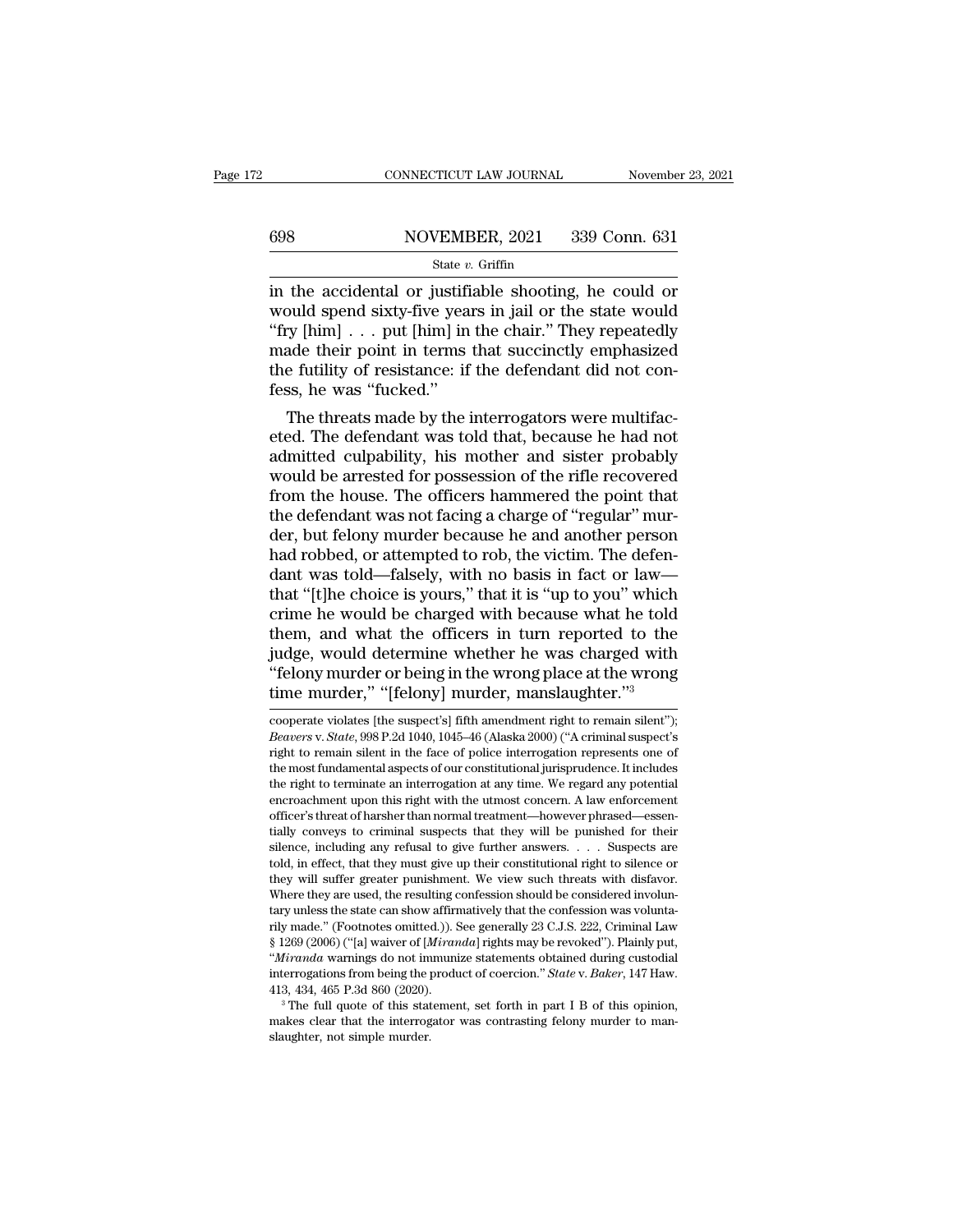in the accidental or justifiable shooting, he could or would spend sixty-five years in jail or the state would "fry [him] . . . put [him] in the chair." They repeatedly made their point in terms that succinctly emphasized the futility of resistance: if the defendant did not confess, he was "fucked."

The threats made by the interrogators were multifaceted. The defendant was told that, because he had not admitted culpability, his mother and sister probably would be arrested for possession of the rifle recovered from the house. The officers hammered the point that the defendant was not facing a charge of "regular" murder, but felony murder because he and another person had robbed, or attempted to rob, the victim. The defendant was told—falsely, with no basis in fact or law—that "[t]he choice is yours," that it is "up to you" which crime he would be charged with because what he told them, and what the officers in turn reported to the judge, would determine whether he was charged with "felony murder or being in the wrong place at the wrong time murder," "[felony] murder, manslaughter."[3]

---

cooperate violates [the suspect's] fifth amendment right to remain silent"); *Beavers* v. *State*, 998 P.2d 1040, 1045–46 (Alaska 2000) ("A criminal suspect's right to remain silent in the face of police interrogation represents one of the most fundamental aspects of our constitutional jurisprudence. It includes the right to terminate an interrogation at any time. We regard any potential encroachment upon this right with the utmost concern. A law enforcement officer's threat of harsher than normal treatment—however phrased—essentially conveys to criminal suspects that they will be punished for their silence, including any refusal to give further answers. . . . Suspects are told, in effect, that they must give up their constitutional right to silence or they will suffer greater punishment. We view such threats with disfavor. Where they are used, the resulting confession should be considered involuntary unless the state can show affirmatively that the confession was voluntarily made." (Footnotes omitted.)). See generally 23 C.J.S. 222, Criminal Law § 1269 (2006) ("[a] waiver of [*Miranda*] rights may be revoked"). Plainly put, "*Miranda* warnings do not immunize statements obtained during custodial interrogations from being the product of coercion." *State* v. *Baker*, 147 Haw. 413, 434, 465 P.3d 860 (2020).

[3] The full quote of this statement, set forth in part I B of this opinion, makes clear that the interrogator was contrasting felony murder to manslaughter, not simple murder.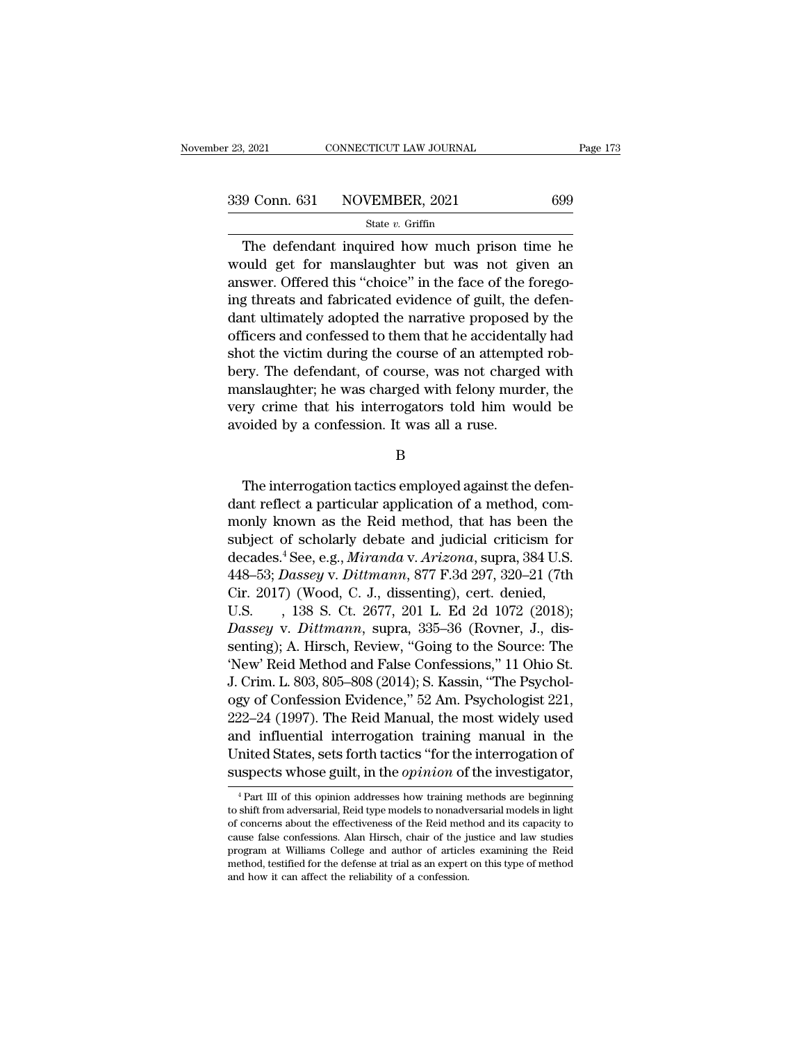The defendant inquired how much prison time he would get for manslaughter but was not given an answer. Offered this "choice" in the face of the foregoing threats and fabricated evidence of guilt, the defendant ultimately adopted the narrative proposed by the officers and confessed to them that he accidentally had shot the victim during the course of an attempted robbery. The defendant, of course, was not charged with manslaughter; he was charged with felony murder, the very crime that his interrogators told him would be avoided by a confession. It was all a ruse.

B

The interrogation tactics employed against the defendant reflect a particular application of a method, commonly known as the Reid method, that has been the subject of scholarly debate and judicial criticism for decades.[4] See, e.g., *Miranda* v. *Arizona*, supra, 384 U.S. 448–53; *Dassey* v. *Dittmann*, 877 F.3d 297, 320–21 (7th Cir. 2017) (Wood, C. J., dissenting), cert. denied, U.S. , 138 S. Ct. 2677, 201 L. Ed 2d 1072 (2018); *Dassey* v. *Dittmann*, supra, 335–36 (Rovner, J., dissenting); A. Hirsch, Review, "Going to the Source: The 'New' Reid Method and False Confessions," 11 Ohio St. J. Crim. L. 803, 805–808 (2014); S. Kassin, "The Psychology of Confession Evidence," 52 Am. Psychologist 221, 222–24 (1997). The Reid Manual, the most widely used and influential interrogation training manual in the United States, sets forth tactics "for the interrogation of suspects whose guilt, in the *opinion* of the investigator,

[4] Part III of this opinion addresses how training methods are beginning to shift from adversarial, Reid type models to nonadversarial models in light of concerns about the effectiveness of the Reid method and its capacity to cause false confessions. Alan Hirsch, chair of the justice and law studies program at Williams College and author of articles examining the Reid method, testified for the defense at trial as an expert on this type of method and how it can affect the reliability of a confession.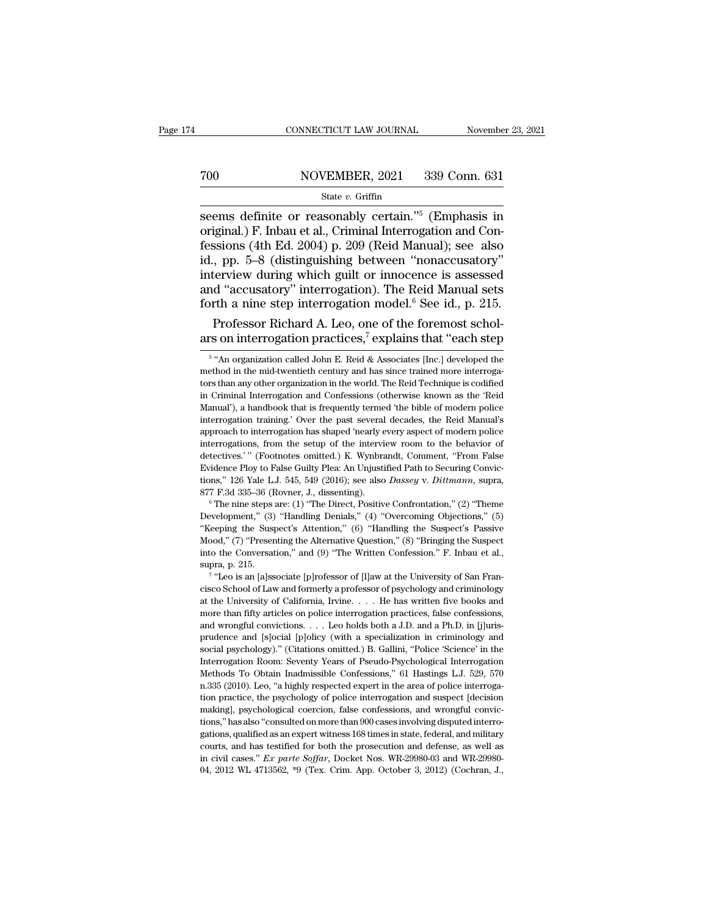seems definite or reasonably certain."[5] (Emphasis in original.) F. Inbau et al., Criminal Interrogation and Confessions (4th Ed. 2004) p. 209 (Reid Manual); see also id., pp. 5–8 (distinguishing between "nonaccusatory" interview during which guilt or innocence is assessed and "accusatory" interrogation). The Reid Manual sets forth a nine step interrogation model.[6] See id., p. 215.

Professor Richard A. Leo, one of the foremost scholars on interrogation practices,[7] explains that "each step

---

[5] "An organization called John E. Reid & Associates [Inc.] developed the method in the mid-twentieth century and has since trained more interrogators than any other organization in the world. The Reid Technique is codified in Criminal Interrogation and Confessions (otherwise known as the 'Reid Manual'), a handbook that is frequently termed 'the bible of modern police interrogation training.' Over the past several decades, the Reid Manual's approach to interrogation has shaped 'nearly every aspect of modern police interrogations, from the setup of the interview room to the behavior of detectives.' " (Footnotes omitted.) K. Wynbrandt, Comment, "From False Evidence Ploy to False Guilty Plea: An Unjustified Path to Securing Convictions," 126 Yale L.J. 545, 549 (2016); see also *Dassey* v. *Dittmann*, supra, 877 F.3d 335–36 (Rovner, J., dissenting).

[6] The nine steps are: (1) "The Direct, Positive Confrontation," (2) "Theme Development," (3) "Handling Denials," (4) "Overcoming Objections," (5) "Keeping the Suspect's Attention," (6) "Handling the Suspect's Passive Mood," (7) "Presenting the Alternative Question," (8) "Bringing the Suspect into the Conversation," and (9) "The Written Confession." F. Inbau et al., supra, p. 215.

[7] "Leo is an [a]ssociate [p]rofessor of [l]aw at the University of San Francisco School of Law and formerly a professor of psychology and criminology at the University of California, Irvine. . . . He has written five books and more than fifty articles on police interrogation practices, false confessions, and wrongful convictions. . . . Leo holds both a J.D. and a Ph.D. in [j]urisprudence and [s]ocial [p]olicy (with a specialization in criminology and social psychology)." (Citations omitted.) B. Gallini, "Police 'Science' in the Interrogation Room: Seventy Years of Pseudo-Psychological Interrogation Methods To Obtain Inadmissible Confessions," 61 Hastings L.J. 529, 570 n.335 (2010). Leo, "a highly respected expert in the area of police interrogation practice, the psychology of police interrogation and suspect [decision making], psychological coercion, false confessions, and wrongful convictions," has also "consulted on more than 900 cases involving disputed interrogations, qualified as an expert witness 168 times in state, federal, and military courts, and has testified for both the prosecution and defense, as well as in civil cases." *Ex parte Soffar*, Docket Nos. WR-29980-03 and WR-29980-04, 2012 WL 4713562, *9 (Tex. Crim. App. October 3, 2012) (Cochran, J.,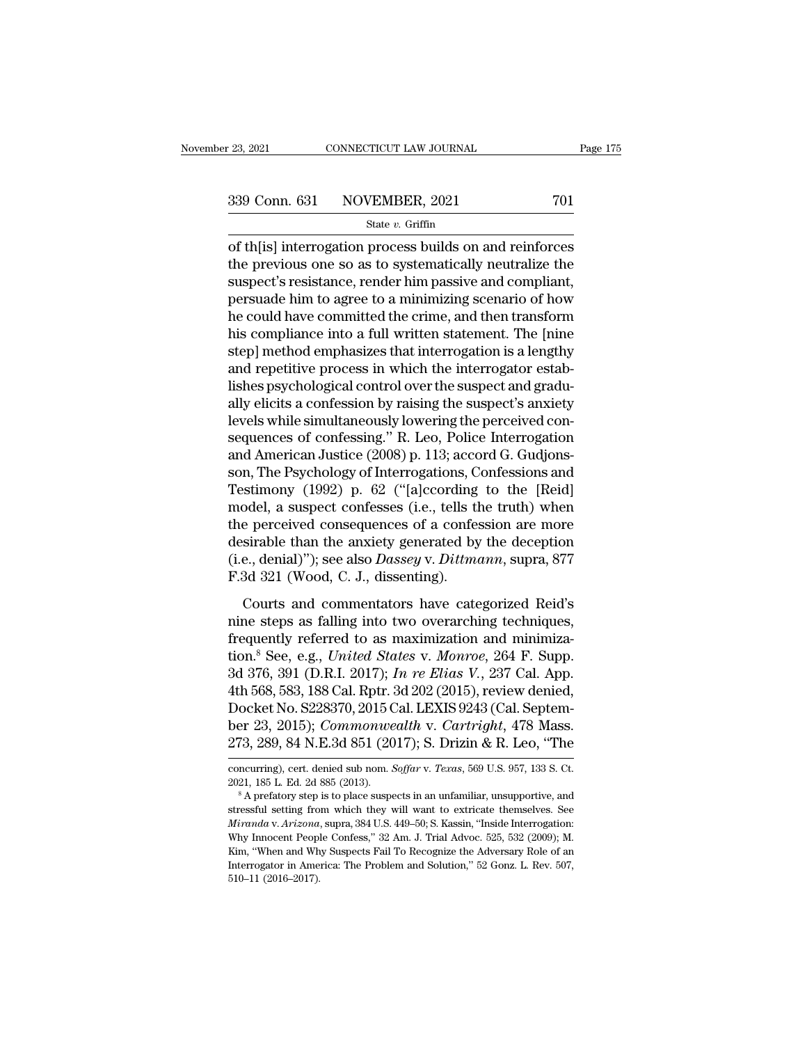of th[is] interrogation process builds on and reinforces the previous one so as to systematically neutralize the suspect's resistance, render him passive and compliant, persuade him to agree to a minimizing scenario of how he could have committed the crime, and then transform his compliance into a full written statement. The [nine step] method emphasizes that interrogation is a lengthy and repetitive process in which the interrogator establishes psychological control over the suspect and gradually elicits a confession by raising the suspect's anxiety levels while simultaneously lowering the perceived consequences of confessing." R. Leo, Police Interrogation and American Justice (2008) p. 113; accord G. Gudjonsson, The Psychology of Interrogations, Confessions and Testimony (1992) p. 62 ("[a]ccording to the [Reid] model, a suspect confesses (i.e., tells the truth) when the perceived consequences of a confession are more desirable than the anxiety generated by the deception (i.e., denial)"); see also *Dassey* v. *Dittmann*, supra, 877 F.3d 321 (Wood, C. J., dissenting).

Courts and commentators have categorized Reid's nine steps as falling into two overarching techniques, frequently referred to as maximization and minimization.[8] See, e.g., *United States* v. *Monroe*, 264 F. Supp. 3d 376, 391 (D.R.I. 2017); *In re Elias V.*, 237 Cal. App. 4th 568, 583, 188 Cal. Rptr. 3d 202 (2015), review denied, Docket No. S228370, 2015 Cal. LEXIS 9243 (Cal. September 23, 2015); *Commonwealth* v. *Cartright*, 478 Mass. 273, 289, 84 N.E.3d 851 (2017); S. Drizin & R. Leo, "The

---

concurring), cert. denied sub nom. *Soffar* v. *Texas*, 569 U.S. 957, 133 S. Ct. 2021, 185 L. Ed. 2d 885 (2013).

[8] A prefatory step is to place suspects in an unfamiliar, unsupportive, and stressful setting from which they will want to extricate themselves. See *Miranda* v. *Arizona*, supra, 384 U.S. 449–50; S. Kassin, "Inside Interrogation: Why Innocent People Confess," 32 Am. J. Trial Advoc. 525, 532 (2009); M. Kim, "When and Why Suspects Fail To Recognize the Adversary Role of an Interrogator in America: The Problem and Solution," 52 Gonz. L. Rev. 507, 510–11 (2016–2017).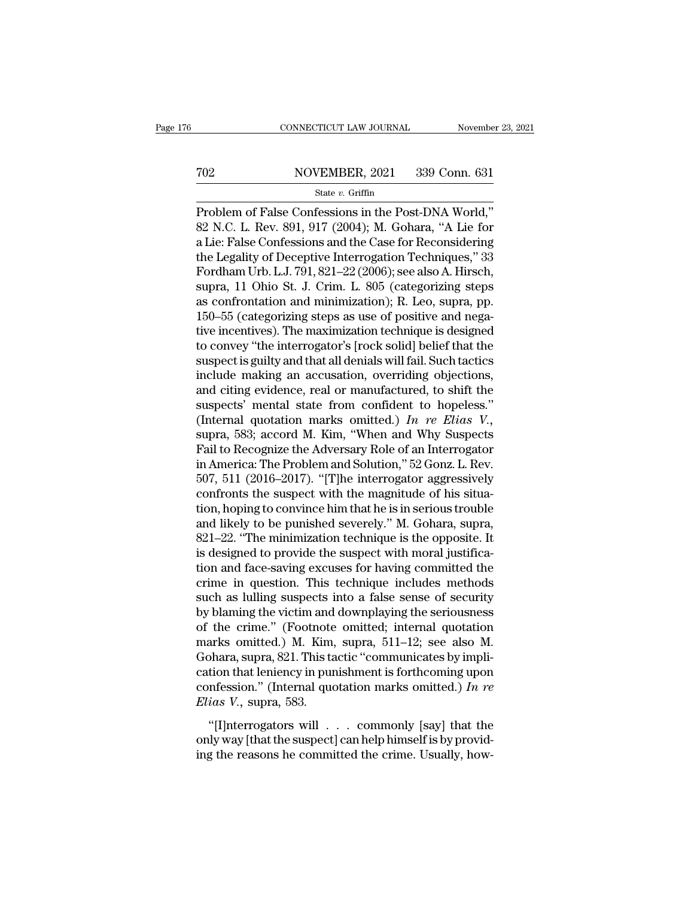Problem of False Confessions in the Post-DNA World," 82 N.C. L. Rev. 891, 917 (2004); M. Gohara, "A Lie for a Lie: False Confessions and the Case for Reconsidering the Legality of Deceptive Interrogation Techniques," 33 Fordham Urb. L.J. 791, 821–22 (2006); see also A. Hirsch, supra, 11 Ohio St. J. Crim. L. 805 (categorizing steps as confrontation and minimization); R. Leo, supra, pp. 150–55 (categorizing steps as use of positive and negative incentives). The maximization technique is designed to convey "the interrogator's [rock solid] belief that the suspect is guilty and that all denials will fail. Such tactics include making an accusation, overriding objections, and citing evidence, real or manufactured, to shift the suspects' mental state from confident to hopeless." (Internal quotation marks omitted.) *In re Elias V.*, supra, 583; accord M. Kim, "When and Why Suspects Fail to Recognize the Adversary Role of an Interrogator in America: The Problem and Solution," 52 Gonz. L. Rev. 507, 511 (2016–2017). "[T]he interrogator aggressively confronts the suspect with the magnitude of his situation, hoping to convince him that he is in serious trouble and likely to be punished severely." M. Gohara, supra, 821–22. "The minimization technique is the opposite. It is designed to provide the suspect with moral justification and face-saving excuses for having committed the crime in question. This technique includes methods such as lulling suspects into a false sense of security by blaming the victim and downplaying the seriousness of the crime." (Footnote omitted; internal quotation marks omitted.) M. Kim, supra, 511–12; see also M. Gohara, supra, 821. This tactic "communicates by implication that leniency in punishment is forthcoming upon confession." (Internal quotation marks omitted.) *In re Elias V.*, supra, 583.

"[I]nterrogators will . . . commonly [say] that the only way [that the suspect] can help himself is by providing the reasons he committed the crime. Usually, how-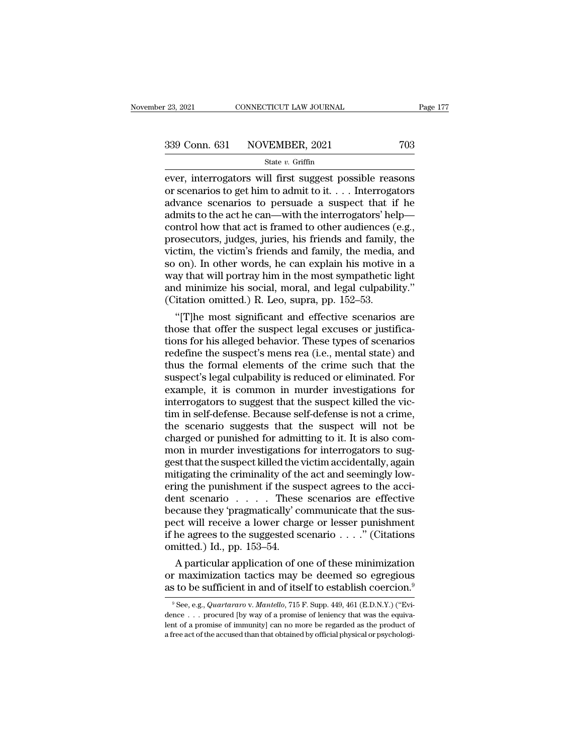ever, interrogators will first suggest possible reasons or scenarios to get him to admit to it. . . . Interrogators advance scenarios to persuade a suspect that if he admits to the act he can—with the interrogators' help—control how that act is framed to other audiences (e.g., prosecutors, judges, juries, his friends and family, the victim, the victim's friends and family, the media, and so on). In other words, he can explain his motive in a way that will portray him in the most sympathetic light and minimize his social, moral, and legal culpability." (Citation omitted.) R. Leo, supra, pp. 152–53.

"[T]he most significant and effective scenarios are those that offer the suspect legal excuses or justifications for his alleged behavior. These types of scenarios redefine the suspect's mens rea (i.e., mental state) and thus the formal elements of the crime such that the suspect's legal culpability is reduced or eliminated. For example, it is common in murder investigations for interrogators to suggest that the suspect killed the victim in self-defense. Because self-defense is not a crime, the scenario suggests that the suspect will not be charged or punished for admitting to it. It is also common in murder investigations for interrogators to suggest that the suspect killed the victim accidentally, again mitigating the criminality of the act and seemingly lowering the punishment if the suspect agrees to the accident scenario . . . . These scenarios are effective because they 'pragmatically' communicate that the suspect will receive a lower charge or lesser punishment if he agrees to the suggested scenario . . . ." (Citations omitted.) Id., pp. 153–54.

A particular application of one of these minimization or maximization tactics may be deemed so egregious as to be sufficient in and of itself to establish coercion.[9]

---

[9] See, e.g., *Quartararo* v. *Mantello*, 715 F. Supp. 449, 461 (E.D.N.Y.) ("Evidence . . . procured [by way of a promise of leniency that was the equivalent of a promise of immunity] can no more be regarded as the product of a free act of the accused than that obtained by official physical or psychologi-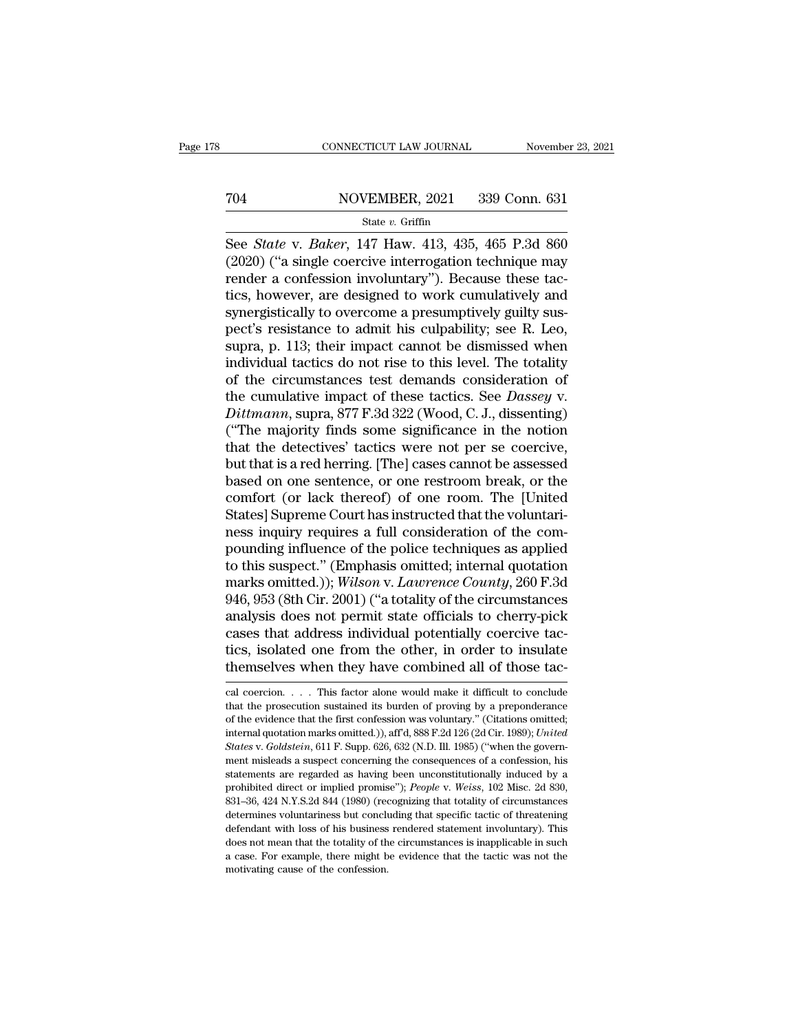See *State* v. *Baker*, 147 Haw. 413, 435, 465 P.3d 860 (2020) ("a single coercive interrogation technique may render a confession involuntary"). Because these tactics, however, are designed to work cumulatively and synergistically to overcome a presumptively guilty suspect's resistance to admit his culpability; see R. Leo, supra, p. 113; their impact cannot be dismissed when individual tactics do not rise to this level. The totality of the circumstances test demands consideration of the cumulative impact of these tactics. See *Dassey* v. *Dittmann*, supra, 877 F.3d 322 (Wood, C. J., dissenting) ("The majority finds some significance in the notion that the detectives' tactics were not per se coercive, but that is a red herring. [The] cases cannot be assessed based on one sentence, or one restroom break, or the comfort (or lack thereof) of one room. The [United States] Supreme Court has instructed that the voluntariness inquiry requires a full consideration of the compounding influence of the police techniques as applied to this suspect." (Emphasis omitted; internal quotation marks omitted.)); *Wilson* v. *Lawrence County*, 260 F.3d 946, 953 (8th Cir. 2001) ("a totality of the circumstances analysis does not permit state officials to cherry-pick cases that address individual potentially coercive tactics, isolated one from the other, in order to insulate themselves when they have combined all of those tac-

cal coercion. . . . This factor alone would make it difficult to conclude that the prosecution sustained its burden of proving by a preponderance of the evidence that the first confession was voluntary." (Citations omitted; internal quotation marks omitted.)), aff'd, 888 F.2d 126 (2d Cir. 1989); *United States* v. *Goldstein*, 611 F. Supp. 626, 632 (N.D. Ill. 1985) ("when the government misleads a suspect concerning the consequences of a confession, his statements are regarded as having been unconstitutionally induced by a prohibited direct or implied promise"); *People* v. *Weiss*, 102 Misc. 2d 830, 831–36, 424 N.Y.S.2d 844 (1980) (recognizing that totality of circumstances determines voluntariness but concluding that specific tactic of threatening defendant with loss of his business rendered statement involuntary). This does not mean that the totality of the circumstances is inapplicable in such a case. For example, there might be evidence that the tactic was not the motivating cause of the confession.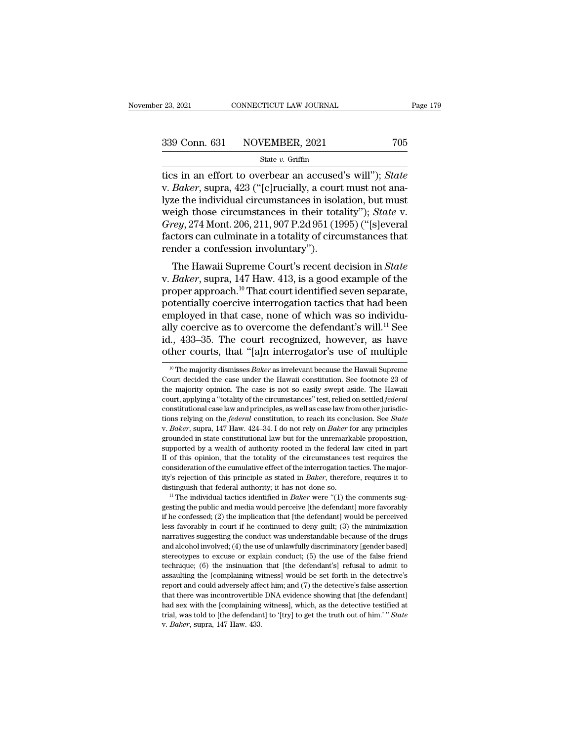tics in an effort to overbear an accused's will"); *State* v. *Baker*, supra, 423 ("[c]rucially, a court must not analyze the individual circumstances in isolation, but must weigh those circumstances in their totality"); *State* v. *Grey*, 274 Mont. 206, 211, 907 P.2d 951 (1995) ("[s]everal factors can culminate in a totality of circumstances that render a confession involuntary").

The Hawaii Supreme Court's recent decision in *State* v. *Baker*, supra, 147 Haw. 413, is a good example of the proper approach.[10] That court identified seven separate, potentially coercive interrogation tactics that had been employed in that case, none of which was so individually coercive as to overcome the defendant's will.[11] See id., 433–35. The court recognized, however, as have other courts, that "[a]n interrogator's use of multiple

---

[10] The majority dismisses *Baker* as irrelevant because the Hawaii Supreme Court decided the case under the Hawaii constitution. See footnote 23 of the majority opinion. The case is not so easily swept aside. The Hawaii court, applying a "totality of the circumstances" test, relied on settled *federal* constitutional case law and principles, as well as case law from other jurisdictions relying on the *federal* constitution, to reach its conclusion. See *State* v. *Baker*, supra, 147 Haw. 424–34. I do not rely on *Baker* for any principles grounded in state constitutional law but for the unremarkable proposition, supported by a wealth of authority rooted in the federal law cited in part II of this opinion, that the totality of the circumstances test requires the consideration of the cumulative effect of the interrogation tactics. The majority's rejection of this principle as stated in *Baker*, therefore, requires it to distinguish that federal authority; it has not done so.

[11] The individual tactics identified in *Baker* were "(1) the comments suggesting the public and media would perceive [the defendant] more favorably if he confessed; (2) the implication that [the defendant] would be perceived less favorably in court if he continued to deny guilt; (3) the minimization narratives suggesting the conduct was understandable because of the drugs and alcohol involved; (4) the use of unlawfully discriminatory [gender based] stereotypes to excuse or explain conduct; (5) the use of the false friend technique; (6) the insinuation that [the defendant's] refusal to admit to assaulting the [complaining witness] would be set forth in the detective's report and could adversely affect him; and (7) the detective's false assertion that there was incontrovertible DNA evidence showing that [the defendant] had sex with the [complaining witness], which, as the detective testified at trial, was told to [the defendant] to '[try] to get the truth out of him.' " *State* v. *Baker*, supra, 147 Haw. 433.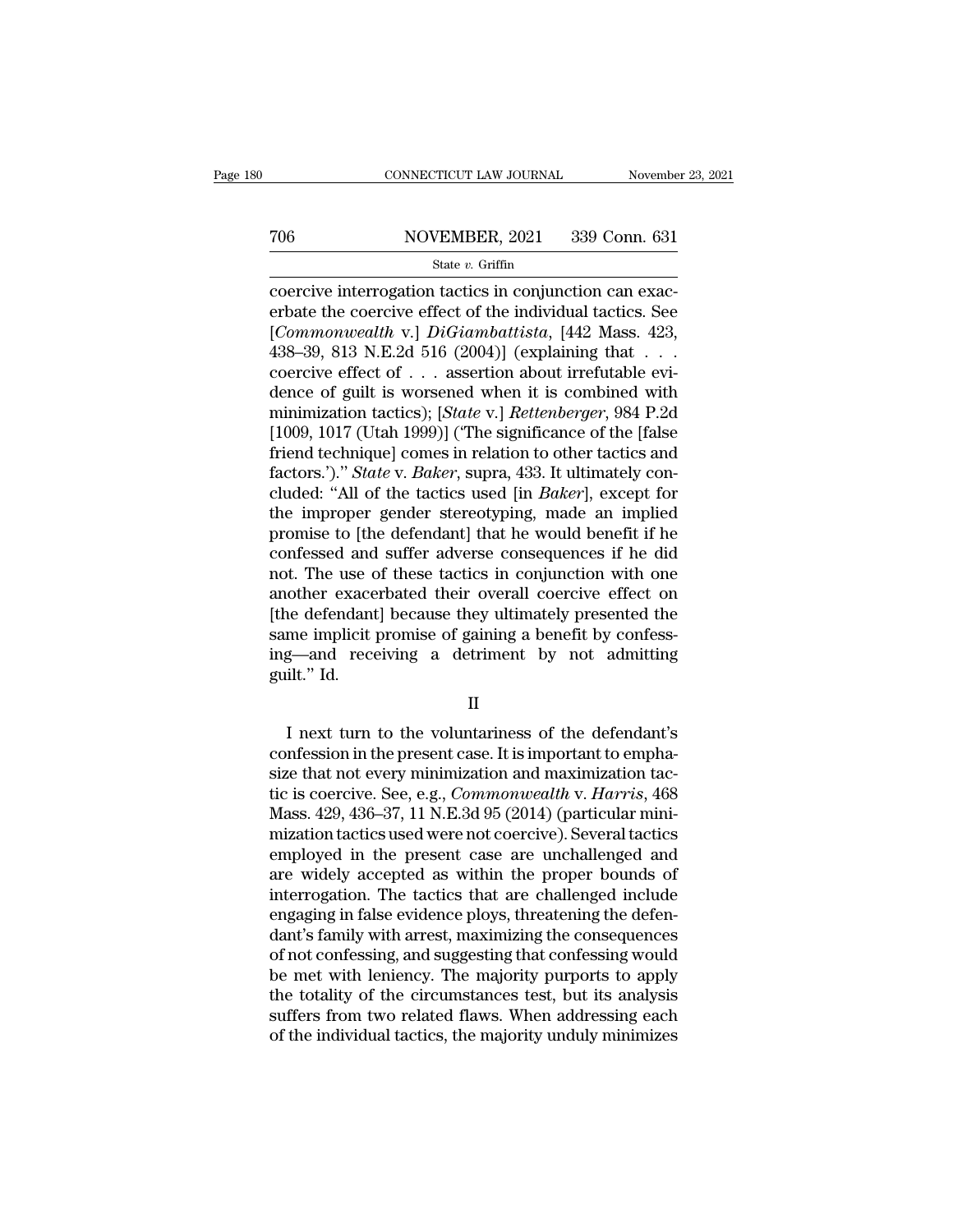coercive interrogation tactics in conjunction can exacerbate the coercive effect of the individual tactics. See [*Commonwealth* v.] *DiGiambattista*, [442 Mass. 423, 438–39, 813 N.E.2d 516 (2004)] (explaining that . . . coercive effect of . . . assertion about irrefutable evidence of guilt is worsened when it is combined with minimization tactics); [*State* v.] *Rettenberger*, 984 P.2d [1009, 1017 (Utah 1999)] ('The significance of the [false friend technique] comes in relation to other tactics and factors.')." *State* v. *Baker*, supra, 433. It ultimately concluded: "All of the tactics used [in *Baker*], except for the improper gender stereotyping, made an implied promise to [the defendant] that he would benefit if he confessed and suffer adverse consequences if he did not. The use of these tactics in conjunction with one another exacerbated their overall coercive effect on [the defendant] because they ultimately presented the same implicit promise of gaining a benefit by confessing—and receiving a detriment by not admitting guilt." Id.

II

I next turn to the voluntariness of the defendant's confession in the present case. It is important to emphasize that not every minimization and maximization tactic is coercive. See, e.g., *Commonwealth* v. *Harris*, 468 Mass. 429, 436–37, 11 N.E.3d 95 (2014) (particular minimization tactics used were not coercive). Several tactics employed in the present case are unchallenged and are widely accepted as within the proper bounds of interrogation. The tactics that are challenged include engaging in false evidence ploys, threatening the defendant's family with arrest, maximizing the consequences of not confessing, and suggesting that confessing would be met with leniency. The majority purports to apply the totality of the circumstances test, but its analysis suffers from two related flaws. When addressing each of the individual tactics, the majority unduly minimizes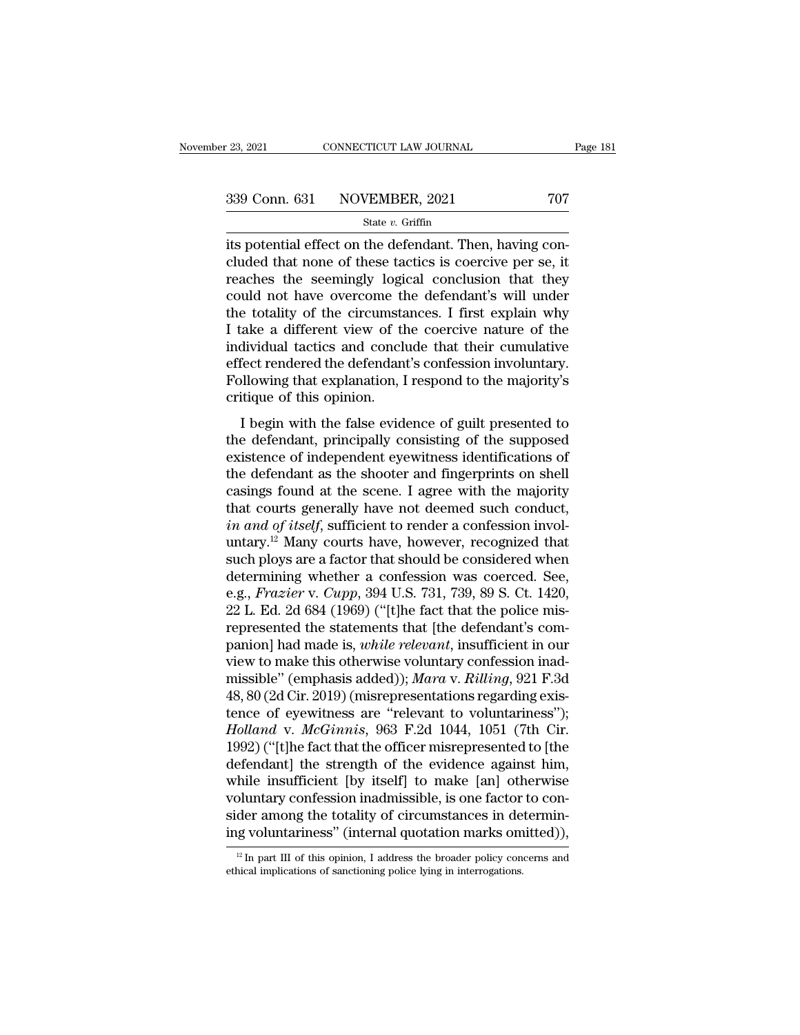its potential effect on the defendant. Then, having concluded that none of these tactics is coercive per se, it reaches the seemingly logical conclusion that they could not have overcome the defendant's will under the totality of the circumstances. I first explain why I take a different view of the coercive nature of the individual tactics and conclude that their cumulative effect rendered the defendant's confession involuntary. Following that explanation, I respond to the majority's critique of this opinion.

I begin with the false evidence of guilt presented to the defendant, principally consisting of the supposed existence of independent eyewitness identifications of the defendant as the shooter and fingerprints on shell casings found at the scene. I agree with the majority that courts generally have not deemed such conduct, *in and of itself*, sufficient to render a confession involuntary.[12] Many courts have, however, recognized that such ploys are a factor that should be considered when determining whether a confession was coerced. See, e.g., *Frazier* v. *Cupp*, 394 U.S. 731, 739, 89 S. Ct. 1420, 22 L. Ed. 2d 684 (1969) ("[t]he fact that the police misrepresented the statements that [the defendant's companion] had made is, *while relevant*, insufficient in our view to make this otherwise voluntary confession inadmissible" (emphasis added)); *Mara* v. *Rilling*, 921 F.3d 48, 80 (2d Cir. 2019) (misrepresentations regarding existence of eyewitness are "relevant to voluntariness"); *Holland* v. *McGinnis*, 963 F.2d 1044, 1051 (7th Cir. 1992) ("[t]he fact that the officer misrepresented to [the defendant] the strength of the evidence against him, while insufficient [by itself] to make [an] otherwise voluntary confession inadmissible, is one factor to consider among the totality of circumstances in determining voluntariness" (internal quotation marks omitted)),

[12] In part III of this opinion, I address the broader policy concerns and ethical implications of sanctioning police lying in interrogations.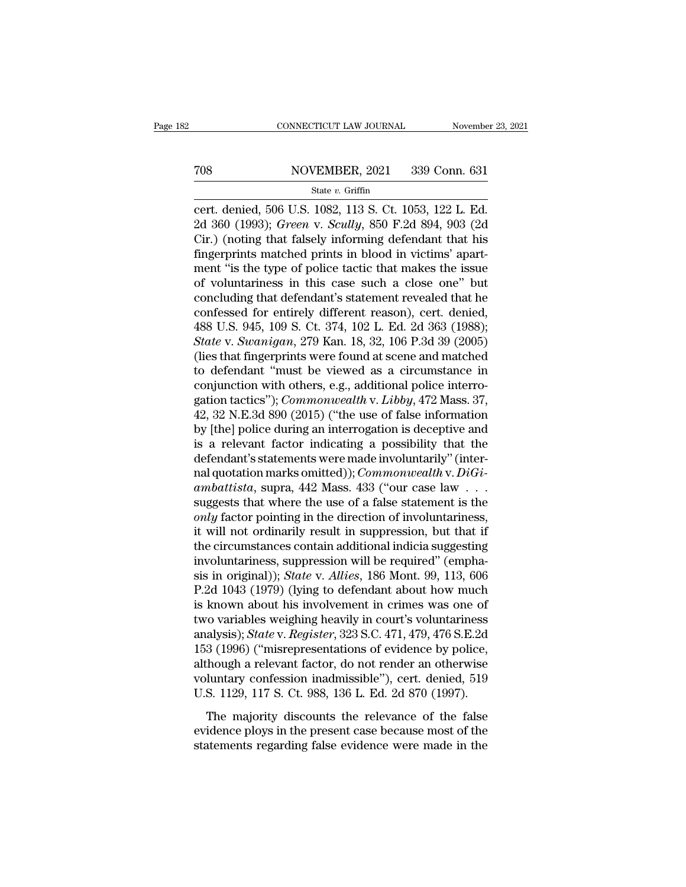cert. denied, 506 U.S. 1082, 113 S. Ct. 1053, 122 L. Ed. 2d 360 (1993); *Green* v. *Scully*, 850 F.2d 894, 903 (2d Cir.) (noting that falsely informing defendant that his fingerprints matched prints in blood in victims' apartment "is the type of police tactic that makes the issue of voluntariness in this case such a close one" but concluding that defendant's statement revealed that he confessed for entirely different reason), cert. denied, 488 U.S. 945, 109 S. Ct. 374, 102 L. Ed. 2d 363 (1988); *State* v. *Swanigan*, 279 Kan. 18, 32, 106 P.3d 39 (2005) (lies that fingerprints were found at scene and matched to defendant "must be viewed as a circumstance in conjunction with others, e.g., additional police interrogation tactics"); *Commonwealth* v. *Libby*, 472 Mass. 37, 42, 32 N.E.3d 890 (2015) ("the use of false information by [the] police during an interrogation is deceptive and is a relevant factor indicating a possibility that the defendant's statements were made involuntarily" (internal quotation marks omitted)); *Commonwealth* v. *DiGiambattista*, supra, 442 Mass. 433 ("our case law . . . suggests that where the use of a false statement is the *only* factor pointing in the direction of involuntariness, it will not ordinarily result in suppression, but that if the circumstances contain additional indicia suggesting involuntariness, suppression will be required" (emphasis in original)); *State* v. *Allies*, 186 Mont. 99, 113, 606 P.2d 1043 (1979) (lying to defendant about how much is known about his involvement in crimes was one of two variables weighing heavily in court's voluntariness analysis); *State* v. *Register*, 323 S.C. 471, 479, 476 S.E.2d 153 (1996) ("misrepresentations of evidence by police, although a relevant factor, do not render an otherwise voluntary confession inadmissible"), cert. denied, 519 U.S. 1129, 117 S. Ct. 988, 136 L. Ed. 2d 870 (1997).

The majority discounts the relevance of the false evidence ploys in the present case because most of the statements regarding false evidence were made in the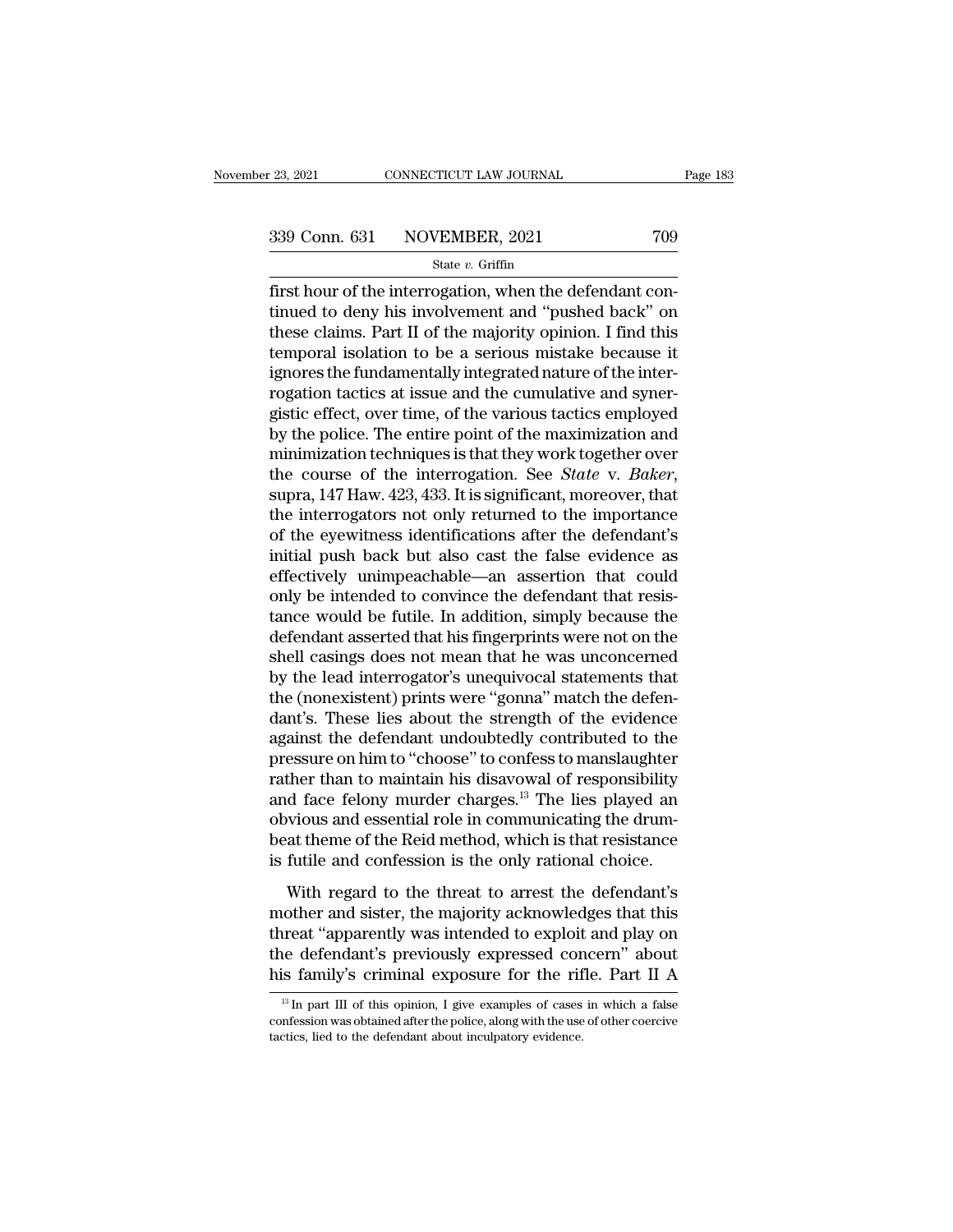first hour of the interrogation, when the defendant continued to deny his involvement and "pushed back" on these claims. Part II of the majority opinion. I find this temporal isolation to be a serious mistake because it ignores the fundamentally integrated nature of the interrogation tactics at issue and the cumulative and synergistic effect, over time, of the various tactics employed by the police. The entire point of the maximization and minimization techniques is that they work together over the course of the interrogation. See *State* v. *Baker*, supra, 147 Haw. 423, 433. It is significant, moreover, that the interrogators not only returned to the importance of the eyewitness identifications after the defendant's initial push back but also cast the false evidence as effectively unimpeachable—an assertion that could only be intended to convince the defendant that resistance would be futile. In addition, simply because the defendant asserted that his fingerprints were not on the shell casings does not mean that he was unconcerned by the lead interrogator's unequivocal statements that the (nonexistent) prints were "gonna" match the defendant's. These lies about the strength of the evidence against the defendant undoubtedly contributed to the pressure on him to "choose" to confess to manslaughter rather than to maintain his disavowal of responsibility and face felony murder charges.[13] The lies played an obvious and essential role in communicating the drumbeat theme of the Reid method, which is that resistance is futile and confession is the only rational choice.

With regard to the threat to arrest the defendant's mother and sister, the majority acknowledges that this threat "apparently was intended to exploit and play on the defendant's previously expressed concern" about his family's criminal exposure for the rifle. Part II A

[13] In part III of this opinion, I give examples of cases in which a false confession was obtained after the police, along with the use of other coercive tactics, lied to the defendant about inculpatory evidence.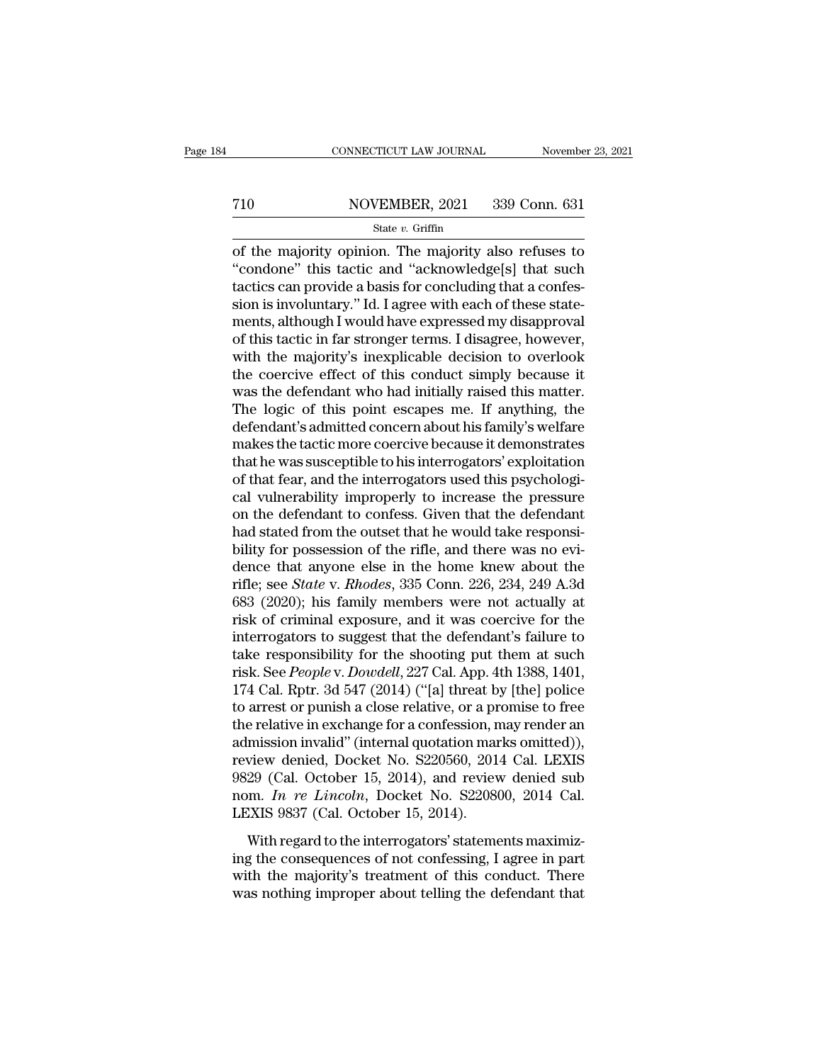of the majority opinion. The majority also refuses to "condone" this tactic and "acknowledge[s] that such tactics can provide a basis for concluding that a confession is involuntary." Id. I agree with each of these statements, although I would have expressed my disapproval of this tactic in far stronger terms. I disagree, however, with the majority's inexplicable decision to overlook the coercive effect of this conduct simply because it was the defendant who had initially raised this matter. The logic of this point escapes me. If anything, the defendant's admitted concern about his family's welfare makes the tactic more coercive because it demonstrates that he was susceptible to his interrogators' exploitation of that fear, and the interrogators used this psychological vulnerability improperly to increase the pressure on the defendant to confess. Given that the defendant had stated from the outset that he would take responsibility for possession of the rifle, and there was no evidence that anyone else in the home knew about the rifle; see *State* v. *Rhodes*, 335 Conn. 226, 234, 249 A.3d 683 (2020); his family members were not actually at risk of criminal exposure, and it was coercive for the interrogators to suggest that the defendant's failure to take responsibility for the shooting put them at such risk. See *People* v. *Dowdell*, 227 Cal. App. 4th 1388, 1401, 174 Cal. Rptr. 3d 547 (2014) ("[a] threat by [the] police to arrest or punish a close relative, or a promise to free the relative in exchange for a confession, may render an admission invalid" (internal quotation marks omitted)), review denied, Docket No. S220560, 2014 Cal. LEXIS 9829 (Cal. October 15, 2014), and review denied sub nom. *In re Lincoln*, Docket No. S220800, 2014 Cal. LEXIS 9837 (Cal. October 15, 2014).

With regard to the interrogators' statements maximizing the consequences of not confessing, I agree in part with the majority's treatment of this conduct. There was nothing improper about telling the defendant that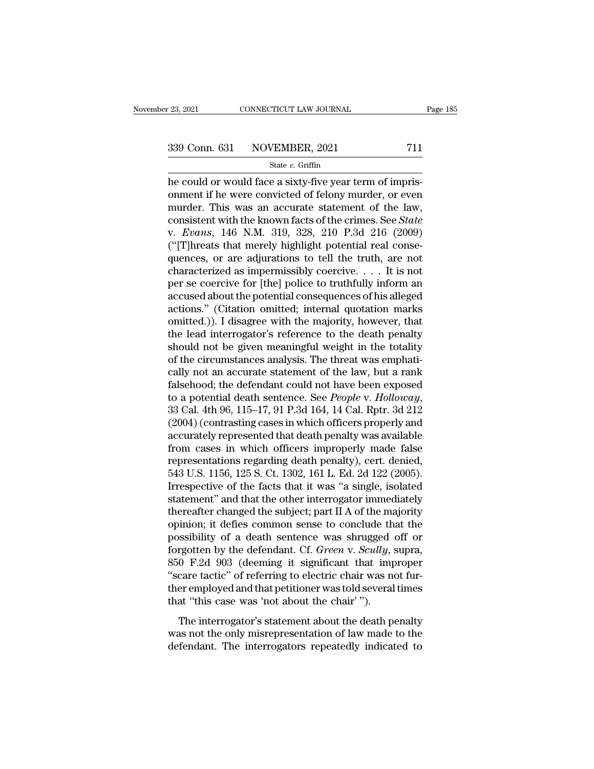he could or would face a sixty-five year term of imprisonment if he were convicted of felony murder, or even murder. This was an accurate statement of the law, consistent with the known facts of the crimes. See *State* v. *Evans*, 146 N.M. 319, 328, 210 P.3d 216 (2009) ("[T]hreats that merely highlight potential real consequences, or are adjurations to tell the truth, are not characterized as impermissibly coercive. . . . It is not per se coercive for [the] police to truthfully inform an accused about the potential consequences of his alleged actions." (Citation omitted; internal quotation marks omitted.)). I disagree with the majority, however, that the lead interrogator's reference to the death penalty should not be given meaningful weight in the totality of the circumstances analysis. The threat was emphatically not an accurate statement of the law, but a rank falsehood; the defendant could not have been exposed to a potential death sentence. See *People* v. *Holloway*, 33 Cal. 4th 96, 115–17, 91 P.3d 164, 14 Cal. Rptr. 3d 212 (2004) (contrasting cases in which officers properly and accurately represented that death penalty was available from cases in which officers improperly made false representations regarding death penalty), cert. denied, 543 U.S. 1156, 125 S. Ct. 1302, 161 L. Ed. 2d 122 (2005). Irrespective of the facts that it was "a single, isolated statement" and that the other interrogator immediately thereafter changed the subject; part II A of the majority opinion; it defies common sense to conclude that the possibility of a death sentence was shrugged off or forgotten by the defendant. Cf. *Green* v. *Scully*, supra, 850 F.2d 903 (deeming it significant that improper "scare tactic" of referring to electric chair was not further employed and that petitioner was told several times that "this case was 'not about the chair' ").

The interrogator's statement about the death penalty was not the only misrepresentation of law made to the defendant. The interrogators repeatedly indicated to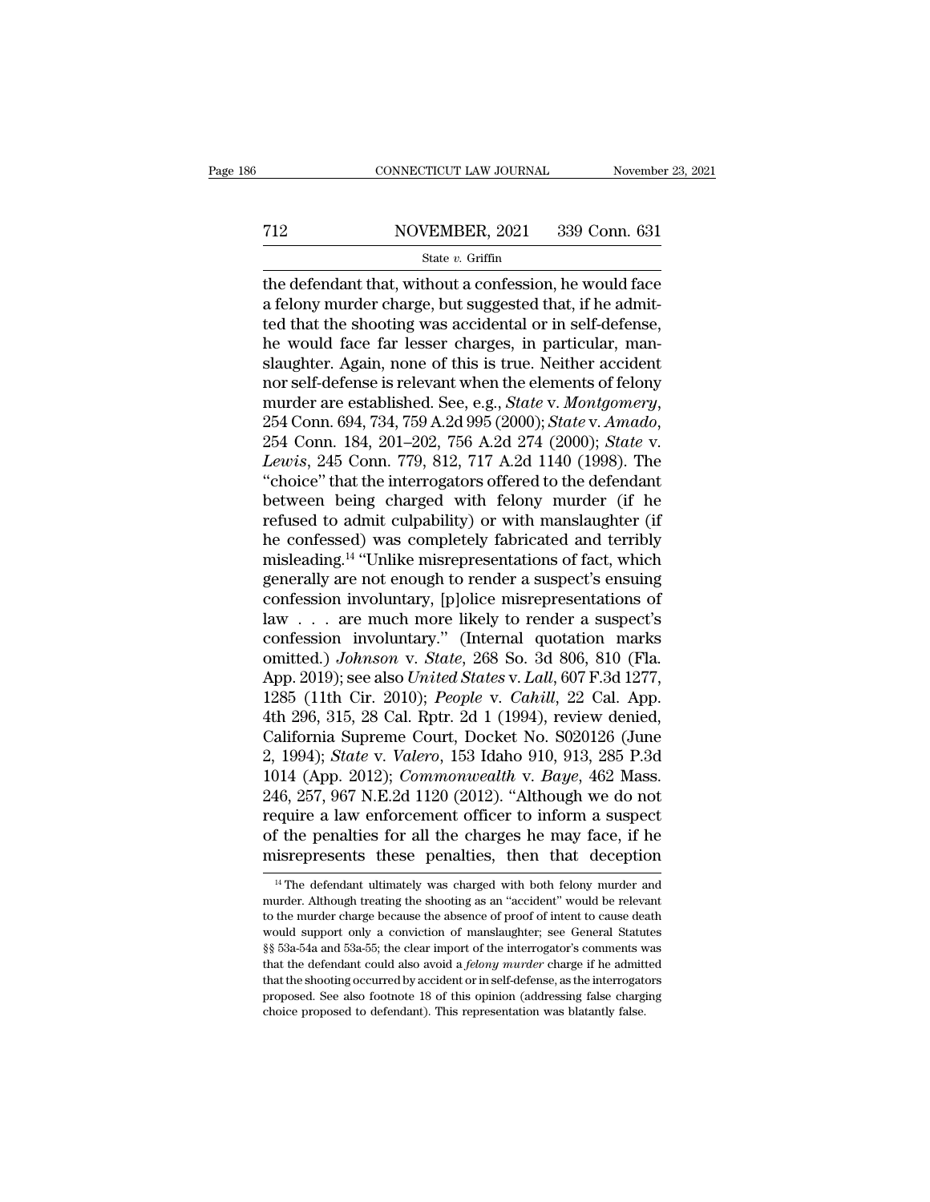the defendant that, without a confession, he would face a felony murder charge, but suggested that, if he admitted that the shooting was accidental or in self-defense, he would face far lesser charges, in particular, manslaughter. Again, none of this is true. Neither accident nor self-defense is relevant when the elements of felony murder are established. See, e.g., *State* v. *Montgomery*, 254 Conn. 694, 734, 759 A.2d 995 (2000); *State* v. *Amado*, 254 Conn. 184, 201–202, 756 A.2d 274 (2000); *State* v. *Lewis*, 245 Conn. 779, 812, 717 A.2d 1140 (1998). The "choice" that the interrogators offered to the defendant between being charged with felony murder (if he refused to admit culpability) or with manslaughter (if he confessed) was completely fabricated and terribly misleading.[14] "Unlike misrepresentations of fact, which generally are not enough to render a suspect's ensuing confession involuntary, [p]olice misrepresentations of law . . . are much more likely to render a suspect's confession involuntary." (Internal quotation marks omitted.) *Johnson* v. *State*, 268 So. 3d 806, 810 (Fla. App. 2019); see also *United States* v. *Lall*, 607 F.3d 1277, 1285 (11th Cir. 2010); *People* v. *Cahill*, 22 Cal. App. 4th 296, 315, 28 Cal. Rptr. 2d 1 (1994), review denied, California Supreme Court, Docket No. S020126 (June 2, 1994); *State* v. *Valero*, 153 Idaho 910, 913, 285 P.3d 1014 (App. 2012); *Commonwealth* v. *Baye*, 462 Mass. 246, 257, 967 N.E.2d 1120 (2012). "Although we do not require a law enforcement officer to inform a suspect of the penalties for all the charges he may face, if he misrepresents these penalties, then that deception

[14] The defendant ultimately was charged with both felony murder and murder. Although treating the shooting as an "accident" would be relevant to the murder charge because the absence of proof of intent to cause death would support only a conviction of manslaughter; see General Statutes §§ 53a-54a and 53a-55; the clear import of the interrogator's comments was that the defendant could also avoid a *felony murder* charge if he admitted that the shooting occurred by accident or in self-defense, as the interrogators proposed. See also footnote 18 of this opinion (addressing false charging choice proposed to defendant). This representation was blatantly false.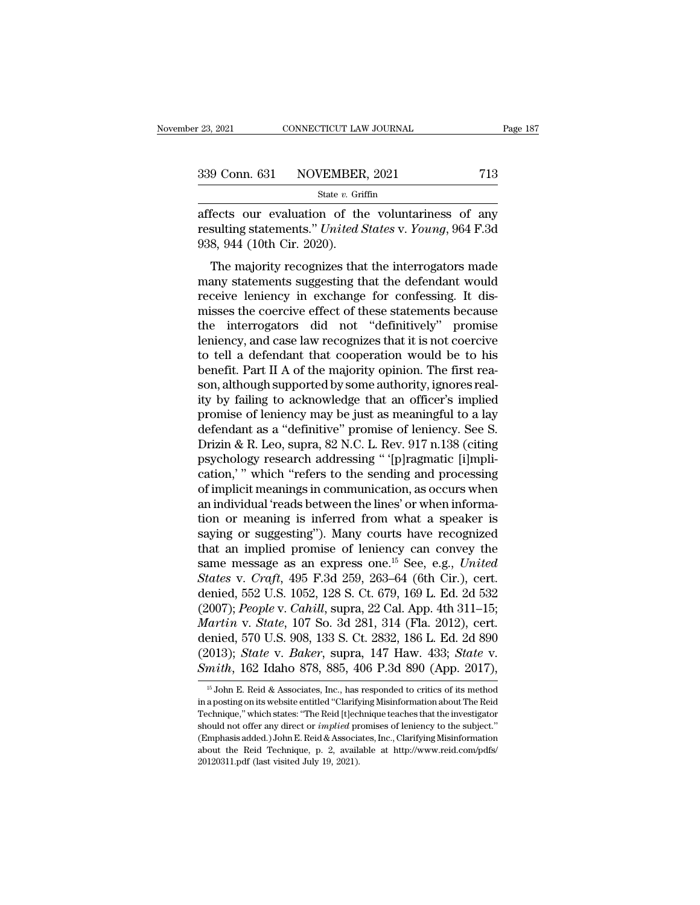affects our evaluation of the voluntariness of any resulting statements." *United States* v. *Young*, 964 F.3d 938, 944 (10th Cir. 2020).

The majority recognizes that the interrogators made many statements suggesting that the defendant would receive leniency in exchange for confessing. It dismisses the coercive effect of these statements because the interrogators did not "definitively" promise leniency, and case law recognizes that it is not coercive to tell a defendant that cooperation would be to his benefit. Part II A of the majority opinion. The first reason, although supported by some authority, ignores reality by failing to acknowledge that an officer's implied promise of leniency may be just as meaningful to a lay defendant as a "definitive" promise of leniency. See S. Drizin & R. Leo, supra, 82 N.C. L. Rev. 917 n.138 (citing psychology research addressing " '[p]ragmatic [i]mplication,' " which "refers to the sending and processing of implicit meanings in communication, as occurs when an individual 'reads between the lines' or when information or meaning is inferred from what a speaker is saying or suggesting"). Many courts have recognized that an implied promise of leniency can convey the same message as an express one.[15] See, e.g., *United States* v. *Craft*, 495 F.3d 259, 263–64 (6th Cir.), cert. denied, 552 U.S. 1052, 128 S. Ct. 679, 169 L. Ed. 2d 532 (2007); *People* v. *Cahill*, supra, 22 Cal. App. 4th 311–15; *Martin* v. *State*, 107 So. 3d 281, 314 (Fla. 2012), cert. denied, 570 U.S. 908, 133 S. Ct. 2832, 186 L. Ed. 2d 890 (2013); *State* v. *Baker*, supra, 147 Haw. 433; *State* v. *Smith*, 162 Idaho 878, 885, 406 P.3d 890 (App. 2017),

[15] John E. Reid & Associates, Inc., has responded to critics of its method in a posting on its website entitled "Clarifying Misinformation about The Reid Technique," which states: "The Reid [t]echnique teaches that the investigator should not offer any direct or *implied* promises of leniency to the subject." (Emphasis added.) John E. Reid & Associates, Inc., Clarifying Misinformation about the Reid Technique, p. 2, available at http://www.reid.com/pdfs/20120311.pdf (last visited July 19, 2021).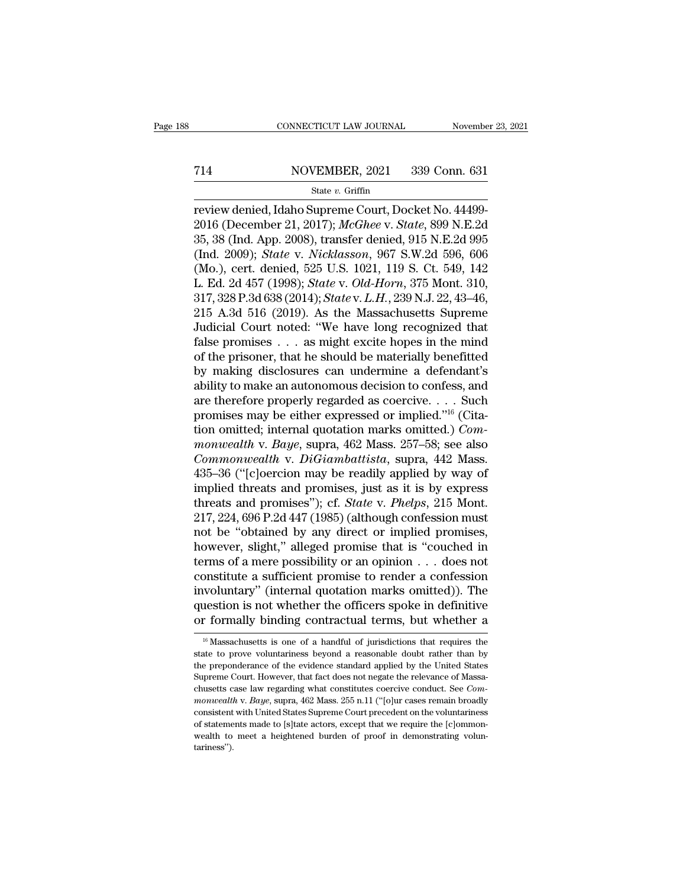review denied, Idaho Supreme Court, Docket No. 44499-2016 (December 21, 2017); *McGhee* v. *State*, 899 N.E.2d 35, 38 (Ind. App. 2008), transfer denied, 915 N.E.2d 995 (Ind. 2009); *State* v. *Nicklasson*, 967 S.W.2d 596, 606 (Mo.), cert. denied, 525 U.S. 1021, 119 S. Ct. 549, 142 L. Ed. 2d 457 (1998); *State* v. *Old-Horn*, 375 Mont. 310, 317, 328 P.3d 638 (2014); *State* v. *L.H.*, 239 N.J. 22, 43–46, 215 A.3d 516 (2019). As the Massachusetts Supreme Judicial Court noted: "We have long recognized that false promises . . . as might excite hopes in the mind of the prisoner, that he should be materially benefitted by making disclosures can undermine a defendant's ability to make an autonomous decision to confess, and are therefore properly regarded as coercive. . . . Such promises may be either expressed or implied."[16] (Citation omitted; internal quotation marks omitted.) *Commonwealth* v. *Baye*, supra, 462 Mass. 257–58; see also *Commonwealth* v. *DiGiambattista*, supra, 442 Mass. 435–36 ("[c]oercion may be readily applied by way of implied threats and promises, just as it is by express threats and promises"); cf. *State* v. *Phelps*, 215 Mont. 217, 224, 696 P.2d 447 (1985) (although confession must not be "obtained by any direct or implied promises, however, slight," alleged promise that is "couched in terms of a mere possibility or an opinion . . . does not constitute a sufficient promise to render a confession involuntary" (internal quotation marks omitted)). The question is not whether the officers spoke in definitive or formally binding contractual terms, but whether a

[16] Massachusetts is one of a handful of jurisdictions that requires the state to prove voluntariness beyond a reasonable doubt rather than by the preponderance of the evidence standard applied by the United States Supreme Court. However, that fact does not negate the relevance of Massachusetts case law regarding what constitutes coercive conduct. See *Commonwealth* v. *Baye*, supra, 462 Mass. 255 n.11 ("[o]ur cases remain broadly consistent with United States Supreme Court precedent on the voluntariness of statements made to [s]tate actors, except that we require the [c]ommonwealth to meet a heightened burden of proof in demonstrating voluntariness").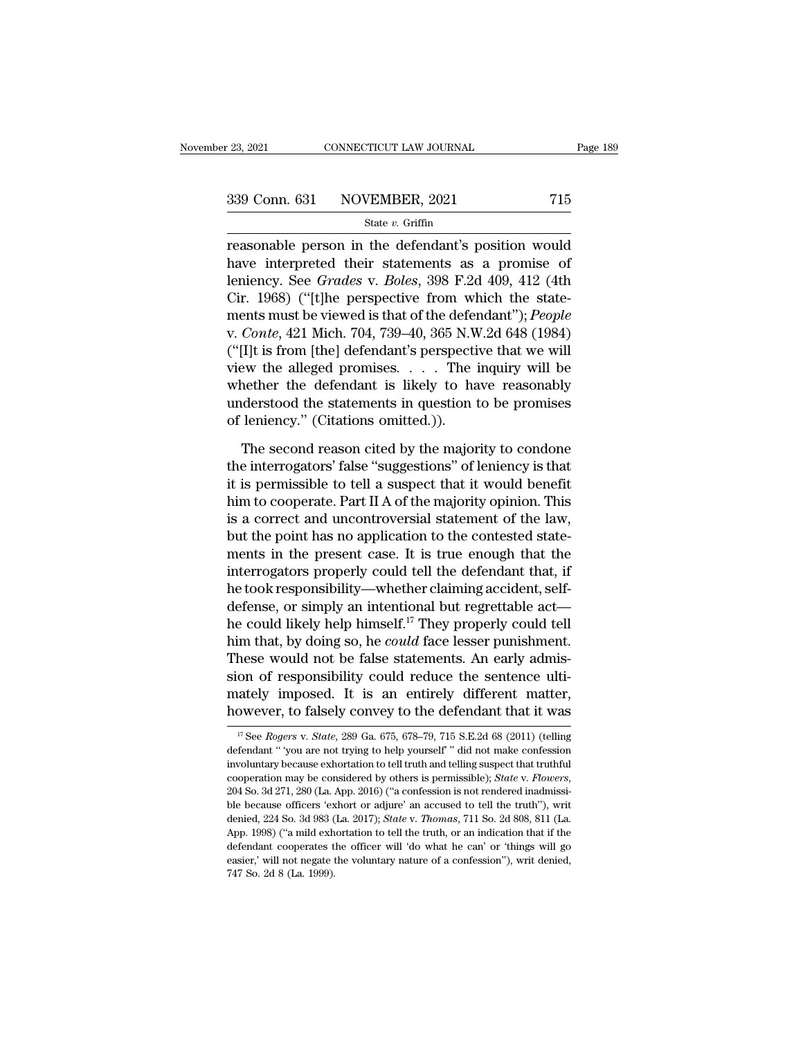reasonable person in the defendant's position would have interpreted their statements as a promise of leniency. See *Grades* v. *Boles*, 398 F.2d 409, 412 (4th Cir. 1968) ("[t]he perspective from which the statements must be viewed is that of the defendant"); *People* v. *Conte*, 421 Mich. 704, 739–40, 365 N.W.2d 648 (1984) ("[I]t is from [the] defendant's perspective that we will view the alleged promises. . . . The inquiry will be whether the defendant is likely to have reasonably understood the statements in question to be promises of leniency." (Citations omitted.)).

The second reason cited by the majority to condone the interrogators' false "suggestions" of leniency is that it is permissible to tell a suspect that it would benefit him to cooperate. Part II A of the majority opinion. This is a correct and uncontroversial statement of the law, but the point has no application to the contested statements in the present case. It is true enough that the interrogators properly could tell the defendant that, if he took responsibility—whether claiming accident, self-defense, or simply an intentional but regrettable act—he could likely help himself.[17] They properly could tell him that, by doing so, he *could* face lesser punishment. These would not be false statements. An early admission of responsibility could reduce the sentence ultimately imposed. It is an entirely different matter, however, to falsely convey to the defendant that it was

[17] See *Rogers* v. *State*, 289 Ga. 675, 678–79, 715 S.E.2d 68 (2011) (telling defendant " 'you are not trying to help yourself' " did not make confession involuntary because exhortation to tell truth and telling suspect that truthful cooperation may be considered by others is permissible); *State* v. *Flowers*, 204 So. 3d 271, 280 (La. App. 2016) ("a confession is not rendered inadmissible because officers 'exhort or adjure' an accused to tell the truth"), writ denied, 224 So. 3d 983 (La. 2017); *State* v. *Thomas*, 711 So. 2d 808, 811 (La. App. 1998) ("a mild exhortation to tell the truth, or an indication that if the defendant cooperates the officer will 'do what he can' or 'things will go easier,' will not negate the voluntary nature of a confession"), writ denied, 747 So. 2d 8 (La. 1999).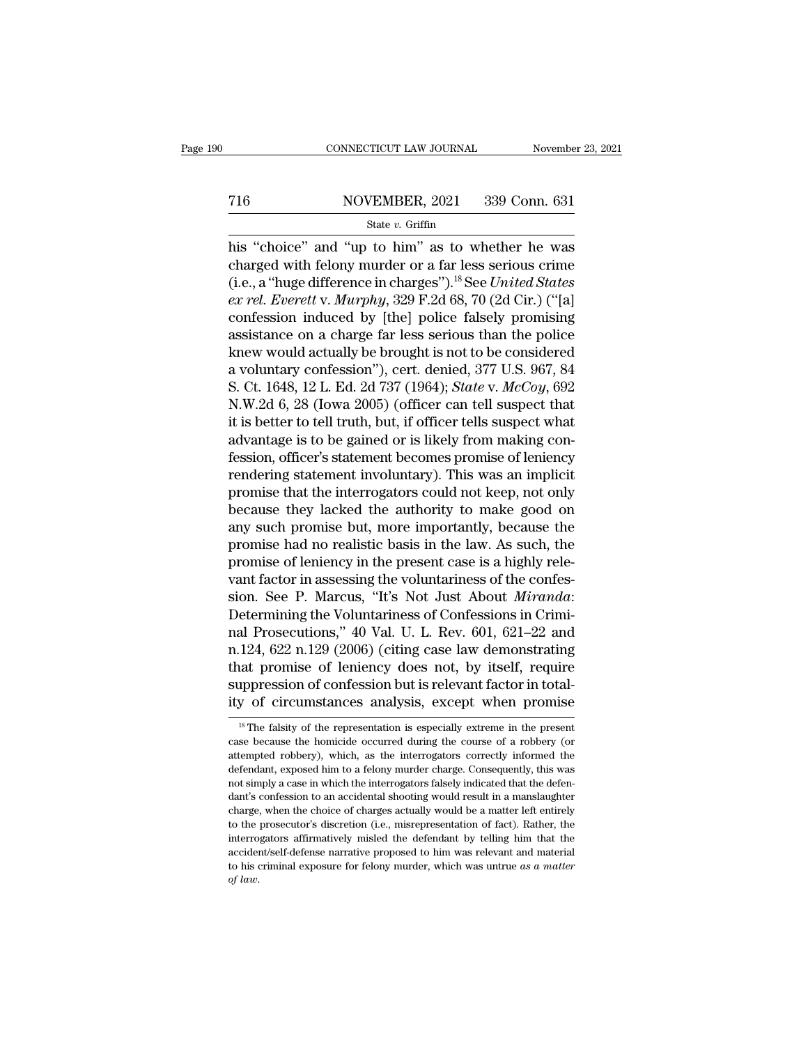his "choice" and "up to him" as to whether he was charged with felony murder or a far less serious crime (i.e., a "huge difference in charges").[18] See *United States ex rel. Everett* v. *Murphy*, 329 F.2d 68, 70 (2d Cir.) ("[a] confession induced by [the] police falsely promising assistance on a charge far less serious than the police knew would actually be brought is not to be considered a voluntary confession"), cert. denied, 377 U.S. 967, 84 S. Ct. 1648, 12 L. Ed. 2d 737 (1964); *State* v. *McCoy*, 692 N.W.2d 6, 28 (Iowa 2005) (officer can tell suspect that it is better to tell truth, but, if officer tells suspect what advantage is to be gained or is likely from making confession, officer's statement becomes promise of leniency rendering statement involuntary). This was an implicit promise that the interrogators could not keep, not only because they lacked the authority to make good on any such promise but, more importantly, because the promise had no realistic basis in the law. As such, the promise of leniency in the present case is a highly relevant factor in assessing the voluntariness of the confession. See P. Marcus, "It's Not Just About *Miranda*: Determining the Voluntariness of Confessions in Criminal Prosecutions," 40 Val. U. L. Rev. 601, 621–22 and n.124, 622 n.129 (2006) (citing case law demonstrating that promise of leniency does not, by itself, require suppression of confession but is relevant factor in totality of circumstances analysis, except when promise

[18] The falsity of the representation is especially extreme in the present case because the homicide occurred during the course of a robbery (or attempted robbery), which, as the interrogators correctly informed the defendant, exposed him to a felony murder charge. Consequently, this was not simply a case in which the interrogators falsely indicated that the defendant's confession to an accidental shooting would result in a manslaughter charge, when the choice of charges actually would be a matter left entirely to the prosecutor's discretion (i.e., misrepresentation of fact). Rather, the interrogators affirmatively misled the defendant by telling him that the accident/self-defense narrative proposed to him was relevant and material to his criminal exposure for felony murder, which was untrue *as a matter of law*.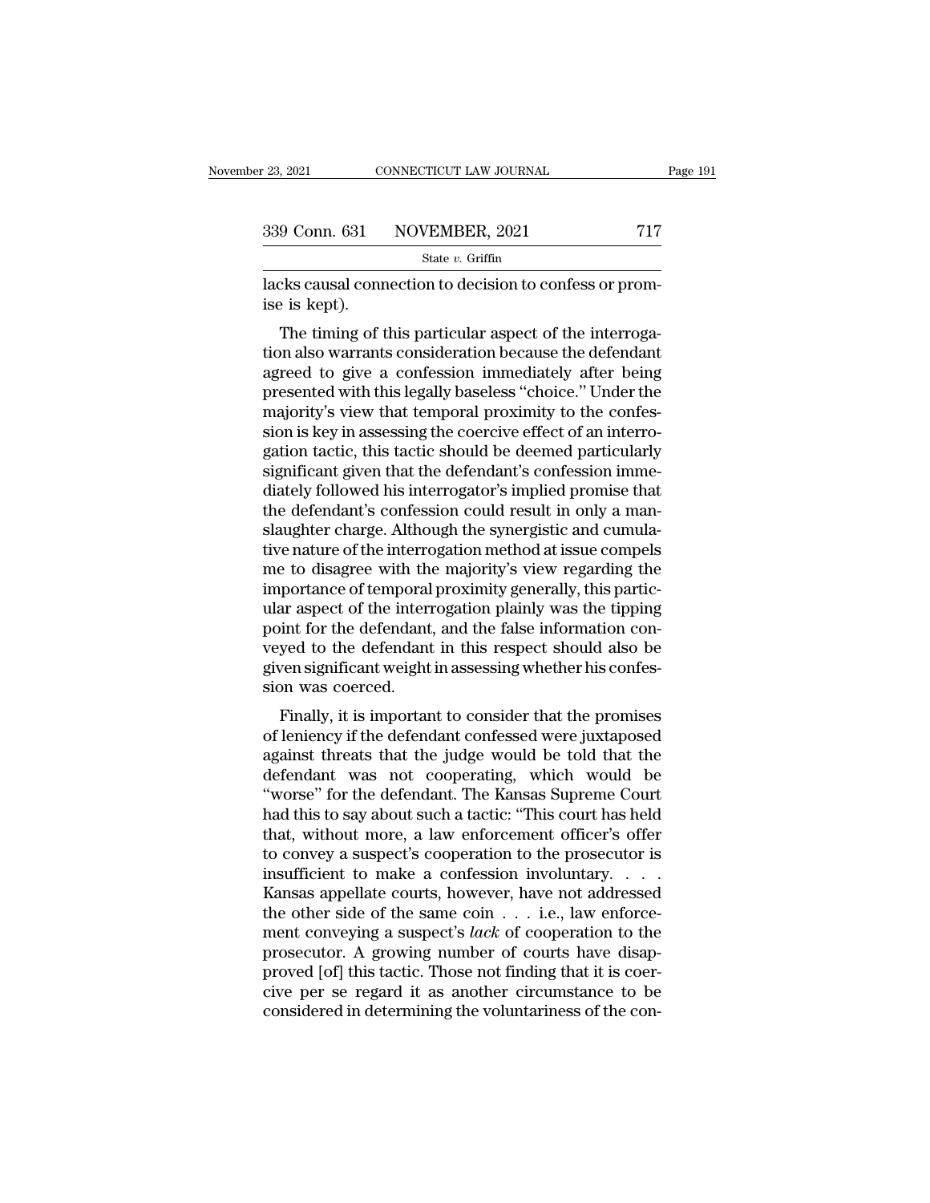lacks causal connection to decision to confess or promise is kept).

The timing of this particular aspect of the interrogation also warrants consideration because the defendant agreed to give a confession immediately after being presented with this legally baseless "choice." Under the majority's view that temporal proximity to the confession is key in assessing the coercive effect of an interrogation tactic, this tactic should be deemed particularly significant given that the defendant's confession immediately followed his interrogator's implied promise that the defendant's confession could result in only a manslaughter charge. Although the synergistic and cumulative nature of the interrogation method at issue compels me to disagree with the majority's view regarding the importance of temporal proximity generally, this particular aspect of the interrogation plainly was the tipping point for the defendant, and the false information conveyed to the defendant in this respect should also be given significant weight in assessing whether his confession was coerced.

Finally, it is important to consider that the promises of leniency if the defendant confessed were juxtaposed against threats that the judge would be told that the defendant was not cooperating, which would be "worse" for the defendant. The Kansas Supreme Court had this to say about such a tactic: "This court has held that, without more, a law enforcement officer's offer to convey a suspect's cooperation to the prosecutor is insufficient to make a confession involuntary. . . . Kansas appellate courts, however, have not addressed the other side of the same coin . . . i.e., law enforcement conveying a suspect's *lack* of cooperation to the prosecutor. A growing number of courts have disapproved [of] this tactic. Those not finding that it is coercive per se regard it as another circumstance to be considered in determining the voluntariness of the con-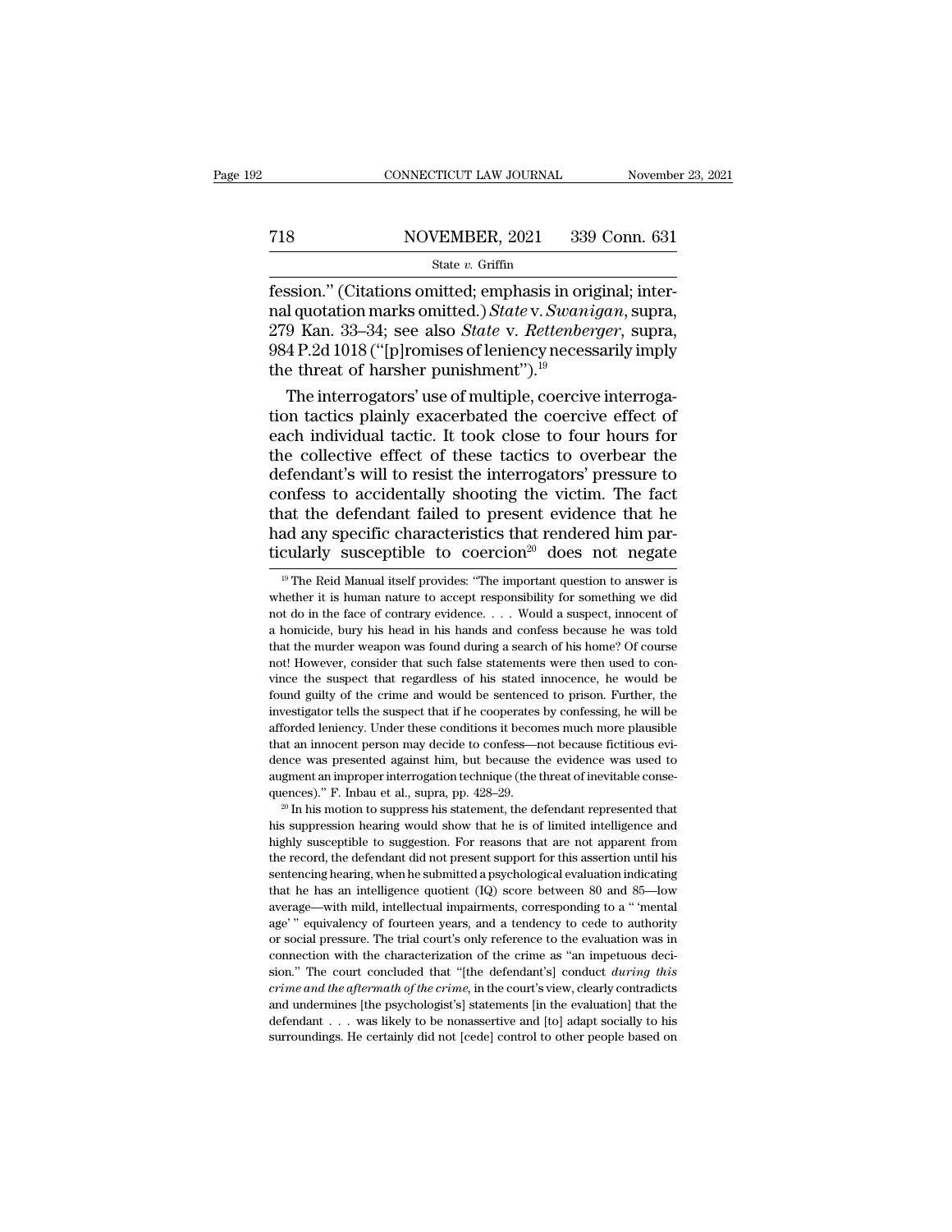fession." (Citations omitted; emphasis in original; internal quotation marks omitted.) *State* v. *Swanigan*, supra, 279 Kan. 33–34; see also *State* v. *Rettenberger*, supra, 984 P.2d 1018 ("[p]romises of leniency necessarily imply the threat of harsher punishment").[19]

The interrogators' use of multiple, coercive interrogation tactics plainly exacerbated the coercive effect of each individual tactic. It took close to four hours for the collective effect of these tactics to overbear the defendant's will to resist the interrogators' pressure to confess to accidentally shooting the victim. The fact that the defendant failed to present evidence that he had any specific characteristics that rendered him particularly susceptible to coercion[20] does not negate

[19] The Reid Manual itself provides: "The important question to answer is whether it is human nature to accept responsibility for something we did not do in the face of contrary evidence. . . . Would a suspect, innocent of a homicide, bury his head in his hands and confess because he was told that the murder weapon was found during a search of his home? Of course not! However, consider that such false statements were then used to convince the suspect that regardless of his stated innocence, he would be found guilty of the crime and would be sentenced to prison. Further, the investigator tells the suspect that if he cooperates by confessing, he will be afforded leniency. Under these conditions it becomes much more plausible that an innocent person may decide to confess—not because fictitious evidence was presented against him, but because the evidence was used to augment an improper interrogation technique (the threat of inevitable consequences)." F. Inbau et al., supra, pp. 428–29.

[20] In his motion to suppress his statement, the defendant represented that his suppression hearing would show that he is of limited intelligence and highly susceptible to suggestion. For reasons that are not apparent from the record, the defendant did not present support for this assertion until his sentencing hearing, when he submitted a psychological evaluation indicating that he has an intelligence quotient (IQ) score between 80 and 85—low average—with mild, intellectual impairments, corresponding to a " 'mental age' " equivalency of fourteen years, and a tendency to cede to authority or social pressure. The trial court's only reference to the evaluation was in connection with the characterization of the crime as "an impetuous decision." The court concluded that "[the defendant's] conduct *during this crime and the aftermath of the crime*, in the court's view, clearly contradicts and undermines [the psychologist's] statements [in the evaluation] that the defendant . . . was likely to be nonassertive and [to] adapt socially to his surroundings. He certainly did not [cede] control to other people based on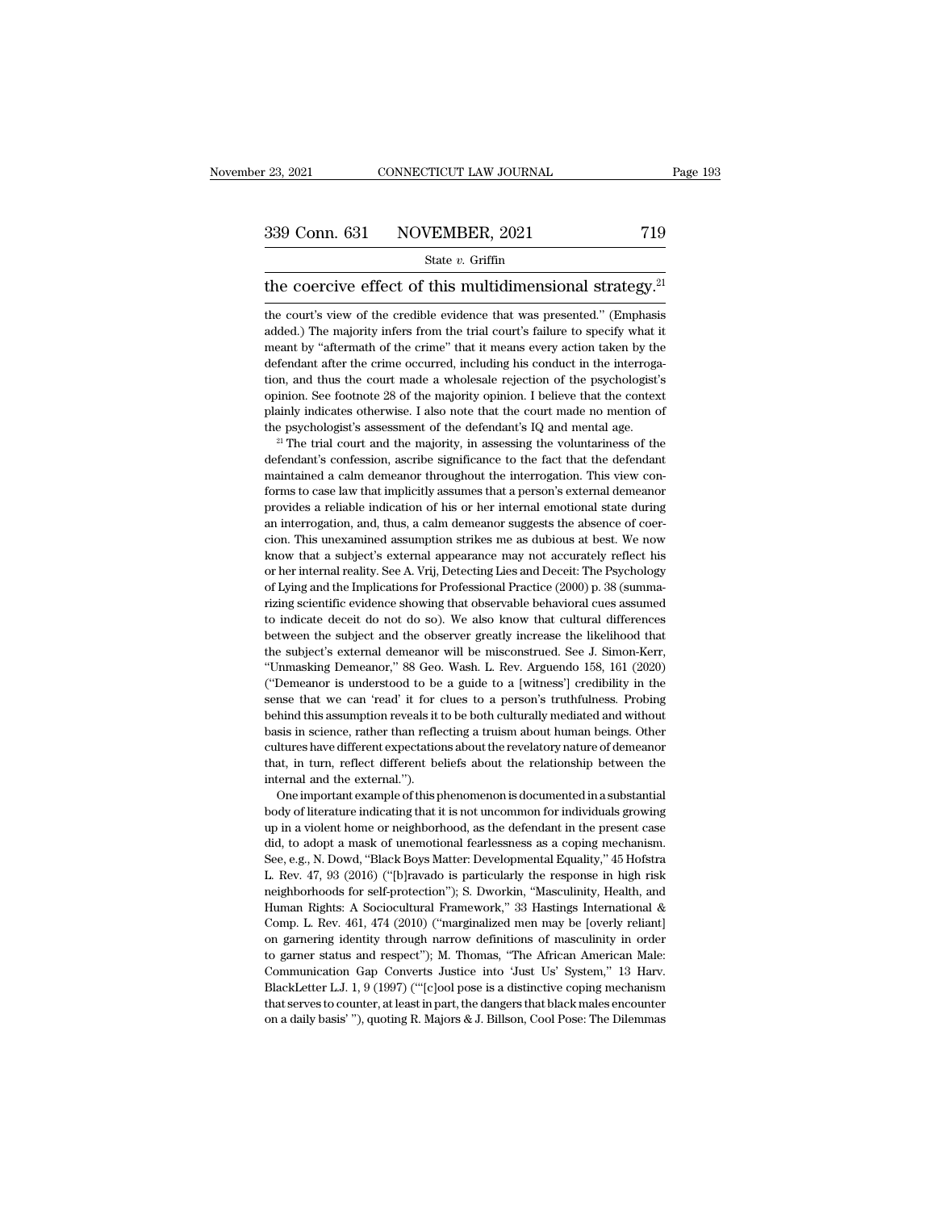the coercive effect of this multidimensional strategy.[21]

the court's view of the credible evidence that was presented." (Emphasis added.) The majority infers from the trial court's failure to specify what it meant by "aftermath of the crime" that it means every action taken by the defendant after the crime occurred, including his conduct in the interrogation, and thus the court made a wholesale rejection of the psychologist's opinion. See footnote 28 of the majority opinion. I believe that the context plainly indicates otherwise. I also note that the court made no mention of the psychologist's assessment of the defendant's IQ and mental age.

[21] The trial court and the majority, in assessing the voluntariness of the defendant's confession, ascribe significance to the fact that the defendant maintained a calm demeanor throughout the interrogation. This view conforms to case law that implicitly assumes that a person's external demeanor provides a reliable indication of his or her internal emotional state during an interrogation, and, thus, a calm demeanor suggests the absence of coercion. This unexamined assumption strikes me as dubious at best. We now know that a subject's external appearance may not accurately reflect his or her internal reality. See A. Vrij, Detecting Lies and Deceit: The Psychology of Lying and the Implications for Professional Practice (2000) p. 38 (summarizing scientific evidence showing that observable behavioral cues assumed to indicate deceit do not do so). We also know that cultural differences between the subject and the observer greatly increase the likelihood that the subject's external demeanor will be misconstrued. See J. Simon-Kerr, "Unmasking Demeanor," 88 Geo. Wash. L. Rev. Arguendo 158, 161 (2020) ("Demeanor is understood to be a guide to a [witness'] credibility in the sense that we can 'read' it for clues to a person's truthfulness. Probing behind this assumption reveals it to be both culturally mediated and without basis in science, rather than reflecting a truism about human beings. Other cultures have different expectations about the revelatory nature of demeanor that, in turn, reflect different beliefs about the relationship between the internal and the external.").

One important example of this phenomenon is documented in a substantial body of literature indicating that it is not uncommon for individuals growing up in a violent home or neighborhood, as the defendant in the present case did, to adopt a mask of unemotional fearlessness as a coping mechanism. See, e.g., N. Dowd, "Black Boys Matter: Developmental Equality," 45 Hofstra L. Rev. 47, 93 (2016) ("[b]ravado is particularly the response in high risk neighborhoods for self-protection"); S. Dworkin, "Masculinity, Health, and Human Rights: A Sociocultural Framework," 33 Hastings International & Comp. L. Rev. 461, 474 (2010) ("marginalized men may be [overly reliant] on garnering identity through narrow definitions of masculinity in order to garner status and respect"); M. Thomas, "The African American Male: Communication Gap Converts Justice into 'Just Us' System," 13 Harv. BlackLetter L.J. 1, 9 (1997) ("'[c]ool pose is a distinctive coping mechanism that serves to counter, at least in part, the dangers that black males encounter on a daily basis' "), quoting R. Majors & J. Billson, Cool Pose: The Dilemmas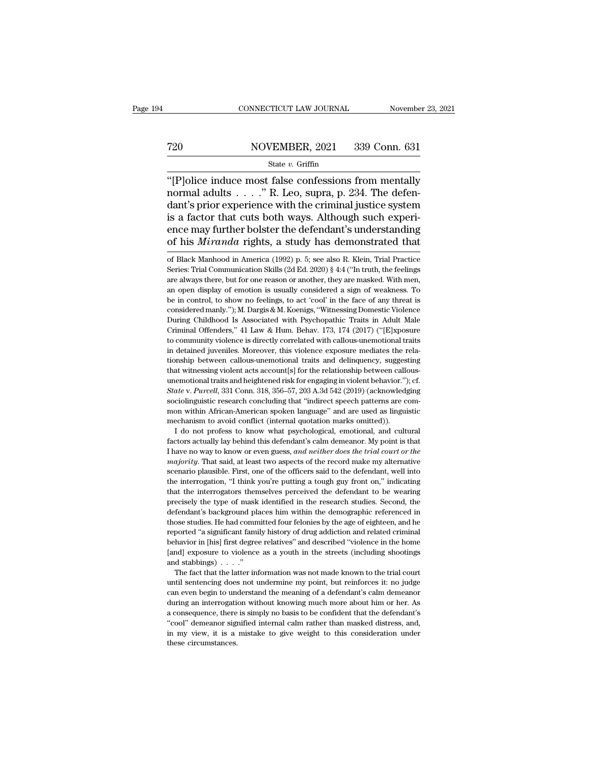"[P]olice induce most false confessions from mentally normal adults . . . ." R. Leo, supra, p. 234. The defendant's prior experience with the criminal justice system is a factor that cuts both ways. Although such experience may further bolster the defendant's understanding of his *Miranda* rights, a study has demonstrated that

of Black Manhood in America (1992) p. 5; see also R. Klein, Trial Practice Series: Trial Communication Skills (2d Ed. 2020) § 4:4 ("In truth, the feelings are always there, but for one reason or another, they are masked. With men, an open display of emotion is usually considered a sign of weakness. To be in control, to show no feelings, to act 'cool' in the face of any threat is considered manly."); M. Dargis & M. Koenigs, "Witnessing Domestic Violence During Childhood Is Associated with Psychopathic Traits in Adult Male Criminal Offenders," 41 Law & Hum. Behav. 173, 174 (2017) ("[E]xposure to community violence is directly correlated with callous-unemotional traits in detained juveniles. Moreover, this violence exposure mediates the relationship between callous-unemotional traits and delinquency, suggesting that witnessing violent acts account[s] for the relationship between callous-unemotional traits and heightened risk for engaging in violent behavior."); cf. *State* v. *Purcell*, 331 Conn. 318, 356–57, 203 A.3d 542 (2019) (acknowledging sociolinguistic research concluding that "indirect speech patterns are common within African-American spoken language" and are used as linguistic mechanism to avoid conflict (internal quotation marks omitted)).

I do not profess to know what psychological, emotional, and cultural factors actually lay behind this defendant's calm demeanor. My point is that I have no way to know or even guess, *and neither does the trial court or the majority*. That said, at least two aspects of the record make my alternative scenario plausible. First, one of the officers said to the defendant, well into the interrogation, "I think you're putting a tough guy front on," indicating that the interrogators themselves perceived the defendant to be wearing precisely the type of mask identified in the research studies. Second, the defendant's background places him within the demographic referenced in those studies. He had committed four felonies by the age of eighteen, and he reported "a significant family history of drug addiction and related criminal behavior in [his] first degree relatives" and described "violence in the home [and] exposure to violence as a youth in the streets (including shootings and stabbings) . . . ."

The fact that the latter information was not made known to the trial court until sentencing does not undermine my point, but reinforces it: no judge can even begin to understand the meaning of a defendant's calm demeanor during an interrogation without knowing much more about him or her. As a consequence, there is simply no basis to be confident that the defendant's "cool" demeanor signified internal calm rather than masked distress, and, in my view, it is a mistake to give weight to this consideration under these circumstances.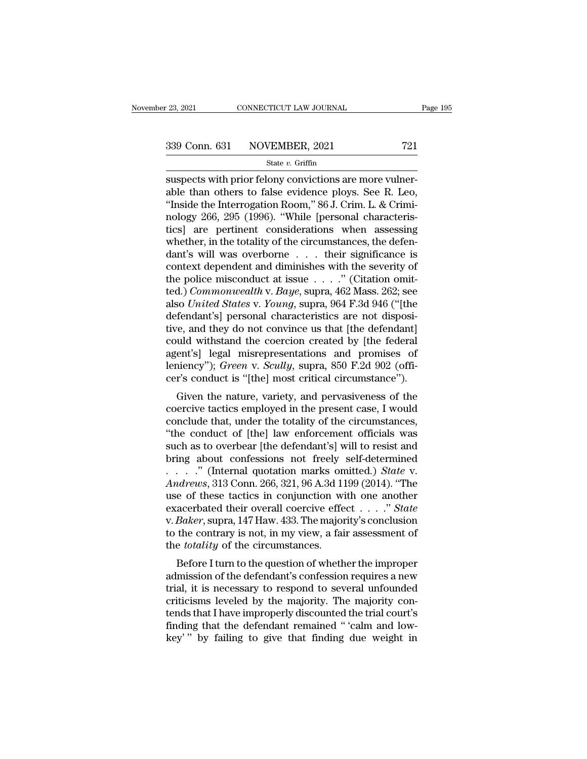suspects with prior felony convictions are more vulnerable than others to false evidence ploys. See R. Leo, "Inside the Interrogation Room," 86 J. Crim. L. & Criminology 266, 295 (1996). "While [personal characteristics] are pertinent considerations when assessing whether, in the totality of the circumstances, the defendant's will was overborne . . . their significance is context dependent and diminishes with the severity of the police misconduct at issue . . . ." (Citation omitted.) *Commonwealth* v. *Baye*, supra, 462 Mass. 262; see also *United States* v. *Young*, supra, 964 F.3d 946 ("[the defendant's] personal characteristics are not dispositive, and they do not convince us that [the defendant] could withstand the coercion created by [the federal agent's] legal misrepresentations and promises of leniency"); *Green* v. *Scully*, supra, 850 F.2d 902 (officer's conduct is "[the] most critical circumstance").

Given the nature, variety, and pervasiveness of the coercive tactics employed in the present case, I would conclude that, under the totality of the circumstances, "the conduct of [the] law enforcement officials was such as to overbear [the defendant's] will to resist and bring about confessions not freely self-determined . . . ." (Internal quotation marks omitted.) *State* v. *Andrews*, 313 Conn. 266, 321, 96 A.3d 1199 (2014). "The use of these tactics in conjunction with one another exacerbated their overall coercive effect . . . ." *State* v. *Baker*, supra, 147 Haw. 433. The majority's conclusion to the contrary is not, in my view, a fair assessment of the *totality* of the circumstances.

Before I turn to the question of whether the improper admission of the defendant's confession requires a new trial, it is necessary to respond to several unfounded criticisms leveled by the majority. The majority contends that I have improperly discounted the trial court's finding that the defendant remained " 'calm and low-key' " by failing to give that finding due weight in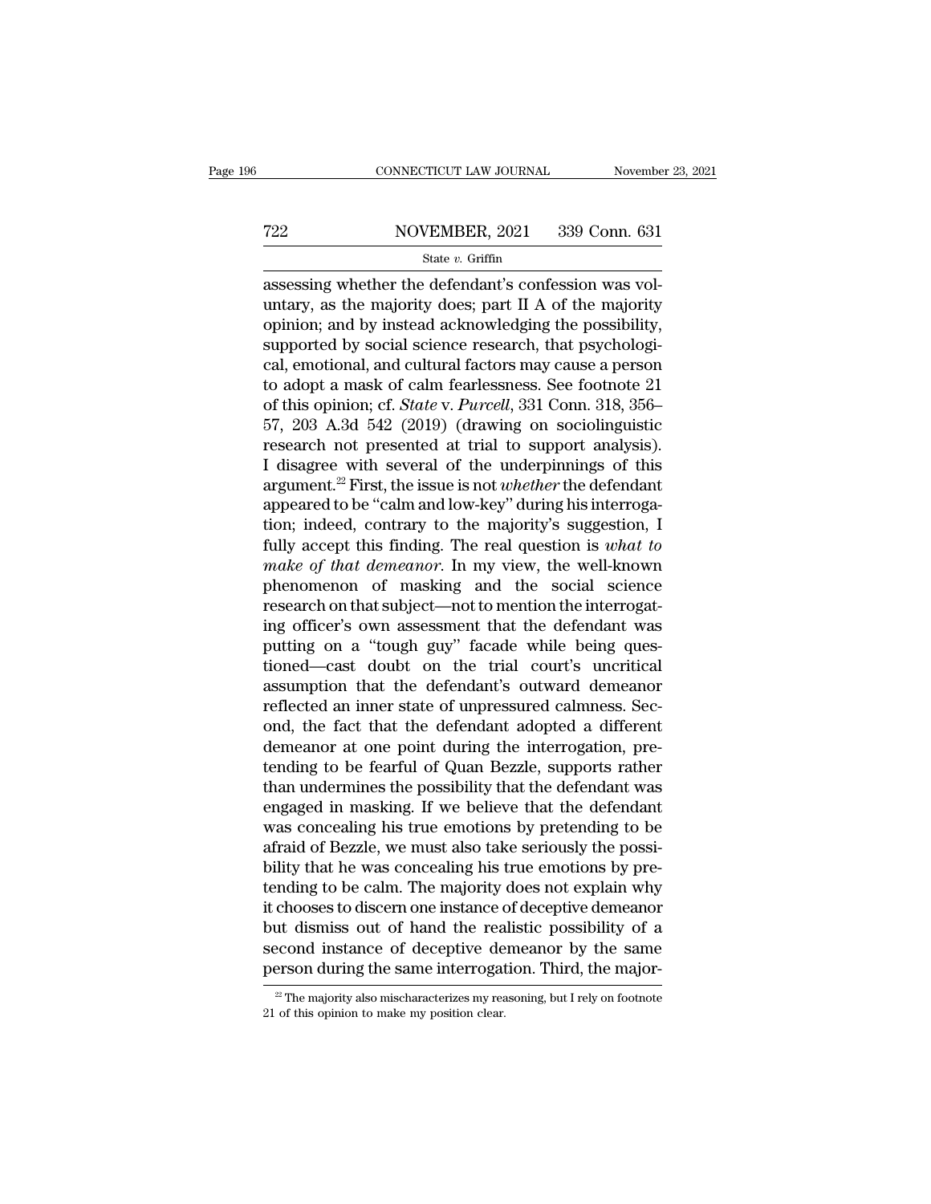assessing whether the defendant's confession was voluntary, as the majority does; part II A of the majority opinion; and by instead acknowledging the possibility, supported by social science research, that psychological, emotional, and cultural factors may cause a person to adopt a mask of calm fearlessness. See footnote 21 of this opinion; cf. *State* v. *Purcell*, 331 Conn. 318, 356–57, 203 A.3d 542 (2019) (drawing on sociolinguistic research not presented at trial to support analysis). I disagree with several of the underpinnings of this argument.[22] First, the issue is not *whether* the defendant appeared to be "calm and low-key" during his interrogation; indeed, contrary to the majority's suggestion, I fully accept this finding. The real question is *what to make of that demeanor*. In my view, the well-known phenomenon of masking and the social science research on that subject—not to mention the interrogating officer's own assessment that the defendant was putting on a "tough guy" facade while being questioned—cast doubt on the trial court's uncritical assumption that the defendant's outward demeanor reflected an inner state of unpressured calmness. Second, the fact that the defendant adopted a different demeanor at one point during the interrogation, pretending to be fearful of Quan Bezzle, supports rather than undermines the possibility that the defendant was engaged in masking. If we believe that the defendant was concealing his true emotions by pretending to be afraid of Bezzle, we must also take seriously the possibility that he was concealing his true emotions by pretending to be calm. The majority does not explain why it chooses to discern one instance of deceptive demeanor but dismiss out of hand the realistic possibility of a second instance of deceptive demeanor by the same person during the same interrogation. Third, the major-

[22] The majority also mischaracterizes my reasoning, but I rely on footnote 21 of this opinion to make my position clear.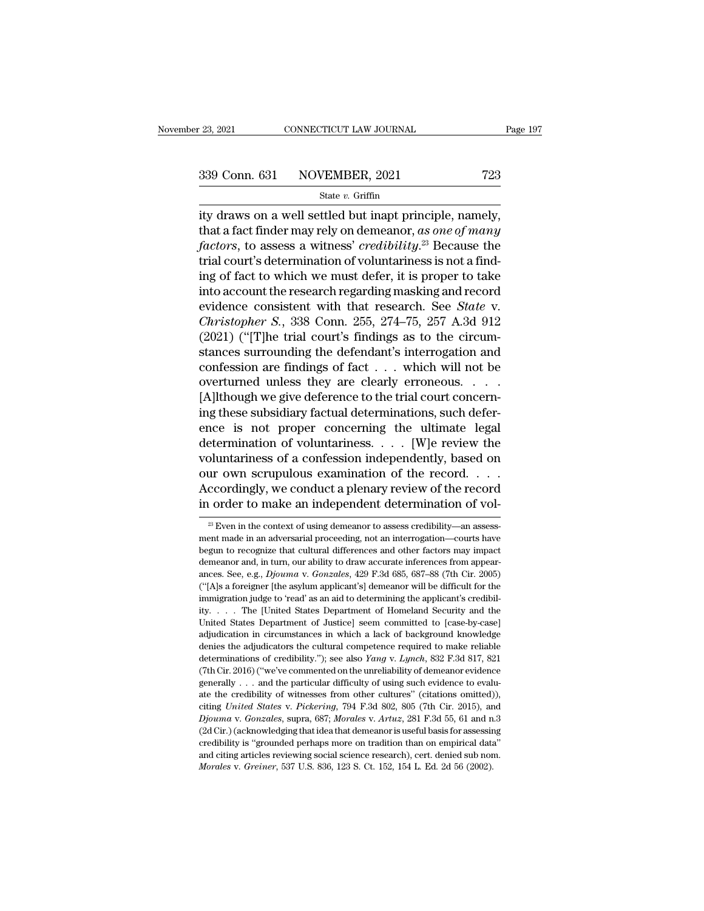ity draws on a well settled but inapt principle, namely, that a fact finder may rely on demeanor, *as one of many factors*, to assess a witness' *credibility*.[23] Because the trial court's determination of voluntariness is not a finding of fact to which we must defer, it is proper to take into account the research regarding masking and record evidence consistent with that research. See *State* v. *Christopher S.*, 338 Conn. 255, 274–75, 257 A.3d 912 (2021) ("[T]he trial court's findings as to the circumstances surrounding the defendant's interrogation and confession are findings of fact . . . which will not be overturned unless they are clearly erroneous. . . . [A]lthough we give deference to the trial court concerning these subsidiary factual determinations, such deference is not proper concerning the ultimate legal determination of voluntariness. . . . [W]e review the voluntariness of a confession independently, based on our own scrupulous examination of the record. . . . Accordingly, we conduct a plenary review of the record in order to make an independent determination of vol-

---

[23] Even in the context of using demeanor to assess credibility—an assessment made in an adversarial proceeding, not an interrogation—courts have begun to recognize that cultural differences and other factors may impact demeanor and, in turn, our ability to draw accurate inferences from appearances. See, e.g., *Djouma* v. *Gonzales*, 429 F.3d 685, 687–88 (7th Cir. 2005) ("[A]s a foreigner [the asylum applicant's] demeanor will be difficult for the immigration judge to 'read' as an aid to determining the applicant's credibility. . . . The [United States Department of Homeland Security and the United States Department of Justice] seem committed to [case-by-case] adjudication in circumstances in which a lack of background knowledge denies the adjudicators the cultural competence required to make reliable determinations of credibility."); see also *Yang* v. *Lynch*, 832 F.3d 817, 821 (7th Cir. 2016) ("we've commented on the unreliability of demeanor evidence generally . . . and the particular difficulty of using such evidence to evaluate the credibility of witnesses from other cultures" (citations omitted)), citing *United States* v. *Pickering*, 794 F.3d 802, 805 (7th Cir. 2015), and *Djouma* v. *Gonzales*, supra, 687; *Morales* v. *Artuz*, 281 F.3d 55, 61 and n.3 (2d Cir.) (acknowledging that idea that demeanor is useful basis for assessing credibility is "grounded perhaps more on tradition than on empirical data" and citing articles reviewing social science research), cert. denied sub nom. *Morales* v. *Greiner*, 537 U.S. 836, 123 S. Ct. 152, 154 L. Ed. 2d 56 (2002).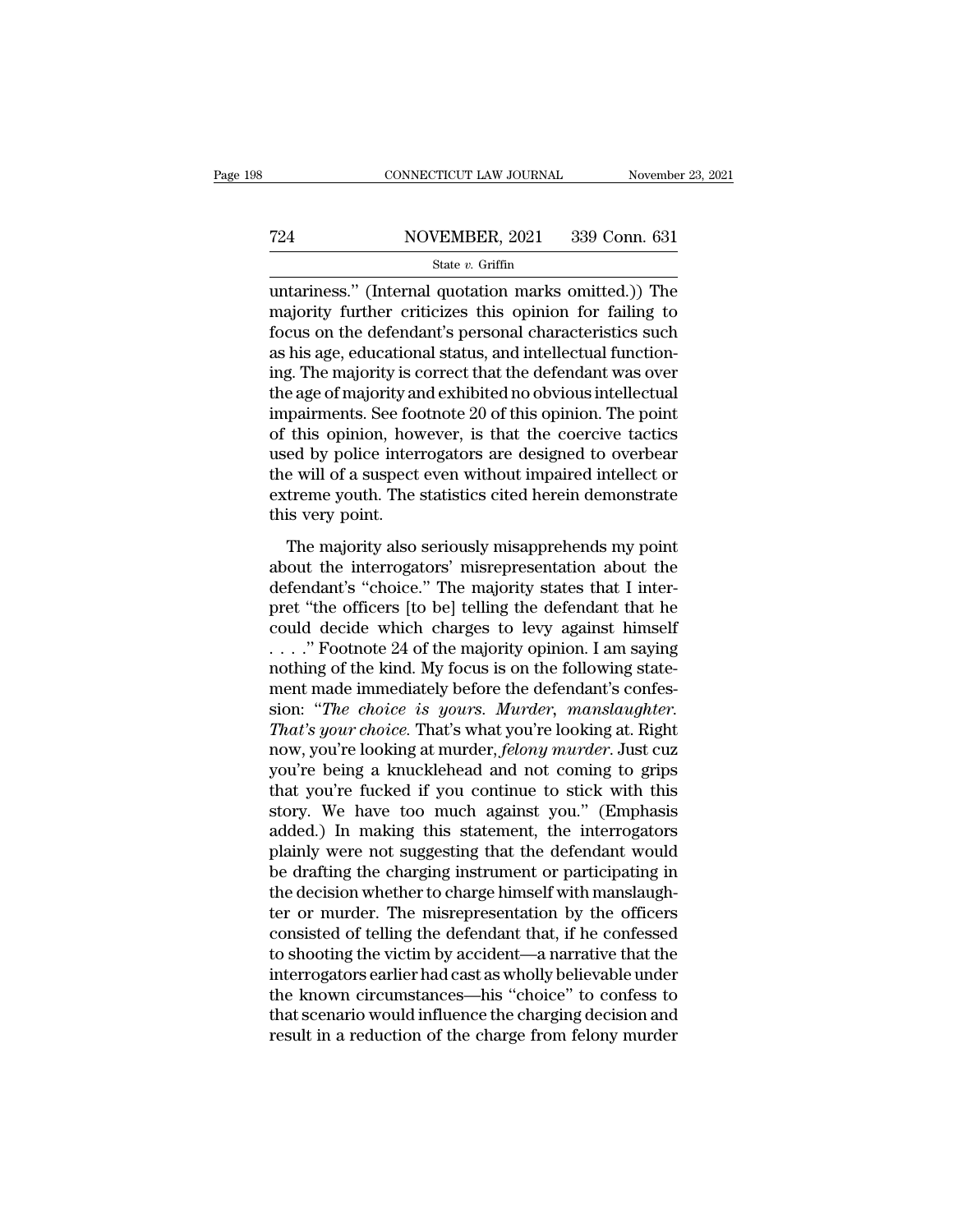untariness." (Internal quotation marks omitted.)) The majority further criticizes this opinion for failing to focus on the defendant's personal characteristics such as his age, educational status, and intellectual functioning. The majority is correct that the defendant was over the age of majority and exhibited no obvious intellectual impairments. See footnote 20 of this opinion. The point of this opinion, however, is that the coercive tactics used by police interrogators are designed to overbear the will of a suspect even without impaired intellect or extreme youth. The statistics cited herein demonstrate this very point.

The majority also seriously misapprehends my point about the interrogators' misrepresentation about the defendant's "choice." The majority states that I interpret "the officers [to be] telling the defendant that he could decide which charges to levy against himself . . . ." Footnote 24 of the majority opinion. I am saying nothing of the kind. My focus is on the following statement made immediately before the defendant's confession: "*The choice is yours. Murder, manslaughter. That's your choice.* That's what you're looking at. Right now, you're looking at murder, *felony murder*. Just cuz you're being a knucklehead and not coming to grips that you're fucked if you continue to stick with this story. We have too much against you." (Emphasis added.) In making this statement, the interrogators plainly were not suggesting that the defendant would be drafting the charging instrument or participating in the decision whether to charge himself with manslaughter or murder. The misrepresentation by the officers consisted of telling the defendant that, if he confessed to shooting the victim by accident—a narrative that the interrogators earlier had cast as wholly believable under the known circumstances—his "choice" to confess to that scenario would influence the charging decision and result in a reduction of the charge from felony murder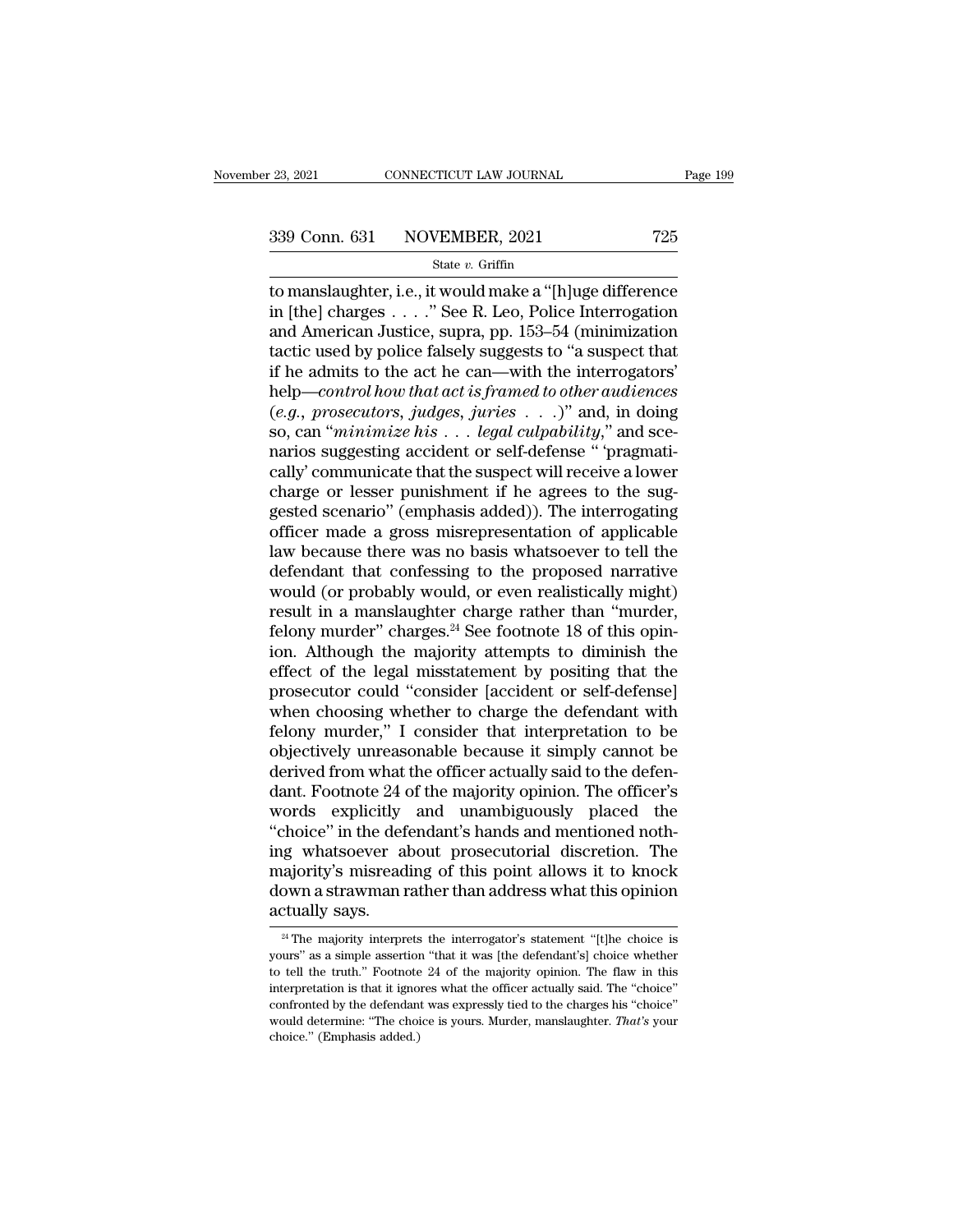to manslaughter, i.e., it would make a "[h]uge difference in [the] charges . . . ." See R. Leo, Police Interrogation and American Justice, supra, pp. 153–54 (minimization tactic used by police falsely suggests to "a suspect that if he admits to the act he can—with the interrogators' help—*control how that act is framed to other audiences (e.g., prosecutors, judges, juries . . .)*" and, in doing so, can "*minimize his . . . legal culpability*," and scenarios suggesting accident or self-defense " 'pragmatically' communicate that the suspect will receive a lower charge or lesser punishment if he agrees to the suggested scenario" (emphasis added)). The interrogating officer made a gross misrepresentation of applicable law because there was no basis whatsoever to tell the defendant that confessing to the proposed narrative would (or probably would, or even realistically might) result in a manslaughter charge rather than "murder, felony murder" charges.[24] See footnote 18 of this opinion. Although the majority attempts to diminish the effect of the legal misstatement by positing that the prosecutor could "consider [accident or self-defense] when choosing whether to charge the defendant with felony murder," I consider that interpretation to be objectively unreasonable because it simply cannot be derived from what the officer actually said to the defendant. Footnote 24 of the majority opinion. The officer's words explicitly and unambiguously placed the "choice" in the defendant's hands and mentioned nothing whatsoever about prosecutorial discretion. The majority's misreading of this point allows it to knock down a strawman rather than address what this opinion actually says.

[24] The majority interprets the interrogator's statement "[t]he choice is yours" as a simple assertion "that it was [the defendant's] choice whether to tell the truth." Footnote 24 of the majority opinion. The flaw in this interpretation is that it ignores what the officer actually said. The "choice" confronted by the defendant was expressly tied to the charges his "choice" would determine: "The choice is yours. Murder, manslaughter. *That's* your choice." (Emphasis added.)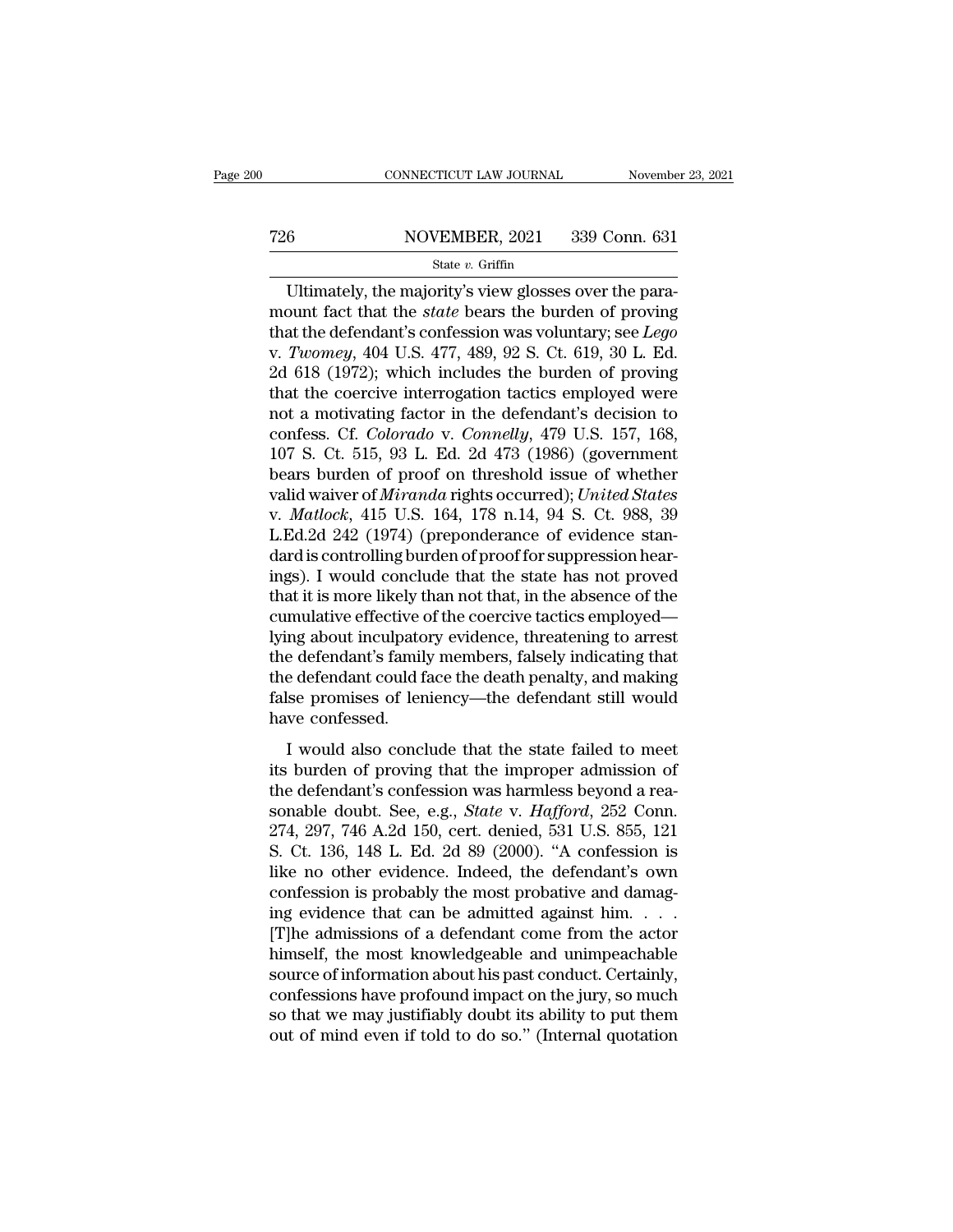Ultimately, the majority's view glosses over the paramount fact that the *state* bears the burden of proving that the defendant's confession was voluntary; see *Lego* v. *Twomey*, 404 U.S. 477, 489, 92 S. Ct. 619, 30 L. Ed. 2d 618 (1972); which includes the burden of proving that the coercive interrogation tactics employed were not a motivating factor in the defendant's decision to confess. Cf. *Colorado* v. *Connelly*, 479 U.S. 157, 168, 107 S. Ct. 515, 93 L. Ed. 2d 473 (1986) (government bears burden of proof on threshold issue of whether valid waiver of *Miranda* rights occurred); *United States* v. *Matlock*, 415 U.S. 164, 178 n.14, 94 S. Ct. 988, 39 L.Ed.2d 242 (1974) (preponderance of evidence standard is controlling burden of proof for suppression hearings). I would conclude that the state has not proved that it is more likely than not that, in the absence of the cumulative effective of the coercive tactics employed—lying about inculpatory evidence, threatening to arrest the defendant's family members, falsely indicating that the defendant could face the death penalty, and making false promises of leniency—the defendant still would have confessed.

I would also conclude that the state failed to meet its burden of proving that the improper admission of the defendant's confession was harmless beyond a reasonable doubt. See, e.g., *State* v. *Hafford*, 252 Conn. 274, 297, 746 A.2d 150, cert. denied, 531 U.S. 855, 121 S. Ct. 136, 148 L. Ed. 2d 89 (2000). "A confession is like no other evidence. Indeed, the defendant's own confession is probably the most probative and damaging evidence that can be admitted against him. . . . [T]he admissions of a defendant come from the actor himself, the most knowledgeable and unimpeachable source of information about his past conduct. Certainly, confessions have profound impact on the jury, so much so that we may justifiably doubt its ability to put them out of mind even if told to do so." (Internal quotation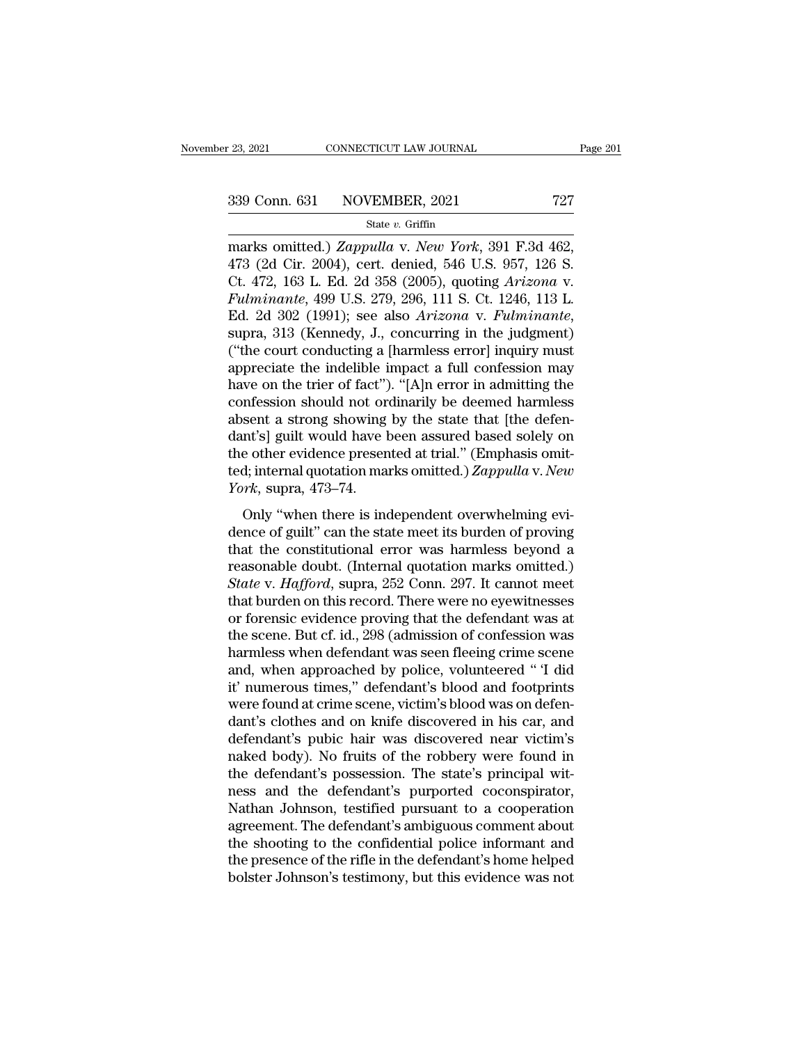marks omitted.) *Zappulla* v. *New York*, 391 F.3d 462, 473 (2d Cir. 2004), cert. denied, 546 U.S. 957, 126 S. Ct. 472, 163 L. Ed. 2d 358 (2005), quoting *Arizona* v. *Fulminante*, 499 U.S. 279, 296, 111 S. Ct. 1246, 113 L. Ed. 2d 302 (1991); see also *Arizona* v. *Fulminante*, supra, 313 (Kennedy, J., concurring in the judgment) ("the court conducting a [harmless error] inquiry must appreciate the indelible impact a full confession may have on the trier of fact"). "[A]n error in admitting the confession should not ordinarily be deemed harmless absent a strong showing by the state that [the defendant's] guilt would have been assured based solely on the other evidence presented at trial." (Emphasis omitted; internal quotation marks omitted.) *Zappulla* v. *New York*, supra, 473–74.

Only "when there is independent overwhelming evidence of guilt" can the state meet its burden of proving that the constitutional error was harmless beyond a reasonable doubt. (Internal quotation marks omitted.) *State* v. *Hafford*, supra, 252 Conn. 297. It cannot meet that burden on this record. There were no eyewitnesses or forensic evidence proving that the defendant was at the scene. But cf. id., 298 (admission of confession was harmless when defendant was seen fleeing crime scene and, when approached by police, volunteered " 'I did it' numerous times," defendant's blood and footprints were found at crime scene, victim's blood was on defendant's clothes and on knife discovered in his car, and defendant's pubic hair was discovered near victim's naked body). No fruits of the robbery were found in the defendant's possession. The state's principal witness and the defendant's purported coconspirator, Nathan Johnson, testified pursuant to a cooperation agreement. The defendant's ambiguous comment about the shooting to the confidential police informant and the presence of the rifle in the defendant's home helped bolster Johnson's testimony, but this evidence was not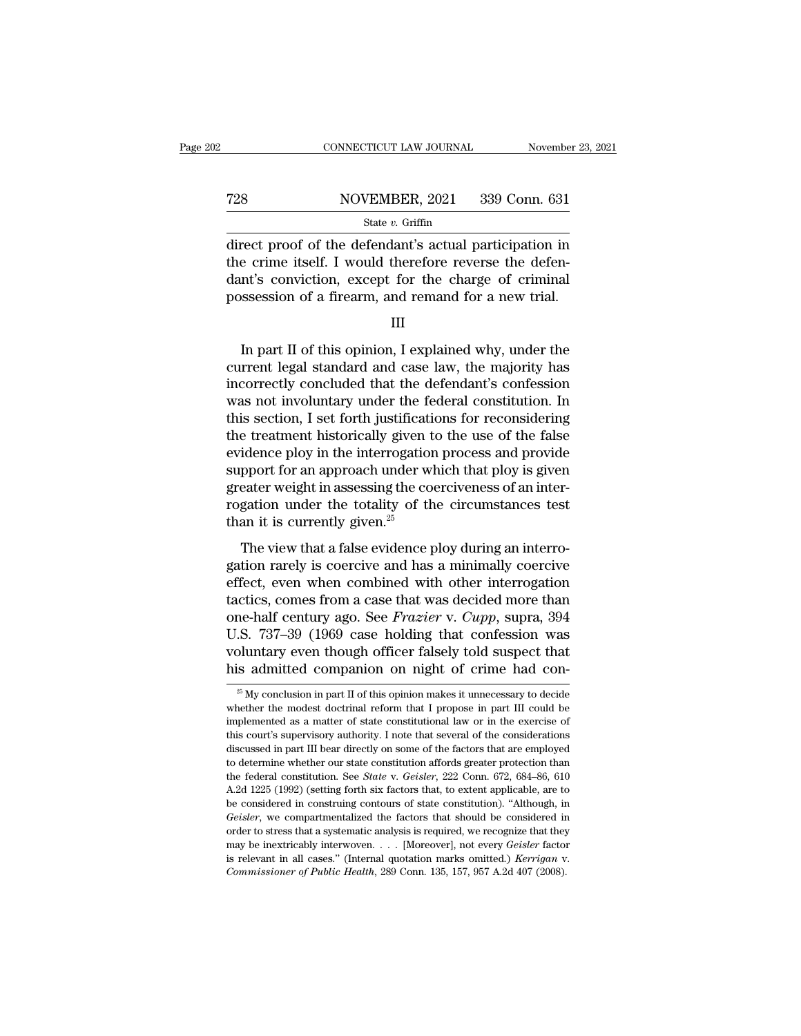direct proof of the defendant's actual participation in the crime itself. I would therefore reverse the defendant's conviction, except for the charge of criminal possession of a firearm, and remand for a new trial.

III

In part II of this opinion, I explained why, under the current legal standard and case law, the majority has incorrectly concluded that the defendant's confession was not involuntary under the federal constitution. In this section, I set forth justifications for reconsidering the treatment historically given to the use of the false evidence ploy in the interrogation process and provide support for an approach under which that ploy is given greater weight in assessing the coerciveness of an interrogation under the totality of the circumstances test than it is currently given.[25]

The view that a false evidence ploy during an interrogation rarely is coercive and has a minimally coercive effect, even when combined with other interrogation tactics, comes from a case that was decided more than one-half century ago. See *Frazier* v. *Cupp*, supra, 394 U.S. 737–39 (1969 case holding that confession was voluntary even though officer falsely told suspect that his admitted companion on night of crime had con-

[25] My conclusion in part II of this opinion makes it unnecessary to decide whether the modest doctrinal reform that I propose in part III could be implemented as a matter of state constitutional law or in the exercise of this court's supervisory authority. I note that several of the considerations discussed in part III bear directly on some of the factors that are employed to determine whether our state constitution affords greater protection than the federal constitution. See *State* v. *Geisler*, 222 Conn. 672, 684–86, 610 A.2d 1225 (1992) (setting forth six factors that, to extent applicable, are to be considered in construing contours of state constitution). "Although, in *Geisler*, we compartmentalized the factors that should be considered in order to stress that a systematic analysis is required, we recognize that they may be inextricably interwoven. . . . [Moreover], not every *Geisler* factor is relevant in all cases." (Internal quotation marks omitted.) *Kerrigan* v. *Commissioner of Public Health*, 289 Conn. 135, 157, 957 A.2d 407 (2008).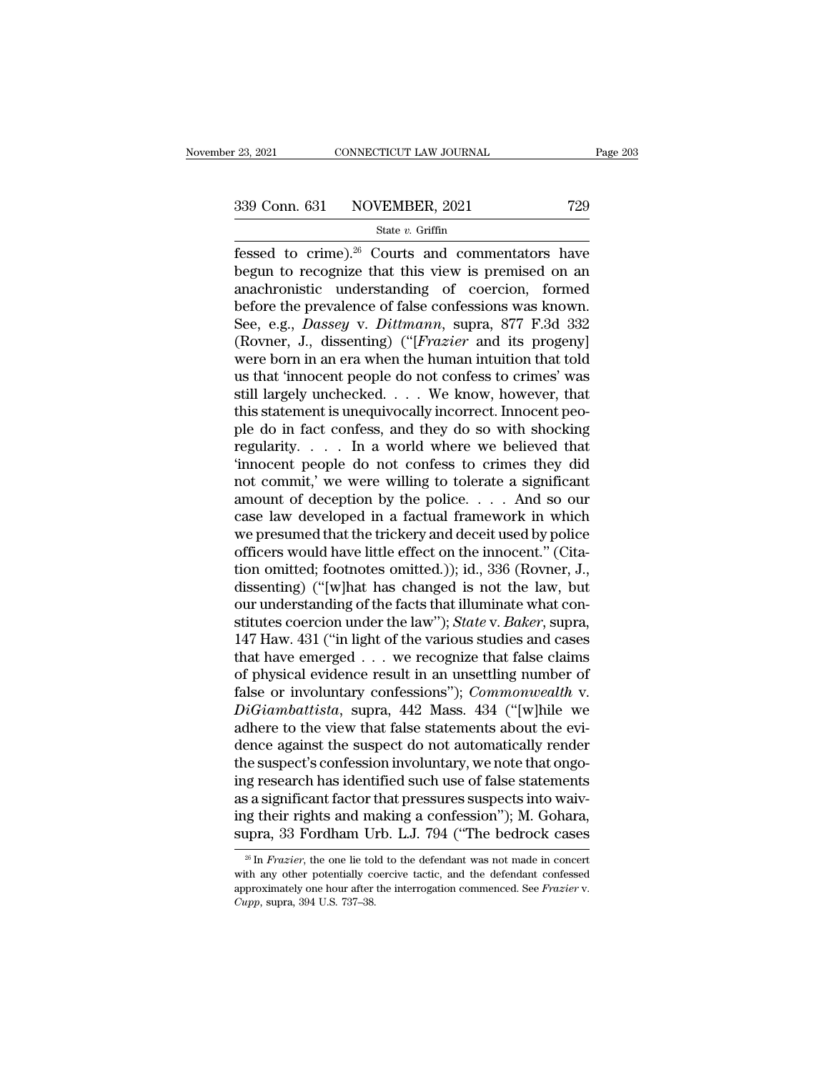fessed to crime).[26] Courts and commentators have begun to recognize that this view is premised on an anachronistic understanding of coercion, formed before the prevalence of false confessions was known. See, e.g., *Dassey* v. *Dittmann*, supra, 877 F.3d 332 (Rovner, J., dissenting) ("[*Frazier* and its progeny] were born in an era when the human intuition that told us that 'innocent people do not confess to crimes' was still largely unchecked. . . . We know, however, that this statement is unequivocally incorrect. Innocent people do in fact confess, and they do so with shocking regularity. . . . In a world where we believed that 'innocent people do not confess to crimes they did not commit,' we were willing to tolerate a significant amount of deception by the police. . . . And so our case law developed in a factual framework in which we presumed that the trickery and deceit used by police officers would have little effect on the innocent." (Citation omitted; footnotes omitted.)); id., 336 (Rovner, J., dissenting) ("[w]hat has changed is not the law, but our understanding of the facts that illuminate what constitutes coercion under the law"); *State* v. *Baker*, supra, 147 Haw. 431 ("in light of the various studies and cases that have emerged . . . we recognize that false claims of physical evidence result in an unsettling number of false or involuntary confessions"); *Commonwealth* v. *DiGiambattista*, supra, 442 Mass. 434 ("[w]hile we adhere to the view that false statements about the evidence against the suspect do not automatically render the suspect's confession involuntary, we note that ongoing research has identified such use of false statements as a significant factor that pressures suspects into waiving their rights and making a confession"); M. Gohara, supra, 33 Fordham Urb. L.J. 794 ("The bedrock cases

[26] In *Frazier*, the one lie told to the defendant was not made in concert with any other potentially coercive tactic, and the defendant confessed approximately one hour after the interrogation commenced. See *Frazier* v. *Cupp*, supra, 394 U.S. 737–38.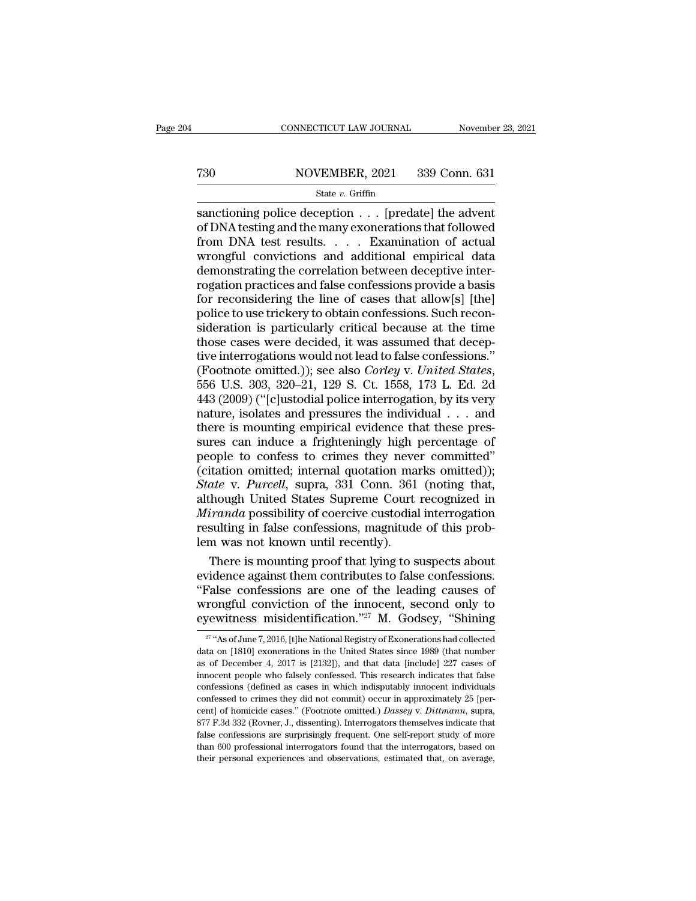sanctioning police deception . . . [predate] the advent of DNA testing and the many exonerations that followed from DNA test results. . . . Examination of actual wrongful convictions and additional empirical data demonstrating the correlation between deceptive interrogation practices and false confessions provide a basis for reconsidering the line of cases that allow[s] [the] police to use trickery to obtain confessions. Such reconsideration is particularly critical because at the time those cases were decided, it was assumed that deceptive interrogations would not lead to false confessions." (Footnote omitted.)); see also *Corley* v. *United States*, 556 U.S. 303, 320–21, 129 S. Ct. 1558, 173 L. Ed. 2d 443 (2009) ("[c]ustodial police interrogation, by its very nature, isolates and pressures the individual . . . and there is mounting empirical evidence that these pressures can induce a frighteningly high percentage of people to confess to crimes they never committed" (citation omitted; internal quotation marks omitted)); *State* v. *Purcell*, supra, 331 Conn. 361 (noting that, although United States Supreme Court recognized in *Miranda* possibility of coercive custodial interrogation resulting in false confessions, magnitude of this problem was not known until recently).

There is mounting proof that lying to suspects about evidence against them contributes to false confessions. "False confessions are one of the leading causes of wrongful conviction of the innocent, second only to eyewitness misidentification."[27] M. Godsey, "Shining

[27] "As of June 7, 2016, [t]he National Registry of Exonerations had collected data on [1810] exonerations in the United States since 1989 (that number as of December 4, 2017 is [2132]), and that data [include] 227 cases of innocent people who falsely confessed. This research indicates that false confessions (defined as cases in which indisputably innocent individuals confessed to crimes they did not commit) occur in approximately 25 [percent] of homicide cases." (Footnote omitted.) *Dassey* v. *Dittmann*, supra, 877 F.3d 332 (Rovner, J., dissenting). Interrogators themselves indicate that false confessions are surprisingly frequent. One self-report study of more than 600 professional interrogators found that the interrogators, based on their personal experiences and observations, estimated that, on average,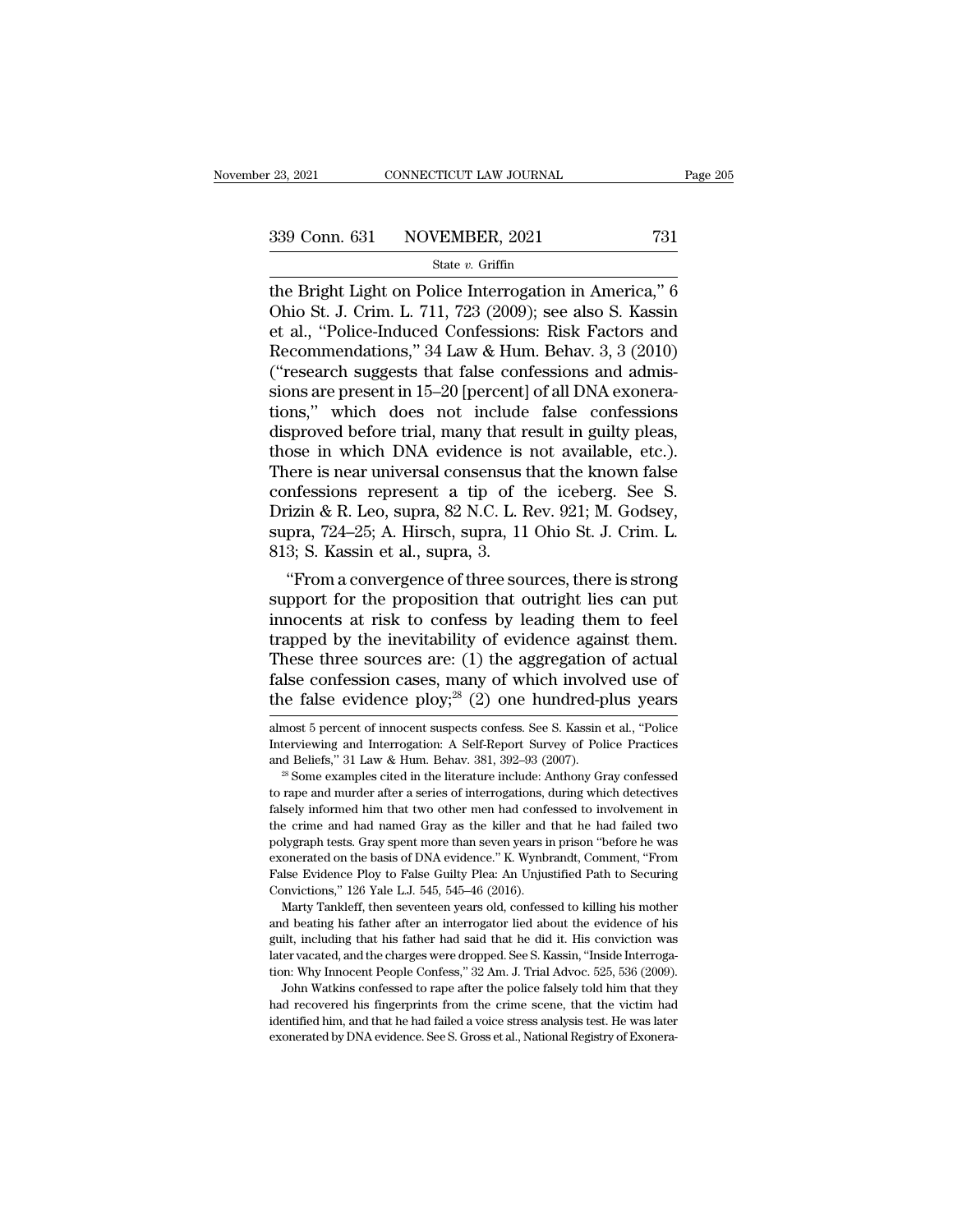the Bright Light on Police Interrogation in America," 6 Ohio St. J. Crim. L. 711, 723 (2009); see also S. Kassin et al., "Police-Induced Confessions: Risk Factors and Recommendations," 34 Law & Hum. Behav. 3, 3 (2010) ("research suggests that false confessions and admissions are present in 15–20 [percent] of all DNA exonerations," which does not include false confessions disproved before trial, many that result in guilty pleas, those in which DNA evidence is not available, etc.). There is near universal consensus that the known false confessions represent a tip of the iceberg. See S. Drizin & R. Leo, supra, 82 N.C. L. Rev. 921; M. Godsey, supra, 724–25; A. Hirsch, supra, 11 Ohio St. J. Crim. L. 813; S. Kassin et al., supra, 3.

"From a convergence of three sources, there is strong support for the proposition that outright lies can put innocents at risk to confess by leading them to feel trapped by the inevitability of evidence against them. These three sources are: (1) the aggregation of actual false confession cases, many of which involved use of the false evidence ploy;[28] (2) one hundred-plus years

---

almost 5 percent of innocent suspects confess. See S. Kassin et al., "Police Interviewing and Interrogation: A Self-Report Survey of Police Practices and Beliefs," 31 Law & Hum. Behav. 381, 392–93 (2007).

[28] Some examples cited in the literature include: Anthony Gray confessed to rape and murder after a series of interrogations, during which detectives falsely informed him that two other men had confessed to involvement in the crime and had named Gray as the killer and that he had failed two polygraph tests. Gray spent more than seven years in prison "before he was exonerated on the basis of DNA evidence." K. Wynbrandt, Comment, "From False Evidence Ploy to False Guilty Plea: An Unjustified Path to Securing Convictions," 126 Yale L.J. 545, 545–46 (2016).

Marty Tankleff, then seventeen years old, confessed to killing his mother and beating his father after an interrogator lied about the evidence of his guilt, including that his father had said that he did it. His conviction was later vacated, and the charges were dropped. See S. Kassin, "Inside Interrogation: Why Innocent People Confess," 32 Am. J. Trial Advoc. 525, 536 (2009).

John Watkins confessed to rape after the police falsely told him that they had recovered his fingerprints from the crime scene, that the victim had identified him, and that he had failed a voice stress analysis test. He was later exonerated by DNA evidence. See S. Gross et al., National Registry of Exonera-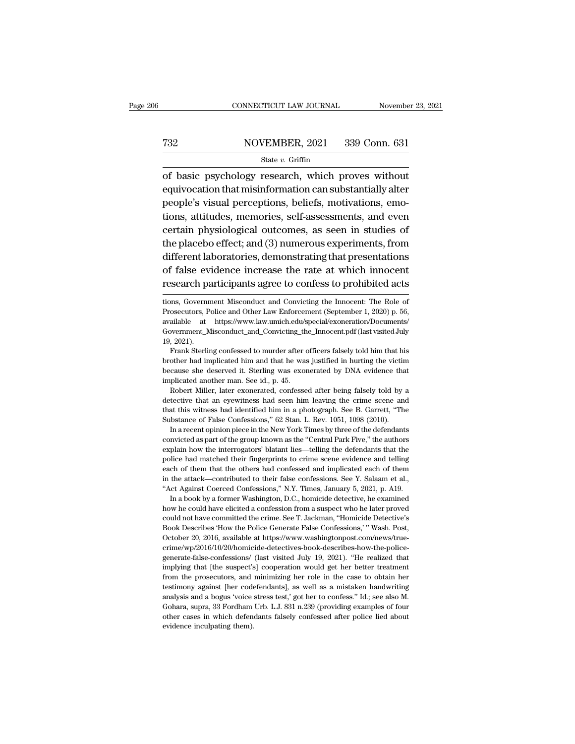of basic psychology research, which proves without equivocation that misinformation can substantially alter people's visual perceptions, beliefs, motivations, emotions, attitudes, memories, self-assessments, and even certain physiological outcomes, as seen in studies of the placebo effect; and (3) numerous experiments, from different laboratories, demonstrating that presentations of false evidence increase the rate at which innocent research participants agree to confess to prohibited acts

---

tions, Government Misconduct and Convicting the Innocent: The Role of Prosecutors, Police and Other Law Enforcement (September 1, 2020) p. 56, available at https://www.law.umich.edu/special/exoneration/Documents/Government_Misconduct_and_Convicting_the_Innocent.pdf (last visited July 19, 2021).

Frank Sterling confessed to murder after officers falsely told him that his brother had implicated him and that he was justified in hurting the victim because she deserved it. Sterling was exonerated by DNA evidence that implicated another man. See id., p. 45.

Robert Miller, later exonerated, confessed after being falsely told by a detective that an eyewitness had seen him leaving the crime scene and that this witness had identified him in a photograph. See B. Garrett, "The Substance of False Confessions," 62 Stan. L. Rev. 1051, 1098 (2010).

In a recent opinion piece in the New York Times by three of the defendants convicted as part of the group known as the "Central Park Five," the authors explain how the interrogators' blatant lies—telling the defendants that the police had matched their fingerprints to crime scene evidence and telling each of them that the others had confessed and implicated each of them in the attack—contributed to their false confessions. See Y. Salaam et al., "Act Against Coerced Confessions," N.Y. Times, January 5, 2021, p. A19.

In a book by a former Washington, D.C., homicide detective, he examined how he could have elicited a confession from a suspect who he later proved could not have committed the crime. See T. Jackman, "Homicide Detective's Book Describes 'How the Police Generate False Confessions,' " Wash. Post, October 20, 2016, available at https://www.washingtonpost.com/news/true-crime/wp/2016/10/20/homicide-detectives-book-describes-how-the-police-generate-false-confessions/ (last visited July 19, 2021). "He realized that implying that [the suspect's] cooperation would get her better treatment from the prosecutors, and minimizing her role in the case to obtain her testimony against [her codefendants], as well as a mistaken handwriting analysis and a bogus 'voice stress test,' got her to confess." Id.; see also M. Gohara, supra, 33 Fordham Urb. L.J. 831 n.239 (providing examples of four other cases in which defendants falsely confessed after police lied about evidence inculpating them).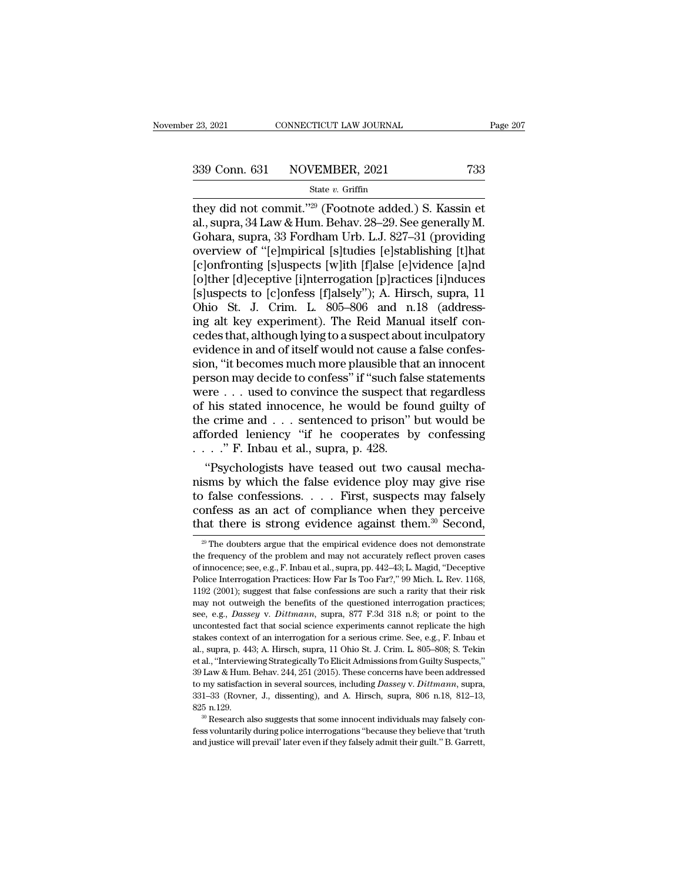they did not commit."[29] (Footnote added.) S. Kassin et al., supra, 34 Law & Hum. Behav. 28–29. See generally M. Gohara, supra, 33 Fordham Urb. L.J. 827–31 (providing overview of "[e]mpirical [s]tudies [e]stablishing [t]hat [c]onfronting [s]uspects [w]ith [f]alse [e]vidence [a]nd [o]ther [d]eceptive [i]nterrogation [p]ractices [i]nduces [s]uspects to [c]onfess [f]alsely"); A. Hirsch, supra, 11 Ohio St. J. Crim. L. 805–806 and n.18 (addressing alt key experiment). The Reid Manual itself concedes that, although lying to a suspect about inculpatory evidence in and of itself would not cause a false confession, "it becomes much more plausible that an innocent person may decide to confess" if "such false statements were . . . used to convince the suspect that regardless of his stated innocence, he would be found guilty of the crime and . . . sentenced to prison" but would be afforded leniency "if he cooperates by confessing . . . ." F. Inbau et al., supra, p. 428.

"Psychologists have teased out two causal mechanisms by which the false evidence ploy may give rise to false confessions. . . . First, suspects may falsely confess as an act of compliance when they perceive that there is strong evidence against them.[30] Second,

---

[29] The doubters argue that the empirical evidence does not demonstrate the frequency of the problem and may not accurately reflect proven cases of innocence; see, e.g., F. Inbau et al., supra, pp. 442–43; L. Magid, "Deceptive Police Interrogation Practices: How Far Is Too Far?," 99 Mich. L. Rev. 1168, 1192 (2001); suggest that false confessions are such a rarity that their risk may not outweigh the benefits of the questioned interrogation practices; see, e.g., *Dassey* v. *Dittmann*, supra, 877 F.3d 318 n.8; or point to the uncontested fact that social science experiments cannot replicate the high stakes context of an interrogation for a serious crime. See, e.g., F. Inbau et al., supra, p. 443; A. Hirsch, supra, 11 Ohio St. J. Crim. L. 805–808; S. Tekin et al., "Interviewing Strategically To Elicit Admissions from Guilty Suspects," 39 Law & Hum. Behav. 244, 251 (2015). These concerns have been addressed to my satisfaction in several sources, including *Dassey* v. *Dittmann*, supra, 331–33 (Rovner, J., dissenting), and A. Hirsch, supra, 806 n.18, 812–13, 825 n.129.

[30] Research also suggests that some innocent individuals may falsely confess voluntarily during police interrogations "because they believe that 'truth and justice will prevail' later even if they falsely admit their guilt." B. Garrett,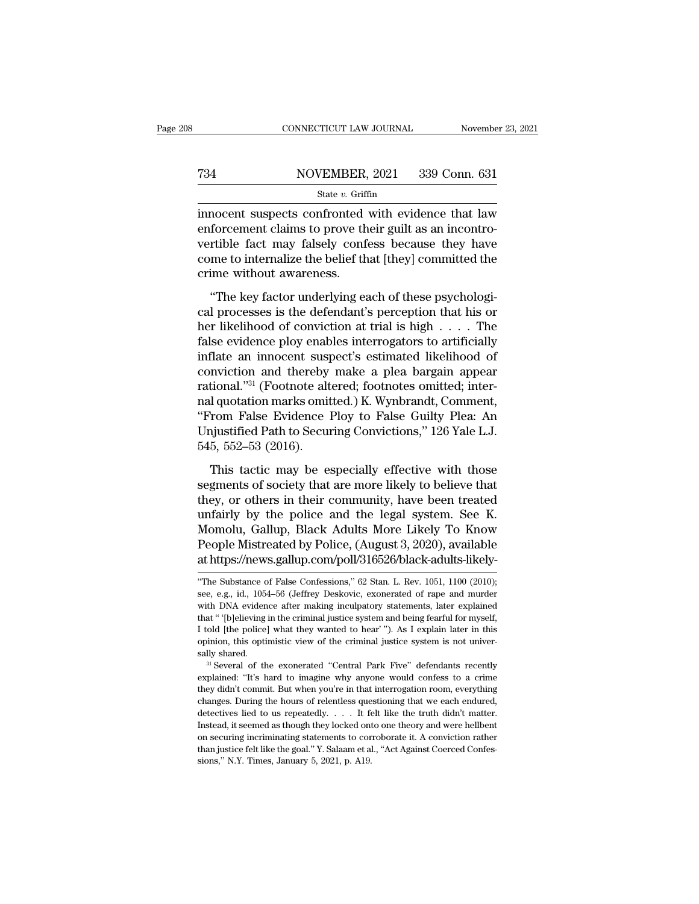innocent suspects confronted with evidence that law enforcement claims to prove their guilt as an incontrovertible fact may falsely confess because they have come to internalize the belief that [they] committed the crime without awareness.

"The key factor underlying each of these psychological processes is the defendant's perception that his or her likelihood of conviction at trial is high . . . . The false evidence ploy enables interrogators to artificially inflate an innocent suspect's estimated likelihood of conviction and thereby make a plea bargain appear rational."[31] (Footnote altered; footnotes omitted; internal quotation marks omitted.) K. Wynbrandt, Comment, "From False Evidence Ploy to False Guilty Plea: An Unjustified Path to Securing Convictions," 126 Yale L.J. 545, 552–53 (2016).

This tactic may be especially effective with those segments of society that are more likely to believe that they, or others in their community, have been treated unfairly by the police and the legal system. See K. Momolu, Gallup, Black Adults More Likely To Know People Mistreated by Police, (August 3, 2020), available at https://news.gallup.com/poll/316526/black-adults-likely-

---

"The Substance of False Confessions," 62 Stan. L. Rev. 1051, 1100 (2010); see, e.g., id., 1054–56 (Jeffrey Deskovic, exonerated of rape and murder with DNA evidence after making inculpatory statements, later explained that " '[b]elieving in the criminal justice system and being fearful for myself, I told [the police] what they wanted to hear' "). As I explain later in this opinion, this optimistic view of the criminal justice system is not universally shared.

[31] Several of the exonerated "Central Park Five" defendants recently explained: "It's hard to imagine why anyone would confess to a crime they didn't commit. But when you're in that interrogation room, everything changes. During the hours of relentless questioning that we each endured, detectives lied to us repeatedly. . . . It felt like the truth didn't matter. Instead, it seemed as though they locked onto one theory and were hellbent on securing incriminating statements to corroborate it. A conviction rather than justice felt like the goal." Y. Salaam et al., "Act Against Coerced Confessions," N.Y. Times, January 5, 2021, p. A19.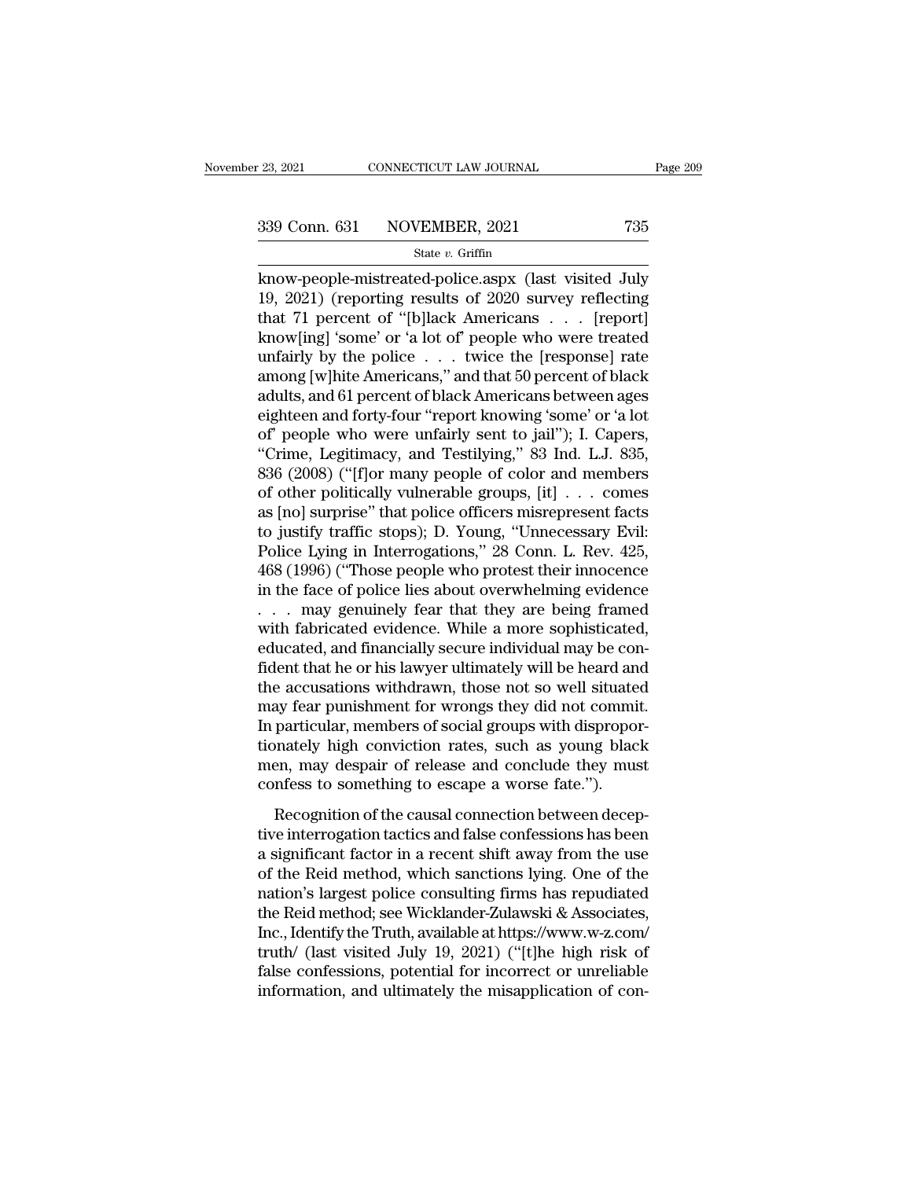know-people-mistreated-police.aspx (last visited July 19, 2021) (reporting results of 2020 survey reflecting that 71 percent of "[b]lack Americans . . . [report] know[ing] 'some' or 'a lot of' people who were treated unfairly by the police . . . twice the [response] rate among [w]hite Americans," and that 50 percent of black adults, and 61 percent of black Americans between ages eighteen and forty-four "report knowing 'some' or 'a lot of' people who were unfairly sent to jail"); I. Capers, "Crime, Legitimacy, and Testilying," 83 Ind. L.J. 835, 836 (2008) ("[f]or many people of color and members of other politically vulnerable groups, [it] . . . comes as [no] surprise" that police officers misrepresent facts to justify traffic stops); D. Young, "Unnecessary Evil: Police Lying in Interrogations," 28 Conn. L. Rev. 425, 468 (1996) ("Those people who protest their innocence in the face of police lies about overwhelming evidence . . . may genuinely fear that they are being framed with fabricated evidence. While a more sophisticated, educated, and financially secure individual may be confident that he or his lawyer ultimately will be heard and the accusations withdrawn, those not so well situated may fear punishment for wrongs they did not commit. In particular, members of social groups with disproportionately high conviction rates, such as young black men, may despair of release and conclude they must confess to something to escape a worse fate.").

Recognition of the causal connection between deceptive interrogation tactics and false confessions has been a significant factor in a recent shift away from the use of the Reid method, which sanctions lying. One of the nation's largest police consulting firms has repudiated the Reid method; see Wicklander-Zulawski & Associates, Inc., Identify the Truth, available at https://www.w-z.com/truth/ (last visited July 19, 2021) ("[t]he high risk of false confessions, potential for incorrect or unreliable information, and ultimately the misapplication of con-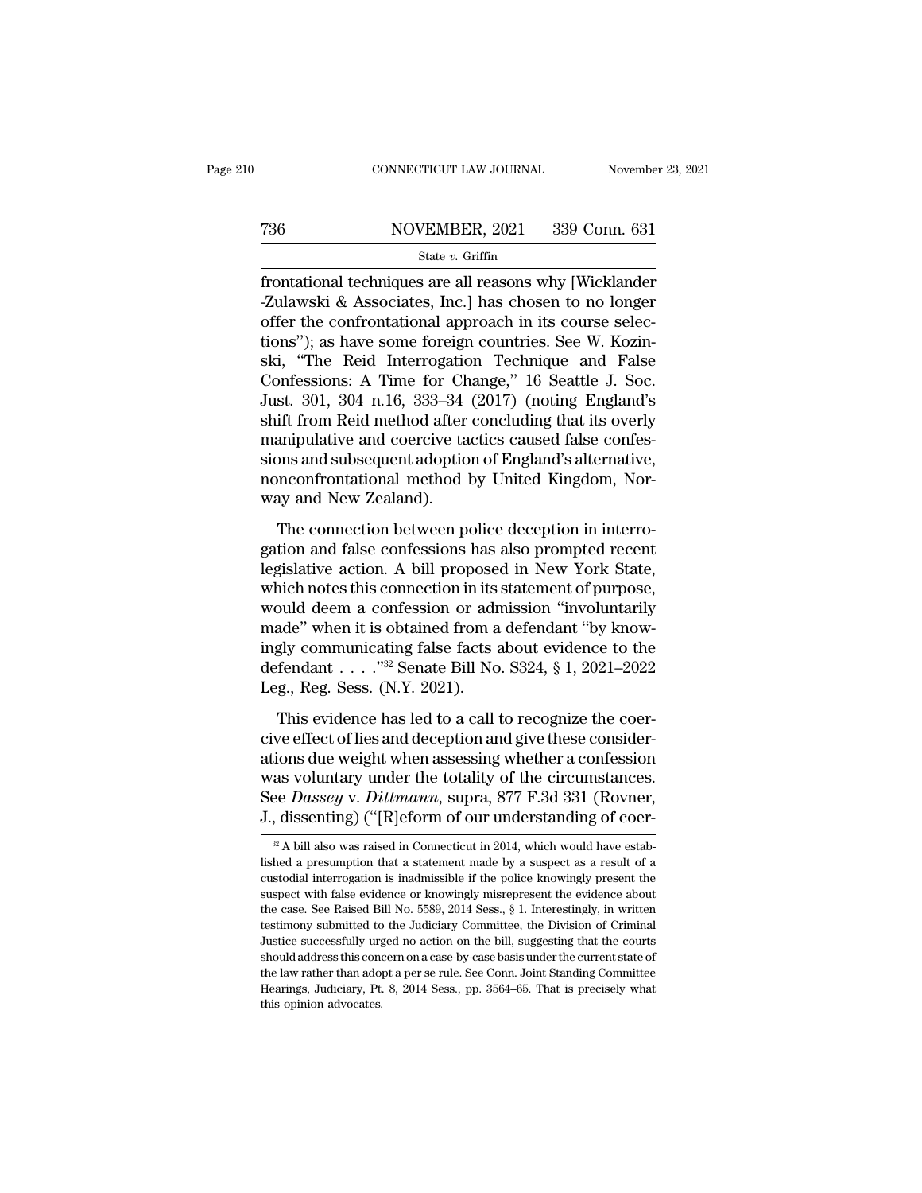frontational techniques are all reasons why [Wicklander -Zulawski & Associates, Inc.] has chosen to no longer offer the confrontational approach in its course selections"); as have some foreign countries. See W. Kozinski, "The Reid Interrogation Technique and False Confessions: A Time for Change," 16 Seattle J. Soc. Just. 301, 304 n.16, 333–34 (2017) (noting England's shift from Reid method after concluding that its overly manipulative and coercive tactics caused false confessions and subsequent adoption of England's alternative, nonconfrontational method by United Kingdom, Norway and New Zealand).

The connection between police deception in interrogation and false confessions has also prompted recent legislative action. A bill proposed in New York State, which notes this connection in its statement of purpose, would deem a confession or admission "involuntarily made" when it is obtained from a defendant "by knowingly communicating false facts about evidence to the defendant . . . ."[32] Senate Bill No. S324, § 1, 2021–2022 Leg., Reg. Sess. (N.Y. 2021).

This evidence has led to a call to recognize the coercive effect of lies and deception and give these considerations due weight when assessing whether a confession was voluntary under the totality of the circumstances. See *Dassey* v. *Dittmann*, supra, 877 F.3d 331 (Rovner, J., dissenting) ("[R]eform of our understanding of coer-

[32] A bill also was raised in Connecticut in 2014, which would have established a presumption that a statement made by a suspect as a result of a custodial interrogation is inadmissible if the police knowingly present the suspect with false evidence or knowingly misrepresent the evidence about the case. See Raised Bill No. 5589, 2014 Sess., § 1. Interestingly, in written testimony submitted to the Judiciary Committee, the Division of Criminal Justice successfully urged no action on the bill, suggesting that the courts should address this concern on a case-by-case basis under the current state of the law rather than adopt a per se rule. See Conn. Joint Standing Committee Hearings, Judiciary, Pt. 8, 2014 Sess., pp. 3564–65. That is precisely what this opinion advocates.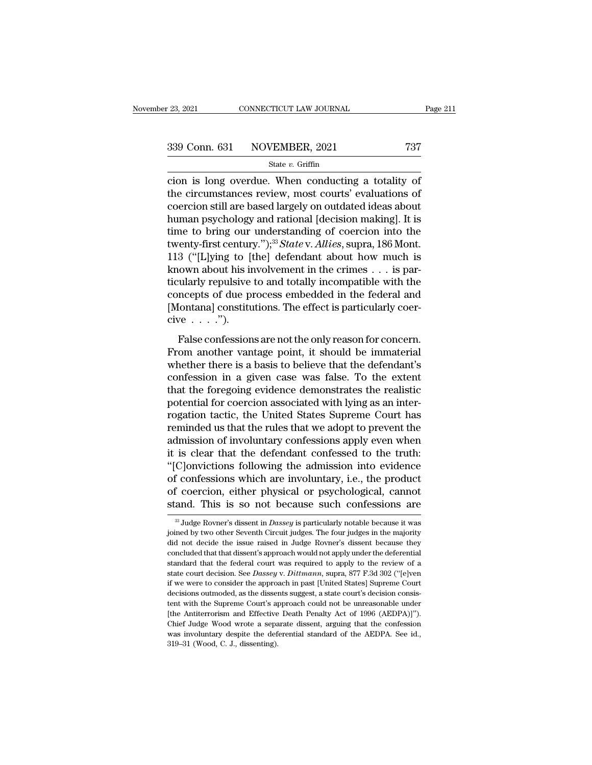cion is long overdue. When conducting a totality of the circumstances review, most courts' evaluations of coercion still are based largely on outdated ideas about human psychology and rational [decision making]. It is time to bring our understanding of coercion into the twenty-first century.");[33] *State* v. *Allies*, supra, 186 Mont. 113 ("[L]ying to [the] defendant about how much is known about his involvement in the crimes . . . is particularly repulsive to and totally incompatible with the concepts of due process embedded in the federal and [Montana] constitutions. The effect is particularly coercive . . . .").

False confessions are not the only reason for concern. From another vantage point, it should be immaterial whether there is a basis to believe that the defendant's confession in a given case was false. To the extent that the foregoing evidence demonstrates the realistic potential for coercion associated with lying as an interrogation tactic, the United States Supreme Court has reminded us that the rules that we adopt to prevent the admission of involuntary confessions apply even when it is clear that the defendant confessed to the truth: "[C]onvictions following the admission into evidence of confessions which are involuntary, i.e., the product of coercion, either physical or psychological, cannot stand. This is so not because such confessions are

[33] Judge Rovner's dissent in *Dassey* is particularly notable because it was joined by two other Seventh Circuit judges. The four judges in the majority did not decide the issue raised in Judge Rovner's dissent because they concluded that that dissent's approach would not apply under the deferential standard that the federal court was required to apply to the review of a state court decision. See *Dassey* v. *Dittmann*, supra, 877 F.3d 302 ("[e]ven if we were to consider the approach in past [United States] Supreme Court decisions outmoded, as the dissents suggest, a state court's decision consistent with the Supreme Court's approach could not be unreasonable under [the Antiterrorism and Effective Death Penalty Act of 1996 (AEDPA)]"). Chief Judge Wood wrote a separate dissent, arguing that the confession was involuntary despite the deferential standard of the AEDPA. See id., 319–31 (Wood, C. J., dissenting).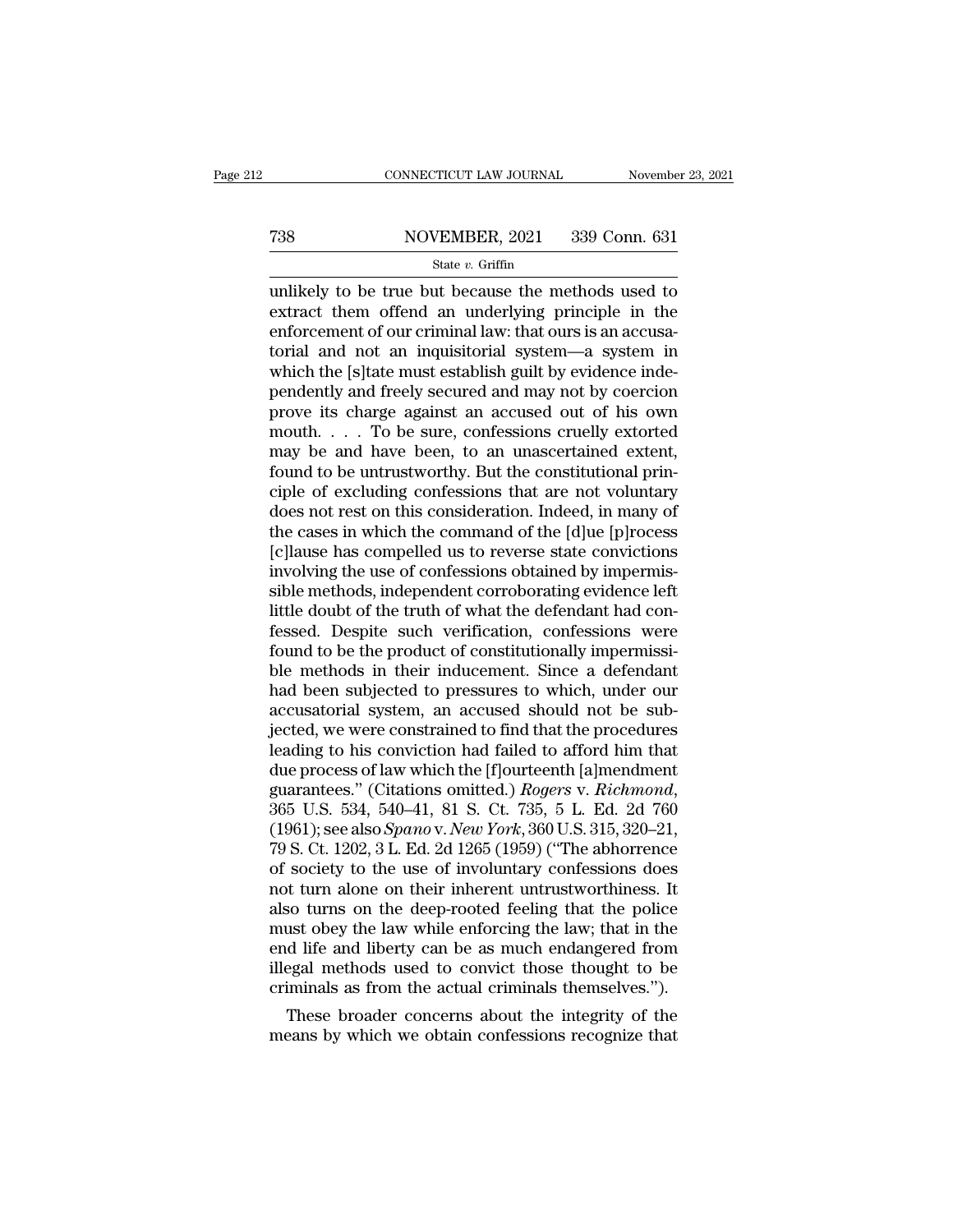unlikely to be true but because the methods used to extract them offend an underlying principle in the enforcement of our criminal law: that ours is an accusatorial and not an inquisitorial system—a system in which the [s]tate must establish guilt by evidence independently and freely secured and may not by coercion prove its charge against an accused out of his own mouth. . . . To be sure, confessions cruelly extorted may be and have been, to an unascertained extent, found to be untrustworthy. But the constitutional principle of excluding confessions that are not voluntary does not rest on this consideration. Indeed, in many of the cases in which the command of the [d]ue [p]rocess [c]lause has compelled us to reverse state convictions involving the use of confessions obtained by impermissible methods, independent corroborating evidence left little doubt of the truth of what the defendant had confessed. Despite such verification, confessions were found to be the product of constitutionally impermissible methods in their inducement. Since a defendant had been subjected to pressures to which, under our accusatorial system, an accused should not be subjected, we were constrained to find that the procedures leading to his conviction had failed to afford him that due process of law which the [f]ourteenth [a]mendment guarantees." (Citations omitted.) *Rogers* v. *Richmond*, 365 U.S. 534, 540–41, 81 S. Ct. 735, 5 L. Ed. 2d 760 (1961); see also *Spano* v. *New York*, 360 U.S. 315, 320–21, 79 S. Ct. 1202, 3 L. Ed. 2d 1265 (1959) ("The abhorrence of society to the use of involuntary confessions does not turn alone on their inherent untrustworthiness. It also turns on the deep-rooted feeling that the police must obey the law while enforcing the law; that in the end life and liberty can be as much endangered from illegal methods used to convict those thought to be criminals as from the actual criminals themselves.").

These broader concerns about the integrity of the means by which we obtain confessions recognize that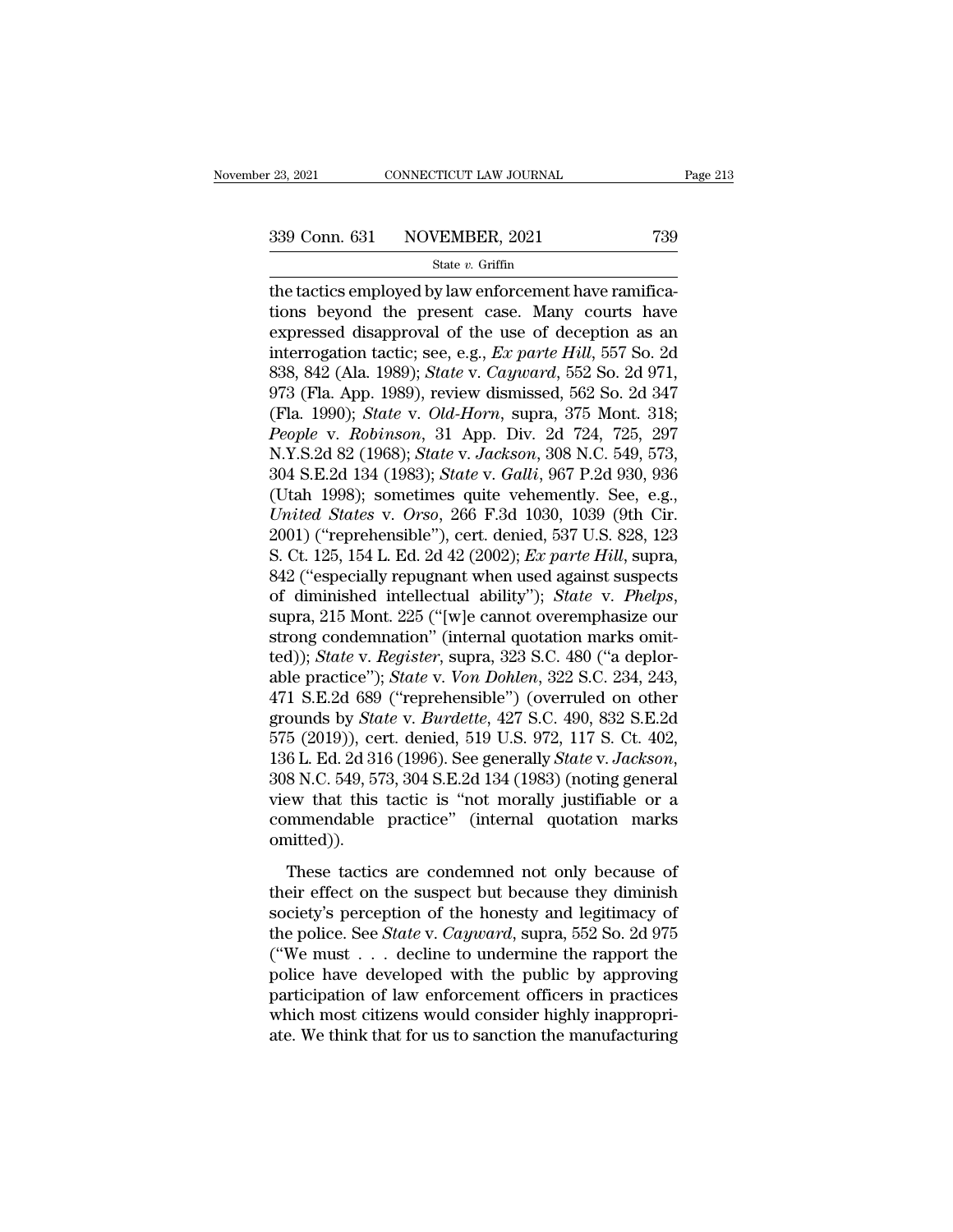the tactics employed by law enforcement have ramifications beyond the present case. Many courts have expressed disapproval of the use of deception as an interrogation tactic; see, e.g., *Ex parte Hill*, 557 So. 2d 838, 842 (Ala. 1989); *State* v. *Cayward*, 552 So. 2d 971, 973 (Fla. App. 1989), review dismissed, 562 So. 2d 347 (Fla. 1990); *State* v. *Old-Horn*, supra, 375 Mont. 318; *People* v. *Robinson*, 31 App. Div. 2d 724, 725, 297 N.Y.S.2d 82 (1968); *State* v. *Jackson*, 308 N.C. 549, 573, 304 S.E.2d 134 (1983); *State* v. *Galli*, 967 P.2d 930, 936 (Utah 1998); sometimes quite vehemently. See, e.g., *United States* v. *Orso*, 266 F.3d 1030, 1039 (9th Cir. 2001) ("reprehensible"), cert. denied, 537 U.S. 828, 123 S. Ct. 125, 154 L. Ed. 2d 42 (2002); *Ex parte Hill*, supra, 842 ("especially repugnant when used against suspects of diminished intellectual ability"); *State* v. *Phelps*, supra, 215 Mont. 225 ("[w]e cannot overemphasize our strong condemnation" (internal quotation marks omitted)); *State* v. *Register*, supra, 323 S.C. 480 ("a deplorable practice"); *State* v. *Von Dohlen*, 322 S.C. 234, 243, 471 S.E.2d 689 ("reprehensible") (overruled on other grounds by *State* v. *Burdette*, 427 S.C. 490, 832 S.E.2d 575 (2019)), cert. denied, 519 U.S. 972, 117 S. Ct. 402, 136 L. Ed. 2d 316 (1996). See generally *State* v. *Jackson*, 308 N.C. 549, 573, 304 S.E.2d 134 (1983) (noting general view that this tactic is "not morally justifiable or a commendable practice" (internal quotation marks omitted)).

These tactics are condemned not only because of their effect on the suspect but because they diminish society's perception of the honesty and legitimacy of the police. See *State* v. *Cayward*, supra, 552 So. 2d 975 ("We must . . . decline to undermine the rapport the police have developed with the public by approving participation of law enforcement officers in practices which most citizens would consider highly inappropriate. We think that for us to sanction the manufacturing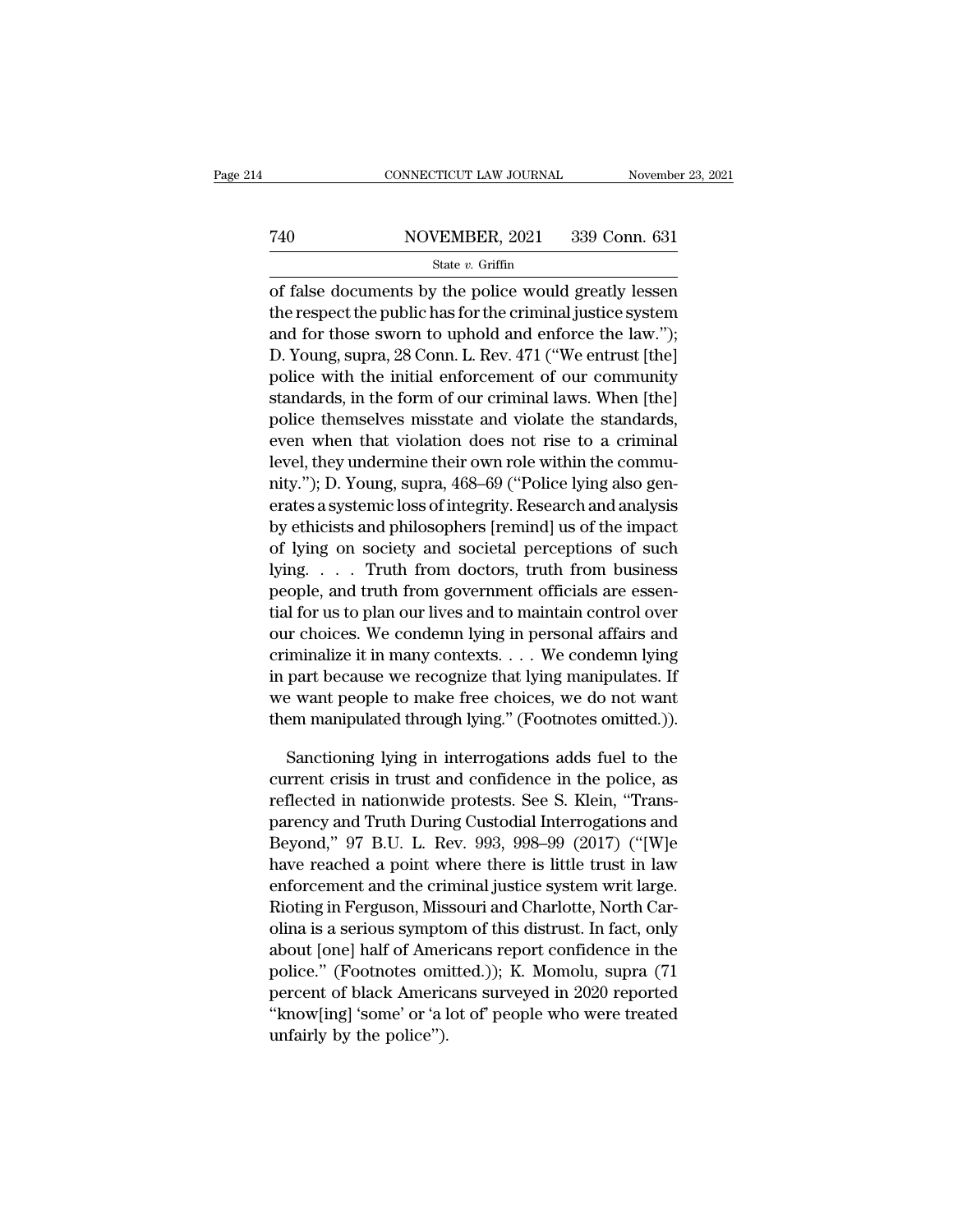of false documents by the police would greatly lessen the respect the public has for the criminal justice system and for those sworn to uphold and enforce the law."); D. Young, supra, 28 Conn. L. Rev. 471 ("We entrust [the] police with the initial enforcement of our community standards, in the form of our criminal laws. When [the] police themselves misstate and violate the standards, even when that violation does not rise to a criminal level, they undermine their own role within the community."); D. Young, supra, 468–69 ("Police lying also generates a systemic loss of integrity. Research and analysis by ethicists and philosophers [remind] us of the impact of lying on society and societal perceptions of such lying. . . . Truth from doctors, truth from business people, and truth from government officials are essential for us to plan our lives and to maintain control over our choices. We condemn lying in personal affairs and criminalize it in many contexts. . . . We condemn lying in part because we recognize that lying manipulates. If we want people to make free choices, we do not want them manipulated through lying." (Footnotes omitted.)).

Sanctioning lying in interrogations adds fuel to the current crisis in trust and confidence in the police, as reflected in nationwide protests. See S. Klein, "Transparency and Truth During Custodial Interrogations and Beyond," 97 B.U. L. Rev. 993, 998–99 (2017) ("[W]e have reached a point where there is little trust in law enforcement and the criminal justice system writ large. Rioting in Ferguson, Missouri and Charlotte, North Carolina is a serious symptom of this distrust. In fact, only about [one] half of Americans report confidence in the police." (Footnotes omitted.)); K. Momolu, supra (71 percent of black Americans surveyed in 2020 reported "know[ing] 'some' or 'a lot of' people who were treated unfairly by the police").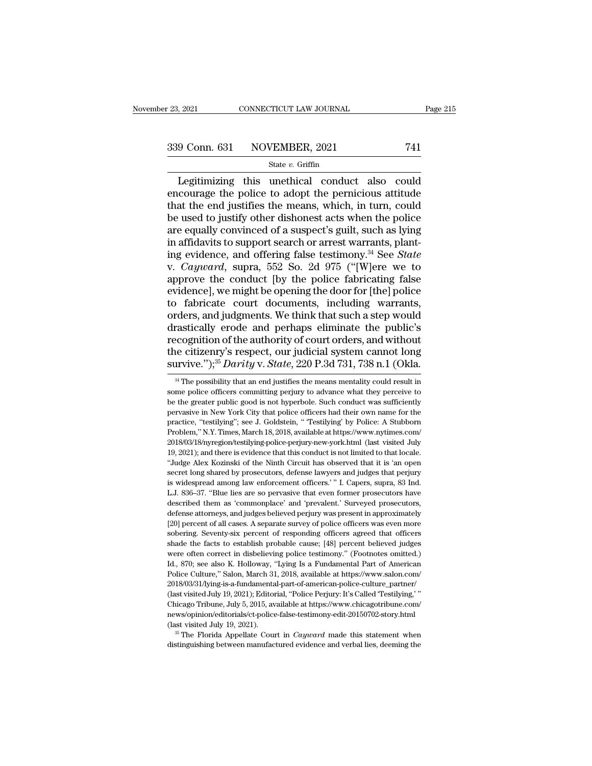Legitimizing this unethical conduct also could encourage the police to adopt the pernicious attitude that the end justifies the means, which, in turn, could be used to justify other dishonest acts when the police are equally convinced of a suspect's guilt, such as lying in affidavits to support search or arrest warrants, planting evidence, and offering false testimony.[34] See *State* v. *Cayward*, supra, 552 So. 2d 975 ("[W]ere we to approve the conduct [by the police fabricating false evidence], we might be opening the door for [the] police to fabricate court documents, including warrants, orders, and judgments. We think that such a step would drastically erode and perhaps eliminate the public's recognition of the authority of court orders, and without the citizenry's respect, our judicial system cannot long survive.");[35] *Darity* v. *State*, 220 P.3d 731, 738 n.1 (Okla.

[34] The possibility that an end justifies the means mentality could result in some police officers committing perjury to advance what they perceive to be the greater public good is not hyperbole. Such conduct was sufficiently pervasive in New York City that police officers had their own name for the practice, "testilying"; see J. Goldstein, " 'Testilying' by Police: A Stubborn Problem," N.Y. Times, March 18, 2018, available at https://www.nytimes.com/2018/03/18/nyregion/testilying-police-perjury-new-york.html (last visited July 19, 2021); and there is evidence that this conduct is not limited to that locale. "Judge Alex Kozinski of the Ninth Circuit has observed that it is 'an open secret long shared by prosecutors, defense lawyers and judges that perjury is widespread among law enforcement officers.' " I. Capers, supra, 83 Ind. L.J. 836–37. "Blue lies are so pervasive that even former prosecutors have described them as 'commonplace' and 'prevalent.' Surveyed prosecutors, defense attorneys, and judges believed perjury was present in approximately [20] percent of all cases. A separate survey of police officers was even more sobering. Seventy-six percent of responding officers agreed that officers shade the facts to establish probable cause; [48] percent believed judges were often correct in disbelieving police testimony." (Footnotes omitted.) Id., 870; see also K. Holloway, "Lying Is a Fundamental Part of American Police Culture," Salon, March 31, 2018, available at https://www.salon.com/2018/03/31/lying-is-a-fundamental-part-of-american-police-culture_partner/ (last visited July 19, 2021); Editorial, "Police Perjury: It's Called 'Testilying,' " Chicago Tribune, July 5, 2015, available at https://www.chicagotribune.com/news/opinion/editorials/ct-police-false-testimony-edit-20150702-story.html (last visited July 19, 2021).

[35] The Florida Appellate Court in *Cayward* made this statement when distinguishing between manufactured evidence and verbal lies, deeming the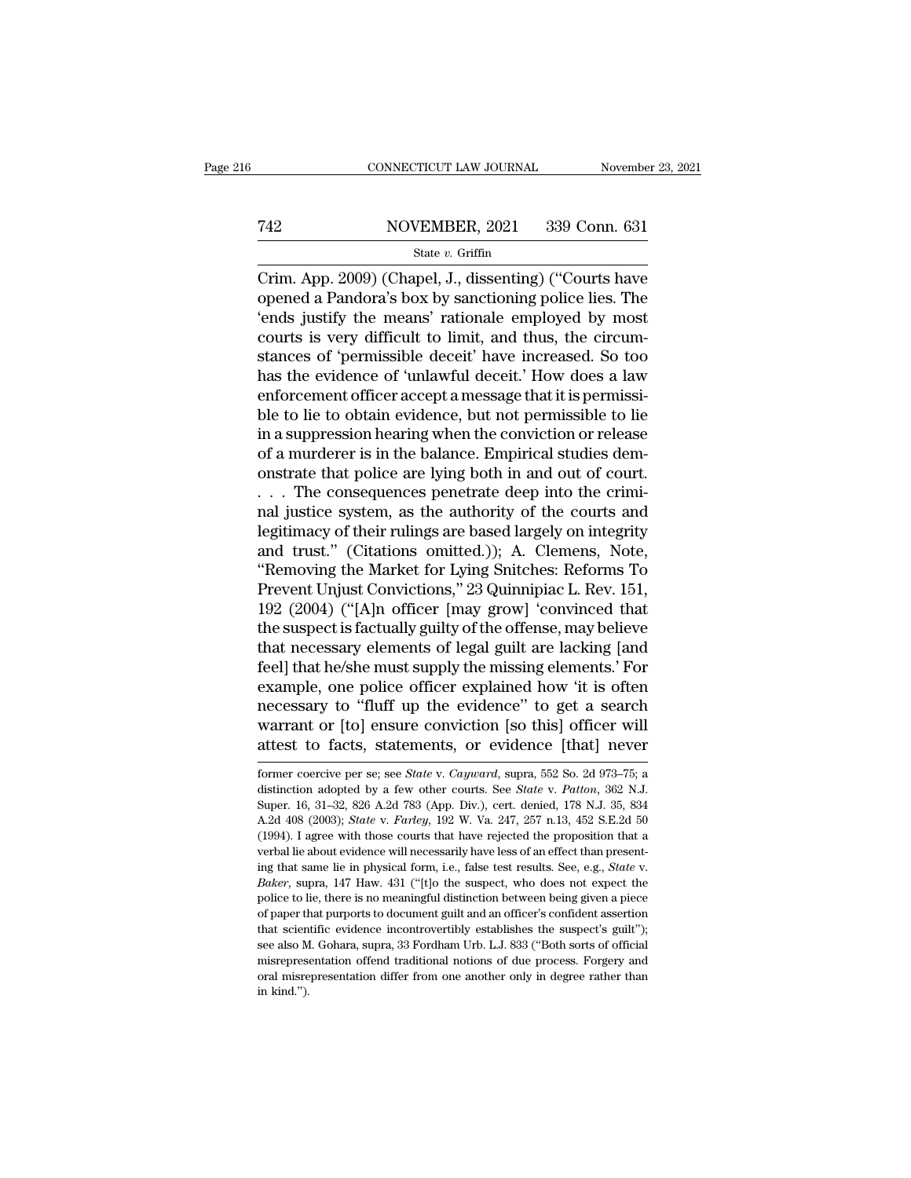Crim. App. 2009) (Chapel, J., dissenting) ("Courts have opened a Pandora's box by sanctioning police lies. The 'ends justify the means' rationale employed by most courts is very difficult to limit, and thus, the circumstances of 'permissible deceit' have increased. So too has the evidence of 'unlawful deceit.' How does a law enforcement officer accept a message that it is permissible to lie to obtain evidence, but not permissible to lie in a suppression hearing when the conviction or release of a murderer is in the balance. Empirical studies demonstrate that police are lying both in and out of court. . . . The consequences penetrate deep into the criminal justice system, as the authority of the courts and legitimacy of their rulings are based largely on integrity and trust." (Citations omitted.)); A. Clemens, Note, "Removing the Market for Lying Snitches: Reforms To Prevent Unjust Convictions," 23 Quinnipiac L. Rev. 151, 192 (2004) ("[A]n officer [may grow] 'convinced that the suspect is factually guilty of the offense, may believe that necessary elements of legal guilt are lacking [and feel] that he/she must supply the missing elements.' For example, one police officer explained how 'it is often necessary to "fluff up the evidence" to get a search warrant or [to] ensure conviction [so this] officer will attest to facts, statements, or evidence [that] never

former coercive per se; see *State* v. *Cayward*, supra, 552 So. 2d 973–75; a distinction adopted by a few other courts. See *State* v. *Patton*, 362 N.J. Super. 16, 31–32, 826 A.2d 783 (App. Div.), cert. denied, 178 N.J. 35, 834 A.2d 408 (2003); *State* v. *Farley*, 192 W. Va. 247, 257 n.13, 452 S.E.2d 50 (1994). I agree with those courts that have rejected the proposition that a verbal lie about evidence will necessarily have less of an effect than presenting that same lie in physical form, i.e., false test results. See, e.g., *State* v. *Baker*, supra, 147 Haw. 431 ("[t]o the suspect, who does not expect the police to lie, there is no meaningful distinction between being given a piece of paper that purports to document guilt and an officer's confident assertion that scientific evidence incontrovertibly establishes the suspect's guilt"); see also M. Gohara, supra, 33 Fordham Urb. L.J. 833 ("Both sorts of official misrepresentation offend traditional notions of due process. Forgery and oral misrepresentation differ from one another only in degree rather than in kind.").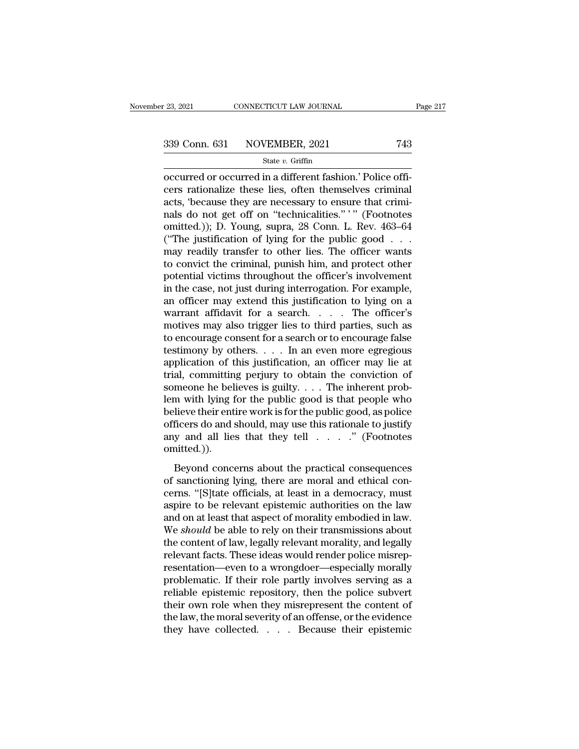occurred or occurred in a different fashion.' Police officers rationalize these lies, often themselves criminal acts, 'because they are necessary to ensure that criminals do not get off on "technicalities." ' " (Footnotes omitted.)); D. Young, supra, 28 Conn. L. Rev. 463–64 ("The justification of lying for the public good . . . may readily transfer to other lies. The officer wants to convict the criminal, punish him, and protect other potential victims throughout the officer's involvement in the case, not just during interrogation. For example, an officer may extend this justification to lying on a warrant affidavit for a search. . . . The officer's motives may also trigger lies to third parties, such as to encourage consent for a search or to encourage false testimony by others. . . . In an even more egregious application of this justification, an officer may lie at trial, committing perjury to obtain the conviction of someone he believes is guilty. . . . The inherent problem with lying for the public good is that people who believe their entire work is for the public good, as police officers do and should, may use this rationale to justify any and all lies that they tell . . . ." (Footnotes omitted.)).

Beyond concerns about the practical consequences of sanctioning lying, there are moral and ethical concerns. "[S]tate officials, at least in a democracy, must aspire to be relevant epistemic authorities on the law and on at least that aspect of morality embodied in law. We *should* be able to rely on their transmissions about the content of law, legally relevant morality, and legally relevant facts. These ideas would render police misrepresentation—even to a wrongdoer—especially morally problematic. If their role partly involves serving as a reliable epistemic repository, then the police subvert their own role when they misrepresent the content of the law, the moral severity of an offense, or the evidence they have collected. . . . Because their epistemic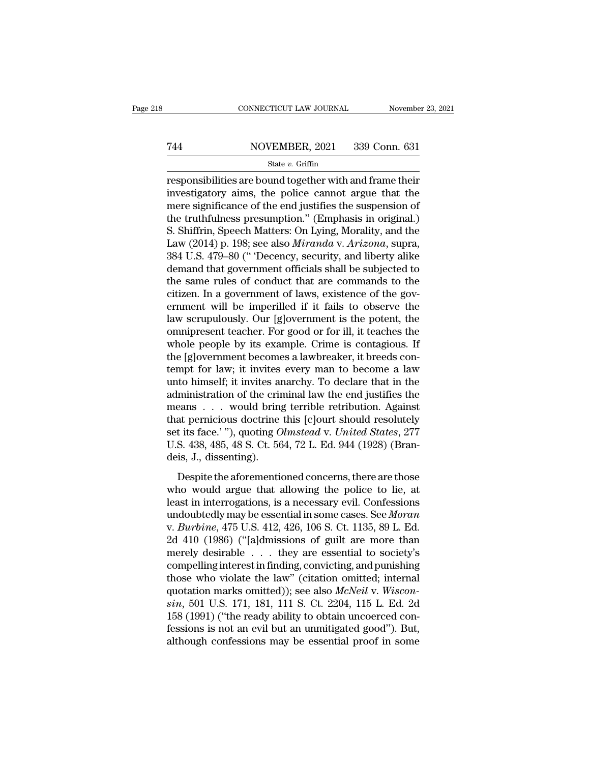responsibilities are bound together with and frame their investigatory aims, the police cannot argue that the mere significance of the end justifies the suspension of the truthfulness presumption." (Emphasis in original.) S. Shiffrin, Speech Matters: On Lying, Morality, and the Law (2014) p. 198; see also *Miranda* v. *Arizona*, supra, 384 U.S. 479–80 (" 'Decency, security, and liberty alike demand that government officials shall be subjected to the same rules of conduct that are commands to the citizen. In a government of laws, existence of the government will be imperilled if it fails to observe the law scrupulously. Our [g]overnment is the potent, the omnipresent teacher. For good or for ill, it teaches the whole people by its example. Crime is contagious. If the [g]overnment becomes a lawbreaker, it breeds contempt for law; it invites every man to become a law unto himself; it invites anarchy. To declare that in the administration of the criminal law the end justifies the means . . . would bring terrible retribution. Against that pernicious doctrine this [c]ourt should resolutely set its face.' "), quoting *Olmstead* v. *United States*, 277 U.S. 438, 485, 48 S. Ct. 564, 72 L. Ed. 944 (1928) (Brandeis, J., dissenting).

Despite the aforementioned concerns, there are those who would argue that allowing the police to lie, at least in interrogations, is a necessary evil. Confessions undoubtedly may be essential in some cases. See *Moran* v. *Burbine*, 475 U.S. 412, 426, 106 S. Ct. 1135, 89 L. Ed. 2d 410 (1986) ("[a]dmissions of guilt are more than merely desirable . . . they are essential to society's compelling interest in finding, convicting, and punishing those who violate the law" (citation omitted; internal quotation marks omitted)); see also *McNeil* v. *Wisconsin*, 501 U.S. 171, 181, 111 S. Ct. 2204, 115 L. Ed. 2d 158 (1991) ("the ready ability to obtain uncoerced confessions is not an evil but an unmitigated good"). But, although confessions may be essential proof in some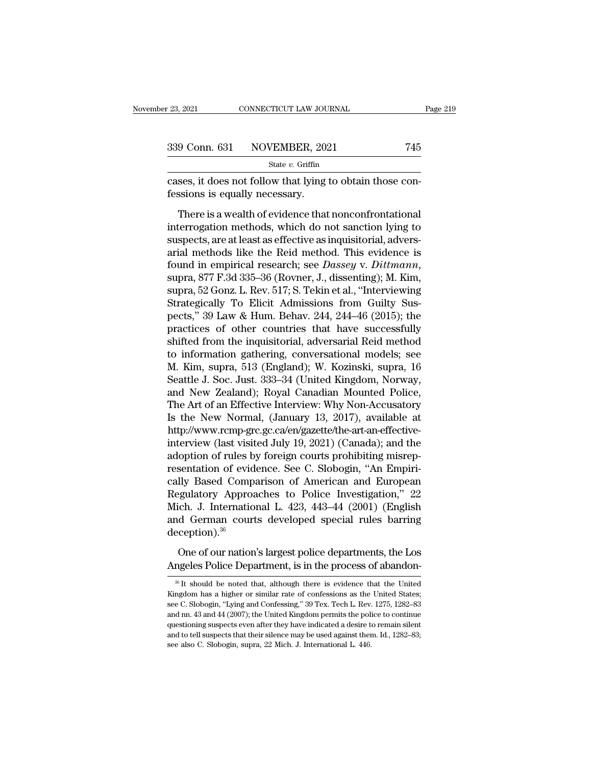cases, it does not follow that lying to obtain those confessions is equally necessary.

There is a wealth of evidence that nonconfrontational interrogation methods, which do not sanction lying to suspects, are at least as effective as inquisitorial, adversarial methods like the Reid method. This evidence is found in empirical research; see *Dassey* v. *Dittmann*, supra, 877 F.3d 335–36 (Rovner, J., dissenting); M. Kim, supra, 52 Gonz. L. Rev. 517; S. Tekin et al., "Interviewing Strategically To Elicit Admissions from Guilty Suspects," 39 Law & Hum. Behav. 244, 244–46 (2015); the practices of other countries that have successfully shifted from the inquisitorial, adversarial Reid method to information gathering, conversational models; see M. Kim, supra, 513 (England); W. Kozinski, supra, 16 Seattle J. Soc. Just. 333–34 (United Kingdom, Norway, and New Zealand); Royal Canadian Mounted Police, The Art of an Effective Interview: Why Non-Accusatory Is the New Normal, (January 13, 2017), available at http://www.rcmp-grc.gc.ca/en/gazette/the-art-an-effective-interview (last visited July 19, 2021) (Canada); and the adoption of rules by foreign courts prohibiting misrepresentation of evidence. See C. Slobogin, "An Empirically Based Comparison of American and European Regulatory Approaches to Police Investigation," 22 Mich. J. International L. 423, 443–44 (2001) (English and German courts developed special rules barring deception).[36]

One of our nation's largest police departments, the Los Angeles Police Department, is in the process of abandon-

[36] It should be noted that, although there is evidence that the United Kingdom has a higher or similar rate of confessions as the United States; see C. Slobogin, "Lying and Confessing," 39 Tex. Tech L. Rev. 1275, 1282–83 and nn. 43 and 44 (2007); the United Kingdom permits the police to continue questioning suspects even after they have indicated a desire to remain silent and to tell suspects that their silence may be used against them. Id., 1282–83; see also C. Slobogin, supra, 22 Mich. J. International L. 446.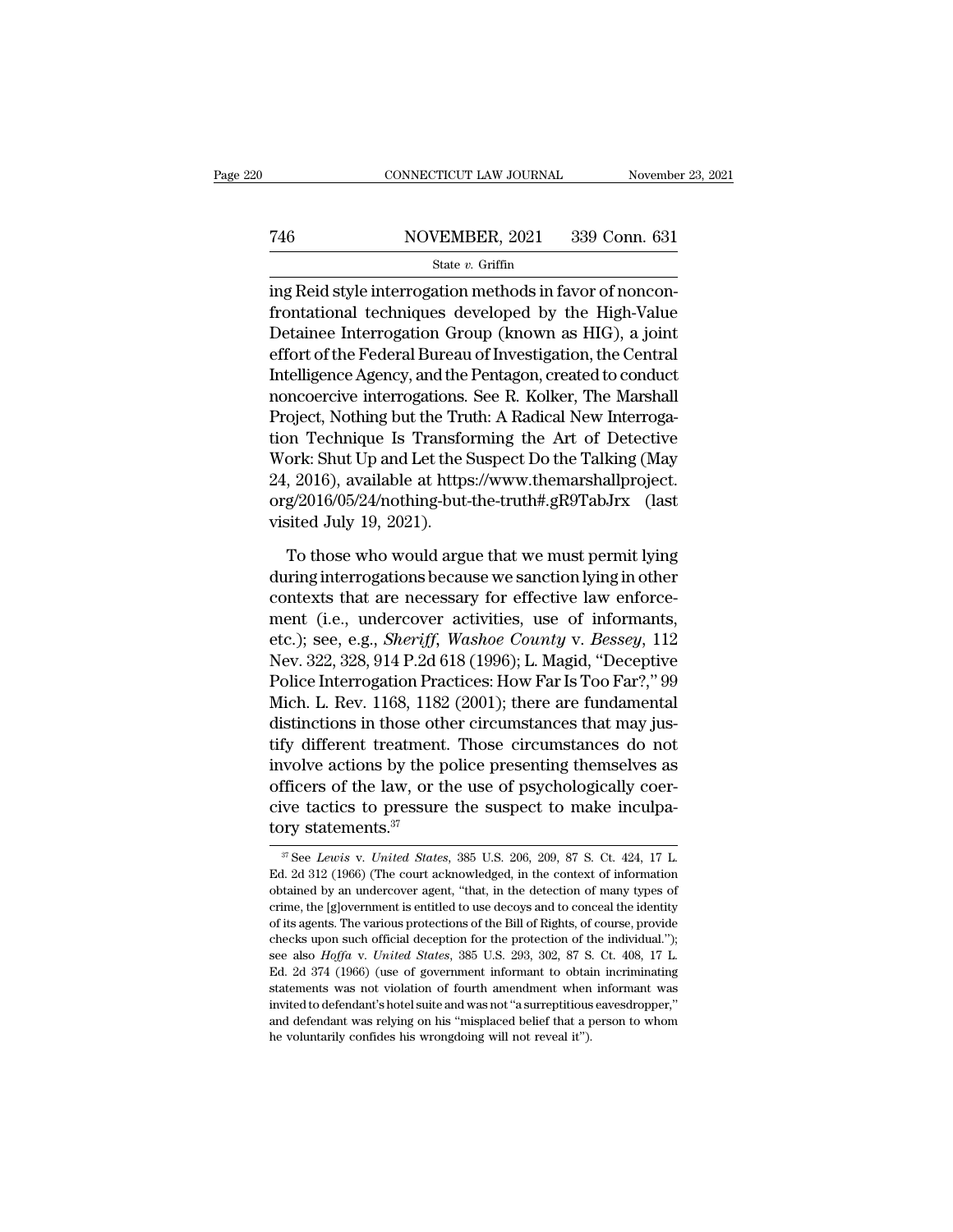ing Reid style interrogation methods in favor of nonconfrontational techniques developed by the High-Value Detainee Interrogation Group (known as HIG), a joint effort of the Federal Bureau of Investigation, the Central Intelligence Agency, and the Pentagon, created to conduct noncoercive interrogations. See R. Kolker, The Marshall Project, Nothing but the Truth: A Radical New Interrogation Technique Is Transforming the Art of Detective Work: Shut Up and Let the Suspect Do the Talking (May 24, 2016), available at https://www.themarshallproject.org/2016/05/24/nothing-but-the-truth#.gR9TabJrx (last visited July 19, 2021).

To those who would argue that we must permit lying during interrogations because we sanction lying in other contexts that are necessary for effective law enforcement (i.e., undercover activities, use of informants, etc.); see, e.g., *Sheriff, Washoe County* v. *Bessey*, 112 Nev. 322, 328, 914 P.2d 618 (1996); L. Magid, "Deceptive Police Interrogation Practices: How Far Is Too Far?," 99 Mich. L. Rev. 1168, 1182 (2001); there are fundamental distinctions in those other circumstances that may justify different treatment. Those circumstances do not involve actions by the police presenting themselves as officers of the law, or the use of psychologically coercive tactics to pressure the suspect to make inculpatory statements.[37]

---

[37] See *Lewis* v. *United States*, 385 U.S. 206, 209, 87 S. Ct. 424, 17 L. Ed. 2d 312 (1966) (The court acknowledged, in the context of information obtained by an undercover agent, "that, in the detection of many types of crime, the [g]overnment is entitled to use decoys and to conceal the identity of its agents. The various protections of the Bill of Rights, of course, provide checks upon such official deception for the protection of the individual."); see also *Hoffa* v. *United States*, 385 U.S. 293, 302, 87 S. Ct. 408, 17 L. Ed. 2d 374 (1966) (use of government informant to obtain incriminating statements was not violation of fourth amendment when informant was invited to defendant's hotel suite and was not "a surreptitious eavesdropper," and defendant was relying on his "misplaced belief that a person to whom he voluntarily confides his wrongdoing will not reveal it").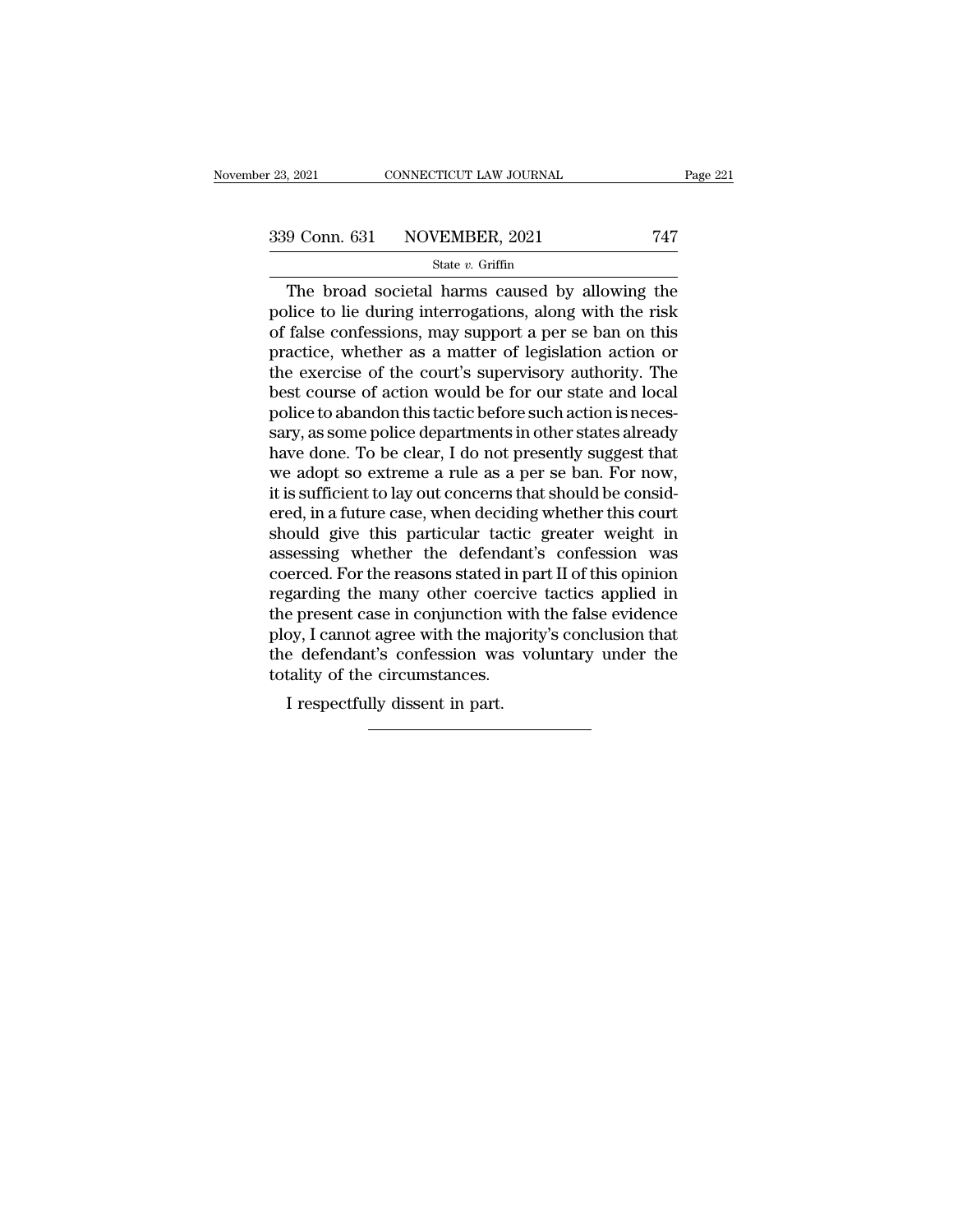The broad societal harms caused by allowing the police to lie during interrogations, along with the risk of false confessions, may support a per se ban on this practice, whether as a matter of legislation action or the exercise of the court's supervisory authority. The best course of action would be for our state and local police to abandon this tactic before such action is necessary, as some police departments in other states already have done. To be clear, I do not presently suggest that we adopt so extreme a rule as a per se ban. For now, it is sufficient to lay out concerns that should be considered, in a future case, when deciding whether this court should give this particular tactic greater weight in assessing whether the defendant's confession was coerced. For the reasons stated in part II of this opinion regarding the many other coercive tactics applied in the present case in conjunction with the false evidence ploy, I cannot agree with the majority's conclusion that the defendant's confession was voluntary under the totality of the circumstances.

I respectfully dissent in part.